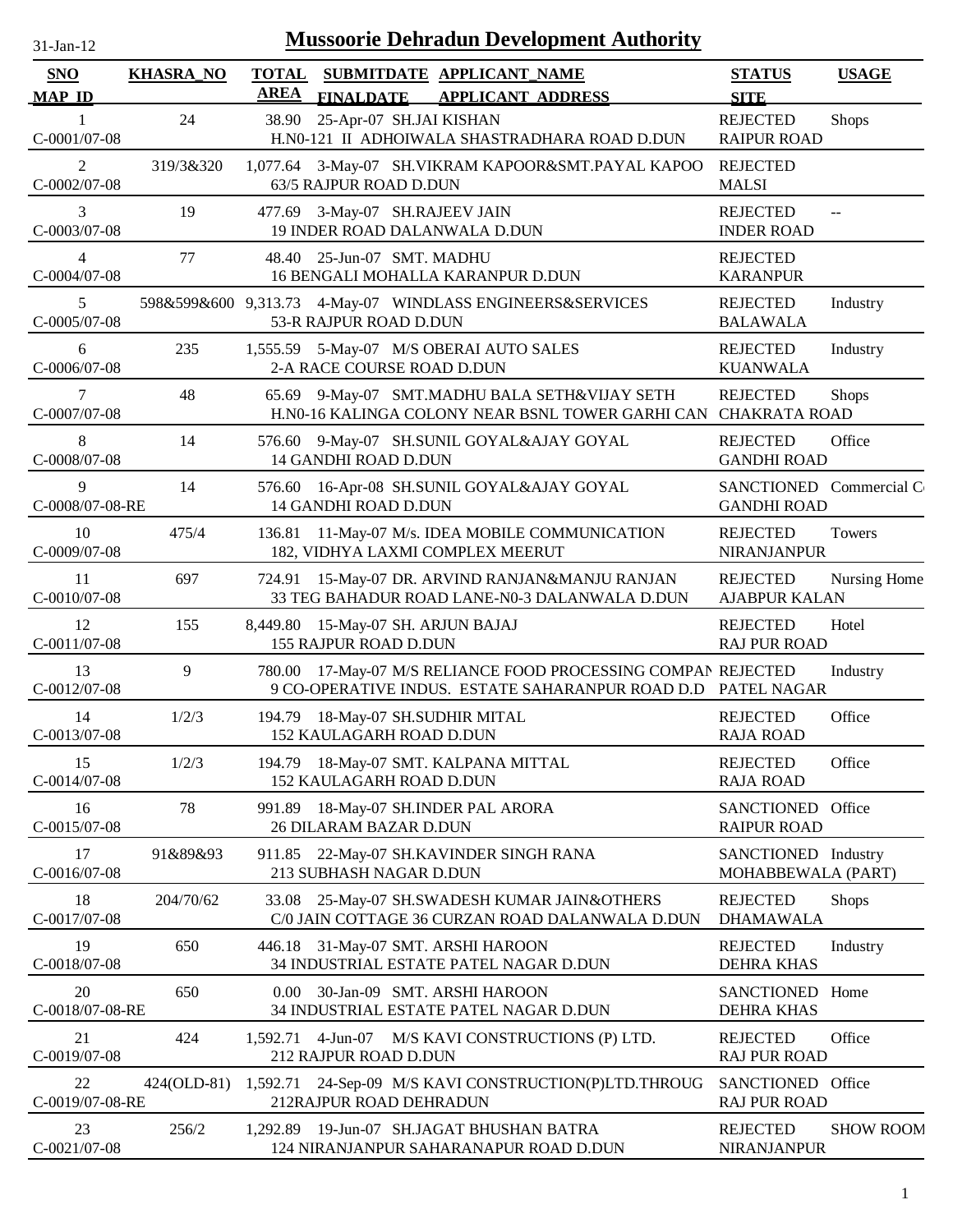# Mussoorie Dehradun Development Authority

31-Jan-12

| SNO / MAP_ID | KHASRA_NO | TOTAL AREA | SUBMITDATE / FINALDATE | APPLICANT_NAME / APPLICANT_ADDRESS | STATUS / SITE | USAGE |
|---|---|---|---|---|---|---|
| 1<br>C-0001/07-08 | 24 | 38.90 | 25-Apr-07 | SH.JAI KISHAN<br>H.N0-121 II ADHOIWALA SHASTRADHARA ROAD D.DUN | REJECTED<br>RAIPUR ROAD | Shops |
| 2<br>C-0002/07-08 | 319/3&320 | 1,077.64 | 3-May-07 | SH.VIKRAM KAPOOR&SMT.PAYAL KAPOO<br>63/5 RAJPUR ROAD D.DUN | REJECTED<br>MALSI | |
| 3<br>C-0003/07-08 | 19 | 477.69 | 3-May-07 | SH.RAJEEV JAIN<br>19 INDER ROAD DALANWALA D.DUN | REJECTED<br>INDER ROAD | -- |
| 4<br>C-0004/07-08 | 77 | 48.40 | 25-Jun-07 | SMT. MADHU<br>16 BENGALI MOHALLA KARANPUR D.DUN | REJECTED<br>KARANPUR | |
| 5<br>C-0005/07-08 | 598&599&600 | 9,313.73 | 4-May-07 | WINDLASS ENGINEERS&SERVICES<br>53-R RAJPUR ROAD D.DUN | REJECTED<br>BALAWALA | Industry |
| 6<br>C-0006/07-08 | 235 | 1,555.59 | 5-May-07 | M/S OBERAI AUTO SALES<br>2-A RACE COURSE ROAD D.DUN | REJECTED<br>KUANWALA | Industry |
| 7<br>C-0007/07-08 | 48 | 65.69 | 9-May-07 | SMT.MADHU BALA SETH&VIJAY SETH<br>H.N0-16 KALINGA COLONY NEAR BSNL TOWER GARHI CAN | REJECTED<br>CHAKRATA ROAD | Shops |
| 8<br>C-0008/07-08 | 14 | 576.60 | 9-May-07 | SH.SUNIL GOYAL&AJAY GOYAL<br>14 GANDHI ROAD D.DUN | REJECTED<br>GANDHI ROAD | Office |
| 9<br>C-0008/07-08-RE | 14 | 576.60 | 16-Apr-08 | SH.SUNIL GOYAL&AJAY GOYAL<br>14 GANDHI ROAD D.DUN | SANCTIONED<br>GANDHI ROAD | Commercial C |
| 10<br>C-0009/07-08 | 475/4 | 136.81 | 11-May-07 | M/s. IDEA MOBILE COMMUNICATION<br>182, VIDHYA LAXMI COMPLEX MEERUT | REJECTED<br>NIRANJANPUR | Towers |
| 11<br>C-0010/07-08 | 697 | 724.91 | 15-May-07 | DR. ARVIND RANJAN&MANJU RANJAN<br>33 TEG BAHADUR ROAD LANE-N0-3 DALANWALA D.DUN | REJECTED<br>AJABPUR KALAN | Nursing Home |
| 12<br>C-0011/07-08 | 155 | 8,449.80 | 15-May-07 | SH. ARJUN BAJAJ<br>155 RAJPUR ROAD D.DUN | REJECTED<br>RAJ PUR ROAD | Hotel |
| 13<br>C-0012/07-08 | 9 | 780.00 | 17-May-07 | M/S RELIANCE FOOD PROCESSING COMPAN<br>9 CO-OPERATIVE INDUS. ESTATE SAHARANPUR ROAD D.D | REJECTED<br>PATEL NAGAR | Industry |
| 14<br>C-0013/07-08 | 1/2/3 | 194.79 | 18-May-07 | SH.SUDHIR MITAL<br>152 KAULAGARH ROAD D.DUN | REJECTED<br>RAJA ROAD | Office |
| 15<br>C-0014/07-08 | 1/2/3 | 194.79 | 18-May-07 | SMT. KALPANA MITTAL<br>152 KAULAGARH ROAD D.DUN | REJECTED<br>RAJA ROAD | Office |
| 16<br>C-0015/07-08 | 78 | 991.89 | 18-May-07 | SH.INDER PAL ARORA<br>26 DILARAM BAZAR D.DUN | SANCTIONED<br>RAIPUR ROAD | Office |
| 17<br>C-0016/07-08 | 91&89&93 | 911.85 | 22-May-07 | SH.KAVINDER SINGH RANA<br>213 SUBHASH NAGAR D.DUN | SANCTIONED<br>MOHABBEWALA (PART) | Industry |
| 18<br>C-0017/07-08 | 204/70/62 | 33.08 | 25-May-07 | SH.SWADESH KUMAR JAIN&OTHERS<br>C/0 JAIN COTTAGE 36 CURZAN ROAD DALANWALA D.DUN | REJECTED<br>DHAMAWALA | Shops |
| 19<br>C-0018/07-08 | 650 | 446.18 | 31-May-07 | SMT. ARSHI HAROON<br>34 INDUSTRIAL ESTATE PATEL NAGAR D.DUN | REJECTED<br>DEHRA KHAS | Industry |
| 20<br>C-0018/07-08-RE | 650 | 0.00 | 30-Jan-09 | SMT. ARSHI HAROON<br>34 INDUSTRIAL ESTATE PATEL NAGAR D.DUN | SANCTIONED<br>DEHRA KHAS | Home |
| 21<br>C-0019/07-08 | 424 | 1,592.71 | 4-Jun-07 | M/S KAVI CONSTRUCTIONS (P) LTD.<br>212 RAJPUR ROAD D.DUN | REJECTED<br>RAJ PUR ROAD | Office |
| 22<br>C-0019/07-08-RE | 424(OLD-81) | 1,592.71 | 24-Sep-09 | M/S KAVI CONSTRUCTION(P)LTD.THROUG<br>212RAJPUR ROAD DEHRADUN | SANCTIONED<br>RAJ PUR ROAD | Office |
| 23<br>C-0021/07-08 | 256/2 | 1,292.89 | 19-Jun-07 | SH.JAGAT BHUSHAN BATRA<br>124 NIRANJANPUR SAHARANPUR ROAD D.DUN | REJECTED<br>NIRANJANPUR | SHOW ROOM |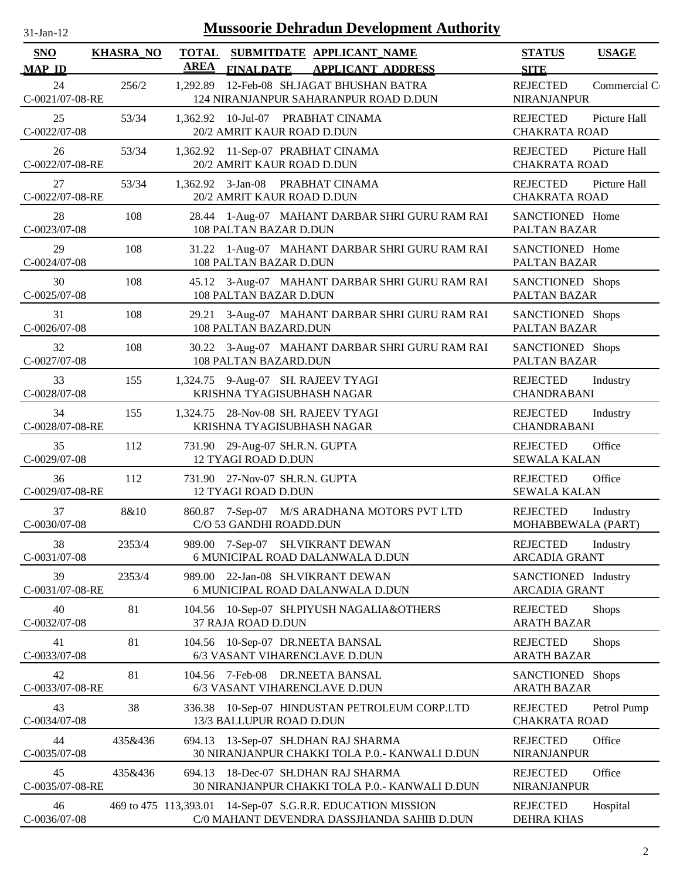# Mussoorie Dehradun Development Authority

| SNO / MAP_ID | KHASRA_NO | TOTAL AREA | SUBMITDATE / FINALDATE | APPLICANT_NAME / APPLICANT_ADDRESS | STATUS / SITE | USAGE |
|---|---|---|---|---|---|---|
| 24 / C-0021/07-08-RE | 256/2 | 1,292.89 | 12-Feb-08 | SH.JAGAT BHUSHAN BATRA / 124 NIRANJANPUR SAHARANPUR ROAD D.DUN | REJECTED / NIRANJANPUR | Commercial C |
| 25 / C-0022/07-08 | 53/34 | 1,362.92 | 10-Jul-07 | PRABHAT CINAMA / 20/2 AMRIT KAUR ROAD D.DUN | REJECTED / CHAKRATA ROAD | Picture Hall |
| 26 / C-0022/07-08-RE | 53/34 | 1,362.92 | 11-Sep-07 | PRABHAT CINAMA / 20/2 AMRIT KAUR ROAD D.DUN | REJECTED / CHAKRATA ROAD | Picture Hall |
| 27 / C-0022/07-08-RE | 53/34 | 1,362.92 | 3-Jan-08 | PRABHAT CINAMA / 20/2 AMRIT KAUR ROAD D.DUN | REJECTED / CHAKRATA ROAD | Picture Hall |
| 28 / C-0023/07-08 | 108 | 28.44 | 1-Aug-07 | MAHANT DARBAR SHRI GURU RAM RAI / 108 PALTAN BAZAR D.DUN | SANCTIONED / PALTAN BAZAR | Home |
| 29 / C-0024/07-08 | 108 | 31.22 | 1-Aug-07 | MAHANT DARBAR SHRI GURU RAM RAI / 108 PALTAN BAZAR D.DUN | SANCTIONED / PALTAN BAZAR | Home |
| 30 / C-0025/07-08 | 108 | 45.12 | 3-Aug-07 | MAHANT DARBAR SHRI GURU RAM RAI / 108 PALTAN BAZAR D.DUN | SANCTIONED / PALTAN BAZAR | Shops |
| 31 / C-0026/07-08 | 108 | 29.21 | 3-Aug-07 | MAHANT DARBAR SHRI GURU RAM RAI / 108 PALTAN BAZARD.DUN | SANCTIONED / PALTAN BAZAR | Shops |
| 32 / C-0027/07-08 | 108 | 30.22 | 3-Aug-07 | MAHANT DARBAR SHRI GURU RAM RAI / 108 PALTAN BAZARD.DUN | SANCTIONED / PALTAN BAZAR | Shops |
| 33 / C-0028/07-08 | 155 | 1,324.75 | 9-Aug-07 | SH. RAJEEV TYAGI / KRISHNA TYAGISUBHASH NAGAR | REJECTED / CHANDRABANI | Industry |
| 34 / C-0028/07-08-RE | 155 | 1,324.75 | 28-Nov-08 | SH. RAJEEV TYAGI / KRISHNA TYAGISUBHASH NAGAR | REJECTED / CHANDRABANI | Industry |
| 35 / C-0029/07-08 | 112 | 731.90 | 29-Aug-07 | SH.R.N. GUPTA / 12 TYAGI ROAD D.DUN | REJECTED / SEWALA KALAN | Office |
| 36 / C-0029/07-08-RE | 112 | 731.90 | 27-Nov-07 | SH.R.N. GUPTA / 12 TYAGI ROAD D.DUN | REJECTED / SEWALA KALAN | Office |
| 37 / C-0030/07-08 | 8&10 | 860.87 | 7-Sep-07 | M/S ARADHANA MOTORS PVT LTD / C/O 53 GANDHI ROADD.DUN | REJECTED / MOHABBEWALA (PART) | Industry |
| 38 / C-0031/07-08 | 2353/4 | 989.00 | 7-Sep-07 | SH.VIKRANT DEWAN / 6 MUNICIPAL ROAD DALANWALA D.DUN | REJECTED / ARCADIA GRANT | Industry |
| 39 / C-0031/07-08-RE | 2353/4 | 989.00 | 22-Jan-08 | SH.VIKRANT DEWAN / 6 MUNICIPAL ROAD DALANWALA D.DUN | SANCTIONED / ARCADIA GRANT | Industry |
| 40 / C-0032/07-08 | 81 | 104.56 | 10-Sep-07 | SH.PIYUSH NAGALIA&OTHERS / 37 RAJA ROAD D.DUN | REJECTED / ARATH BAZAR | Shops |
| 41 / C-0033/07-08 | 81 | 104.56 | 10-Sep-07 | DR.NEETA BANSAL / 6/3 VASANT VIHARENCLAVE D.DUN | REJECTED / ARATH BAZAR | Shops |
| 42 / C-0033/07-08-RE | 81 | 104.56 | 7-Feb-08 | DR.NEETA BANSAL / 6/3 VASANT VIHARENCLAVE D.DUN | SANCTIONED / ARATH BAZAR | Shops |
| 43 / C-0034/07-08 | 38 | 336.38 | 10-Sep-07 | HINDUSTAN PETROLEUM CORP.LTD / 13/3 BALLUPUR ROAD D.DUN | REJECTED / CHAKRATA ROAD | Petrol Pump |
| 44 / C-0035/07-08 | 435&436 | 694.13 | 13-Sep-07 | SH.DHAN RAJ SHARMA / 30 NIRANJANPUR CHAKKI TOLA P.0.- KANWALI D.DUN | REJECTED / NIRANJANPUR | Office |
| 45 / C-0035/07-08-RE | 435&436 | 694.13 | 18-Dec-07 | SH.DHAN RAJ SHARMA / 30 NIRANJANPUR CHAKKI TOLA P.0.- KANWALI D.DUN | REJECTED / NIRANJANPUR | Office |
| 46 / C-0036/07-08 | 469 to 475 | 113,393.01 | 14-Sep-07 | S.G.R.R. EDUCATION MISSION / C/0 MAHANT DEVENDRA DASSJHANDA SAHIB D.DUN | REJECTED / DEHRA KHAS | Hospital |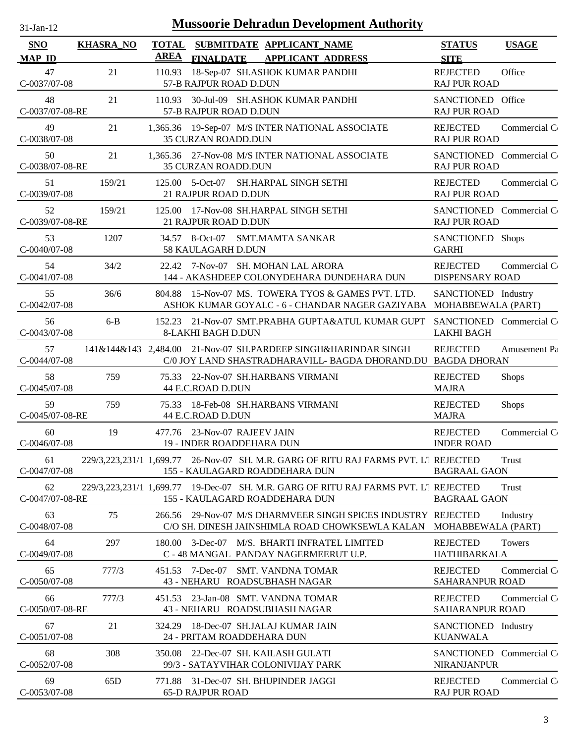# Mussoorie Dehradun Development Authority

31-Jan-12

| SNO / MAP_ID | KHASRA_NO | TOTAL AREA | SUBMITDATE / FINALDATE | APPLICANT_NAME / APPLICANT ADDRESS | STATUS / SITE | USAGE |
|---|---|---|---|---|---|---|
| 47 / C-0037/07-08 | 21 | 110.93 | 18-Sep-07 | SH.ASHOK KUMAR PANDHI / 57-B RAJPUR ROAD D.DUN | REJECTED / RAJ PUR ROAD | Office |
| 48 / C-0037/07-08-RE | 21 | 110.93 | 30-Jul-09 | SH.ASHOK KUMAR PANDHI / 57-B RAJPUR ROAD D.DUN | SANCTIONED / RAJ PUR ROAD | Office |
| 49 / C-0038/07-08 | 21 | 1,365.36 | 19-Sep-07 | M/S INTER NATIONAL ASSOCIATE / 35 CURZAN ROADD.DUN | REJECTED / RAJ PUR ROAD | Commercial C |
| 50 / C-0038/07-08-RE | 21 | 1,365.36 | 27-Nov-08 | M/S INTER NATIONAL ASSOCIATE / 35 CURZAN ROADD.DUN | SANCTIONED / RAJ PUR ROAD | Commercial C |
| 51 / C-0039/07-08 | 159/21 | 125.00 | 5-Oct-07 | SH.HARPAL SINGH SETHI / 21 RAJPUR ROAD D.DUN | REJECTED / RAJ PUR ROAD | Commercial C |
| 52 / C-0039/07-08-RE | 159/21 | 125.00 | 17-Nov-08 | SH.HARPAL SINGH SETHI / 21 RAJPUR ROAD D.DUN | SANCTIONED / RAJ PUR ROAD | Commercial C |
| 53 / C-0040/07-08 | 1207 | 34.57 | 8-Oct-07 | SMT.MAMTA SANKAR / 58 KAULAGARH D.DUN | SANCTIONED / GARHI | Shops |
| 54 / C-0041/07-08 | 34/2 | 22.42 | 7-Nov-07 | SH. MOHAN LAL ARORA / 144 - AKASHDEEP COLONYDEHARA DUNDEHARA DUN | REJECTED / DISPENSARY ROAD | Commercial C |
| 55 / C-0042/07-08 | 36/6 | 804.88 | 15-Nov-07 | MS. TOWERA TYOS & GAMES PVT. LTD. / ASHOK KUMAR GOYALC - 6 - CHANDAR NAGER GAZIYABA | SANCTIONED / MOHABBEWALA (PART) | Industry |
| 56 / C-0043/07-08 | 6-B | 152.23 | 21-Nov-07 | SMT.PRABHA GUPTA&ATUL KUMAR GUPT / 8-LAKHI BAGH D.DUN | SANCTIONED / LAKHI BAGH | Commercial C |
| 57 / C-0044/07-08 | 141&144&143 | 2,484.00 | 21-Nov-07 | SH.PARDEEP SINGH&HARINDAR SINGH / C/0 JOY LAND SHASTRADHARAVILL- BAGDA DHORAND.DU | REJECTED / BAGDA DHORAN | Amusement Pa |
| 58 / C-0045/07-08 | 759 | 75.33 | 22-Nov-07 | SH.HARBANS VIRMANI / 44 E.C.ROAD D.DUN | REJECTED / MAJRA | Shops |
| 59 / C-0045/07-08-RE | 759 | 75.33 | 18-Feb-08 | SH.HARBANS VIRMANI / 44 E.C.ROAD D.DUN | REJECTED / MAJRA | Shops |
| 60 / C-0046/07-08 | 19 | 477.76 | 23-Nov-07 | RAJEEV JAIN / 19 - INDER ROADDEHARA DUN | REJECTED / INDER ROAD | Commercial C |
| 61 / C-0047/07-08 | 229/3,223,231/1 | 1,699.77 | 26-Nov-07 | SH. M.R. GARG OF RITU RAJ FARMS PVT. LT / 155 - KAULAGARD ROADDEHARA DUN | REJECTED / BAGRAAL GAON | Trust |
| 62 / C-0047/07-08-RE | 229/3,223,231/1 | 1,699.77 | 19-Dec-07 | SH. M.R. GARG OF RITU RAJ FARMS PVT. LT / 155 - KAULAGARD ROADDEHARA DUN | REJECTED / BAGRAAL GAON | Trust |
| 63 / C-0048/07-08 | 75 | 266.56 | 29-Nov-07 | M/S DHARMVEER SINGH SPICES INDUSTRY / C/O SH. DINESH JAINSHIMLA ROAD CHOWKSEWLA KALAN | REJECTED / MOHABBEWALA (PART) | Industry |
| 64 / C-0049/07-08 | 297 | 180.00 | 3-Dec-07 | M/S. BHARTI INFRATEL LIMITED / C - 48 MANGAL PANDAY NAGERMEERUT U.P. | REJECTED / HATHIBARKALA | Towers |
| 65 / C-0050/07-08 | 777/3 | 451.53 | 7-Dec-07 | SMT. VANDNA TOMAR / 43 - NEHARU ROADSUBHASH NAGAR | REJECTED / SAHARANPUR ROAD | Commercial C |
| 66 / C-0050/07-08-RE | 777/3 | 451.53 | 23-Jan-08 | SMT. VANDNA TOMAR / 43 - NEHARU ROADSUBHASH NAGAR | REJECTED / SAHARANPUR ROAD | Commercial C |
| 67 / C-0051/07-08 | 21 | 324.29 | 18-Dec-07 | SH.JALAJ KUMAR JAIN / 24 - PRITAM ROADDEHARA DUN | SANCTIONED / KUANWALA | Industry |
| 68 / C-0052/07-08 | 308 | 350.08 | 22-Dec-07 | SH. KAILASH GULATI / 99/3 - SATAYVIHAR COLONIVIJAY PARK | SANCTIONED / NIRANJANPUR | Commercial C |
| 69 / C-0053/07-08 | 65D | 771.88 | 31-Dec-07 | SH. BHUPINDER JAGGI / 65-D RAJPUR ROAD | REJECTED / RAJ PUR ROAD | Commercial C |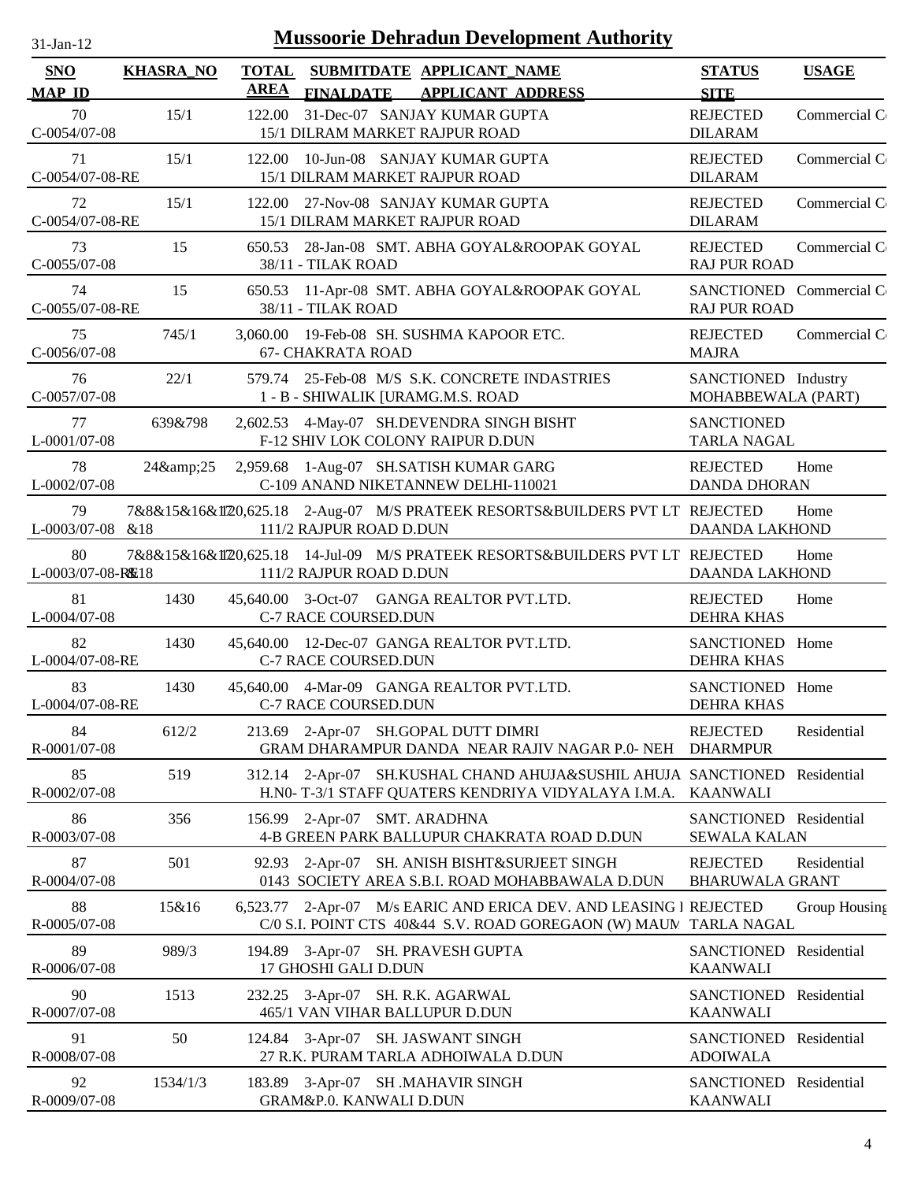# Mussoorie Dehradun Development Authority

31-Jan-12

| SNO / MAP_ID | KHASRA_NO | TOTAL AREA | SUBMITDATE / FINALDATE | APPLICANT_NAME / APPLICANT_ADDRESS | STATUS / SITE | USAGE |
|---|---|---|---|---|---|---|
| 70<br>C-0054/07-08 | 15/1 | 122.00 | 31-Dec-07 | SANJAY KUMAR GUPTA<br>15/1 DILRAM MARKET RAJPUR ROAD | REJECTED<br>DILARAM | Commercial C |
| 71<br>C-0054/07-08-RE | 15/1 | 122.00 | 10-Jun-08 | SANJAY KUMAR GUPTA<br>15/1 DILRAM MARKET RAJPUR ROAD | REJECTED<br>DILARAM | Commercial C |
| 72<br>C-0054/07-08-RE | 15/1 | 122.00 | 27-Nov-08 | SANJAY KUMAR GUPTA<br>15/1 DILRAM MARKET RAJPUR ROAD | REJECTED<br>DILARAM | Commercial C |
| 73<br>C-0055/07-08 | 15 | 650.53 | 28-Jan-08 | SMT. ABHA GOYAL&ROOPAK GOYAL<br>38/11 - TILAK ROAD | REJECTED<br>RAJ PUR ROAD | Commercial C |
| 74<br>C-0055/07-08-RE | 15 | 650.53 | 11-Apr-08 | SMT. ABHA GOYAL&ROOPAK GOYAL<br>38/11 - TILAK ROAD | SANCTIONED<br>RAJ PUR ROAD | Commercial C |
| 75<br>C-0056/07-08 | 745/1 | 3,060.00 | 19-Feb-08 | SH. SUSHMA KAPOOR ETC.<br>67- CHAKRATA ROAD | REJECTED<br>MAJRA | Commercial C |
| 76<br>C-0057/07-08 | 22/1 | 579.74 | 25-Feb-08 | M/S S.K. CONCRETE INDASTRIES<br>1 - B - SHIWALIK [URAMG.M.S. ROAD | SANCTIONED<br>MOHABBEWALA (PART) | Industry |
| 77<br>L-0001/07-08 | 639&798 | 2,602.53 | 4-May-07 | SH.DEVENDRA SINGH BISHT<br>F-12 SHIV LOK COLONY RAIPUR D.DUN | SANCTIONED<br>TARLA NAGAL | |
| 78<br>L-0002/07-08 | 24&amp;25 | 2,959.68 | 1-Aug-07 | SH.SATISH KUMAR GARG<br>C-109 ANAND NIKETANNEW DELHI-110021 | REJECTED<br>DANDA DHORAN | Home |
| 79<br>L-0003/07-08 | 7&8&15&16&17&18 | 20,625.18 | 2-Aug-07 | M/S PRATEEK RESORTS&BUILDERS PVT LT<br>111/2 RAJPUR ROAD D.DUN | REJECTED<br>DAANDA LAKHOND | Home |
| 80<br>L-0003/07-08-RE | 7&8&15&16&17&18 | 20,625.18 | 14-Jul-09 | M/S PRATEEK RESORTS&BUILDERS PVT LT<br>111/2 RAJPUR ROAD D.DUN | REJECTED<br>DAANDA LAKHOND | Home |
| 81<br>L-0004/07-08 | 1430 | 45,640.00 | 3-Oct-07 | GANGA REALTOR PVT.LTD.<br>C-7 RACE COURSED.DUN | REJECTED<br>DEHRA KHAS | Home |
| 82<br>L-0004/07-08-RE | 1430 | 45,640.00 | 12-Dec-07 | GANGA REALTOR PVT.LTD.<br>C-7 RACE COURSED.DUN | SANCTIONED<br>DEHRA KHAS | Home |
| 83<br>L-0004/07-08-RE | 1430 | 45,640.00 | 4-Mar-09 | GANGA REALTOR PVT.LTD.<br>C-7 RACE COURSED.DUN | SANCTIONED<br>DEHRA KHAS | Home |
| 84<br>R-0001/07-08 | 612/2 | 213.69 | 2-Apr-07 | SH.GOPAL DUTT DIMRI<br>GRAM DHARAMPUR DANDA NEAR RAJIV NAGAR P.0- NEH | REJECTED<br>DHARMPUR | Residential |
| 85<br>R-0002/07-08 | 519 | 312.14 | 2-Apr-07 | SH.KUSHAL CHAND AHUJA&SUSHIL AHUJA<br>H.N0- T-3/1 STAFF QUATERS KENDRIYA VIDYALAYA I.M.A. | SANCTIONED<br>KAANWALI | Residential |
| 86<br>R-0003/07-08 | 356 | 156.99 | 2-Apr-07 | SMT. ARADHNA<br>4-B GREEN PARK BALLUPUR CHAKRATA ROAD D.DUN | SANCTIONED<br>SEWALA KALAN | Residential |
| 87<br>R-0004/07-08 | 501 | 92.93 | 2-Apr-07 | SH. ANISH BISHT&SURJEET SINGH<br>0143 SOCIETY AREA S.B.I. ROAD MOHABBAWALA D.DUN | REJECTED<br>BHARUWALA GRANT | Residential |
| 88<br>R-0005/07-08 | 15&16 | 6,523.77 | 2-Apr-07 | M/s EARIC AND ERICA DEV. AND LEASING I<br>C/0 S.I. POINT CTS 40&44 S.V. ROAD GOREGAON (W) MAUM | REJECTED<br>TARLA NAGAL | Group Housing |
| 89<br>R-0006/07-08 | 989/3 | 194.89 | 3-Apr-07 | SH. PRAVESH GUPTA<br>17 GHOSHI GALI D.DUN | SANCTIONED<br>KAANWALI | Residential |
| 90<br>R-0007/07-08 | 1513 | 232.25 | 3-Apr-07 | SH. R.K. AGARWAL<br>465/1 VAN VIHAR BALLUPUR D.DUN | SANCTIONED<br>KAANWALI | Residential |
| 91<br>R-0008/07-08 | 50 | 124.84 | 3-Apr-07 | SH. JASWANT SINGH<br>27 R.K. PURAM TARLA ADHOIWALA D.DUN | SANCTIONED<br>ADOIWALA | Residential |
| 92<br>R-0009/07-08 | 1534/1/3 | 183.89 | 3-Apr-07 | SH .MAHAVIR SINGH<br>GRAM&P.0. KANWALI D.DUN | SANCTIONED<br>KAANWALI | Residential |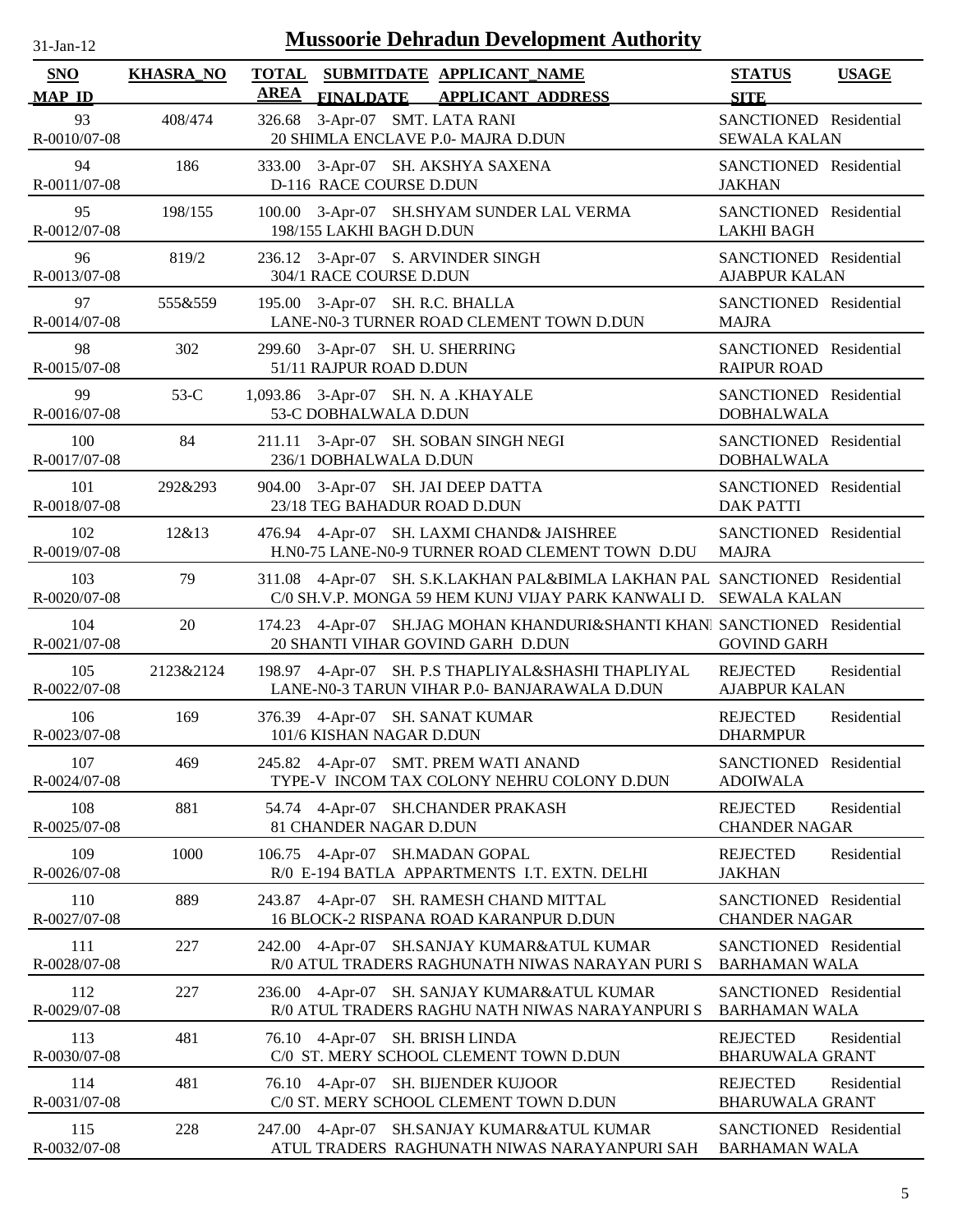# Mussoorie Dehradun Development Authority

31-Jan-12

| SNO<br>MAP_ID | KHASRA_NO | TOTAL AREA | SUBMITDATE<br>FINALDATE | APPLICANT_NAME<br>APPLICANT_ADDRESS | STATUS<br>SITE | USAGE |
|---|---|---|---|---|---|---|
| 93<br>R-0010/07-08 | 408/474 | 326.68 | 3-Apr-07 | SMT. LATA RANI<br>20 SHIMLA ENCLAVE P.0- MAJRA D.DUN | SANCTIONED<br>SEWALA KALAN | Residential |
| 94<br>R-0011/07-08 | 186 | 333.00 | 3-Apr-07 | SH. AKSHYA SAXENA<br>D-116 RACE COURSE D.DUN | SANCTIONED<br>JAKHAN | Residential |
| 95<br>R-0012/07-08 | 198/155 | 100.00 | 3-Apr-07 | SH.SHYAM SUNDER LAL VERMA<br>198/155 LAKHI BAGH D.DUN | SANCTIONED<br>LAKHI BAGH | Residential |
| 96<br>R-0013/07-08 | 819/2 | 236.12 | 3-Apr-07 | S. ARVINDER SINGH<br>304/1 RACE COURSE D.DUN | SANCTIONED<br>AJABPUR KALAN | Residential |
| 97<br>R-0014/07-08 | 555&559 | 195.00 | 3-Apr-07 | SH. R.C. BHALLA<br>LANE-N0-3 TURNER ROAD CLEMENT TOWN D.DUN | SANCTIONED<br>MAJRA | Residential |
| 98<br>R-0015/07-08 | 302 | 299.60 | 3-Apr-07 | SH. U. SHERRING<br>51/11 RAJPUR ROAD D.DUN | SANCTIONED<br>RAIPUR ROAD | Residential |
| 99<br>R-0016/07-08 | 53-C | 1,093.86 | 3-Apr-07 | SH. N. A .KHAYALE<br>53-C DOBHALWALA D.DUN | SANCTIONED<br>DOBHALWALA | Residential |
| 100<br>R-0017/07-08 | 84 | 211.11 | 3-Apr-07 | SH. SOBAN SINGH NEGI<br>236/1 DOBHALWALA D.DUN | SANCTIONED<br>DOBHALWALA | Residential |
| 101<br>R-0018/07-08 | 292&293 | 904.00 | 3-Apr-07 | SH. JAI DEEP DATTA<br>23/18 TEG BAHADUR ROAD D.DUN | SANCTIONED<br>DAK PATTI | Residential |
| 102<br>R-0019/07-08 | 12&13 | 476.94 | 4-Apr-07 | SH. LAXMI CHAND& JAISHREE<br>H.N0-75 LANE-N0-9 TURNER ROAD CLEMENT TOWN D.DU | SANCTIONED<br>MAJRA | Residential |
| 103<br>R-0020/07-08 | 79 | 311.08 | 4-Apr-07 | SH. S.K.LAKHAN PAL&BIMLA LAKHAN PAL<br>C/0 SH.V.P. MONGA 59 HEM KUNJ VIJAY PARK KANWALI D. | SANCTIONED<br>SEWALA KALAN | Residential |
| 104<br>R-0021/07-08 | 20 | 174.23 | 4-Apr-07 | SH.JAG MOHAN KHANDURI&SHANTI KHANI<br>20 SHANTI VIHAR GOVIND GARH D.DUN | SANCTIONED<br>GOVIND GARH | Residential |
| 105<br>R-0022/07-08 | 2123&2124 | 198.97 | 4-Apr-07 | SH. P.S THAPLIYAL&SHASHI THAPLIYAL<br>LANE-N0-3 TARUN VIHAR P.0- BANJARAWALA D.DUN | REJECTED<br>AJABPUR KALAN | Residential |
| 106<br>R-0023/07-08 | 169 | 376.39 | 4-Apr-07 | SH. SANAT KUMAR<br>101/6 KISHAN NAGAR D.DUN | REJECTED<br>DHARMPUR | Residential |
| 107<br>R-0024/07-08 | 469 | 245.82 | 4-Apr-07 | SMT. PREM WATI ANAND<br>TYPE-V INCOM TAX COLONY NEHRU COLONY D.DUN | SANCTIONED<br>ADOIWALA | Residential |
| 108<br>R-0025/07-08 | 881 | 54.74 | 4-Apr-07 | SH.CHANDER PRAKASH<br>81 CHANDER NAGAR D.DUN | REJECTED<br>CHANDER NAGAR | Residential |
| 109<br>R-0026/07-08 | 1000 | 106.75 | 4-Apr-07 | SH.MADAN GOPAL<br>R/0 E-194 BATLA APPARTMENTS I.T. EXTN. DELHI | REJECTED<br>JAKHAN | Residential |
| 110<br>R-0027/07-08 | 889 | 243.87 | 4-Apr-07 | SH. RAMESH CHAND MITTAL<br>16 BLOCK-2 RISPANA ROAD KARANPUR D.DUN | SANCTIONED<br>CHANDER NAGAR | Residential |
| 111<br>R-0028/07-08 | 227 | 242.00 | 4-Apr-07 | SH.SANJAY KUMAR&ATUL KUMAR<br>R/0 ATUL TRADERS RAGHUNATH NIWAS NARAYAN PURI S | SANCTIONED<br>BARHAMAN WALA | Residential |
| 112<br>R-0029/07-08 | 227 | 236.00 | 4-Apr-07 | SH. SANJAY KUMAR&ATUL KUMAR<br>R/0 ATUL TRADERS RAGHU NATH NIWAS NARAYANPURI S | SANCTIONED<br>BARHAMAN WALA | Residential |
| 113<br>R-0030/07-08 | 481 | 76.10 | 4-Apr-07 | SH. BRISH LINDA<br>C/0 ST. MERY SCHOOL CLEMENT TOWN D.DUN | REJECTED<br>BHARUWALA GRANT | Residential |
| 114<br>R-0031/07-08 | 481 | 76.10 | 4-Apr-07 | SH. BIJENDER KUJOOR<br>C/0 ST. MERY SCHOOL CLEMENT TOWN D.DUN | REJECTED<br>BHARUWALA GRANT | Residential |
| 115<br>R-0032/07-08 | 228 | 247.00 | 4-Apr-07 | SH.SANJAY KUMAR&ATUL KUMAR<br>ATUL TRADERS RAGHUNATH NIWAS NARAYANPURI SAH | SANCTIONED<br>BARHAMAN WALA | Residential |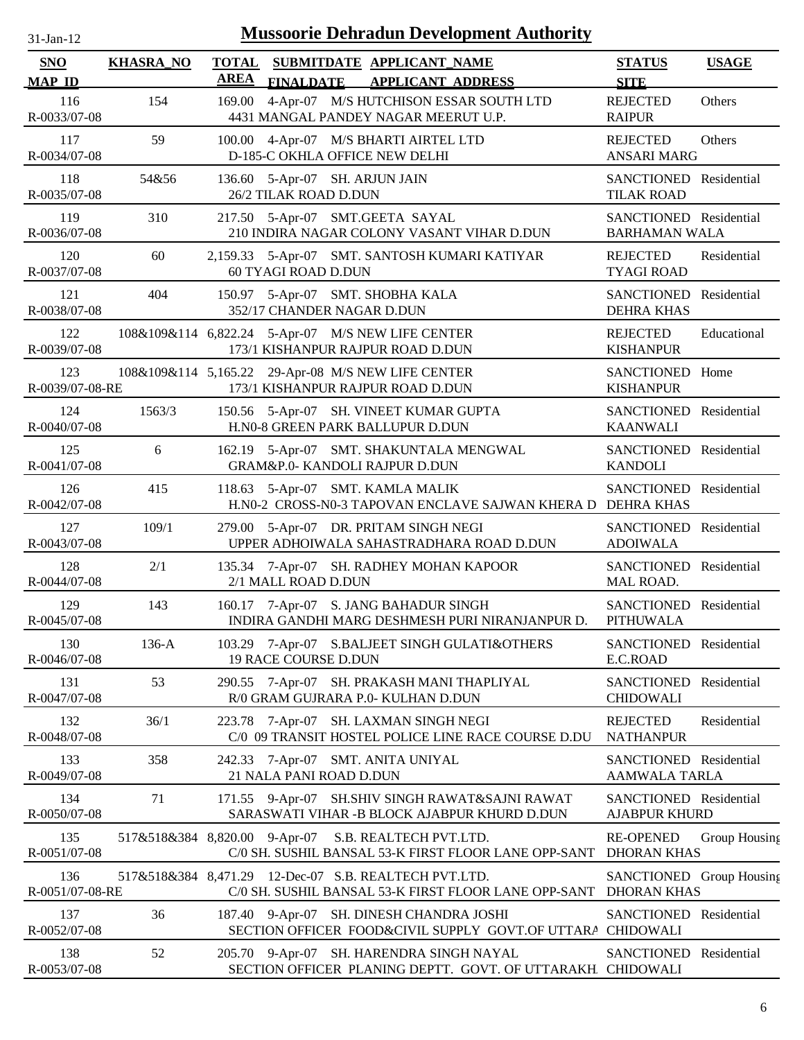# Mussoorie Dehradun Development Authority

31-Jan-12

| SNO / MAP_ID | KHASRA_NO | TOTAL AREA | SUBMITDATE / FINALDATE | APPLICANT_NAME / APPLICANT_ADDRESS | STATUS / SITE | USAGE |
|---|---|---|---|---|---|---|
| 116 / R-0033/07-08 | 154 | 169.00 | 4-Apr-07 | M/S HUTCHISON ESSAR SOUTH LTD / 4431 MANGAL PANDEY NAGAR MEERUT U.P. | REJECTED / RAIPUR | Others |
| 117 / R-0034/07-08 | 59 | 100.00 | 4-Apr-07 | M/S BHARTI AIRTEL LTD / D-185-C OKHLA OFFICE NEW DELHI | REJECTED / ANSARI MARG | Others |
| 118 / R-0035/07-08 | 54&56 | 136.60 | 5-Apr-07 | SH. ARJUN JAIN / 26/2 TILAK ROAD D.DUN | SANCTIONED / TILAK ROAD | Residential |
| 119 / R-0036/07-08 | 310 | 217.50 | 5-Apr-07 | SMT.GEETA SAYAL / 210 INDIRA NAGAR COLONY VASANT VIHAR D.DUN | SANCTIONED / BARHAMAN WALA | Residential |
| 120 / R-0037/07-08 | 60 | 2,159.33 | 5-Apr-07 | SMT. SANTOSH KUMARI KATIYAR / 60 TYAGI ROAD D.DUN | REJECTED / TYAGI ROAD | Residential |
| 121 / R-0038/07-08 | 404 | 150.97 | 5-Apr-07 | SMT. SHOBHA KALA / 352/17 CHANDER NAGAR D.DUN | SANCTIONED / DEHRA KHAS | Residential |
| 122 / R-0039/07-08 | 108&109&114 | 6,822.24 | 5-Apr-07 | M/S NEW LIFE CENTER / 173/1 KISHANPUR RAJPUR ROAD D.DUN | REJECTED / KISHANPUR | Educational |
| 123 / R-0039/07-08-RE | 108&109&114 | 5,165.22 | 29-Apr-08 | M/S NEW LIFE CENTER / 173/1 KISHANPUR RAJPUR ROAD D.DUN | SANCTIONED / KISHANPUR | Home |
| 124 / R-0040/07-08 | 1563/3 | 150.56 | 5-Apr-07 | SH. VINEET KUMAR GUPTA / H.N0-8 GREEN PARK BALLUPUR D.DUN | SANCTIONED / KAANWALI | Residential |
| 125 / R-0041/07-08 | 6 | 162.19 | 5-Apr-07 | SMT. SHAKUNTALA MENGWAL / GRAM&P.0- KANDOLI RAJPUR D.DUN | SANCTIONED / KANDOLI | Residential |
| 126 / R-0042/07-08 | 415 | 118.63 | 5-Apr-07 | SMT. KAMLA MALIK / H.N0-2 CROSS-N0-3 TAPOVAN ENCLAVE SAJWAN KHERA D | SANCTIONED / DEHRA KHAS | Residential |
| 127 / R-0043/07-08 | 109/1 | 279.00 | 5-Apr-07 | DR. PRITAM SINGH NEGI / UPPER ADHOIWALA SAHASTRADHARA ROAD D.DUN | SANCTIONED / ADOIWALA | Residential |
| 128 / R-0044/07-08 | 2/1 | 135.34 | 7-Apr-07 | SH. RADHEY MOHAN KAPOOR / 2/1 MALL ROAD D.DUN | SANCTIONED / MAL ROAD. | Residential |
| 129 / R-0045/07-08 | 143 | 160.17 | 7-Apr-07 | S. JANG BAHADUR SINGH / INDIRA GANDHI MARG DESHMESH PURI NIRANJANPUR D. | SANCTIONED / PITHUWALA | Residential |
| 130 / R-0046/07-08 | 136-A | 103.29 | 7-Apr-07 | S.BALJEET SINGH GULATI&OTHERS / 19 RACE COURSE D.DUN | SANCTIONED / E.C.ROAD | Residential |
| 131 / R-0047/07-08 | 53 | 290.55 | 7-Apr-07 | SH. PRAKASH MANI THAPLIYAL / R/0 GRAM GUJRARA P.0- KULHAN D.DUN | SANCTIONED / CHIDOWALI | Residential |
| 132 / R-0048/07-08 | 36/1 | 223.78 | 7-Apr-07 | SH. LAXMAN SINGH NEGI / C/0 09 TRANSIT HOSTEL POLICE LINE RACE COURSE D.DU | REJECTED / NATHANPUR | Residential |
| 133 / R-0049/07-08 | 358 | 242.33 | 7-Apr-07 | SMT. ANITA UNIYAL / 21 NALA PANI ROAD D.DUN | SANCTIONED / AAMWALA TARLA | Residential |
| 134 / R-0050/07-08 | 71 | 171.55 | 9-Apr-07 | SH.SHIV SINGH RAWAT&SAJNI RAWAT / SARASWATI VIHAR -B BLOCK AJABPUR KHURD D.DUN | SANCTIONED / AJABPUR KHURD | Residential |
| 135 / R-0051/07-08 | 517&518&384 | 8,820.00 | 9-Apr-07 | S.B. REALTECH PVT.LTD. / C/0 SH. SUSHIL BANSAL 53-K FIRST FLOOR LANE OPP-SANT | RE-OPENED / DHORAN KHAS | Group Housing |
| 136 / R-0051/07-08-RE | 517&518&384 | 8,471.29 | 12-Dec-07 | S.B. REALTECH PVT.LTD. / C/0 SH. SUSHIL BANSAL 53-K FIRST FLOOR LANE OPP-SANT | SANCTIONED / DHORAN KHAS | Group Housing |
| 137 / R-0052/07-08 | 36 | 187.40 | 9-Apr-07 | SH. DINESH CHANDRA JOSHI / SECTION OFFICER FOOD&CIVIL SUPPLY GOVT.OF UTTARA | SANCTIONED / CHIDOWALI | Residential |
| 138 / R-0053/07-08 | 52 | 205.70 | 9-Apr-07 | SH. HARENDRA SINGH NAYAL / SECTION OFFICER PLANING DEPTT. GOVT. OF UTTARAKH | SANCTIONED / CHIDOWALI | Residential |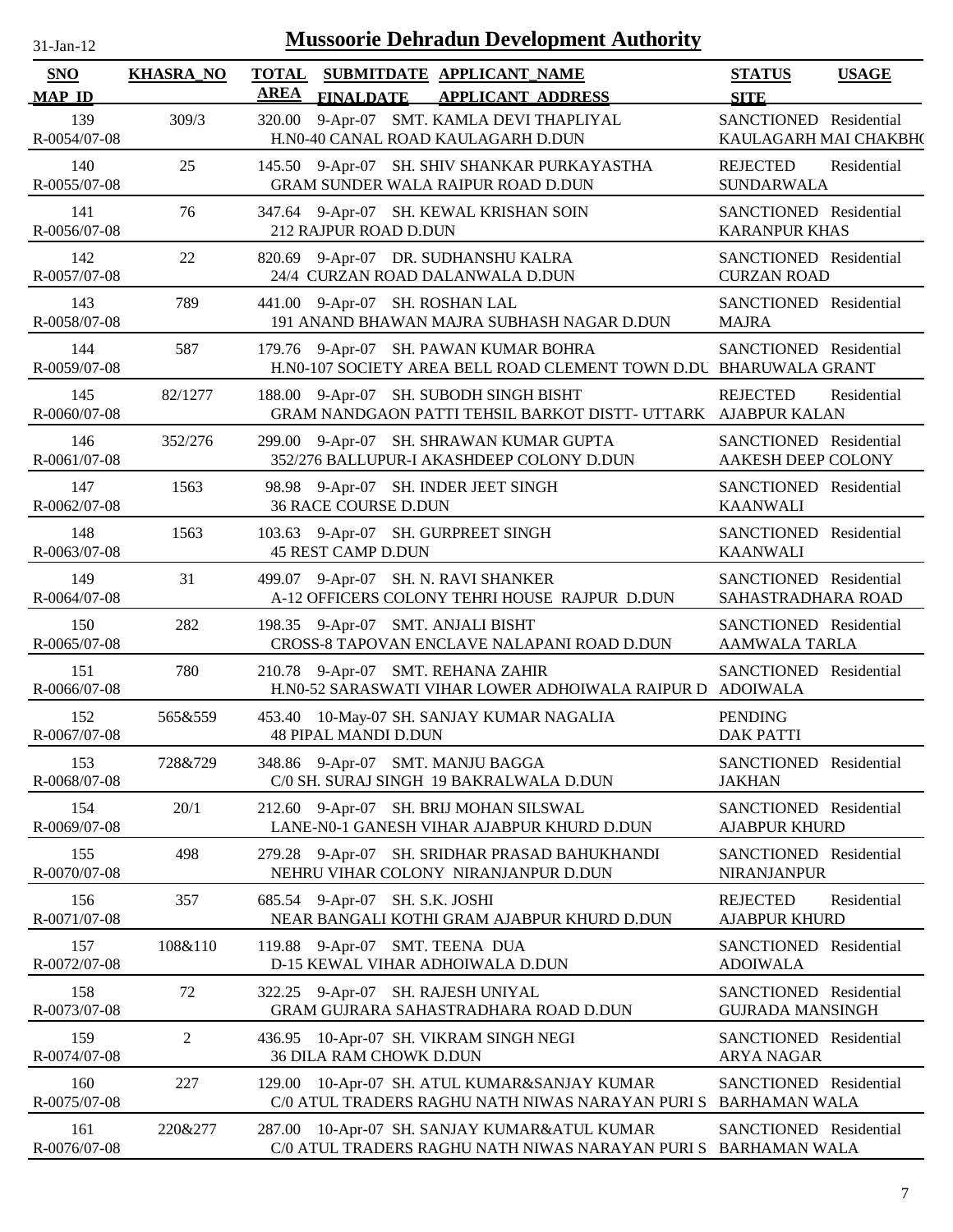31-Jan-12

# Mussoorie Dehradun Development Authority

| SNO / MAP_ID | KHASRA_NO | TOTAL AREA | SUBMITDATE / FINALDATE | APPLICANT_NAME / APPLICANT_ADDRESS | STATUS / SITE | USAGE |
|---|---|---|---|---|---|---|
| 139 / R-0054/07-08 | 309/3 | 320.00 | 9-Apr-07 | SMT. KAMLA DEVI THAPLIYAL / H.N0-40 CANAL ROAD KAULAGARH D.DUN | SANCTIONED / KAULAGARH MAI CHAKBH( | Residential |
| 140 / R-0055/07-08 | 25 | 145.50 | 9-Apr-07 | SH. SHIV SHANKAR PURKAYASTHA / GRAM SUNDER WALA RAIPUR ROAD D.DUN | REJECTED / SUNDARWALA | Residential |
| 141 / R-0056/07-08 | 76 | 347.64 | 9-Apr-07 | SH. KEWAL KRISHAN SOIN / 212 RAJPUR ROAD D.DUN | SANCTIONED / KARANPUR KHAS | Residential |
| 142 / R-0057/07-08 | 22 | 820.69 | 9-Apr-07 | DR. SUDHANSHU KALRA / 24/4 CURZAN ROAD DALANWALA D.DUN | SANCTIONED / CURZAN ROAD | Residential |
| 143 / R-0058/07-08 | 789 | 441.00 | 9-Apr-07 | SH. ROSHAN LAL / 191 ANAND BHAWAN MAJRA SUBHASH NAGAR D.DUN | SANCTIONED / MAJRA | Residential |
| 144 / R-0059/07-08 | 587 | 179.76 | 9-Apr-07 | SH. PAWAN KUMAR BOHRA / H.N0-107 SOCIETY AREA BELL ROAD CLEMENT TOWN D.DU | SANCTIONED / BHARUWALA GRANT | Residential |
| 145 / R-0060/07-08 | 82/1277 | 188.00 | 9-Apr-07 | SH. SUBODH SINGH BISHT / GRAM NANDGAON PATTI TEHSIL BARKOT DISTT- UTTARK | REJECTED / AJABPUR KALAN | Residential |
| 146 / R-0061/07-08 | 352/276 | 299.00 | 9-Apr-07 | SH. SHRAWAN KUMAR GUPTA / 352/276 BALLUPUR-I AKASHDEEP COLONY D.DUN | SANCTIONED / AAKESH DEEP COLONY | Residential |
| 147 / R-0062/07-08 | 1563 | 98.98 | 9-Apr-07 | SH. INDER JEET SINGH / 36 RACE COURSE D.DUN | SANCTIONED / KAANWALI | Residential |
| 148 / R-0063/07-08 | 1563 | 103.63 | 9-Apr-07 | SH. GURPREET SINGH / 45 REST CAMP D.DUN | SANCTIONED / KAANWALI | Residential |
| 149 / R-0064/07-08 | 31 | 499.07 | 9-Apr-07 | SH. N. RAVI SHANKER / A-12 OFFICERS COLONY TEHRI HOUSE RAJPUR D.DUN | SANCTIONED / SAHASTRADHARA ROAD | Residential |
| 150 / R-0065/07-08 | 282 | 198.35 | 9-Apr-07 | SMT. ANJALI BISHT / CROSS-8 TAPOVAN ENCLAVE NALAPANI ROAD D.DUN | SANCTIONED / AAMWALA TARLA | Residential |
| 151 / R-0066/07-08 | 780 | 210.78 | 9-Apr-07 | SMT. REHANA ZAHIR / H.N0-52 SARASWATI VIHAR LOWER ADHOIWALA RAIPUR D | SANCTIONED / ADOIWALA | Residential |
| 152 / R-0067/07-08 | 565&559 | 453.40 | 10-May-07 | SH. SANJAY KUMAR NAGALIA / 48 PIPAL MANDI D.DUN | PENDING / DAK PATTI | |
| 153 / R-0068/07-08 | 728&729 | 348.86 | 9-Apr-07 | SMT. MANJU BAGGA / C/0 SH. SURAJ SINGH 19 BAKRALWALA D.DUN | SANCTIONED / JAKHAN | Residential |
| 154 / R-0069/07-08 | 20/1 | 212.60 | 9-Apr-07 | SH. BRIJ MOHAN SILSWAL / LANE-N0-1 GANESH VIHAR AJABPUR KHURD D.DUN | SANCTIONED / AJABPUR KHURD | Residential |
| 155 / R-0070/07-08 | 498 | 279.28 | 9-Apr-07 | SH. SRIDHAR PRASAD BAHUKHANDI / NEHRU VIHAR COLONY NIRANJANPUR D.DUN | SANCTIONED / NIRANJANPUR | Residential |
| 156 / R-0071/07-08 | 357 | 685.54 | 9-Apr-07 | SH. S.K. JOSHI / NEAR BANGALI KOTHI GRAM AJABPUR KHURD D.DUN | REJECTED / AJABPUR KHURD | Residential |
| 157 / R-0072/07-08 | 108&110 | 119.88 | 9-Apr-07 | SMT. TEENA DUA / D-15 KEWAL VIHAR ADHOIWALA D.DUN | SANCTIONED / ADOIWALA | Residential |
| 158 / R-0073/07-08 | 72 | 322.25 | 9-Apr-07 | SH. RAJESH UNIYAL / GRAM GUJRARA SAHASTRADHARA ROAD D.DUN | SANCTIONED / GUJRADA MANSINGH | Residential |
| 159 / R-0074/07-08 | 2 | 436.95 | 10-Apr-07 | SH. VIKRAM SINGH NEGI / 36 DILA RAM CHOWK D.DUN | SANCTIONED / ARYA NAGAR | Residential |
| 160 / R-0075/07-08 | 227 | 129.00 | 10-Apr-07 | SH. ATUL KUMAR&SANJAY KUMAR / C/0 ATUL TRADERS RAGHU NATH NIWAS NARAYAN PURI S | SANCTIONED / BARHAMAN WALA | Residential |
| 161 / R-0076/07-08 | 220&277 | 287.00 | 10-Apr-07 | SH. SANJAY KUMAR&ATUL KUMAR / C/0 ATUL TRADERS RAGHU NATH NIWAS NARAYAN PURI S | SANCTIONED / BARHAMAN WALA | Residential |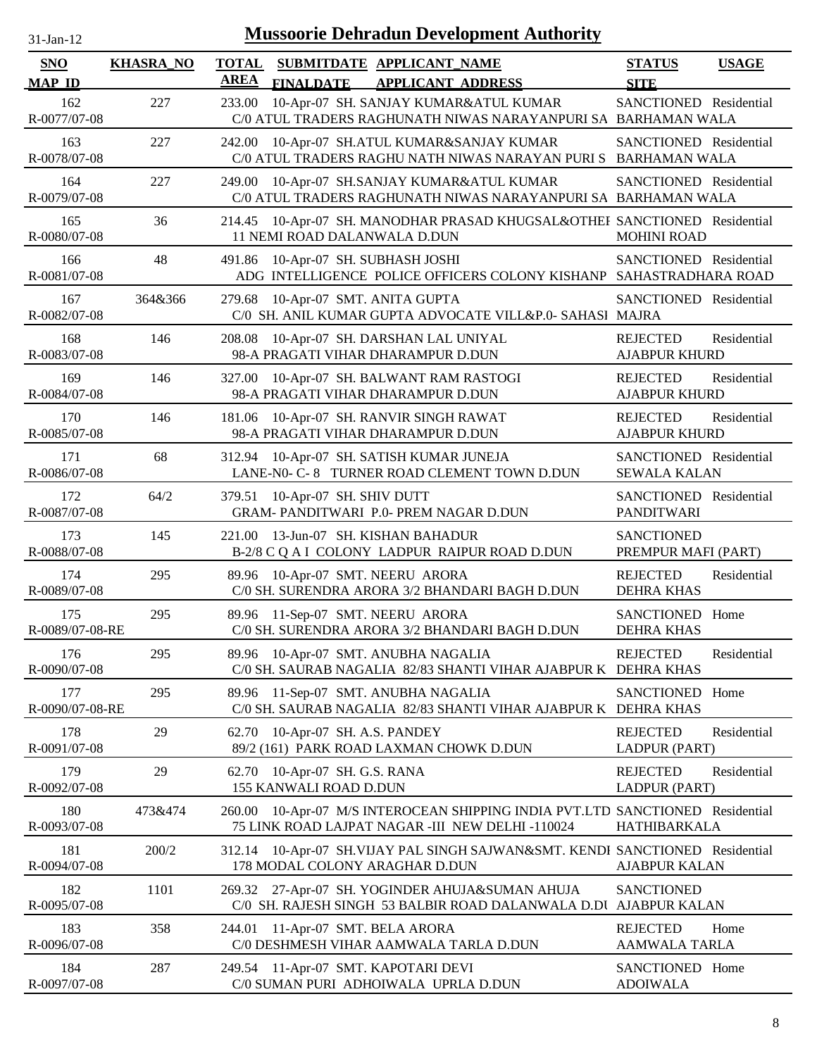# Mussoorie Dehradun Development Authority

| SNO / MAP_ID | KHASRA_NO | TOTAL AREA | SUBMITDATE / FINALDATE | APPLICANT_NAME / APPLICANT_ADDRESS | STATUS / SITE | USAGE |
|---|---|---|---|---|---|---|
| 162 / R-0077/07-08 | 227 | 233.00 | 10-Apr-07 | SH. SANJAY KUMAR&ATUL KUMAR / C/0 ATUL TRADERS RAGHUNATH NIWAS NARAYANPURI SA | SANCTIONED / BARHAMAN WALA | Residential |
| 163 / R-0078/07-08 | 227 | 242.00 | 10-Apr-07 | SH.ATUL KUMAR&SANJAY KUMAR / C/0 ATUL TRADERS RAGHU NATH NIWAS NARAYAN PURI S | SANCTIONED / BARHAMAN WALA | Residential |
| 164 / R-0079/07-08 | 227 | 249.00 | 10-Apr-07 | SH.SANJAY KUMAR&ATUL KUMAR / C/0 ATUL TRADERS RAGHUNATH NIWAS NARAYANPURI SA | SANCTIONED / BARHAMAN WALA | Residential |
| 165 / R-0080/07-08 | 36 | 214.45 | 10-Apr-07 | SH. MANODHAR PRASAD KHUGSAL&OTHEI / 11 NEMI ROAD DALANWALA D.DUN | SANCTIONED / MOHINI ROAD | Residential |
| 166 / R-0081/07-08 | 48 | 491.86 | 10-Apr-07 | SH. SUBHASH JOSHI / ADG INTELLIGENCE POLICE OFFICERS COLONY KISHANP | SANCTIONED / SAHASTRADHARA ROAD | Residential |
| 167 / R-0082/07-08 | 364&366 | 279.68 | 10-Apr-07 | SMT. ANITA GUPTA / C/0 SH. ANIL KUMAR GUPTA ADVOCATE VILL&P.0- SAHASI | SANCTIONED / MAJRA | Residential |
| 168 / R-0083/07-08 | 146 | 208.08 | 10-Apr-07 | SH. DARSHAN LAL UNIYAL / 98-A PRAGATI VIHAR DHARAMPUR D.DUN | REJECTED / AJABPUR KHURD | Residential |
| 169 / R-0084/07-08 | 146 | 327.00 | 10-Apr-07 | SH. BALWANT RAM RASTOGI / 98-A PRAGATI VIHAR DHARAMPUR D.DUN | REJECTED / AJABPUR KHURD | Residential |
| 170 / R-0085/07-08 | 146 | 181.06 | 10-Apr-07 | SH. RANVIR SINGH RAWAT / 98-A PRAGATI VIHAR DHARAMPUR D.DUN | REJECTED / AJABPUR KHURD | Residential |
| 171 / R-0086/07-08 | 68 | 312.94 | 10-Apr-07 | SH. SATISH KUMAR JUNEJA / LANE-N0- C- 8 TURNER ROAD CLEMENT TOWN D.DUN | SANCTIONED / SEWALA KALAN | Residential |
| 172 / R-0087/07-08 | 64/2 | 379.51 | 10-Apr-07 | SH. SHIV DUTT / GRAM- PANDITWARI P.0- PREM NAGAR D.DUN | SANCTIONED / PANDITWARI | Residential |
| 173 / R-0088/07-08 | 145 | 221.00 | 13-Jun-07 | SH. KISHAN BAHADUR / B-2/8 C Q A I COLONY LADPUR RAIPUR ROAD D.DUN | SANCTIONED / PREMPUR MAFI (PART) | |
| 174 / R-0089/07-08 | 295 | 89.96 | 10-Apr-07 | SMT. NEERU ARORA / C/0 SH. SURENDRA ARORA 3/2 BHANDARI BAGH D.DUN | REJECTED / DEHRA KHAS | Residential |
| 175 / R-0089/07-08-RE | 295 | 89.96 | 11-Sep-07 | SMT. NEERU ARORA / C/0 SH. SURENDRA ARORA 3/2 BHANDARI BAGH D.DUN | SANCTIONED / DEHRA KHAS | Home |
| 176 / R-0090/07-08 | 295 | 89.96 | 10-Apr-07 | SMT. ANUBHA NAGALIA / C/0 SH. SAURAB NAGALIA 82/83 SHANTI VIHAR AJABPUR K | REJECTED / DEHRA KHAS | Residential |
| 177 / R-0090/07-08-RE | 295 | 89.96 | 11-Sep-07 | SMT. ANUBHA NAGALIA / C/0 SH. SAURAB NAGALIA 82/83 SHANTI VIHAR AJABPUR K | SANCTIONED / DEHRA KHAS | Home |
| 178 / R-0091/07-08 | 29 | 62.70 | 10-Apr-07 | SH. A.S. PANDEY / 89/2 (161) PARK ROAD LAXMAN CHOWK D.DUN | REJECTED / LADPUR (PART) | Residential |
| 179 / R-0092/07-08 | 29 | 62.70 | 10-Apr-07 | SH. G.S. RANA / 155 KANWALI ROAD D.DUN | REJECTED / LADPUR (PART) | Residential |
| 180 / R-0093/07-08 | 473&474 | 260.00 | 10-Apr-07 | M/S INTEROCEAN SHIPPING INDIA PVT.LTD / 75 LINK ROAD LAJPAT NAGAR -III NEW DELHI -110024 | SANCTIONED / HATHIBARKALA | Residential |
| 181 / R-0094/07-08 | 200/2 | 312.14 | 10-Apr-07 | SH.VIJAY PAL SINGH SAJWAN&SMT. KENDI / 178 MODAL COLONY ARAGHAR D.DUN | SANCTIONED / AJABPUR KALAN | Residential |
| 182 / R-0095/07-08 | 1101 | 269.32 | 27-Apr-07 | SH. YOGINDER AHUJA&SUMAN AHUJA / C/0 SH. RAJESH SINGH 53 BALBIR ROAD DALANWALA D.DU | SANCTIONED / AJABPUR KALAN | |
| 183 / R-0096/07-08 | 358 | 244.01 | 11-Apr-07 | SMT. BELA ARORA / C/0 DESHMESH VIHAR AAMWALA TARLA D.DUN | REJECTED / AAMWALA TARLA | Home |
| 184 / R-0097/07-08 | 287 | 249.54 | 11-Apr-07 | SMT. KAPOTARI DEVI / C/0 SUMAN PURI ADHOIWALA UPRLA D.DUN | SANCTIONED / ADOIWALA | Home |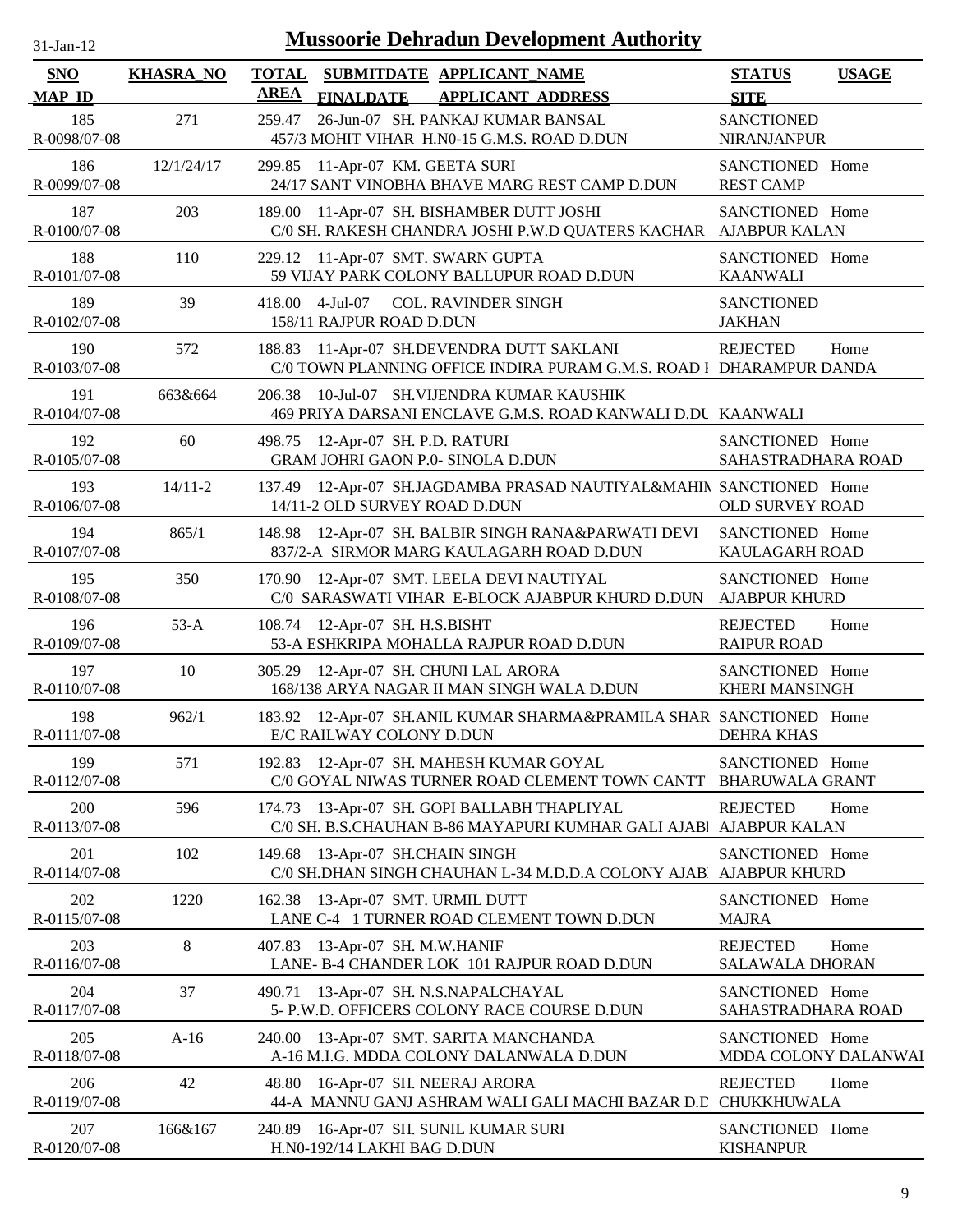# Mussoorie Dehradun Development Authority

31-Jan-12

| SNO | KHASRA_NO | TOTAL AREA | SUBMITDATE | APPLICANT_NAME | STATUS | USAGE |
|---|---|---|---|---|---|---|
| MAP_ID | | | FINALDATE | APPLICANT_ADDRESS | SITE | |
| 185 | 271 | 259.47 | 26-Jun-07 | SH. PANKAJ KUMAR BANSAL | SANCTIONED | |
| R-0098/07-08 | | | | 457/3 MOHIT VIHAR H.N0-15 G.M.S. ROAD D.DUN | NIRANJANPUR | |
| 186 | 12/1/24/17 | 299.85 | 11-Apr-07 | KM. GEETA SURI | SANCTIONED | Home |
| R-0099/07-08 | | | | 24/17 SANT VINOBHA BHAVE MARG REST CAMP D.DUN | REST CAMP | |
| 187 | 203 | 189.00 | 11-Apr-07 | SH. BISHAMBER DUTT JOSHI | SANCTIONED | Home |
| R-0100/07-08 | | | | C/0 SH. RAKESH CHANDRA JOSHI P.W.D QUATERS KACHAR | AJABPUR KALAN | |
| 188 | 110 | 229.12 | 11-Apr-07 | SMT. SWARN GUPTA | SANCTIONED | Home |
| R-0101/07-08 | | | | 59 VIJAY PARK COLONY BALLUPUR ROAD D.DUN | KAANWALI | |
| 189 | 39 | 418.00 | 4-Jul-07 | COL. RAVINDER SINGH | SANCTIONED | |
| R-0102/07-08 | | | | 158/11 RAJPUR ROAD D.DUN | JAKHAN | |
| 190 | 572 | 188.83 | 11-Apr-07 | SH.DEVENDRA DUTT SAKLANI | REJECTED | Home |
| R-0103/07-08 | | | | C/0 TOWN PLANNING OFFICE INDIRA PURAM G.M.S. ROAD I | DHARAMPUR DANDA | |
| 191 | 663&664 | 206.38 | 10-Jul-07 | SH.VIJENDRA KUMAR KAUSHIK | | |
| R-0104/07-08 | | | | 469 PRIYA DARSANI ENCLAVE G.M.S. ROAD KANWALI D.DU | KAANWALI | |
| 192 | 60 | 498.75 | 12-Apr-07 | SH. P.D. RATURI | SANCTIONED | Home |
| R-0105/07-08 | | | | GRAM JOHRI GAON P.0- SINOLA D.DUN | SAHASTRADHARA ROAD | |
| 193 | 14/11-2 | 137.49 | 12-Apr-07 | SH.JAGDAMBA PRASAD NAUTIYAL&MAHIN | SANCTIONED | Home |
| R-0106/07-08 | | | | 14/11-2 OLD SURVEY ROAD D.DUN | OLD SURVEY ROAD | |
| 194 | 865/1 | 148.98 | 12-Apr-07 | SH. BALBIR SINGH RANA&PARWATI DEVI | SANCTIONED | Home |
| R-0107/07-08 | | | | 837/2-A SIRMOR MARG KAULAGARH ROAD D.DUN | KAULAGARH ROAD | |
| 195 | 350 | 170.90 | 12-Apr-07 | SMT. LEELA DEVI NAUTIYAL | SANCTIONED | Home |
| R-0108/07-08 | | | | C/0 SARASWATI VIHAR E-BLOCK AJABPUR KHURD D.DUN | AJABPUR KHURD | |
| 196 | 53-A | 108.74 | 12-Apr-07 | SH. H.S.BISHT | REJECTED | Home |
| R-0109/07-08 | | | | 53-A ESHKRIPA MOHALLA RAJPUR ROAD D.DUN | RAIPUR ROAD | |
| 197 | 10 | 305.29 | 12-Apr-07 | SH. CHUNI LAL ARORA | SANCTIONED | Home |
| R-0110/07-08 | | | | 168/138 ARYA NAGAR II MAN SINGH WALA D.DUN | KHERI MANSINGH | |
| 198 | 962/1 | 183.92 | 12-Apr-07 | SH.ANIL KUMAR SHARMA&PRAMILA SHAR | SANCTIONED | Home |
| R-0111/07-08 | | | | E/C RAILWAY COLONY D.DUN | DEHRA KHAS | |
| 199 | 571 | 192.83 | 12-Apr-07 | SH. MAHESH KUMAR GOYAL | SANCTIONED | Home |
| R-0112/07-08 | | | | C/0 GOYAL NIWAS TURNER ROAD CLEMENT TOWN CANTT | BHARUWALA GRANT | |
| 200 | 596 | 174.73 | 13-Apr-07 | SH. GOPI BALLABH THAPLIYAL | REJECTED | Home |
| R-0113/07-08 | | | | C/0 SH. B.S.CHAUHAN B-86 MAYAPURI KUMHAR GALI AJABI | AJABPUR KALAN | |
| 201 | 102 | 149.68 | 13-Apr-07 | SH.CHAIN SINGH | SANCTIONED | Home |
| R-0114/07-08 | | | | C/0 SH.DHAN SINGH CHAUHAN L-34 M.D.D.A COLONY AJAB | AJABPUR KHURD | |
| 202 | 1220 | 162.38 | 13-Apr-07 | SMT. URMIL DUTT | SANCTIONED | Home |
| R-0115/07-08 | | | | LANE C-4 1 TURNER ROAD CLEMENT TOWN D.DUN | MAJRA | |
| 203 | 8 | 407.83 | 13-Apr-07 | SH. M.W.HANIF | REJECTED | Home |
| R-0116/07-08 | | | | LANE- B-4 CHANDER LOK 101 RAJPUR ROAD D.DUN | SALAWALA DHORAN | |
| 204 | 37 | 490.71 | 13-Apr-07 | SH. N.S.NAPALCHAYAL | SANCTIONED | Home |
| R-0117/07-08 | | | | 5- P.W.D. OFFICERS COLONY RACE COURSE D.DUN | SAHASTRADHARA ROAD | |
| 205 | A-16 | 240.00 | 13-Apr-07 | SMT. SARITA MANCHANDA | SANCTIONED | Home |
| R-0118/07-08 | | | | A-16 M.I.G. MDDA COLONY DALANWALA D.DUN | MDDA COLONY DALANWAI | |
| 206 | 42 | 48.80 | 16-Apr-07 | SH. NEERAJ ARORA | REJECTED | Home |
| R-0119/07-08 | | | | 44-A MANNU GANJ ASHRAM WALI GALI MACHI BAZAR D.D | CHUKKHUWALA | |
| 207 | 166&167 | 240.89 | 16-Apr-07 | SH. SUNIL KUMAR SURI | SANCTIONED | Home |
| R-0120/07-08 | | | | H.N0-192/14 LAKHI BAG D.DUN | KISHANPUR | |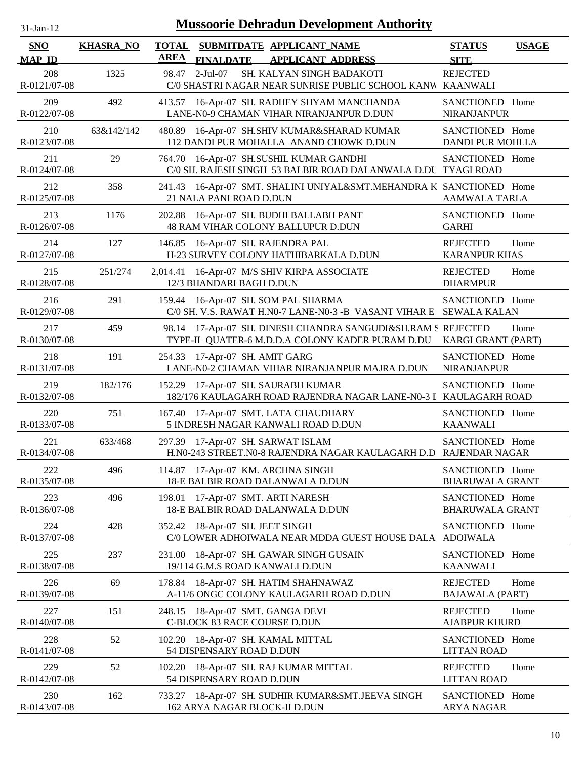31-Jan-12

# Mussoorie Dehradun Development Authority

| SNO<br>MAP_ID | KHASRA_NO | TOTAL AREA | SUBMITDATE FINALDATE | APPLICANT_NAME<br>APPLICANT_ADDRESS | STATUS<br>SITE | USAGE |
|---|---|---|---|---|---|---|
| 208<br>R-0121/07-08 | 1325 | 98.47 | 2-Jul-07 | SH. KALYAN SINGH BADAKOTI<br>C/0 SHASTRI NAGAR NEAR SUNRISE PUBLIC SCHOOL KANW | REJECTED<br>KAANWALI | |
| 209<br>R-0122/07-08 | 492 | 413.57 | 16-Apr-07 | SH. RADHEY SHYAM MANCHANDA<br>LANE-N0-9 CHAMAN VIHAR NIRANJANPUR D.DUN | SANCTIONED<br>NIRANJANPUR | Home |
| 210<br>R-0123/07-08 | 63&142/142 | 480.89 | 16-Apr-07 | SH.SHIV KUMAR&SHARAD KUMAR<br>112 DANDI PUR MOHALLA ANAND CHOWK D.DUN | SANCTIONED<br>DANDI PUR MOHLLA | Home |
| 211<br>R-0124/07-08 | 29 | 764.70 | 16-Apr-07 | SH.SUSHIL KUMAR GANDHI<br>C/0 SH. RAJESH SINGH 53 BALBIR ROAD DALANWALA D.DU | SANCTIONED<br>TYAGI ROAD | Home |
| 212<br>R-0125/07-08 | 358 | 241.43 | 16-Apr-07 | SMT. SHALINI UNIYAL&SMT.MEHANDRA K<br>21 NALA PANI ROAD D.DUN | SANCTIONED<br>AAMWALA TARLA | Home |
| 213<br>R-0126/07-08 | 1176 | 202.88 | 16-Apr-07 | SH. BUDHI BALLABH PANT<br>48 RAM VIHAR COLONY BALLUPUR D.DUN | SANCTIONED<br>GARHI | Home |
| 214<br>R-0127/07-08 | 127 | 146.85 | 16-Apr-07 | SH. RAJENDRA PAL<br>H-23 SURVEY COLONY HATHIBARKALA D.DUN | REJECTED<br>KARANPUR KHAS | Home |
| 215<br>R-0128/07-08 | 251/274 | 2,014.41 | 16-Apr-07 | M/S SHIV KIRPA ASSOCIATE<br>12/3 BHANDARI BAGH D.DUN | REJECTED<br>DHARMPUR | Home |
| 216<br>R-0129/07-08 | 291 | 159.44 | 16-Apr-07 | SH. SOM PAL SHARMA<br>C/0 SH. V.S. RAWAT H.N0-7 LANE-N0-3 -B VASANT VIHAR E | SANCTIONED<br>SEWALA KALAN | Home |
| 217<br>R-0130/07-08 | 459 | 98.14 | 17-Apr-07 | SH. DINESH CHANDRA SANGUDI&SH.RAM S<br>TYPE-II QUATER-6 M.D.D.A COLONY KADER PURAM D.DU | REJECTED<br>KARGI GRANT (PART) | Home |
| 218<br>R-0131/07-08 | 191 | 254.33 | 17-Apr-07 | SH. AMIT GARG<br>LANE-N0-2 CHAMAN VIHAR NIRANJANPUR MAJRA D.DUN | SANCTIONED<br>NIRANJANPUR | Home |
| 219<br>R-0132/07-08 | 182/176 | 152.29 | 17-Apr-07 | SH. SAURABH KUMAR<br>182/176 KAULAGARH ROAD RAJENDRA NAGAR LANE-N0-3 I | SANCTIONED<br>KAULAGARH ROAD | Home |
| 220<br>R-0133/07-08 | 751 | 167.40 | 17-Apr-07 | SMT. LATA CHAUDHARY<br>5 INDRESH NAGAR KANWALI ROAD D.DUN | SANCTIONED<br>KAANWALI | Home |
| 221<br>R-0134/07-08 | 633/468 | 297.39 | 17-Apr-07 | SH. SARWAT ISLAM<br>H.N0-243 STREET.N0-8 RAJENDRA NAGAR KAULAGARH D.D | SANCTIONED<br>RAJENDAR NAGAR | Home |
| 222<br>R-0135/07-08 | 496 | 114.87 | 17-Apr-07 | KM. ARCHNA SINGH<br>18-E BALBIR ROAD DALANWALA D.DUN | SANCTIONED<br>BHARUWALA GRANT | Home |
| 223<br>R-0136/07-08 | 496 | 198.01 | 17-Apr-07 | SMT. ARTI NARESH<br>18-E BALBIR ROAD DALANWALA D.DUN | SANCTIONED<br>BHARUWALA GRANT | Home |
| 224<br>R-0137/07-08 | 428 | 352.42 | 18-Apr-07 | SH. JEET SINGH<br>C/0 LOWER ADHOIWALA NEAR MDDA GUEST HOUSE DALA | SANCTIONED<br>ADOIWALA | Home |
| 225<br>R-0138/07-08 | 237 | 231.00 | 18-Apr-07 | SH. GAWAR SINGH GUSAIN<br>19/114 G.M.S ROAD KANWALI D.DUN | SANCTIONED<br>KAANWALI | Home |
| 226<br>R-0139/07-08 | 69 | 178.84 | 18-Apr-07 | SH. HATIM SHAHNAWAZ<br>A-11/6 ONGC COLONY KAULAGARH ROAD D.DUN | REJECTED<br>BAJAWALA (PART) | Home |
| 227<br>R-0140/07-08 | 151 | 248.15 | 18-Apr-07 | SMT. GANGA DEVI<br>C-BLOCK 83 RACE COURSE D.DUN | REJECTED<br>AJABPUR KHURD | Home |
| 228<br>R-0141/07-08 | 52 | 102.20 | 18-Apr-07 | SH. KAMAL MITTAL<br>54 DISPENSARY ROAD D.DUN | SANCTIONED<br>LITTAN ROAD | Home |
| 229<br>R-0142/07-08 | 52 | 102.20 | 18-Apr-07 | SH. RAJ KUMAR MITTAL<br>54 DISPENSARY ROAD D.DUN | REJECTED<br>LITTAN ROAD | Home |
| 230<br>R-0143/07-08 | 162 | 733.27 | 18-Apr-07 | SH. SUDHIR KUMAR&SMT.JEEVA SINGH<br>162 ARYA NAGAR BLOCK-II D.DUN | SANCTIONED<br>ARYA NAGAR | Home |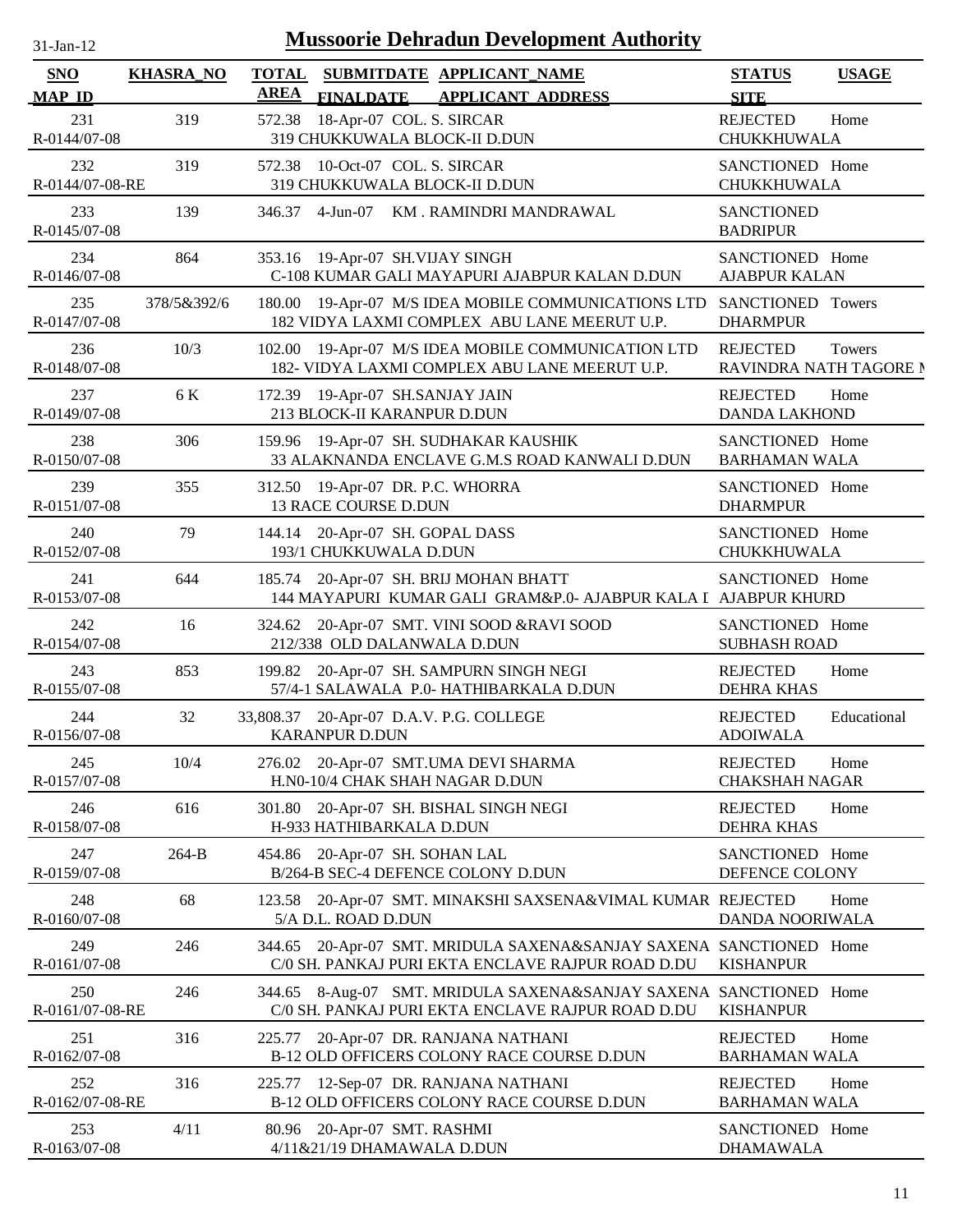# Mussoorie Dehradun Development Authority

31-Jan-12

| SNO / MAP_ID | KHASRA_NO | TOTAL AREA | SUBMITDATE / FINALDATE | APPLICANT_NAME / APPLICANT_ADDRESS | STATUS / SITE | USAGE |
|---|---|---|---|---|---|---|
| 231 / R-0144/07-08 | 319 | 572.38 | 18-Apr-07 | COL. S. SIRCAR / 319 CHUKKUWALA BLOCK-II D.DUN | REJECTED / CHUKKHUWALA | Home |
| 232 / R-0144/07-08-RE | 319 | 572.38 | 10-Oct-07 | COL. S. SIRCAR / 319 CHUKKUWALA BLOCK-II D.DUN | SANCTIONED / CHUKKHUWALA | Home |
| 233 / R-0145/07-08 | 139 | 346.37 | 4-Jun-07 | KM . RAMINDRI MANDRAWAL | SANCTIONED / BADRIPUR | |
| 234 / R-0146/07-08 | 864 | 353.16 | 19-Apr-07 | SH.VIJAY SINGH / C-108 KUMAR GALI MAYAPURI AJABPUR KALAN D.DUN | SANCTIONED / AJABPUR KALAN | Home |
| 235 / R-0147/07-08 | 378/5&392/6 | 180.00 | 19-Apr-07 | M/S IDEA MOBILE COMMUNICATIONS LTD / 182 VIDYA LAXMI COMPLEX ABU LANE MEERUT U.P. | SANCTIONED / DHARMPUR | Towers |
| 236 / R-0148/07-08 | 10/3 | 102.00 | 19-Apr-07 | M/S IDEA MOBILE COMMUNICATION LTD / 182- VIDYA LAXMI COMPLEX ABU LANE MEERUT U.P. | REJECTED / RAVINDRA NATH TAGORE M | Towers |
| 237 / R-0149/07-08 | 6 K | 172.39 | 19-Apr-07 | SH.SANJAY JAIN / 213 BLOCK-II KARANPUR D.DUN | REJECTED / DANDA LAKHOND | Home |
| 238 / R-0150/07-08 | 306 | 159.96 | 19-Apr-07 | SH. SUDHAKAR KAUSHIK / 33 ALAKNANDA ENCLAVE G.M.S ROAD KANWALI D.DUN | SANCTIONED / BARHAMAN WALA | Home |
| 239 / R-0151/07-08 | 355 | 312.50 | 19-Apr-07 | DR. P.C. WHORRA / 13 RACE COURSE D.DUN | SANCTIONED / DHARMPUR | Home |
| 240 / R-0152/07-08 | 79 | 144.14 | 20-Apr-07 | SH. GOPAL DASS / 193/1 CHUKKUWALA D.DUN | SANCTIONED / CHUKKHUWALA | Home |
| 241 / R-0153/07-08 | 644 | 185.74 | 20-Apr-07 | SH. BRIJ MOHAN BHATT / 144 MAYAPURI KUMAR GALI GRAM&P.0- AJABPUR KALA I | SANCTIONED / AJABPUR KHURD | Home |
| 242 / R-0154/07-08 | 16 | 324.62 | 20-Apr-07 | SMT. VINI SOOD &RAVI SOOD / 212/338 OLD DALANWALA D.DUN | SANCTIONED / SUBHASH ROAD | Home |
| 243 / R-0155/07-08 | 853 | 199.82 | 20-Apr-07 | SH. SAMPURN SINGH NEGI / 57/4-1 SALAWALA P.0- HATHIBARKALA D.DUN | REJECTED / DEHRA KHAS | Home |
| 244 / R-0156/07-08 | 32 | 33,808.37 | 20-Apr-07 | D.A.V. P.G. COLLEGE / KARANPUR D.DUN | REJECTED / ADOIWALA | Educational |
| 245 / R-0157/07-08 | 10/4 | 276.02 | 20-Apr-07 | SMT.UMA DEVI SHARMA / H.N0-10/4 CHAK SHAH NAGAR D.DUN | REJECTED / CHAKSHAH NAGAR | Home |
| 246 / R-0158/07-08 | 616 | 301.80 | 20-Apr-07 | SH. BISHAL SINGH NEGI / H-933 HATHIBARKALA D.DUN | REJECTED / DEHRA KHAS | Home |
| 247 / R-0159/07-08 | 264-B | 454.86 | 20-Apr-07 | SH. SOHAN LAL / B/264-B SEC-4 DEFENCE COLONY D.DUN | SANCTIONED / DEFENCE COLONY | Home |
| 248 / R-0160/07-08 | 68 | 123.58 | 20-Apr-07 | SMT. MINAKSHI SAXSENA&VIMAL KUMAR / 5/A D.L. ROAD D.DUN | REJECTED / DANDA NOORIWALA | Home |
| 249 / R-0161/07-08 | 246 | 344.65 | 20-Apr-07 | SMT. MRIDULA SAXENA&SANJAY SAXENA / C/0 SH. PANKAJ PURI EKTA ENCLAVE RAJPUR ROAD D.DU | SANCTIONED / KISHANPUR | Home |
| 250 / R-0161/07-08-RE | 246 | 344.65 | 8-Aug-07 | SMT. MRIDULA SAXENA&SANJAY SAXENA / C/0 SH. PANKAJ PURI EKTA ENCLAVE RAJPUR ROAD D.DU | SANCTIONED / KISHANPUR | Home |
| 251 / R-0162/07-08 | 316 | 225.77 | 20-Apr-07 | DR. RANJANA NATHANI / B-12 OLD OFFICERS COLONY RACE COURSE D.DUN | REJECTED / BARHAMAN WALA | Home |
| 252 / R-0162/07-08-RE | 316 | 225.77 | 12-Sep-07 | DR. RANJANA NATHANI / B-12 OLD OFFICERS COLONY RACE COURSE D.DUN | REJECTED / BARHAMAN WALA | Home |
| 253 / R-0163/07-08 | 4/11 | 80.96 | 20-Apr-07 | SMT. RASHMI / 4/11&21/19 DHAMAWALA D.DUN | SANCTIONED / DHAMAWALA | Home |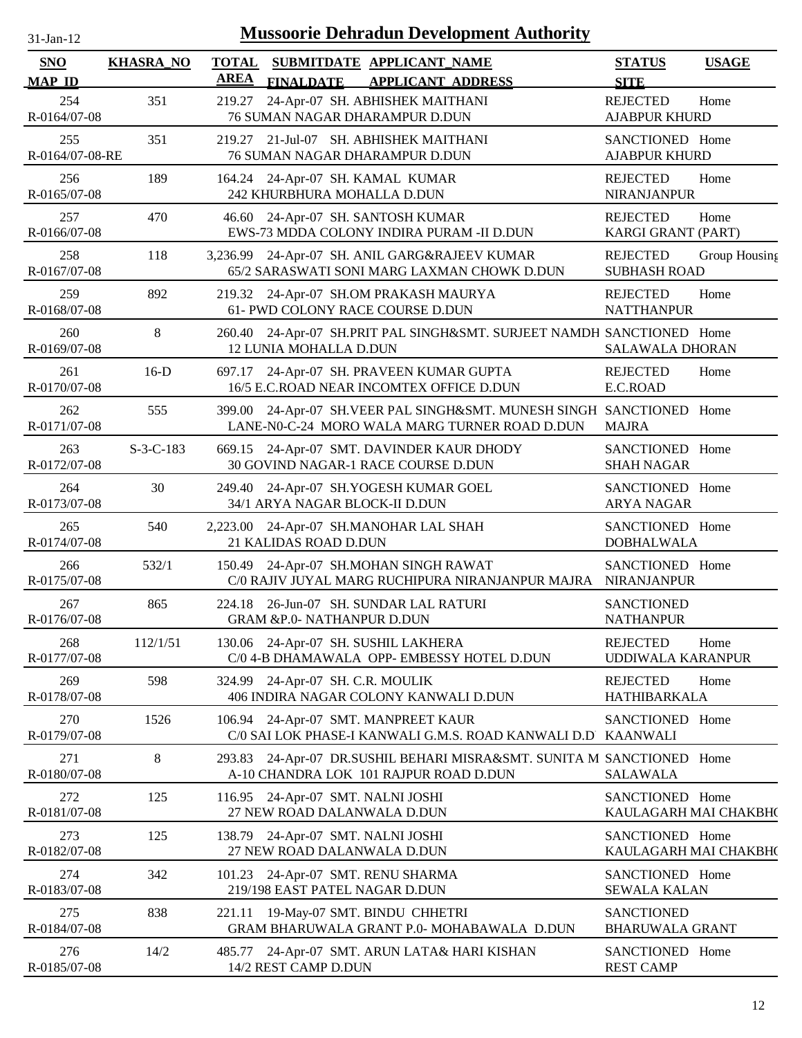# Mussoorie Dehradun Development Authority

31-Jan-12

| SNO / MAP_ID | KHASRA_NO | TOTAL AREA | SUBMITDATE / FINALDATE | APPLICANT_NAME / APPLICANT_ADDRESS | STATUS / SITE | USAGE |
|---|---|---|---|---|---|---|
| 254<br>R-0164/07-08 | 351 | 219.27 | 24-Apr-07 | SH. ABHISHEK MAITHANI<br>76 SUMAN NAGAR DHARAMPUR D.DUN | REJECTED<br>AJABPUR KHURD | Home |
| 255<br>R-0164/07-08-RE | 351 | 219.27 | 21-Jul-07 | SH. ABHISHEK MAITHANI<br>76 SUMAN NAGAR DHARAMPUR D.DUN | SANCTIONED<br>AJABPUR KHURD | Home |
| 256<br>R-0165/07-08 | 189 | 164.24 | 24-Apr-07 | SH. KAMAL KUMAR<br>242 KHURBHURA MOHALLA D.DUN | REJECTED<br>NIRANJANPUR | Home |
| 257<br>R-0166/07-08 | 470 | 46.60 | 24-Apr-07 | SH. SANTOSH KUMAR<br>EWS-73 MDDA COLONY INDIRA PURAM -II D.DUN | REJECTED<br>KARGI GRANT (PART) | Home |
| 258<br>R-0167/07-08 | 118 | 3,236.99 | 24-Apr-07 | SH. ANIL GARG&RAJEEV KUMAR<br>65/2 SARASWATI SONI MARG LAXMAN CHOWK D.DUN | REJECTED<br>SUBHASH ROAD | Group Housing |
| 259<br>R-0168/07-08 | 892 | 219.32 | 24-Apr-07 | SH.OM PRAKASH MAURYA<br>61- PWD COLONY RACE COURSE D.DUN | REJECTED<br>NATTHANPUR | Home |
| 260<br>R-0169/07-08 | 8 | 260.40 | 24-Apr-07 | SH.PRIT PAL SINGH&SMT. SURJEET NAMDH<br>12 LUNIA MOHALLA D.DUN | SANCTIONED<br>SALAWALA DHORAN | Home |
| 261<br>R-0170/07-08 | 16-D | 697.17 | 24-Apr-07 | SH. PRAVEEN KUMAR GUPTA<br>16/5 E.C.ROAD NEAR INCOMTEX OFFICE D.DUN | REJECTED<br>E.C.ROAD | Home |
| 262<br>R-0171/07-08 | 555 | 399.00 | 24-Apr-07 | SH.VEER PAL SINGH&SMT. MUNESH SINGH<br>LANE-N0-C-24 MORO WALA MARG TURNER ROAD D.DUN | SANCTIONED<br>MAJRA | Home |
| 263<br>R-0172/07-08 | S-3-C-183 | 669.15 | 24-Apr-07 | SMT. DAVINDER KAUR DHODY<br>30 GOVIND NAGAR-1 RACE COURSE D.DUN | SANCTIONED<br>SHAH NAGAR | Home |
| 264<br>R-0173/07-08 | 30 | 249.40 | 24-Apr-07 | SH.YOGESH KUMAR GOEL<br>34/1 ARYA NAGAR BLOCK-II D.DUN | SANCTIONED<br>ARYA NAGAR | Home |
| 265<br>R-0174/07-08 | 540 | 2,223.00 | 24-Apr-07 | SH.MANOHAR LAL SHAH<br>21 KALIDAS ROAD D.DUN | SANCTIONED<br>DOBHALWALA | Home |
| 266<br>R-0175/07-08 | 532/1 | 150.49 | 24-Apr-07 | SH.MOHAN SINGH RAWAT<br>C/0 RAJIV JUYAL MARG RUCHIPURA NIRANJANPUR MAJRA | SANCTIONED<br>NIRANJANPUR | Home |
| 267<br>R-0176/07-08 | 865 | 224.18 | 26-Jun-07 | SH. SUNDAR LAL RATURI<br>GRAM &P.0- NATHANPUR D.DUN | SANCTIONED<br>NATHANPUR | |
| 268<br>R-0177/07-08 | 112/1/51 | 130.06 | 24-Apr-07 | SH. SUSHIL LAKHERA<br>C/0 4-B DHAMAWALA OPP- EMBESSY HOTEL D.DUN | REJECTED<br>UDDIWALA KARANPUR | Home |
| 269<br>R-0178/07-08 | 598 | 324.99 | 24-Apr-07 | SH. C.R. MOULIK<br>406 INDIRA NAGAR COLONY KANWALI D.DUN | REJECTED<br>HATHIBARKALA | Home |
| 270<br>R-0179/07-08 | 1526 | 106.94 | 24-Apr-07 | SMT. MANPREET KAUR<br>C/0 SAI LOK PHASE-I KANWALI G.M.S. ROAD KANWALI D.D | SANCTIONED<br>KAANWALI | Home |
| 271<br>R-0180/07-08 | 8 | 293.83 | 24-Apr-07 | DR.SUSHIL BEHARI MISRA&SMT. SUNITA M<br>A-10 CHANDRA LOK 101 RAJPUR ROAD D.DUN | SANCTIONED<br>SALAWALA | Home |
| 272<br>R-0181/07-08 | 125 | 116.95 | 24-Apr-07 | SMT. NALNI JOSHI<br>27 NEW ROAD DALANWALA D.DUN | SANCTIONED<br>KAULAGARH MAI CHAKBH | Home |
| 273<br>R-0182/07-08 | 125 | 138.79 | 24-Apr-07 | SMT. NALNI JOSHI<br>27 NEW ROAD DALANWALA D.DUN | SANCTIONED<br>KAULAGARH MAI CHAKBH | Home |
| 274<br>R-0183/07-08 | 342 | 101.23 | 24-Apr-07 | SMT. RENU SHARMA<br>219/198 EAST PATEL NAGAR D.DUN | SANCTIONED<br>SEWALA KALAN | Home |
| 275<br>R-0184/07-08 | 838 | 221.11 | 19-May-07 | SMT. BINDU CHHETRI<br>GRAM BHARUWALA GRANT P.0- MOHABAWALA D.DUN | SANCTIONED<br>BHARUWALA GRANT | |
| 276<br>R-0185/07-08 | 14/2 | 485.77 | 24-Apr-07 | SMT. ARUN LATA& HARI KISHAN<br>14/2 REST CAMP D.DUN | SANCTIONED<br>REST CAMP | Home |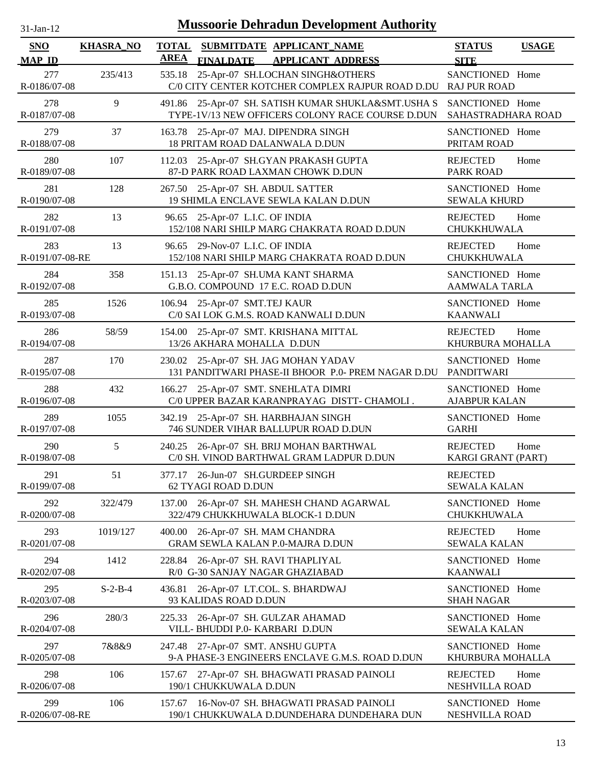# Mussoorie Dehradun Development Authority

| SNO / MAP_ID | KHASRA_NO | TOTAL AREA | SUBMITDATE / FINALDATE | APPLICANT_NAME / APPLICANT_ADDRESS | STATUS / SITE | USAGE |
|---|---|---|---|---|---|---|
| 277 / R-0186/07-08 | 235/413 | 535.18 | 25-Apr-07 | SH.LOCHAN SINGH&OTHERS / C/0 CITY CENTER KOTCHER COMPLEX RAJPUR ROAD D.DU | SANCTIONED / RAJ PUR ROAD | Home |
| 278 / R-0187/07-08 | 9 | 491.86 | 25-Apr-07 | SH. SATISH KUMAR SHUKLA&SMT.USHA S / TYPE-1V/13 NEW OFFICERS COLONY RACE COURSE D.DUN | SANCTIONED / SAHASTRADHARA ROAD | Home |
| 279 / R-0188/07-08 | 37 | 163.78 | 25-Apr-07 | MAJ. DIPENDRA SINGH / 18 PRITAM ROAD DALANWALA D.DUN | SANCTIONED / PRITAM ROAD | Home |
| 280 / R-0189/07-08 | 107 | 112.03 | 25-Apr-07 | SH.GYAN PRAKASH GUPTA / 87-D PARK ROAD LAXMAN CHOWK D.DUN | REJECTED / PARK ROAD | Home |
| 281 / R-0190/07-08 | 128 | 267.50 | 25-Apr-07 | SH. ABDUL SATTER / 19 SHIMLA ENCLAVE SEWLA KALAN D.DUN | SANCTIONED / SEWALA KHURD | Home |
| 282 / R-0191/07-08 | 13 | 96.65 | 25-Apr-07 | L.I.C. OF INDIA / 152/108 NARI SHILP MARG CHAKRATA ROAD D.DUN | REJECTED / CHUKKHUWALA | Home |
| 283 / R-0191/07-08-RE | 13 | 96.65 | 29-Nov-07 | L.I.C. OF INDIA / 152/108 NARI SHILP MARG CHAKRATA ROAD D.DUN | REJECTED / CHUKKHUWALA | Home |
| 284 / R-0192/07-08 | 358 | 151.13 | 25-Apr-07 | SH.UMA KANT SHARMA / G.B.O. COMPOUND 17 E.C. ROAD D.DUN | SANCTIONED / AAMWALA TARLA | Home |
| 285 / R-0193/07-08 | 1526 | 106.94 | 25-Apr-07 | SMT.TEJ KAUR / C/0 SAI LOK G.M.S. ROAD KANWALI D.DUN | SANCTIONED / KAANWALI | Home |
| 286 / R-0194/07-08 | 58/59 | 154.00 | 25-Apr-07 | SMT. KRISHANA MITTAL / 13/26 AKHARA MOHALLA D.DUN | REJECTED / KHURBURA MOHALLA | Home |
| 287 / R-0195/07-08 | 170 | 230.02 | 25-Apr-07 | SH. JAG MOHAN YADAV / 131 PANDITWARI PHASE-II BHOOR P.0- PREM NAGAR D.DU | SANCTIONED / PANDITWARI | Home |
| 288 / R-0196/07-08 | 432 | 166.27 | 25-Apr-07 | SMT. SNEHLATA DIMRI / C/0 UPPER BAZAR KARANPRAYAG DISTT- CHAMOLI . | SANCTIONED / AJABPUR KALAN | Home |
| 289 / R-0197/07-08 | 1055 | 342.19 | 25-Apr-07 | SH. HARBHAJAN SINGH / 746 SUNDER VIHAR BALLUPUR ROAD D.DUN | SANCTIONED / GARHI | Home |
| 290 / R-0198/07-08 | 5 | 240.25 | 26-Apr-07 | SH. BRIJ MOHAN BARTHWAL / C/0 SH. VINOD BARTHWAL GRAM LADPUR D.DUN | REJECTED / KARGI GRANT (PART) | Home |
| 291 / R-0199/07-08 | 51 | 377.17 | 26-Jun-07 | SH.GURDEEP SINGH / 62 TYAGI ROAD D.DUN | REJECTED / SEWALA KALAN | |
| 292 / R-0200/07-08 | 322/479 | 137.00 | 26-Apr-07 | SH. MAHESH CHAND AGARWAL / 322/479 CHUKKHUWALA BLOCK-1 D.DUN | SANCTIONED / CHUKKHUWALA | Home |
| 293 / R-0201/07-08 | 1019/127 | 400.00 | 26-Apr-07 | SH. MAM CHANDRA / GRAM SEWLA KALAN P.0-MAJRA D.DUN | REJECTED / SEWALA KALAN | Home |
| 294 / R-0202/07-08 | 1412 | 228.84 | 26-Apr-07 | SH. RAVI THAPLIYAL / R/0 G-30 SANJAY NAGAR GHAZIABAD | SANCTIONED / KAANWALI | Home |
| 295 / R-0203/07-08 | S-2-B-4 | 436.81 | 26-Apr-07 | LT.COL. S. BHARDWAJ / 93 KALIDAS ROAD D.DUN | SANCTIONED / SHAH NAGAR | Home |
| 296 / R-0204/07-08 | 280/3 | 225.33 | 26-Apr-07 | SH. GULZAR AHAMAD / VILL- BHUDDI P.0- KARBARI D.DUN | SANCTIONED / SEWALA KALAN | Home |
| 297 / R-0205/07-08 | 7&8&9 | 247.48 | 27-Apr-07 | SMT. ANSHU GUPTA / 9-A PHASE-3 ENGINEERS ENCLAVE G.M.S. ROAD D.DUN | SANCTIONED / KHURBURA MOHALLA | Home |
| 298 / R-0206/07-08 | 106 | 157.67 | 27-Apr-07 | SH. BHAGWATI PRASAD PAINOLI / 190/1 CHUKKUWALA D.DUN | REJECTED / NESHVILLA ROAD | Home |
| 299 / R-0206/07-08-RE | 106 | 157.67 | 16-Nov-07 | SH. BHAGWATI PRASAD PAINOLI / 190/1 CHUKKUWALA D.DUNDEHARA DUNDEHARA DUN | SANCTIONED / NESHVILLA ROAD | Home |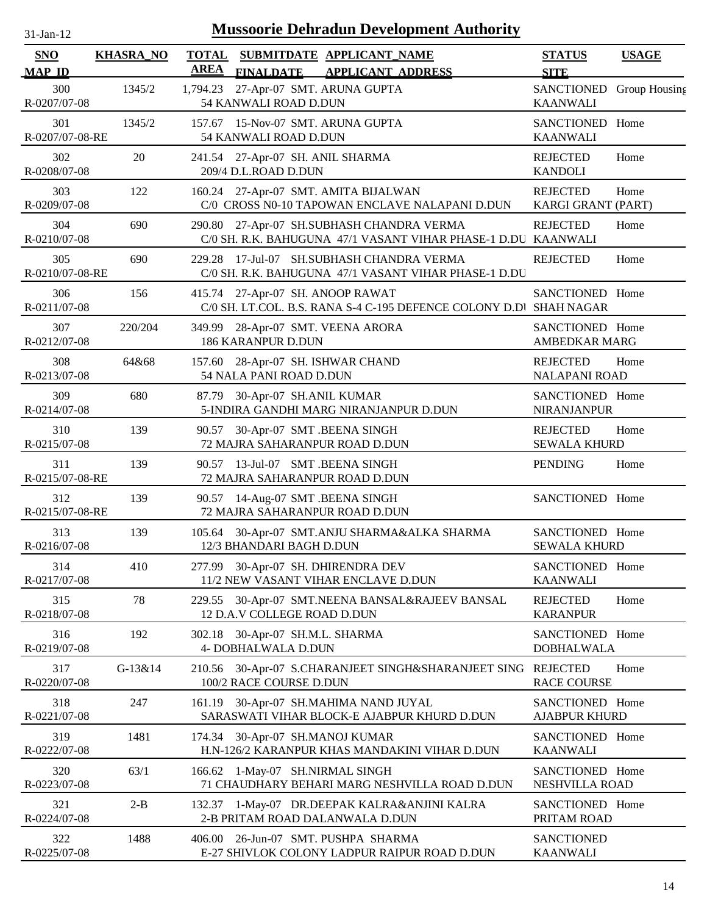# Mussoorie Dehradun Development Authority

31-Jan-12

| SNO / MAP_ID | KHASRA_NO | TOTAL AREA | SUBMITDATE / FINALDATE | APPLICANT_NAME / APPLICANT ADDRESS | STATUS / SITE | USAGE |
|---|---|---|---|---|---|---|
| 300<br>R-0207/07-08 | 1345/2 | 1,794.23 | 27-Apr-07 | SMT. ARUNA GUPTA<br>54 KANWALI ROAD D.DUN | SANCTIONED<br>KAANWALI | Group Housing |
| 301<br>R-0207/07-08-RE | 1345/2 | 157.67 | 15-Nov-07 | SMT. ARUNA GUPTA<br>54 KANWALI ROAD D.DUN | SANCTIONED<br>KAANWALI | Home |
| 302<br>R-0208/07-08 | 20 | 241.54 | 27-Apr-07 | SH. ANIL SHARMA<br>209/4 D.L.ROAD D.DUN | REJECTED<br>KANDOLI | Home |
| 303<br>R-0209/07-08 | 122 | 160.24 | 27-Apr-07 | SMT. AMITA BIJALWAN<br>C/0 CROSS N0-10 TAPOWAN ENCLAVE NALAPANI D.DUN | REJECTED<br>KARGI GRANT (PART) | Home |
| 304<br>R-0210/07-08 | 690 | 290.80 | 27-Apr-07 | SH.SUBHASH CHANDRA VERMA<br>C/0 SH. R.K. BAHUGUNA 47/1 VASANT VIHAR PHASE-1 D.DU | REJECTED<br>KAANWALI | Home |
| 305<br>R-0210/07-08-RE | 690 | 229.28 | 17-Jul-07 | SH.SUBHASH CHANDRA VERMA<br>C/0 SH. R.K. BAHUGUNA 47/1 VASANT VIHAR PHASE-1 D.DU | REJECTED | Home |
| 306<br>R-0211/07-08 | 156 | 415.74 | 27-Apr-07 | SH. ANOOP RAWAT<br>C/0 SH. LT.COL. B.S. RANA S-4 C-195 DEFENCE COLONY D.DU | SANCTIONED<br>SHAH NAGAR | Home |
| 307<br>R-0212/07-08 | 220/204 | 349.99 | 28-Apr-07 | SMT. VEENA ARORA<br>186 KARANPUR D.DUN | SANCTIONED<br>AMBEDKAR MARG | Home |
| 308<br>R-0213/07-08 | 64&68 | 157.60 | 28-Apr-07 | SH. ISHWAR CHAND<br>54 NALA PANI ROAD D.DUN | REJECTED<br>NALAPANI ROAD | Home |
| 309<br>R-0214/07-08 | 680 | 87.79 | 30-Apr-07 | SH.ANIL KUMAR<br>5-INDIRA GANDHI MARG NIRANJANPUR D.DUN | SANCTIONED<br>NIRANJANPUR | Home |
| 310<br>R-0215/07-08 | 139 | 90.57 | 30-Apr-07 | SMT .BEENA SINGH<br>72 MAJRA SAHARANPUR ROAD D.DUN | REJECTED<br>SEWALA KHURD | Home |
| 311<br>R-0215/07-08-RE | 139 | 90.57 | 13-Jul-07 | SMT .BEENA SINGH<br>72 MAJRA SAHARANPUR ROAD D.DUN | PENDING | Home |
| 312<br>R-0215/07-08-RE | 139 | 90.57 | 14-Aug-07 | SMT .BEENA SINGH<br>72 MAJRA SAHARANPUR ROAD D.DUN | SANCTIONED | Home |
| 313<br>R-0216/07-08 | 139 | 105.64 | 30-Apr-07 | SMT.ANJU SHARMA&ALKA SHARMA<br>12/3 BHANDARI BAGH D.DUN | SANCTIONED<br>SEWALA KHURD | Home |
| 314<br>R-0217/07-08 | 410 | 277.99 | 30-Apr-07 | SH. DHIRENDRA DEV<br>11/2 NEW VASANT VIHAR ENCLAVE D.DUN | SANCTIONED<br>KAANWALI | Home |
| 315<br>R-0218/07-08 | 78 | 229.55 | 30-Apr-07 | SMT.NEENA BANSAL&RAJEEV BANSAL<br>12 D.A.V COLLEGE ROAD D.DUN | REJECTED<br>KARANPUR | Home |
| 316<br>R-0219/07-08 | 192 | 302.18 | 30-Apr-07 | SH.M.L. SHARMA<br>4- DOBHALWALA D.DUN | SANCTIONED<br>DOBHALWALA | Home |
| 317<br>R-0220/07-08 | G-13&14 | 210.56 | 30-Apr-07 | S.CHARANJEET SINGH&SHARANJEET SING<br>100/2 RACE COURSE D.DUN | REJECTED<br>RACE COURSE | Home |
| 318<br>R-0221/07-08 | 247 | 161.19 | 30-Apr-07 | SH.MAHIMA NAND JUYAL<br>SARASWATI VIHAR BLOCK-E AJABPUR KHURD D.DUN | SANCTIONED<br>AJABPUR KHURD | Home |
| 319<br>R-0222/07-08 | 1481 | 174.34 | 30-Apr-07 | SH.MANOJ KUMAR<br>H.N-126/2 KARANPUR KHAS MANDAKINI VIHAR D.DUN | SANCTIONED<br>KAANWALI | Home |
| 320<br>R-0223/07-08 | 63/1 | 166.62 | 1-May-07 | SH.NIRMAL SINGH<br>71 CHAUDHARY BEHARI MARG NESHVILLA ROAD D.DUN | SANCTIONED<br>NESHVILLA ROAD | Home |
| 321<br>R-0224/07-08 | 2-B | 132.37 | 1-May-07 | DR.DEEPAK KALRA&ANJINI KALRA<br>2-B PRITAM ROAD DALANWALA D.DUN | SANCTIONED<br>PRITAM ROAD | Home |
| 322<br>R-0225/07-08 | 1488 | 406.00 | 26-Jun-07 | SMT. PUSHPA SHARMA<br>E-27 SHIVLOK COLONY LADPUR RAIPUR ROAD D.DUN | SANCTIONED<br>KAANWALI | |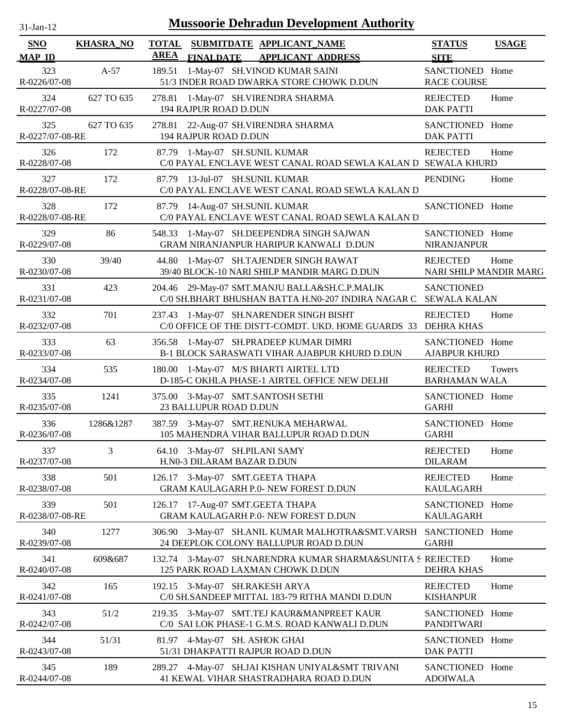31-Jan-12

# Mussoorie Dehradun Development Authority

| SNO<br>MAP_ID | KHASRA_NO | TOTAL AREA | SUBMITDATE FINALDATE | APPLICANT_NAME<br>APPLICANT_ADDRESS | STATUS<br>SITE | USAGE |
|---|---|---|---|---|---|---|
| 323<br>R-0226/07-08 | A-57 | 189.51 | 1-May-07 | SH.VINOD KUMAR SAINI<br>51/3 INDER ROAD DWARKA STORE CHOWK D.DUN | SANCTIONED<br>RACE COURSE | Home |
| 324<br>R-0227/07-08 | 627 TO 635 | 278.81 | 1-May-07 | SH.VIRENDRA SHARMA<br>194 RAJPUR ROAD D.DUN | REJECTED<br>DAK PATTI | Home |
| 325<br>R-0227/07-08-RE | 627 TO 635 | 278.81 | 22-Aug-07 | SH.VIRENDRA SHARMA<br>194 RAJPUR ROAD D.DUN | SANCTIONED<br>DAK PATTI | Home |
| 326<br>R-0228/07-08 | 172 | 87.79 | 1-May-07 | SH.SUNIL KUMAR<br>C/0 PAYAL ENCLAVE WEST CANAL ROAD SEWLA KALAN D | REJECTED<br>SEWALA KHURD | Home |
| 327<br>R-0228/07-08-RE | 172 | 87.79 | 13-Jul-07 | SH.SUNIL KUMAR<br>C/0 PAYAL ENCLAVE WEST CANAL ROAD SEWLA KALAN D | PENDING | Home |
| 328<br>R-0228/07-08-RE | 172 | 87.79 | 14-Aug-07 | SH.SUNIL KUMAR<br>C/0 PAYAL ENCLAVE WEST CANAL ROAD SEWLA KALAN D | SANCTIONED | Home |
| 329<br>R-0229/07-08 | 86 | 548.33 | 1-May-07 | SH.DEEPENDRA SINGH SAJWAN<br>GRAM NIRANJANPUR HARIPUR KANWALI D.DUN | SANCTIONED<br>NIRANJANPUR | Home |
| 330<br>R-0230/07-08 | 39/40 | 44.80 | 1-May-07 | SH.TAJENDER SINGH RAWAT<br>39/40 BLOCK-10 NARI SHILP MANDIR MARG D.DUN | REJECTED<br>NARI SHILP MANDIR MARG | Home |
| 331<br>R-0231/07-08 | 423 | 204.46 | 29-May-07 | SMT.MANJU BALLA&SH.C.P.MALIK<br>C/0 SH.BHART BHUSHAN BATTA H.N0-207 INDIRA NAGAR C | SANCTIONED<br>SEWALA KALAN | |
| 332<br>R-0232/07-08 | 701 | 237.43 | 1-May-07 | SH.NARENDER SINGH BISHT<br>C/0 OFFICE OF THE DISTT-COMDT. UKD. HOME GUARDS 33 | REJECTED<br>DEHRA KHAS | Home |
| 333<br>R-0233/07-08 | 63 | 356.58 | 1-May-07 | SH.PRADEEP KUMAR DIMRI<br>B-1 BLOCK SARASWATI VIHAR AJABPUR KHURD D.DUN | SANCTIONED<br>AJABPUR KHURD | Home |
| 334<br>R-0234/07-08 | 535 | 180.00 | 1-May-07 | M/S BHARTI AIRTEL LTD<br>D-185-C OKHLA PHASE-1 AIRTEL OFFICE NEW DELHI | REJECTED<br>BARHAMAN WALA | Towers |
| 335<br>R-0235/07-08 | 1241 | 375.00 | 3-May-07 | SMT.SANTOSH SETHI<br>23 BALLUPUR ROAD D.DUN | SANCTIONED<br>GARHI | Home |
| 336<br>R-0236/07-08 | 1286&1287 | 387.59 | 3-May-07 | SMT.RENUKA MEHARWAL<br>105 MAHENDRA VIHAR BALLUPUR ROAD D.DUN | SANCTIONED<br>GARHI | Home |
| 337<br>R-0237/07-08 | 3 | 64.10 | 3-May-07 | SH.PILANI SAMY<br>H.N0-3 DILARAM BAZAR D.DUN | REJECTED<br>DILARAM | Home |
| 338<br>R-0238/07-08 | 501 | 126.17 | 3-May-07 | SMT.GEETA THAPA<br>GRAM KAULAGARH P.0- NEW FOREST D.DUN | REJECTED<br>KAULAGARH | Home |
| 339<br>R-0238/07-08-RE | 501 | 126.17 | 17-Aug-07 | SMT.GEETA THAPA<br>GRAM KAULAGARH P.0- NEW FOREST D.DUN | SANCTIONED<br>KAULAGARH | Home |
| 340<br>R-0239/07-08 | 1277 | 306.90 | 3-May-07 | SH.ANIL KUMAR MALHOTRA&SMT.VARSH<br>24 DEEPLOK COLONY BALLUPUR ROAD D.DUN | SANCTIONED<br>GARHI | Home |
| 341<br>R-0240/07-08 | 609&687 | 132.74 | 3-May-07 | SH.NARENDRA KUMAR SHARMA&SUNITA S<br>125 PARK ROAD LAXMAN CHOWK D.DUN | REJECTED<br>DEHRA KHAS | Home |
| 342<br>R-0241/07-08 | 165 | 192.15 | 3-May-07 | SH.RAKESH ARYA<br>C/0 SH.SANDEEP MITTAL 183-79 RITHA MANDI D.DUN | REJECTED<br>KISHANPUR | Home |
| 343<br>R-0242/07-08 | 51/2 | 219.35 | 3-May-07 | SMT.TEJ KAUR&MANPREET KAUR<br>C/0 SAI LOK PHASE-1 G.M.S. ROAD KANWALI D.DUN | SANCTIONED<br>PANDITWARI | Home |
| 344<br>R-0243/07-08 | 51/31 | 81.97 | 4-May-07 | SH. ASHOK GHAI<br>51/31 DHAKPATTI RAJPUR ROAD D.DUN | SANCTIONED<br>DAK PATTI | Home |
| 345<br>R-0244/07-08 | 189 | 289.27 | 4-May-07 | SH.JAI KISHAN UNIYAL&SMT TRIVANI<br>41 KEWAL VIHAR SHASTRADHARA ROAD D.DUN | SANCTIONED<br>ADOIWALA | Home |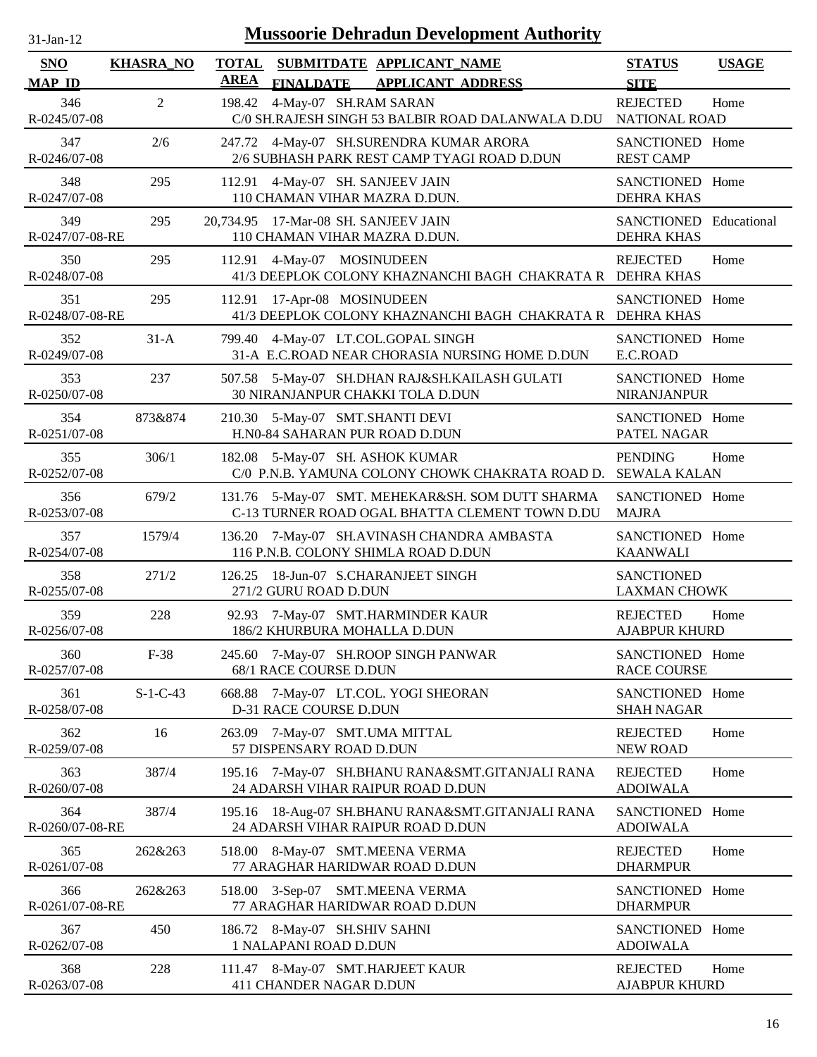31-Jan-12

# Mussoorie Dehradun Development Authority

| SNO<br>MAP_ID | KHASRA_NO | TOTAL AREA | SUBMITDATE<br>FINALDATE | APPLICANT_NAME<br>APPLICANT_ADDRESS | STATUS<br>SITE | USAGE |
|---|---|---|---|---|---|---|
| 346<br>R-0245/07-08 | 2 | 198.42 | 4-May-07 | SH.RAM SARAN<br>C/0 SH.RAJESH SINGH 53 BALBIR ROAD DALANWALA D.DU | REJECTED<br>NATIONAL ROAD | Home |
| 347<br>R-0246/07-08 | 2/6 | 247.72 | 4-May-07 | SH.SURENDRA KUMAR ARORA<br>2/6 SUBHASH PARK REST CAMP TYAGI ROAD D.DUN | SANCTIONED<br>REST CAMP | Home |
| 348<br>R-0247/07-08 | 295 | 112.91 | 4-May-07 | SH. SANJEEV JAIN<br>110 CHAMAN VIHAR MAZRA D.DUN. | SANCTIONED<br>DEHRA KHAS | Home |
| 349<br>R-0247/07-08-RE | 295 | 20,734.95 | 17-Mar-08 | SH. SANJEEV JAIN<br>110 CHAMAN VIHAR MAZRA D.DUN. | SANCTIONED<br>DEHRA KHAS | Educational |
| 350<br>R-0248/07-08 | 295 | 112.91 | 4-May-07 | MOSINUDEEN<br>41/3 DEEPLOK COLONY KHAZNANCHI BAGH CHAKRATA R | REJECTED<br>DEHRA KHAS | Home |
| 351<br>R-0248/07-08-RE | 295 | 112.91 | 17-Apr-08 | MOSINUDEEN<br>41/3 DEEPLOK COLONY KHAZNANCHI BAGH CHAKRATA R | SANCTIONED<br>DEHRA KHAS | Home |
| 352<br>R-0249/07-08 | 31-A | 799.40 | 4-May-07 | LT.COL.GOPAL SINGH<br>31-A E.C.ROAD NEAR CHORASIA NURSING HOME D.DUN | SANCTIONED<br>E.C.ROAD | Home |
| 353<br>R-0250/07-08 | 237 | 507.58 | 5-May-07 | SH.DHAN RAJ&SH.KAILASH GULATI<br>30 NIRANJANPUR CHAKKI TOLA D.DUN | SANCTIONED<br>NIRANJANPUR | Home |
| 354<br>R-0251/07-08 | 873&874 | 210.30 | 5-May-07 | SMT.SHANTI DEVI<br>H.N0-84 SAHARAN PUR ROAD D.DUN | SANCTIONED<br>PATEL NAGAR | Home |
| 355<br>R-0252/07-08 | 306/1 | 182.08 | 5-May-07 | SH. ASHOK KUMAR<br>C/0 P.N.B. YAMUNA COLONY CHOWK CHAKRATA ROAD D. | PENDING<br>SEWALA KALAN | Home |
| 356<br>R-0253/07-08 | 679/2 | 131.76 | 5-May-07 | SMT. MEHEKAR&SH. SOM DUTT SHARMA<br>C-13 TURNER ROAD OGAL BHATTA CLEMENT TOWN D.DU | SANCTIONED<br>MAJRA | Home |
| 357<br>R-0254/07-08 | 1579/4 | 136.20 | 7-May-07 | SH.AVINASH CHANDRA AMBASTA<br>116 P.N.B. COLONY SHIMLA ROAD D.DUN | SANCTIONED<br>KAANWALI | Home |
| 358<br>R-0255/07-08 | 271/2 | 126.25 | 18-Jun-07 | S.CHARANJEET SINGH<br>271/2 GURU ROAD D.DUN | SANCTIONED<br>LAXMAN CHOWK | |
| 359<br>R-0256/07-08 | 228 | 92.93 | 7-May-07 | SMT.HARMINDER KAUR<br>186/2 KHURBURA MOHALLA D.DUN | REJECTED<br>AJABPUR KHURD | Home |
| 360<br>R-0257/07-08 | F-38 | 245.60 | 7-May-07 | SH.ROOP SINGH PANWAR<br>68/1 RACE COURSE D.DUN | SANCTIONED<br>RACE COURSE | Home |
| 361<br>R-0258/07-08 | S-1-C-43 | 668.88 | 7-May-07 | LT.COL. YOGI SHEORAN<br>D-31 RACE COURSE D.DUN | SANCTIONED<br>SHAH NAGAR | Home |
| 362<br>R-0259/07-08 | 16 | 263.09 | 7-May-07 | SMT.UMA MITTAL<br>57 DISPENSARY ROAD D.DUN | REJECTED<br>NEW ROAD | Home |
| 363<br>R-0260/07-08 | 387/4 | 195.16 | 7-May-07 | SH.BHANU RANA&SMT.GITANJALI RANA<br>24 ADARSH VIHAR RAIPUR ROAD D.DUN | REJECTED<br>ADOIWALA | Home |
| 364<br>R-0260/07-08-RE | 387/4 | 195.16 | 18-Aug-07 | SH.BHANU RANA&SMT.GITANJALI RANA<br>24 ADARSH VIHAR RAIPUR ROAD D.DUN | SANCTIONED<br>ADOIWALA | Home |
| 365<br>R-0261/07-08 | 262&263 | 518.00 | 8-May-07 | SMT.MEENA VERMA<br>77 ARAGHAR HARIDWAR ROAD D.DUN | REJECTED<br>DHARMPUR | Home |
| 366<br>R-0261/07-08-RE | 262&263 | 518.00 | 3-Sep-07 | SMT.MEENA VERMA<br>77 ARAGHAR HARIDWAR ROAD D.DUN | SANCTIONED<br>DHARMPUR | Home |
| 367<br>R-0262/07-08 | 450 | 186.72 | 8-May-07 | SH.SHIV SAHNI<br>1 NALAPANI ROAD D.DUN | SANCTIONED<br>ADOIWALA | Home |
| 368<br>R-0263/07-08 | 228 | 111.47 | 8-May-07 | SMT.HARJEET KAUR<br>411 CHANDER NAGAR D.DUN | REJECTED<br>AJABPUR KHURD | Home |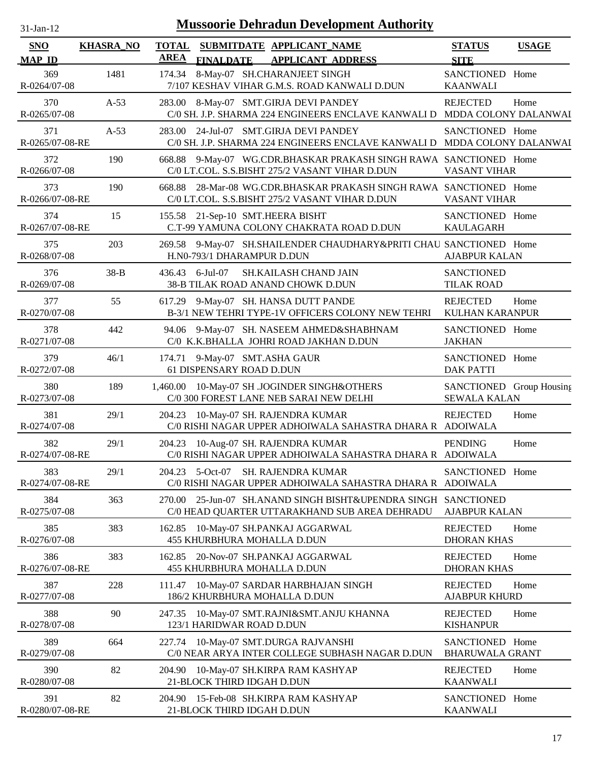# Mussoorie Dehradun Development Authority

31-Jan-12

| SNO / MAP_ID | KHASRA_NO | TOTAL AREA | SUBMITDATE / FINALDATE | APPLICANT_NAME / APPLICANT_ADDRESS | STATUS / SITE | USAGE |
|---|---|---|---|---|---|---|
| 369 / R-0264/07-08 | 1481 | 174.34 | 8-May-07 | SH.CHARANJEET SINGH / 7/107 KESHAV VIHAR G.M.S. ROAD KANWALI D.DUN | SANCTIONED / KAANWALI | Home |
| 370 / R-0265/07-08 | A-53 | 283.00 | 8-May-07 | SMT.GIRJA DEVI PANDEY / C/0 SH. J.P. SHARMA 224 ENGINEERS ENCLAVE KANWALI D | REJECTED / MDDA COLONY DALANWAI | Home |
| 371 / R-0265/07-08-RE | A-53 | 283.00 | 24-Jul-07 | SMT.GIRJA DEVI PANDEY / C/0 SH. J.P. SHARMA 224 ENGINEERS ENCLAVE KANWALI D | SANCTIONED / MDDA COLONY DALANWAI | Home |
| 372 / R-0266/07-08 | 190 | 668.88 | 9-May-07 | WG.CDR.BHASKAR PRAKASH SINGH RAWA / C/0 LT.COL. S.S.BISHT 275/2 VASANT VIHAR D.DUN | SANCTIONED / VASANT VIHAR | Home |
| 373 / R-0266/07-08-RE | 190 | 668.88 | 28-Mar-08 | WG.CDR.BHASKAR PRAKASH SINGH RAWA / C/0 LT.COL. S.S.BISHT 275/2 VASANT VIHAR D.DUN | SANCTIONED / VASANT VIHAR | Home |
| 374 / R-0267/07-08-RE | 15 | 155.58 | 21-Sep-10 | SMT.HEERA BISHT / C.T-99 YAMUNA COLONY CHAKRATA ROAD D.DUN | SANCTIONED / KAULAGARH | Home |
| 375 / R-0268/07-08 | 203 | 269.58 | 9-May-07 | SH.SHAILENDER CHAUDHARY&PRITI CHAU / H.N0-793/1 DHARAMPUR D.DUN | SANCTIONED / AJABPUR KALAN | Home |
| 376 / R-0269/07-08 | 38-B | 436.43 | 6-Jul-07 | SH.KAILASH CHAND JAIN / 38-B TILAK ROAD ANAND CHOWK D.DUN | SANCTIONED / TILAK ROAD | |
| 377 / R-0270/07-08 | 55 | 617.29 | 9-May-07 | SH. HANSA DUTT PANDE / B-3/1 NEW TEHRI TYPE-1V OFFICERS COLONY NEW TEHRI | REJECTED / KULHAN KARANPUR | Home |
| 378 / R-0271/07-08 | 442 | 94.06 | 9-May-07 | SH. NASEEM AHMED&SHABHNAM / C/0 K.K.BHALLA JOHRI ROAD JAKHAN D.DUN | SANCTIONED / JAKHAN | Home |
| 379 / R-0272/07-08 | 46/1 | 174.71 | 9-May-07 | SMT.ASHA GAUR / 61 DISPENSARY ROAD D.DUN | SANCTIONED / DAK PATTI | Home |
| 380 / R-0273/07-08 | 189 | 1,460.00 | 10-May-07 | SH .JOGINDER SINGH&OTHERS / C/0 300 FOREST LANE NEB SARAI NEW DELHI | SANCTIONED / SEWALA KALAN | Group Housing |
| 381 / R-0274/07-08 | 29/1 | 204.23 | 10-May-07 | SH. RAJENDRA KUMAR / C/0 RISHI NAGAR UPPER ADHOIWALA SAHASTRA DHARA R | REJECTED / ADOIWALA | Home |
| 382 / R-0274/07-08-RE | 29/1 | 204.23 | 10-Aug-07 | SH. RAJENDRA KUMAR / C/0 RISHI NAGAR UPPER ADHOIWALA SAHASTRA DHARA R | PENDING / ADOIWALA | Home |
| 383 / R-0274/07-08-RE | 29/1 | 204.23 | 5-Oct-07 | SH. RAJENDRA KUMAR / C/0 RISHI NAGAR UPPER ADHOIWALA SAHASTRA DHARA R | SANCTIONED / ADOIWALA | Home |
| 384 / R-0275/07-08 | 363 | 270.00 | 25-Jun-07 | SH.ANAND SINGH BISHT&UPENDRA SINGH / C/0 HEAD QUARTER UTTARAKHAND SUB AREA DEHRADU | SANCTIONED / AJABPUR KALAN | |
| 385 / R-0276/07-08 | 383 | 162.85 | 10-May-07 | SH.PANKAJ AGGARWAL / 455 KHURBHURA MOHALLA D.DUN | REJECTED / DHORAN KHAS | Home |
| 386 / R-0276/07-08-RE | 383 | 162.85 | 20-Nov-07 | SH.PANKAJ AGGARWAL / 455 KHURBHURA MOHALLA D.DUN | REJECTED / DHORAN KHAS | Home |
| 387 / R-0277/07-08 | 228 | 111.47 | 10-May-07 | SARDAR HARBHAJAN SINGH / 186/2 KHURBHURA MOHALLA D.DUN | REJECTED / AJABPUR KHURD | Home |
| 388 / R-0278/07-08 | 90 | 247.35 | 10-May-07 | SMT.RAJNI&SMT.ANJU KHANNA / 123/1 HARIDWAR ROAD D.DUN | REJECTED / KISHANPUR | Home |
| 389 / R-0279/07-08 | 664 | 227.74 | 10-May-07 | SMT.DURGA RAJVANSHI / C/0 NEAR ARYA INTER COLLEGE SUBHASH NAGAR D.DUN | SANCTIONED / BHARUWALA GRANT | Home |
| 390 / R-0280/07-08 | 82 | 204.90 | 10-May-07 | SH.KIRPA RAM KASHYAP / 21-BLOCK THIRD IDGAH D.DUN | REJECTED / KAANWALI | Home |
| 391 / R-0280/07-08-RE | 82 | 204.90 | 15-Feb-08 | SH.KIRPA RAM KASHYAP / 21-BLOCK THIRD IDGAH D.DUN | SANCTIONED / KAANWALI | Home |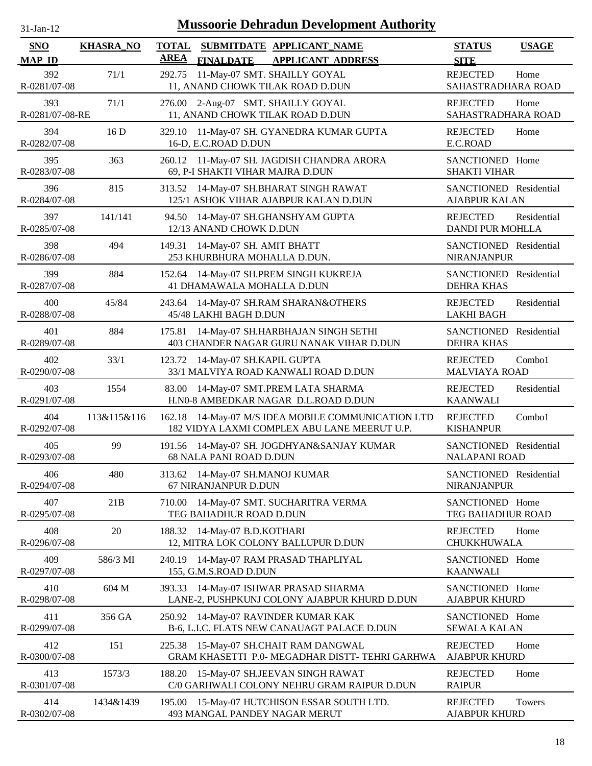31-Jan-12

# Mussoorie Dehradun Development Authority

| SNO<br>MAP_ID | KHASRA_NO | TOTAL AREA | SUBMITDATE<br>FINALDATE | APPLICANT_NAME<br>APPLICANT_ADDRESS | STATUS<br>SITE | USAGE |
|---|---|---|---|---|---|---|
| 392<br>R-0281/07-08 | 71/1 | 292.75 | 11-May-07 | SMT. SHAILLY GOYAL<br>11, ANAND CHOWK TILAK ROAD D.DUN | REJECTED<br>SAHASTRADHARA ROAD | Home |
| 393<br>R-0281/07-08-RE | 71/1 | 276.00 | 2-Aug-07 | SMT. SHAILLY GOYAL<br>11, ANAND CHOWK TILAK ROAD D.DUN | REJECTED<br>SAHASTRADHARA ROAD | Home |
| 394<br>R-0282/07-08 | 16 D | 329.10 | 11-May-07 | SH. GYANEDRA KUMAR GUPTA<br>16-D, E.C.ROAD D.DUN | REJECTED<br>E.C.ROAD | Home |
| 395<br>R-0283/07-08 | 363 | 260.12 | 11-May-07 | SH. JAGDISH CHANDRA ARORA<br>69, P-I SHAKTI VIHAR MAJRA D.DUN | SANCTIONED<br>SHAKTI VIHAR | Home |
| 396<br>R-0284/07-08 | 815 | 313.52 | 14-May-07 | SH.BHARAT SINGH RAWAT<br>125/1 ASHOK VIHAR AJABPUR KALAN D.DUN | SANCTIONED<br>AJABPUR KALAN | Residential |
| 397<br>R-0285/07-08 | 141/141 | 94.50 | 14-May-07 | SH.GHANSHYAM GUPTA<br>12/13 ANAND CHOWK D.DUN | REJECTED<br>DANDI PUR MOHLLA | Residential |
| 398<br>R-0286/07-08 | 494 | 149.31 | 14-May-07 | SH. AMIT BHATT<br>253 KHURBHURA MOHALLA D.DUN. | SANCTIONED<br>NIRANJANPUR | Residential |
| 399<br>R-0287/07-08 | 884 | 152.64 | 14-May-07 | SH.PREM SINGH KUKREJA<br>41 DHAMAWALA MOHALLA D.DUN | SANCTIONED<br>DEHRA KHAS | Residential |
| 400<br>R-0288/07-08 | 45/84 | 243.64 | 14-May-07 | SH.RAM SHARAN&OTHERS<br>45/48 LAKHI BAGH D.DUN | REJECTED<br>LAKHI BAGH | Residential |
| 401<br>R-0289/07-08 | 884 | 175.81 | 14-May-07 | SH.HARBHAJAN SINGH SETHI<br>403 CHANDER NAGAR GURU NANAK VIHAR D.DUN | SANCTIONED<br>DEHRA KHAS | Residential |
| 402<br>R-0290/07-08 | 33/1 | 123.72 | 14-May-07 | SH.KAPIL GUPTA<br>33/1 MALVIYA ROAD KANWALI ROAD D.DUN | REJECTED<br>MALVIAYA ROAD | Combo1 |
| 403<br>R-0291/07-08 | 1554 | 83.00 | 14-May-07 | SMT.PREM LATA SHARMA<br>H.N0-8 AMBEDKAR NAGAR D.L.ROAD D.DUN | REJECTED<br>KAANWALI | Residential |
| 404<br>R-0292/07-08 | 113&115&116 | 162.18 | 14-May-07 | M/S IDEA MOBILE COMMUNICATION LTD<br>182 VIDYA LAXMI COMPLEX ABU LANE MEERUT U.P. | REJECTED<br>KISHANPUR | Combo1 |
| 405<br>R-0293/07-08 | 99 | 191.56 | 14-May-07 | SH. JOGDHYAN&SANJAY KUMAR<br>68 NALA PANI ROAD D.DUN | SANCTIONED<br>NALAPANI ROAD | Residential |
| 406<br>R-0294/07-08 | 480 | 313.62 | 14-May-07 | SH.MANOJ KUMAR<br>67 NIRANJANPUR D.DUN | SANCTIONED<br>NIRANJANPUR | Residential |
| 407<br>R-0295/07-08 | 21B | 710.00 | 14-May-07 | SMT. SUCHARITRA VERMA<br>TEG BAHADHUR ROAD D.DUN | SANCTIONED<br>TEG BAHADHUR ROAD | Home |
| 408<br>R-0296/07-08 | 20 | 188.32 | 14-May-07 | B.D.KOTHARI<br>12, MITRA LOK COLONY BALLUPUR D.DUN | REJECTED<br>CHUKKHUWALA | Home |
| 409<br>R-0297/07-08 | 586/3 MI | 240.19 | 14-May-07 | RAM PRASAD THAPLIYAL<br>155, G.M.S.ROAD D.DUN | SANCTIONED<br>KAANWALI | Home |
| 410<br>R-0298/07-08 | 604 M | 393.33 | 14-May-07 | ISHWAR PRASAD SHARMA<br>LANE-2, PUSHPKUNJ COLONY AJABPUR KHURD D.DUN | SANCTIONED<br>AJABPUR KHURD | Home |
| 411<br>R-0299/07-08 | 356 GA | 250.92 | 14-May-07 | RAVINDER KUMAR KAK<br>B-6, L.I.C. FLATS NEW CANAUAGT PALACE D.DUN | SANCTIONED<br>SEWALA KALAN | Home |
| 412<br>R-0300/07-08 | 151 | 225.38 | 15-May-07 | SH.CHAIT RAM DANGWAL<br>GRAM KHASETTI P.0- MEGADHAR DISTT- TEHRI GARHWA | REJECTED<br>AJABPUR KHURD | Home |
| 413<br>R-0301/07-08 | 1573/3 | 188.20 | 15-May-07 | SH.JEEVAN SINGH RAWAT<br>C/0 GARHWALI COLONY NEHRU GRAM RAIPUR D.DUN | REJECTED<br>RAIPUR | Home |
| 414<br>R-0302/07-08 | 1434&1439 | 195.00 | 15-May-07 | HUTCHISON ESSAR SOUTH LTD.<br>493 MANGAL PANDEY NAGAR MERUT | REJECTED<br>AJABPUR KHURD | Towers |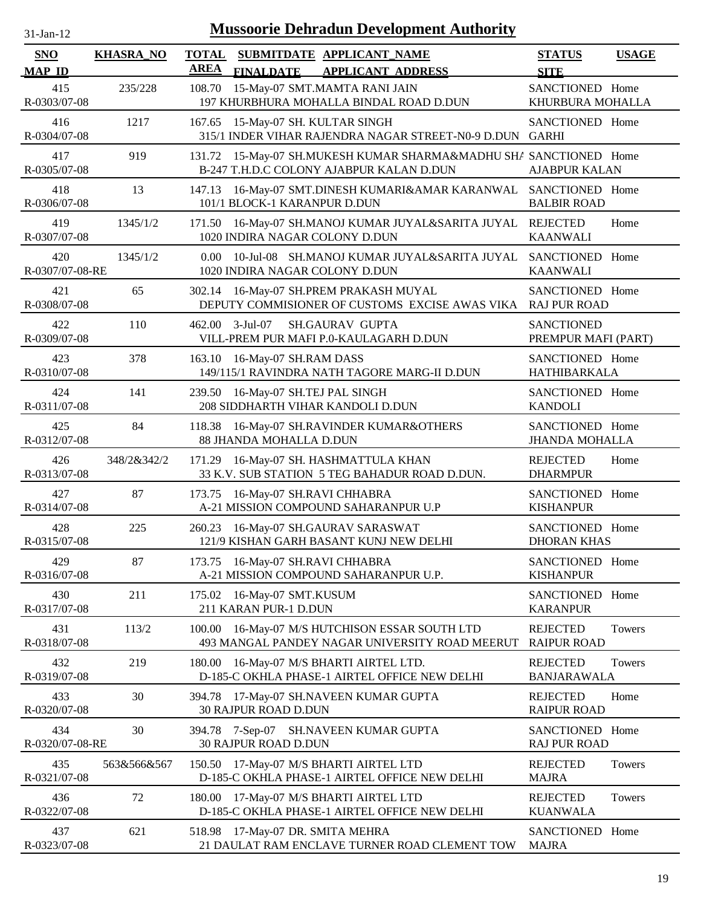# Mussoorie Dehradun Development Authority

| SNO / MAP_ID | KHASRA_NO | TOTAL AREA | SUBMITDATE / FINALDATE | APPLICANT_NAME / APPLICANT_ADDRESS | STATUS / SITE | USAGE |
|---|---|---|---|---|---|---|
| 415 / R-0303/07-08 | 235/228 | 108.70 | 15-May-07 | SMT.MAMTA RANI JAIN / 197 KHURBHURA MOHALLA BINDAL ROAD D.DUN | SANCTIONED / KHURBURA MOHALLA | Home |
| 416 / R-0304/07-08 | 1217 | 167.65 | 15-May-07 | SH. KULTAR SINGH / 315/1 INDER VIHAR RAJENDRA NAGAR STREET-N0-9 D.DUN | SANCTIONED / GARHI | Home |
| 417 / R-0305/07-08 | 919 | 131.72 | 15-May-07 | SH.MUKESH KUMAR SHARMA&MADHU SHA / B-247 T.H.D.C COLONY AJABPUR KALAN D.DUN | SANCTIONED / AJABPUR KALAN | Home |
| 418 / R-0306/07-08 | 13 | 147.13 | 16-May-07 | SMT.DINESH KUMARI&AMAR KARANWAL / 101/1 BLOCK-1 KARANPUR D.DUN | SANCTIONED / BALBIR ROAD | Home |
| 419 / R-0307/07-08 | 1345/1/2 | 171.50 | 16-May-07 | SH.MANOJ KUMAR JUYAL&SARITA JUYAL / 1020 INDIRA NAGAR COLONY D.DUN | REJECTED / KAANWALI | Home |
| 420 / R-0307/07-08-RE | 1345/1/2 | 0.00 | 10-Jul-08 | SH.MANOJ KUMAR JUYAL&SARITA JUYAL / 1020 INDIRA NAGAR COLONY D.DUN | SANCTIONED / KAANWALI | Home |
| 421 / R-0308/07-08 | 65 | 302.14 | 16-May-07 | SH.PREM PRAKASH MUYAL / DEPUTY COMMISIONER OF CUSTOMS EXCISE AWAS VIKA | SANCTIONED / RAJ PUR ROAD | Home |
| 422 / R-0309/07-08 | 110 | 462.00 | 3-Jul-07 | SH.GAURAV GUPTA / VILL-PREM PUR MAFI P.0-KAULAGARH D.DUN | SANCTIONED / PREMPUR MAFI (PART) | |
| 423 / R-0310/07-08 | 378 | 163.10 | 16-May-07 | SH.RAM DASS / 149/115/1 RAVINDRA NATH TAGORE MARG-II D.DUN | SANCTIONED / HATHIBARKALA | Home |
| 424 / R-0311/07-08 | 141 | 239.50 | 16-May-07 | SH.TEJ PAL SINGH / 208 SIDDHARTH VIHAR KANDOLI D.DUN | SANCTIONED / KANDOLI | Home |
| 425 / R-0312/07-08 | 84 | 118.38 | 16-May-07 | SH.RAVINDER KUMAR&OTHERS / 88 JHANDA MOHALLA D.DUN | SANCTIONED / JHANDA MOHALLA | Home |
| 426 / R-0313/07-08 | 348/2&342/2 | 171.29 | 16-May-07 | SH. HASHMATTULA KHAN / 33 K.V. SUB STATION 5 TEG BAHADUR ROAD D.DUN. | REJECTED / DHARMPUR | Home |
| 427 / R-0314/07-08 | 87 | 173.75 | 16-May-07 | SH.RAVI CHHABRA / A-21 MISSION COMPOUND SAHARANPUR U.P | SANCTIONED / KISHANPUR | Home |
| 428 / R-0315/07-08 | 225 | 260.23 | 16-May-07 | SH.GAURAV SARASWAT / 121/9 KISHAN GARH BASANT KUNJ NEW DELHI | SANCTIONED / DHORAN KHAS | Home |
| 429 / R-0316/07-08 | 87 | 173.75 | 16-May-07 | SH.RAVI CHHABRA / A-21 MISSION COMPOUND SAHARANPUR U.P. | SANCTIONED / KISHANPUR | Home |
| 430 / R-0317/07-08 | 211 | 175.02 | 16-May-07 | SMT.KUSUM / 211 KARAN PUR-1 D.DUN | SANCTIONED / KARANPUR | Home |
| 431 / R-0318/07-08 | 113/2 | 100.00 | 16-May-07 | M/S HUTCHISON ESSAR SOUTH LTD / 493 MANGAL PANDEY NAGAR UNIVERSITY ROAD MEERUT | REJECTED / RAIPUR ROAD | Towers |
| 432 / R-0319/07-08 | 219 | 180.00 | 16-May-07 | M/S BHARTI AIRTEL LTD. / D-185-C OKHLA PHASE-1 AIRTEL OFFICE NEW DELHI | REJECTED / BANJARAWALA | Towers |
| 433 / R-0320/07-08 | 30 | 394.78 | 17-May-07 | SH.NAVEEN KUMAR GUPTA / 30 RAJPUR ROAD D.DUN | REJECTED / RAIPUR ROAD | Home |
| 434 / R-0320/07-08-RE | 30 | 394.78 | 7-Sep-07 | SH.NAVEEN KUMAR GUPTA / 30 RAJPUR ROAD D.DUN | SANCTIONED / RAJ PUR ROAD | Home |
| 435 / R-0321/07-08 | 563&566&567 | 150.50 | 17-May-07 | M/S BHARTI AIRTEL LTD / D-185-C OKHLA PHASE-1 AIRTEL OFFICE NEW DELHI | REJECTED / MAJRA | Towers |
| 436 / R-0322/07-08 | 72 | 180.00 | 17-May-07 | M/S BHARTI AIRTEL LTD / D-185-C OKHLA PHASE-1 AIRTEL OFFICE NEW DELHI | REJECTED / KUANWALA | Towers |
| 437 / R-0323/07-08 | 621 | 518.98 | 17-May-07 | DR. SMITA MEHRA / 21 DAULAT RAM ENCLAVE TURNER ROAD CLEMENT TOW | SANCTIONED / MAJRA | Home |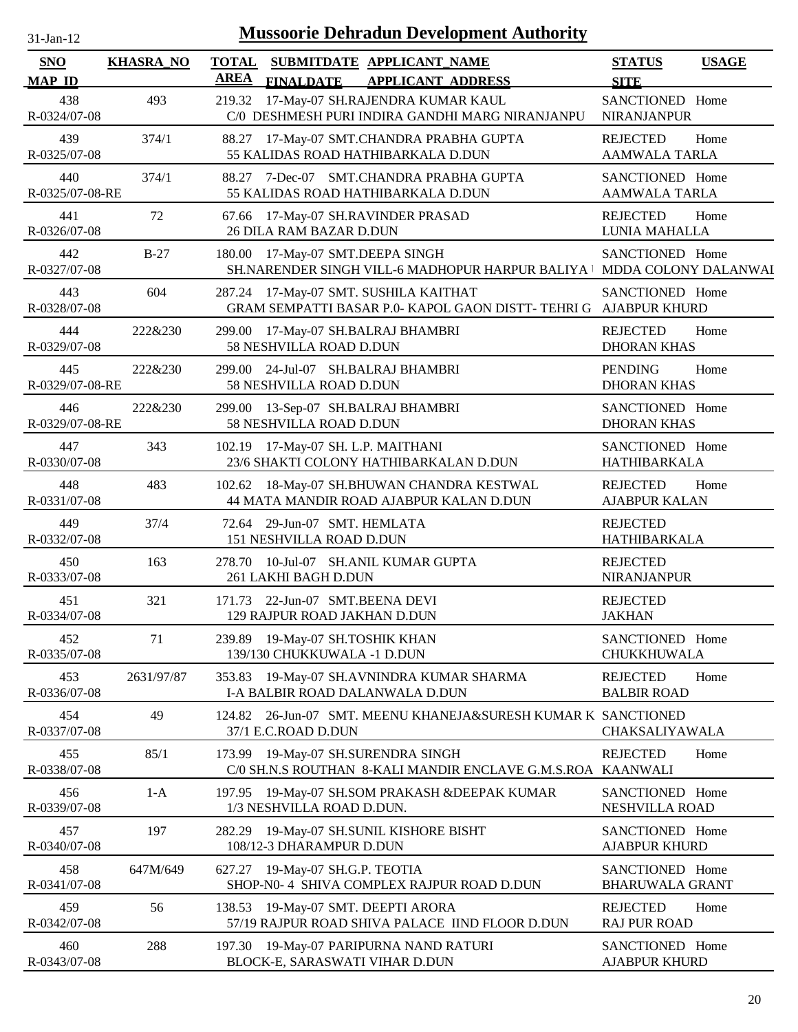# Mussoorie Dehradun Development Authority

31-Jan-12

| SNO / MAP_ID | KHASRA_NO | TOTAL AREA | SUBMITDATE / FINALDATE | APPLICANT_NAME / APPLICANT_ADDRESS | STATUS / SITE | USAGE |
|---|---|---|---|---|---|---|
| 438 / R-0324/07-08 | 493 | 219.32 | 17-May-07 | SH.RAJENDRA KUMAR KAUL / C/0 DESHMESH PURI INDIRA GANDHI MARG NIRANJANPU | SANCTIONED / NIRANJANPUR | Home |
| 439 / R-0325/07-08 | 374/1 | 88.27 | 17-May-07 | SMT.CHANDRA PRABHA GUPTA / 55 KALIDAS ROAD HATHIBARKALA D.DUN | REJECTED / AAMWALA TARLA | Home |
| 440 / R-0325/07-08-RE | 374/1 | 88.27 | 7-Dec-07 | SMT.CHANDRA PRABHA GUPTA / 55 KALIDAS ROAD HATHIBARKALA D.DUN | SANCTIONED / AAMWALA TARLA | Home |
| 441 / R-0326/07-08 | 72 | 67.66 | 17-May-07 | SH.RAVINDER PRASAD / 26 DILA RAM BAZAR D.DUN | REJECTED / LUNIA MAHALLA | Home |
| 442 / R-0327/07-08 | B-27 | 180.00 | 17-May-07 | SMT.DEEPA SINGH / SH.NARENDER SINGH VILL-6 MADHOPUR HARPUR BALIYA | SANCTIONED / MDDA COLONY DALANWAL | Home |
| 443 / R-0328/07-08 | 604 | 287.24 | 17-May-07 | SMT. SUSHILA KAITHAT / GRAM SEMPATTI BASAR P.0- KAPOL GAON DISTT- TEHRI G | SANCTIONED / AJABPUR KHURD | Home |
| 444 / R-0329/07-08 | 222&230 | 299.00 | 17-May-07 | SH.BALRAJ BHAMBRI / 58 NESHVILLA ROAD D.DUN | REJECTED / DHORAN KHAS | Home |
| 445 / R-0329/07-08-RE | 222&230 | 299.00 | 24-Jul-07 | SH.BALRAJ BHAMBRI / 58 NESHVILLA ROAD D.DUN | PENDING / DHORAN KHAS | Home |
| 446 / R-0329/07-08-RE | 222&230 | 299.00 | 13-Sep-07 | SH.BALRAJ BHAMBRI / 58 NESHVILLA ROAD D.DUN | SANCTIONED / DHORAN KHAS | Home |
| 447 / R-0330/07-08 | 343 | 102.19 | 17-May-07 | SH. L.P. MAITHANI / 23/6 SHAKTI COLONY HATHIBARKALAN D.DUN | SANCTIONED / HATHIBARKALA | Home |
| 448 / R-0331/07-08 | 483 | 102.62 | 18-May-07 | SH.BHUWAN CHANDRA KESTWAL / 44 MATA MANDIR ROAD AJABPUR KALAN D.DUN | REJECTED / AJABPUR KALAN | Home |
| 449 / R-0332/07-08 | 37/4 | 72.64 | 29-Jun-07 | SMT. HEMLATA / 151 NESHVILLA ROAD D.DUN | REJECTED / HATHIBARKALA | |
| 450 / R-0333/07-08 | 163 | 278.70 | 10-Jul-07 | SH.ANIL KUMAR GUPTA / 261 LAKHI BAGH D.DUN | REJECTED / NIRANJANPUR | |
| 451 / R-0334/07-08 | 321 | 171.73 | 22-Jun-07 | SMT.BEENA DEVI / 129 RAJPUR ROAD JAKHAN D.DUN | REJECTED / JAKHAN | |
| 452 / R-0335/07-08 | 71 | 239.89 | 19-May-07 | SH.TOSHIK KHAN / 139/130 CHUKKUWALA -1 D.DUN | SANCTIONED / CHUKKHUWALA | Home |
| 453 / R-0336/07-08 | 2631/97/87 | 353.83 | 19-May-07 | SH.AVNINDRA KUMAR SHARMA / I-A BALBIR ROAD DALANWALA D.DUN | REJECTED / BALBIR ROAD | Home |
| 454 / R-0337/07-08 | 49 | 124.82 | 26-Jun-07 | SMT. MEENU KHANEJA&SURESH KUMAR K / 37/1 E.C.ROAD D.DUN | SANCTIONED / CHAKSALIYAWALA | |
| 455 / R-0338/07-08 | 85/1 | 173.99 | 19-May-07 | SH.SURENDRA SINGH / C/0 SH.N.S ROUTHAN 8-KALI MANDIR ENCLAVE G.M.S.ROA | REJECTED / KAANWALI | Home |
| 456 / R-0339/07-08 | 1-A | 197.95 | 19-May-07 | SH.SOM PRAKASH &DEEPAK KUMAR / 1/3 NESHVILLA ROAD D.DUN. | SANCTIONED / NESHVILLA ROAD | Home |
| 457 / R-0340/07-08 | 197 | 282.29 | 19-May-07 | SH.SUNIL KISHORE BISHT / 108/12-3 DHARAMPUR D.DUN | SANCTIONED / AJABPUR KHURD | Home |
| 458 / R-0341/07-08 | 647M/649 | 627.27 | 19-May-07 | SH.G.P. TEOTIA / SHOP-N0- 4 SHIVA COMPLEX RAJPUR ROAD D.DUN | SANCTIONED / BHARUWALA GRANT | Home |
| 459 / R-0342/07-08 | 56 | 138.53 | 19-May-07 | SMT. DEEPTI ARORA / 57/19 RAJPUR ROAD SHIVA PALACE IIND FLOOR D.DUN | REJECTED / RAJ PUR ROAD | Home |
| 460 / R-0343/07-08 | 288 | 197.30 | 19-May-07 | PARIPURNA NAND RATURI / BLOCK-E, SARASWATI VIHAR D.DUN | SANCTIONED / AJABPUR KHURD | Home |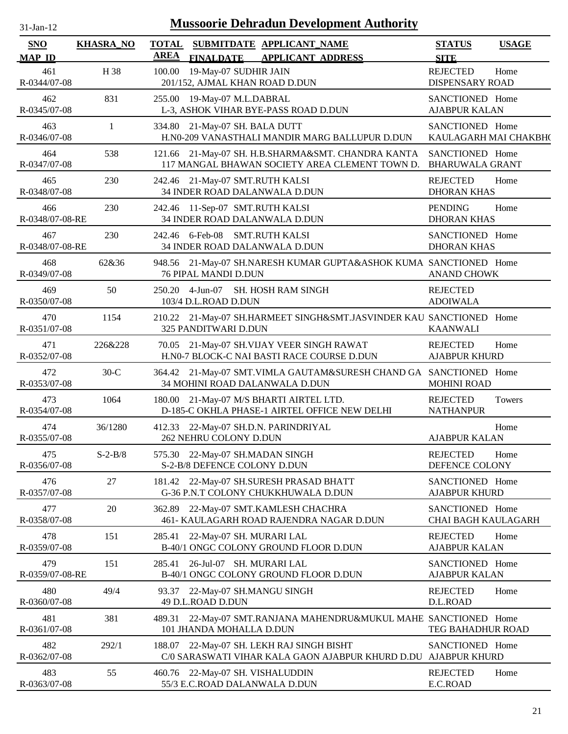# Mussoorie Dehradun Development Authority

31-Jan-12

| SNO / MAP_ID | KHASRA_NO | TOTAL AREA | SUBMITDATE / FINALDATE | APPLICANT_NAME / APPLICANT_ADDRESS | STATUS / SITE | USAGE |
|---|---|---|---|---|---|---|
| 461 / R-0344/07-08 | H 38 | 100.00 | 19-May-07 | SUDHIR JAIN / 201/152, AJMAL KHAN ROAD D.DUN | REJECTED / DISPENSARY ROAD | Home |
| 462 / R-0345/07-08 | 831 | 255.00 | 19-May-07 | M.L.DABRAL / L-3, ASHOK VIHAR BYE-PASS ROAD D.DUN | SANCTIONED / AJABPUR KALAN | Home |
| 463 / R-0346/07-08 | 1 | 334.80 | 21-May-07 | SH. BALA DUTT / H.N0-209 VANASTHALI MANDIR MARG BALLUPUR D.DUN | SANCTIONED / KAULAGARH MAI CHAKBHO | Home |
| 464 / R-0347/07-08 | 538 | 121.66 | 21-May-07 | SH. H.B.SHARMA&SMT. CHANDRA KANTA / 117 MANGAL BHAWAN SOCIETY AREA CLEMENT TOWN D. | SANCTIONED / BHARUWALA GRANT | Home |
| 465 / R-0348/07-08 | 230 | 242.46 | 21-May-07 | SMT.RUTH KALSI / 34 INDER ROAD DALANWALA D.DUN | REJECTED / DHORAN KHAS | Home |
| 466 / R-0348/07-08-RE | 230 | 242.46 | 11-Sep-07 | SMT.RUTH KALSI / 34 INDER ROAD DALANWALA D.DUN | PENDING / DHORAN KHAS | Home |
| 467 / R-0348/07-08-RE | 230 | 242.46 | 6-Feb-08 | SMT.RUTH KALSI / 34 INDER ROAD DALANWALA D.DUN | SANCTIONED / DHORAN KHAS | Home |
| 468 / R-0349/07-08 | 62&36 | 948.56 | 21-May-07 | SH.NARESH KUMAR GUPTA&ASHOK KUMA / 76 PIPAL MANDI D.DUN | SANCTIONED / ANAND CHOWK | Home |
| 469 / R-0350/07-08 | 50 | 250.20 | 4-Jun-07 | SH. HOSH RAM SINGH / 103/4 D.L.ROAD D.DUN | REJECTED / ADOIWALA | |
| 470 / R-0351/07-08 | 1154 | 210.22 | 21-May-07 | SH.HARMEET SINGH&SMT.JASVINDER KAU / 325 PANDITWARI D.DUN | SANCTIONED / KAANWALI | Home |
| 471 / R-0352/07-08 | 226&228 | 70.05 | 21-May-07 | SH.VIJAY VEER SINGH RAWAT / H.N0-7 BLOCK-C NAI BASTI RACE COURSE D.DUN | REJECTED / AJABPUR KHURD | Home |
| 472 / R-0353/07-08 | 30-C | 364.42 | 21-May-07 | SMT.VIMLA GAUTAM&SURESH CHAND GA / 34 MOHINI ROAD DALANWALA D.DUN | SANCTIONED / MOHINI ROAD | Home |
| 473 / R-0354/07-08 | 1064 | 180.00 | 21-May-07 | M/S BHARTI AIRTEL LTD. / D-185-C OKHLA PHASE-1 AIRTEL OFFICE NEW DELHI | REJECTED / NATHANPUR | Towers |
| 474 / R-0355/07-08 | 36/1280 | 412.33 | 22-May-07 | SH.D.N. PARINDRIYAL / 262 NEHRU COLONY D.DUN | / AJABPUR KALAN | Home |
| 475 / R-0356/07-08 | S-2-B/8 | 575.30 | 22-May-07 | SH.MADAN SINGH / S-2-B/8 DEFENCE COLONY D.DUN | REJECTED / DEFENCE COLONY | Home |
| 476 / R-0357/07-08 | 27 | 181.42 | 22-May-07 | SH.SURESH PRASAD BHATT / G-36 P.N.T COLONY CHUKKHUWALA D.DUN | SANCTIONED / AJABPUR KHURD | Home |
| 477 / R-0358/07-08 | 20 | 362.89 | 22-May-07 | SMT.KAMLESH CHACHRA / 461- KAULAGARH ROAD RAJENDRA NAGAR D.DUN | SANCTIONED / CHAI BAGH KAULAGARH | Home |
| 478 / R-0359/07-08 | 151 | 285.41 | 22-May-07 | SH. MURARI LAL / B-40/1 ONGC COLONY GROUND FLOOR D.DUN | REJECTED / AJABPUR KALAN | Home |
| 479 / R-0359/07-08-RE | 151 | 285.41 | 26-Jul-07 | SH. MURARI LAL / B-40/1 ONGC COLONY GROUND FLOOR D.DUN | SANCTIONED / AJABPUR KALAN | Home |
| 480 / R-0360/07-08 | 49/4 | 93.37 | 22-May-07 | SH.MANGU SINGH / 49 D.L.ROAD D.DUN | REJECTED / D.L.ROAD | Home |
| 481 / R-0361/07-08 | 381 | 489.31 | 22-May-07 | SMT.RANJANA MAHENDRU&MUKUL MAHE / 101 JHANDA MOHALLA D.DUN | SANCTIONED / TEG BAHADHUR ROAD | Home |
| 482 / R-0362/07-08 | 292/1 | 188.07 | 22-May-07 | SH. LEKH RAJ SINGH BISHT / C/0 SARASWATI VIHAR KALA GAON AJABPUR KHURD D.DU | SANCTIONED / AJABPUR KHURD | Home |
| 483 / R-0363/07-08 | 55 | 460.76 | 22-May-07 | SH. VISHALUDDIN / 55/3 E.C.ROAD DALANWALA D.DUN | REJECTED / E.C.ROAD | Home |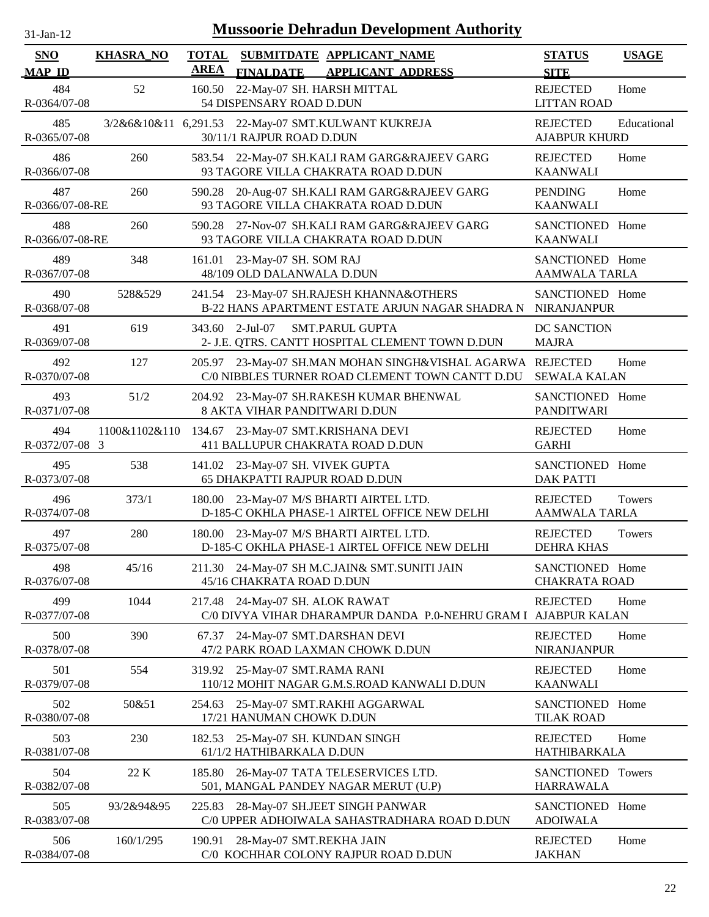# Mussoorie Dehradun Development Authority

31-Jan-12

| SNO / MAP_ID | KHASRA_NO | TOTAL AREA | SUBMITDATE / FINALDATE | APPLICANT_NAME / APPLICANT_ADDRESS | STATUS / SITE | USAGE |
|---|---|---|---|---|---|---|
| 484 / R-0364/07-08 | 52 | 160.50 | 22-May-07 | SH. HARSH MITTAL / 54 DISPENSARY ROAD D.DUN | REJECTED / LITTAN ROAD | Home |
| 485 / R-0365/07-08 | 3/2&6&10&11 | 6,291.53 | 22-May-07 | SMT.KULWANT KUKREJA / 30/11/1 RAJPUR ROAD D.DUN | REJECTED / AJABPUR KHURD | Educational |
| 486 / R-0366/07-08 | 260 | 583.54 | 22-May-07 | SH.KALI RAM GARG&RAJEEV GARG / 93 TAGORE VILLA CHAKRATA ROAD D.DUN | REJECTED / KAANWALI | Home |
| 487 / R-0366/07-08-RE | 260 | 590.28 | 20-Aug-07 | SH.KALI RAM GARG&RAJEEV GARG / 93 TAGORE VILLA CHAKRATA ROAD D.DUN | PENDING / KAANWALI | Home |
| 488 / R-0366/07-08-RE | 260 | 590.28 | 27-Nov-07 | SH.KALI RAM GARG&RAJEEV GARG / 93 TAGORE VILLA CHAKRATA ROAD D.DUN | SANCTIONED / KAANWALI | Home |
| 489 / R-0367/07-08 | 348 | 161.01 | 23-May-07 | SH. SOM RAJ / 48/109 OLD DALANWALA D.DUN | SANCTIONED / AAMWALA TARLA | Home |
| 490 / R-0368/07-08 | 528&529 | 241.54 | 23-May-07 | SH.RAJESH KHANNA&OTHERS / B-22 HANS APARTMENT ESTATE ARJUN NAGAR SHADRA N | SANCTIONED / NIRANJANPUR | Home |
| 491 / R-0369/07-08 | 619 | 343.60 | 2-Jul-07 | SMT.PARUL GUPTA / 2- J.E. QTRS. CANTT HOSPITAL CLEMENT TOWN D.DUN | DC SANCTION / MAJRA | |
| 492 / R-0370/07-08 | 127 | 205.97 | 23-May-07 | SH.MAN MOHAN SINGH&VISHAL AGARWA / C/0 NIBBLES TURNER ROAD CLEMENT TOWN CANTT D.DU | REJECTED / SEWALA KALAN | Home |
| 493 / R-0371/07-08 | 51/2 | 204.92 | 23-May-07 | SH.RAKESH KUMAR BHENWAL / 8 AKTA VIHAR PANDITWARI D.DUN | SANCTIONED / PANDITWARI | Home |
| 494 / R-0372/07-08 | 1100&1102&1103 | 134.67 | 23-May-07 | SMT.KRISHANA DEVI / 411 BALLUPUR CHAKRATA ROAD D.DUN | REJECTED / GARHI | Home |
| 495 / R-0373/07-08 | 538 | 141.02 | 23-May-07 | SH. VIVEK GUPTA / 65 DHAKPATTI RAJPUR ROAD D.DUN | SANCTIONED / DAK PATTI | Home |
| 496 / R-0374/07-08 | 373/1 | 180.00 | 23-May-07 | M/S BHARTI AIRTEL LTD. / D-185-C OKHLA PHASE-1 AIRTEL OFFICE NEW DELHI | REJECTED / AAMWALA TARLA | Towers |
| 497 / R-0375/07-08 | 280 | 180.00 | 23-May-07 | M/S BHARTI AIRTEL LTD. / D-185-C OKHLA PHASE-1 AIRTEL OFFICE NEW DELHI | REJECTED / DEHRA KHAS | Towers |
| 498 / R-0376/07-08 | 45/16 | 211.30 | 24-May-07 | SH M.C.JAIN& SMT.SUNITI JAIN / 45/16 CHAKRATA ROAD D.DUN | SANCTIONED / CHAKRATA ROAD | Home |
| 499 / R-0377/07-08 | 1044 | 217.48 | 24-May-07 | SH. ALOK RAWAT / C/0 DIVYA VIHAR DHARAMPUR DANDA P.0-NEHRU GRAM I | REJECTED / AJABPUR KALAN | Home |
| 500 / R-0378/07-08 | 390 | 67.37 | 24-May-07 | SMT.DARSHAN DEVI / 47/2 PARK ROAD LAXMAN CHOWK D.DUN | REJECTED / NIRANJANPUR | Home |
| 501 / R-0379/07-08 | 554 | 319.92 | 25-May-07 | SMT.RAMA RANI / 110/12 MOHIT NAGAR G.M.S.ROAD KANWALI D.DUN | REJECTED / KAANWALI | Home |
| 502 / R-0380/07-08 | 50&51 | 254.63 | 25-May-07 | SMT.RAKHI AGGARWAL / 17/21 HANUMAN CHOWK D.DUN | SANCTIONED / TILAK ROAD | Home |
| 503 / R-0381/07-08 | 230 | 182.53 | 25-May-07 | SH. KUNDAN SINGH / 61/1/2 HATHIBARKALA D.DUN | REJECTED / HATHIBARKALA | Home |
| 504 / R-0382/07-08 | 22 K | 185.80 | 26-May-07 | TATA TELESERVICES LTD. / 501, MANGAL PANDEY NAGAR MERUT (U.P) | SANCTIONED / HARRAWALA | Towers |
| 505 / R-0383/07-08 | 93/2&94&95 | 225.83 | 28-May-07 | SH.JEET SINGH PANWAR / C/0 UPPER ADHOIWALA SAHASTRADHARA ROAD D.DUN | SANCTIONED / ADOIWALA | Home |
| 506 / R-0384/07-08 | 160/1/295 | 190.91 | 28-May-07 | SMT.REKHA JAIN / C/0 KOCHHAR COLONY RAJPUR ROAD D.DUN | REJECTED / JAKHAN | Home |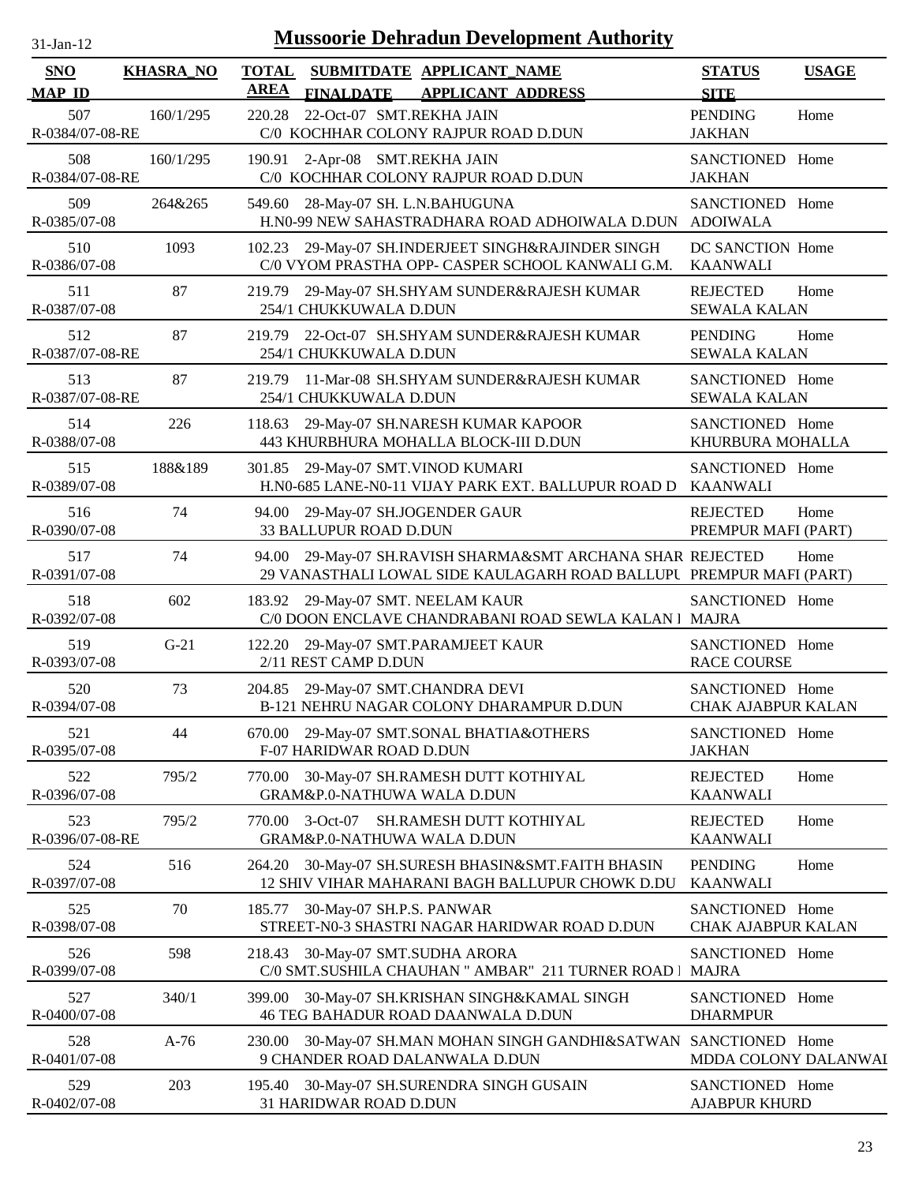# Mussoorie Dehradun Development Authority

31-Jan-12

| SNO / MAP_ID | KHASRA_NO | TOTAL AREA | SUBMITDATE / FINALDATE | APPLICANT_NAME / APPLICANT_ADDRESS | STATUS / SITE | USAGE |
|---|---|---|---|---|---|---|
| 507<br>R-0384/07-08-RE | 160/1/295 | 220.28 | 22-Oct-07 | SMT.REKHA JAIN<br>C/0 KOCHHAR COLONY RAJPUR ROAD D.DUN | PENDING<br>JAKHAN | Home |
| 508<br>R-0384/07-08-RE | 160/1/295 | 190.91 | 2-Apr-08 | SMT.REKHA JAIN<br>C/0 KOCHHAR COLONY RAJPUR ROAD D.DUN | SANCTIONED<br>JAKHAN | Home |
| 509<br>R-0385/07-08 | 264&265 | 549.60 | 28-May-07 | SH. L.N.BAHUGUNA<br>H.N0-99 NEW SAHASTRADHARA ROAD ADHOIWALA D.DUN | SANCTIONED<br>ADOIWALA | Home |
| 510<br>R-0386/07-08 | 1093 | 102.23 | 29-May-07 | SH.INDERJEET SINGH&RAJINDER SINGH<br>C/0 VYOM PRASTHA OPP- CASPER SCHOOL KANWALI G.M. | DC SANCTION<br>KAANWALI | Home |
| 511<br>R-0387/07-08 | 87 | 219.79 | 29-May-07 | SH.SHYAM SUNDER&RAJESH KUMAR<br>254/1 CHUKKUWALA D.DUN | REJECTED<br>SEWALA KALAN | Home |
| 512<br>R-0387/07-08-RE | 87 | 219.79 | 22-Oct-07 | SH.SHYAM SUNDER&RAJESH KUMAR<br>254/1 CHUKKUWALA D.DUN | PENDING<br>SEWALA KALAN | Home |
| 513<br>R-0387/07-08-RE | 87 | 219.79 | 11-Mar-08 | SH.SHYAM SUNDER&RAJESH KUMAR<br>254/1 CHUKKUWALA D.DUN | SANCTIONED<br>SEWALA KALAN | Home |
| 514<br>R-0388/07-08 | 226 | 118.63 | 29-May-07 | SH.NARESH KUMAR KAPOOR<br>443 KHURBHURA MOHALLA BLOCK-III D.DUN | SANCTIONED<br>KHURBURA MOHALLA | Home |
| 515<br>R-0389/07-08 | 188&189 | 301.85 | 29-May-07 | SMT.VINOD KUMARI<br>H.N0-685 LANE-N0-11 VIJAY PARK EXT. BALLUPUR ROAD D | SANCTIONED<br>KAANWALI | Home |
| 516<br>R-0390/07-08 | 74 | 94.00 | 29-May-07 | SH.JOGENDER GAUR<br>33 BALLUPUR ROAD D.DUN | REJECTED<br>PREMPUR MAFI (PART) | Home |
| 517<br>R-0391/07-08 | 74 | 94.00 | 29-May-07 | SH.RAVISH SHARMA&SMT ARCHANA SHAR<br>29 VANASTHALI LOWAL SIDE KAULAGARH ROAD BALLUPU | REJECTED<br>PREMPUR MAFI (PART) | Home |
| 518<br>R-0392/07-08 | 602 | 183.92 | 29-May-07 | SMT. NEELAM KAUR<br>C/0 DOON ENCLAVE CHANDRABANI ROAD SEWLA KALAN I | SANCTIONED<br>MAJRA | Home |
| 519<br>R-0393/07-08 | G-21 | 122.20 | 29-May-07 | SMT.PARAMJEET KAUR<br>2/11 REST CAMP D.DUN | SANCTIONED<br>RACE COURSE | Home |
| 520<br>R-0394/07-08 | 73 | 204.85 | 29-May-07 | SMT.CHANDRA DEVI<br>B-121 NEHRU NAGAR COLONY DHARAMPUR D.DUN | SANCTIONED<br>CHAK AJABPUR KALAN | Home |
| 521<br>R-0395/07-08 | 44 | 670.00 | 29-May-07 | SMT.SONAL BHATIA&OTHERS<br>F-07 HARIDWAR ROAD D.DUN | SANCTIONED<br>JAKHAN | Home |
| 522<br>R-0396/07-08 | 795/2 | 770.00 | 30-May-07 | SH.RAMESH DUTT KOTHIYAL<br>GRAM&P.0-NATHUWA WALA D.DUN | REJECTED<br>KAANWALI | Home |
| 523<br>R-0396/07-08-RE | 795/2 | 770.00 | 3-Oct-07 | SH.RAMESH DUTT KOTHIYAL<br>GRAM&P.0-NATHUWA WALA D.DUN | REJECTED<br>KAANWALI | Home |
| 524<br>R-0397/07-08 | 516 | 264.20 | 30-May-07 | SH.SURESH BHASIN&SMT.FAITH BHASIN<br>12 SHIV VIHAR MAHARANI BAGH BALLUPUR CHOWK D.DU | PENDING<br>KAANWALI | Home |
| 525<br>R-0398/07-08 | 70 | 185.77 | 30-May-07 | SH.P.S. PANWAR<br>STREET-N0-3 SHASTRI NAGAR HARIDWAR ROAD D.DUN | SANCTIONED<br>CHAK AJABPUR KALAN | Home |
| 526<br>R-0399/07-08 | 598 | 218.43 | 30-May-07 | SMT.SUDHA ARORA<br>C/0 SMT.SUSHILA CHAUHAN " AMBAR" 211 TURNER ROAD I | SANCTIONED<br>MAJRA | Home |
| 527<br>R-0400/07-08 | 340/1 | 399.00 | 30-May-07 | SH.KRISHAN SINGH&KAMAL SINGH<br>46 TEG BAHADUR ROAD DAANWALA D.DUN | SANCTIONED<br>DHARMPUR | Home |
| 528<br>R-0401/07-08 | A-76 | 230.00 | 30-May-07 | SH.MAN MOHAN SINGH GANDHI&SATWAN<br>9 CHANDER ROAD DALANWALA D.DUN | SANCTIONED<br>MDDA COLONY DALANWAI | Home |
| 529<br>R-0402/07-08 | 203 | 195.40 | 30-May-07 | SH.SURENDRA SINGH GUSAIN<br>31 HARIDWAR ROAD D.DUN | SANCTIONED<br>AJABPUR KHURD | Home |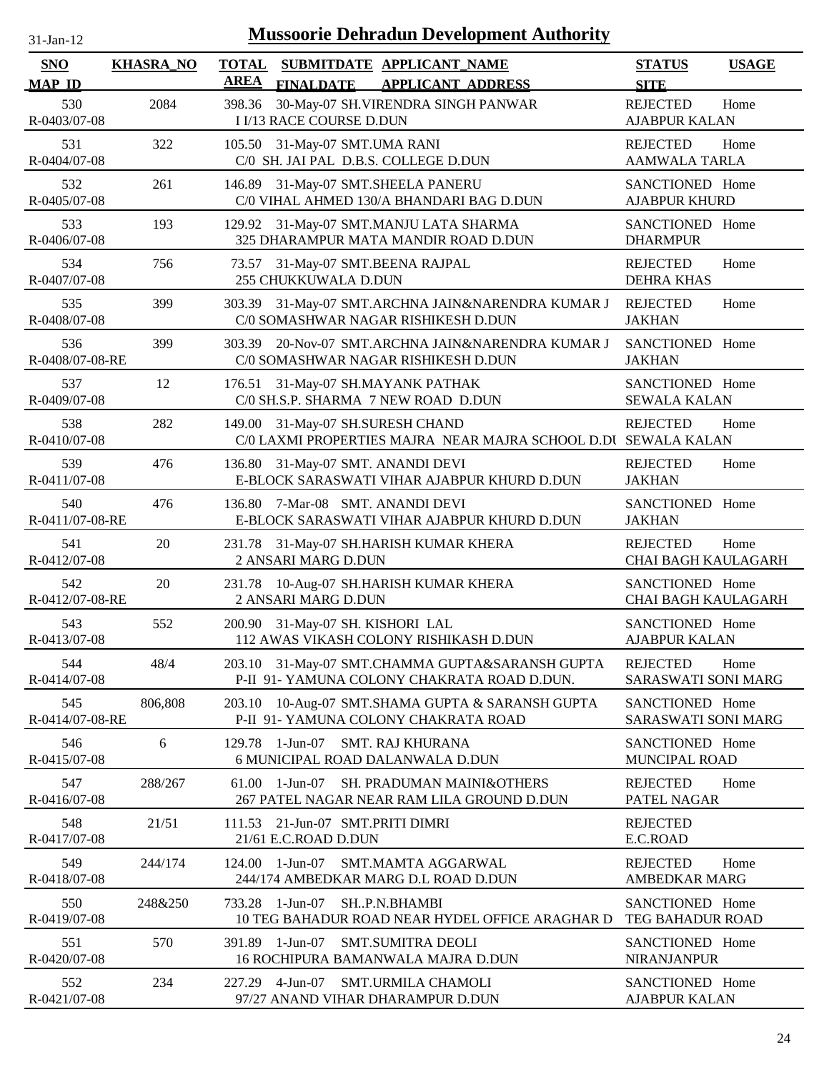31-Jan-12

# Mussoorie Dehradun Development Authority

| SNO / MAP_ID | KHASRA_NO | TOTAL AREA | SUBMITDATE / FINALDATE | APPLICANT_NAME / APPLICANT ADDRESS | STATUS / SITE | USAGE |
|---|---|---|---|---|---|---|
| 530 / R-0403/07-08 | 2084 | 398.36 | 30-May-07 | SH.VIRENDRA SINGH PANWAR / I I/13 RACE COURSE D.DUN | REJECTED / AJABPUR KALAN | Home |
| 531 / R-0404/07-08 | 322 | 105.50 | 31-May-07 | SMT.UMA RANI / C/0 SH. JAI PAL D.B.S. COLLEGE D.DUN | REJECTED / AAMWALA TARLA | Home |
| 532 / R-0405/07-08 | 261 | 146.89 | 31-May-07 | SMT.SHEELA PANERU / C/0 VIHAL AHMED 130/A BHANDARI BAG D.DUN | SANCTIONED / AJABPUR KHURD | Home |
| 533 / R-0406/07-08 | 193 | 129.92 | 31-May-07 | SMT.MANJU LATA SHARMA / 325 DHARAMPUR MATA MANDIR ROAD D.DUN | SANCTIONED / DHARMPUR | Home |
| 534 / R-0407/07-08 | 756 | 73.57 | 31-May-07 | SMT.BEENA RAJPAL / 255 CHUKKUWALA D.DUN | REJECTED / DEHRA KHAS | Home |
| 535 / R-0408/07-08 | 399 | 303.39 | 31-May-07 | SMT.ARCHNA JAIN&NARENDRA KUMAR J / C/0 SOMASHWAR NAGAR RISHIKESH D.DUN | REJECTED / JAKHAN | Home |
| 536 / R-0408/07-08-RE | 399 | 303.39 | 20-Nov-07 | SMT.ARCHNA JAIN&NARENDRA KUMAR J / C/0 SOMASHWAR NAGAR RISHIKESH D.DUN | SANCTIONED / JAKHAN | Home |
| 537 / R-0409/07-08 | 12 | 176.51 | 31-May-07 | SH.MAYANK PATHAK / C/0 SH.S.P. SHARMA 7 NEW ROAD D.DUN | SANCTIONED / SEWALA KALAN | Home |
| 538 / R-0410/07-08 | 282 | 149.00 | 31-May-07 | SH.SURESH CHAND / C/0 LAXMI PROPERTIES MAJRA NEAR MAJRA SCHOOL D.DU | REJECTED / SEWALA KALAN | Home |
| 539 / R-0411/07-08 | 476 | 136.80 | 31-May-07 | SMT. ANANDI DEVI / E-BLOCK SARASWATI VIHAR AJABPUR KHURD D.DUN | REJECTED / JAKHAN | Home |
| 540 / R-0411/07-08-RE | 476 | 136.80 | 7-Mar-08 | SMT. ANANDI DEVI / E-BLOCK SARASWATI VIHAR AJABPUR KHURD D.DUN | SANCTIONED / JAKHAN | Home |
| 541 / R-0412/07-08 | 20 | 231.78 | 31-May-07 | SH.HARISH KUMAR KHERA / 2 ANSARI MARG D.DUN | REJECTED / CHAI BAGH KAULAGARH | Home |
| 542 / R-0412/07-08-RE | 20 | 231.78 | 10-Aug-07 | SH.HARISH KUMAR KHERA / 2 ANSARI MARG D.DUN | SANCTIONED / CHAI BAGH KAULAGARH | Home |
| 543 / R-0413/07-08 | 552 | 200.90 | 31-May-07 | SH. KISHORI LAL / 112 AWAS VIKASH COLONY RISHIKASH D.DUN | SANCTIONED / AJABPUR KALAN | Home |
| 544 / R-0414/07-08 | 48/4 | 203.10 | 31-May-07 | SMT.CHAMMA GUPTA&SARANSH GUPTA / P-II 91- YAMUNA COLONY CHAKRATA ROAD D.DUN. | REJECTED / SARASWATI SONI MARG | Home |
| 545 / R-0414/07-08-RE | 806,808 | 203.10 | 10-Aug-07 | SMT.SHAMA GUPTA & SARANSH GUPTA / P-II 91- YAMUNA COLONY CHAKRATA ROAD | SANCTIONED / SARASWATI SONI MARG | Home |
| 546 / R-0415/07-08 | 6 | 129.78 | 1-Jun-07 | SMT. RAJ KHURANA / 6 MUNICIPAL ROAD DALANWALA D.DUN | SANCTIONED / MUNCIPAL ROAD | Home |
| 547 / R-0416/07-08 | 288/267 | 61.00 | 1-Jun-07 | SH. PRADUMAN MAINI&OTHERS / 267 PATEL NAGAR NEAR RAM LILA GROUND D.DUN | REJECTED / PATEL NAGAR | Home |
| 548 / R-0417/07-08 | 21/51 | 111.53 | 21-Jun-07 | SMT.PRITI DIMRI / 21/61 E.C.ROAD D.DUN | REJECTED / E.C.ROAD | |
| 549 / R-0418/07-08 | 244/174 | 124.00 | 1-Jun-07 | SMT.MAMTA AGGARWAL / 244/174 AMBEDKAR MARG D.L ROAD D.DUN | REJECTED / AMBEDKAR MARG | Home |
| 550 / R-0419/07-08 | 248&250 | 733.28 | 1-Jun-07 | SH..P.N.BHAMBI / 10 TEG BAHADUR ROAD NEAR HYDEL OFFICE ARAGHAR D | SANCTIONED / TEG BAHADUR ROAD | Home |
| 551 / R-0420/07-08 | 570 | 391.89 | 1-Jun-07 | SMT.SUMITRA DEOLI / 16 ROCHIPURA BAMANWALA MAJRA D.DUN | SANCTIONED / NIRANJANPUR | Home |
| 552 / R-0421/07-08 | 234 | 227.29 | 4-Jun-07 | SMT.URMILA CHAMOLI / 97/27 ANAND VIHAR DHARAMPUR D.DUN | SANCTIONED / AJABPUR KALAN | Home |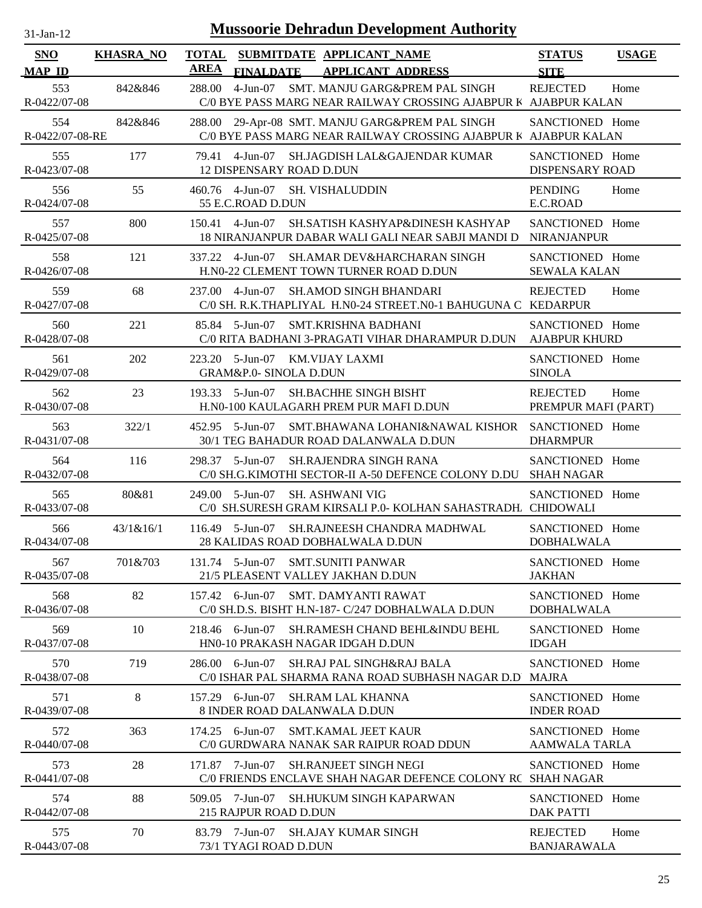# Mussoorie Dehradun Development Authority

31-Jan-12

| SNO<br>MAP_ID | KHASRA_NO | TOTAL AREA | SUBMITDATE<br>FINALDATE | APPLICANT_NAME<br>APPLICANT_ADDRESS | STATUS<br>SITE | USAGE |
|---|---|---|---|---|---|---|
| 553<br>R-0422/07-08 | 842&846 | 288.00 | 4-Jun-07 | SMT. MANJU GARG&PREM PAL SINGH<br>C/0 BYE PASS MARG NEAR RAILWAY CROSSING AJABPUR K | REJECTED<br>AJABPUR KALAN | Home |
| 554<br>R-0422/07-08-RE | 842&846 | 288.00 | 29-Apr-08 | SMT. MANJU GARG&PREM PAL SINGH<br>C/0 BYE PASS MARG NEAR RAILWAY CROSSING AJABPUR K | SANCTIONED<br>AJABPUR KALAN | Home |
| 555<br>R-0423/07-08 | 177 | 79.41 | 4-Jun-07 | SH.JAGDISH LAL&GAJENDAR KUMAR<br>12 DISPENSARY ROAD D.DUN | SANCTIONED<br>DISPENSARY ROAD | Home |
| 556<br>R-0424/07-08 | 55 | 460.76 | 4-Jun-07 | SH. VISHALUDDIN<br>55 E.C.ROAD D.DUN | PENDING<br>E.C.ROAD | Home |
| 557<br>R-0425/07-08 | 800 | 150.41 | 4-Jun-07 | SH.SATISH KASHYAP&DINESH KASHYAP<br>18 NIRANJANPUR DABAR WALI GALI NEAR SABJI MANDI D | SANCTIONED<br>NIRANJANPUR | Home |
| 558<br>R-0426/07-08 | 121 | 337.22 | 4-Jun-07 | SH.AMAR DEV&HARCHARAN SINGH<br>H.N0-22 CLEMENT TOWN TURNER ROAD D.DUN | SANCTIONED<br>SEWALA KALAN | Home |
| 559<br>R-0427/07-08 | 68 | 237.00 | 4-Jun-07 | SH.AMOD SINGH BHANDARI<br>C/0 SH. R.K.THAPLIYAL H.N0-24 STREET.N0-1 BAHUGUNA C | REJECTED<br>KEDARPUR | Home |
| 560<br>R-0428/07-08 | 221 | 85.84 | 5-Jun-07 | SMT.KRISHNA BADHANI<br>C/0 RITA BADHANI 3-PRAGATI VIHAR DHARAMPUR D.DUN | SANCTIONED<br>AJABPUR KHURD | Home |
| 561<br>R-0429/07-08 | 202 | 223.20 | 5-Jun-07 | KM.VIJAY LAXMI<br>GRAM&P.0- SINOLA D.DUN | SANCTIONED<br>SINOLA | Home |
| 562<br>R-0430/07-08 | 23 | 193.33 | 5-Jun-07 | SH.BACHHE SINGH BISHT<br>H.N0-100 KAULAGARH PREM PUR MAFI D.DUN | REJECTED<br>PREMPUR MAFI (PART) | Home |
| 563<br>R-0431/07-08 | 322/1 | 452.95 | 5-Jun-07 | SMT.BHAWANA LOHANI&NAWAL KISHOR<br>30/1 TEG BAHADUR ROAD DALANWALA D.DUN | SANCTIONED<br>DHARMPUR | Home |
| 564<br>R-0432/07-08 | 116 | 298.37 | 5-Jun-07 | SH.RAJENDRA SINGH RANA<br>C/0 SH.G.KIMOTHI SECTOR-II A-50 DEFENCE COLONY D.DU | SANCTIONED<br>SHAH NAGAR | Home |
| 565<br>R-0433/07-08 | 80&81 | 249.00 | 5-Jun-07 | SH. ASHWANI VIG<br>C/0 SH.SURESH GRAM KIRSALI P.0- KOLHAN SAHASTRADH. | SANCTIONED<br>CHIDOWALI | Home |
| 566<br>R-0434/07-08 | 43/1&16/1 | 116.49 | 5-Jun-07 | SH.RAJNEESH CHANDRA MADHWAL<br>28 KALIDAS ROAD DOBHALWALA D.DUN | SANCTIONED<br>DOBHALWALA | Home |
| 567<br>R-0435/07-08 | 701&703 | 131.74 | 5-Jun-07 | SMT.SUNITI PANWAR<br>21/5 PLEASENT VALLEY JAKHAN D.DUN | SANCTIONED<br>JAKHAN | Home |
| 568<br>R-0436/07-08 | 82 | 157.42 | 6-Jun-07 | SMT. DAMYANTI RAWAT<br>C/0 SH.D.S. BISHT H.N-187- C/247 DOBHALWALA D.DUN | SANCTIONED<br>DOBHALWALA | Home |
| 569<br>R-0437/07-08 | 10 | 218.46 | 6-Jun-07 | SH.RAMESH CHAND BEHL&INDU BEHL<br>HN0-10 PRAKASH NAGAR IDGAH D.DUN | SANCTIONED<br>IDGAH | Home |
| 570<br>R-0438/07-08 | 719 | 286.00 | 6-Jun-07 | SH.RAJ PAL SINGH&RAJ BALA<br>C/0 ISHAR PAL SHARMA RANA ROAD SUBHASH NAGAR D.D | SANCTIONED<br>MAJRA | Home |
| 571<br>R-0439/07-08 | 8 | 157.29 | 6-Jun-07 | SH.RAM LAL KHANNA<br>8 INDER ROAD DALANWALA D.DUN | SANCTIONED<br>INDER ROAD | Home |
| 572<br>R-0440/07-08 | 363 | 174.25 | 6-Jun-07 | SMT.KAMAL JEET KAUR<br>C/0 GURDWARA NANAK SAR RAIPUR ROAD DDUN | SANCTIONED<br>AAMWALA TARLA | Home |
| 573<br>R-0441/07-08 | 28 | 171.87 | 7-Jun-07 | SH.RANJEET SINGH NEGI<br>C/0 FRIENDS ENCLAVE SHAH NAGAR DEFENCE COLONY RO | SANCTIONED<br>SHAH NAGAR | Home |
| 574<br>R-0442/07-08 | 88 | 509.05 | 7-Jun-07 | SH.HUKUM SINGH KAPARWAN<br>215 RAJPUR ROAD D.DUN | SANCTIONED<br>DAK PATTI | Home |
| 575<br>R-0443/07-08 | 70 | 83.79 | 7-Jun-07 | SH.AJAY KUMAR SINGH<br>73/1 TYAGI ROAD D.DUN | REJECTED<br>BANJARAWALA | Home |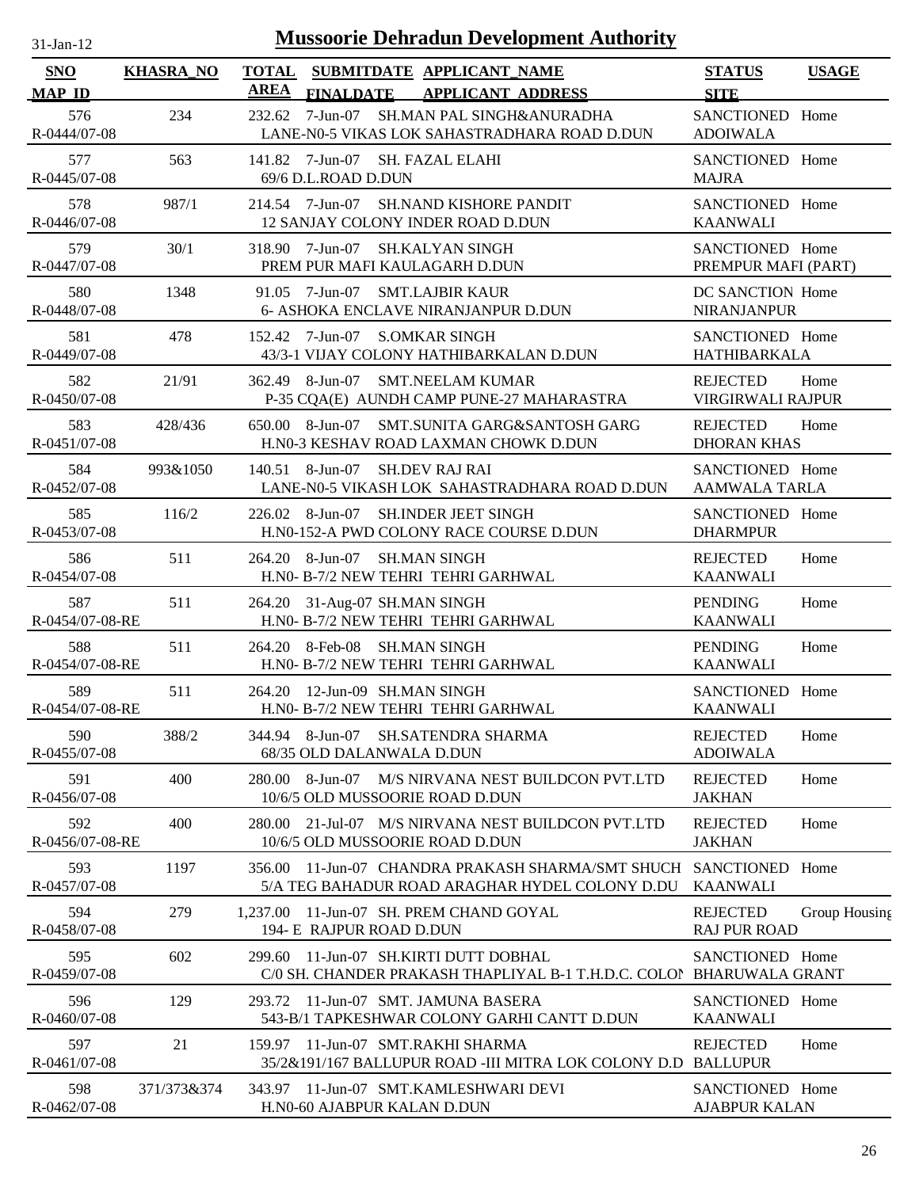31-Jan-12

# Mussoorie Dehradun Development Authority

| SNO / MAP_ID | KHASRA_NO | TOTAL AREA | SUBMITDATE / FINALDATE | APPLICANT_NAME / APPLICANT_ADDRESS | STATUS / SITE | USAGE |
|---|---|---|---|---|---|---|
| 576 / R-0444/07-08 | 234 | 232.62 | 7-Jun-07 | SH.MAN PAL SINGH&ANURADHA / LANE-N0-5 VIKAS LOK SAHASTRADHARA ROAD D.DUN | SANCTIONED / ADOIWALA | Home |
| 577 / R-0445/07-08 | 563 | 141.82 | 7-Jun-07 | SH. FAZAL ELAHI / 69/6 D.L.ROAD D.DUN | SANCTIONED / MAJRA | Home |
| 578 / R-0446/07-08 | 987/1 | 214.54 | 7-Jun-07 | SH.NAND KISHORE PANDIT / 12 SANJAY COLONY INDER ROAD D.DUN | SANCTIONED / KAANWALI | Home |
| 579 / R-0447/07-08 | 30/1 | 318.90 | 7-Jun-07 | SH.KALYAN SINGH / PREM PUR MAFI KAULAGARH D.DUN | SANCTIONED / PREMPUR MAFI (PART) | Home |
| 580 / R-0448/07-08 | 1348 | 91.05 | 7-Jun-07 | SMT.LAJBIR KAUR / 6- ASHOKA ENCLAVE NIRANJANPUR D.DUN | DC SANCTION / NIRANJANPUR | Home |
| 581 / R-0449/07-08 | 478 | 152.42 | 7-Jun-07 | S.OMKAR SINGH / 43/3-1 VIJAY COLONY HATHIBARKALAN D.DUN | SANCTIONED / HATHIBARKALA | Home |
| 582 / R-0450/07-08 | 21/91 | 362.49 | 8-Jun-07 | SMT.NEELAM KUMAR / P-35 CQA(E) AUNDH CAMP PUNE-27 MAHARASTRA | REJECTED / VIRGIRWALI RAJPUR | Home |
| 583 / R-0451/07-08 | 428/436 | 650.00 | 8-Jun-07 | SMT.SUNITA GARG&SANTOSH GARG / H.N0-3 KESHAV ROAD LAXMAN CHOWK D.DUN | REJECTED / DHORAN KHAS | Home |
| 584 / R-0452/07-08 | 993&1050 | 140.51 | 8-Jun-07 | SH.DEV RAJ RAI / LANE-N0-5 VIKASH LOK SAHASTRADHARA ROAD D.DUN | SANCTIONED / AAMWALA TARLA | Home |
| 585 / R-0453/07-08 | 116/2 | 226.02 | 8-Jun-07 | SH.INDER JEET SINGH / H.N0-152-A PWD COLONY RACE COURSE D.DUN | SANCTIONED / DHARMPUR | Home |
| 586 / R-0454/07-08 | 511 | 264.20 | 8-Jun-07 | SH.MAN SINGH / H.N0- B-7/2 NEW TEHRI TEHRI GARHWAL | REJECTED / KAANWALI | Home |
| 587 / R-0454/07-08-RE | 511 | 264.20 | 31-Aug-07 | SH.MAN SINGH / H.N0- B-7/2 NEW TEHRI TEHRI GARHWAL | PENDING / KAANWALI | Home |
| 588 / R-0454/07-08-RE | 511 | 264.20 | 8-Feb-08 | SH.MAN SINGH / H.N0- B-7/2 NEW TEHRI TEHRI GARHWAL | PENDING / KAANWALI | Home |
| 589 / R-0454/07-08-RE | 511 | 264.20 | 12-Jun-09 | SH.MAN SINGH / H.N0- B-7/2 NEW TEHRI TEHRI GARHWAL | SANCTIONED / KAANWALI | Home |
| 590 / R-0455/07-08 | 388/2 | 344.94 | 8-Jun-07 | SH.SATENDRA SHARMA / 68/35 OLD DALANWALA D.DUN | REJECTED / ADOIWALA | Home |
| 591 / R-0456/07-08 | 400 | 280.00 | 8-Jun-07 | M/S NIRVANA NEST BUILDCON PVT.LTD / 10/6/5 OLD MUSSOORIE ROAD D.DUN | REJECTED / JAKHAN | Home |
| 592 / R-0456/07-08-RE | 400 | 280.00 | 21-Jul-07 | M/S NIRVANA NEST BUILDCON PVT.LTD / 10/6/5 OLD MUSSOORIE ROAD D.DUN | REJECTED / JAKHAN | Home |
| 593 / R-0457/07-08 | 1197 | 356.00 | 11-Jun-07 | CHANDRA PRAKASH SHARMA/SMT SHUCH / 5/A TEG BAHADUR ROAD ARAGHAR HYDEL COLONY D.DU | SANCTIONED / KAANWALI | Home |
| 594 / R-0458/07-08 | 279 | 1,237.00 | 11-Jun-07 | SH. PREM CHAND GOYAL / 194- E RAJPUR ROAD D.DUN | REJECTED / RAJ PUR ROAD | Group Housing |
| 595 / R-0459/07-08 | 602 | 299.60 | 11-Jun-07 | SH.KIRTI DUTT DOBHAL / C/0 SH. CHANDER PRAKASH THAPLIYAL B-1 T.H.D.C. COLON | SANCTIONED / BHARUWALA GRANT | Home |
| 596 / R-0460/07-08 | 129 | 293.72 | 11-Jun-07 | SMT. JAMUNA BASERA / 543-B/1 TAPKESHWAR COLONY GARHI CANTT D.DUN | SANCTIONED / KAANWALI | Home |
| 597 / R-0461/07-08 | 21 | 159.97 | 11-Jun-07 | SMT.RAKHI SHARMA / 35/2&191/167 BALLUPUR ROAD -III MITRA LOK COLONY D.D | REJECTED / BALLUPUR | Home |
| 598 / R-0462/07-08 | 371/373&374 | 343.97 | 11-Jun-07 | SMT.KAMLESHWARI DEVI / H.N0-60 AJABPUR KALAN D.DUN | SANCTIONED / AJABPUR KALAN | Home |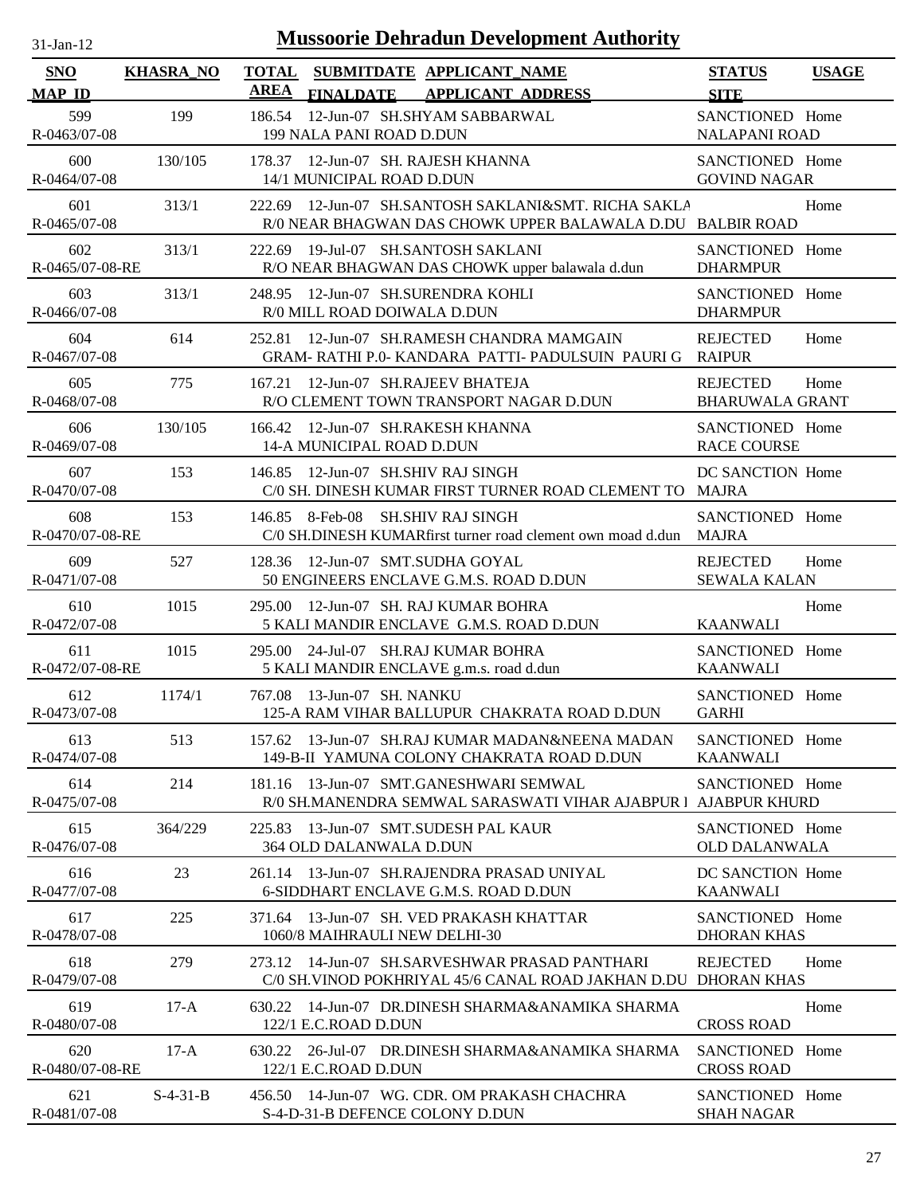# Mussoorie Dehradun Development Authority

31-Jan-12

| SNO / MAP_ID | KHASRA_NO | TOTAL AREA | SUBMITDATE / FINALDATE | APPLICANT_NAME / APPLICANT ADDRESS | STATUS / SITE | USAGE |
|---|---|---|---|---|---|---|
| 599 / R-0463/07-08 | 199 | 186.54 | 12-Jun-07 | SH.SHYAM SABBARWAL / 199 NALA PANI ROAD D.DUN | SANCTIONED / NALAPANI ROAD | Home |
| 600 / R-0464/07-08 | 130/105 | 178.37 | 12-Jun-07 | SH. RAJESH KHANNA / 14/1 MUNICIPAL ROAD D.DUN | SANCTIONED / GOVIND NAGAR | Home |
| 601 / R-0465/07-08 | 313/1 | 222.69 | 12-Jun-07 | SH.SANTOSH SAKLANI&SMT. RICHA SAKLA / R/0 NEAR BHAGWAN DAS CHOWK UPPER BALAWALA D.DU | BALBIR ROAD | Home |
| 602 / R-0465/07-08-RE | 313/1 | 222.69 | 19-Jul-07 | SH.SANTOSH SAKLANI / R/O NEAR BHAGWAN DAS CHOWK upper balawala d.dun | SANCTIONED / DHARMPUR | Home |
| 603 / R-0466/07-08 | 313/1 | 248.95 | 12-Jun-07 | SH.SURENDRA KOHLI / R/0 MILL ROAD DOIWALA D.DUN | SANCTIONED / DHARMPUR | Home |
| 604 / R-0467/07-08 | 614 | 252.81 | 12-Jun-07 | SH.RAMESH CHANDRA MAMGAIN / GRAM- RATHI P.0- KANDARA PATTI- PADULSUIN PAURI G | REJECTED / RAIPUR | Home |
| 605 / R-0468/07-08 | 775 | 167.21 | 12-Jun-07 | SH.RAJEEV BHATEJA / R/O CLEMENT TOWN TRANSPORT NAGAR D.DUN | REJECTED / BHARUWALA GRANT | Home |
| 606 / R-0469/07-08 | 130/105 | 166.42 | 12-Jun-07 | SH.RAKESH KHANNA / 14-A MUNICIPAL ROAD D.DUN | SANCTIONED / RACE COURSE | Home |
| 607 / R-0470/07-08 | 153 | 146.85 | 12-Jun-07 | SH.SHIV RAJ SINGH / C/0 SH. DINESH KUMAR FIRST TURNER ROAD CLEMENT TO | DC SANCTION / MAJRA | Home |
| 608 / R-0470/07-08-RE | 153 | 146.85 | 8-Feb-08 | SH.SHIV RAJ SINGH / C/0 SH.DINESH KUMARfirst turner road clement own moad d.dun | SANCTIONED / MAJRA | Home |
| 609 / R-0471/07-08 | 527 | 128.36 | 12-Jun-07 | SMT.SUDHA GOYAL / 50 ENGINEERS ENCLAVE G.M.S. ROAD D.DUN | REJECTED / SEWALA KALAN | Home |
| 610 / R-0472/07-08 | 1015 | 295.00 | 12-Jun-07 | SH. RAJ KUMAR BOHRA / 5 KALI MANDIR ENCLAVE G.M.S. ROAD D.DUN | KAANWALI | Home |
| 611 / R-0472/07-08-RE | 1015 | 295.00 | 24-Jul-07 | SH.RAJ KUMAR BOHRA / 5 KALI MANDIR ENCLAVE g.m.s. road d.dun | SANCTIONED / KAANWALI | Home |
| 612 / R-0473/07-08 | 1174/1 | 767.08 | 13-Jun-07 | SH. NANKU / 125-A RAM VIHAR BALLUPUR CHAKRATA ROAD D.DUN | SANCTIONED / GARHI | Home |
| 613 / R-0474/07-08 | 513 | 157.62 | 13-Jun-07 | SH.RAJ KUMAR MADAN&NEENA MADAN / 149-B-II YAMUNA COLONY CHAKRATA ROAD D.DUN | SANCTIONED / KAANWALI | Home |
| 614 / R-0475/07-08 | 214 | 181.16 | 13-Jun-07 | SMT.GANESHWARI SEMWAL / R/0 SH.MANENDRA SEMWAL SARASWATI VIHAR AJABPUR I | SANCTIONED / AJABPUR KHURD | Home |
| 615 / R-0476/07-08 | 364/229 | 225.83 | 13-Jun-07 | SMT.SUDESH PAL KAUR / 364 OLD DALANWALA D.DUN | SANCTIONED / OLD DALANWALA | Home |
| 616 / R-0477/07-08 | 23 | 261.14 | 13-Jun-07 | SH.RAJENDRA PRASAD UNIYAL / 6-SIDDHART ENCLAVE G.M.S. ROAD D.DUN | DC SANCTION / KAANWALI | Home |
| 617 / R-0478/07-08 | 225 | 371.64 | 13-Jun-07 | SH. VED PRAKASH KHATTAR / 1060/8 MAIHRAULI NEW DELHI-30 | SANCTIONED / DHORAN KHAS | Home |
| 618 / R-0479/07-08 | 279 | 273.12 | 14-Jun-07 | SH.SARVESHWAR PRASAD PANTHARI / C/0 SH.VINOD POKHRIYAL 45/6 CANAL ROAD JAKHAN D.DU | REJECTED / DHORAN KHAS | Home |
| 619 / R-0480/07-08 | 17-A | 630.22 | 14-Jun-07 | DR.DINESH SHARMA&ANAMIKA SHARMA / 122/1 E.C.ROAD D.DUN | CROSS ROAD | Home |
| 620 / R-0480/07-08-RE | 17-A | 630.22 | 26-Jul-07 | DR.DINESH SHARMA&ANAMIKA SHARMA / 122/1 E.C.ROAD D.DUN | SANCTIONED / CROSS ROAD | Home |
| 621 / R-0481/07-08 | S-4-31-B | 456.50 | 14-Jun-07 | WG. CDR. OM PRAKASH CHACHRA / S-4-D-31-B DEFENCE COLONY D.DUN | SANCTIONED / SHAH NAGAR | Home |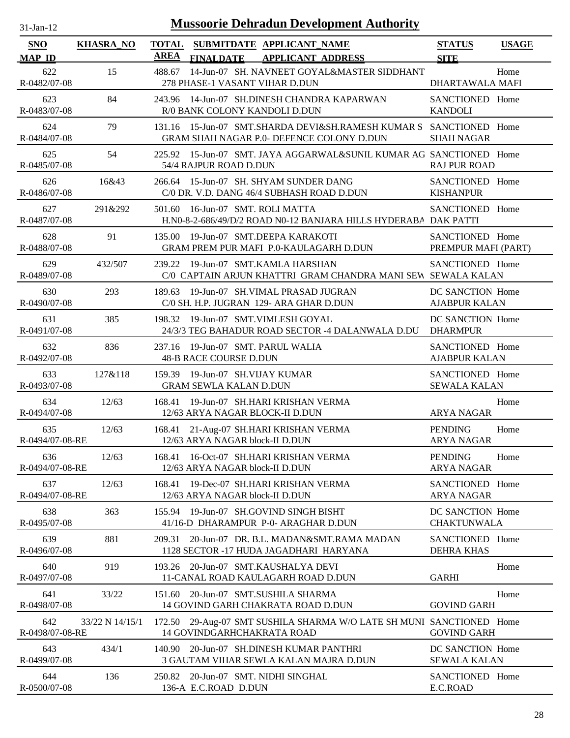# Mussoorie Dehradun Development Authority

31-Jan-12

| SNO / MAP_ID | KHASRA_NO | TOTAL AREA | SUBMITDATE / FINALDATE | APPLICANT_NAME / APPLICANT_ADDRESS | STATUS / SITE | USAGE |
|---|---|---|---|---|---|---|
| 622 / R-0482/07-08 | 15 | 488.67 | 14-Jun-07 | SH. NAVNEET GOYAL&MASTER SIDDHANT / 278 PHASE-1 VASANT VIHAR D.DUN | DHARTAWALA MAFI | Home |
| 623 / R-0483/07-08 | 84 | 243.96 | 14-Jun-07 | SH.DINESH CHANDRA KAPARWAN / R/0 BANK COLONY KANDOLI D.DUN | SANCTIONED / KANDOLI | Home |
| 624 / R-0484/07-08 | 79 | 131.16 | 15-Jun-07 | SMT.SHARDA DEVI&SH.RAMESH KUMAR S / GRAM SHAH NAGAR P.0- DEFENCE COLONY D.DUN | SANCTIONED / SHAH NAGAR | Home |
| 625 / R-0485/07-08 | 54 | 225.92 | 15-Jun-07 | SMT. JAYA AGGARWAL&SUNIL KUMAR AG / 54/4 RAJPUR ROAD D.DUN | SANCTIONED / RAJ PUR ROAD | Home |
| 626 / R-0486/07-08 | 16&43 | 266.64 | 15-Jun-07 | SH. SHYAM SUNDER DANG / C/0 DR. V.D. DANG 46/4 SUBHASH ROAD D.DUN | SANCTIONED / KISHANPUR | Home |
| 627 / R-0487/07-08 | 291&292 | 501.60 | 16-Jun-07 | SMT. ROLI MATTA / H.N0-8-2-686/49/D/2 ROAD N0-12 BANJARA HILLS HYDERABA | SANCTIONED / DAK PATTI | Home |
| 628 / R-0488/07-08 | 91 | 135.00 | 19-Jun-07 | SMT.DEEPA KARAKOTI / GRAM PREM PUR MAFI P.0-KAULAGARH D.DUN | SANCTIONED / PREMPUR MAFI (PART) | Home |
| 629 / R-0489/07-08 | 432/507 | 239.22 | 19-Jun-07 | SMT.KAMLA HARSHAN / C/0 CAPTAIN ARJUN KHATTRI GRAM CHANDRA MANI SEW | SANCTIONED / SEWALA KALAN | Home |
| 630 / R-0490/07-08 | 293 | 189.63 | 19-Jun-07 | SH.VIMAL PRASAD JUGRAN / C/0 SH. H.P. JUGRAN 129- ARA GHAR D.DUN | DC SANCTION / AJABPUR KALAN | Home |
| 631 / R-0491/07-08 | 385 | 198.32 | 19-Jun-07 | SMT.VIMLESH GOYAL / 24/3/3 TEG BAHADUR ROAD SECTOR -4 DALANWALA D.DU | DC SANCTION / DHARMPUR | Home |
| 632 / R-0492/07-08 | 836 | 237.16 | 19-Jun-07 | SMT. PARUL WALIA / 48-B RACE COURSE D.DUN | SANCTIONED / AJABPUR KALAN | Home |
| 633 / R-0493/07-08 | 127&118 | 159.39 | 19-Jun-07 | SH.VIJAY KUMAR / GRAM SEWLA KALAN D.DUN | SANCTIONED / SEWALA KALAN | Home |
| 634 / R-0494/07-08 | 12/63 | 168.41 | 19-Jun-07 | SH.HARI KRISHAN VERMA / 12/63 ARYA NAGAR BLOCK-II D.DUN | ARYA NAGAR | Home |
| 635 / R-0494/07-08-RE | 12/63 | 168.41 | 21-Aug-07 | SH.HARI KRISHAN VERMA / 12/63 ARYA NAGAR block-II D.DUN | PENDING / ARYA NAGAR | Home |
| 636 / R-0494/07-08-RE | 12/63 | 168.41 | 16-Oct-07 | SH.HARI KRISHAN VERMA / 12/63 ARYA NAGAR block-II D.DUN | PENDING / ARYA NAGAR | Home |
| 637 / R-0494/07-08-RE | 12/63 | 168.41 | 19-Dec-07 | SH.HARI KRISHAN VERMA / 12/63 ARYA NAGAR block-II D.DUN | SANCTIONED / ARYA NAGAR | Home |
| 638 / R-0495/07-08 | 363 | 155.94 | 19-Jun-07 | SH.GOVIND SINGH BISHT / 41/16-D DHARAMPUR P-0- ARAGHAR D.DUN | DC SANCTION / CHAKTUNWALA | Home |
| 639 / R-0496/07-08 | 881 | 209.31 | 20-Jun-07 | DR. B.L. MADAN&SMT.RAMA MADAN / 1128 SECTOR -17 HUDA JAGADHARI HARYANA | SANCTIONED / DEHRA KHAS | Home |
| 640 / R-0497/07-08 | 919 | 193.26 | 20-Jun-07 | SMT.KAUSHALYA DEVI / 11-CANAL ROAD KAULAGARH ROAD D.DUN | GARHI | Home |
| 641 / R-0498/07-08 | 33/22 | 151.60 | 20-Jun-07 | SMT.SUSHILA SHARMA / 14 GOVIND GARH CHAKRATA ROAD D.DUN | GOVIND GARH | Home |
| 642 / R-0498/07-08-RE | 33/22 N 14/15/1 | 172.50 | 29-Aug-07 | SMT SUSHILA SHARMA W/O LATE SH MUNI / 14 GOVINDGARHCHAKRATA ROAD | SANCTIONED / GOVIND GARH | Home |
| 643 / R-0499/07-08 | 434/1 | 140.90 | 20-Jun-07 | SH.DINESH KUMAR PANTHRI / 3 GAUTAM VIHAR SEWLA KALAN MAJRA D.DUN | DC SANCTION / SEWALA KALAN | Home |
| 644 / R-0500/07-08 | 136 | 250.82 | 20-Jun-07 | SMT. NIDHI SINGHAL / 136-A E.C.ROAD D.DUN | SANCTIONED / E.C.ROAD | Home |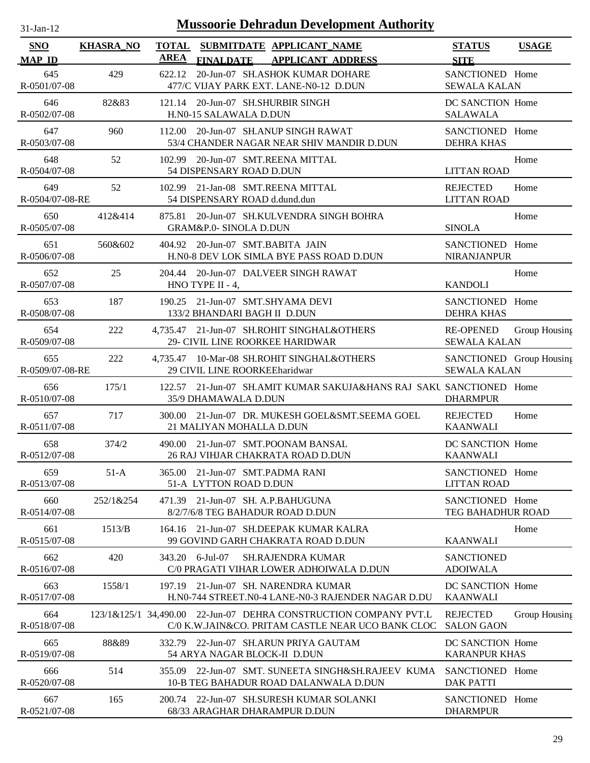# Mussoorie Dehradun Development Authority

31-Jan-12

| SNO / MAP_ID | KHASRA_NO | TOTAL AREA | SUBMITDATE / FINALDATE | APPLICANT_NAME / APPLICANT ADDRESS | STATUS / SITE | USAGE |
|---|---|---|---|---|---|---|
| 645 / R-0501/07-08 | 429 | 622.12 | 20-Jun-07 | SH.ASHOK KUMAR DOHARE / 477/C VIJAY PARK EXT. LANE-N0-12 D.DUN | SANCTIONED / SEWALA KALAN | Home |
| 646 / R-0502/07-08 | 82&83 | 121.14 | 20-Jun-07 | SH.SHURBIR SINGH / H.N0-15 SALAWALA D.DUN | DC SANCTION / SALAWALA | Home |
| 647 / R-0503/07-08 | 960 | 112.00 | 20-Jun-07 | SH.ANUP SINGH RAWAT / 53/4 CHANDER NAGAR NEAR SHIV MANDIR D.DUN | SANCTIONED / DEHRA KHAS | Home |
| 648 / R-0504/07-08 | 52 | 102.99 | 20-Jun-07 | SMT.REENA MITTAL / 54 DISPENSARY ROAD D.DUN | LITTAN ROAD | Home |
| 649 / R-0504/07-08-RE | 52 | 102.99 | 21-Jan-08 | SMT.REENA MITTAL / 54 DISPENSARY ROAD d.dund.dun | REJECTED / LITTAN ROAD | Home |
| 650 / R-0505/07-08 | 412&414 | 875.81 | 20-Jun-07 | SH.KULVENDRA SINGH BOHRA / GRAM&P.0- SINOLA D.DUN | SINOLA | Home |
| 651 / R-0506/07-08 | 560&602 | 404.92 | 20-Jun-07 | SMT.BABITA JAIN / H.N0-8 DEV LOK SIMLA BYE PASS ROAD D.DUN | SANCTIONED / NIRANJANPUR | Home |
| 652 / R-0507/07-08 | 25 | 204.44 | 20-Jun-07 | DALVEER SINGH RAWAT / HNO TYPE II - 4, | KANDOLI | Home |
| 653 / R-0508/07-08 | 187 | 190.25 | 21-Jun-07 | SMT.SHYAMA DEVI / 133/2 BHANDARI BAGH II D.DUN | SANCTIONED / DEHRA KHAS | Home |
| 654 / R-0509/07-08 | 222 | 4,735.47 | 21-Jun-07 | SH.ROHIT SINGHAL&OTHERS / 29- CIVIL LINE ROORKEE HARIDWAR | RE-OPENED / SEWALA KALAN | Group Housing |
| 655 / R-0509/07-08-RE | 222 | 4,735.47 | 10-Mar-08 | SH.ROHIT SINGHAL&OTHERS / 29 CIVIL LINE ROORKEEharidwar | SANCTIONED / SEWALA KALAN | Group Housing |
| 656 / R-0510/07-08 | 175/1 | 122.57 | 21-Jun-07 | SH.AMIT KUMAR SAKUJA&HANS RAJ SAKU / 35/9 DHAMAWALA D.DUN | SANCTIONED / DHARMPUR | Home |
| 657 / R-0511/07-08 | 717 | 300.00 | 21-Jun-07 | DR. MUKESH GOEL&SMT.SEEMA GOEL / 21 MALIYAN MOHALLA D.DUN | REJECTED / KAANWALI | Home |
| 658 / R-0512/07-08 | 374/2 | 490.00 | 21-Jun-07 | SMT.POONAM BANSAL / 26 RAJ VIHJAR CHAKRATA ROAD D.DUN | DC SANCTION / KAANWALI | Home |
| 659 / R-0513/07-08 | 51-A | 365.00 | 21-Jun-07 | SMT.PADMA RANI / 51-A LYTTON ROAD D.DUN | SANCTIONED / LITTAN ROAD | Home |
| 660 / R-0514/07-08 | 252/1&254 | 471.39 | 21-Jun-07 | SH. A.P.BAHUGUNA / 8/2/7/6/8 TEG BAHADUR ROAD D.DUN | SANCTIONED / TEG BAHADHUR ROAD | Home |
| 661 / R-0515/07-08 | 1513/B | 164.16 | 21-Jun-07 | SH.DEEPAK KUMAR KALRA / 99 GOVIND GARH CHAKRATA ROAD D.DUN | KAANWALI | Home |
| 662 / R-0516/07-08 | 420 | 343.20 | 6-Jul-07 | SH.RAJENDRA KUMAR / C/0 PRAGATI VIHAR LOWER ADHOIWALA D.DUN | SANCTIONED / ADOIWALA | |
| 663 / R-0517/07-08 | 1558/1 | 197.19 | 21-Jun-07 | SH. NARENDRA KUMAR / H.N0-744 STREET.N0-4 LANE-N0-3 RAJENDER NAGAR D.DU | DC SANCTION / KAANWALI | Home |
| 664 / R-0518/07-08 | 123/1&125/1 | 34,490.00 | 22-Jun-07 | DEHRA CONSTRUCTION COMPANY PVT.L / C/0 K.W.JAIN&CO. PRITAM CASTLE NEAR UCO BANK CLOC | REJECTED / SALON GAON | Group Housing |
| 665 / R-0519/07-08 | 88&89 | 332.79 | 22-Jun-07 | SH.ARUN PRIYA GAUTAM / 54 ARYA NAGAR BLOCK-II D.DUN | DC SANCTION / KARANPUR KHAS | Home |
| 666 / R-0520/07-08 | 514 | 355.09 | 22-Jun-07 | SMT. SUNEETA SINGH&SH.RAJEEV KUMA / 10-B TEG BAHADUR ROAD DALANWALA D.DUN | SANCTIONED / DAK PATTI | Home |
| 667 / R-0521/07-08 | 165 | 200.74 | 22-Jun-07 | SH.SURESH KUMAR SOLANKI / 68/33 ARAGHAR DHARAMPUR D.DUN | SANCTIONED / DHARMPUR | Home |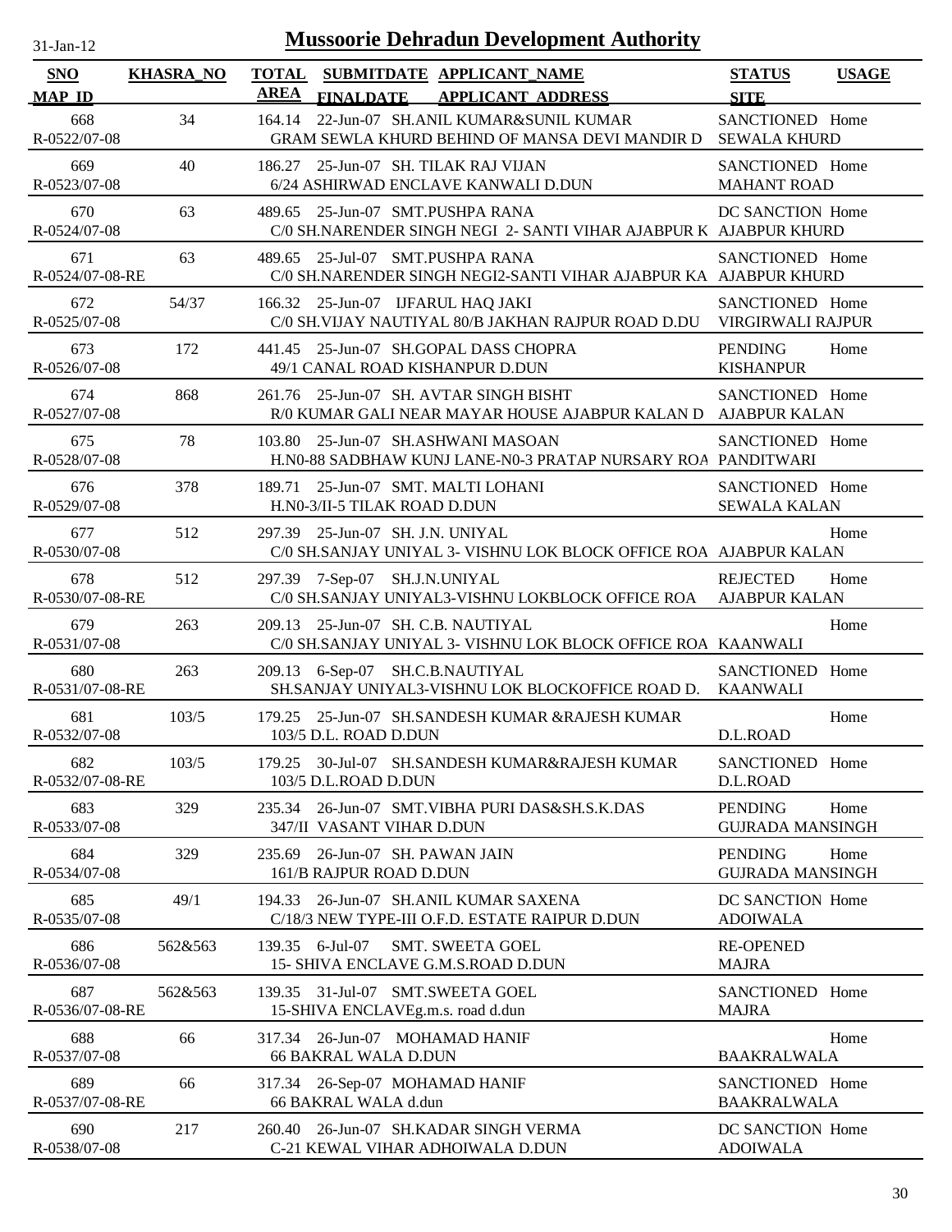# Mussoorie Dehradun Development Authority

31-Jan-12

| SNO / MAP_ID | KHASRA_NO | TOTAL AREA | SUBMITDATE / FINALDATE | APPLICANT_NAME / APPLICANT_ADDRESS | STATUS / SITE | USAGE |
|---|---|---|---|---|---|---|
| 668 / R-0522/07-08 | 34 | 164.14 | 22-Jun-07 | SH.ANIL KUMAR&SUNIL KUMAR / GRAM SEWLA KHURD BEHIND OF MANSA DEVI MANDIR D | SANCTIONED / SEWALA KHURD | Home |
| 669 / R-0523/07-08 | 40 | 186.27 | 25-Jun-07 | SH. TILAK RAJ VIJAN / 6/24 ASHIRWAD ENCLAVE KANWALI D.DUN | SANCTIONED / MAHANT ROAD | Home |
| 670 / R-0524/07-08 | 63 | 489.65 | 25-Jun-07 | SMT.PUSHPA RANA / C/0 SH.NARENDER SINGH NEGI 2- SANTI VIHAR AJABPUR K | DC SANCTION / AJABPUR KHURD | Home |
| 671 / R-0524/07-08-RE | 63 | 489.65 | 25-Jul-07 | SMT.PUSHPA RANA / C/0 SH.NARENDER SINGH NEGI2-SANTI VIHAR AJABPUR KA | SANCTIONED / AJABPUR KHURD | Home |
| 672 / R-0525/07-08 | 54/37 | 166.32 | 25-Jun-07 | IJFARUL HAQ JAKI / C/0 SH.VIJAY NAUTIYAL 80/B JAKHAN RAJPUR ROAD D.DU | SANCTIONED / VIRGIRWALI RAJPUR | Home |
| 673 / R-0526/07-08 | 172 | 441.45 | 25-Jun-07 | SH.GOPAL DASS CHOPRA / 49/1 CANAL ROAD KISHANPUR D.DUN | PENDING / KISHANPUR | Home |
| 674 / R-0527/07-08 | 868 | 261.76 | 25-Jun-07 | SH. AVTAR SINGH BISHT / R/0 KUMAR GALI NEAR MAYAR HOUSE AJABPUR KALAN D | SANCTIONED / AJABPUR KALAN | Home |
| 675 / R-0528/07-08 | 78 | 103.80 | 25-Jun-07 | SH.ASHWANI MASOAN / H.N0-88 SADBHAW KUNJ LANE-N0-3 PRATAP NURSARY ROA | SANCTIONED / PANDITWARI | Home |
| 676 / R-0529/07-08 | 378 | 189.71 | 25-Jun-07 | SMT. MALTI LOHANI / H.N0-3/II-5 TILAK ROAD D.DUN | SANCTIONED / SEWALA KALAN | Home |
| 677 / R-0530/07-08 | 512 | 297.39 | 25-Jun-07 | SH. J.N. UNIYAL / C/0 SH.SANJAY UNIYAL 3- VISHNU LOK BLOCK OFFICE ROA | AJABPUR KALAN | Home |
| 678 / R-0530/07-08-RE | 512 | 297.39 | 7-Sep-07 | SH.J.N.UNIYAL / C/0 SH.SANJAY UNIYAL3-VISHNU LOKBLOCK OFFICE ROA | REJECTED / AJABPUR KALAN | Home |
| 679 / R-0531/07-08 | 263 | 209.13 | 25-Jun-07 | SH. C.B. NAUTIYAL / C/0 SH.SANJAY UNIYAL 3- VISHNU LOK BLOCK OFFICE ROA | KAANWALI | Home |
| 680 / R-0531/07-08-RE | 263 | 209.13 | 6-Sep-07 | SH.C.B.NAUTIYAL / SH.SANJAY UNIYAL3-VISHNU LOK BLOCKOFFICE ROAD D. | SANCTIONED / KAANWALI | Home |
| 681 / R-0532/07-08 | 103/5 | 179.25 | 25-Jun-07 | SH.SANDESH KUMAR &RAJESH KUMAR / 103/5 D.L. ROAD D.DUN | D.L.ROAD | Home |
| 682 / R-0532/07-08-RE | 103/5 | 179.25 | 30-Jul-07 | SH.SANDESH KUMAR&RAJESH KUMAR / 103/5 D.L.ROAD D.DUN | SANCTIONED / D.L.ROAD | Home |
| 683 / R-0533/07-08 | 329 | 235.34 | 26-Jun-07 | SMT.VIBHA PURI DAS&SH.S.K.DAS / 347/II VASANT VIHAR D.DUN | PENDING / GUJRADA MANSINGH | Home |
| 684 / R-0534/07-08 | 329 | 235.69 | 26-Jun-07 | SH. PAWAN JAIN / 161/B RAJPUR ROAD D.DUN | PENDING / GUJRADA MANSINGH | Home |
| 685 / R-0535/07-08 | 49/1 | 194.33 | 26-Jun-07 | SH.ANIL KUMAR SAXENA / C/18/3 NEW TYPE-III O.F.D. ESTATE RAIPUR D.DUN | DC SANCTION / ADOIWALA | Home |
| 686 / R-0536/07-08 | 562&563 | 139.35 | 6-Jul-07 | SMT. SWEETA GOEL / 15- SHIVA ENCLAVE G.M.S.ROAD D.DUN | RE-OPENED / MAJRA | |
| 687 / R-0536/07-08-RE | 562&563 | 139.35 | 31-Jul-07 | SMT.SWEETA GOEL / 15-SHIVA ENCLAVEg.m.s. road d.dun | SANCTIONED / MAJRA | Home |
| 688 / R-0537/07-08 | 66 | 317.34 | 26-Jun-07 | MOHAMAD HANIF / 66 BAKRAL WALA D.DUN | BAAKRALWALA | Home |
| 689 / R-0537/07-08-RE | 66 | 317.34 | 26-Sep-07 | MOHAMAD HANIF / 66 BAKRAL WALA d.dun | SANCTIONED / BAAKRALWALA | Home |
| 690 / R-0538/07-08 | 217 | 260.40 | 26-Jun-07 | SH.KADAR SINGH VERMA / C-21 KEWAL VIHAR ADHOIWALA D.DUN | DC SANCTION / ADOIWALA | Home |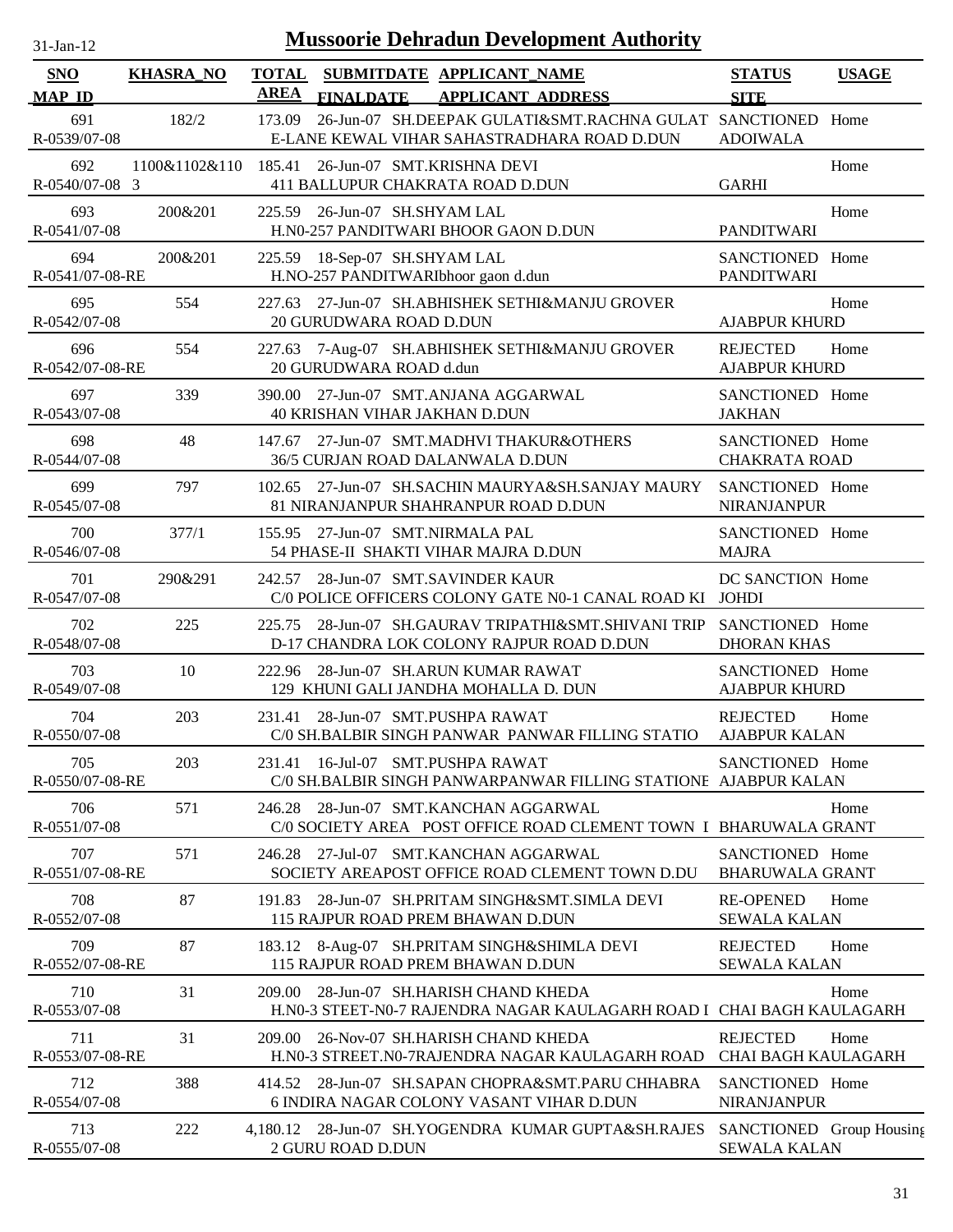# Mussoorie Dehradun Development Authority

31-Jan-12

| SNO / MAP_ID | KHASRA_NO | TOTAL AREA | SUBMITDATE / FINALDATE | APPLICANT_NAME / APPLICANT_ADDRESS | STATUS / SITE | USAGE |
|---|---|---|---|---|---|---|
| 691 R-0539/07-08 | 182/2 | 173.09 | 26-Jun-07 | SH.DEEPAK GULATI&SMT.RACHNA GULAT E-LANE KEWAL VIHAR SAHASTRADHARA ROAD D.DUN | SANCTIONED ADOIWALA | Home |
| 692 R-0540/07-08 | 1100&1102&1103 | 185.41 | 26-Jun-07 | SMT.KRISHNA DEVI 411 BALLUPUR CHAKRATA ROAD D.DUN | GARHI | Home |
| 693 R-0541/07-08 | 200&201 | 225.59 | 26-Jun-07 | SH.SHYAM LAL H.N0-257 PANDITWARI BHOOR GAON D.DUN | PANDITWARI | Home |
| 694 R-0541/07-08-RE | 200&201 | 225.59 | 18-Sep-07 | SH.SHYAM LAL H.NO-257 PANDITWARIbhoor gaon d.dun | SANCTIONED PANDITWARI | Home |
| 695 R-0542/07-08 | 554 | 227.63 | 27-Jun-07 | SH.ABHISHEK SETHI&MANJU GROVER 20 GURUDWARA ROAD D.DUN | AJABPUR KHURD | Home |
| 696 R-0542/07-08-RE | 554 | 227.63 | 7-Aug-07 | SH.ABHISHEK SETHI&MANJU GROVER 20 GURUDWARA ROAD d.dun | REJECTED AJABPUR KHURD | Home |
| 697 R-0543/07-08 | 339 | 390.00 | 27-Jun-07 | SMT.ANJANA AGGARWAL 40 KRISHAN VIHAR JAKHAN D.DUN | SANCTIONED JAKHAN | Home |
| 698 R-0544/07-08 | 48 | 147.67 | 27-Jun-07 | SMT.MADHVI THAKUR&OTHERS 36/5 CURJAN ROAD DALANWALA D.DUN | SANCTIONED CHAKRATA ROAD | Home |
| 699 R-0545/07-08 | 797 | 102.65 | 27-Jun-07 | SH.SACHIN MAURYA&SH.SANJAY MAURY 81 NIRANJANPUR SHAHRANPUR ROAD D.DUN | SANCTIONED NIRANJANPUR | Home |
| 700 R-0546/07-08 | 377/1 | 155.95 | 27-Jun-07 | SMT.NIRMALA PAL 54 PHASE-II SHAKTI VIHAR MAJRA D.DUN | SANCTIONED MAJRA | Home |
| 701 R-0547/07-08 | 290&291 | 242.57 | 28-Jun-07 | SMT.SAVINDER KAUR C/0 POLICE OFFICERS COLONY GATE N0-1 CANAL ROAD KI | DC SANCTION JOHDI | Home |
| 702 R-0548/07-08 | 225 | 225.75 | 28-Jun-07 | SH.GAURAV TRIPATHI&SMT.SHIVANI TRIP D-17 CHANDRA LOK COLONY RAJPUR ROAD D.DUN | SANCTIONED DHORAN KHAS | Home |
| 703 R-0549/07-08 | 10 | 222.96 | 28-Jun-07 | SH.ARUN KUMAR RAWAT 129 KHUNI GALI JANDHA MOHALLA D. DUN | SANCTIONED AJABPUR KHURD | Home |
| 704 R-0550/07-08 | 203 | 231.41 | 28-Jun-07 | SMT.PUSHPA RAWAT C/0 SH.BALBIR SINGH PANWAR PANWAR FILLING STATIO | REJECTED AJABPUR KALAN | Home |
| 705 R-0550/07-08-RE | 203 | 231.41 | 16-Jul-07 | SMT.PUSHPA RAWAT C/0 SH.BALBIR SINGH PANWARPANWAR FILLING STATIONE | SANCTIONED AJABPUR KALAN | Home |
| 706 R-0551/07-08 | 571 | 246.28 | 28-Jun-07 | SMT.KANCHAN AGGARWAL C/0 SOCIETY AREA POST OFFICE ROAD CLEMENT TOWN I | BHARUWALA GRANT | Home |
| 707 R-0551/07-08-RE | 571 | 246.28 | 27-Jul-07 | SMT.KANCHAN AGGARWAL SOCIETY AREAPOST OFFICE ROAD CLEMENT TOWN D.DU | SANCTIONED BHARUWALA GRANT | Home |
| 708 R-0552/07-08 | 87 | 191.83 | 28-Jun-07 | SH.PRITAM SINGH&SMT.SIMLA DEVI 115 RAJPUR ROAD PREM BHAWAN D.DUN | RE-OPENED SEWALA KALAN | Home |
| 709 R-0552/07-08-RE | 87 | 183.12 | 8-Aug-07 | SH.PRITAM SINGH&SHIMLA DEVI 115 RAJPUR ROAD PREM BHAWAN D.DUN | REJECTED SEWALA KALAN | Home |
| 710 R-0553/07-08 | 31 | 209.00 | 28-Jun-07 | SH.HARISH CHAND KHEDA H.N0-3 STEET-N0-7 RAJENDRA NAGAR KAULAGARH ROAD I | CHAI BAGH KAULAGARH | Home |
| 711 R-0553/07-08-RE | 31 | 209.00 | 26-Nov-07 | SH.HARISH CHAND KHEDA H.N0-3 STREET.N0-7RAJENDRA NAGAR KAULAGARH ROAD | REJECTED CHAI BAGH KAULAGARH | Home |
| 712 R-0554/07-08 | 388 | 414.52 | 28-Jun-07 | SH.SAPAN CHOPRA&SMT.PARU CHHABRA 6 INDIRA NAGAR COLONY VASANT VIHAR D.DUN | SANCTIONED NIRANJANPUR | Home |
| 713 R-0555/07-08 | 222 | 4,180.12 | 28-Jun-07 | SH.YOGENDRA KUMAR GUPTA&SH.RAJES 2 GURU ROAD D.DUN | SANCTIONED SEWALA KALAN | Group Housing |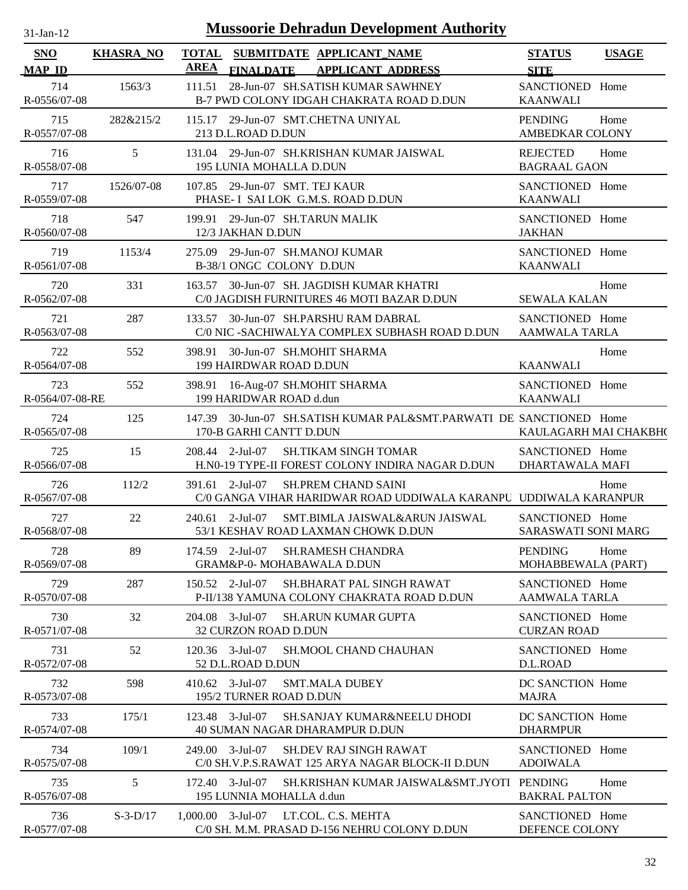# Mussoorie Dehradun Development Authority

31-Jan-12

| SNO / MAP_ID | KHASRA_NO | TOTAL AREA | SUBMITDATE / FINALDATE | APPLICANT_NAME / APPLICANT_ADDRESS | STATUS / SITE | USAGE |
|---|---|---|---|---|---|---|
| 714 / R-0556/07-08 | 1563/3 | 111.51 | 28-Jun-07 | SH.SATISH KUMAR SAWHNEY / B-7 PWD COLONY IDGAH CHAKRATA ROAD D.DUN | SANCTIONED / KAANWALI | Home |
| 715 / R-0557/07-08 | 282&215/2 | 115.17 | 29-Jun-07 | SMT.CHETNA UNIYAL / 213 D.L.ROAD D.DUN | PENDING / AMBEDKAR COLONY | Home |
| 716 / R-0558/07-08 | 5 | 131.04 | 29-Jun-07 | SH.KRISHAN KUMAR JAISWAL / 195 LUNIA MOHALLA D.DUN | REJECTED / BAGRAAL GAON | Home |
| 717 / R-0559/07-08 | 1526/07-08 | 107.85 | 29-Jun-07 | SMT. TEJ KAUR / PHASE- I SAI LOK G.M.S. ROAD D.DUN | SANCTIONED / KAANWALI | Home |
| 718 / R-0560/07-08 | 547 | 199.91 | 29-Jun-07 | SH.TARUN MALIK / 12/3 JAKHAN D.DUN | SANCTIONED / JAKHAN | Home |
| 719 / R-0561/07-08 | 1153/4 | 275.09 | 29-Jun-07 | SH.MANOJ KUMAR / B-38/1 ONGC COLONY D.DUN | SANCTIONED / KAANWALI | Home |
| 720 / R-0562/07-08 | 331 | 163.57 | 30-Jun-07 | SH. JAGDISH KUMAR KHATRI / C/0 JAGDISH FURNITURES 46 MOTI BAZAR D.DUN | SEWALA KALAN | Home |
| 721 / R-0563/07-08 | 287 | 133.57 | 30-Jun-07 | SH.PARSHU RAM DABRAL / C/0 NIC -SACHIWALYA COMPLEX SUBHASH ROAD D.DUN | SANCTIONED / AAMWALA TARLA | Home |
| 722 / R-0564/07-08 | 552 | 398.91 | 30-Jun-07 | SH.MOHIT SHARMA / 199 HAIRDWAR ROAD D.DUN | KAANWALI | Home |
| 723 / R-0564/07-08-RE | 552 | 398.91 | 16-Aug-07 | SH.MOHIT SHARMA / 199 HARIDWAR ROAD d.dun | SANCTIONED / KAANWALI | Home |
| 724 / R-0565/07-08 | 125 | 147.39 | 30-Jun-07 | SH.SATISH KUMAR PAL&SMT.PARWATI DE / 170-B GARHI CANTT D.DUN | SANCTIONED / KAULAGARH MAI CHAKBH( | Home |
| 725 / R-0566/07-08 | 15 | 208.44 | 2-Jul-07 | SH.TIKAM SINGH TOMAR / H.N0-19 TYPE-II FOREST COLONY INDIRA NAGAR D.DUN | SANCTIONED / DHARTAWALA MAFI | Home |
| 726 / R-0567/07-08 | 112/2 | 391.61 | 2-Jul-07 | SH.PREM CHAND SAINI / C/0 GANGA VIHAR HARIDWAR ROAD UDDIWALA KARANPU | UDDIWALA KARANPUR | Home |
| 727 / R-0568/07-08 | 22 | 240.61 | 2-Jul-07 | SMT.BIMLA JAISWAL&ARUN JAISWAL / 53/1 KESHAV ROAD LAXMAN CHOWK D.DUN | SANCTIONED / SARASWATI SONI MARG | Home |
| 728 / R-0569/07-08 | 89 | 174.59 | 2-Jul-07 | SH.RAMESH CHANDRA / GRAM&P-0- MOHABAWALA D.DUN | PENDING / MOHABBEWALA (PART) | Home |
| 729 / R-0570/07-08 | 287 | 150.52 | 2-Jul-07 | SH.BHARAT PAL SINGH RAWAT / P-II/138 YAMUNA COLONY CHAKRATA ROAD D.DUN | SANCTIONED / AAMWALA TARLA | Home |
| 730 / R-0571/07-08 | 32 | 204.08 | 3-Jul-07 | SH.ARUN KUMAR GUPTA / 32 CURZON ROAD D.DUN | SANCTIONED / CURZAN ROAD | Home |
| 731 / R-0572/07-08 | 52 | 120.36 | 3-Jul-07 | SH.MOOL CHAND CHAUHAN / 52 D.L.ROAD D.DUN | SANCTIONED / D.L.ROAD | Home |
| 732 / R-0573/07-08 | 598 | 410.62 | 3-Jul-07 | SMT.MALA DUBEY / 195/2 TURNER ROAD D.DUN | DC SANCTION / MAJRA | Home |
| 733 / R-0574/07-08 | 175/1 | 123.48 | 3-Jul-07 | SH.SANJAY KUMAR&NEELU DHODI / 40 SUMAN NAGAR DHARAMPUR D.DUN | DC SANCTION / DHARMPUR | Home |
| 734 / R-0575/07-08 | 109/1 | 249.00 | 3-Jul-07 | SH.DEV RAJ SINGH RAWAT / C/0 SH.V.P.S.RAWAT 125 ARYA NAGAR BLOCK-II D.DUN | SANCTIONED / ADOIWALA | Home |
| 735 / R-0576/07-08 | 5 | 172.40 | 3-Jul-07 | SH.KRISHAN KUMAR JAISWAL&SMT.JYOTI / 195 LUNNIA MOHALLA d.dun | PENDING / BAKRAL PALTON | Home |
| 736 / R-0577/07-08 | S-3-D/17 | 1,000.00 | 3-Jul-07 | LT.COL. C.S. MEHTA / C/0 SH. M.M. PRASAD D-156 NEHRU COLONY D.DUN | SANCTIONED / DEFENCE COLONY | Home |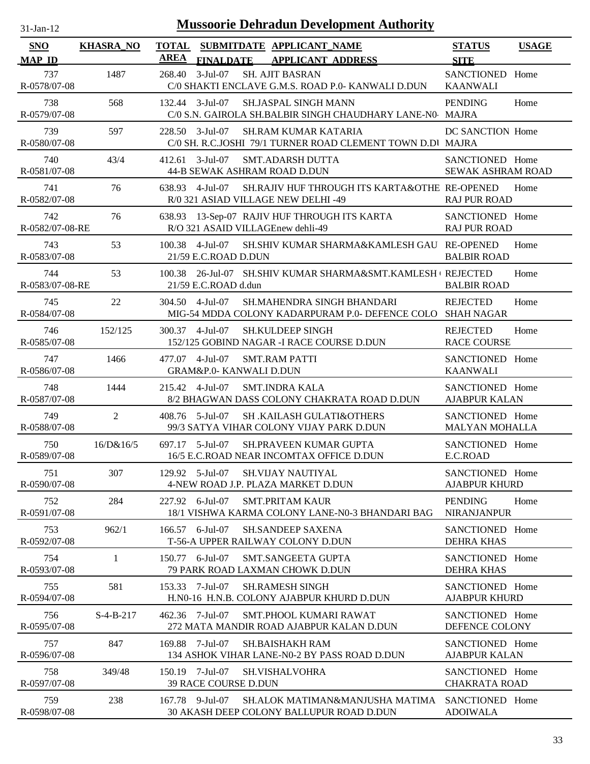# Mussoorie Dehradun Development Authority

31-Jan-12

| SNO / MAP_ID | KHASRA_NO | TOTAL AREA | SUBMITDATE / FINALDATE | APPLICANT_NAME / APPLICANT_ADDRESS | STATUS / SITE | USAGE |
|---|---|---|---|---|---|---|
| 737 / R-0578/07-08 | 1487 | 268.40 | 3-Jul-07 | SH. AJIT BASRAN / C/0 SHAKTI ENCLAVE G.M.S. ROAD P.0- KANWALI D.DUN | SANCTIONED / KAANWALI | Home |
| 738 / R-0579/07-08 | 568 | 132.44 | 3-Jul-07 | SH.JASPAL SINGH MANN / C/0 S.N. GAIROLA SH.BALBIR SINGH CHAUDHARY LANE-N0- | PENDING / MAJRA | Home |
| 739 / R-0580/07-08 | 597 | 228.50 | 3-Jul-07 | SH.RAM KUMAR KATARIA / C/0 SH. R.C.JOSHI 79/1 TURNER ROAD CLEMENT TOWN D.DU | DC SANCTION / MAJRA | Home |
| 740 / R-0581/07-08 | 43/4 | 412.61 | 3-Jul-07 | SMT.ADARSH DUTTA / 44-B SEWAK ASHRAM ROAD D.DUN | SANCTIONED / SEWAK ASHRAM ROAD | Home |
| 741 / R-0582/07-08 | 76 | 638.93 | 4-Jul-07 | SH.RAJIV HUF THROUGH ITS KARTA&OTHE / R/0 321 ASIAD VILLAGE NEW DELHI -49 | RE-OPENED / RAJ PUR ROAD | Home |
| 742 / R-0582/07-08-RE | 76 | 638.93 | 13-Sep-07 | RAJIV HUF THROUGH ITS KARTA / R/O 321 ASAID VILLAGEnew dehli-49 | SANCTIONED / RAJ PUR ROAD | Home |
| 743 / R-0583/07-08 | 53 | 100.38 | 4-Jul-07 | SH.SHIV KUMAR SHARMA&KAMLESH GAU / 21/59 E.C.ROAD D.DUN | RE-OPENED / BALBIR ROAD | Home |
| 744 / R-0583/07-08-RE | 53 | 100.38 | 26-Jul-07 | SH.SHIV KUMAR SHARMA&SMT.KAMLESH / 21/59 E.C.ROAD d.dun | REJECTED / BALBIR ROAD | Home |
| 745 / R-0584/07-08 | 22 | 304.50 | 4-Jul-07 | SH.MAHENDRA SINGH BHANDARI / MIG-54 MDDA COLONY KADARPURAM P.0- DEFENCE COLO | REJECTED / SHAH NAGAR | Home |
| 746 / R-0585/07-08 | 152/125 | 300.37 | 4-Jul-07 | SH.KULDEEP SINGH / 152/125 GOBIND NAGAR -I RACE COURSE D.DUN | REJECTED / RACE COURSE | Home |
| 747 / R-0586/07-08 | 1466 | 477.07 | 4-Jul-07 | SMT.RAM PATTI / GRAM&P.0- KANWALI D.DUN | SANCTIONED / KAANWALI | Home |
| 748 / R-0587/07-08 | 1444 | 215.42 | 4-Jul-07 | SMT.INDRA KALA / 8/2 BHAGWAN DASS COLONY CHAKRATA ROAD D.DUN | SANCTIONED / AJABPUR KALAN | Home |
| 749 / R-0588/07-08 | 2 | 408.76 | 5-Jul-07 | SH .KAILASH GULATI&OTHERS / 99/3 SATYA VIHAR COLONY VIJAY PARK D.DUN | SANCTIONED / MALYAN MOHALLA | Home |
| 750 / R-0589/07-08 | 16/D&16/5 | 697.17 | 5-Jul-07 | SH.PRAVEEN KUMAR GUPTA / 16/5 E.C.ROAD NEAR INCOMTAX OFFICE D.DUN | SANCTIONED / E.C.ROAD | Home |
| 751 / R-0590/07-08 | 307 | 129.92 | 5-Jul-07 | SH.VIJAY NAUTIYAL / 4-NEW ROAD J.P. PLAZA MARKET D.DUN | SANCTIONED / AJABPUR KHURD | Home |
| 752 / R-0591/07-08 | 284 | 227.92 | 6-Jul-07 | SMT.PRITAM KAUR / 18/1 VISHWA KARMA COLONY LANE-N0-3 BHANDARI BAG | PENDING / NIRANJANPUR | Home |
| 753 / R-0592/07-08 | 962/1 | 166.57 | 6-Jul-07 | SH.SANDEEP SAXENA / T-56-A UPPER RAILWAY COLONY D.DUN | SANCTIONED / DEHRA KHAS | Home |
| 754 / R-0593/07-08 | 1 | 150.77 | 6-Jul-07 | SMT.SANGEETA GUPTA / 79 PARK ROAD LAXMAN CHOWK D.DUN | SANCTIONED / DEHRA KHAS | Home |
| 755 / R-0594/07-08 | 581 | 153.33 | 7-Jul-07 | SH.RAMESH SINGH / H.N0-16 H.N.B. COLONY AJABPUR KHURD D.DUN | SANCTIONED / AJABPUR KHURD | Home |
| 756 / R-0595/07-08 | S-4-B-217 | 462.36 | 7-Jul-07 | SMT.PHOOL KUMARI RAWAT / 272 MATA MANDIR ROAD AJABPUR KALAN D.DUN | SANCTIONED / DEFENCE COLONY | Home |
| 757 / R-0596/07-08 | 847 | 169.88 | 7-Jul-07 | SH.BAISHAKH RAM / 134 ASHOK VIHAR LANE-N0-2 BY PASS ROAD D.DUN | SANCTIONED / AJABPUR KALAN | Home |
| 758 / R-0597/07-08 | 349/48 | 150.19 | 7-Jul-07 | SH.VISHALVOHRA / 39 RACE COURSE D.DUN | SANCTIONED / CHAKRATA ROAD | Home |
| 759 / R-0598/07-08 | 238 | 167.78 | 9-Jul-07 | SH.ALOK MATIMAN&MANJUSHA MATIMA / 30 AKASH DEEP COLONY BALLUPUR ROAD D.DUN | SANCTIONED / ADOIWALA | Home |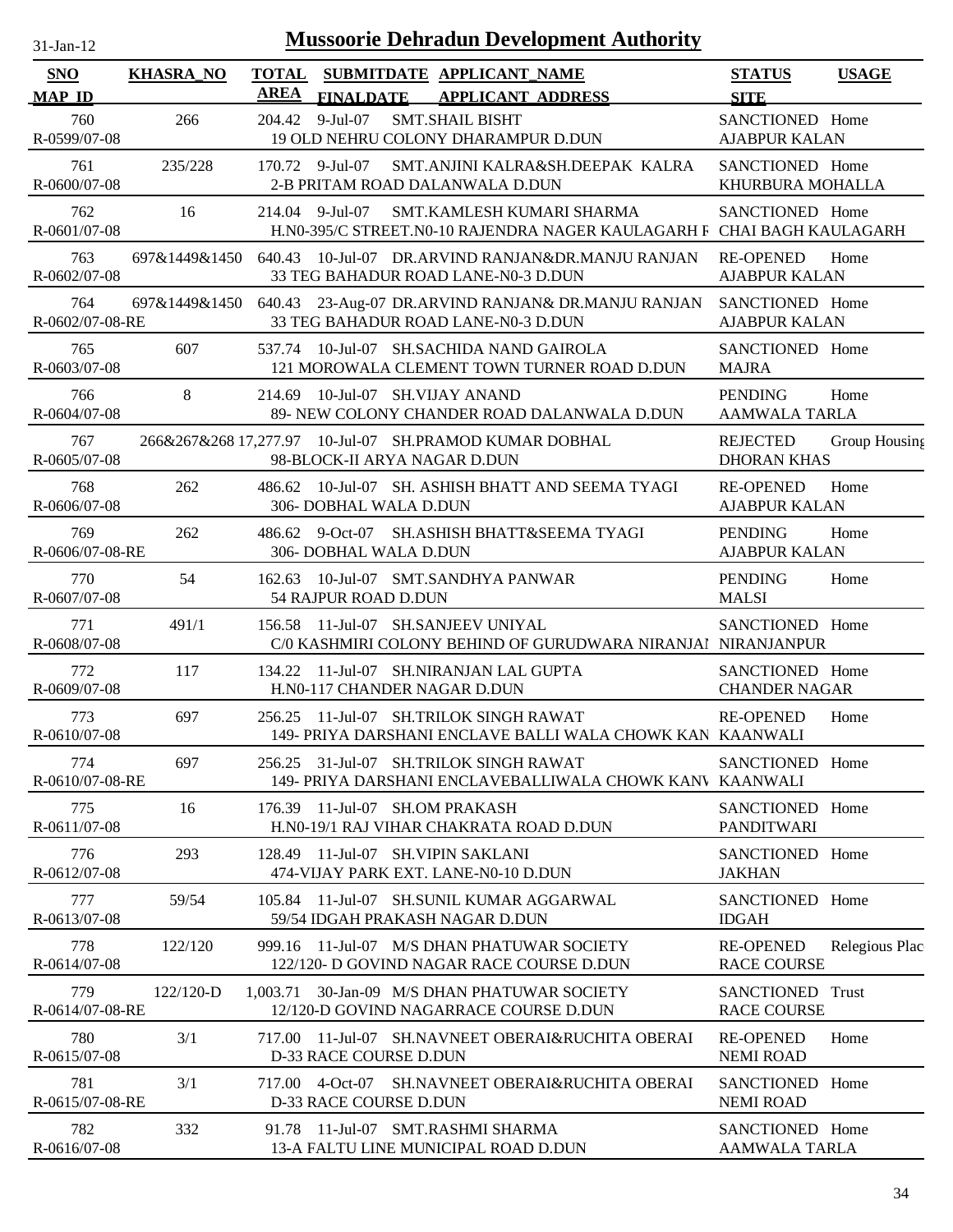# Mussoorie Dehradun Development Authority

31-Jan-12

| SNO / MAP_ID | KHASRA_NO | TOTAL AREA | SUBMITDATE / FINALDATE | APPLICANT_NAME / APPLICANT_ADDRESS | STATUS / SITE | USAGE |
|---|---|---|---|---|---|---|
| 760 / R-0599/07-08 | 266 | 204.42 | 9-Jul-07 | SMT.SHAIL BISHT / 19 OLD NEHRU COLONY DHARAMPUR D.DUN | SANCTIONED / AJABPUR KALAN | Home |
| 761 / R-0600/07-08 | 235/228 | 170.72 | 9-Jul-07 | SMT.ANJINI KALRA&SH.DEEPAK KALRA / 2-B PRITAM ROAD DALANWALA D.DUN | SANCTIONED / KHURBURA MOHALLA | Home |
| 762 / R-0601/07-08 | 16 | 214.04 | 9-Jul-07 | SMT.KAMLESH KUMARI SHARMA / H.N0-395/C STREET.N0-10 RAJENDRA NAGER KAULAGARH F | SANCTIONED / CHAI BAGH KAULAGARH | Home |
| 763 / R-0602/07-08 | 697&1449&1450 | 640.43 | 10-Jul-07 | DR.ARVIND RANJAN&DR.MANJU RANJAN / 33 TEG BAHADUR ROAD LANE-N0-3 D.DUN | RE-OPENED / AJABPUR KALAN | Home |
| 764 / R-0602/07-08-RE | 697&1449&1450 | 640.43 | 23-Aug-07 | DR.ARVIND RANJAN& DR.MANJU RANJAN / 33 TEG BAHADUR ROAD LANE-N0-3 D.DUN | SANCTIONED / AJABPUR KALAN | Home |
| 765 / R-0603/07-08 | 607 | 537.74 | 10-Jul-07 | SH.SACHIDA NAND GAIROLA / 121 MOROWALA CLEMENT TOWN TURNER ROAD D.DUN | SANCTIONED / MAJRA | Home |
| 766 / R-0604/07-08 | 8 | 214.69 | 10-Jul-07 | SH.VIJAY ANAND / 89- NEW COLONY CHANDER ROAD DALANWALA D.DUN | PENDING / AAMWALA TARLA | Home |
| 767 / R-0605/07-08 | 266&267&268 | 17,277.97 | 10-Jul-07 | SH.PRAMOD KUMAR DOBHAL / 98-BLOCK-II ARYA NAGAR D.DUN | REJECTED / DHORAN KHAS | Group Housing |
| 768 / R-0606/07-08 | 262 | 486.62 | 10-Jul-07 | SH. ASHISH BHATT AND SEEMA TYAGI / 306- DOBHAL WALA D.DUN | RE-OPENED / AJABPUR KALAN | Home |
| 769 / R-0606/07-08-RE | 262 | 486.62 | 9-Oct-07 | SH.ASHISH BHATT&SEEMA TYAGI / 306- DOBHAL WALA D.DUN | PENDING / AJABPUR KALAN | Home |
| 770 / R-0607/07-08 | 54 | 162.63 | 10-Jul-07 | SMT.SANDHYA PANWAR / 54 RAJPUR ROAD D.DUN | PENDING / MALSI | Home |
| 771 / R-0608/07-08 | 491/1 | 156.58 | 11-Jul-07 | SH.SANJEEV UNIYAL / C/0 KASHMIRI COLONY BEHIND OF GURUDWARA NIRANJAI | SANCTIONED / NIRANJANPUR | Home |
| 772 / R-0609/07-08 | 117 | 134.22 | 11-Jul-07 | SH.NIRANJAN LAL GUPTA / H.N0-117 CHANDER NAGAR D.DUN | SANCTIONED / CHANDER NAGAR | Home |
| 773 / R-0610/07-08 | 697 | 256.25 | 11-Jul-07 | SH.TRILOK SINGH RAWAT / 149- PRIYA DARSHANI ENCLAVE BALLI WALA CHOWK KAN | RE-OPENED / KAANWALI | Home |
| 774 / R-0610/07-08-RE | 697 | 256.25 | 31-Jul-07 | SH.TRILOK SINGH RAWAT / 149- PRIYA DARSHANI ENCLAVEBALLIWALA CHOWK KANV | SANCTIONED / KAANWALI | Home |
| 775 / R-0611/07-08 | 16 | 176.39 | 11-Jul-07 | SH.OM PRAKASH / H.N0-19/1 RAJ VIHAR CHAKRATA ROAD D.DUN | SANCTIONED / PANDITWARI | Home |
| 776 / R-0612/07-08 | 293 | 128.49 | 11-Jul-07 | SH.VIPIN SAKLANI / 474-VIJAY PARK EXT. LANE-N0-10 D.DUN | SANCTIONED / JAKHAN | Home |
| 777 / R-0613/07-08 | 59/54 | 105.84 | 11-Jul-07 | SH.SUNIL KUMAR AGGARWAL / 59/54 IDGAH PRAKASH NAGAR D.DUN | SANCTIONED / IDGAH | Home |
| 778 / R-0614/07-08 | 122/120 | 999.16 | 11-Jul-07 | M/S DHAN PHATUWAR SOCIETY / 122/120- D GOVIND NAGAR RACE COURSE D.DUN | RE-OPENED / RACE COURSE | Relegious Plac |
| 779 / R-0614/07-08-RE | 122/120-D | 1,003.71 | 30-Jan-09 | M/S DHAN PHATUWAR SOCIETY / 12/120-D GOVIND NAGARRACE COURSE D.DUN | SANCTIONED / RACE COURSE | Trust |
| 780 / R-0615/07-08 | 3/1 | 717.00 | 11-Jul-07 | SH.NAVNEET OBERAI&RUCHITA OBERAI / D-33 RACE COURSE D.DUN | RE-OPENED / NEMI ROAD | Home |
| 781 / R-0615/07-08-RE | 3/1 | 717.00 | 4-Oct-07 | SH.NAVNEET OBERAI&RUCHITA OBERAI / D-33 RACE COURSE D.DUN | SANCTIONED / NEMI ROAD | Home |
| 782 / R-0616/07-08 | 332 | 91.78 | 11-Jul-07 | SMT.RASHMI SHARMA / 13-A FALTU LINE MUNICIPAL ROAD D.DUN | SANCTIONED / AAMWALA TARLA | Home |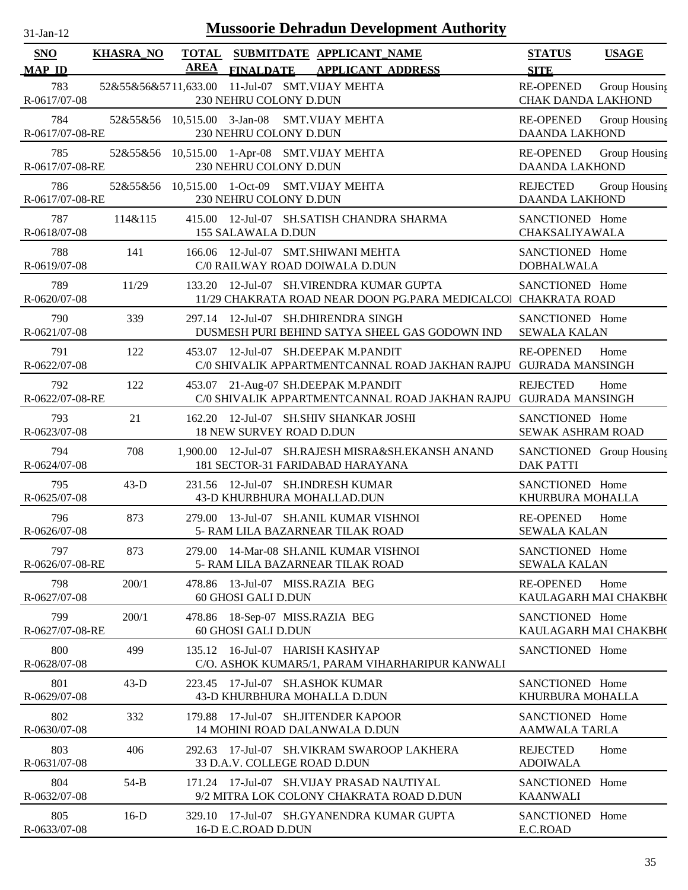# Mussoorie Dehradun Development Authority

31-Jan-12

| SNO / MAP_ID | KHASRA_NO | TOTAL AREA | SUBMITDATE / FINALDATE | APPLICANT_NAME / APPLICANT_ADDRESS | STATUS / SITE | USAGE |
|---|---|---|---|---|---|---|
| 783 / R-0617/07-08 | 52&55&56&57 | 11,633.00 | 11-Jul-07 | SMT.VIJAY MEHTA / 230 NEHRU COLONY D.DUN | RE-OPENED / CHAK DANDA LAKHOND | Group Housing |
| 784 / R-0617/07-08-RE | 52&55&56 | 10,515.00 | 3-Jan-08 | SMT.VIJAY MEHTA / 230 NEHRU COLONY D.DUN | RE-OPENED / DAANDA LAKHOND | Group Housing |
| 785 / R-0617/07-08-RE | 52&55&56 | 10,515.00 | 1-Apr-08 | SMT.VIJAY MEHTA / 230 NEHRU COLONY D.DUN | RE-OPENED / DAANDA LAKHOND | Group Housing |
| 786 / R-0617/07-08-RE | 52&55&56 | 10,515.00 | 1-Oct-09 | SMT.VIJAY MEHTA / 230 NEHRU COLONY D.DUN | REJECTED / DAANDA LAKHOND | Group Housing |
| 787 / R-0618/07-08 | 114&115 | 415.00 | 12-Jul-07 | SH.SATISH CHANDRA SHARMA / 155 SALAWALA D.DUN | SANCTIONED / CHAKSALIYAWALA | Home |
| 788 / R-0619/07-08 | 141 | 166.06 | 12-Jul-07 | SMT.SHIWANI MEHTA / C/0 RAILWAY ROAD DOIWALA D.DUN | SANCTIONED / DOBHALWALA | Home |
| 789 / R-0620/07-08 | 11/29 | 133.20 | 12-Jul-07 | SH.VIRENDRA KUMAR GUPTA / 11/29 CHAKRATA ROAD NEAR DOON PG.PARA MEDICALCOI | SANCTIONED / CHAKRATA ROAD | Home |
| 790 / R-0621/07-08 | 339 | 297.14 | 12-Jul-07 | SH.DHIRENDRA SINGH / DUSMESH PURI BEHIND SATYA SHEEL GAS GODOWN IND | SANCTIONED / SEWALA KALAN | Home |
| 791 / R-0622/07-08 | 122 | 453.07 | 12-Jul-07 | SH.DEEPAK M.PANDIT / C/0 SHIVALIK APPARTMENTCANNAL ROAD JAKHAN RAJPU | RE-OPENED / GUJRADA MANSINGH | Home |
| 792 / R-0622/07-08-RE | 122 | 453.07 | 21-Aug-07 | SH.DEEPAK M.PANDIT / C/0 SHIVALIK APPARTMENTCANNAL ROAD JAKHAN RAJPU | REJECTED / GUJRADA MANSINGH | Home |
| 793 / R-0623/07-08 | 21 | 162.20 | 12-Jul-07 | SH.SHIV SHANKAR JOSHI / 18 NEW SURVEY ROAD D.DUN | SANCTIONED / SEWAK ASHRAM ROAD | Home |
| 794 / R-0624/07-08 | 708 | 1,900.00 | 12-Jul-07 | SH.RAJESH MISRA&SH.EKANSH ANAND / 181 SECTOR-31 FARIDABAD HARAYANA | SANCTIONED / DAK PATTI | Group Housing |
| 795 / R-0625/07-08 | 43-D | 231.56 | 12-Jul-07 | SH.INDRESH KUMAR / 43-D KHURBHURA MOHALLAD.DUN | SANCTIONED / KHURBURA MOHALLA | Home |
| 796 / R-0626/07-08 | 873 | 279.00 | 13-Jul-07 | SH.ANIL KUMAR VISHNOI / 5- RAM LILA BAZARNEAR TILAK ROAD | RE-OPENED / SEWALA KALAN | Home |
| 797 / R-0626/07-08-RE | 873 | 279.00 | 14-Mar-08 | SH.ANIL KUMAR VISHNOI / 5- RAM LILA BAZARNEAR TILAK ROAD | SANCTIONED / SEWALA KALAN | Home |
| 798 / R-0627/07-08 | 200/1 | 478.86 | 13-Jul-07 | MISS.RAZIA BEG / 60 GHOSI GALI D.DUN | RE-OPENED / KAULAGARH MAI CHAKBHO | Home |
| 799 / R-0627/07-08-RE | 200/1 | 478.86 | 18-Sep-07 | MISS.RAZIA BEG / 60 GHOSI GALI D.DUN | SANCTIONED / KAULAGARH MAI CHAKBHO | Home |
| 800 / R-0628/07-08 | 499 | 135.12 | 16-Jul-07 | HARISH KASHYAP / C/O. ASHOK KUMAR5/1, PARAM VIHARHARIPUR KANWALI | SANCTIONED | Home |
| 801 / R-0629/07-08 | 43-D | 223.45 | 17-Jul-07 | SH.ASHOK KUMAR / 43-D KHURBHURA MOHALLA D.DUN | SANCTIONED / KHURBURA MOHALLA | Home |
| 802 / R-0630/07-08 | 332 | 179.88 | 17-Jul-07 | SH.JITENDER KAPOOR / 14 MOHINI ROAD DALANWALA D.DUN | SANCTIONED / AAMWALA TARLA | Home |
| 803 / R-0631/07-08 | 406 | 292.63 | 17-Jul-07 | SH.VIKRAM SWAROOP LAKHERA / 33 D.A.V. COLLEGE ROAD D.DUN | REJECTED / ADOIWALA | Home |
| 804 / R-0632/07-08 | 54-B | 171.24 | 17-Jul-07 | SH.VIJAY PRASAD NAUTIYAL / 9/2 MITRA LOK COLONY CHAKRATA ROAD D.DUN | SANCTIONED / KAANWALI | Home |
| 805 / R-0633/07-08 | 16-D | 329.10 | 17-Jul-07 | SH.GYANENDRA KUMAR GUPTA / 16-D E.C.ROAD D.DUN | SANCTIONED / E.C.ROAD | Home |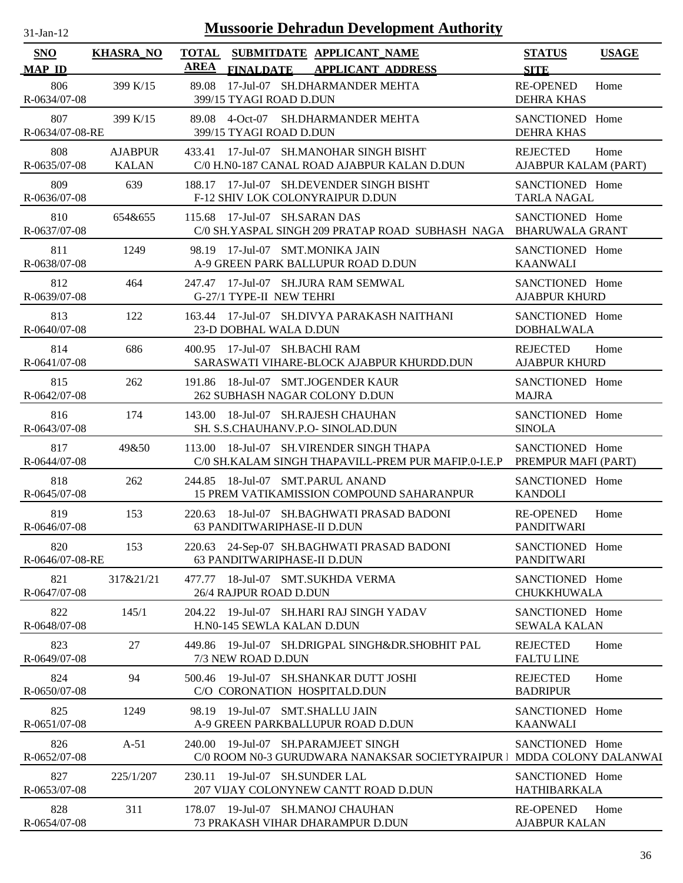# Mussoorie Dehradun Development Authority

31-Jan-12

| SNO<br>MAP_ID | KHASRA_NO | TOTAL AREA | SUBMITDATE<br>FINALDATE | APPLICANT_NAME<br>APPLICANT_ADDRESS | STATUS<br>SITE | USAGE |
|---|---|---|---|---|---|---|
| 806<br>R-0634/07-08 | 399 K/15 | 89.08 | 17-Jul-07 | SH.DHARMANDER MEHTA<br>399/15 TYAGI ROAD D.DUN | RE-OPENED<br>DEHRA KHAS | Home |
| 807<br>R-0634/07-08-RE | 399 K/15 | 89.08 | 4-Oct-07 | SH.DHARMANDER MEHTA<br>399/15 TYAGI ROAD D.DUN | SANCTIONED<br>DEHRA KHAS | Home |
| 808<br>R-0635/07-08 | AJABPUR KALAN | 433.41 | 17-Jul-07 | SH.MANOHAR SINGH BISHT<br>C/0 H.N0-187 CANAL ROAD AJABPUR KALAN D.DUN | REJECTED<br>AJABPUR KALAM (PART) | Home |
| 809<br>R-0636/07-08 | 639 | 188.17 | 17-Jul-07 | SH.DEVENDER SINGH BISHT<br>F-12 SHIV LOK COLONYRAIPUR D.DUN | SANCTIONED<br>TARLA NAGAL | Home |
| 810<br>R-0637/07-08 | 654&655 | 115.68 | 17-Jul-07 | SH.SARAN DAS<br>C/0 SH.YASPAL SINGH 209 PRATAP ROAD SUBHASH NAGA | SANCTIONED<br>BHARUWALA GRANT | Home |
| 811<br>R-0638/07-08 | 1249 | 98.19 | 17-Jul-07 | SMT.MONIKA JAIN<br>A-9 GREEN PARK BALLUPUR ROAD D.DUN | SANCTIONED<br>KAANWALI | Home |
| 812<br>R-0639/07-08 | 464 | 247.47 | 17-Jul-07 | SH.JURA RAM SEMWAL<br>G-27/1 TYPE-II NEW TEHRI | SANCTIONED<br>AJABPUR KHURD | Home |
| 813<br>R-0640/07-08 | 122 | 163.44 | 17-Jul-07 | SH.DIVYA PARAKASH NAITHANI<br>23-D DOBHAL WALA D.DUN | SANCTIONED<br>DOBHALWALA | Home |
| 814<br>R-0641/07-08 | 686 | 400.95 | 17-Jul-07 | SH.BACHI RAM<br>SARASWATI VIHARE-BLOCK AJABPUR KHURDD.DUN | REJECTED<br>AJABPUR KHURD | Home |
| 815<br>R-0642/07-08 | 262 | 191.86 | 18-Jul-07 | SMT.JOGENDER KAUR<br>262 SUBHASH NAGAR COLONY D.DUN | SANCTIONED<br>MAJRA | Home |
| 816<br>R-0643/07-08 | 174 | 143.00 | 18-Jul-07 | SH.RAJESH CHAUHAN<br>SH. S.S.CHAUHANV.P.O- SINOLAD.DUN | SANCTIONED<br>SINOLA | Home |
| 817<br>R-0644/07-08 | 49&50 | 113.00 | 18-Jul-07 | SH.VIRENDER SINGH THAPA<br>C/0 SH.KALAM SINGH THAPAVILL-PREM PUR MAFIP.0-I.E.P | SANCTIONED<br>PREMPUR MAFI (PART) | Home |
| 818<br>R-0645/07-08 | 262 | 244.85 | 18-Jul-07 | SMT.PARUL ANAND<br>15 PREM VATIKAMISSION COMPOUND SAHARANPUR | SANCTIONED<br>KANDOLI | Home |
| 819<br>R-0646/07-08 | 153 | 220.63 | 18-Jul-07 | SH.BAGHWATI PRASAD BADONI<br>63 PANDITWARIPHASE-II D.DUN | RE-OPENED<br>PANDITWARI | Home |
| 820<br>R-0646/07-08-RE | 153 | 220.63 | 24-Sep-07 | SH.BAGHWATI PRASAD BADONI<br>63 PANDITWARIPHASE-II D.DUN | SANCTIONED<br>PANDITWARI | Home |
| 821<br>R-0647/07-08 | 317&21/21 | 477.77 | 18-Jul-07 | SMT.SUKHDA VERMA<br>26/4 RAJPUR ROAD D.DUN | SANCTIONED<br>CHUKKHUWALA | Home |
| 822<br>R-0648/07-08 | 145/1 | 204.22 | 19-Jul-07 | SH.HARI RAJ SINGH YADAV<br>H.N0-145 SEWLA KALAN D.DUN | SANCTIONED<br>SEWALA KALAN | Home |
| 823<br>R-0649/07-08 | 27 | 449.86 | 19-Jul-07 | SH.DRIGPAL SINGH&DR.SHOBHIT PAL<br>7/3 NEW ROAD D.DUN | REJECTED<br>FALTU LINE | Home |
| 824<br>R-0650/07-08 | 94 | 500.46 | 19-Jul-07 | SH.SHANKAR DUTT JOSHI<br>C/O CORONATION HOSPITALD.DUN | REJECTED<br>BADRIPUR | Home |
| 825<br>R-0651/07-08 | 1249 | 98.19 | 19-Jul-07 | SMT.SHALLU JAIN<br>A-9 GREEN PARKBALLUPUR ROAD D.DUN | SANCTIONED<br>KAANWALI | Home |
| 826<br>R-0652/07-08 | A-51 | 240.00 | 19-Jul-07 | SH.PARAMJEET SINGH<br>C/0 ROOM N0-3 GURUDWARA NANAKSAR SOCIETYRAIPUR I | SANCTIONED<br>MDDA COLONY DALANWAI | Home |
| 827<br>R-0653/07-08 | 225/1/207 | 230.11 | 19-Jul-07 | SH.SUNDER LAL<br>207 VIJAY COLONYNEW CANTT ROAD D.DUN | SANCTIONED<br>HATHIBARKALA | Home |
| 828<br>R-0654/07-08 | 311 | 178.07 | 19-Jul-07 | SH.MANOJ CHAUHAN<br>73 PRAKASH VIHAR DHARAMPUR D.DUN | RE-OPENED<br>AJABPUR KALAN | Home |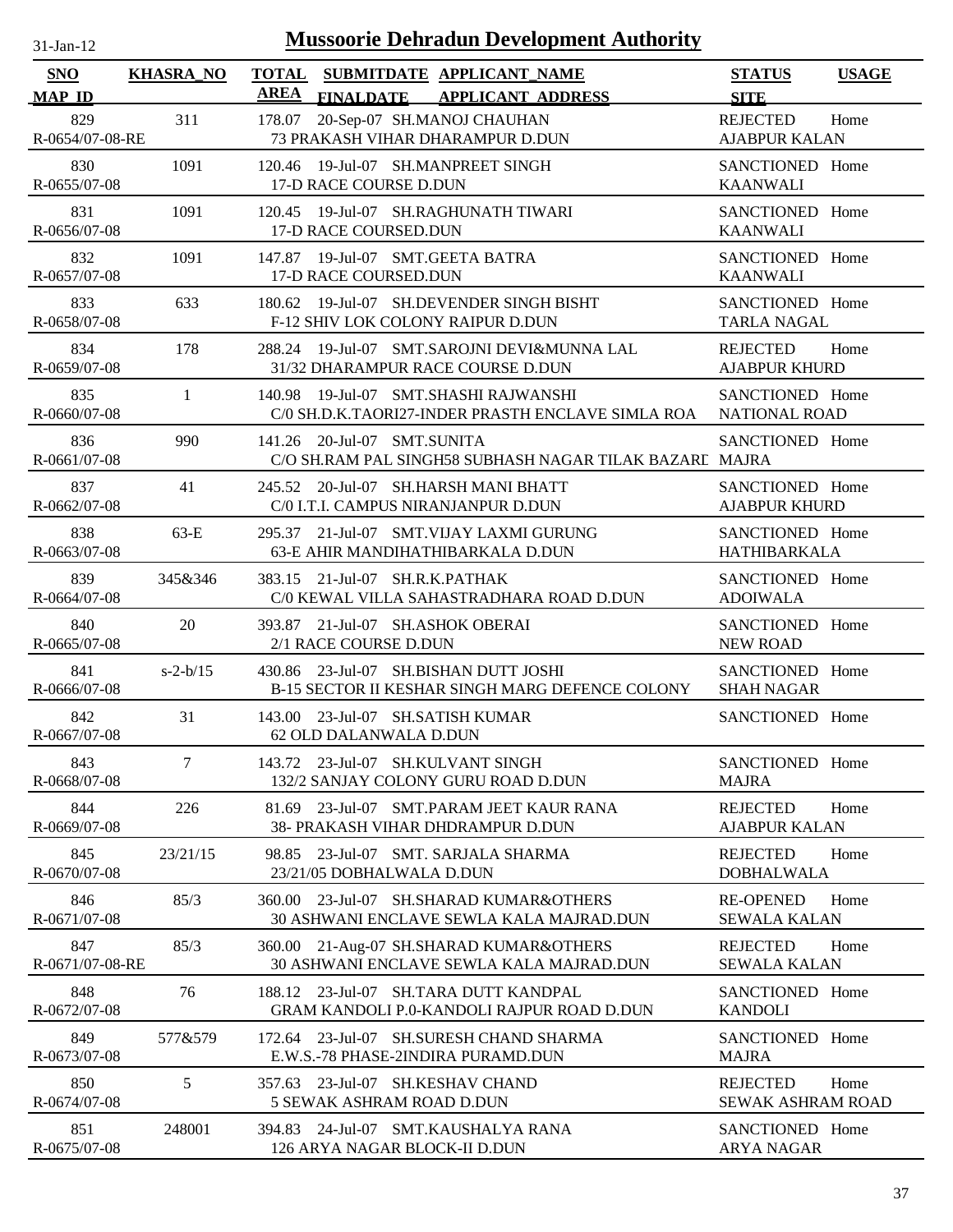31-Jan-12

# Mussoorie Dehradun Development Authority

| SNO / MAP_ID | KHASRA_NO | TOTAL AREA | SUBMITDATE / FINALDATE | APPLICANT_NAME / APPLICANT_ADDRESS | STATUS / SITE | USAGE |
|---|---|---|---|---|---|---|
| 829 / R-0654/07-08-RE | 311 | 178.07 | 20-Sep-07 | SH.MANOJ CHAUHAN / 73 PRAKASH VIHAR DHARAMPUR D.DUN | REJECTED / AJABPUR KALAN | Home |
| 830 / R-0655/07-08 | 1091 | 120.46 | 19-Jul-07 | SH.MANPREET SINGH / 17-D RACE COURSE D.DUN | SANCTIONED / KAANWALI | Home |
| 831 / R-0656/07-08 | 1091 | 120.45 | 19-Jul-07 | SH.RAGHUNATH TIWARI / 17-D RACE COURSED.DUN | SANCTIONED / KAANWALI | Home |
| 832 / R-0657/07-08 | 1091 | 147.87 | 19-Jul-07 | SMT.GEETA BATRA / 17-D RACE COURSED.DUN | SANCTIONED / KAANWALI | Home |
| 833 / R-0658/07-08 | 633 | 180.62 | 19-Jul-07 | SH.DEVENDER SINGH BISHT / F-12 SHIV LOK COLONY RAIPUR D.DUN | SANCTIONED / TARLA NAGAL | Home |
| 834 / R-0659/07-08 | 178 | 288.24 | 19-Jul-07 | SMT.SAROJNI DEVI&MUNNA LAL / 31/32 DHARAMPUR RACE COURSE D.DUN | REJECTED / AJABPUR KHURD | Home |
| 835 / R-0660/07-08 | 1 | 140.98 | 19-Jul-07 | SMT.SHASHI RAJWANSHI / C/0 SH.D.K.TAORI27-INDER PRASTH ENCLAVE SIMLA ROA | SANCTIONED / NATIONAL ROAD | Home |
| 836 / R-0661/07-08 | 990 | 141.26 | 20-Jul-07 | SMT.SUNITA / C/O SH.RAM PAL SINGH58 SUBHASH NAGAR TILAK BAZARD | SANCTIONED / MAJRA | Home |
| 837 / R-0662/07-08 | 41 | 245.52 | 20-Jul-07 | SH.HARSH MANI BHATT / C/0 I.T.I. CAMPUS NIRANJANPUR D.DUN | SANCTIONED / AJABPUR KHURD | Home |
| 838 / R-0663/07-08 | 63-E | 295.37 | 21-Jul-07 | SMT.VIJAY LAXMI GURUNG / 63-E AHIR MANDIHATHIBARKALA D.DUN | SANCTIONED / HATHIBARKALA | Home |
| 839 / R-0664/07-08 | 345&346 | 383.15 | 21-Jul-07 | SH.R.K.PATHAK / C/0 KEWAL VILLA SAHASTRADHARA ROAD D.DUN | SANCTIONED / ADOIWALA | Home |
| 840 / R-0665/07-08 | 20 | 393.87 | 21-Jul-07 | SH.ASHOK OBERAI / 2/1 RACE COURSE D.DUN | SANCTIONED / NEW ROAD | Home |
| 841 / R-0666/07-08 | s-2-b/15 | 430.86 | 23-Jul-07 | SH.BISHAN DUTT JOSHI / B-15 SECTOR II KESHAR SINGH MARG DEFENCE COLONY | SANCTIONED / SHAH NAGAR | Home |
| 842 / R-0667/07-08 | 31 | 143.00 | 23-Jul-07 | SH.SATISH KUMAR / 62 OLD DALANWALA D.DUN | SANCTIONED | Home |
| 843 / R-0668/07-08 | 7 | 143.72 | 23-Jul-07 | SH.KULVANT SINGH / 132/2 SANJAY COLONY GURU ROAD D.DUN | SANCTIONED / MAJRA | Home |
| 844 / R-0669/07-08 | 226 | 81.69 | 23-Jul-07 | SMT.PARAM JEET KAUR RANA / 38- PRAKASH VIHAR DHDRAMPUR D.DUN | REJECTED / AJABPUR KALAN | Home |
| 845 / R-0670/07-08 | 23/21/15 | 98.85 | 23-Jul-07 | SMT. SARJALA SHARMA / 23/21/05 DOBHALWALA D.DUN | REJECTED / DOBHALWALA | Home |
| 846 / R-0671/07-08 | 85/3 | 360.00 | 23-Jul-07 | SH.SHARAD KUMAR&OTHERS / 30 ASHWANI ENCLAVE SEWLA KALA MAJRAD.DUN | RE-OPENED / SEWALA KALAN | Home |
| 847 / R-0671/07-08-RE | 85/3 | 360.00 | 21-Aug-07 | SH.SHARAD KUMAR&OTHERS / 30 ASHWANI ENCLAVE SEWLA KALA MAJRAD.DUN | REJECTED / SEWALA KALAN | Home |
| 848 / R-0672/07-08 | 76 | 188.12 | 23-Jul-07 | SH.TARA DUTT KANDPAL / GRAM KANDOLI P.0-KANDOLI RAJPUR ROAD D.DUN | SANCTIONED / KANDOLI | Home |
| 849 / R-0673/07-08 | 577&579 | 172.64 | 23-Jul-07 | SH.SURESH CHAND SHARMA / E.W.S.-78 PHASE-2INDIRA PURAMD.DUN | SANCTIONED / MAJRA | Home |
| 850 / R-0674/07-08 | 5 | 357.63 | 23-Jul-07 | SH.KESHAV CHAND / 5 SEWAK ASHRAM ROAD D.DUN | REJECTED / SEWAK ASHRAM ROAD | Home |
| 851 / R-0675/07-08 | 248001 | 394.83 | 24-Jul-07 | SMT.KAUSHALYA RANA / 126 ARYA NAGAR BLOCK-II D.DUN | SANCTIONED / ARYA NAGAR | Home |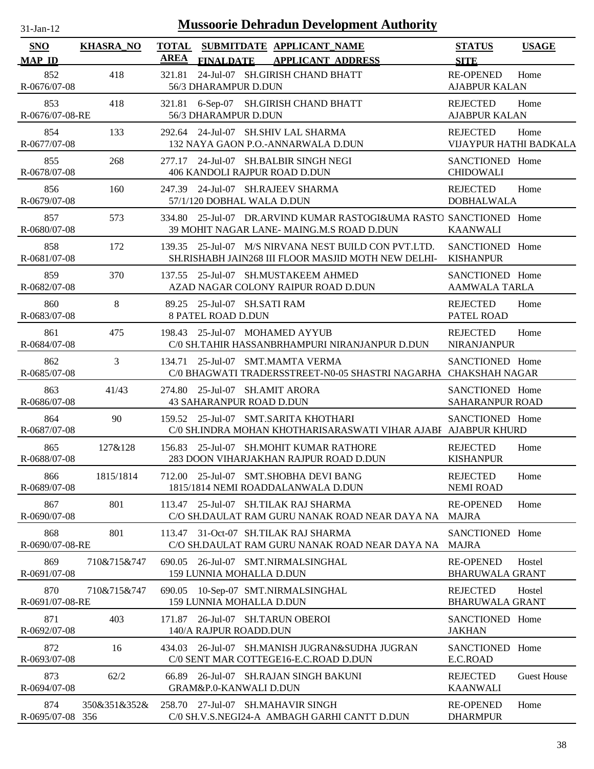# Mussoorie Dehradun Development Authority

31-Jan-12

| SNO / MAP_ID | KHASRA_NO | TOTAL AREA | SUBMITDATE / FINALDATE | APPLICANT_NAME / APPLICANT_ADDRESS | STATUS / SITE | USAGE |
|---|---|---|---|---|---|---|
| 852 / R-0676/07-08 | 418 | 321.81 | 24-Jul-07 | SH.GIRISH CHAND BHATT / 56/3 DHARAMPUR D.DUN | RE-OPENED / AJABPUR KALAN | Home |
| 853 / R-0676/07-08-RE | 418 | 321.81 | 6-Sep-07 | SH.GIRISH CHAND BHATT / 56/3 DHARAMPUR D.DUN | REJECTED / AJABPUR KALAN | Home |
| 854 / R-0677/07-08 | 133 | 292.64 | 24-Jul-07 | SH.SHIV LAL SHARMA / 132 NAYA GAON P.O.-ANNARWALA D.DUN | REJECTED / VIJAYPUR HATHI BADKALA | Home |
| 855 / R-0678/07-08 | 268 | 277.17 | 24-Jul-07 | SH.BALBIR SINGH NEGI / 406 KANDOLI RAJPUR ROAD D.DUN | SANCTIONED / CHIDOWALI | Home |
| 856 / R-0679/07-08 | 160 | 247.39 | 24-Jul-07 | SH.RAJEEV SHARMA / 57/1/120 DOBHAL WALA D.DUN | REJECTED / DOBHALWALA | Home |
| 857 / R-0680/07-08 | 573 | 334.80 | 25-Jul-07 | DR.ARVIND KUMAR RASTOGI&UMA RASTO / 39 MOHIT NAGAR LANE- MAING.M.S ROAD D.DUN | SANCTIONED / KAANWALI | Home |
| 858 / R-0681/07-08 | 172 | 139.35 | 25-Jul-07 | M/S NIRVANA NEST BUILD CON PVT.LTD. / SH.RISHABH JAIN268 III FLOOR MASJID MOTH NEW DELHI- | SANCTIONED / KISHANPUR | Home |
| 859 / R-0682/07-08 | 370 | 137.55 | 25-Jul-07 | SH.MUSTAKEEM AHMED / AZAD NAGAR COLONY RAIPUR ROAD D.DUN | SANCTIONED / AAMWALA TARLA | Home |
| 860 / R-0683/07-08 | 8 | 89.25 | 25-Jul-07 | SH.SATI RAM / 8 PATEL ROAD D.DUN | REJECTED / PATEL ROAD | Home |
| 861 / R-0684/07-08 | 475 | 198.43 | 25-Jul-07 | MOHAMED AYYUB / C/0 SH.TAHIR HASSANBRHAMPURI NIRANJANPUR D.DUN | REJECTED / NIRANJANPUR | Home |
| 862 / R-0685/07-08 | 3 | 134.71 | 25-Jul-07 | SMT.MAMTA VERMA / C/0 BHAGWATI TRADERSSTREET-N0-05 SHASTRI NAGARHA | SANCTIONED / CHAKSHAH NAGAR | Home |
| 863 / R-0686/07-08 | 41/43 | 274.80 | 25-Jul-07 | SH.AMIT ARORA / 43 SAHARANPUR ROAD D.DUN | SANCTIONED / SAHARANPUR ROAD | Home |
| 864 / R-0687/07-08 | 90 | 159.52 | 25-Jul-07 | SMT.SARITA KHOTHARI / C/0 SH.INDRA MOHAN KHOTHARISARASWATI VIHAR AJABI | SANCTIONED / AJABPUR KHURD | Home |
| 865 / R-0688/07-08 | 127&128 | 156.83 | 25-Jul-07 | SH.MOHIT KUMAR RATHORE / 283 DOON VIHARJAKHAN RAJPUR ROAD D.DUN | REJECTED / KISHANPUR | Home |
| 866 / R-0689/07-08 | 1815/1814 | 712.00 | 25-Jul-07 | SMT.SHOBHA DEVI BANG / 1815/1814 NEMI ROADDALANWALA D.DUN | REJECTED / NEMI ROAD | Home |
| 867 / R-0690/07-08 | 801 | 113.47 | 25-Jul-07 | SH.TILAK RAJ SHARMA / C/O SH.DAULAT RAM GURU NANAK ROAD NEAR DAYA NA | RE-OPENED / MAJRA | Home |
| 868 / R-0690/07-08-RE | 801 | 113.47 | 31-Oct-07 | SH.TILAK RAJ SHARMA / C/O SH.DAULAT RAM GURU NANAK ROAD NEAR DAYA NA | SANCTIONED / MAJRA | Home |
| 869 / R-0691/07-08 | 710&715&747 | 690.05 | 26-Jul-07 | SMT.NIRMALSINGHAL / 159 LUNNIA MOHALLA D.DUN | RE-OPENED / BHARUWALA GRANT | Hostel |
| 870 / R-0691/07-08-RE | 710&715&747 | 690.05 | 10-Sep-07 | SMT.NIRMALSINGHAL / 159 LUNNIA MOHALLA D.DUN | REJECTED / BHARUWALA GRANT | Hostel |
| 871 / R-0692/07-08 | 403 | 171.87 | 26-Jul-07 | SH.TARUN OBEROI / 140/A RAJPUR ROADD.DUN | SANCTIONED / JAKHAN | Home |
| 872 / R-0693/07-08 | 16 | 434.03 | 26-Jul-07 | SH.MANISH JUGRAN&SUDHA JUGRAN / C/0 SENT MAR COTTEGE16-E.C.ROAD D.DUN | SANCTIONED / E.C.ROAD | Home |
| 873 / R-0694/07-08 | 62/2 | 66.89 | 26-Jul-07 | SH.RAJAN SINGH BAKUNI / GRAM&P.0-KANWALI D.DUN | REJECTED / KAANWALI | Guest House |
| 874 / R-0695/07-08 | 350&351&352&356 | 258.70 | 27-Jul-07 | SH.MAHAVIR SINGH / C/0 SH.V.S.NEGI24-A AMBAGH GARHI CANTT D.DUN | RE-OPENED / DHARMPUR | Home |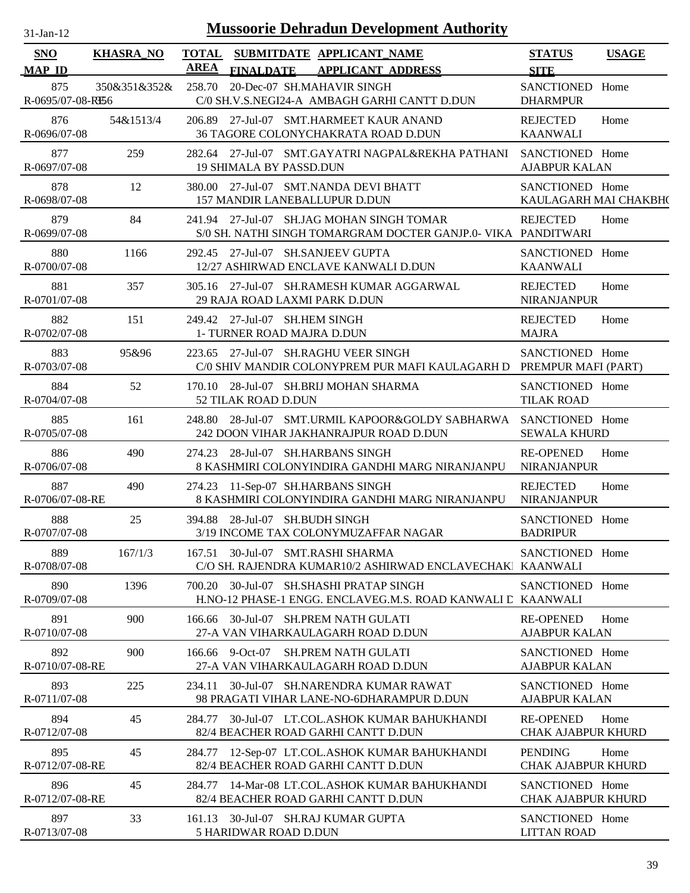# Mussoorie Dehradun Development Authority

31-Jan-12

| SNO / MAP_ID | KHASRA_NO | TOTAL AREA | SUBMITDATE / FINALDATE | APPLICANT_NAME / APPLICANT_ADDRESS | STATUS / SITE | USAGE |
|---|---|---|---|---|---|---|
| 875 / R-0695/07-08-RE | 350&351&352&356 | 258.70 | 20-Dec-07 | SH.MAHAVIR SINGH / C/0 SH.V.S.NEGI24-A AMBAGH GARHI CANTT D.DUN | SANCTIONED / DHARMPUR | Home |
| 876 / R-0696/07-08 | 54&1513/4 | 206.89 | 27-Jul-07 | SMT.HARMEET KAUR ANAND / 36 TAGORE COLONYCHAKRATA ROAD D.DUN | REJECTED / KAANWALI | Home |
| 877 / R-0697/07-08 | 259 | 282.64 | 27-Jul-07 | SMT.GAYATRI NAGPAL&REKHA PATHANI / 19 SHIMALA BY PASSD.DUN | SANCTIONED / AJABPUR KALAN | Home |
| 878 / R-0698/07-08 | 12 | 380.00 | 27-Jul-07 | SMT.NANDA DEVI BHATT / 157 MANDIR LANEBALLUPUR D.DUN | SANCTIONED / KAULAGARH MAI CHAKBH( | Home |
| 879 / R-0699/07-08 | 84 | 241.94 | 27-Jul-07 | SH.JAG MOHAN SINGH TOMAR / S/0 SH. NATHI SINGH TOMARGRAM DOCTER GANJP.0- VIKA | REJECTED / PANDITWARI | Home |
| 880 / R-0700/07-08 | 1166 | 292.45 | 27-Jul-07 | SH.SANJEEV GUPTA / 12/27 ASHIRWAD ENCLAVE KANWALI D.DUN | SANCTIONED / KAANWALI | Home |
| 881 / R-0701/07-08 | 357 | 305.16 | 27-Jul-07 | SH.RAMESH KUMAR AGGARWAL / 29 RAJA ROAD LAXMI PARK D.DUN | REJECTED / NIRANJANPUR | Home |
| 882 / R-0702/07-08 | 151 | 249.42 | 27-Jul-07 | SH.HEM SINGH / 1- TURNER ROAD MAJRA D.DUN | REJECTED / MAJRA | Home |
| 883 / R-0703/07-08 | 95&96 | 223.65 | 27-Jul-07 | SH.RAGHU VEER SINGH / C/0 SHIV MANDIR COLONYPREM PUR MAFI KAULAGARH D | SANCTIONED / PREMPUR MAFI (PART) | Home |
| 884 / R-0704/07-08 | 52 | 170.10 | 28-Jul-07 | SH.BRIJ MOHAN SHARMA / 52 TILAK ROAD D.DUN | SANCTIONED / TILAK ROAD | Home |
| 885 / R-0705/07-08 | 161 | 248.80 | 28-Jul-07 | SMT.URMIL KAPOOR&GOLDY SABHARWA / 242 DOON VIHAR JAKHANRAJPUR ROAD D.DUN | SANCTIONED / SEWALA KHURD | Home |
| 886 / R-0706/07-08 | 490 | 274.23 | 28-Jul-07 | SH.HARBANS SINGH / 8 KASHMIRI COLONYINDIRA GANDHI MARG NIRANJANPU | RE-OPENED / NIRANJANPUR | Home |
| 887 / R-0706/07-08-RE | 490 | 274.23 | 11-Sep-07 | SH.HARBANS SINGH / 8 KASHMIRI COLONYINDIRA GANDHI MARG NIRANJANPU | REJECTED / NIRANJANPUR | Home |
| 888 / R-0707/07-08 | 25 | 394.88 | 28-Jul-07 | SH.BUDH SINGH / 3/19 INCOME TAX COLONYMUZAFFAR NAGAR | SANCTIONED / BADRIPUR | Home |
| 889 / R-0708/07-08 | 167/1/3 | 167.51 | 30-Jul-07 | SMT.RASHI SHARMA / C/O SH. RAJENDRA KUMAR10/2 ASHIRWAD ENCLAVECHAKI | SANCTIONED / KAANWALI | Home |
| 890 / R-0709/07-08 | 1396 | 700.20 | 30-Jul-07 | SH.SHASHI PRATAP SINGH / H.NO-12 PHASE-1 ENGG. ENCLAVEG.M.S. ROAD KANWALI D | SANCTIONED / KAANWALI | Home |
| 891 / R-0710/07-08 | 900 | 166.66 | 30-Jul-07 | SH.PREM NATH GULATI / 27-A VAN VIHARKAULAGARH ROAD D.DUN | RE-OPENED / AJABPUR KALAN | Home |
| 892 / R-0710/07-08-RE | 900 | 166.66 | 9-Oct-07 | SH.PREM NATH GULATI / 27-A VAN VIHARKAULAGARH ROAD D.DUN | SANCTIONED / AJABPUR KALAN | Home |
| 893 / R-0711/07-08 | 225 | 234.11 | 30-Jul-07 | SH.NARENDRA KUMAR RAWAT / 98 PRAGATI VIHAR LANE-NO-6DHARAMPUR D.DUN | SANCTIONED / AJABPUR KALAN | Home |
| 894 / R-0712/07-08 | 45 | 284.77 | 30-Jul-07 | LT.COL.ASHOK KUMAR BAHUKHANDI / 82/4 BEACHER ROAD GARHI CANTT D.DUN | RE-OPENED / CHAK AJABPUR KHURD | Home |
| 895 / R-0712/07-08-RE | 45 | 284.77 | 12-Sep-07 | LT.COL.ASHOK KUMAR BAHUKHANDI / 82/4 BEACHER ROAD GARHI CANTT D.DUN | PENDING / CHAK AJABPUR KHURD | Home |
| 896 / R-0712/07-08-RE | 45 | 284.77 | 14-Mar-08 | LT.COL.ASHOK KUMAR BAHUKHANDI / 82/4 BEACHER ROAD GARHI CANTT D.DUN | SANCTIONED / CHAK AJABPUR KHURD | Home |
| 897 / R-0713/07-08 | 33 | 161.13 | 30-Jul-07 | SH.RAJ KUMAR GUPTA / 5 HARIDWAR ROAD D.DUN | SANCTIONED / LITTAN ROAD | Home |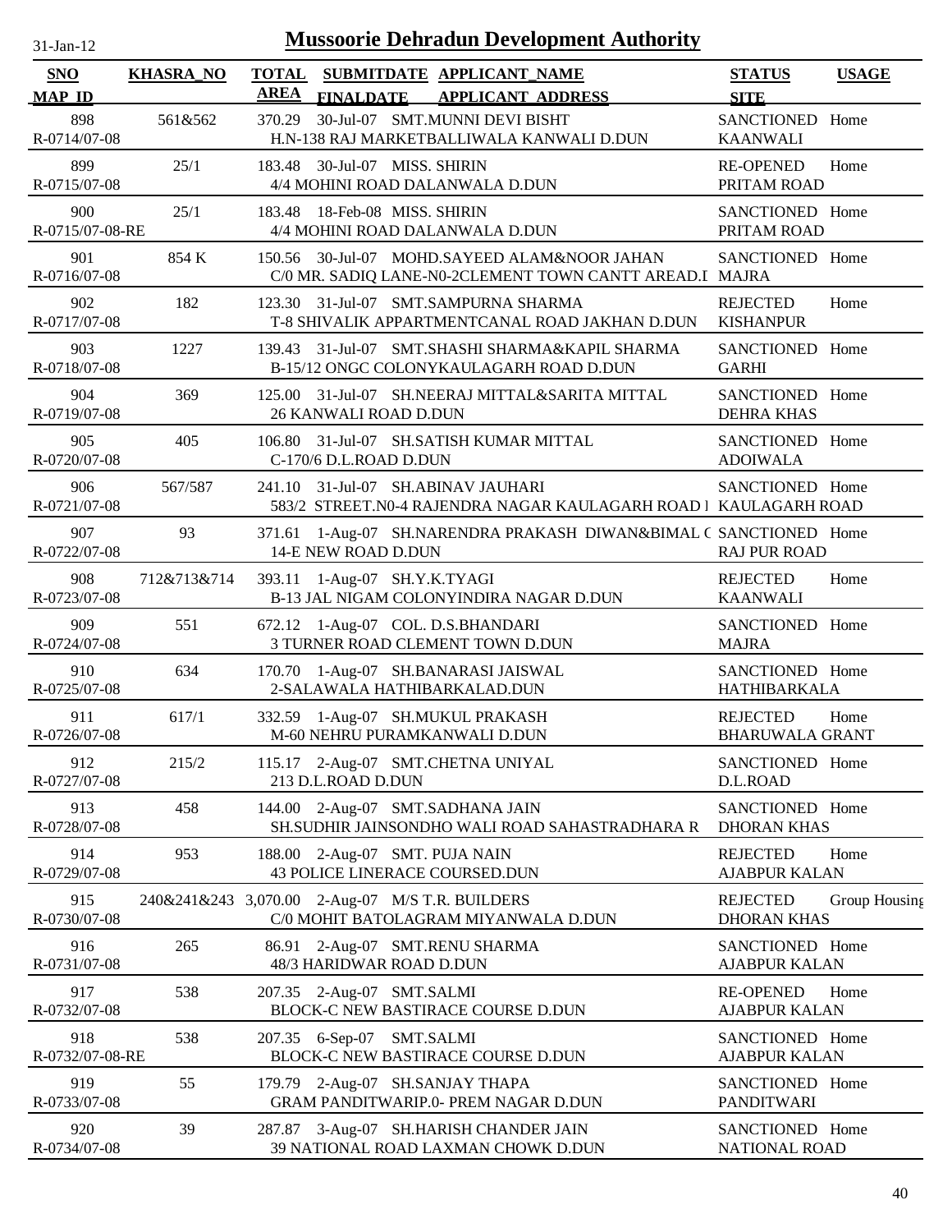# Mussoorie Dehradun Development Authority

31-Jan-12

| SNO<br>MAP_ID | KHASRA_NO | TOTAL AREA | SUBMITDATE<br>FINALDATE | APPLICANT_NAME<br>APPLICANT_ADDRESS | STATUS<br>SITE | USAGE |
|---|---|---|---|---|---|---|
| 898<br>R-0714/07-08 | 561&562 | 370.29 | 30-Jul-07 | SMT.MUNNI DEVI BISHT<br>H.N-138 RAJ MARKETBALLIWALA KANWALI D.DUN | SANCTIONED<br>KAANWALI | Home |
| 899<br>R-0715/07-08 | 25/1 | 183.48 | 30-Jul-07 | MISS. SHIRIN<br>4/4 MOHINI ROAD DALANWALA D.DUN | RE-OPENED<br>PRITAM ROAD | Home |
| 900<br>R-0715/07-08-RE | 25/1 | 183.48 | 18-Feb-08 | MISS. SHIRIN<br>4/4 MOHINI ROAD DALANWALA D.DUN | SANCTIONED<br>PRITAM ROAD | Home |
| 901<br>R-0716/07-08 | 854 K | 150.56 | 30-Jul-07 | MOHD.SAYEED ALAM&NOOR JAHAN<br>C/0 MR. SADIQ LANE-N0-2CLEMENT TOWN CANTT AREAD.I | SANCTIONED<br>MAJRA | Home |
| 902<br>R-0717/07-08 | 182 | 123.30 | 31-Jul-07 | SMT.SAMPURNA SHARMA<br>T-8 SHIVALIK APPARTMENTCANAL ROAD JAKHAN D.DUN | REJECTED<br>KISHANPUR | Home |
| 903<br>R-0718/07-08 | 1227 | 139.43 | 31-Jul-07 | SMT.SHASHI SHARMA&KAPIL SHARMA<br>B-15/12 ONGC COLONYKAULAGARH ROAD D.DUN | SANCTIONED<br>GARHI | Home |
| 904<br>R-0719/07-08 | 369 | 125.00 | 31-Jul-07 | SH.NEERAJ MITTAL&SARITA MITTAL<br>26 KANWALI ROAD D.DUN | SANCTIONED<br>DEHRA KHAS | Home |
| 905<br>R-0720/07-08 | 405 | 106.80 | 31-Jul-07 | SH.SATISH KUMAR MITTAL<br>C-170/6 D.L.ROAD D.DUN | SANCTIONED<br>ADOIWALA | Home |
| 906<br>R-0721/07-08 | 567/587 | 241.10 | 31-Jul-07 | SH.ABINAV JAUHARI<br>583/2 STREET.N0-4 RAJENDRA NAGAR KAULAGARH ROAD I | SANCTIONED<br>KAULAGARH ROAD | Home |
| 907<br>R-0722/07-08 | 93 | 371.61 | 1-Aug-07 | SH.NARENDRA PRAKASH DIWAN&BIMAL C<br>14-E NEW ROAD D.DUN | SANCTIONED<br>RAJ PUR ROAD | Home |
| 908<br>R-0723/07-08 | 712&713&714 | 393.11 | 1-Aug-07 | SH.Y.K.TYAGI<br>B-13 JAL NIGAM COLONYINDIRA NAGAR D.DUN | REJECTED<br>KAANWALI | Home |
| 909<br>R-0724/07-08 | 551 | 672.12 | 1-Aug-07 | COL. D.S.BHANDARI<br>3 TURNER ROAD CLEMENT TOWN D.DUN | SANCTIONED<br>MAJRA | Home |
| 910<br>R-0725/07-08 | 634 | 170.70 | 1-Aug-07 | SH.BANARASI JAISWAL<br>2-SALAWALA HATHIBARKALAD.DUN | SANCTIONED<br>HATHIBARKALA | Home |
| 911<br>R-0726/07-08 | 617/1 | 332.59 | 1-Aug-07 | SH.MUKUL PRAKASH<br>M-60 NEHRU PURAMKANWALI D.DUN | REJECTED<br>BHARUWALA GRANT | Home |
| 912<br>R-0727/07-08 | 215/2 | 115.17 | 2-Aug-07 | SMT.CHETNA UNIYAL<br>213 D.L.ROAD D.DUN | SANCTIONED<br>D.L.ROAD | Home |
| 913<br>R-0728/07-08 | 458 | 144.00 | 2-Aug-07 | SMT.SADHANA JAIN<br>SH.SUDHIR JAINSONDHO WALI ROAD SAHASTRADHARA R | SANCTIONED<br>DHORAN KHAS | Home |
| 914<br>R-0729/07-08 | 953 | 188.00 | 2-Aug-07 | SMT. PUJA NAIN<br>43 POLICE LINERACE COURSED.DUN | REJECTED<br>AJABPUR KALAN | Home |
| 915<br>R-0730/07-08 | 240&241&243 | 3,070.00 | 2-Aug-07 | M/S T.R. BUILDERS<br>C/0 MOHIT BATOLAGRAM MIYANWALA D.DUN | REJECTED<br>DHORAN KHAS | Group Housing |
| 916<br>R-0731/07-08 | 265 | 86.91 | 2-Aug-07 | SMT.RENU SHARMA<br>48/3 HARIDWAR ROAD D.DUN | SANCTIONED<br>AJABPUR KALAN | Home |
| 917<br>R-0732/07-08 | 538 | 207.35 | 2-Aug-07 | SMT.SALMI<br>BLOCK-C NEW BASTIRACE COURSE D.DUN | RE-OPENED<br>AJABPUR KALAN | Home |
| 918<br>R-0732/07-08-RE | 538 | 207.35 | 6-Sep-07 | SMT.SALMI<br>BLOCK-C NEW BASTIRACE COURSE D.DUN | SANCTIONED<br>AJABPUR KALAN | Home |
| 919<br>R-0733/07-08 | 55 | 179.79 | 2-Aug-07 | SH.SANJAY THAPA<br>GRAM PANDITWARIP.0- PREM NAGAR D.DUN | SANCTIONED<br>PANDITWARI | Home |
| 920<br>R-0734/07-08 | 39 | 287.87 | 3-Aug-07 | SH.HARISH CHANDER JAIN<br>39 NATIONAL ROAD LAXMAN CHOWK D.DUN | SANCTIONED<br>NATIONAL ROAD | Home |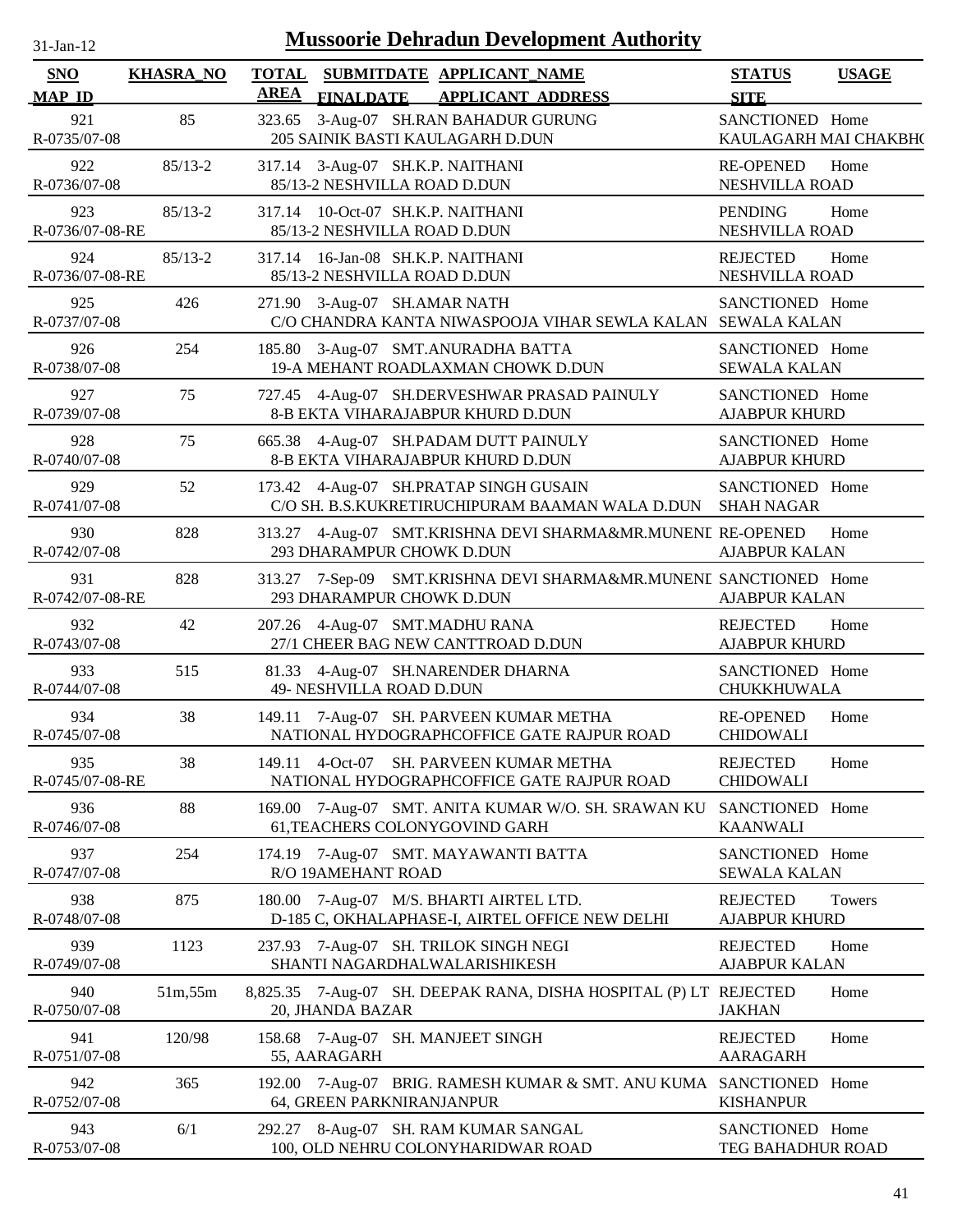# Mussoorie Dehradun Development Authority

31-Jan-12

| SNO / MAP_ID | KHASRA_NO | TOTAL AREA | SUBMITDATE / FINALDATE | APPLICANT_NAME / APPLICANT_ADDRESS | STATUS / SITE | USAGE |
|---|---|---|---|---|---|---|
| 921 / R-0735/07-08 | 85 | 323.65 | 3-Aug-07 | SH.RAN BAHADUR GURUNG / 205 SAINIK BASTI KAULAGARH D.DUN | SANCTIONED / KAULAGARH MAI CHAKBHO | Home |
| 922 / R-0736/07-08 | 85/13-2 | 317.14 | 3-Aug-07 | SH.K.P. NAITHANI / 85/13-2 NESHVILLA ROAD D.DUN | RE-OPENED / NESHVILLA ROAD | Home |
| 923 / R-0736/07-08-RE | 85/13-2 | 317.14 | 10-Oct-07 | SH.K.P. NAITHANI / 85/13-2 NESHVILLA ROAD D.DUN | PENDING / NESHVILLA ROAD | Home |
| 924 / R-0736/07-08-RE | 85/13-2 | 317.14 | 16-Jan-08 | SH.K.P. NAITHANI / 85/13-2 NESHVILLA ROAD D.DUN | REJECTED / NESHVILLA ROAD | Home |
| 925 / R-0737/07-08 | 426 | 271.90 | 3-Aug-07 | SH.AMAR NATH / C/O CHANDRA KANTA NIWASPOOJA VIHAR SEWLA KALAN | SANCTIONED / SEWALA KALAN | Home |
| 926 / R-0738/07-08 | 254 | 185.80 | 3-Aug-07 | SMT.ANURADHA BATTA / 19-A MEHANT ROADLAXMAN CHOWK D.DUN | SANCTIONED / SEWALA KALAN | Home |
| 927 / R-0739/07-08 | 75 | 727.45 | 4-Aug-07 | SH.DERVESHWAR PRASAD PAINULY / 8-B EKTA VIHARAJABPUR KHURD D.DUN | SANCTIONED / AJABPUR KHURD | Home |
| 928 / R-0740/07-08 | 75 | 665.38 | 4-Aug-07 | SH.PADAM DUTT PAINULY / 8-B EKTA VIHARAJABPUR KHURD D.DUN | SANCTIONED / AJABPUR KHURD | Home |
| 929 / R-0741/07-08 | 52 | 173.42 | 4-Aug-07 | SH.PRATAP SINGH GUSAIN / C/O SH. B.S.KUKRETIRUCHIPURAM BAAMAN WALA D.DUN | SANCTIONED / SHAH NAGAR | Home |
| 930 / R-0742/07-08 | 828 | 313.27 | 4-Aug-07 | SMT.KRISHNA DEVI SHARMA&MR.MUNENI / 293 DHARAMPUR CHOWK D.DUN | RE-OPENED / AJABPUR KALAN | Home |
| 931 / R-0742/07-08-RE | 828 | 313.27 | 7-Sep-09 | SMT.KRISHNA DEVI SHARMA&MR.MUNENI / 293 DHARAMPUR CHOWK D.DUN | SANCTIONED / AJABPUR KALAN | Home |
| 932 / R-0743/07-08 | 42 | 207.26 | 4-Aug-07 | SMT.MADHU RANA / 27/1 CHEER BAG NEW CANTTROAD D.DUN | REJECTED / AJABPUR KHURD | Home |
| 933 / R-0744/07-08 | 515 | 81.33 | 4-Aug-07 | SH.NARENDER DHARNA / 49- NESHVILLA ROAD D.DUN | SANCTIONED / CHUKKHUWALA | Home |
| 934 / R-0745/07-08 | 38 | 149.11 | 7-Aug-07 | SH. PARVEEN KUMAR METHA / NATIONAL HYDOGRAPHCOFFICE GATE RAJPUR ROAD | RE-OPENED / CHIDOWALI | Home |
| 935 / R-0745/07-08-RE | 38 | 149.11 | 4-Oct-07 | SH. PARVEEN KUMAR METHA / NATIONAL HYDOGRAPHCOFFICE GATE RAJPUR ROAD | REJECTED / CHIDOWALI | Home |
| 936 / R-0746/07-08 | 88 | 169.00 | 7-Aug-07 | SMT. ANITA KUMAR W/O. SH. SRAWAN KU / 61,TEACHERS COLONYGOVIND GARH | SANCTIONED / KAANWALI | Home |
| 937 / R-0747/07-08 | 254 | 174.19 | 7-Aug-07 | SMT. MAYAWANTI BATTA / R/O 19AMEHANT ROAD | SANCTIONED / SEWALA KALAN | Home |
| 938 / R-0748/07-08 | 875 | 180.00 | 7-Aug-07 | M/S. BHARTI AIRTEL LTD. / D-185 C, OKHALAPHASE-I, AIRTEL OFFICE NEW DELHI | REJECTED / AJABPUR KHURD | Towers |
| 939 / R-0749/07-08 | 1123 | 237.93 | 7-Aug-07 | SH. TRILOK SINGH NEGI / SHANTI NAGARDHALWALARISHIKESH | REJECTED / AJABPUR KALAN | Home |
| 940 / R-0750/07-08 | 51m,55m | 8,825.35 | 7-Aug-07 | SH. DEEPAK RANA, DISHA HOSPITAL (P) LT / 20, JHANDA BAZAR | REJECTED / JAKHAN | Home |
| 941 / R-0751/07-08 | 120/98 | 158.68 | 7-Aug-07 | SH. MANJEET SINGH / 55, AARAGARH | REJECTED / AARAGARH | Home |
| 942 / R-0752/07-08 | 365 | 192.00 | 7-Aug-07 | BRIG. RAMESH KUMAR & SMT. ANU KUMA / 64, GREEN PARKNIRANJANPUR | SANCTIONED / KISHANPUR | Home |
| 943 / R-0753/07-08 | 6/1 | 292.27 | 8-Aug-07 | SH. RAM KUMAR SANGAL / 100, OLD NEHRU COLONYHARIDWAR ROAD | SANCTIONED / TEG BAHADHUR ROAD | Home |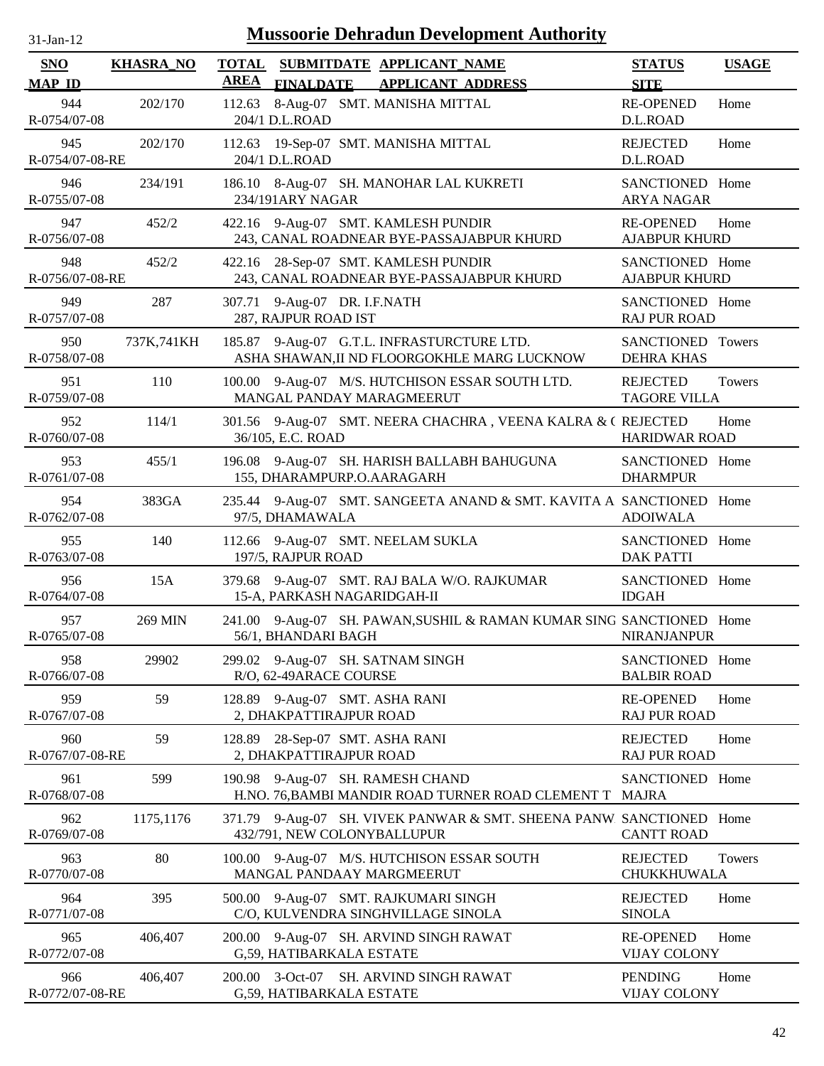# Mussoorie Dehradun Development Authority

31-Jan-12

| SNO / MAP_ID | KHASRA_NO | TOTAL AREA | SUBMITDATE / FINALDATE | APPLICANT_NAME / APPLICANT ADDRESS | STATUS / SITE | USAGE |
|---|---|---|---|---|---|---|
| 944 R-0754/07-08 | 202/170 | 112.63 | 8-Aug-07 | SMT. MANISHA MITTAL 204/1 D.L.ROAD | RE-OPENED D.L.ROAD | Home |
| 945 R-0754/07-08-RE | 202/170 | 112.63 | 19-Sep-07 | SMT. MANISHA MITTAL 204/1 D.L.ROAD | REJECTED D.L.ROAD | Home |
| 946 R-0755/07-08 | 234/191 | 186.10 | 8-Aug-07 | SH. MANOHAR LAL KUKRETI 234/191ARY NAGAR | SANCTIONED ARYA NAGAR | Home |
| 947 R-0756/07-08 | 452/2 | 422.16 | 9-Aug-07 | SMT. KAMLESH PUNDIR 243, CANAL ROADNEAR BYE-PASSAJABPUR KHURD | RE-OPENED AJABPUR KHURD | Home |
| 948 R-0756/07-08-RE | 452/2 | 422.16 | 28-Sep-07 | SMT. KAMLESH PUNDIR 243, CANAL ROADNEAR BYE-PASSAJABPUR KHURD | SANCTIONED AJABPUR KHURD | Home |
| 949 R-0757/07-08 | 287 | 307.71 | 9-Aug-07 | DR. I.F.NATH 287, RAJPUR ROAD IST | SANCTIONED RAJ PUR ROAD | Home |
| 950 R-0758/07-08 | 737K,741KH | 185.87 | 9-Aug-07 | G.T.L. INFRASTURCTURE LTD. ASHA SHAWAN,II ND FLOORGOKHLE MARG LUCKNOW | SANCTIONED DEHRA KHAS | Towers |
| 951 R-0759/07-08 | 110 | 100.00 | 9-Aug-07 | M/S. HUTCHISON ESSAR SOUTH LTD. MANGAL PANDAY MARAGMEERUT | REJECTED TAGORE VILLA | Towers |
| 952 R-0760/07-08 | 114/1 | 301.56 | 9-Aug-07 | SMT. NEERA CHACHRA , VEENA KALRA & ( 36/105, E.C. ROAD | REJECTED HARIDWAR ROAD | Home |
| 953 R-0761/07-08 | 455/1 | 196.08 | 9-Aug-07 | SH. HARISH BALLABH BAHUGUNA 155, DHARAMPURP.O.AARAGARH | SANCTIONED DHARMPUR | Home |
| 954 R-0762/07-08 | 383GA | 235.44 | 9-Aug-07 | SMT. SANGEETA ANAND & SMT. KAVITA A 97/5, DHAMAWALA | SANCTIONED ADOIWALA | Home |
| 955 R-0763/07-08 | 140 | 112.66 | 9-Aug-07 | SMT. NEELAM SUKLA 197/5, RAJPUR ROAD | SANCTIONED DAK PATTI | Home |
| 956 R-0764/07-08 | 15A | 379.68 | 9-Aug-07 | SMT. RAJ BALA W/O. RAJKUMAR 15-A, PARKASH NAGARIDGAH-II | SANCTIONED IDGAH | Home |
| 957 R-0765/07-08 | 269 MIN | 241.00 | 9-Aug-07 | SH. PAWAN,SUSHIL & RAMAN KUMAR SING 56/1, BHANDARI BAGH | SANCTIONED NIRANJANPUR | Home |
| 958 R-0766/07-08 | 29902 | 299.02 | 9-Aug-07 | SH. SATNAM SINGH R/O, 62-49ARACE COURSE | SANCTIONED BALBIR ROAD | Home |
| 959 R-0767/07-08 | 59 | 128.89 | 9-Aug-07 | SMT. ASHA RANI 2, DHAKPATTIRAJPUR ROAD | RE-OPENED RAJ PUR ROAD | Home |
| 960 R-0767/07-08-RE | 59 | 128.89 | 28-Sep-07 | SMT. ASHA RANI 2, DHAKPATTIRAJPUR ROAD | REJECTED RAJ PUR ROAD | Home |
| 961 R-0768/07-08 | 599 | 190.98 | 9-Aug-07 | SH. RAMESH CHAND H.NO. 76,BAMBI MANDIR ROAD TURNER ROAD CLEMENT T | SANCTIONED MAJRA | Home |
| 962 R-0769/07-08 | 1175,1176 | 371.79 | 9-Aug-07 | SH. VIVEK PANWAR & SMT. SHEENA PANW 432/791, NEW COLONYBALLUPUR | SANCTIONED CANTT ROAD | Home |
| 963 R-0770/07-08 | 80 | 100.00 | 9-Aug-07 | M/S. HUTCHISON ESSAR SOUTH MANGAL PANDAAY MARGMEERUT | REJECTED CHUKKHUWALA | Towers |
| 964 R-0771/07-08 | 395 | 500.00 | 9-Aug-07 | SMT. RAJKUMARI SINGH C/O, KULVENDRA SINGHVILLAGE SINOLA | REJECTED SINOLA | Home |
| 965 R-0772/07-08 | 406,407 | 200.00 | 9-Aug-07 | SH. ARVIND SINGH RAWAT G,59, HATIBARKALA ESTATE | RE-OPENED VIJAY COLONY | Home |
| 966 R-0772/07-08-RE | 406,407 | 200.00 | 3-Oct-07 | SH. ARVIND SINGH RAWAT G,59, HATIBARKALA ESTATE | PENDING VIJAY COLONY | Home |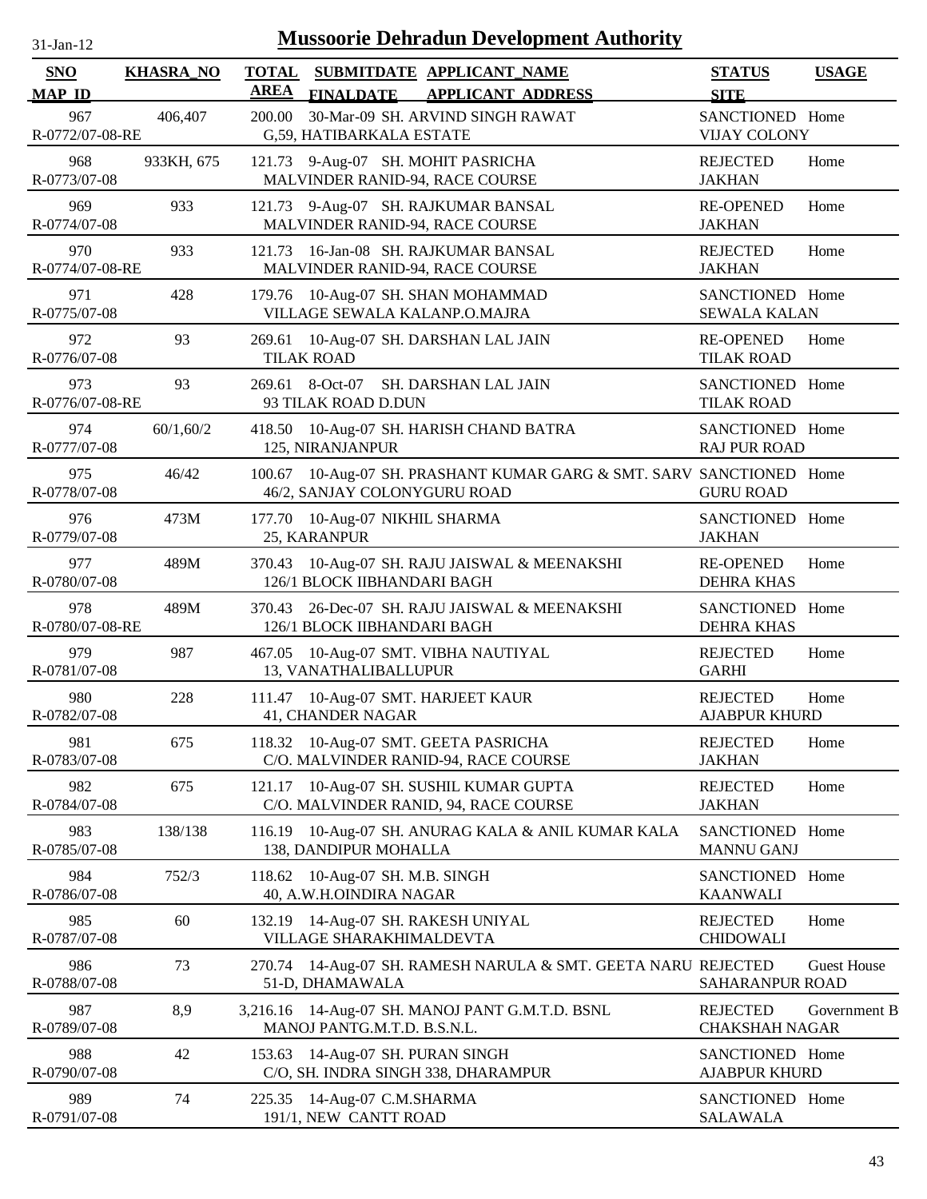# Mussoorie Dehradun Development Authority

31-Jan-12

| SNO / MAP_ID | KHASRA_NO | TOTAL AREA | SUBMITDATE / FINALDATE | APPLICANT_NAME / APPLICANT_ADDRESS | STATUS / SITE | USAGE |
|---|---|---|---|---|---|---|
| 967 / R-0772/07-08-RE | 406,407 | 200.00 | 30-Mar-09 | SH. ARVIND SINGH RAWAT / G,59, HATIBARKALA ESTATE | SANCTIONED / VIJAY COLONY | Home |
| 968 / R-0773/07-08 | 933KH, 675 | 121.73 | 9-Aug-07 | SH. MOHIT PASRICHA / MALVINDER RANID-94, RACE COURSE | REJECTED / JAKHAN | Home |
| 969 / R-0774/07-08 | 933 | 121.73 | 9-Aug-07 | SH. RAJKUMAR BANSAL / MALVINDER RANID-94, RACE COURSE | RE-OPENED / JAKHAN | Home |
| 970 / R-0774/07-08-RE | 933 | 121.73 | 16-Jan-08 | SH. RAJKUMAR BANSAL / MALVINDER RANID-94, RACE COURSE | REJECTED / JAKHAN | Home |
| 971 / R-0775/07-08 | 428 | 179.76 | 10-Aug-07 | SH. SHAN MOHAMMAD / VILLAGE SEWALA KALANP.O.MAJRA | SANCTIONED / SEWALA KALAN | Home |
| 972 / R-0776/07-08 | 93 | 269.61 | 10-Aug-07 | SH. DARSHAN LAL JAIN / TILAK ROAD | RE-OPENED / TILAK ROAD | Home |
| 973 / R-0776/07-08-RE | 93 | 269.61 | 8-Oct-07 | SH. DARSHAN LAL JAIN / 93 TILAK ROAD D.DUN | SANCTIONED / TILAK ROAD | Home |
| 974 / R-0777/07-08 | 60/1,60/2 | 418.50 | 10-Aug-07 | SH. HARISH CHAND BATRA / 125, NIRANJANPUR | SANCTIONED / RAJ PUR ROAD | Home |
| 975 / R-0778/07-08 | 46/42 | 100.67 | 10-Aug-07 | SH. PRASHANT KUMAR GARG & SMT. SARV / 46/2, SANJAY COLONYGURU ROAD | SANCTIONED / GURU ROAD | Home |
| 976 / R-0779/07-08 | 473M | 177.70 | 10-Aug-07 | NIKHIL SHARMA / 25, KARANPUR | SANCTIONED / JAKHAN | Home |
| 977 / R-0780/07-08 | 489M | 370.43 | 10-Aug-07 | SH. RAJU JAISWAL & MEENAKSHI / 126/1 BLOCK IIBHANDARI BAGH | RE-OPENED / DEHRA KHAS | Home |
| 978 / R-0780/07-08-RE | 489M | 370.43 | 26-Dec-07 | SH. RAJU JAISWAL & MEENAKSHI / 126/1 BLOCK IIBHANDARI BAGH | SANCTIONED / DEHRA KHAS | Home |
| 979 / R-0781/07-08 | 987 | 467.05 | 10-Aug-07 | SMT. VIBHA NAUTIYAL / 13, VANATHALIBALLUPUR | REJECTED / GARHI | Home |
| 980 / R-0782/07-08 | 228 | 111.47 | 10-Aug-07 | SMT. HARJEET KAUR / 41, CHANDER NAGAR | REJECTED / AJABPUR KHURD | Home |
| 981 / R-0783/07-08 | 675 | 118.32 | 10-Aug-07 | SMT. GEETA PASRICHA / C/O. MALVINDER RANID-94, RACE COURSE | REJECTED / JAKHAN | Home |
| 982 / R-0784/07-08 | 675 | 121.17 | 10-Aug-07 | SH. SUSHIL KUMAR GUPTA / C/O. MALVINDER RANID, 94, RACE COURSE | REJECTED / JAKHAN | Home |
| 983 / R-0785/07-08 | 138/138 | 116.19 | 10-Aug-07 | SH. ANURAG KALA & ANIL KUMAR KALA / 138, DANDIPUR MOHALLA | SANCTIONED / MANNU GANJ | Home |
| 984 / R-0786/07-08 | 752/3 | 118.62 | 10-Aug-07 | SH. M.B. SINGH / 40, A.W.H.OINDIRA NAGAR | SANCTIONED / KAANWALI | Home |
| 985 / R-0787/07-08 | 60 | 132.19 | 14-Aug-07 | SH. RAKESH UNIYAL / VILLAGE SHARAKHIMALDEVTA | REJECTED / CHIDOWALI | Home |
| 986 / R-0788/07-08 | 73 | 270.74 | 14-Aug-07 | SH. RAMESH NARULA & SMT. GEETA NARU / 51-D, DHAMAWALA | REJECTED / SAHARANPUR ROAD | Guest House |
| 987 / R-0789/07-08 | 8,9 | 3,216.16 | 14-Aug-07 | SH. MANOJ PANT G.M.T.D. BSNL / MANOJ PANTG.M.T.D. B.S.N.L. | REJECTED / CHAKSHAH NAGAR | Government B |
| 988 / R-0790/07-08 | 42 | 153.63 | 14-Aug-07 | SH. PURAN SINGH / C/O, SH. INDRA SINGH 338, DHARAMPUR | SANCTIONED / AJABPUR KHURD | Home |
| 989 / R-0791/07-08 | 74 | 225.35 | 14-Aug-07 | C.M.SHARMA / 191/1, NEW CANTT ROAD | SANCTIONED / SALAWALA | Home |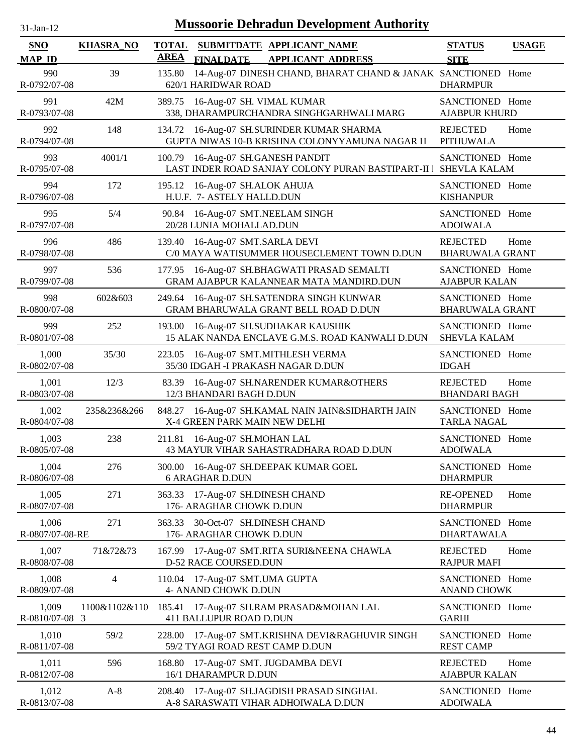31-Jan-12

# Mussoorie Dehradun Development Authority

| SNO<br>MAP_ID | KHASRA_NO | TOTAL AREA | SUBMITDATE<br>FINALDATE | APPLICANT_NAME<br>APPLICANT_ADDRESS | STATUS<br>SITE | USAGE |
|---|---|---|---|---|---|---|
| 990<br>R-0792/07-08 | 39 | 135.80 | 14-Aug-07 | DINESH CHAND, BHARAT CHAND & JANAK<br>620/1 HARIDWAR ROAD | SANCTIONED<br>DHARMPUR | Home |
| 991<br>R-0793/07-08 | 42M | 389.75 | 16-Aug-07 | SH. VIMAL KUMAR<br>338, DHARAMPURCHANDRA SINGHGARHWALI MARG | SANCTIONED<br>AJABPUR KHURD | Home |
| 992<br>R-0794/07-08 | 148 | 134.72 | 16-Aug-07 | SH.SURINDER KUMAR SHARMA<br>GUPTA NIWAS 10-B KRISHNA COLONYYAMUNA NAGAR H | REJECTED<br>PITHUWALA | Home |
| 993<br>R-0795/07-08 | 4001/1 | 100.79 | 16-Aug-07 | SH.GANESH PANDIT<br>LAST INDER ROAD SANJAY COLONY PURAN BASTIPART-II I | SANCTIONED<br>SHEVLA KALAM | Home |
| 994<br>R-0796/07-08 | 172 | 195.12 | 16-Aug-07 | SH.ALOK AHUJA<br>H.U.F. 7- ASTELY HALLD.DUN | SANCTIONED<br>KISHANPUR | Home |
| 995<br>R-0797/07-08 | 5/4 | 90.84 | 16-Aug-07 | SMT.NEELAM SINGH<br>20/28 LUNIA MOHALLAD.DUN | SANCTIONED<br>ADOIWALA | Home |
| 996<br>R-0798/07-08 | 486 | 139.40 | 16-Aug-07 | SMT.SARLA DEVI<br>C/0 MAYA WATISUMMER HOUSECLEMENT TOWN D.DUN | REJECTED<br>BHARUWALA GRANT | Home |
| 997<br>R-0799/07-08 | 536 | 177.95 | 16-Aug-07 | SH.BHAGWATI PRASAD SEMALTI<br>GRAM AJABPUR KALANNEAR MATA MANDIRD.DUN | SANCTIONED<br>AJABPUR KALAN | Home |
| 998<br>R-0800/07-08 | 602&603 | 249.64 | 16-Aug-07 | SH.SATENDRA SINGH KUNWAR<br>GRAM BHARUWALA GRANT BELL ROAD D.DUN | SANCTIONED<br>BHARUWALA GRANT | Home |
| 999<br>R-0801/07-08 | 252 | 193.00 | 16-Aug-07 | SH.SUDHAKAR KAUSHIK<br>15 ALAK NANDA ENCLAVE G.M.S. ROAD KANWALI D.DUN | SANCTIONED<br>SHEVLA KALAM | Home |
| 1,000<br>R-0802/07-08 | 35/30 | 223.05 | 16-Aug-07 | SMT.MITHLESH VERMA<br>35/30 IDGAH -I PRAKASH NAGAR D.DUN | SANCTIONED<br>IDGAH | Home |
| 1,001<br>R-0803/07-08 | 12/3 | 83.39 | 16-Aug-07 | SH.NARENDER KUMAR&OTHERS<br>12/3 BHANDARI BAGH D.DUN | REJECTED<br>BHANDARI BAGH | Home |
| 1,002<br>R-0804/07-08 | 235&236&266 | 848.27 | 16-Aug-07 | SH.KAMAL NAIN JAIN&SIDHARTH JAIN<br>X-4 GREEN PARK MAIN NEW DELHI | SANCTIONED<br>TARLA NAGAL | Home |
| 1,003<br>R-0805/07-08 | 238 | 211.81 | 16-Aug-07 | SH.MOHAN LAL<br>43 MAYUR VIHAR SAHASTRADHARA ROAD D.DUN | SANCTIONED<br>ADOIWALA | Home |
| 1,004<br>R-0806/07-08 | 276 | 300.00 | 16-Aug-07 | SH.DEEPAK KUMAR GOEL<br>6 ARAGHAR D.DUN | SANCTIONED<br>DHARMPUR | Home |
| 1,005<br>R-0807/07-08 | 271 | 363.33 | 17-Aug-07 | SH.DINESH CHAND<br>176- ARAGHAR CHOWK D.DUN | RE-OPENED<br>DHARMPUR | Home |
| 1,006<br>R-0807/07-08-RE | 271 | 363.33 | 30-Oct-07 | SH.DINESH CHAND<br>176- ARAGHAR CHOWK D.DUN | SANCTIONED<br>DHARTAWALA | Home |
| 1,007<br>R-0808/07-08 | 71&72&73 | 167.99 | 17-Aug-07 | SMT.RITA SURI&NEENA CHAWLA<br>D-52 RACE COURSED.DUN | REJECTED<br>RAJPUR MAFI | Home |
| 1,008<br>R-0809/07-08 | 4 | 110.04 | 17-Aug-07 | SMT.UMA GUPTA<br>4- ANAND CHOWK D.DUN | SANCTIONED<br>ANAND CHOWK | Home |
| 1,009<br>R-0810/07-08 | 1100&1102&1103 | 185.41 | 17-Aug-07 | SH.RAM PRASAD&MOHAN LAL<br>411 BALLUPUR ROAD D.DUN | SANCTIONED<br>GARHI | Home |
| 1,010<br>R-0811/07-08 | 59/2 | 228.00 | 17-Aug-07 | SMT.KRISHNA DEVI&RAGHUVIR SINGH<br>59/2 TYAGI ROAD REST CAMP D.DUN | SANCTIONED<br>REST CAMP | Home |
| 1,011<br>R-0812/07-08 | 596 | 168.80 | 17-Aug-07 | SMT. JUGDAMBA DEVI<br>16/1 DHARAMPUR D.DUN | REJECTED<br>AJABPUR KALAN | Home |
| 1,012<br>R-0813/07-08 | A-8 | 208.40 | 17-Aug-07 | SH.JAGDISH PRASAD SINGHAL<br>A-8 SARASWATI VIHAR ADHOIWALA D.DUN | SANCTIONED<br>ADOIWALA | Home |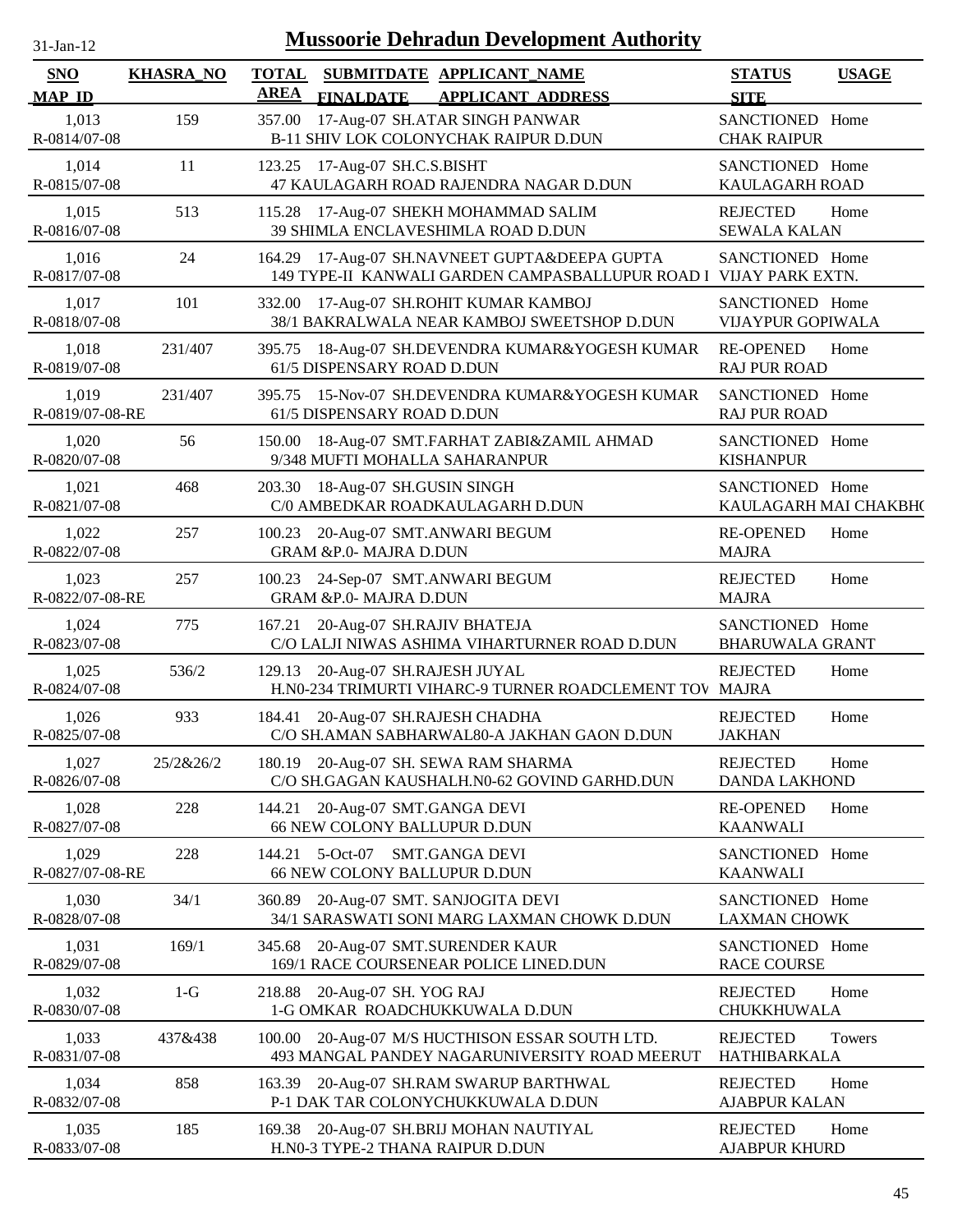31-Jan-12

# Mussoorie Dehradun Development Authority

| SNO<br>MAP_ID | KHASRA_NO | TOTAL AREA | SUBMITDATE<br>FINALDATE | APPLICANT_NAME<br>APPLICANT_ADDRESS | STATUS<br>SITE | USAGE |
|---|---|---|---|---|---|---|
| 1,013<br>R-0814/07-08 | 159 | 357.00 | 17-Aug-07 | SH.ATAR SINGH PANWAR<br>B-11 SHIV LOK COLONYCHAK RAIPUR D.DUN | SANCTIONED<br>CHAK RAIPUR | Home |
| 1,014<br>R-0815/07-08 | 11 | 123.25 | 17-Aug-07 | SH.C.S.BISHT<br>47 KAULAGARH ROAD RAJENDRA NAGAR D.DUN | SANCTIONED<br>KAULAGARH ROAD | Home |
| 1,015<br>R-0816/07-08 | 513 | 115.28 | 17-Aug-07 | SHEKH MOHAMMAD SALIM<br>39 SHIMLA ENCLAVESHIMLA ROAD D.DUN | REJECTED<br>SEWALA KALAN | Home |
| 1,016<br>R-0817/07-08 | 24 | 164.29 | 17-Aug-07 | SH.NAVNEET GUPTA&DEEPA GUPTA<br>149 TYPE-II KANWALI GARDEN CAMPASBALLUPUR ROAD I | SANCTIONED<br>VIJAY PARK EXTN. | Home |
| 1,017<br>R-0818/07-08 | 101 | 332.00 | 17-Aug-07 | SH.ROHIT KUMAR KAMBOJ<br>38/1 BAKRALWALA NEAR KAMBOJ SWEETSHOP D.DUN | SANCTIONED<br>VIJAYPUR GOPIWALA | Home |
| 1,018<br>R-0819/07-08 | 231/407 | 395.75 | 18-Aug-07 | SH.DEVENDRA KUMAR&YOGESH KUMAR<br>61/5 DISPENSARY ROAD D.DUN | RE-OPENED<br>RAJ PUR ROAD | Home |
| 1,019<br>R-0819/07-08-RE | 231/407 | 395.75 | 15-Nov-07 | SH.DEVENDRA KUMAR&YOGESH KUMAR<br>61/5 DISPENSARY ROAD D.DUN | SANCTIONED<br>RAJ PUR ROAD | Home |
| 1,020<br>R-0820/07-08 | 56 | 150.00 | 18-Aug-07 | SMT.FARHAT ZABI&ZAMIL AHMAD<br>9/348 MUFTI MOHALLA SAHARANPUR | SANCTIONED<br>KISHANPUR | Home |
| 1,021<br>R-0821/07-08 | 468 | 203.30 | 18-Aug-07 | SH.GUSIN SINGH<br>C/0 AMBEDKAR ROADKAULAGARH D.DUN | SANCTIONED<br>KAULAGARH MAI CHAKBH( | Home |
| 1,022<br>R-0822/07-08 | 257 | 100.23 | 20-Aug-07 | SMT.ANWARI BEGUM<br>GRAM &P.0- MAJRA D.DUN | RE-OPENED<br>MAJRA | Home |
| 1,023<br>R-0822/07-08-RE | 257 | 100.23 | 24-Sep-07 | SMT.ANWARI BEGUM<br>GRAM &P.0- MAJRA D.DUN | REJECTED<br>MAJRA | Home |
| 1,024<br>R-0823/07-08 | 775 | 167.21 | 20-Aug-07 | SH.RAJIV BHATEJA<br>C/O LALJI NIWAS ASHIMA VIHARTURNER ROAD D.DUN | SANCTIONED<br>BHARUWALA GRANT | Home |
| 1,025<br>R-0824/07-08 | 536/2 | 129.13 | 20-Aug-07 | SH.RAJESH JUYAL<br>H.N0-234 TRIMURTI VIHARC-9 TURNER ROADCLEMENT TOV | REJECTED<br>MAJRA | Home |
| 1,026<br>R-0825/07-08 | 933 | 184.41 | 20-Aug-07 | SH.RAJESH CHADHA<br>C/O SH.AMAN SABHARWAL80-A JAKHAN GAON D.DUN | REJECTED<br>JAKHAN | Home |
| 1,027<br>R-0826/07-08 | 25/2&26/2 | 180.19 | 20-Aug-07 | SH. SEWA RAM SHARMA<br>C/O SH.GAGAN KAUSHALH.N0-62 GOVIND GARHD.DUN | REJECTED<br>DANDA LAKHOND | Home |
| 1,028<br>R-0827/07-08 | 228 | 144.21 | 20-Aug-07 | SMT.GANGA DEVI<br>66 NEW COLONY BALLUPUR D.DUN | RE-OPENED<br>KAANWALI | Home |
| 1,029<br>R-0827/07-08-RE | 228 | 144.21 | 5-Oct-07 | SMT.GANGA DEVI<br>66 NEW COLONY BALLUPUR D.DUN | SANCTIONED<br>KAANWALI | Home |
| 1,030<br>R-0828/07-08 | 34/1 | 360.89 | 20-Aug-07 | SMT. SANJOGITA DEVI<br>34/1 SARASWATI SONI MARG LAXMAN CHOWK D.DUN | SANCTIONED<br>LAXMAN CHOWK | Home |
| 1,031<br>R-0829/07-08 | 169/1 | 345.68 | 20-Aug-07 | SMT.SURENDER KAUR<br>169/1 RACE COURSENEAR POLICE LINED.DUN | SANCTIONED<br>RACE COURSE | Home |
| 1,032<br>R-0830/07-08 | 1-G | 218.88 | 20-Aug-07 | SH. YOG RAJ<br>1-G OMKAR ROADCHUKKUWALA D.DUN | REJECTED<br>CHUKKHUWALA | Home |
| 1,033<br>R-0831/07-08 | 437&438 | 100.00 | 20-Aug-07 | M/S HUCTHISON ESSAR SOUTH LTD.<br>493 MANGAL PANDEY NAGARUNIVERSITY ROAD MEERUT | REJECTED<br>HATHIBARKALA | Towers |
| 1,034<br>R-0832/07-08 | 858 | 163.39 | 20-Aug-07 | SH.RAM SWARUP BARTHWAL<br>P-1 DAK TAR COLONYCHUKKUWALA D.DUN | REJECTED<br>AJABPUR KALAN | Home |
| 1,035<br>R-0833/07-08 | 185 | 169.38 | 20-Aug-07 | SH.BRIJ MOHAN NAUTIYAL<br>H.N0-3 TYPE-2 THANA RAIPUR D.DUN | REJECTED<br>AJABPUR KHURD | Home |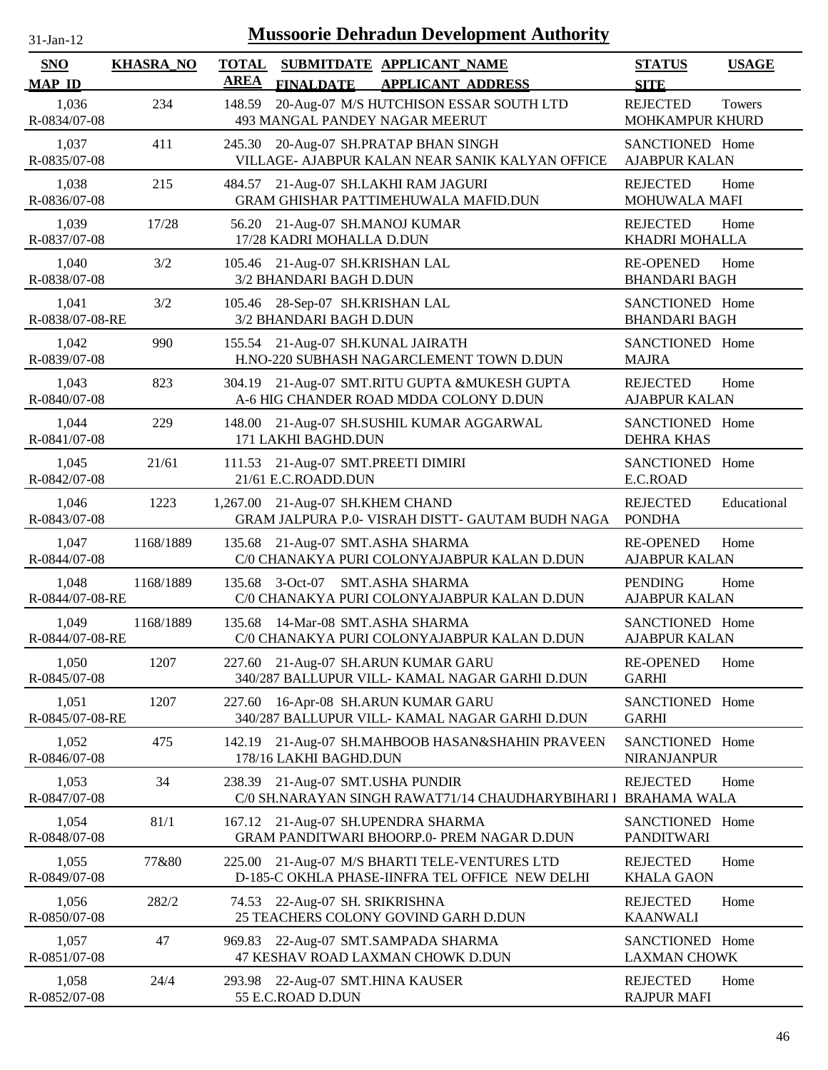# Mussoorie Dehradun Development Authority

31-Jan-12

| SNO<br>MAP_ID | KHASRA_NO | TOTAL AREA | SUBMITDATE<br>FINALDATE | APPLICANT_NAME<br>APPLICANT_ADDRESS | STATUS<br>SITE | USAGE |
|---|---|---|---|---|---|---|
| 1,036<br>R-0834/07-08 | 234 | 148.59 | 20-Aug-07 | M/S HUTCHISON ESSAR SOUTH LTD<br>493 MANGAL PANDEY NAGAR MEERUT | REJECTED<br>MOHKAMPUR KHURD | Towers |
| 1,037<br>R-0835/07-08 | 411 | 245.30 | 20-Aug-07 | SH.PRATAP BHAN SINGH<br>VILLAGE- AJABPUR KALAN NEAR SANIK KALYAN OFFICE | SANCTIONED<br>AJABPUR KALAN | Home |
| 1,038<br>R-0836/07-08 | 215 | 484.57 | 21-Aug-07 | SH.LAKHI RAM JAGURI<br>GRAM GHISHAR PATTIMEHUWALA MAFID.DUN | REJECTED<br>MOHUWALA MAFI | Home |
| 1,039<br>R-0837/07-08 | 17/28 | 56.20 | 21-Aug-07 | SH.MANOJ KUMAR<br>17/28 KADRI MOHALLA D.DUN | REJECTED<br>KHADRI MOHALLA | Home |
| 1,040<br>R-0838/07-08 | 3/2 | 105.46 | 21-Aug-07 | SH.KRISHAN LAL<br>3/2 BHANDARI BAGH D.DUN | RE-OPENED<br>BHANDARI BAGH | Home |
| 1,041<br>R-0838/07-08-RE | 3/2 | 105.46 | 28-Sep-07 | SH.KRISHAN LAL<br>3/2 BHANDARI BAGH D.DUN | SANCTIONED<br>BHANDARI BAGH | Home |
| 1,042<br>R-0839/07-08 | 990 | 155.54 | 21-Aug-07 | SH.KUNAL JAIRATH<br>H.NO-220 SUBHASH NAGARCLEMENT TOWN D.DUN | SANCTIONED<br>MAJRA | Home |
| 1,043<br>R-0840/07-08 | 823 | 304.19 | 21-Aug-07 | SMT.RITU GUPTA &MUKESH GUPTA<br>A-6 HIG CHANDER ROAD MDDA COLONY D.DUN | REJECTED<br>AJABPUR KALAN | Home |
| 1,044<br>R-0841/07-08 | 229 | 148.00 | 21-Aug-07 | SH.SUSHIL KUMAR AGGARWAL<br>171 LAKHI BAGHD.DUN | SANCTIONED<br>DEHRA KHAS | Home |
| 1,045<br>R-0842/07-08 | 21/61 | 111.53 | 21-Aug-07 | SMT.PREETI DIMIRI<br>21/61 E.C.ROADD.DUN | SANCTIONED<br>E.C.ROAD | Home |
| 1,046<br>R-0843/07-08 | 1223 | 1,267.00 | 21-Aug-07 | SH.KHEM CHAND<br>GRAM JALPURA P.0- VISRAH DISTT- GAUTAM BUDH NAGA | REJECTED<br>PONDHA | Educational |
| 1,047<br>R-0844/07-08 | 1168/1889 | 135.68 | 21-Aug-07 | SMT.ASHA SHARMA<br>C/0 CHANAKYA PURI COLONYAJABPUR KALAN D.DUN | RE-OPENED<br>AJABPUR KALAN | Home |
| 1,048<br>R-0844/07-08-RE | 1168/1889 | 135.68 | 3-Oct-07 | SMT.ASHA SHARMA<br>C/0 CHANAKYA PURI COLONYAJABPUR KALAN D.DUN | PENDING<br>AJABPUR KALAN | Home |
| 1,049<br>R-0844/07-08-RE | 1168/1889 | 135.68 | 14-Mar-08 | SMT.ASHA SHARMA<br>C/0 CHANAKYA PURI COLONYAJABPUR KALAN D.DUN | SANCTIONED<br>AJABPUR KALAN | Home |
| 1,050<br>R-0845/07-08 | 1207 | 227.60 | 21-Aug-07 | SH.ARUN KUMAR GARU<br>340/287 BALLUPUR VILL- KAMAL NAGAR GARHI D.DUN | RE-OPENED<br>GARHI | Home |
| 1,051<br>R-0845/07-08-RE | 1207 | 227.60 | 16-Apr-08 | SH.ARUN KUMAR GARU<br>340/287 BALLUPUR VILL- KAMAL NAGAR GARHI D.DUN | SANCTIONED<br>GARHI | Home |
| 1,052<br>R-0846/07-08 | 475 | 142.19 | 21-Aug-07 | SH.MAHBOOB HASAN&SHAHIN PRAVEEN<br>178/16 LAKHI BAGHD.DUN | SANCTIONED<br>NIRANJANPUR | Home |
| 1,053<br>R-0847/07-08 | 34 | 238.39 | 21-Aug-07 | SMT.USHA PUNDIR<br>C/0 SH.NARAYAN SINGH RAWAT71/14 CHAUDHARYBIHARI I | REJECTED<br>BRAHAMA WALA | Home |
| 1,054<br>R-0848/07-08 | 81/1 | 167.12 | 21-Aug-07 | SH.UPENDRA SHARMA<br>GRAM PANDITWARI BHOORP.0- PREM NAGAR D.DUN | SANCTIONED<br>PANDITWARI | Home |
| 1,055<br>R-0849/07-08 | 77&80 | 225.00 | 21-Aug-07 | M/S BHARTI TELE-VENTURES LTD<br>D-185-C OKHLA PHASE-IINFRA TEL OFFICE NEW DELHI | REJECTED<br>KHALA GAON | Home |
| 1,056<br>R-0850/07-08 | 282/2 | 74.53 | 22-Aug-07 | SH. SRIKRISHNA<br>25 TEACHERS COLONY GOVIND GARH D.DUN | REJECTED<br>KAANWALI | Home |
| 1,057<br>R-0851/07-08 | 47 | 969.83 | 22-Aug-07 | SMT.SAMPADA SHARMA<br>47 KESHAV ROAD LAXMAN CHOWK D.DUN | SANCTIONED<br>LAXMAN CHOWK | Home |
| 1,058<br>R-0852/07-08 | 24/4 | 293.98 | 22-Aug-07 | SMT.HINA KAUSER<br>55 E.C.ROAD D.DUN | REJECTED<br>RAJPUR MAFI | Home |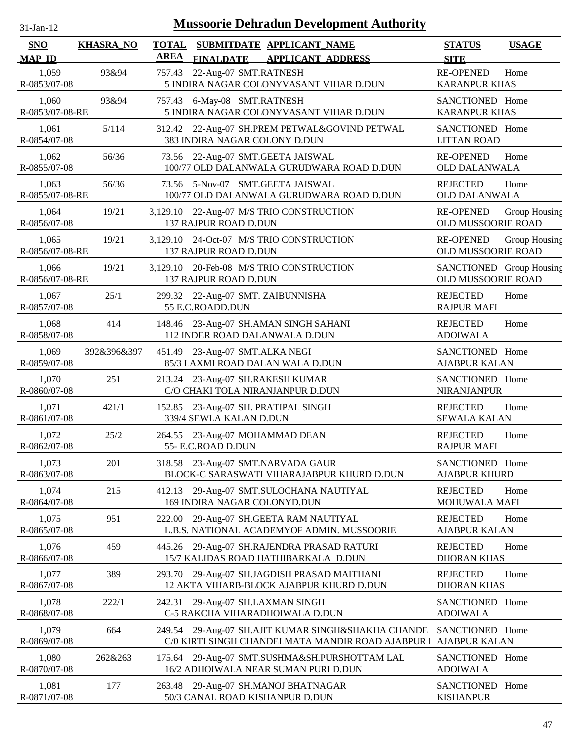# Mussoorie Dehradun Development Authority

31-Jan-12

| SNO / MAP_ID | KHASRA_NO | TOTAL AREA | SUBMITDATE / FINALDATE | APPLICANT_NAME / APPLICANT_ADDRESS | STATUS / SITE | USAGE |
|---|---|---|---|---|---|---|
| 1,059 / R-0853/07-08 | 93&94 | 757.43 | 22-Aug-07 | SMT.RATNESH / 5 INDIRA NAGAR COLONYVASANT VIHAR D.DUN | RE-OPENED / KARANPUR KHAS | Home |
| 1,060 / R-0853/07-08-RE | 93&94 | 757.43 | 6-May-08 | SMT.RATNESH / 5 INDIRA NAGAR COLONYVASANT VIHAR D.DUN | SANCTIONED / KARANPUR KHAS | Home |
| 1,061 / R-0854/07-08 | 5/114 | 312.42 | 22-Aug-07 | SH.PREM PETWAL&GOVIND PETWAL / 383 INDIRA NAGAR COLONY D.DUN | SANCTIONED / LITTAN ROAD | Home |
| 1,062 / R-0855/07-08 | 56/36 | 73.56 | 22-Aug-07 | SMT.GEETA JAISWAL / 100/77 OLD DALANWALA GURUDWARA ROAD D.DUN | RE-OPENED / OLD DALANWALA | Home |
| 1,063 / R-0855/07-08-RE | 56/36 | 73.56 | 5-Nov-07 | SMT.GEETA JAISWAL / 100/77 OLD DALANWALA GURUDWARA ROAD D.DUN | REJECTED / OLD DALANWALA | Home |
| 1,064 / R-0856/07-08 | 19/21 | 3,129.10 | 22-Aug-07 | M/S TRIO CONSTRUCTION / 137 RAJPUR ROAD D.DUN | RE-OPENED / OLD MUSSOORIE ROAD | Group Housing |
| 1,065 / R-0856/07-08-RE | 19/21 | 3,129.10 | 24-Oct-07 | M/S TRIO CONSTRUCTION / 137 RAJPUR ROAD D.DUN | RE-OPENED / OLD MUSSOORIE ROAD | Group Housing |
| 1,066 / R-0856/07-08-RE | 19/21 | 3,129.10 | 20-Feb-08 | M/S TRIO CONSTRUCTION / 137 RAJPUR ROAD D.DUN | SANCTIONED / OLD MUSSOORIE ROAD | Group Housing |
| 1,067 / R-0857/07-08 | 25/1 | 299.32 | 22-Aug-07 | SMT. ZAIBUNNISHA / 55 E.C.ROADD.DUN | REJECTED / RAJPUR MAFI | Home |
| 1,068 / R-0858/07-08 | 414 | 148.46 | 23-Aug-07 | SH.AMAN SINGH SAHANI / 112 INDER ROAD DALANWALA D.DUN | REJECTED / ADOIWALA | Home |
| 1,069 / R-0859/07-08 | 392&396&397 | 451.49 | 23-Aug-07 | SMT.ALKA NEGI / 85/3 LAXMI ROAD DALAN WALA D.DUN | SANCTIONED / AJABPUR KALAN | Home |
| 1,070 / R-0860/07-08 | 251 | 213.24 | 23-Aug-07 | SH.RAKESH KUMAR / C/O CHAKI TOLA NIRANJANPUR D.DUN | SANCTIONED / NIRANJANPUR | Home |
| 1,071 / R-0861/07-08 | 421/1 | 152.85 | 23-Aug-07 | SH. PRATIPAL SINGH / 339/4 SEWLA KALAN D.DUN | REJECTED / SEWALA KALAN | Home |
| 1,072 / R-0862/07-08 | 25/2 | 264.55 | 23-Aug-07 | MOHAMMAD DEAN / 55- E.C.ROAD D.DUN | REJECTED / RAJPUR MAFI | Home |
| 1,073 / R-0863/07-08 | 201 | 318.58 | 23-Aug-07 | SMT.NARVADA GAUR / BLOCK-C SARASWATI VIHARAJABPUR KHURD D.DUN | SANCTIONED / AJABPUR KHURD | Home |
| 1,074 / R-0864/07-08 | 215 | 412.13 | 29-Aug-07 | SMT.SULOCHANA NAUTIYAL / 169 INDIRA NAGAR COLONYD.DUN | REJECTED / MOHUWALA MAFI | Home |
| 1,075 / R-0865/07-08 | 951 | 222.00 | 29-Aug-07 | SH.GEETA RAM NAUTIYAL / L.B.S. NATIONAL ACADEMYOF ADMIN. MUSSOORIE | REJECTED / AJABPUR KALAN | Home |
| 1,076 / R-0866/07-08 | 459 | 445.26 | 29-Aug-07 | SH.RAJENDRA PRASAD RATURI / 15/7 KALIDAS ROAD HATHIBARKALA D.DUN | REJECTED / DHORAN KHAS | Home |
| 1,077 / R-0867/07-08 | 389 | 293.70 | 29-Aug-07 | SH.JAGDISH PRASAD MAITHANI / 12 AKTA VIHARB-BLOCK AJABPUR KHURD D.DUN | REJECTED / DHORAN KHAS | Home |
| 1,078 / R-0868/07-08 | 222/1 | 242.31 | 29-Aug-07 | SH.LAXMAN SINGH / C-5 RAKCHA VIHARADHOIWALA D.DUN | SANCTIONED / ADOIWALA | Home |
| 1,079 / R-0869/07-08 | 664 | 249.54 | 29-Aug-07 | SH.AJIT KUMAR SINGH&SHAKHA CHANDE / C/0 KIRTI SINGH CHANDELMATA MANDIR ROAD AJABPUR I | SANCTIONED / AJABPUR KALAN | Home |
| 1,080 / R-0870/07-08 | 262&263 | 175.64 | 29-Aug-07 | SMT.SUSHMA&SH.PURSHOTTAM LAL / 16/2 ADHOIWALA NEAR SUMAN PURI D.DUN | SANCTIONED / ADOIWALA | Home |
| 1,081 / R-0871/07-08 | 177 | 263.48 | 29-Aug-07 | SH.MANOJ BHATNAGAR / 50/3 CANAL ROAD KISHANPUR D.DUN | SANCTIONED / KISHANPUR | Home |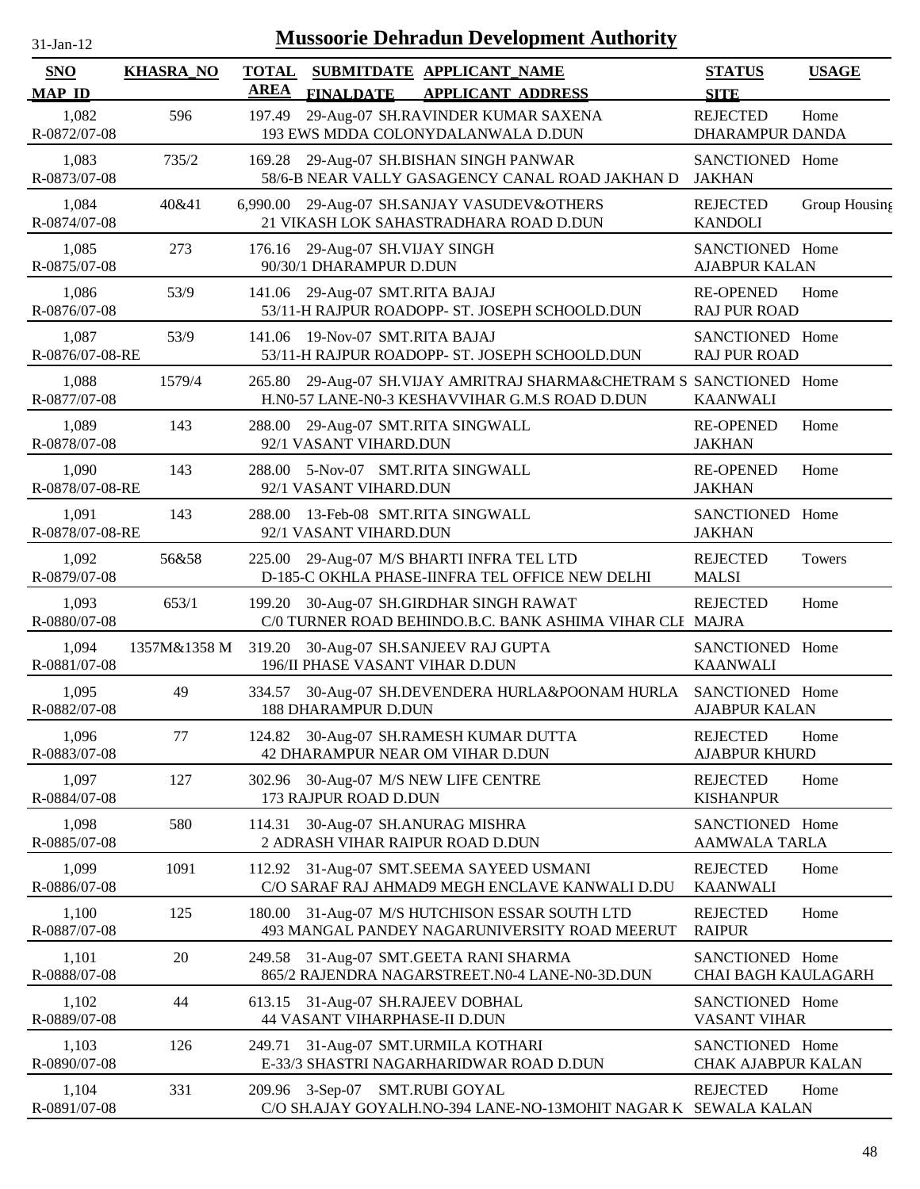# Mussoorie Dehradun Development Authority

31-Jan-12

| SNO / MAP_ID | KHASRA_NO | TOTAL AREA | SUBMITDATE / FINALDATE | APPLICANT_NAME / APPLICANT_ADDRESS | STATUS / SITE | USAGE |
|---|---|---|---|---|---|---|
| 1,082 / R-0872/07-08 | 596 | 197.49 | 29-Aug-07 | SH.RAVINDER KUMAR SAXENA / 193 EWS MDDA COLONYDALANWALA D.DUN | REJECTED / DHARAMPUR DANDA | Home |
| 1,083 / R-0873/07-08 | 735/2 | 169.28 | 29-Aug-07 | SH.BISHAN SINGH PANWAR / 58/6-B NEAR VALLY GASAGENCY CANAL ROAD JAKHAN D | SANCTIONED / JAKHAN | Home |
| 1,084 / R-0874/07-08 | 40&41 | 6,990.00 | 29-Aug-07 | SH.SANJAY VASUDEV&OTHERS / 21 VIKASH LOK SAHASTRADHARA ROAD D.DUN | REJECTED / KANDOLI | Group Housing |
| 1,085 / R-0875/07-08 | 273 | 176.16 | 29-Aug-07 | SH.VIJAY SINGH / 90/30/1 DHARAMPUR D.DUN | SANCTIONED / AJABPUR KALAN | Home |
| 1,086 / R-0876/07-08 | 53/9 | 141.06 | 29-Aug-07 | SMT.RITA BAJAJ / 53/11-H RAJPUR ROADOPP- ST. JOSEPH SCHOOLD.DUN | RE-OPENED / RAJ PUR ROAD | Home |
| 1,087 / R-0876/07-08-RE | 53/9 | 141.06 | 19-Nov-07 | SMT.RITA BAJAJ / 53/11-H RAJPUR ROADOPP- ST. JOSEPH SCHOOLD.DUN | SANCTIONED / RAJ PUR ROAD | Home |
| 1,088 / R-0877/07-08 | 1579/4 | 265.80 | 29-Aug-07 | SH.VIJAY AMRITRAJ SHARMA&CHETRAM S / H.N0-57 LANE-N0-3 KESHAVVIHAR G.M.S ROAD D.DUN | SANCTIONED / KAANWALI | Home |
| 1,089 / R-0878/07-08 | 143 | 288.00 | 29-Aug-07 | SMT.RITA SINGWALL / 92/1 VASANT VIHARD.DUN | RE-OPENED / JAKHAN | Home |
| 1,090 / R-0878/07-08-RE | 143 | 288.00 | 5-Nov-07 | SMT.RITA SINGWALL / 92/1 VASANT VIHARD.DUN | RE-OPENED / JAKHAN | Home |
| 1,091 / R-0878/07-08-RE | 143 | 288.00 | 13-Feb-08 | SMT.RITA SINGWALL / 92/1 VASANT VIHARD.DUN | SANCTIONED / JAKHAN | Home |
| 1,092 / R-0879/07-08 | 56&58 | 225.00 | 29-Aug-07 | M/S BHARTI INFRA TEL LTD / D-185-C OKHLA PHASE-IINFRA TEL OFFICE NEW DELHI | REJECTED / MALSI | Towers |
| 1,093 / R-0880/07-08 | 653/1 | 199.20 | 30-Aug-07 | SH.GIRDHAR SINGH RAWAT / C/0 TURNER ROAD BEHINDO.B.C. BANK ASHIMA VIHAR CLI | REJECTED / MAJRA | Home |
| 1,094 / R-0881/07-08 | 1357M&1358 M | 319.20 | 30-Aug-07 | SH.SANJEEV RAJ GUPTA / 196/II PHASE VASANT VIHAR D.DUN | SANCTIONED / KAANWALI | Home |
| 1,095 / R-0882/07-08 | 49 | 334.57 | 30-Aug-07 | SH.DEVENDERA HURLA&POONAM HURLA / 188 DHARAMPUR D.DUN | SANCTIONED / AJABPUR KALAN | Home |
| 1,096 / R-0883/07-08 | 77 | 124.82 | 30-Aug-07 | SH.RAMESH KUMAR DUTTA / 42 DHARAMPUR NEAR OM VIHAR D.DUN | REJECTED / AJABPUR KHURD | Home |
| 1,097 / R-0884/07-08 | 127 | 302.96 | 30-Aug-07 | M/S NEW LIFE CENTRE / 173 RAJPUR ROAD D.DUN | REJECTED / KISHANPUR | Home |
| 1,098 / R-0885/07-08 | 580 | 114.31 | 30-Aug-07 | SH.ANURAG MISHRA / 2 ADRASH VIHAR RAIPUR ROAD D.DUN | SANCTIONED / AAMWALA TARLA | Home |
| 1,099 / R-0886/07-08 | 1091 | 112.92 | 31-Aug-07 | SMT.SEEMA SAYEED USMANI / C/O SARAF RAJ AHMAD9 MEGH ENCLAVE KANWALI D.DU | REJECTED / KAANWALI | Home |
| 1,100 / R-0887/07-08 | 125 | 180.00 | 31-Aug-07 | M/S HUTCHISON ESSAR SOUTH LTD / 493 MANGAL PANDEY NAGARUNIVERSITY ROAD MEERUT | REJECTED / RAIPUR | Home |
| 1,101 / R-0888/07-08 | 20 | 249.58 | 31-Aug-07 | SMT.GEETA RANI SHARMA / 865/2 RAJENDRA NAGARSTREET.N0-4 LANE-N0-3D.DUN | SANCTIONED / CHAI BAGH KAULAGARH | Home |
| 1,102 / R-0889/07-08 | 44 | 613.15 | 31-Aug-07 | SH.RAJEEV DOBHAL / 44 VASANT VIHARPHASE-II D.DUN | SANCTIONED / VASANT VIHAR | Home |
| 1,103 / R-0890/07-08 | 126 | 249.71 | 31-Aug-07 | SMT.URMILA KOTHARI / E-33/3 SHASTRI NAGARHARIDWAR ROAD D.DUN | SANCTIONED / CHAK AJABPUR KALAN | Home |
| 1,104 / R-0891/07-08 | 331 | 209.96 | 3-Sep-07 | SMT.RUBI GOYAL / C/O SH.AJAY GOYALH.NO-394 LANE-NO-13MOHIT NAGAR K | REJECTED / SEWALA KALAN | Home |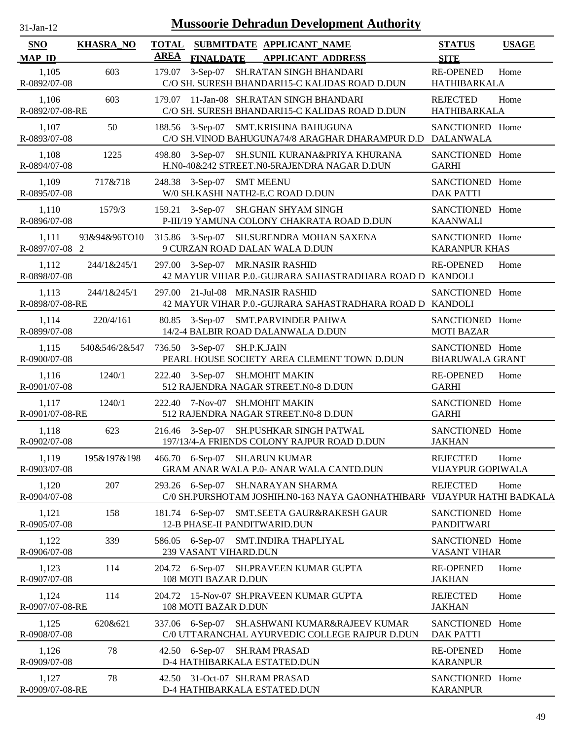# Mussoorie Dehradun Development Authority

31-Jan-12

| SNO / MAP_ID | KHASRA_NO | TOTAL AREA | SUBMITDATE / FINALDATE | APPLICANT_NAME / APPLICANT_ADDRESS | STATUS / SITE | USAGE |
|---|---|---|---|---|---|---|
| 1,105 / R-0892/07-08 | 603 | 179.07 | 3-Sep-07 | SH.RATAN SINGH BHANDARI / C/O SH. SURESH BHANDARI15-C KALIDAS ROAD D.DUN | RE-OPENED / HATHIBARKALA | Home |
| 1,106 / R-0892/07-08-RE | 603 | 179.07 | 11-Jan-08 | SH.RATAN SINGH BHANDARI / C/O SH. SURESH BHANDARI15-C KALIDAS ROAD D.DUN | REJECTED / HATHIBARKALA | Home |
| 1,107 / R-0893/07-08 | 50 | 188.56 | 3-Sep-07 | SMT.KRISHNA BAHUGUNA / C/O SH.VINOD BAHUGUNA74/8 ARAGHAR DHARAMPUR D.D | SANCTIONED / DALANWALA | Home |
| 1,108 / R-0894/07-08 | 1225 | 498.80 | 3-Sep-07 | SH.SUNIL KURANA&PRIYA KHURANA / H.N0-40&242 STREET.N0-5RAJENDRA NAGAR D.DUN | SANCTIONED / GARHI | Home |
| 1,109 / R-0895/07-08 | 717&718 | 248.38 | 3-Sep-07 | SMT MEENU / W/0 SH.KASHI NATH2-E.C ROAD D.DUN | SANCTIONED / DAK PATTI | Home |
| 1,110 / R-0896/07-08 | 1579/3 | 159.21 | 3-Sep-07 | SH.GHAN SHYAM SINGH / P-III/19 YAMUNA COLONY CHAKRATA ROAD D.DUN | SANCTIONED / KAANWALI | Home |
| 1,111 / R-0897/07-08 | 93&94&96TO102 | 315.86 | 3-Sep-07 | SH.SURENDRA MOHAN SAXENA / 9 CURZAN ROAD DALAN WALA D.DUN | SANCTIONED / KARANPUR KHAS | Home |
| 1,112 / R-0898/07-08 | 244/1&245/1 | 297.00 | 3-Sep-07 | MR.NASIR RASHID / 42 MAYUR VIHAR P.0.-GUJRARA SAHASTRADHARA ROAD D | RE-OPENED / KANDOLI | Home |
| 1,113 / R-0898/07-08-RE | 244/1&245/1 | 297.00 | 21-Jul-08 | MR.NASIR RASHID / 42 MAYUR VIHAR P.0.-GUJRARA SAHASTRADHARA ROAD D | SANCTIONED / KANDOLI | Home |
| 1,114 / R-0899/07-08 | 220/4/161 | 80.85 | 3-Sep-07 | SMT.PARVINDER PAHWA / 14/2-4 BALBIR ROAD DALANWALA D.DUN | SANCTIONED / MOTI BAZAR | Home |
| 1,115 / R-0900/07-08 | 540&546/2&547 | 736.50 | 3-Sep-07 | SH.P.K.JAIN / PEARL HOUSE SOCIETY AREA CLEMENT TOWN D.DUN | SANCTIONED / BHARUWALA GRANT | Home |
| 1,116 / R-0901/07-08 | 1240/1 | 222.40 | 3-Sep-07 | SH.MOHIT MAKIN / 512 RAJENDRA NAGAR STREET.N0-8 D.DUN | RE-OPENED / GARHI | Home |
| 1,117 / R-0901/07-08-RE | 1240/1 | 222.40 | 7-Nov-07 | SH.MOHIT MAKIN / 512 RAJENDRA NAGAR STREET.N0-8 D.DUN | SANCTIONED / GARHI | Home |
| 1,118 / R-0902/07-08 | 623 | 216.46 | 3-Sep-07 | SH.PUSHKAR SINGH PATWAL / 197/13/4-A FRIENDS COLONY RAJPUR ROAD D.DUN | SANCTIONED / JAKHAN | Home |
| 1,119 / R-0903/07-08 | 195&197&198 | 466.70 | 6-Sep-07 | SH.ARUN KUMAR / GRAM ANAR WALA P.0- ANAR WALA CANTD.DUN | REJECTED / VIJAYPUR GOPIWALA | Home |
| 1,120 / R-0904/07-08 | 207 | 293.26 | 6-Sep-07 | SH.NARAYAN SHARMA / C/0 SH.PURSHOTAM JOSHIH.N0-163 NAYA GAONHATHIBARK | REJECTED / VIJAYPUR HATHI BADKALA | Home |
| 1,121 / R-0905/07-08 | 158 | 181.74 | 6-Sep-07 | SMT.SEETA GAUR&RAKESH GAUR / 12-B PHASE-II PANDITWARID.DUN | SANCTIONED / PANDITWARI | Home |
| 1,122 / R-0906/07-08 | 339 | 586.05 | 6-Sep-07 | SMT.INDIRA THAPLIYAL / 239 VASANT VIHARD.DUN | SANCTIONED / VASANT VIHAR | Home |
| 1,123 / R-0907/07-08 | 114 | 204.72 | 6-Sep-07 | SH.PRAVEEN KUMAR GUPTA / 108 MOTI BAZAR D.DUN | RE-OPENED / JAKHAN | Home |
| 1,124 / R-0907/07-08-RE | 114 | 204.72 | 15-Nov-07 | SH.PRAVEEN KUMAR GUPTA / 108 MOTI BAZAR D.DUN | REJECTED / JAKHAN | Home |
| 1,125 / R-0908/07-08 | 620&621 | 337.06 | 6-Sep-07 | SH.ASHWANI KUMAR&RAJEEV KUMAR / C/0 UTTARANCHAL AYURVEDIC COLLEGE RAJPUR D.DUN | SANCTIONED / DAK PATTI | Home |
| 1,126 / R-0909/07-08 | 78 | 42.50 | 6-Sep-07 | SH.RAM PRASAD / D-4 HATHIBARKALA ESTATED.DUN | RE-OPENED / KARANPUR | Home |
| 1,127 / R-0909/07-08-RE | 78 | 42.50 | 31-Oct-07 | SH.RAM PRASAD / D-4 HATHIBARKALA ESTATED.DUN | SANCTIONED / KARANPUR | Home |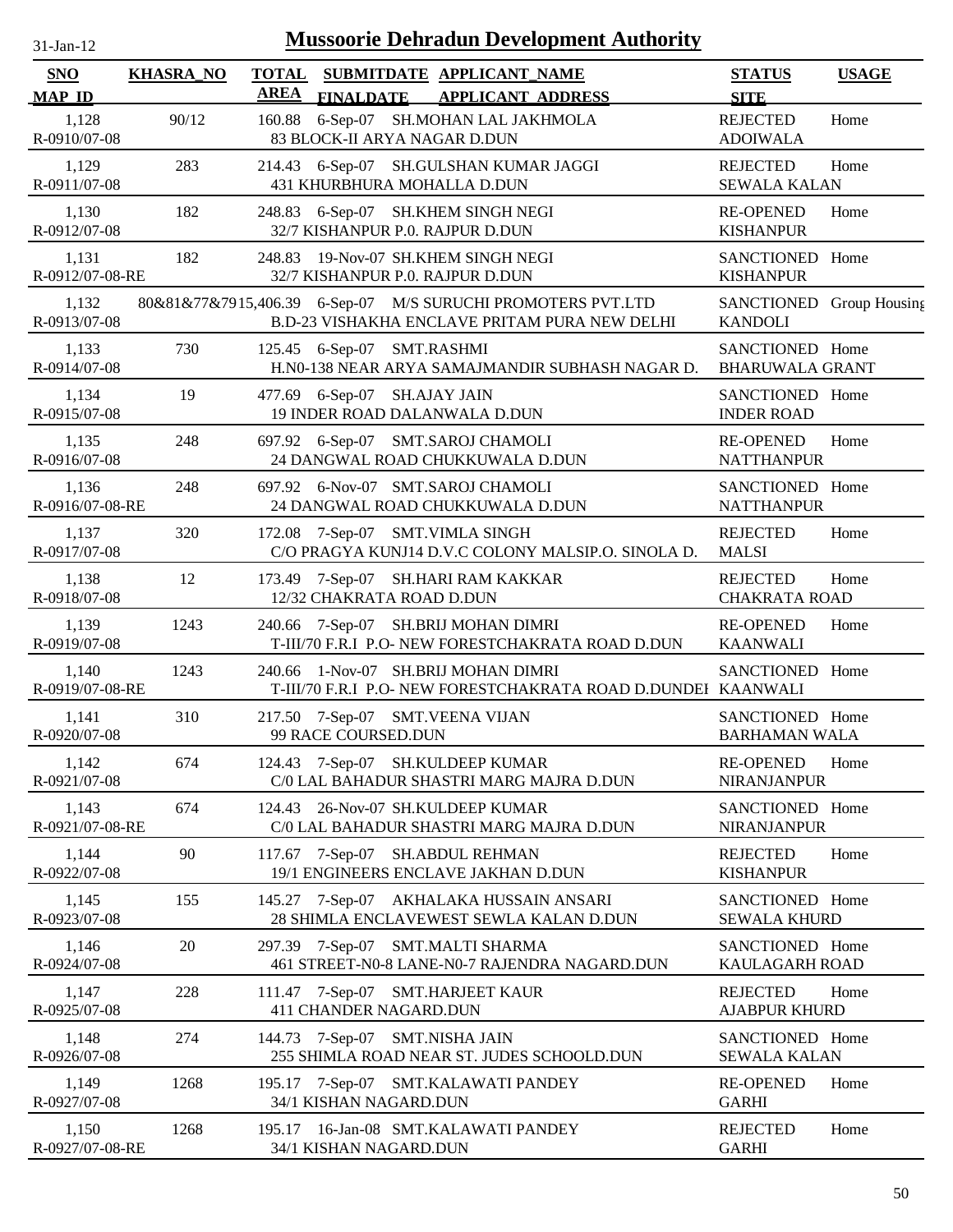# Mussoorie Dehradun Development Authority

31-Jan-12

| SNO / MAP_ID | KHASRA_NO | TOTAL AREA | SUBMITDATE / FINALDATE | APPLICANT_NAME / APPLICANT_ADDRESS | STATUS / SITE | USAGE |
|---|---|---|---|---|---|---|
| 1,128 / R-0910/07-08 | 90/12 | 160.88 | 6-Sep-07 | SH.MOHAN LAL JAKHMOLA / 83 BLOCK-II ARYA NAGAR D.DUN | REJECTED / ADOIWALA | Home |
| 1,129 / R-0911/07-08 | 283 | 214.43 | 6-Sep-07 | SH.GULSHAN KUMAR JAGGI / 431 KHURBHURA MOHALLA D.DUN | REJECTED / SEWALA KALAN | Home |
| 1,130 / R-0912/07-08 | 182 | 248.83 | 6-Sep-07 | SH.KHEM SINGH NEGI / 32/7 KISHANPUR P.0. RAJPUR D.DUN | RE-OPENED / KISHANPUR | Home |
| 1,131 / R-0912/07-08-RE | 182 | 248.83 | 19-Nov-07 | SH.KHEM SINGH NEGI / 32/7 KISHANPUR P.0. RAJPUR D.DUN | SANCTIONED / KISHANPUR | Home |
| 1,132 / R-0913/07-08 | 80&81&77&79 | 15,406.39 | 6-Sep-07 | M/S SURUCHI PROMOTERS PVT.LTD / B.D-23 VISHAKHA ENCLAVE PRITAM PURA NEW DELHI | SANCTIONED / KANDOLI | Group Housing |
| 1,133 / R-0914/07-08 | 730 | 125.45 | 6-Sep-07 | SMT.RASHMI / H.N0-138 NEAR ARYA SAMAJMANDIR SUBHASH NAGAR D. | SANCTIONED / BHARUWALA GRANT | Home |
| 1,134 / R-0915/07-08 | 19 | 477.69 | 6-Sep-07 | SH.AJAY JAIN / 19 INDER ROAD DALANWALA D.DUN | SANCTIONED / INDER ROAD | Home |
| 1,135 / R-0916/07-08 | 248 | 697.92 | 6-Sep-07 | SMT.SAROJ CHAMOLI / 24 DANGWAL ROAD CHUKKUWALA D.DUN | RE-OPENED / NATTHANPUR | Home |
| 1,136 / R-0916/07-08-RE | 248 | 697.92 | 6-Nov-07 | SMT.SAROJ CHAMOLI / 24 DANGWAL ROAD CHUKKUWALA D.DUN | SANCTIONED / NATTHANPUR | Home |
| 1,137 / R-0917/07-08 | 320 | 172.08 | 7-Sep-07 | SMT.VIMLA SINGH / C/O PRAGYA KUNJ14 D.V.C COLONY MALSIP.O. SINOLA D. | REJECTED / MALSI | Home |
| 1,138 / R-0918/07-08 | 12 | 173.49 | 7-Sep-07 | SH.HARI RAM KAKKAR / 12/32 CHAKRATA ROAD D.DUN | REJECTED / CHAKRATA ROAD | Home |
| 1,139 / R-0919/07-08 | 1243 | 240.66 | 7-Sep-07 | SH.BRIJ MOHAN DIMRI / T-III/70 F.R.I P.O- NEW FORESTCHAKRATA ROAD D.DUN | RE-OPENED / KAANWALI | Home |
| 1,140 / R-0919/07-08-RE | 1243 | 240.66 | 1-Nov-07 | SH.BRIJ MOHAN DIMRI / T-III/70 F.R.I P.O- NEW FORESTCHAKRATA ROAD D.DUNDEH | SANCTIONED / KAANWALI | Home |
| 1,141 / R-0920/07-08 | 310 | 217.50 | 7-Sep-07 | SMT.VEENA VIJAN / 99 RACE COURSED.DUN | SANCTIONED / BARHAMAN WALA | Home |
| 1,142 / R-0921/07-08 | 674 | 124.43 | 7-Sep-07 | SH.KULDEEP KUMAR / C/0 LAL BAHADUR SHASTRI MARG MAJRA D.DUN | RE-OPENED / NIRANJANPUR | Home |
| 1,143 / R-0921/07-08-RE | 674 | 124.43 | 26-Nov-07 | SH.KULDEEP KUMAR / C/0 LAL BAHADUR SHASTRI MARG MAJRA D.DUN | SANCTIONED / NIRANJANPUR | Home |
| 1,144 / R-0922/07-08 | 90 | 117.67 | 7-Sep-07 | SH.ABDUL REHMAN / 19/1 ENGINEERS ENCLAVE JAKHAN D.DUN | REJECTED / KISHANPUR | Home |
| 1,145 / R-0923/07-08 | 155 | 145.27 | 7-Sep-07 | AKHALAKA HUSSAIN ANSARI / 28 SHIMLA ENCLAVEWEST SEWLA KALAN D.DUN | SANCTIONED / SEWALA KHURD | Home |
| 1,146 / R-0924/07-08 | 20 | 297.39 | 7-Sep-07 | SMT.MALTI SHARMA / 461 STREET-N0-8 LANE-N0-7 RAJENDRA NAGARD.DUN | SANCTIONED / KAULAGARH ROAD | Home |
| 1,147 / R-0925/07-08 | 228 | 111.47 | 7-Sep-07 | SMT.HARJEET KAUR / 411 CHANDER NAGARD.DUN | REJECTED / AJABPUR KHURD | Home |
| 1,148 / R-0926/07-08 | 274 | 144.73 | 7-Sep-07 | SMT.NISHA JAIN / 255 SHIMLA ROAD NEAR ST. JUDES SCHOOLD.DUN | SANCTIONED / SEWALA KALAN | Home |
| 1,149 / R-0927/07-08 | 1268 | 195.17 | 7-Sep-07 | SMT.KALAWATI PANDEY / 34/1 KISHAN NAGARD.DUN | RE-OPENED / GARHI | Home |
| 1,150 / R-0927/07-08-RE | 1268 | 195.17 | 16-Jan-08 | SMT.KALAWATI PANDEY / 34/1 KISHAN NAGARD.DUN | REJECTED / GARHI | Home |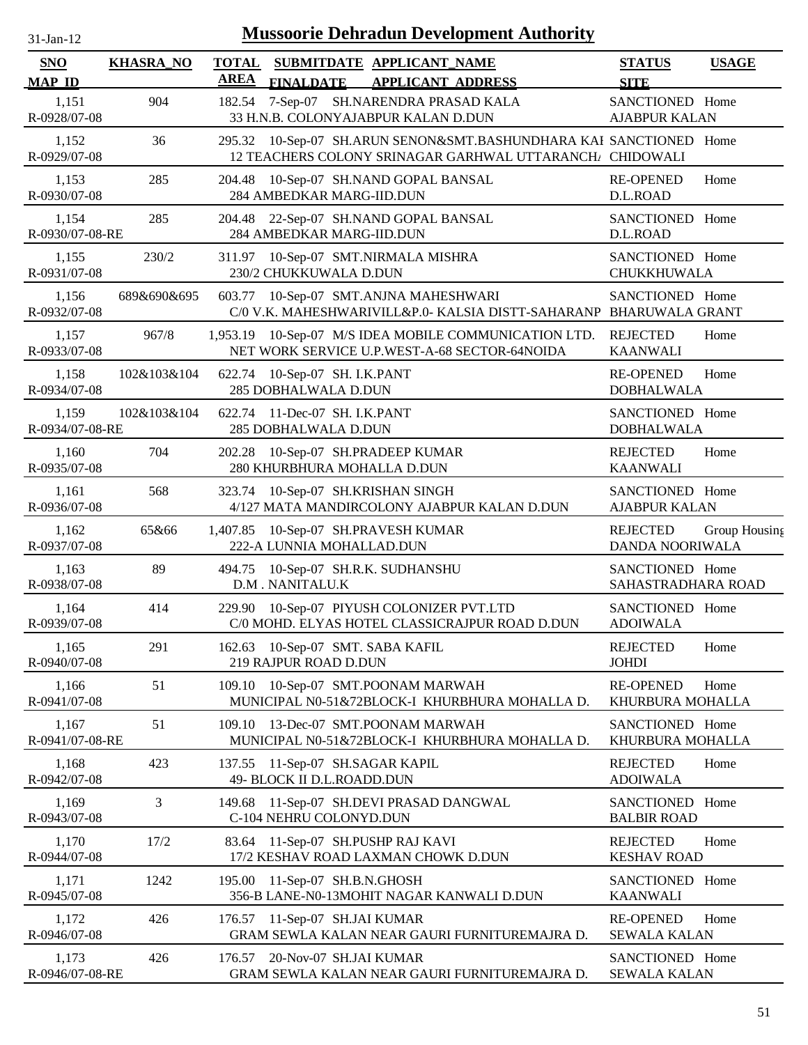# Mussoorie Dehradun Development Authority

31-Jan-12

| SNO / MAP_ID | KHASRA_NO | TOTAL AREA | SUBMITDATE / FINALDATE | APPLICANT_NAME / APPLICANT_ADDRESS | STATUS / SITE | USAGE |
|---|---|---|---|---|---|---|
| 1,151<br>R-0928/07-08 | 904 | 182.54 | 7-Sep-07 | SH.NARENDRA PRASAD KALA<br>33 H.N.B. COLONYAJABPUR KALAN D.DUN | SANCTIONED<br>AJABPUR KALAN | Home |
| 1,152<br>R-0929/07-08 | 36 | 295.32 | 10-Sep-07 | SH.ARUN SENON&SMT.BASHUNDHARA KAI<br>12 TEACHERS COLONY SRINAGAR GARHWAL UTTARANCH/ | SANCTIONED<br>CHIDOWALI | Home |
| 1,153<br>R-0930/07-08 | 285 | 204.48 | 10-Sep-07 | SH.NAND GOPAL BANSAL<br>284 AMBEDKAR MARG-IID.DUN | RE-OPENED<br>D.L.ROAD | Home |
| 1,154<br>R-0930/07-08-RE | 285 | 204.48 | 22-Sep-07 | SH.NAND GOPAL BANSAL<br>284 AMBEDKAR MARG-IID.DUN | SANCTIONED<br>D.L.ROAD | Home |
| 1,155<br>R-0931/07-08 | 230/2 | 311.97 | 10-Sep-07 | SMT.NIRMALA MISHRA<br>230/2 CHUKKUWALA D.DUN | SANCTIONED<br>CHUKKHUWALA | Home |
| 1,156<br>R-0932/07-08 | 689&690&695 | 603.77 | 10-Sep-07 | SMT.ANJNA MAHESHWARI<br>C/0 V.K. MAHESHWARIVILL&P.0- KALSIA DISTT-SAHARANP | SANCTIONED<br>BHARUWALA GRANT | Home |
| 1,157<br>R-0933/07-08 | 967/8 | 1,953.19 | 10-Sep-07 | M/S IDEA MOBILE COMMUNICATION LTD.<br>NET WORK SERVICE U.P.WEST-A-68 SECTOR-64NOIDA | REJECTED<br>KAANWALI | Home |
| 1,158<br>R-0934/07-08 | 102&103&104 | 622.74 | 10-Sep-07 | SH. I.K.PANT<br>285 DOBHALWALA D.DUN | RE-OPENED<br>DOBHALWALA | Home |
| 1,159<br>R-0934/07-08-RE | 102&103&104 | 622.74 | 11-Dec-07 | SH. I.K.PANT<br>285 DOBHALWALA D.DUN | SANCTIONED<br>DOBHALWALA | Home |
| 1,160<br>R-0935/07-08 | 704 | 202.28 | 10-Sep-07 | SH.PRADEEP KUMAR<br>280 KHURBHURA MOHALLA D.DUN | REJECTED<br>KAANWALI | Home |
| 1,161<br>R-0936/07-08 | 568 | 323.74 | 10-Sep-07 | SH.KRISHAN SINGH<br>4/127 MATA MANDIRCOLONY AJABPUR KALAN D.DUN | SANCTIONED<br>AJABPUR KALAN | Home |
| 1,162<br>R-0937/07-08 | 65&66 | 1,407.85 | 10-Sep-07 | SH.PRAVESH KUMAR<br>222-A LUNNIA MOHALLAD.DUN | REJECTED<br>DANDA NOORIWALA | Group Housing |
| 1,163<br>R-0938/07-08 | 89 | 494.75 | 10-Sep-07 | SH.R.K. SUDHANSHU<br>D.M . NANITALU.K | SANCTIONED<br>SAHASTRADHARA ROAD | Home |
| 1,164<br>R-0939/07-08 | 414 | 229.90 | 10-Sep-07 | PIYUSH COLONIZER PVT.LTD<br>C/0 MOHD. ELYAS HOTEL CLASSICRAJPUR ROAD D.DUN | SANCTIONED<br>ADOIWALA | Home |
| 1,165<br>R-0940/07-08 | 291 | 162.63 | 10-Sep-07 | SMT. SABA KAFIL<br>219 RAJPUR ROAD D.DUN | REJECTED<br>JOHDI | Home |
| 1,166<br>R-0941/07-08 | 51 | 109.10 | 10-Sep-07 | SMT.POONAM MARWAH<br>MUNICIPAL N0-51&72BLOCK-I KHURBHURA MOHALLA D. | RE-OPENED<br>KHURBURA MOHALLA | Home |
| 1,167<br>R-0941/07-08-RE | 51 | 109.10 | 13-Dec-07 | SMT.POONAM MARWAH<br>MUNICIPAL N0-51&72BLOCK-I KHURBHURA MOHALLA D. | SANCTIONED<br>KHURBURA MOHALLA | Home |
| 1,168<br>R-0942/07-08 | 423 | 137.55 | 11-Sep-07 | SH.SAGAR KAPIL<br>49- BLOCK II D.L.ROADD.DUN | REJECTED<br>ADOIWALA | Home |
| 1,169<br>R-0943/07-08 | 3 | 149.68 | 11-Sep-07 | SH.DEVI PRASAD DANGWAL<br>C-104 NEHRU COLONYD.DUN | SANCTIONED<br>BALBIR ROAD | Home |
| 1,170<br>R-0944/07-08 | 17/2 | 83.64 | 11-Sep-07 | SH.PUSHP RAJ KAVI<br>17/2 KESHAV ROAD LAXMAN CHOWK D.DUN | REJECTED<br>KESHAV ROAD | Home |
| 1,171<br>R-0945/07-08 | 1242 | 195.00 | 11-Sep-07 | SH.B.N.GHOSH<br>356-B LANE-N0-13MOHIT NAGAR KANWALI D.DUN | SANCTIONED<br>KAANWALI | Home |
| 1,172<br>R-0946/07-08 | 426 | 176.57 | 11-Sep-07 | SH.JAI KUMAR<br>GRAM SEWLA KALAN NEAR GAURI FURNITUREMAJRA D. | RE-OPENED<br>SEWALA KALAN | Home |
| 1,173<br>R-0946/07-08-RE | 426 | 176.57 | 20-Nov-07 | SH.JAI KUMAR<br>GRAM SEWLA KALAN NEAR GAURI FURNITUREMAJRA D. | SANCTIONED<br>SEWALA KALAN | Home |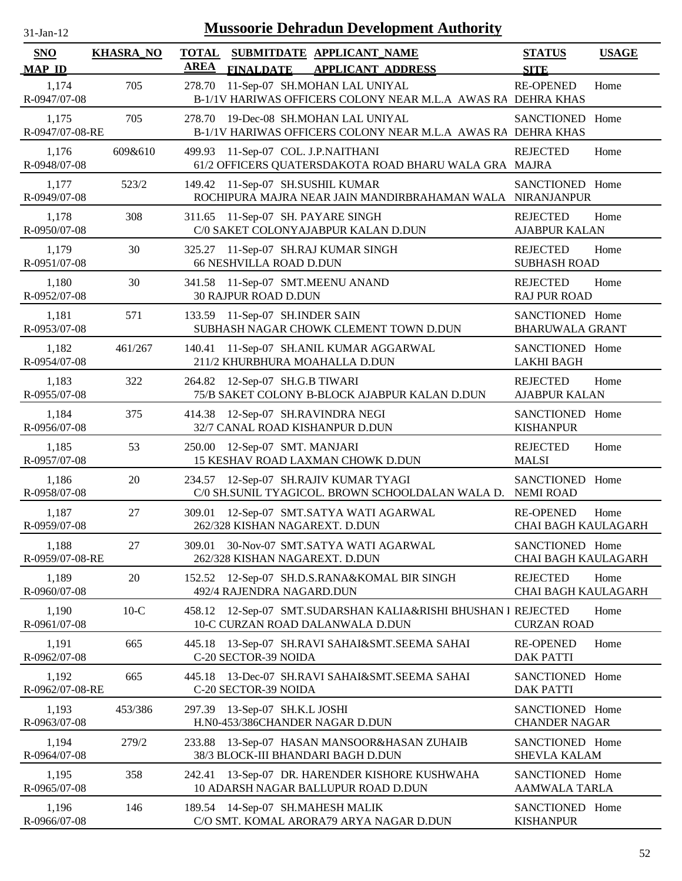# Mussoorie Dehradun Development Authority

31-Jan-12

| SNO<br>MAP ID | KHASRA_NO | TOTAL AREA | SUBMITDATE<br>FINALDATE | APPLICANT_NAME<br>APPLICANT ADDRESS | STATUS<br>SITE | USAGE |
|---|---|---|---|---|---|---|
| 1,174<br>R-0947/07-08 | 705 | 278.70 | 11-Sep-07 | SH.MOHAN LAL UNIYAL<br>B-1/1V HARIWAS OFFICERS COLONY NEAR M.L.A AWAS RA | RE-OPENED<br>DEHRA KHAS | Home |
| 1,175<br>R-0947/07-08-RE | 705 | 278.70 | 19-Dec-08 | SH.MOHAN LAL UNIYAL<br>B-1/1V HARIWAS OFFICERS COLONY NEAR M.L.A AWAS RA | SANCTIONED<br>DEHRA KHAS | Home |
| 1,176<br>R-0948/07-08 | 609&610 | 499.93 | 11-Sep-07 | COL. J.P.NAITHANI<br>61/2 OFFICERS QUATERSDAKOTA ROAD BHARU WALA GRA | REJECTED<br>MAJRA | Home |
| 1,177<br>R-0949/07-08 | 523/2 | 149.42 | 11-Sep-07 | SH.SUSHIL KUMAR<br>ROCHIPURA MAJRA NEAR JAIN MANDIRBRAHAMAN WALA | SANCTIONED<br>NIRANJANPUR | Home |
| 1,178<br>R-0950/07-08 | 308 | 311.65 | 11-Sep-07 | SH. PAYARE SINGH<br>C/0 SAKET COLONYAJABPUR KALAN D.DUN | REJECTED<br>AJABPUR KALAN | Home |
| 1,179<br>R-0951/07-08 | 30 | 325.27 | 11-Sep-07 | SH.RAJ KUMAR SINGH<br>66 NESHVILLA ROAD D.DUN | REJECTED<br>SUBHASH ROAD | Home |
| 1,180<br>R-0952/07-08 | 30 | 341.58 | 11-Sep-07 | SMT.MEENU ANAND<br>30 RAJPUR ROAD D.DUN | REJECTED<br>RAJ PUR ROAD | Home |
| 1,181<br>R-0953/07-08 | 571 | 133.59 | 11-Sep-07 | SH.INDER SAIN<br>SUBHASH NAGAR CHOWK CLEMENT TOWN D.DUN | SANCTIONED<br>BHARUWALA GRANT | Home |
| 1,182<br>R-0954/07-08 | 461/267 | 140.41 | 11-Sep-07 | SH.ANIL KUMAR AGGARWAL<br>211/2 KHURBHURA MOAHALLA D.DUN | SANCTIONED<br>LAKHI BAGH | Home |
| 1,183<br>R-0955/07-08 | 322 | 264.82 | 12-Sep-07 | SH.G.B TIWARI<br>75/B SAKET COLONY B-BLOCK AJABPUR KALAN D.DUN | REJECTED<br>AJABPUR KALAN | Home |
| 1,184<br>R-0956/07-08 | 375 | 414.38 | 12-Sep-07 | SH.RAVINDRA NEGI<br>32/7 CANAL ROAD KISHANPUR D.DUN | SANCTIONED<br>KISHANPUR | Home |
| 1,185<br>R-0957/07-08 | 53 | 250.00 | 12-Sep-07 | SMT. MANJARI<br>15 KESHAV ROAD LAXMAN CHOWK D.DUN | REJECTED<br>MALSI | Home |
| 1,186<br>R-0958/07-08 | 20 | 234.57 | 12-Sep-07 | SH.RAJIV KUMAR TYAGI<br>C/0 SH.SUNIL TYAGICOL. BROWN SCHOOLDALAN WALA D. | SANCTIONED<br>NEMI ROAD | Home |
| 1,187<br>R-0959/07-08 | 27 | 309.01 | 12-Sep-07 | SMT.SATYA WATI AGARWAL<br>262/328 KISHAN NAGAREXT. D.DUN | RE-OPENED<br>CHAI BAGH KAULAGARH | Home |
| 1,188<br>R-0959/07-08-RE | 27 | 309.01 | 30-Nov-07 | SMT.SATYA WATI AGARWAL<br>262/328 KISHAN NAGAREXT. D.DUN | SANCTIONED<br>CHAI BAGH KAULAGARH | Home |
| 1,189<br>R-0960/07-08 | 20 | 152.52 | 12-Sep-07 | SH.D.S.RANA&KOMAL BIR SINGH<br>492/4 RAJENDRA NAGARD.DUN | REJECTED<br>CHAI BAGH KAULAGARH | Home |
| 1,190<br>R-0961/07-08 | 10-C | 458.12 | 12-Sep-07 | SMT.SUDARSHAN KALIA&RISHI BHUSHAN I<br>10-C CURZAN ROAD DALANWALA D.DUN | REJECTED<br>CURZAN ROAD | Home |
| 1,191<br>R-0962/07-08 | 665 | 445.18 | 13-Sep-07 | SH.RAVI SAHAI&SMT.SEEMA SAHAI<br>C-20 SECTOR-39 NOIDA | RE-OPENED<br>DAK PATTI | Home |
| 1,192<br>R-0962/07-08-RE | 665 | 445.18 | 13-Dec-07 | SH.RAVI SAHAI&SMT.SEEMA SAHAI<br>C-20 SECTOR-39 NOIDA | SANCTIONED<br>DAK PATTI | Home |
| 1,193<br>R-0963/07-08 | 453/386 | 297.39 | 13-Sep-07 | SH.K.L JOSHI<br>H.N0-453/386CHANDER NAGAR D.DUN | SANCTIONED<br>CHANDER NAGAR | Home |
| 1,194<br>R-0964/07-08 | 279/2 | 233.88 | 13-Sep-07 | HASAN MANSOOR&HASAN ZUHAIB<br>38/3 BLOCK-III BHANDARI BAGH D.DUN | SANCTIONED<br>SHEVLA KALAM | Home |
| 1,195<br>R-0965/07-08 | 358 | 242.41 | 13-Sep-07 | DR. HARENDER KISHORE KUSHWAHA<br>10 ADARSH NAGAR BALLUPUR ROAD D.DUN | SANCTIONED<br>AAMWALA TARLA | Home |
| 1,196<br>R-0966/07-08 | 146 | 189.54 | 14-Sep-07 | SH.MAHESH MALIK<br>C/O SMT. KOMAL ARORA79 ARYA NAGAR D.DUN | SANCTIONED<br>KISHANPUR | Home |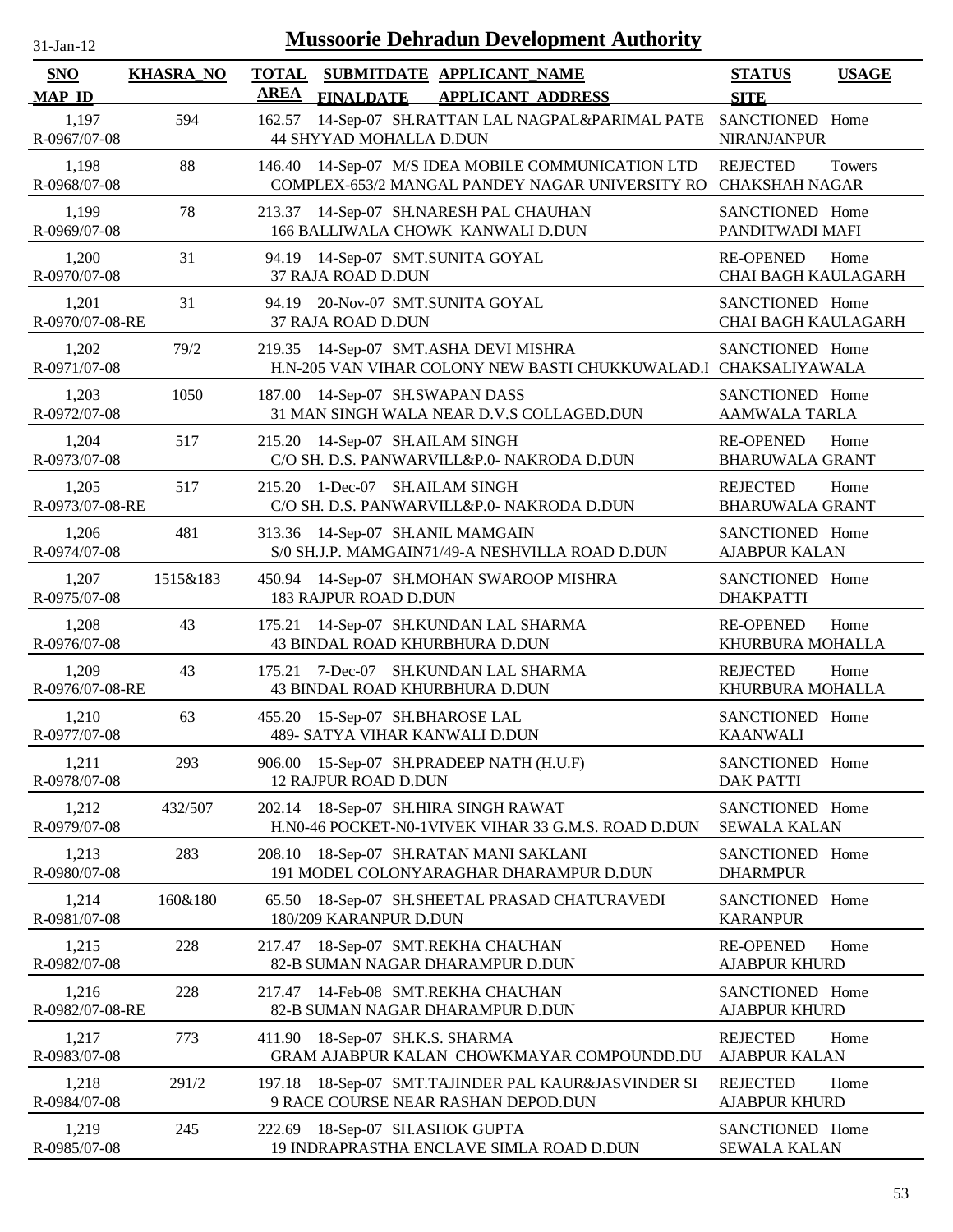# Mussoorie Dehradun Development Authority

31-Jan-12

| SNO / MAP_ID | KHASRA_NO | TOTAL AREA | SUBMITDATE / FINALDATE | APPLICANT_NAME / APPLICANT_ADDRESS | STATUS / SITE | USAGE |
|---|---|---|---|---|---|---|
| 1,197 / R-0967/07-08 | 594 | 162.57 | 14-Sep-07 | SH.RATTAN LAL NAGPAL&PARIMAL PATE / 44 SHYYAD MOHALLA D.DUN | SANCTIONED / NIRANJANPUR | Home |
| 1,198 / R-0968/07-08 | 88 | 146.40 | 14-Sep-07 | M/S IDEA MOBILE COMMUNICATION LTD / COMPLEX-653/2 MANGAL PANDEY NAGAR UNIVERSITY RO | REJECTED / CHAKSHAH NAGAR | Towers |
| 1,199 / R-0969/07-08 | 78 | 213.37 | 14-Sep-07 | SH.NARESH PAL CHAUHAN / 166 BALLIWALA CHOWK KANWALI D.DUN | SANCTIONED / PANDITWADI MAFI | Home |
| 1,200 / R-0970/07-08 | 31 | 94.19 | 14-Sep-07 | SMT.SUNITA GOYAL / 37 RAJA ROAD D.DUN | RE-OPENED / CHAI BAGH KAULAGARH | Home |
| 1,201 / R-0970/07-08-RE | 31 | 94.19 | 20-Nov-07 | SMT.SUNITA GOYAL / 37 RAJA ROAD D.DUN | SANCTIONED / CHAI BAGH KAULAGARH | Home |
| 1,202 / R-0971/07-08 | 79/2 | 219.35 | 14-Sep-07 | SMT.ASHA DEVI MISHRA / H.N-205 VAN VIHAR COLONY NEW BASTI CHUKKUWALAD.I | SANCTIONED / CHAKSALIYAWALA | Home |
| 1,203 / R-0972/07-08 | 1050 | 187.00 | 14-Sep-07 | SH.SWAPAN DASS / 31 MAN SINGH WALA NEAR D.V.S COLLAGED.DUN | SANCTIONED / AAMWALA TARLA | Home |
| 1,204 / R-0973/07-08 | 517 | 215.20 | 14-Sep-07 | SH.AILAM SINGH / C/O SH. D.S. PANWARVILL&P.0- NAKRODA D.DUN | RE-OPENED / BHARUWALA GRANT | Home |
| 1,205 / R-0973/07-08-RE | 517 | 215.20 | 1-Dec-07 | SH.AILAM SINGH / C/O SH. D.S. PANWARVILL&P.0- NAKRODA D.DUN | REJECTED / BHARUWALA GRANT | Home |
| 1,206 / R-0974/07-08 | 481 | 313.36 | 14-Sep-07 | SH.ANIL MAMGAIN / S/0 SH.J.P. MAMGAIN71/49-A NESHVILLA ROAD D.DUN | SANCTIONED / AJABPUR KALAN | Home |
| 1,207 / R-0975/07-08 | 1515&183 | 450.94 | 14-Sep-07 | SH.MOHAN SWAROOP MISHRA / 183 RAJPUR ROAD D.DUN | SANCTIONED / DHAKPATTI | Home |
| 1,208 / R-0976/07-08 | 43 | 175.21 | 14-Sep-07 | SH.KUNDAN LAL SHARMA / 43 BINDAL ROAD KHURBHURA D.DUN | RE-OPENED / KHURBURA MOHALLA | Home |
| 1,209 / R-0976/07-08-RE | 43 | 175.21 | 7-Dec-07 | SH.KUNDAN LAL SHARMA / 43 BINDAL ROAD KHURBHURA D.DUN | REJECTED / KHURBURA MOHALLA | Home |
| 1,210 / R-0977/07-08 | 63 | 455.20 | 15-Sep-07 | SH.BHAROSE LAL / 489- SATYA VIHAR KANWALI D.DUN | SANCTIONED / KAANWALI | Home |
| 1,211 / R-0978/07-08 | 293 | 906.00 | 15-Sep-07 | SH.PRADEEP NATH (H.U.F) / 12 RAJPUR ROAD D.DUN | SANCTIONED / DAK PATTI | Home |
| 1,212 / R-0979/07-08 | 432/507 | 202.14 | 18-Sep-07 | SH.HIRA SINGH RAWAT / H.N0-46 POCKET-N0-1VIVEK VIHAR 33 G.M.S. ROAD D.DUN | SANCTIONED / SEWALA KALAN | Home |
| 1,213 / R-0980/07-08 | 283 | 208.10 | 18-Sep-07 | SH.RATAN MANI SAKLANI / 191 MODEL COLONYARAGHAR DHARAMPUR D.DUN | SANCTIONED / DHARMPUR | Home |
| 1,214 / R-0981/07-08 | 160&180 | 65.50 | 18-Sep-07 | SH.SHEETAL PRASAD CHATURAVEDI / 180/209 KARANPUR D.DUN | SANCTIONED / KARANPUR | Home |
| 1,215 / R-0982/07-08 | 228 | 217.47 | 18-Sep-07 | SMT.REKHA CHAUHAN / 82-B SUMAN NAGAR DHARAMPUR D.DUN | RE-OPENED / AJABPUR KHURD | Home |
| 1,216 / R-0982/07-08-RE | 228 | 217.47 | 14-Feb-08 | SMT.REKHA CHAUHAN / 82-B SUMAN NAGAR DHARAMPUR D.DUN | SANCTIONED / AJABPUR KHURD | Home |
| 1,217 / R-0983/07-08 | 773 | 411.90 | 18-Sep-07 | SH.K.S. SHARMA / GRAM AJABPUR KALAN CHOWKMAYAR COMPOUNDD.DU | REJECTED / AJABPUR KALAN | Home |
| 1,218 / R-0984/07-08 | 291/2 | 197.18 | 18-Sep-07 | SMT.TAJINDER PAL KAUR&JASVINDER SI / 9 RACE COURSE NEAR RASHAN DEPOD.DUN | REJECTED / AJABPUR KHURD | Home |
| 1,219 / R-0985/07-08 | 245 | 222.69 | 18-Sep-07 | SH.ASHOK GUPTA / 19 INDRAPRASTHA ENCLAVE SIMLA ROAD D.DUN | SANCTIONED / SEWALA KALAN | Home |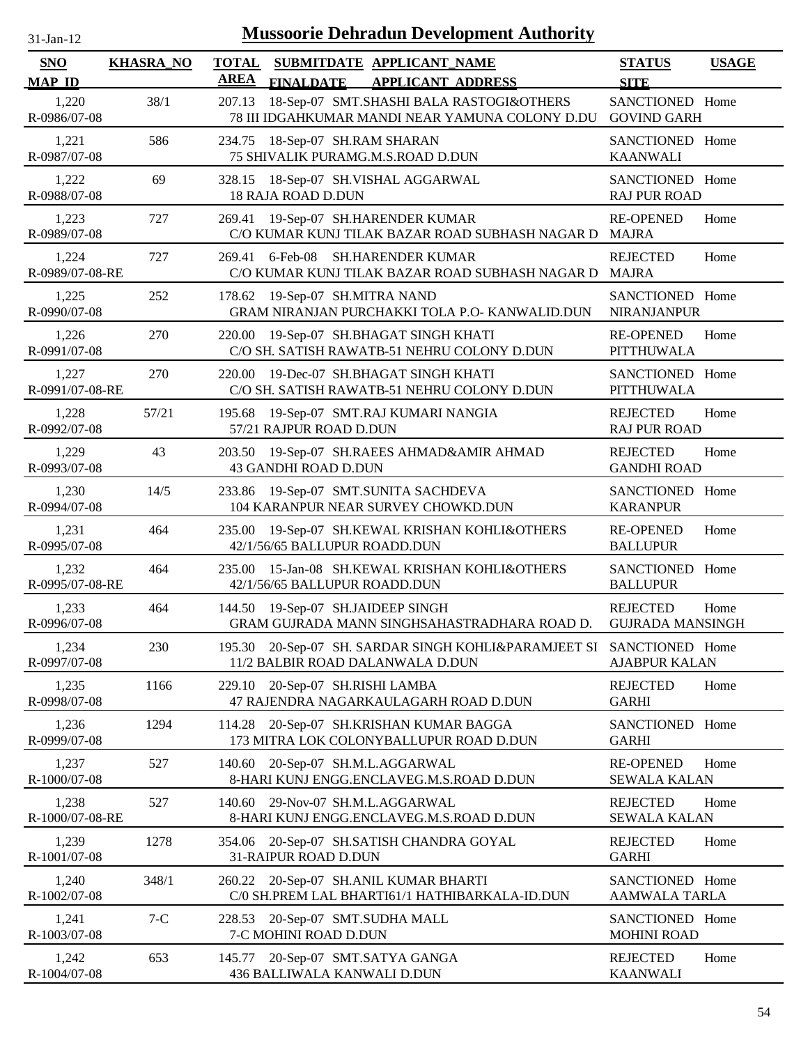# Mussoorie Dehradun Development Authority

31-Jan-12

| SNO / MAP_ID | KHASRA_NO | TOTAL AREA | SUBMITDATE / FINALDATE | APPLICANT_NAME / APPLICANT_ADDRESS | STATUS / SITE | USAGE |
|---|---|---|---|---|---|---|
| 1,220 / R-0986/07-08 | 38/1 | 207.13 | 18-Sep-07 | SMT.SHASHI BALA RASTOGI&OTHERS / 78 III IDGAHKUMAR MANDI NEAR YAMUNA COLONY D.DU | SANCTIONED / GOVIND GARH | Home |
| 1,221 / R-0987/07-08 | 586 | 234.75 | 18-Sep-07 | SH.RAM SHARAN / 75 SHIVALIK PURAMG.M.S.ROAD D.DUN | SANCTIONED / KAANWALI | Home |
| 1,222 / R-0988/07-08 | 69 | 328.15 | 18-Sep-07 | SH.VISHAL AGGARWAL / 18 RAJA ROAD D.DUN | SANCTIONED / RAJ PUR ROAD | Home |
| 1,223 / R-0989/07-08 | 727 | 269.41 | 19-Sep-07 | SH.HARENDER KUMAR / C/O KUMAR KUNJ TILAK BAZAR ROAD SUBHASH NAGAR D | RE-OPENED / MAJRA | Home |
| 1,224 / R-0989/07-08-RE | 727 | 269.41 | 6-Feb-08 | SH.HARENDER KUMAR / C/O KUMAR KUNJ TILAK BAZAR ROAD SUBHASH NAGAR D | REJECTED / MAJRA | Home |
| 1,225 / R-0990/07-08 | 252 | 178.62 | 19-Sep-07 | SH.MITRA NAND / GRAM NIRANJAN PURCHAKKI TOLA P.O- KANWALID.DUN | SANCTIONED / NIRANJANPUR | Home |
| 1,226 / R-0991/07-08 | 270 | 220.00 | 19-Sep-07 | SH.BHAGAT SINGH KHATI / C/O SH. SATISH RAWATB-51 NEHRU COLONY D.DUN | RE-OPENED / PITTHUWALA | Home |
| 1,227 / R-0991/07-08-RE | 270 | 220.00 | 19-Dec-07 | SH.BHAGAT SINGH KHATI / C/O SH. SATISH RAWATB-51 NEHRU COLONY D.DUN | SANCTIONED / PITTHUWALA | Home |
| 1,228 / R-0992/07-08 | 57/21 | 195.68 | 19-Sep-07 | SMT.RAJ KUMARI NANGIA / 57/21 RAJPUR ROAD D.DUN | REJECTED / RAJ PUR ROAD | Home |
| 1,229 / R-0993/07-08 | 43 | 203.50 | 19-Sep-07 | SH.RAEES AHMAD&AMIR AHMAD / 43 GANDHI ROAD D.DUN | REJECTED / GANDHI ROAD | Home |
| 1,230 / R-0994/07-08 | 14/5 | 233.86 | 19-Sep-07 | SMT.SUNITA SACHDEVA / 104 KARANPUR NEAR SURVEY CHOWKD.DUN | SANCTIONED / KARANPUR | Home |
| 1,231 / R-0995/07-08 | 464 | 235.00 | 19-Sep-07 | SH.KEWAL KRISHAN KOHLI&OTHERS / 42/1/56/65 BALLUPUR ROADD.DUN | RE-OPENED / BALLUPUR | Home |
| 1,232 / R-0995/07-08-RE | 464 | 235.00 | 15-Jan-08 | SH.KEWAL KRISHAN KOHLI&OTHERS / 42/1/56/65 BALLUPUR ROADD.DUN | SANCTIONED / BALLUPUR | Home |
| 1,233 / R-0996/07-08 | 464 | 144.50 | 19-Sep-07 | SH.JAIDEEP SINGH / GRAM GUJRADA MANN SINGHSAHASTRADHARA ROAD D. | REJECTED / GUJRADA MANSINGH | Home |
| 1,234 / R-0997/07-08 | 230 | 195.30 | 20-Sep-07 | SH. SARDAR SINGH KOHLI&PARAMJEET SI / 11/2 BALBIR ROAD DALANWALA D.DUN | SANCTIONED / AJABPUR KALAN | Home |
| 1,235 / R-0998/07-08 | 1166 | 229.10 | 20-Sep-07 | SH.RISHI LAMBA / 47 RAJENDRA NAGARKAULAGARH ROAD D.DUN | REJECTED / GARHI | Home |
| 1,236 / R-0999/07-08 | 1294 | 114.28 | 20-Sep-07 | SH.KRISHAN KUMAR BAGGA / 173 MITRA LOK COLONYBALLUPUR ROAD D.DUN | SANCTIONED / GARHI | Home |
| 1,237 / R-1000/07-08 | 527 | 140.60 | 20-Sep-07 | SH.M.L.AGGARWAL / 8-HARI KUNJ ENGG.ENCLAVEG.M.S.ROAD D.DUN | RE-OPENED / SEWALA KALAN | Home |
| 1,238 / R-1000/07-08-RE | 527 | 140.60 | 29-Nov-07 | SH.M.L.AGGARWAL / 8-HARI KUNJ ENGG.ENCLAVEG.M.S.ROAD D.DUN | REJECTED / SEWALA KALAN | Home |
| 1,239 / R-1001/07-08 | 1278 | 354.06 | 20-Sep-07 | SH.SATISH CHANDRA GOYAL / 31-RAIPUR ROAD D.DUN | REJECTED / GARHI | Home |
| 1,240 / R-1002/07-08 | 348/1 | 260.22 | 20-Sep-07 | SH.ANIL KUMAR BHARTI / C/0 SH.PREM LAL BHARTI61/1 HATHIBARKALA-ID.DUN | SANCTIONED / AAMWALA TARLA | Home |
| 1,241 / R-1003/07-08 | 7-C | 228.53 | 20-Sep-07 | SMT.SUDHA MALL / 7-C MOHINI ROAD D.DUN | SANCTIONED / MOHINI ROAD | Home |
| 1,242 / R-1004/07-08 | 653 | 145.77 | 20-Sep-07 | SMT.SATYA GANGA / 436 BALLIWALA KANWALI D.DUN | REJECTED / KAANWALI | Home |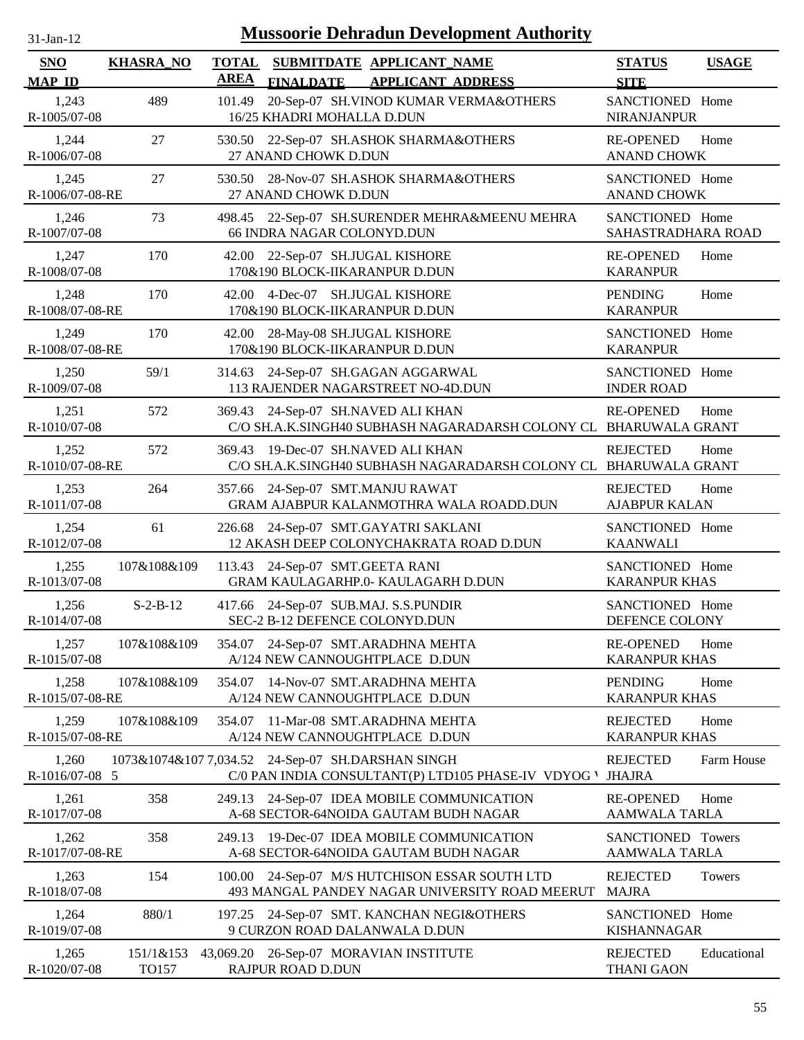# Mussoorie Dehradun Development Authority

31-Jan-12

| SNO / MAP_ID | KHASRA_NO | TOTAL AREA | SUBMITDATE / FINALDATE | APPLICANT_NAME / APPLICANT_ADDRESS | STATUS / SITE | USAGE |
|---|---|---|---|---|---|---|
| 1,243 / R-1005/07-08 | 489 | 101.49 | 20-Sep-07 | SH.VINOD KUMAR VERMA&OTHERS / 16/25 KHADRI MOHALLA D.DUN | SANCTIONED / NIRANJANPUR | Home |
| 1,244 / R-1006/07-08 | 27 | 530.50 | 22-Sep-07 | SH.ASHOK SHARMA&OTHERS / 27 ANAND CHOWK D.DUN | RE-OPENED / ANAND CHOWK | Home |
| 1,245 / R-1006/07-08-RE | 27 | 530.50 | 28-Nov-07 | SH.ASHOK SHARMA&OTHERS / 27 ANAND CHOWK D.DUN | SANCTIONED / ANAND CHOWK | Home |
| 1,246 / R-1007/07-08 | 73 | 498.45 | 22-Sep-07 | SH.SURENDER MEHRA&MEENU MEHRA / 66 INDRA NAGAR COLONYD.DUN | SANCTIONED / SAHASTRADHARA ROAD | Home |
| 1,247 / R-1008/07-08 | 170 | 42.00 | 22-Sep-07 | SH.JUGAL KISHORE / 170&190 BLOCK-IIKARANPUR D.DUN | RE-OPENED / KARANPUR | Home |
| 1,248 / R-1008/07-08-RE | 170 | 42.00 | 4-Dec-07 | SH.JUGAL KISHORE / 170&190 BLOCK-IIKARANPUR D.DUN | PENDING / KARANPUR | Home |
| 1,249 / R-1008/07-08-RE | 170 | 42.00 | 28-May-08 | SH.JUGAL KISHORE / 170&190 BLOCK-IIKARANPUR D.DUN | SANCTIONED / KARANPUR | Home |
| 1,250 / R-1009/07-08 | 59/1 | 314.63 | 24-Sep-07 | SH.GAGAN AGGARWAL / 113 RAJENDER NAGARSTREET NO-4D.DUN | SANCTIONED / INDER ROAD | Home |
| 1,251 / R-1010/07-08 | 572 | 369.43 | 24-Sep-07 | SH.NAVED ALI KHAN / C/O SH.A.K.SINGH40 SUBHASH NAGARADARSH COLONY CL | RE-OPENED / BHARUWALA GRANT | Home |
| 1,252 / R-1010/07-08-RE | 572 | 369.43 | 19-Dec-07 | SH.NAVED ALI KHAN / C/O SH.A.K.SINGH40 SUBHASH NAGARADARSH COLONY CL | REJECTED / BHARUWALA GRANT | Home |
| 1,253 / R-1011/07-08 | 264 | 357.66 | 24-Sep-07 | SMT.MANJU RAWAT / GRAM AJABPUR KALANMOTHRA WALA ROADD.DUN | REJECTED / AJABPUR KALAN | Home |
| 1,254 / R-1012/07-08 | 61 | 226.68 | 24-Sep-07 | SMT.GAYATRI SAKLANI / 12 AKASH DEEP COLONYCHAKRATA ROAD D.DUN | SANCTIONED / KAANWALI | Home |
| 1,255 / R-1013/07-08 | 107&108&109 | 113.43 | 24-Sep-07 | SMT.GEETA RANI / GRAM KAULAGARHP.0- KAULAGARH D.DUN | SANCTIONED / KARANPUR KHAS | Home |
| 1,256 / R-1014/07-08 | S-2-B-12 | 417.66 | 24-Sep-07 | SUB.MAJ. S.S.PUNDIR / SEC-2 B-12 DEFENCE COLONYD.DUN | SANCTIONED / DEFENCE COLONY | Home |
| 1,257 / R-1015/07-08 | 107&108&109 | 354.07 | 24-Sep-07 | SMT.ARADHNA MEHTA / A/124 NEW CANNOUGHTPLACE D.DUN | RE-OPENED / KARANPUR KHAS | Home |
| 1,258 / R-1015/07-08-RE | 107&108&109 | 354.07 | 14-Nov-07 | SMT.ARADHNA MEHTA / A/124 NEW CANNOUGHTPLACE D.DUN | PENDING / KARANPUR KHAS | Home |
| 1,259 / R-1015/07-08-RE | 107&108&109 | 354.07 | 11-Mar-08 | SMT.ARADHNA MEHTA / A/124 NEW CANNOUGHTPLACE D.DUN | REJECTED / KARANPUR KHAS | Home |
| 1,260 / R-1016/07-08 | 1073&1074&1075 | 7,034.52 | 24-Sep-07 | SH.DARSHAN SINGH / C/0 PAN INDIA CONSULTANT(P) LTD105 PHASE-IV VDYOG V | REJECTED / JHAJRA | Farm House |
| 1,261 / R-1017/07-08 | 358 | 249.13 | 24-Sep-07 | IDEA MOBILE COMMUNICATION / A-68 SECTOR-64NOIDA GAUTAM BUDH NAGAR | RE-OPENED / AAMWALA TARLA | Home |
| 1,262 / R-1017/07-08-RE | 358 | 249.13 | 19-Dec-07 | IDEA MOBILE COMMUNICATION / A-68 SECTOR-64NOIDA GAUTAM BUDH NAGAR | SANCTIONED / AAMWALA TARLA | Towers |
| 1,263 / R-1018/07-08 | 154 | 100.00 | 24-Sep-07 | M/S HUTCHISON ESSAR SOUTH LTD / 493 MANGAL PANDEY NAGAR UNIVERSITY ROAD MEERUT | REJECTED / MAJRA | Towers |
| 1,264 / R-1019/07-08 | 880/1 | 197.25 | 24-Sep-07 | SMT. KANCHAN NEGI&OTHERS / 9 CURZON ROAD DALANWALA D.DUN | SANCTIONED / KISHANNAGAR | Home |
| 1,265 / R-1020/07-08 | 151/1&153 TO157 | 43,069.20 | 26-Sep-07 | MORAVIAN INSTITUTE / RAJPUR ROAD D.DUN | REJECTED / THANI GAON | Educational |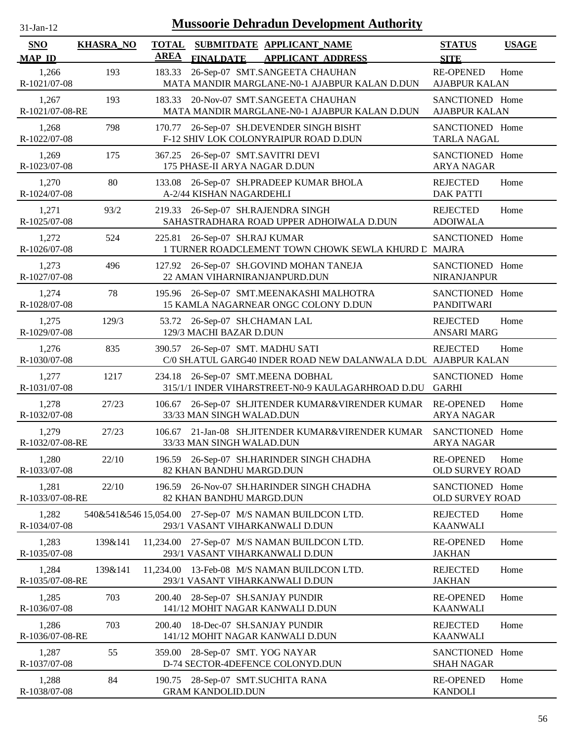# Mussoorie Dehradun Development Authority

31-Jan-12

| SNO / MAP_ID | KHASRA_NO | TOTAL AREA | SUBMITDATE / FINALDATE | APPLICANT_NAME / APPLICANT_ADDRESS | STATUS / SITE | USAGE |
|---|---|---|---|---|---|---|
| 1,266 / R-1021/07-08 | 193 | 183.33 | 26-Sep-07 | SMT.SANGEETA CHAUHAN / MATA MANDIR MARGLANE-N0-1 AJABPUR KALAN D.DUN | RE-OPENED / AJABPUR KALAN | Home |
| 1,267 / R-1021/07-08-RE | 193 | 183.33 | 20-Nov-07 | SMT.SANGEETA CHAUHAN / MATA MANDIR MARGLANE-N0-1 AJABPUR KALAN D.DUN | SANCTIONED / AJABPUR KALAN | Home |
| 1,268 / R-1022/07-08 | 798 | 170.77 | 26-Sep-07 | SH.DEVENDER SINGH BISHT / F-12 SHIV LOK COLONYRAIPUR ROAD D.DUN | SANCTIONED / TARLA NAGAL | Home |
| 1,269 / R-1023/07-08 | 175 | 367.25 | 26-Sep-07 | SMT.SAVITRI DEVI / 175 PHASE-II ARYA NAGAR D.DUN | SANCTIONED / ARYA NAGAR | Home |
| 1,270 / R-1024/07-08 | 80 | 133.08 | 26-Sep-07 | SH.PRADEEP KUMAR BHOLA / A-2/44 KISHAN NAGARDEHLI | REJECTED / DAK PATTI | Home |
| 1,271 / R-1025/07-08 | 93/2 | 219.33 | 26-Sep-07 | SH.RAJENDRA SINGH / SAHASTRADHARA ROAD UPPER ADHOIWALA D.DUN | REJECTED / ADOIWALA | Home |
| 1,272 / R-1026/07-08 | 524 | 225.81 | 26-Sep-07 | SH.RAJ KUMAR / 1 TURNER ROADCLEMENT TOWN CHOWK SEWLA KHURD D | SANCTIONED / MAJRA | Home |
| 1,273 / R-1027/07-08 | 496 | 127.92 | 26-Sep-07 | SH.GOVIND MOHAN TANEJA / 22 AMAN VIHARNIRANJANPURD.DUN | SANCTIONED / NIRANJANPUR | Home |
| 1,274 / R-1028/07-08 | 78 | 195.96 | 26-Sep-07 | SMT.MEENAKASHI MALHOTRA / 15 KAMLA NAGARNEAR ONGC COLONY D.DUN | SANCTIONED / PANDITWARI | Home |
| 1,275 / R-1029/07-08 | 129/3 | 53.72 | 26-Sep-07 | SH.CHAMAN LAL / 129/3 MACHI BAZAR D.DUN | REJECTED / ANSARI MARG | Home |
| 1,276 / R-1030/07-08 | 835 | 390.57 | 26-Sep-07 | SMT. MADHU SATI / C/0 SH.ATUL GARG40 INDER ROAD NEW DALANWALA D.DU | REJECTED / AJABPUR KALAN | Home |
| 1,277 / R-1031/07-08 | 1217 | 234.18 | 26-Sep-07 | SMT.MEENA DOBHAL / 315/1/1 INDER VIHARSTREET-N0-9 KAULAGARHROAD D.DU | SANCTIONED / GARHI | Home |
| 1,278 / R-1032/07-08 | 27/23 | 106.67 | 26-Sep-07 | SH.JITENDER KUMAR&VIRENDER KUMAR / 33/33 MAN SINGH WALAD.DUN | RE-OPENED / ARYA NAGAR | Home |
| 1,279 / R-1032/07-08-RE | 27/23 | 106.67 | 21-Jan-08 | SH.JITENDER KUMAR&VIRENDER KUMAR / 33/33 MAN SINGH WALAD.DUN | SANCTIONED / ARYA NAGAR | Home |
| 1,280 / R-1033/07-08 | 22/10 | 196.59 | 26-Sep-07 | SH.HARINDER SINGH CHADHA / 82 KHAN BANDHU MARGD.DUN | RE-OPENED / OLD SURVEY ROAD | Home |
| 1,281 / R-1033/07-08-RE | 22/10 | 196.59 | 26-Nov-07 | SH.HARINDER SINGH CHADHA / 82 KHAN BANDHU MARGD.DUN | SANCTIONED / OLD SURVEY ROAD | Home |
| 1,282 / R-1034/07-08 | 540&541&546 | 15,054.00 | 27-Sep-07 | M/S NAMAN BUILDCON LTD. / 293/1 VASANT VIHARKANWALI D.DUN | REJECTED / KAANWALI | Home |
| 1,283 / R-1035/07-08 | 139&141 | 11,234.00 | 27-Sep-07 | M/S NAMAN BUILDCON LTD. / 293/1 VASANT VIHARKANWALI D.DUN | RE-OPENED / JAKHAN | Home |
| 1,284 / R-1035/07-08-RE | 139&141 | 11,234.00 | 13-Feb-08 | M/S NAMAN BUILDCON LTD. / 293/1 VASANT VIHARKANWALI D.DUN | REJECTED / JAKHAN | Home |
| 1,285 / R-1036/07-08 | 703 | 200.40 | 28-Sep-07 | SH.SANJAY PUNDIR / 141/12 MOHIT NAGAR KANWALI D.DUN | RE-OPENED / KAANWALI | Home |
| 1,286 / R-1036/07-08-RE | 703 | 200.40 | 18-Dec-07 | SH.SANJAY PUNDIR / 141/12 MOHIT NAGAR KANWALI D.DUN | REJECTED / KAANWALI | Home |
| 1,287 / R-1037/07-08 | 55 | 359.00 | 28-Sep-07 | SMT. YOG NAYAR / D-74 SECTOR-4DEFENCE COLONYD.DUN | SANCTIONED / SHAH NAGAR | Home |
| 1,288 / R-1038/07-08 | 84 | 190.75 | 28-Sep-07 | SMT.SUCHITA RANA / GRAM KANDOLID.DUN | RE-OPENED / KANDOLI | Home |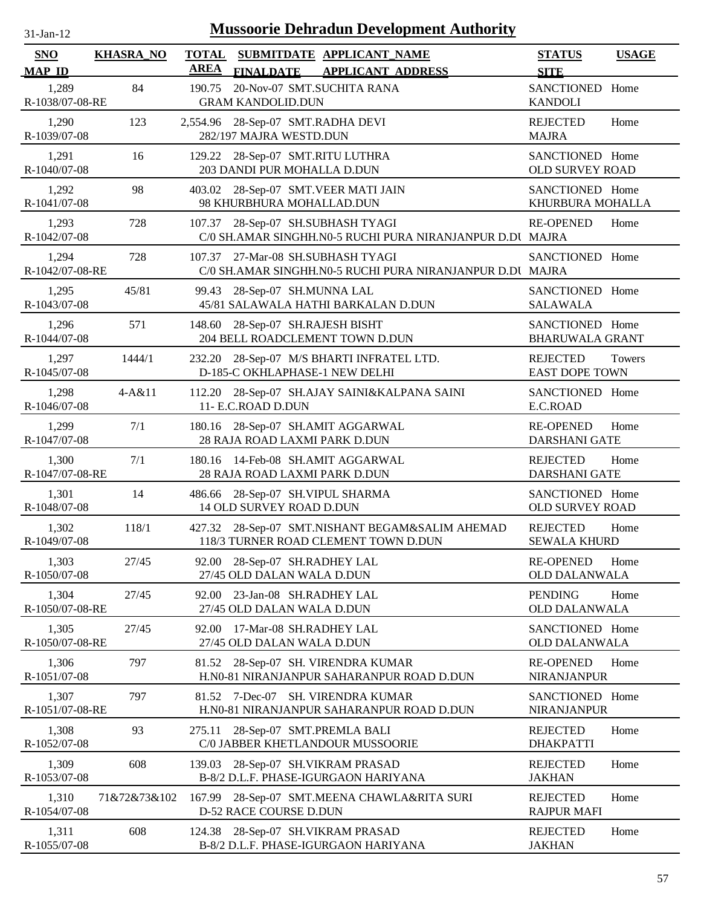# Mussoorie Dehradun Development Authority

31-Jan-12

| SNO / MAP_ID | KHASRA_NO | TOTAL AREA | SUBMITDATE / FINALDATE | APPLICANT_NAME / APPLICANT_ADDRESS | STATUS / SITE | USAGE |
|---|---|---|---|---|---|---|
| 1,289 R-1038/07-08-RE | 84 | 190.75 | 20-Nov-07 | SMT.SUCHITA RANA GRAM KANDOLID.DUN | SANCTIONED KANDOLI | Home |
| 1,290 R-1039/07-08 | 123 | 2,554.96 | 28-Sep-07 | SMT.RADHA DEVI 282/197 MAJRA WESTD.DUN | REJECTED MAJRA | Home |
| 1,291 R-1040/07-08 | 16 | 129.22 | 28-Sep-07 | SMT.RITU LUTHRA 203 DANDI PUR MOHALLA D.DUN | SANCTIONED OLD SURVEY ROAD | Home |
| 1,292 R-1041/07-08 | 98 | 403.02 | 28-Sep-07 | SMT.VEER MATI JAIN 98 KHURBHURA MOHALLAD.DUN | SANCTIONED KHURBURA MOHALLA | Home |
| 1,293 R-1042/07-08 | 728 | 107.37 | 28-Sep-07 | SH.SUBHASH TYAGI C/0 SH.AMAR SINGHH.N0-5 RUCHI PURA NIRANJANPUR D.DU | RE-OPENED MAJRA | Home |
| 1,294 R-1042/07-08-RE | 728 | 107.37 | 27-Mar-08 | SH.SUBHASH TYAGI C/0 SH.AMAR SINGHH.N0-5 RUCHI PURA NIRANJANPUR D.DU | SANCTIONED MAJRA | Home |
| 1,295 R-1043/07-08 | 45/81 | 99.43 | 28-Sep-07 | SH.MUNNA LAL 45/81 SALAWALA HATHI BARKALAN D.DUN | SANCTIONED SALAWALA | Home |
| 1,296 R-1044/07-08 | 571 | 148.60 | 28-Sep-07 | SH.RAJESH BISHT 204 BELL ROADCLEMENT TOWN D.DUN | SANCTIONED BHARUWALA GRANT | Home |
| 1,297 R-1045/07-08 | 1444/1 | 232.20 | 28-Sep-07 | M/S BHARTI INFRATEL LTD. D-185-C OKHLAPHASE-1 NEW DELHI | REJECTED EAST DOPE TOWN | Towers |
| 1,298 R-1046/07-08 | 4-A&11 | 112.20 | 28-Sep-07 | SH.AJAY SAINI&KALPANA SAINI 11- E.C.ROAD D.DUN | SANCTIONED E.C.ROAD | Home |
| 1,299 R-1047/07-08 | 7/1 | 180.16 | 28-Sep-07 | SH.AMIT AGGARWAL 28 RAJA ROAD LAXMI PARK D.DUN | RE-OPENED DARSHANI GATE | Home |
| 1,300 R-1047/07-08-RE | 7/1 | 180.16 | 14-Feb-08 | SH.AMIT AGGARWAL 28 RAJA ROAD LAXMI PARK D.DUN | REJECTED DARSHANI GATE | Home |
| 1,301 R-1048/07-08 | 14 | 486.66 | 28-Sep-07 | SH.VIPUL SHARMA 14 OLD SURVEY ROAD D.DUN | SANCTIONED OLD SURVEY ROAD | Home |
| 1,302 R-1049/07-08 | 118/1 | 427.32 | 28-Sep-07 | SMT.NISHANT BEGAM&SALIM AHEMAD 118/3 TURNER ROAD CLEMENT TOWN D.DUN | REJECTED SEWALA KHURD | Home |
| 1,303 R-1050/07-08 | 27/45 | 92.00 | 28-Sep-07 | SH.RADHEY LAL 27/45 OLD DALAN WALA D.DUN | RE-OPENED OLD DALANWALA | Home |
| 1,304 R-1050/07-08-RE | 27/45 | 92.00 | 23-Jan-08 | SH.RADHEY LAL 27/45 OLD DALAN WALA D.DUN | PENDING OLD DALANWALA | Home |
| 1,305 R-1050/07-08-RE | 27/45 | 92.00 | 17-Mar-08 | SH.RADHEY LAL 27/45 OLD DALAN WALA D.DUN | SANCTIONED OLD DALANWALA | Home |
| 1,306 R-1051/07-08 | 797 | 81.52 | 28-Sep-07 | SH. VIRENDRA KUMAR H.N0-81 NIRANJANPUR SAHARANPUR ROAD D.DUN | RE-OPENED NIRANJANPUR | Home |
| 1,307 R-1051/07-08-RE | 797 | 81.52 | 7-Dec-07 | SH. VIRENDRA KUMAR H.N0-81 NIRANJANPUR SAHARANPUR ROAD D.DUN | SANCTIONED NIRANJANPUR | Home |
| 1,308 R-1052/07-08 | 93 | 275.11 | 28-Sep-07 | SMT.PREMLA BALI C/0 JABBER KHETLANDOUR MUSSOORIE | REJECTED DHAKPATTI | Home |
| 1,309 R-1053/07-08 | 608 | 139.03 | 28-Sep-07 | SH.VIKRAM PRASAD B-8/2 D.L.F. PHASE-IGURGAON HARIYANA | REJECTED JAKHAN | Home |
| 1,310 R-1054/07-08 | 71&72&73&102 | 167.99 | 28-Sep-07 | SMT.MEENA CHAWLA&RITA SURI D-52 RACE COURSE D.DUN | REJECTED RAJPUR MAFI | Home |
| 1,311 R-1055/07-08 | 608 | 124.38 | 28-Sep-07 | SH.VIKRAM PRASAD B-8/2 D.L.F. PHASE-IGURGAON HARIYANA | REJECTED JAKHAN | Home |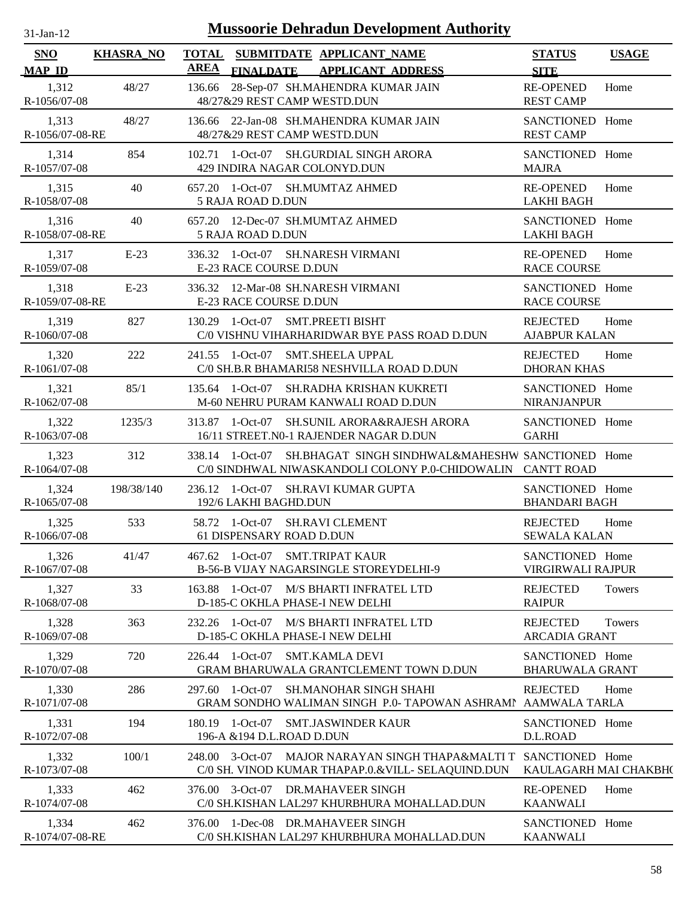31-Jan-12

# Mussoorie Dehradun Development Authority

| SNO / MAP_ID | KHASRA_NO | TOTAL AREA | SUBMITDATE / FINALDATE | APPLICANT_NAME / APPLICANT_ADDRESS | STATUS / SITE | USAGE |
|---|---|---|---|---|---|---|
| 1,312 / R-1056/07-08 | 48/27 | 136.66 | 28-Sep-07 | SH.MAHENDRA KUMAR JAIN / 48/27&29 REST CAMP WESTD.DUN | RE-OPENED / REST CAMP | Home |
| 1,313 / R-1056/07-08-RE | 48/27 | 136.66 | 22-Jan-08 | SH.MAHENDRA KUMAR JAIN / 48/27&29 REST CAMP WESTD.DUN | SANCTIONED / REST CAMP | Home |
| 1,314 / R-1057/07-08 | 854 | 102.71 | 1-Oct-07 | SH.GURDIAL SINGH ARORA / 429 INDIRA NAGAR COLONYD.DUN | SANCTIONED / MAJRA | Home |
| 1,315 / R-1058/07-08 | 40 | 657.20 | 1-Oct-07 | SH.MUMTAZ AHMED / 5 RAJA ROAD D.DUN | RE-OPENED / LAKHI BAGH | Home |
| 1,316 / R-1058/07-08-RE | 40 | 657.20 | 12-Dec-07 | SH.MUMTAZ AHMED / 5 RAJA ROAD D.DUN | SANCTIONED / LAKHI BAGH | Home |
| 1,317 / R-1059/07-08 | E-23 | 336.32 | 1-Oct-07 | SH.NARESH VIRMANI / E-23 RACE COURSE D.DUN | RE-OPENED / RACE COURSE | Home |
| 1,318 / R-1059/07-08-RE | E-23 | 336.32 | 12-Mar-08 | SH.NARESH VIRMANI / E-23 RACE COURSE D.DUN | SANCTIONED / RACE COURSE | Home |
| 1,319 / R-1060/07-08 | 827 | 130.29 | 1-Oct-07 | SMT.PREETI BISHT / C/0 VISHNU VIHARHARIDWAR BYE PASS ROAD D.DUN | REJECTED / AJABPUR KALAN | Home |
| 1,320 / R-1061/07-08 | 222 | 241.55 | 1-Oct-07 | SMT.SHEELA UPPAL / C/0 SH.B.R BHAMARI58 NESHVILLA ROAD D.DUN | REJECTED / DHORAN KHAS | Home |
| 1,321 / R-1062/07-08 | 85/1 | 135.64 | 1-Oct-07 | SH.RADHA KRISHAN KUKRETI / M-60 NEHRU PURAM KANWALI ROAD D.DUN | SANCTIONED / NIRANJANPUR | Home |
| 1,322 / R-1063/07-08 | 1235/3 | 313.87 | 1-Oct-07 | SH.SUNIL ARORA&RAJESH ARORA / 16/11 STREET.N0-1 RAJENDER NAGAR D.DUN | SANCTIONED / GARHI | Home |
| 1,323 / R-1064/07-08 | 312 | 338.14 | 1-Oct-07 | SH.BHAGAT SINGH SINDHWAL&MAHESHW / C/0 SINDHWAL NIWASKANDOLI COLONY P.0-CHIDOWALIN | SANCTIONED / CANTT ROAD | Home |
| 1,324 / R-1065/07-08 | 198/38/140 | 236.12 | 1-Oct-07 | SH.RAVI KUMAR GUPTA / 192/6 LAKHI BAGHD.DUN | SANCTIONED / BHANDARI BAGH | Home |
| 1,325 / R-1066/07-08 | 533 | 58.72 | 1-Oct-07 | SH.RAVI CLEMENT / 61 DISPENSARY ROAD D.DUN | REJECTED / SEWALA KALAN | Home |
| 1,326 / R-1067/07-08 | 41/47 | 467.62 | 1-Oct-07 | SMT.TRIPAT KAUR / B-56-B VIJAY NAGARSINGLE STOREYDELHI-9 | SANCTIONED / VIRGIRWALI RAJPUR | Home |
| 1,327 / R-1068/07-08 | 33 | 163.88 | 1-Oct-07 | M/S BHARTI INFRATEL LTD / D-185-C OKHLA PHASE-I NEW DELHI | REJECTED / RAIPUR | Towers |
| 1,328 / R-1069/07-08 | 363 | 232.26 | 1-Oct-07 | M/S BHARTI INFRATEL LTD / D-185-C OKHLA PHASE-I NEW DELHI | REJECTED / ARCADIA GRANT | Towers |
| 1,329 / R-1070/07-08 | 720 | 226.44 | 1-Oct-07 | SMT.KAMLA DEVI / GRAM BHARUWALA GRANTCLEMENT TOWN D.DUN | SANCTIONED / BHARUWALA GRANT | Home |
| 1,330 / R-1071/07-08 | 286 | 297.60 | 1-Oct-07 | SH.MANOHAR SINGH SHAHI / GRAM SONDHO WALIMAN SINGH P.0- TAPOWAN ASHRAMI | REJECTED / AAMWALA TARLA | Home |
| 1,331 / R-1072/07-08 | 194 | 180.19 | 1-Oct-07 | SMT.JASWINDER KAUR / 196-A &194 D.L.ROAD D.DUN | SANCTIONED / D.L.ROAD | Home |
| 1,332 / R-1073/07-08 | 100/1 | 248.00 | 3-Oct-07 | MAJOR NARAYAN SINGH THAPA&MALTI T / C/0 SH. VINOD KUMAR THAPAP.0.&VILL- SELAQUIND.DUN | SANCTIONED / KAULAGARH MAI CHAKBHO | Home |
| 1,333 / R-1074/07-08 | 462 | 376.00 | 3-Oct-07 | DR.MAHAVEER SINGH / C/0 SH.KISHAN LAL297 KHURBHURA MOHALLAD.DUN | RE-OPENED / KAANWALI | Home |
| 1,334 / R-1074/07-08-RE | 462 | 376.00 | 1-Dec-08 | DR.MAHAVEER SINGH / C/0 SH.KISHAN LAL297 KHURBHURA MOHALLAD.DUN | SANCTIONED / KAANWALI | Home |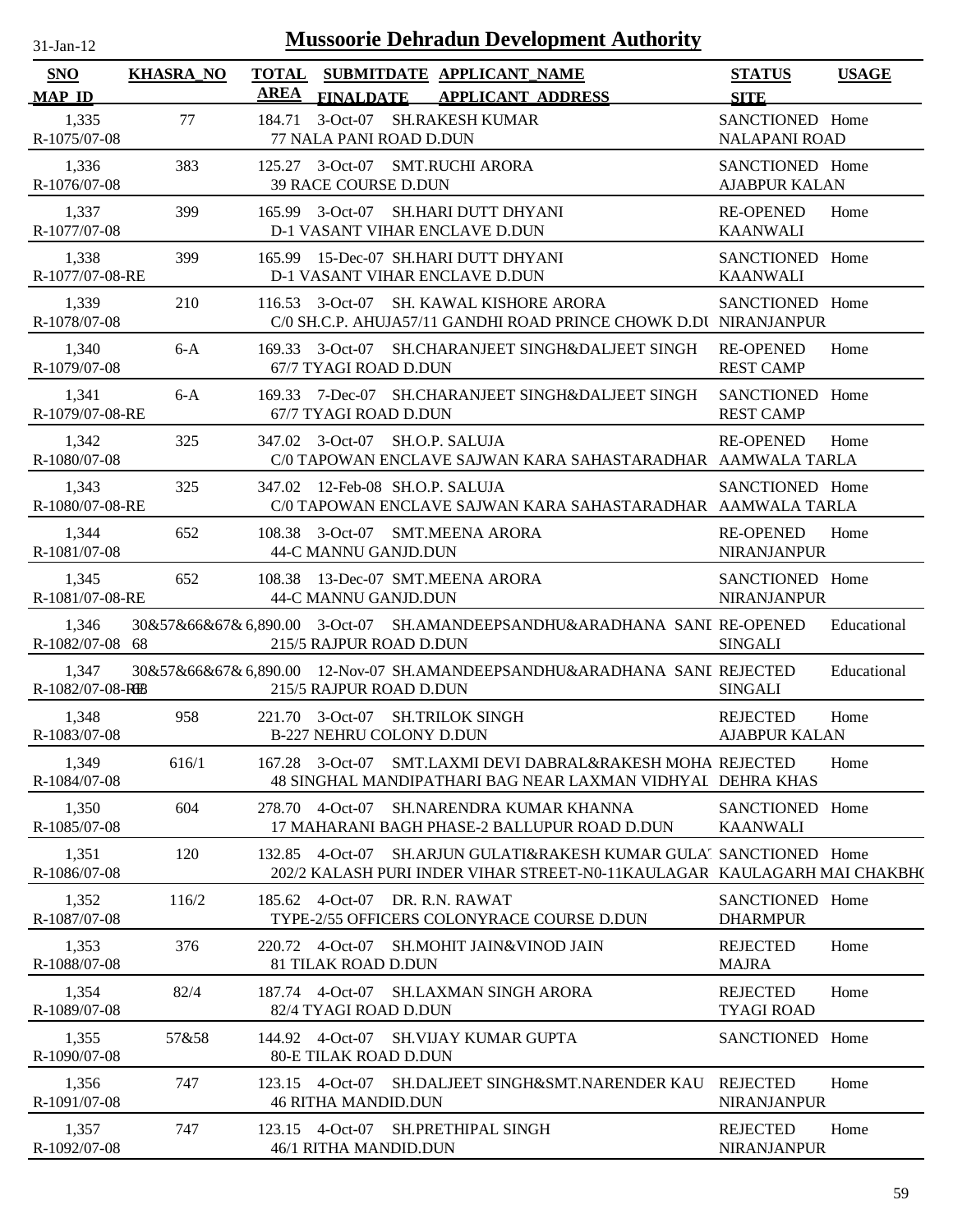# Mussoorie Dehradun Development Authority

31-Jan-12

| SNO / MAP_ID | KHASRA_NO | TOTAL AREA | SUBMITDATE / FINALDATE | APPLICANT_NAME / APPLICANT_ADDRESS | STATUS / SITE | USAGE |
|---|---|---|---|---|---|---|
| 1,335 / R-1075/07-08 | 77 | 184.71 | 3-Oct-07 | SH.RAKESH KUMAR / 77 NALA PANI ROAD D.DUN | SANCTIONED / NALAPANI ROAD | Home |
| 1,336 / R-1076/07-08 | 383 | 125.27 | 3-Oct-07 | SMT.RUCHI ARORA / 39 RACE COURSE D.DUN | SANCTIONED / AJABPUR KALAN | Home |
| 1,337 / R-1077/07-08 | 399 | 165.99 | 3-Oct-07 | SH.HARI DUTT DHYANI / D-1 VASANT VIHAR ENCLAVE D.DUN | RE-OPENED / KAANWALI | Home |
| 1,338 / R-1077/07-08-RE | 399 | 165.99 | 15-Dec-07 | SH.HARI DUTT DHYANI / D-1 VASANT VIHAR ENCLAVE D.DUN | SANCTIONED / KAANWALI | Home |
| 1,339 / R-1078/07-08 | 210 | 116.53 | 3-Oct-07 | SH. KAWAL KISHORE ARORA / C/0 SH.C.P. AHUJA57/11 GANDHI ROAD PRINCE CHOWK D.DU | SANCTIONED / NIRANJANPUR | Home |
| 1,340 / R-1079/07-08 | 6-A | 169.33 | 3-Oct-07 | SH.CHARANJEET SINGH&DALJEET SINGH / 67/7 TYAGI ROAD D.DUN | RE-OPENED / REST CAMP | Home |
| 1,341 / R-1079/07-08-RE | 6-A | 169.33 | 7-Dec-07 | SH.CHARANJEET SINGH&DALJEET SINGH / 67/7 TYAGI ROAD D.DUN | SANCTIONED / REST CAMP | Home |
| 1,342 / R-1080/07-08 | 325 | 347.02 | 3-Oct-07 | SH.O.P. SALUJA / C/0 TAPOWAN ENCLAVE SAJWAN KARA SAHASTARADHAR | RE-OPENED / AAMWALA TARLA | Home |
| 1,343 / R-1080/07-08-RE | 325 | 347.02 | 12-Feb-08 | SH.O.P. SALUJA / C/0 TAPOWAN ENCLAVE SAJWAN KARA SAHASTARADHAR | SANCTIONED / AAMWALA TARLA | Home |
| 1,344 / R-1081/07-08 | 652 | 108.38 | 3-Oct-07 | SMT.MEENA ARORA / 44-C MANNU GANJD.DUN | RE-OPENED / NIRANJANPUR | Home |
| 1,345 / R-1081/07-08-RE | 652 | 108.38 | 13-Dec-07 | SMT.MEENA ARORA / 44-C MANNU GANJD.DUN | SANCTIONED / NIRANJANPUR | Home |
| 1,346 / R-1082/07-08 | 30&57&66&67&68 | 6,890.00 | 3-Oct-07 | SH.AMANDEEPSANDHU&ARADHANA SANI / 215/5 RAJPUR ROAD D.DUN | RE-OPENED / SINGALI | Educational |
| 1,347 / R-1082/07-08-RE | 30&57&66&67&68 | 6,890.00 | 12-Nov-07 | SH.AMANDEEPSANDHU&ARADHANA SANI / 215/5 RAJPUR ROAD D.DUN | REJECTED / SINGALI | Educational |
| 1,348 / R-1083/07-08 | 958 | 221.70 | 3-Oct-07 | SH.TRILOK SINGH / B-227 NEHRU COLONY D.DUN | REJECTED / AJABPUR KALAN | Home |
| 1,349 / R-1084/07-08 | 616/1 | 167.28 | 3-Oct-07 | SMT.LAXMI DEVI DABRAL&RAKESH MOHA / 48 SINGHAL MANDIPATHARI BAG NEAR LAXMAN VIDHYAL | REJECTED / DEHRA KHAS | Home |
| 1,350 / R-1085/07-08 | 604 | 278.70 | 4-Oct-07 | SH.NARENDRA KUMAR KHANNA / 17 MAHARANI BAGH PHASE-2 BALLUPUR ROAD D.DUN | SANCTIONED / KAANWALI | Home |
| 1,351 / R-1086/07-08 | 120 | 132.85 | 4-Oct-07 | SH.ARJUN GULATI&RAKESH KUMAR GULA / 202/2 KALASH PURI INDER VIHAR STREET-N0-11KAULAGAR | SANCTIONED / KAULAGARH MAI CHAKBH | Home |
| 1,352 / R-1087/07-08 | 116/2 | 185.62 | 4-Oct-07 | DR. R.N. RAWAT / TYPE-2/55 OFFICERS COLONYRACE COURSE D.DUN | SANCTIONED / DHARMPUR | Home |
| 1,353 / R-1088/07-08 | 376 | 220.72 | 4-Oct-07 | SH.MOHIT JAIN&VINOD JAIN / 81 TILAK ROAD D.DUN | REJECTED / MAJRA | Home |
| 1,354 / R-1089/07-08 | 82/4 | 187.74 | 4-Oct-07 | SH.LAXMAN SINGH ARORA / 82/4 TYAGI ROAD D.DUN | REJECTED / TYAGI ROAD | Home |
| 1,355 / R-1090/07-08 | 57&58 | 144.92 | 4-Oct-07 | SH.VIJAY KUMAR GUPTA / 80-E TILAK ROAD D.DUN | SANCTIONED | Home |
| 1,356 / R-1091/07-08 | 747 | 123.15 | 4-Oct-07 | SH.DALJEET SINGH&SMT.NARENDER KAU / 46 RITHA MANDID.DUN | REJECTED / NIRANJANPUR | Home |
| 1,357 / R-1092/07-08 | 747 | 123.15 | 4-Oct-07 | SH.PRETHIPAL SINGH / 46/1 RITHA MANDID.DUN | REJECTED / NIRANJANPUR | Home |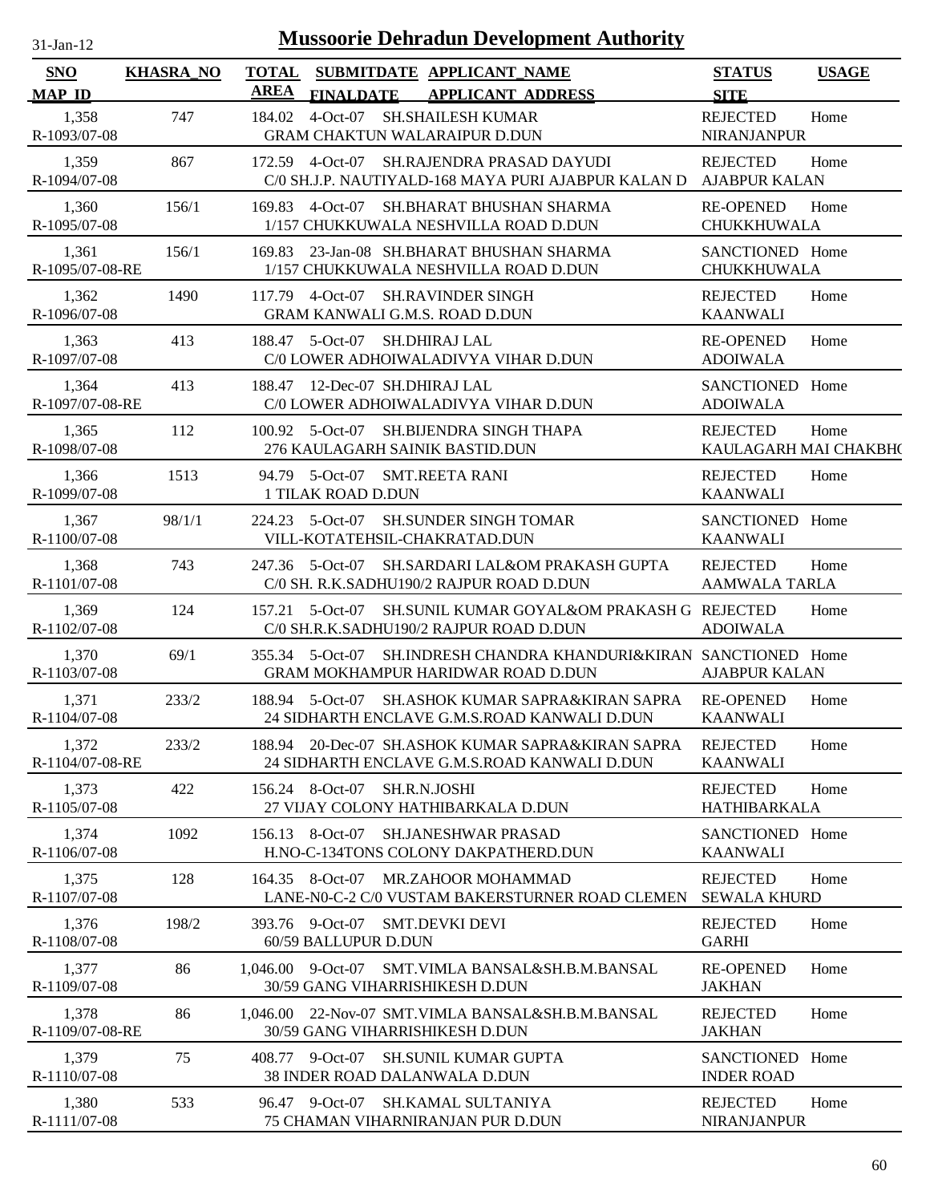# Mussoorie Dehradun Development Authority

31-Jan-12

| SNO | KHASRA_NO | TOTAL AREA | SUBMITDATE FINALDATE | APPLICANT_NAME APPLICANT_ADDRESS | STATUS SITE | USAGE |
|---|---|---|---|---|---|---|
| 1,358 R-1093/07-08 | 747 | 184.02 | 4-Oct-07 | SH.SHAILESH KUMAR GRAM CHAKTUN WALARAIPUR D.DUN | REJECTED NIRANJANPUR | Home |
| 1,359 R-1094/07-08 | 867 | 172.59 | 4-Oct-07 | SH.RAJENDRA PRASAD DAYUDI C/0 SH.J.P. NAUTIYALD-168 MAYA PURI AJABPUR KALAN D | REJECTED AJABPUR KALAN | Home |
| 1,360 R-1095/07-08 | 156/1 | 169.83 | 4-Oct-07 | SH.BHARAT BHUSHAN SHARMA 1/157 CHUKKUWALA NESHVILLA ROAD D.DUN | RE-OPENED CHUKKHUWALA | Home |
| 1,361 R-1095/07-08-RE | 156/1 | 169.83 | 23-Jan-08 | SH.BHARAT BHUSHAN SHARMA 1/157 CHUKKUWALA NESHVILLA ROAD D.DUN | SANCTIONED CHUKKHUWALA | Home |
| 1,362 R-1096/07-08 | 1490 | 117.79 | 4-Oct-07 | SH.RAVINDER SINGH GRAM KANWALI G.M.S. ROAD D.DUN | REJECTED KAANWALI | Home |
| 1,363 R-1097/07-08 | 413 | 188.47 | 5-Oct-07 | SH.DHIRAJ LAL C/0 LOWER ADHOIWALADIVYA VIHAR D.DUN | RE-OPENED ADOIWALA | Home |
| 1,364 R-1097/07-08-RE | 413 | 188.47 | 12-Dec-07 | SH.DHIRAJ LAL C/0 LOWER ADHOIWALADIVYA VIHAR D.DUN | SANCTIONED ADOIWALA | Home |
| 1,365 R-1098/07-08 | 112 | 100.92 | 5-Oct-07 | SH.BIJENDRA SINGH THAPA 276 KAULAGARH SAINIK BASTID.DUN | REJECTED KAULAGARH MAI CHAKBH( | Home |
| 1,366 R-1099/07-08 | 1513 | 94.79 | 5-Oct-07 | SMT.REETA RANI 1 TILAK ROAD D.DUN | REJECTED KAANWALI | Home |
| 1,367 R-1100/07-08 | 98/1/1 | 224.23 | 5-Oct-07 | SH.SUNDER SINGH TOMAR VILL-KOTATEHSIL-CHAKRATAD.DUN | SANCTIONED KAANWALI | Home |
| 1,368 R-1101/07-08 | 743 | 247.36 | 5-Oct-07 | SH.SARDARI LAL&OM PRAKASH GUPTA C/0 SH. R.K.SADHU190/2 RAJPUR ROAD D.DUN | REJECTED AAMWALA TARLA | Home |
| 1,369 R-1102/07-08 | 124 | 157.21 | 5-Oct-07 | SH.SUNIL KUMAR GOYAL&OM PRAKASH G C/0 SH.R.K.SADHU190/2 RAJPUR ROAD D.DUN | REJECTED ADOIWALA | Home |
| 1,370 R-1103/07-08 | 69/1 | 355.34 | 5-Oct-07 | SH.INDRESH CHANDRA KHANDURI&KIRAN GRAM MOKHAMPUR HARIDWAR ROAD D.DUN | SANCTIONED AJABPUR KALAN | Home |
| 1,371 R-1104/07-08 | 233/2 | 188.94 | 5-Oct-07 | SH.ASHOK KUMAR SAPRA&KIRAN SAPRA 24 SIDHARTH ENCLAVE G.M.S.ROAD KANWALI D.DUN | RE-OPENED KAANWALI | Home |
| 1,372 R-1104/07-08-RE | 233/2 | 188.94 | 20-Dec-07 | SH.ASHOK KUMAR SAPRA&KIRAN SAPRA 24 SIDHARTH ENCLAVE G.M.S.ROAD KANWALI D.DUN | REJECTED KAANWALI | Home |
| 1,373 R-1105/07-08 | 422 | 156.24 | 8-Oct-07 | SH.R.N.JOSHI 27 VIJAY COLONY HATHIBARKALA D.DUN | REJECTED HATHIBARKALA | Home |
| 1,374 R-1106/07-08 | 1092 | 156.13 | 8-Oct-07 | SH.JANESHWAR PRASAD H.NO-C-134TONS COLONY DAKPATHERD.DUN | SANCTIONED KAANWALI | Home |
| 1,375 R-1107/07-08 | 128 | 164.35 | 8-Oct-07 | MR.ZAHOOR MOHAMMAD LANE-N0-C-2 C/0 VUSTAM BAKERSTURNER ROAD CLEMEN | REJECTED SEWALA KHURD | Home |
| 1,376 R-1108/07-08 | 198/2 | 393.76 | 9-Oct-07 | SMT.DEVKI DEVI 60/59 BALLUPUR D.DUN | REJECTED GARHI | Home |
| 1,377 R-1109/07-08 | 86 | 1,046.00 | 9-Oct-07 | SMT.VIMLA BANSAL&SH.B.M.BANSAL 30/59 GANG VIHARRISHIKESH D.DUN | RE-OPENED JAKHAN | Home |
| 1,378 R-1109/07-08-RE | 86 | 1,046.00 | 22-Nov-07 | SMT.VIMLA BANSAL&SH.B.M.BANSAL 30/59 GANG VIHARRISHIKESH D.DUN | REJECTED JAKHAN | Home |
| 1,379 R-1110/07-08 | 75 | 408.77 | 9-Oct-07 | SH.SUNIL KUMAR GUPTA 38 INDER ROAD DALANWALA D.DUN | SANCTIONED INDER ROAD | Home |
| 1,380 R-1111/07-08 | 533 | 96.47 | 9-Oct-07 | SH.KAMAL SULTANIYA 75 CHAMAN VIHARNIRANJAN PUR D.DUN | REJECTED NIRANJANPUR | Home |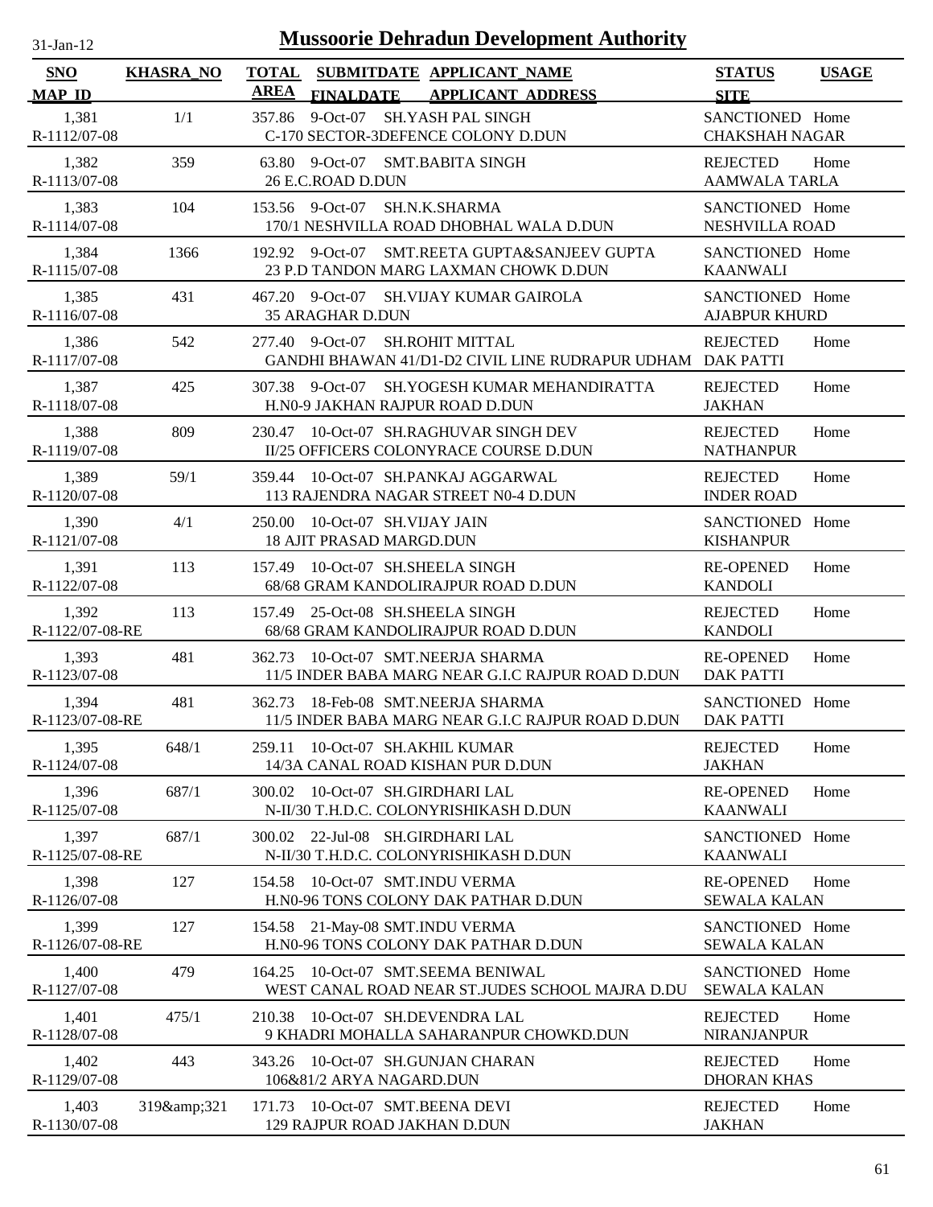# Mussoorie Dehradun Development Authority

31-Jan-12

| SNO / MAP_ID | KHASRA_NO | TOTAL AREA | SUBMITDATE / FINALDATE | APPLICANT_NAME / APPLICANT_ADDRESS | STATUS / SITE | USAGE |
|---|---|---|---|---|---|---|
| 1,381 / R-1112/07-08 | 1/1 | 357.86 | 9-Oct-07 | SH.YASH PAL SINGH / C-170 SECTOR-3DEFENCE COLONY D.DUN | SANCTIONED / CHAKSHAH NAGAR | Home |
| 1,382 / R-1113/07-08 | 359 | 63.80 | 9-Oct-07 | SMT.BABITA SINGH / 26 E.C.ROAD D.DUN | REJECTED / AAMWALA TARLA | Home |
| 1,383 / R-1114/07-08 | 104 | 153.56 | 9-Oct-07 | SH.N.K.SHARMA / 170/1 NESHVILLA ROAD DHOBHAL WALA D.DUN | SANCTIONED / NESHVILLA ROAD | Home |
| 1,384 / R-1115/07-08 | 1366 | 192.92 | 9-Oct-07 | SMT.REETA GUPTA&SANJEEV GUPTA / 23 P.D TANDON MARG LAXMAN CHOWK D.DUN | SANCTIONED / KAANWALI | Home |
| 1,385 / R-1116/07-08 | 431 | 467.20 | 9-Oct-07 | SH.VIJAY KUMAR GAIROLA / 35 ARAGHAR D.DUN | SANCTIONED / AJABPUR KHURD | Home |
| 1,386 / R-1117/07-08 | 542 | 277.40 | 9-Oct-07 | SH.ROHIT MITTAL / GANDHI BHAWAN 41/D1-D2 CIVIL LINE RUDRAPUR UDHAM | REJECTED / DAK PATTI | Home |
| 1,387 / R-1118/07-08 | 425 | 307.38 | 9-Oct-07 | SH.YOGESH KUMAR MEHANDIRATTA / H.N0-9 JAKHAN RAJPUR ROAD D.DUN | REJECTED / JAKHAN | Home |
| 1,388 / R-1119/07-08 | 809 | 230.47 | 10-Oct-07 | SH.RAGHUVAR SINGH DEV / II/25 OFFICERS COLONYRACE COURSE D.DUN | REJECTED / NATHANPUR | Home |
| 1,389 / R-1120/07-08 | 59/1 | 359.44 | 10-Oct-07 | SH.PANKAJ AGGARWAL / 113 RAJENDRA NAGAR STREET N0-4 D.DUN | REJECTED / INDER ROAD | Home |
| 1,390 / R-1121/07-08 | 4/1 | 250.00 | 10-Oct-07 | SH.VIJAY JAIN / 18 AJIT PRASAD MARGD.DUN | SANCTIONED / KISHANPUR | Home |
| 1,391 / R-1122/07-08 | 113 | 157.49 | 10-Oct-07 | SH.SHEELA SINGH / 68/68 GRAM KANDOLIRAJPUR ROAD D.DUN | RE-OPENED / KANDOLI | Home |
| 1,392 / R-1122/07-08-RE | 113 | 157.49 | 25-Oct-08 | SH.SHEELA SINGH / 68/68 GRAM KANDOLIRAJPUR ROAD D.DUN | REJECTED / KANDOLI | Home |
| 1,393 / R-1123/07-08 | 481 | 362.73 | 10-Oct-07 | SMT.NEERJA SHARMA / 11/5 INDER BABA MARG NEAR G.I.C RAJPUR ROAD D.DUN | RE-OPENED / DAK PATTI | Home |
| 1,394 / R-1123/07-08-RE | 481 | 362.73 | 18-Feb-08 | SMT.NEERJA SHARMA / 11/5 INDER BABA MARG NEAR G.I.C RAJPUR ROAD D.DUN | SANCTIONED / DAK PATTI | Home |
| 1,395 / R-1124/07-08 | 648/1 | 259.11 | 10-Oct-07 | SH.AKHIL KUMAR / 14/3A CANAL ROAD KISHAN PUR D.DUN | REJECTED / JAKHAN | Home |
| 1,396 / R-1125/07-08 | 687/1 | 300.02 | 10-Oct-07 | SH.GIRDHARI LAL / N-II/30 T.H.D.C. COLONYRISHIKASH D.DUN | RE-OPENED / KAANWALI | Home |
| 1,397 / R-1125/07-08-RE | 687/1 | 300.02 | 22-Jul-08 | SH.GIRDHARI LAL / N-II/30 T.H.D.C. COLONYRISHIKASH D.DUN | SANCTIONED / KAANWALI | Home |
| 1,398 / R-1126/07-08 | 127 | 154.58 | 10-Oct-07 | SMT.INDU VERMA / H.N0-96 TONS COLONY DAK PATHAR D.DUN | RE-OPENED / SEWALA KALAN | Home |
| 1,399 / R-1126/07-08-RE | 127 | 154.58 | 21-May-08 | SMT.INDU VERMA / H.N0-96 TONS COLONY DAK PATHAR D.DUN | SANCTIONED / SEWALA KALAN | Home |
| 1,400 / R-1127/07-08 | 479 | 164.25 | 10-Oct-07 | SMT.SEEMA BENIWAL / WEST CANAL ROAD NEAR ST.JUDES SCHOOL MAJRA D.DU | SANCTIONED / SEWALA KALAN | Home |
| 1,401 / R-1128/07-08 | 475/1 | 210.38 | 10-Oct-07 | SH.DEVENDRA LAL / 9 KHADRI MOHALLA SAHARANPUR CHOWKD.DUN | REJECTED / NIRANJANPUR | Home |
| 1,402 / R-1129/07-08 | 443 | 343.26 | 10-Oct-07 | SH.GUNJAN CHARAN / 106&81/2 ARYA NAGARD.DUN | REJECTED / DHORAN KHAS | Home |
| 1,403 / R-1130/07-08 | 319&amp;321 | 171.73 | 10-Oct-07 | SMT.BEENA DEVI / 129 RAJPUR ROAD JAKHAN D.DUN | REJECTED / JAKHAN | Home |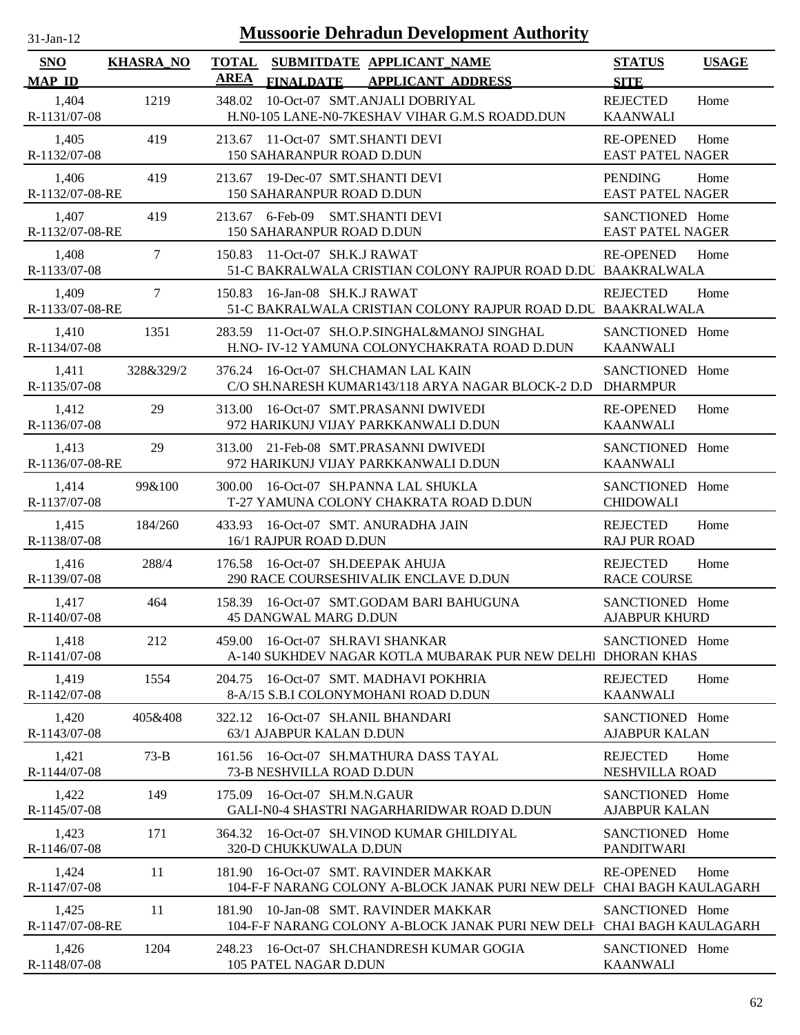# Mussoorie Dehradun Development Authority

| SNO / MAP_ID | KHASRA_NO | TOTAL AREA | SUBMITDATE / FINALDATE | APPLICANT_NAME / APPLICANT_ADDRESS | STATUS / SITE | USAGE |
|---|---|---|---|---|---|---|
| 1,404 / R-1131/07-08 | 1219 | 348.02 | 10-Oct-07 | SMT.ANJALI DOBRIYAL / H.N0-105 LANE-N0-7KESHAV VIHAR G.M.S ROADD.DUN | REJECTED / KAANWALI | Home |
| 1,405 / R-1132/07-08 | 419 | 213.67 | 11-Oct-07 | SMT.SHANTI DEVI / 150 SAHARANPUR ROAD D.DUN | RE-OPENED / EAST PATEL NAGER | Home |
| 1,406 / R-1132/07-08-RE | 419 | 213.67 | 19-Dec-07 | SMT.SHANTI DEVI / 150 SAHARANPUR ROAD D.DUN | PENDING / EAST PATEL NAGER | Home |
| 1,407 / R-1132/07-08-RE | 419 | 213.67 | 6-Feb-09 | SMT.SHANTI DEVI / 150 SAHARANPUR ROAD D.DUN | SANCTIONED / EAST PATEL NAGER | Home |
| 1,408 / R-1133/07-08 | 7 | 150.83 | 11-Oct-07 | SH.K.J RAWAT / 51-C BAKRALWALA CRISTIAN COLONY RAJPUR ROAD D.DU | RE-OPENED / BAAKRALWALA | Home |
| 1,409 / R-1133/07-08-RE | 7 | 150.83 | 16-Jan-08 | SH.K.J RAWAT / 51-C BAKRALWALA CRISTIAN COLONY RAJPUR ROAD D.DU | REJECTED / BAAKRALWALA | Home |
| 1,410 / R-1134/07-08 | 1351 | 283.59 | 11-Oct-07 | SH.O.P.SINGHAL&MANOJ SINGHAL / H.NO- IV-12 YAMUNA COLONYCHAKRATA ROAD D.DUN | SANCTIONED / KAANWALI | Home |
| 1,411 / R-1135/07-08 | 328&329/2 | 376.24 | 16-Oct-07 | SH.CHAMAN LAL KAIN / C/O SH.NARESH KUMAR143/118 ARYA NAGAR BLOCK-2 D.D | SANCTIONED / DHARMPUR | Home |
| 1,412 / R-1136/07-08 | 29 | 313.00 | 16-Oct-07 | SMT.PRASANNI DWIVEDI / 972 HARIKUNJ VIJAY PARKKANWALI D.DUN | RE-OPENED / KAANWALI | Home |
| 1,413 / R-1136/07-08-RE | 29 | 313.00 | 21-Feb-08 | SMT.PRASANNI DWIVEDI / 972 HARIKUNJ VIJAY PARKKANWALI D.DUN | SANCTIONED / KAANWALI | Home |
| 1,414 / R-1137/07-08 | 99&100 | 300.00 | 16-Oct-07 | SH.PANNA LAL SHUKLA / T-27 YAMUNA COLONY CHAKRATA ROAD D.DUN | SANCTIONED / CHIDOWALI | Home |
| 1,415 / R-1138/07-08 | 184/260 | 433.93 | 16-Oct-07 | SMT. ANURADHA JAIN / 16/1 RAJPUR ROAD D.DUN | REJECTED / RAJ PUR ROAD | Home |
| 1,416 / R-1139/07-08 | 288/4 | 176.58 | 16-Oct-07 | SH.DEEPAK AHUJA / 290 RACE COURSESHIVALIK ENCLAVE D.DUN | REJECTED / RACE COURSE | Home |
| 1,417 / R-1140/07-08 | 464 | 158.39 | 16-Oct-07 | SMT.GODAM BARI BAHUGUNA / 45 DANGWAL MARG D.DUN | SANCTIONED / AJABPUR KHURD | Home |
| 1,418 / R-1141/07-08 | 212 | 459.00 | 16-Oct-07 | SH.RAVI SHANKAR / A-140 SUKHDEV NAGAR KOTLA MUBARAK PUR NEW DELHI | SANCTIONED / DHORAN KHAS | Home |
| 1,419 / R-1142/07-08 | 1554 | 204.75 | 16-Oct-07 | SMT. MADHAVI POKHRIA / 8-A/15 S.B.I COLONYMOHANI ROAD D.DUN | REJECTED / KAANWALI | Home |
| 1,420 / R-1143/07-08 | 405&408 | 322.12 | 16-Oct-07 | SH.ANIL BHANDARI / 63/1 AJABPUR KALAN D.DUN | SANCTIONED / AJABPUR KALAN | Home |
| 1,421 / R-1144/07-08 | 73-B | 161.56 | 16-Oct-07 | SH.MATHURA DASS TAYAL / 73-B NESHVILLA ROAD D.DUN | REJECTED / NESHVILLA ROAD | Home |
| 1,422 / R-1145/07-08 | 149 | 175.09 | 16-Oct-07 | SH.M.N.GAUR / GALI-N0-4 SHASTRI NAGARHARIDWAR ROAD D.DUN | SANCTIONED / AJABPUR KALAN | Home |
| 1,423 / R-1146/07-08 | 171 | 364.32 | 16-Oct-07 | SH.VINOD KUMAR GHILDIYAL / 320-D CHUKKUWALA D.DUN | SANCTIONED / PANDITWARI | Home |
| 1,424 / R-1147/07-08 | 11 | 181.90 | 16-Oct-07 | SMT. RAVINDER MAKKAR / 104-F-F NARANG COLONY A-BLOCK JANAK PURI NEW DELH | RE-OPENED / CHAI BAGH KAULAGARH | Home |
| 1,425 / R-1147/07-08-RE | 11 | 181.90 | 10-Jan-08 | SMT. RAVINDER MAKKAR / 104-F-F NARANG COLONY A-BLOCK JANAK PURI NEW DELH | SANCTIONED / CHAI BAGH KAULAGARH | Home |
| 1,426 / R-1148/07-08 | 1204 | 248.23 | 16-Oct-07 | SH.CHANDRESH KUMAR GOGIA / 105 PATEL NAGAR D.DUN | SANCTIONED / KAANWALI | Home |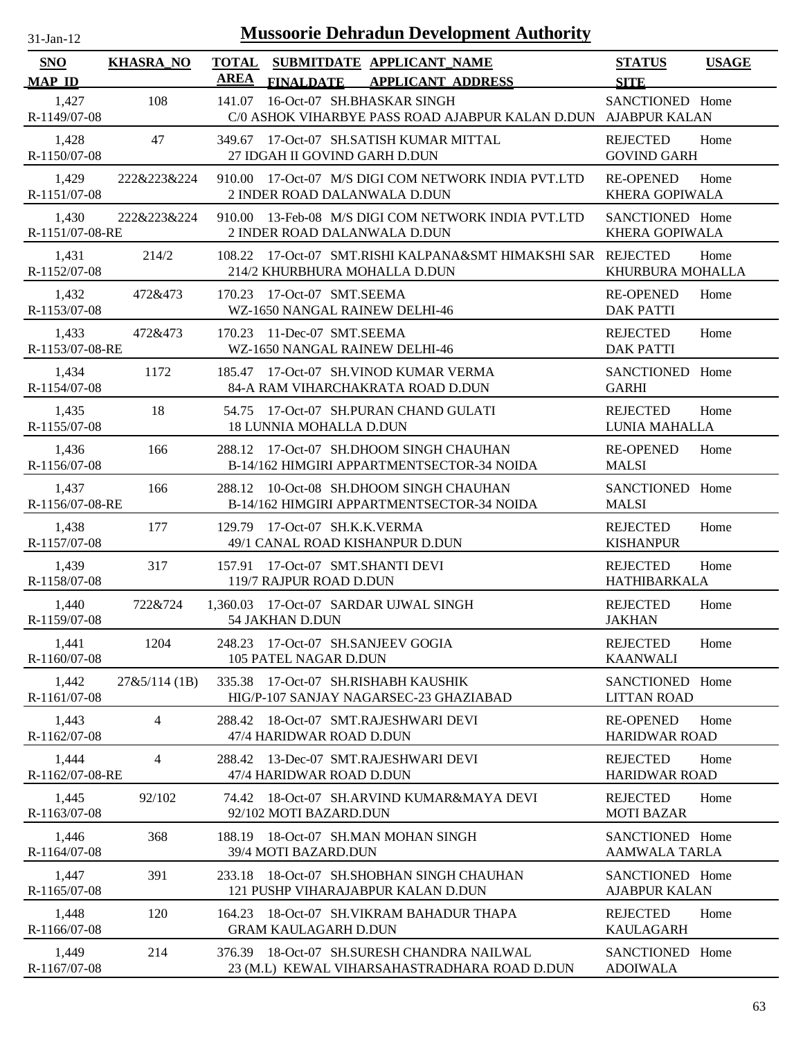# Mussoorie Dehradun Development Authority

31-Jan-12

| SNO<br>MAP_ID | KHASRA_NO | TOTAL AREA | SUBMITDATE<br>FINALDATE | APPLICANT_NAME<br>APPLICANT_ADDRESS | STATUS<br>SITE | USAGE |
|---|---|---|---|---|---|---|
| 1,427<br>R-1149/07-08 | 108 | 141.07 | 16-Oct-07 | SH.BHASKAR SINGH<br>C/0 ASHOK VIHARBYE PASS ROAD AJABPUR KALAN D.DUN | SANCTIONED<br>AJABPUR KALAN | Home |
| 1,428<br>R-1150/07-08 | 47 | 349.67 | 17-Oct-07 | SH.SATISH KUMAR MITTAL<br>27 IDGAH II GOVIND GARH D.DUN | REJECTED<br>GOVIND GARH | Home |
| 1,429<br>R-1151/07-08 | 222&223&224 | 910.00 | 17-Oct-07 | M/S DIGI COM NETWORK INDIA PVT.LTD<br>2 INDER ROAD DALANWALA D.DUN | RE-OPENED<br>KHERA GOPIWALA | Home |
| 1,430<br>R-1151/07-08-RE | 222&223&224 | 910.00 | 13-Feb-08 | M/S DIGI COM NETWORK INDIA PVT.LTD<br>2 INDER ROAD DALANWALA D.DUN | SANCTIONED<br>KHERA GOPIWALA | Home |
| 1,431<br>R-1152/07-08 | 214/2 | 108.22 | 17-Oct-07 | SMT.RISHI KALPANA&SMT HIMAKSHI SAR<br>214/2 KHURBHURA MOHALLA D.DUN | REJECTED<br>KHURBURA MOHALLA | Home |
| 1,432<br>R-1153/07-08 | 472&473 | 170.23 | 17-Oct-07 | SMT.SEEMA<br>WZ-1650 NANGAL RAINEW DELHI-46 | RE-OPENED<br>DAK PATTI | Home |
| 1,433<br>R-1153/07-08-RE | 472&473 | 170.23 | 11-Dec-07 | SMT.SEEMA<br>WZ-1650 NANGAL RAINEW DELHI-46 | REJECTED<br>DAK PATTI | Home |
| 1,434<br>R-1154/07-08 | 1172 | 185.47 | 17-Oct-07 | SH.VINOD KUMAR VERMA<br>84-A RAM VIHARCHAKRATA ROAD D.DUN | SANCTIONED<br>GARHI | Home |
| 1,435<br>R-1155/07-08 | 18 | 54.75 | 17-Oct-07 | SH.PURAN CHAND GULATI<br>18 LUNNIA MOHALLA D.DUN | REJECTED<br>LUNIA MAHALLA | Home |
| 1,436<br>R-1156/07-08 | 166 | 288.12 | 17-Oct-07 | SH.DHOOM SINGH CHAUHAN<br>B-14/162 HIMGIRI APPARTMENTSECTOR-34 NOIDA | RE-OPENED<br>MALSI | Home |
| 1,437<br>R-1156/07-08-RE | 166 | 288.12 | 10-Oct-08 | SH.DHOOM SINGH CHAUHAN<br>B-14/162 HIMGIRI APPARTMENTSECTOR-34 NOIDA | SANCTIONED<br>MALSI | Home |
| 1,438<br>R-1157/07-08 | 177 | 129.79 | 17-Oct-07 | SH.K.K.VERMA<br>49/1 CANAL ROAD KISHANPUR D.DUN | REJECTED<br>KISHANPUR | Home |
| 1,439<br>R-1158/07-08 | 317 | 157.91 | 17-Oct-07 | SMT.SHANTI DEVI<br>119/7 RAJPUR ROAD D.DUN | REJECTED<br>HATHIBARKALA | Home |
| 1,440<br>R-1159/07-08 | 722&724 | 1,360.03 | 17-Oct-07 | SARDAR UJWAL SINGH<br>54 JAKHAN D.DUN | REJECTED<br>JAKHAN | Home |
| 1,441<br>R-1160/07-08 | 1204 | 248.23 | 17-Oct-07 | SH.SANJEEV GOGIA<br>105 PATEL NAGAR D.DUN | REJECTED<br>KAANWALI | Home |
| 1,442<br>R-1161/07-08 | 27&5/114 (1B) | 335.38 | 17-Oct-07 | SH.RISHABH KAUSHIK<br>HIG/P-107 SANJAY NAGARSEC-23 GHAZIABAD | SANCTIONED<br>LITTAN ROAD | Home |
| 1,443<br>R-1162/07-08 | 4 | 288.42 | 18-Oct-07 | SMT.RAJESHWARI DEVI<br>47/4 HARIDWAR ROAD D.DUN | RE-OPENED<br>HARIDWAR ROAD | Home |
| 1,444<br>R-1162/07-08-RE | 4 | 288.42 | 13-Dec-07 | SMT.RAJESHWARI DEVI<br>47/4 HARIDWAR ROAD D.DUN | REJECTED<br>HARIDWAR ROAD | Home |
| 1,445<br>R-1163/07-08 | 92/102 | 74.42 | 18-Oct-07 | SH.ARVIND KUMAR&MAYA DEVI<br>92/102 MOTI BAZARD.DUN | REJECTED<br>MOTI BAZAR | Home |
| 1,446<br>R-1164/07-08 | 368 | 188.19 | 18-Oct-07 | SH.MAN MOHAN SINGH<br>39/4 MOTI BAZARD.DUN | SANCTIONED<br>AAMWALA TARLA | Home |
| 1,447<br>R-1165/07-08 | 391 | 233.18 | 18-Oct-07 | SH.SHOBHAN SINGH CHAUHAN<br>121 PUSHP VIHARAJABPUR KALAN D.DUN | SANCTIONED<br>AJABPUR KALAN | Home |
| 1,448<br>R-1166/07-08 | 120 | 164.23 | 18-Oct-07 | SH.VIKRAM BAHADUR THAPA<br>GRAM KAULAGARH D.DUN | REJECTED<br>KAULAGARH | Home |
| 1,449<br>R-1167/07-08 | 214 | 376.39 | 18-Oct-07 | SH.SURESH CHANDRA NAILWAL<br>23 (M.L) KEWAL VIHARSAHASTRADHARA ROAD D.DUN | SANCTIONED<br>ADOIWALA | Home |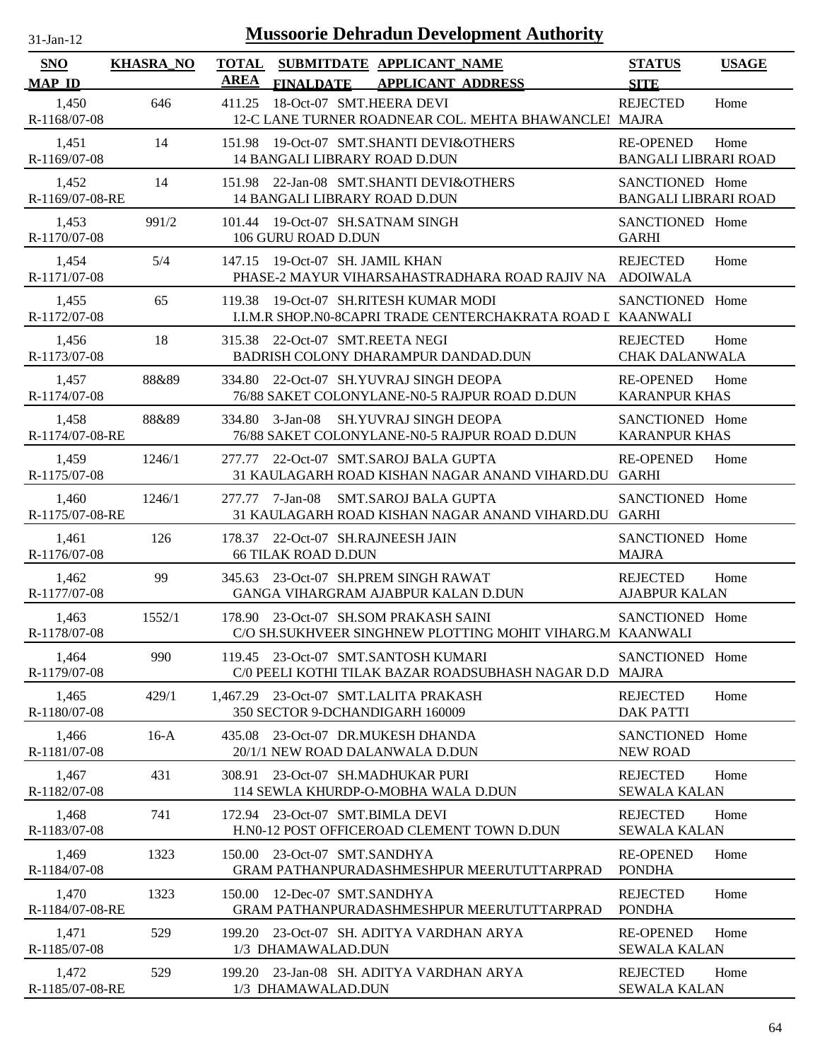# Mussoorie Dehradun Development Authority

31-Jan-12

| SNO / MAP_ID | KHASRA_NO | TOTAL AREA | SUBMITDATE / FINALDATE | APPLICANT_NAME / APPLICANT_ADDRESS | STATUS / SITE | USAGE |
|---|---|---|---|---|---|---|
| 1,450 / R-1168/07-08 | 646 | 411.25 | 18-Oct-07 | SMT.HEERA DEVI / 12-C LANE TURNER ROADNEAR COL. MEHTA BHAWANCLEI | REJECTED / MAJRA | Home |
| 1,451 / R-1169/07-08 | 14 | 151.98 | 19-Oct-07 | SMT.SHANTI DEVI&OTHERS / 14 BANGALI LIBRARY ROAD D.DUN | RE-OPENED / BANGALI LIBRARI ROAD | Home |
| 1,452 / R-1169/07-08-RE | 14 | 151.98 | 22-Jan-08 | SMT.SHANTI DEVI&OTHERS / 14 BANGALI LIBRARY ROAD D.DUN | SANCTIONED / BANGALI LIBRARI ROAD | Home |
| 1,453 / R-1170/07-08 | 991/2 | 101.44 | 19-Oct-07 | SH.SATNAM SINGH / 106 GURU ROAD D.DUN | SANCTIONED / GARHI | Home |
| 1,454 / R-1171/07-08 | 5/4 | 147.15 | 19-Oct-07 | SH. JAMIL KHAN / PHASE-2 MAYUR VIHARSAHASTRADHARA ROAD RAJIV NA | REJECTED / ADOIWALA | Home |
| 1,455 / R-1172/07-08 | 65 | 119.38 | 19-Oct-07 | SH.RITESH KUMAR MODI / I.I.M.R SHOP.N0-8CAPRI TRADE CENTERCHAKRATA ROAD I | SANCTIONED / KAANWALI | Home |
| 1,456 / R-1173/07-08 | 18 | 315.38 | 22-Oct-07 | SMT.REETA NEGI / BADRISH COLONY DHARAMPUR DANDAD.DUN | REJECTED / CHAK DALANWALA | Home |
| 1,457 / R-1174/07-08 | 88&89 | 334.80 | 22-Oct-07 | SH.YUVRAJ SINGH DEOPA / 76/88 SAKET COLONYLANE-N0-5 RAJPUR ROAD D.DUN | RE-OPENED / KARANPUR KHAS | Home |
| 1,458 / R-1174/07-08-RE | 88&89 | 334.80 | 3-Jan-08 | SH.YUVRAJ SINGH DEOPA / 76/88 SAKET COLONYLANE-N0-5 RAJPUR ROAD D.DUN | SANCTIONED / KARANPUR KHAS | Home |
| 1,459 / R-1175/07-08 | 1246/1 | 277.77 | 22-Oct-07 | SMT.SAROJ BALA GUPTA / 31 KAULAGARH ROAD KISHAN NAGAR ANAND VIHARD.DU | RE-OPENED / GARHI | Home |
| 1,460 / R-1175/07-08-RE | 1246/1 | 277.77 | 7-Jan-08 | SMT.SAROJ BALA GUPTA / 31 KAULAGARH ROAD KISHAN NAGAR ANAND VIHARD.DU | SANCTIONED / GARHI | Home |
| 1,461 / R-1176/07-08 | 126 | 178.37 | 22-Oct-07 | SH.RAJNEESH JAIN / 66 TILAK ROAD D.DUN | SANCTIONED / MAJRA | Home |
| 1,462 / R-1177/07-08 | 99 | 345.63 | 23-Oct-07 | SH.PREM SINGH RAWAT / GANGA VIHARGRAM AJABPUR KALAN D.DUN | REJECTED / AJABPUR KALAN | Home |
| 1,463 / R-1178/07-08 | 1552/1 | 178.90 | 23-Oct-07 | SH.SOM PRAKASH SAINI / C/O SH.SUKHVEER SINGHNEW PLOTTING MOHIT VIHARG.M | SANCTIONED / KAANWALI | Home |
| 1,464 / R-1179/07-08 | 990 | 119.45 | 23-Oct-07 | SMT.SANTOSH KUMARI / C/0 PEELI KOTHI TILAK BAZAR ROADSUBHASH NAGAR D.D | SANCTIONED / MAJRA | Home |
| 1,465 / R-1180/07-08 | 429/1 | 1,467.29 | 23-Oct-07 | SMT.LALITA PRAKASH / 350 SECTOR 9-DCHANDIGARH 160009 | REJECTED / DAK PATTI | Home |
| 1,466 / R-1181/07-08 | 16-A | 435.08 | 23-Oct-07 | DR.MUKESH DHANDA / 20/1/1 NEW ROAD DALANWALA D.DUN | SANCTIONED / NEW ROAD | Home |
| 1,467 / R-1182/07-08 | 431 | 308.91 | 23-Oct-07 | SH.MADHUKAR PURI / 114 SEWLA KHURDP-O-MOBHA WALA D.DUN | REJECTED / SEWALA KALAN | Home |
| 1,468 / R-1183/07-08 | 741 | 172.94 | 23-Oct-07 | SMT.BIMLA DEVI / H.N0-12 POST OFFICEROAD CLEMENT TOWN D.DUN | REJECTED / SEWALA KALAN | Home |
| 1,469 / R-1184/07-08 | 1323 | 150.00 | 23-Oct-07 | SMT.SANDHYA / GRAM PATHANPURADASHMESHPUR MEERUTUTTARPRAD | RE-OPENED / PONDHA | Home |
| 1,470 / R-1184/07-08-RE | 1323 | 150.00 | 12-Dec-07 | SMT.SANDHYA / GRAM PATHANPURADASHMESHPUR MEERUTUTTARPRAD | REJECTED / PONDHA | Home |
| 1,471 / R-1185/07-08 | 529 | 199.20 | 23-Oct-07 | SH. ADITYA VARDHAN ARYA / 1/3 DHAMAWALAD.DUN | RE-OPENED / SEWALA KALAN | Home |
| 1,472 / R-1185/07-08-RE | 529 | 199.20 | 23-Jan-08 | SH. ADITYA VARDHAN ARYA / 1/3 DHAMAWALAD.DUN | REJECTED / SEWALA KALAN | Home |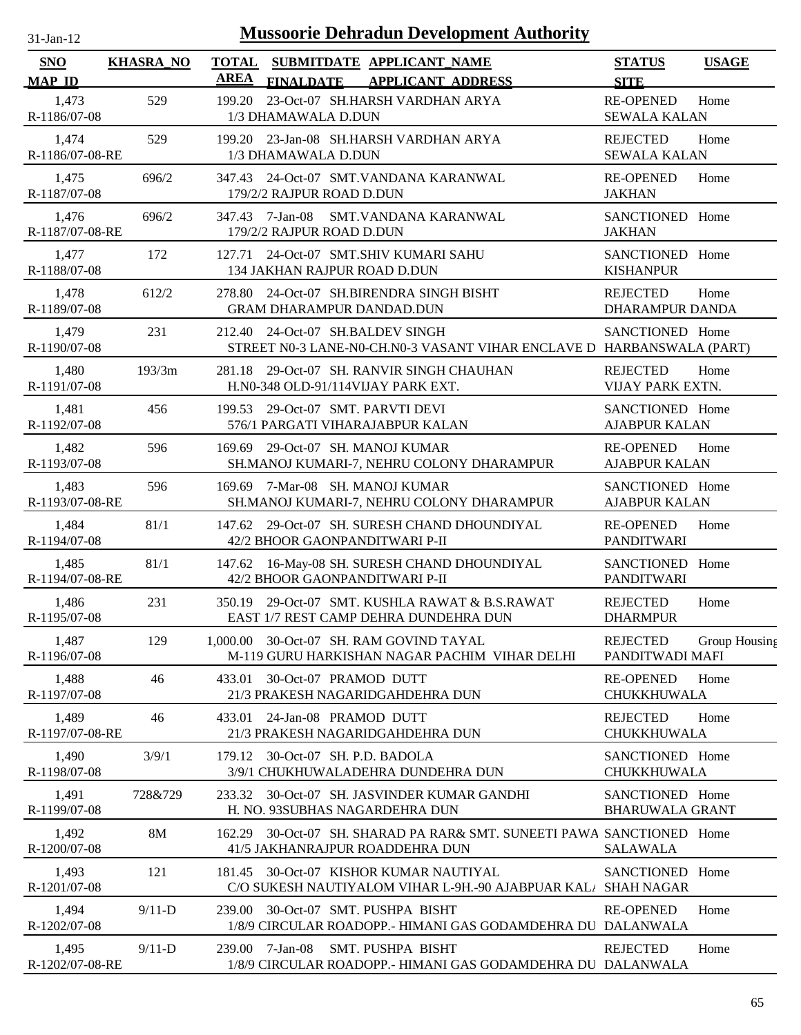# Mussoorie Dehradun Development Authority

31-Jan-12

| SNO | KHASRA_NO | TOTAL AREA | SUBMITDATE | APPLICANT_NAME | STATUS | USAGE |
|---|---|---|---|---|---|---|
| MAP_ID | | | FINALDATE | APPLICANT_ADDRESS | SITE | |
| 1,473 | 529 | 199.20 | 23-Oct-07 | SH.HARSH VARDHAN ARYA | RE-OPENED | Home |
| R-1186/07-08 | | | | 1/3 DHAMAWALA D.DUN | SEWALA KALAN | |
| 1,474 | 529 | 199.20 | 23-Jan-08 | SH.HARSH VARDHAN ARYA | REJECTED | Home |
| R-1186/07-08-RE | | | | 1/3 DHAMAWALA D.DUN | SEWALA KALAN | |
| 1,475 | 696/2 | 347.43 | 24-Oct-07 | SMT.VANDANA KARANWAL | RE-OPENED | Home |
| R-1187/07-08 | | | | 179/2/2 RAJPUR ROAD D.DUN | JAKHAN | |
| 1,476 | 696/2 | 347.43 | 7-Jan-08 | SMT.VANDANA KARANWAL | SANCTIONED | Home |
| R-1187/07-08-RE | | | | 179/2/2 RAJPUR ROAD D.DUN | JAKHAN | |
| 1,477 | 172 | 127.71 | 24-Oct-07 | SMT.SHIV KUMARI SAHU | SANCTIONED | Home |
| R-1188/07-08 | | | | 134 JAKHAN RAJPUR ROAD D.DUN | KISHANPUR | |
| 1,478 | 612/2 | 278.80 | 24-Oct-07 | SH.BIRENDRA SINGH BISHT | REJECTED | Home |
| R-1189/07-08 | | | | GRAM DHARAMPUR DANDAD.DUN | DHARAMPUR DANDA | |
| 1,479 | 231 | 212.40 | 24-Oct-07 | SH.BALDEV SINGH | SANCTIONED | Home |
| R-1190/07-08 | | | | STREET N0-3 LANE-N0-CH.N0-3 VASANT VIHAR ENCLAVE D | HARBANSWALA (PART) | |
| 1,480 | 193/3m | 281.18 | 29-Oct-07 | SH. RANVIR SINGH CHAUHAN | REJECTED | Home |
| R-1191/07-08 | | | | H.N0-348 OLD-91/114VIJAY PARK EXT. | VIJAY PARK EXTN. | |
| 1,481 | 456 | 199.53 | 29-Oct-07 | SMT. PARVTI DEVI | SANCTIONED | Home |
| R-1192/07-08 | | | | 576/1 PARGATI VIHARAJABPUR KALAN | AJABPUR KALAN | |
| 1,482 | 596 | 169.69 | 29-Oct-07 | SH. MANOJ KUMAR | RE-OPENED | Home |
| R-1193/07-08 | | | | SH.MANOJ KUMARI-7, NEHRU COLONY DHARAMPUR | AJABPUR KALAN | |
| 1,483 | 596 | 169.69 | 7-Mar-08 | SH. MANOJ KUMAR | SANCTIONED | Home |
| R-1193/07-08-RE | | | | SH.MANOJ KUMARI-7, NEHRU COLONY DHARAMPUR | AJABPUR KALAN | |
| 1,484 | 81/1 | 147.62 | 29-Oct-07 | SH. SURESH CHAND DHOUNDIYAL | RE-OPENED | Home |
| R-1194/07-08 | | | | 42/2 BHOOR GAONPANDITWARI P-II | PANDITWARI | |
| 1,485 | 81/1 | 147.62 | 16-May-08 | SH. SURESH CHAND DHOUNDIYAL | SANCTIONED | Home |
| R-1194/07-08-RE | | | | 42/2 BHOOR GAONPANDITWARI P-II | PANDITWARI | |
| 1,486 | 231 | 350.19 | 29-Oct-07 | SMT. KUSHLA RAWAT & B.S.RAWAT | REJECTED | Home |
| R-1195/07-08 | | | | EAST 1/7 REST CAMP DEHRA DUNDEHRA DUN | DHARMPUR | |
| 1,487 | 129 | 1,000.00 | 30-Oct-07 | SH. RAM GOVIND TAYAL | REJECTED | Group Housing |
| R-1196/07-08 | | | | M-119 GURU HARKISHAN NAGAR PACHIM VIHAR DELHI | PANDITWADI MAFI | |
| 1,488 | 46 | 433.01 | 30-Oct-07 | PRAMOD DUTT | RE-OPENED | Home |
| R-1197/07-08 | | | | 21/3 PRAKESH NAGARIDGAHDEHRA DUN | CHUKKHUWALA | |
| 1,489 | 46 | 433.01 | 24-Jan-08 | PRAMOD DUTT | REJECTED | Home |
| R-1197/07-08-RE | | | | 21/3 PRAKESH NAGARIDGAHDEHRA DUN | CHUKKHUWALA | |
| 1,490 | 3/9/1 | 179.12 | 30-Oct-07 | SH. P.D. BADOLA | SANCTIONED | Home |
| R-1198/07-08 | | | | 3/9/1 CHUKHUWALADEHRA DUNDEHRA DUN | CHUKKHUWALA | |
| 1,491 | 728&729 | 233.32 | 30-Oct-07 | SH. JASVINDER KUMAR GANDHI | SANCTIONED | Home |
| R-1199/07-08 | | | | H. NO. 93SUBHAS NAGARDEHRA DUN | BHARUWALA GRANT | |
| 1,492 | 8M | 162.29 | 30-Oct-07 | SH. SHARAD PA RAR& SMT. SUNEETI PAWA | SANCTIONED | Home |
| R-1200/07-08 | | | | 41/5 JAKHANRAJPUR ROADDEHRA DUN | SALAWALA | |
| 1,493 | 121 | 181.45 | 30-Oct-07 | KISHOR KUMAR NAUTIYAL | SANCTIONED | Home |
| R-1201/07-08 | | | | C/O SUKESH NAUTIYALOM VIHAR L-9H.-90 AJABPUAR KAL/ | SHAH NAGAR | |
| 1,494 | 9/11-D | 239.00 | 30-Oct-07 | SMT. PUSHPA BISHT | RE-OPENED | Home |
| R-1202/07-08 | | | | 1/8/9 CIRCULAR ROADOPP.- HIMANI GAS GODAMDEHRA DU | DALANWALA | |
| 1,495 | 9/11-D | 239.00 | 7-Jan-08 | SMT. PUSHPA BISHT | REJECTED | Home |
| R-1202/07-08-RE | | | | 1/8/9 CIRCULAR ROADOPP.- HIMANI GAS GODAMDEHRA DU | DALANWALA | |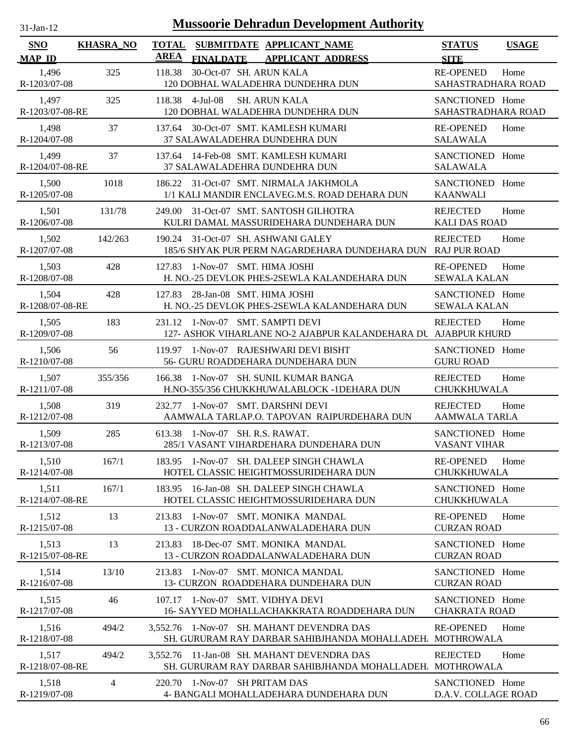# Mussoorie Dehradun Development Authority

31-Jan-12

| SNO / MAP_ID | KHASRA_NO | TOTAL AREA | SUBMITDATE / FINALDATE | APPLICANT_NAME / APPLICANT_ADDRESS | STATUS / SITE | USAGE |
|---|---|---|---|---|---|---|
| 1,496<br>R-1203/07-08 | 325 | 118.38 | 30-Oct-07 | SH. ARUN KALA<br>120 DOBHAL WALADEHRA DUNDEHRA DUN | RE-OPENED<br>SAHASTRADHARA ROAD | Home |
| 1,497<br>R-1203/07-08-RE | 325 | 118.38 | 4-Jul-08 | SH. ARUN KALA<br>120 DOBHAL WALADEHRA DUNDEHRA DUN | SANCTIONED<br>SAHASTRADHARA ROAD | Home |
| 1,498<br>R-1204/07-08 | 37 | 137.64 | 30-Oct-07 | SMT. KAMLESH KUMARI<br>37 SALAWALADEHRA DUNDEHRA DUN | RE-OPENED<br>SALAWALA | Home |
| 1,499<br>R-1204/07-08-RE | 37 | 137.64 | 14-Feb-08 | SMT. KAMLESH KUMARI<br>37 SALAWALADEHRA DUNDEHRA DUN | SANCTIONED<br>SALAWALA | Home |
| 1,500<br>R-1205/07-08 | 1018 | 186.22 | 31-Oct-07 | SMT. NIRMALA JAKHMOLA<br>1/1 KALI MANDIR ENCLAVEG.M.S. ROAD DEHARA DUN | SANCTIONED<br>KAANWALI | Home |
| 1,501<br>R-1206/07-08 | 131/78 | 249.00 | 31-Oct-07 | SMT. SANTOSH GILHOTRA<br>KULRI DAMAL MASSURIDEHARA DUNDEHARA DUN | REJECTED<br>KALI DAS ROAD | Home |
| 1,502<br>R-1207/07-08 | 142/263 | 190.24 | 31-Oct-07 | SH. ASHWANI GALEY<br>185/6 SHYAK PUR PERM NAGARDEHARA DUNDEHARA DUN | REJECTED<br>RAJ PUR ROAD | Home |
| 1,503<br>R-1208/07-08 | 428 | 127.83 | 1-Nov-07 | SMT. HIMA JOSHI<br>H. NO.-25 DEVLOK PHES-2SEWLA KALANDEHARA DUN | RE-OPENED<br>SEWALA KALAN | Home |
| 1,504<br>R-1208/07-08-RE | 428 | 127.83 | 28-Jan-08 | SMT. HIMA JOSHI<br>H. NO.-25 DEVLOK PHES-2SEWLA KALANDEHARA DUN | SANCTIONED<br>SEWALA KALAN | Home |
| 1,505<br>R-1209/07-08 | 183 | 231.12 | 1-Nov-07 | SMT. SAMPTI DEVI<br>127- ASHOK VIHARLANE NO-2 AJABPUR KALANDEHARA DU | REJECTED<br>AJABPUR KHURD | Home |
| 1,506<br>R-1210/07-08 | 56 | 119.97 | 1-Nov-07 | RAJESHWARI DEVI BISHT<br>56- GURU ROADDEHARA DUNDEHARA DUN | SANCTIONED<br>GURU ROAD | Home |
| 1,507<br>R-1211/07-08 | 355/356 | 166.38 | 1-Nov-07 | SH. SUNIL KUMAR BANGA<br>H.NO-355/356 CHUKKHUWALABLOCK -1DEHARA DUN | REJECTED<br>CHUKKHUWALA | Home |
| 1,508<br>R-1212/07-08 | 319 | 232.77 | 1-Nov-07 | SMT. DARSHNI DEVI<br>AAMWALA TARLAP.O. TAPOVAN RAIPURDEHARA DUN | REJECTED<br>AAMWALA TARLA | Home |
| 1,509<br>R-1213/07-08 | 285 | 613.38 | 1-Nov-07 | SH. R.S. RAWAT.<br>285/1 VASANT VIHARDEHARA DUNDEHARA DUN | SANCTIONED<br>VASANT VIHAR | Home |
| 1,510<br>R-1214/07-08 | 167/1 | 183.95 | 1-Nov-07 | SH. DALEEP SINGH CHAWLA<br>HOTEL CLASSIC HEIGHTMOSSURIDEHARA DUN | RE-OPENED<br>CHUKKHUWALA | Home |
| 1,511<br>R-1214/07-08-RE | 167/1 | 183.95 | 16-Jan-08 | SH. DALEEP SINGH CHAWLA<br>HOTEL CLASSIC HEIGHTMOSSURIDEHARA DUN | SANCTIONED<br>CHUKKHUWALA | Home |
| 1,512<br>R-1215/07-08 | 13 | 213.83 | 1-Nov-07 | SMT. MONIKA MANDAL<br>13 - CURZON ROADDALANWALADEHARA DUN | RE-OPENED<br>CURZAN ROAD | Home |
| 1,513<br>R-1215/07-08-RE | 13 | 213.83 | 18-Dec-07 | SMT. MONIKA MANDAL<br>13 - CURZON ROADDALANWALADEHARA DUN | SANCTIONED<br>CURZAN ROAD | Home |
| 1,514<br>R-1216/07-08 | 13/10 | 213.83 | 1-Nov-07 | SMT. MONICA MANDAL<br>13- CURZON ROADDEHARA DUNDEHARA DUN | SANCTIONED<br>CURZAN ROAD | Home |
| 1,515<br>R-1217/07-08 | 46 | 107.17 | 1-Nov-07 | SMT. VIDHYA DEVI<br>16- SAYYED MOHALLACHAKKRATA ROADDEHARA DUN | SANCTIONED<br>CHAKRATA ROAD | Home |
| 1,516<br>R-1218/07-08 | 494/2 | 3,552.76 | 1-Nov-07 | SH. MAHANT DEVENDRA DAS<br>SH. GURURAM RAY DARBAR SAHIBJHANDA MOHALLADEH | RE-OPENED<br>MOTHROWALA | Home |
| 1,517<br>R-1218/07-08-RE | 494/2 | 3,552.76 | 11-Jan-08 | SH. MAHANT DEVENDRA DAS<br>SH. GURURAM RAY DARBAR SAHIBJHANDA MOHALLADEH | REJECTED<br>MOTHROWALA | Home |
| 1,518<br>R-1219/07-08 | 4 | 220.70 | 1-Nov-07 | SH PRITAM DAS<br>4- BANGALI MOHALLADEHARA DUNDEHARA DUN | SANCTIONED<br>D.A.V. COLLAGE ROAD | Home |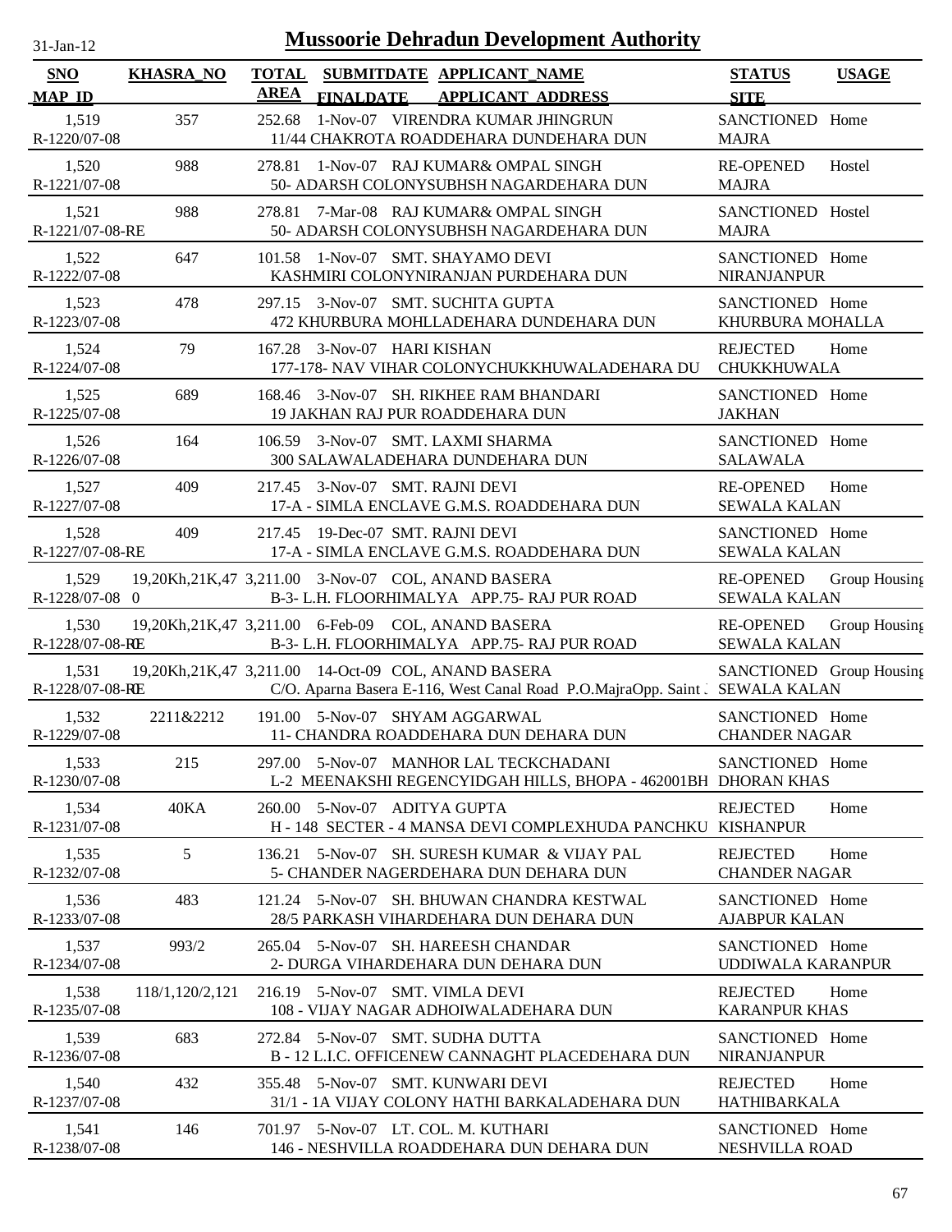# Mussoorie Dehradun Development Authority

31-Jan-12

| SNO / MAP_ID | KHASRA_NO | TOTAL AREA | SUBMITDATE / FINALDATE | APPLICANT_NAME / APPLICANT_ADDRESS | STATUS / SITE | USAGE |
|---|---|---|---|---|---|---|
| 1,519 / R-1220/07-08 | 357 | 252.68 | 1-Nov-07 | VIRENDRA KUMAR JHINGRUN / 11/44 CHAKROTA ROADDEHARA DUNDEHARA DUN | SANCTIONED / MAJRA | Home |
| 1,520 / R-1221/07-08 | 988 | 278.81 | 1-Nov-07 | RAJ KUMAR& OMPAL SINGH / 50- ADARSH COLONYSUBHSH NAGARDEHARA DUN | RE-OPENED / MAJRA | Hostel |
| 1,521 / R-1221/07-08-RE | 988 | 278.81 | 7-Mar-08 | RAJ KUMAR& OMPAL SINGH / 50- ADARSH COLONYSUBHSH NAGARDEHARA DUN | SANCTIONED / MAJRA | Hostel |
| 1,522 / R-1222/07-08 | 647 | 101.58 | 1-Nov-07 | SMT. SHAYAMO DEVI / KASHMIRI COLONYNIRANJAN PURDEHARA DUN | SANCTIONED / NIRANJANPUR | Home |
| 1,523 / R-1223/07-08 | 478 | 297.15 | 3-Nov-07 | SMT. SUCHITA GUPTA / 472 KHURBURA MOHLLADEHARA DUNDEHARA DUN | SANCTIONED / KHURBURA MOHALLA | Home |
| 1,524 / R-1224/07-08 | 79 | 167.28 | 3-Nov-07 | HARI KISHAN / 177-178- NAV VIHAR COLONYCHUKKHUWALADEHARA DU | REJECTED / CHUKKHUWALA | Home |
| 1,525 / R-1225/07-08 | 689 | 168.46 | 3-Nov-07 | SH. RIKHEE RAM BHANDARI / 19 JAKHAN RAJ PUR ROADDEHARA DUN | SANCTIONED / JAKHAN | Home |
| 1,526 / R-1226/07-08 | 164 | 106.59 | 3-Nov-07 | SMT. LAXMI SHARMA / 300 SALAWALADEHARA DUNDEHARA DUN | SANCTIONED / SALAWALA | Home |
| 1,527 / R-1227/07-08 | 409 | 217.45 | 3-Nov-07 | SMT. RAJNI DEVI / 17-A - SIMLA ENCLAVE G.M.S. ROADDEHARA DUN | RE-OPENED / SEWALA KALAN | Home |
| 1,528 / R-1227/07-08-RE | 409 | 217.45 | 19-Dec-07 | SMT. RAJNI DEVI / 17-A - SIMLA ENCLAVE G.M.S. ROADDEHARA DUN | SANCTIONED / SEWALA KALAN | Home |
| 1,529 / R-1228/07-08 | 19,20Kh,21K,47 0 | 3,211.00 | 3-Nov-07 | COL, ANAND BASERA / B-3- L.H. FLOORHIMALYA APP.75- RAJ PUR ROAD | RE-OPENED / SEWALA KALAN | Group Housing |
| 1,530 / R-1228/07-08-RE | 19,20Kh,21K,47 | 3,211.00 | 6-Feb-09 | COL, ANAND BASERA / B-3- L.H. FLOORHIMALYA APP.75- RAJ PUR ROAD | RE-OPENED / SEWALA KALAN | Group Housing |
| 1,531 / R-1228/07-08-RE | 19,20Kh,21K,47 | 3,211.00 | 14-Oct-09 | COL, ANAND BASERA / C/O. Aparna Basera E-116, West Canal Road P.O.MajraOpp. Saint J | SANCTIONED / SEWALA KALAN | Group Housing |
| 1,532 / R-1229/07-08 | 2211&2212 | 191.00 | 5-Nov-07 | SHYAM AGGARWAL / 11- CHANDRA ROADDEHARA DUN DEHARA DUN | SANCTIONED / CHANDER NAGAR | Home |
| 1,533 / R-1230/07-08 | 215 | 297.00 | 5-Nov-07 | MANHOR LAL TECKCHADANI / L-2 MEENAKSHI REGENCYIDGAH HILLS, BHOPA - 462001BH | SANCTIONED / DHORAN KHAS | Home |
| 1,534 / R-1231/07-08 | 40KA | 260.00 | 5-Nov-07 | ADITYA GUPTA / H - 148 SECTER - 4 MANSA DEVI COMPLEXHUDA PANCHKU | REJECTED / KISHANPUR | Home |
| 1,535 / R-1232/07-08 | 5 | 136.21 | 5-Nov-07 | SH. SURESH KUMAR & VIJAY PAL / 5- CHANDER NAGERDEHARA DUN DEHARA DUN | REJECTED / CHANDER NAGAR | Home |
| 1,536 / R-1233/07-08 | 483 | 121.24 | 5-Nov-07 | SH. BHUWAN CHANDRA KESTWAL / 28/5 PARKASH VIHARDEHARA DUN DEHARA DUN | SANCTIONED / AJABPUR KALAN | Home |
| 1,537 / R-1234/07-08 | 993/2 | 265.04 | 5-Nov-07 | SH. HAREESH CHANDAR / 2- DURGA VIHARDEHARA DUN DEHARA DUN | SANCTIONED / UDDIWALA KARANPUR | Home |
| 1,538 / R-1235/07-08 | 118/1,120/2,121 | 216.19 | 5-Nov-07 | SMT. VIMLA DEVI / 108 - VIJAY NAGAR ADHOIWALADEHARA DUN | REJECTED / KARANPUR KHAS | Home |
| 1,539 / R-1236/07-08 | 683 | 272.84 | 5-Nov-07 | SMT. SUDHA DUTTA / B - 12 L.I.C. OFFICENEW CANNAGHT PLACEDEHARA DUN | SANCTIONED / NIRANJANPUR | Home |
| 1,540 / R-1237/07-08 | 432 | 355.48 | 5-Nov-07 | SMT. KUNWARI DEVI / 31/1 - 1A VIJAY COLONY HATHI BARKALADEHARA DUN | REJECTED / HATHIBARKALA | Home |
| 1,541 / R-1238/07-08 | 146 | 701.97 | 5-Nov-07 | LT. COL. M. KUTHARI / 146 - NESHVILLA ROADDEHARA DUN DEHARA DUN | SANCTIONED / NESHVILLA ROAD | Home |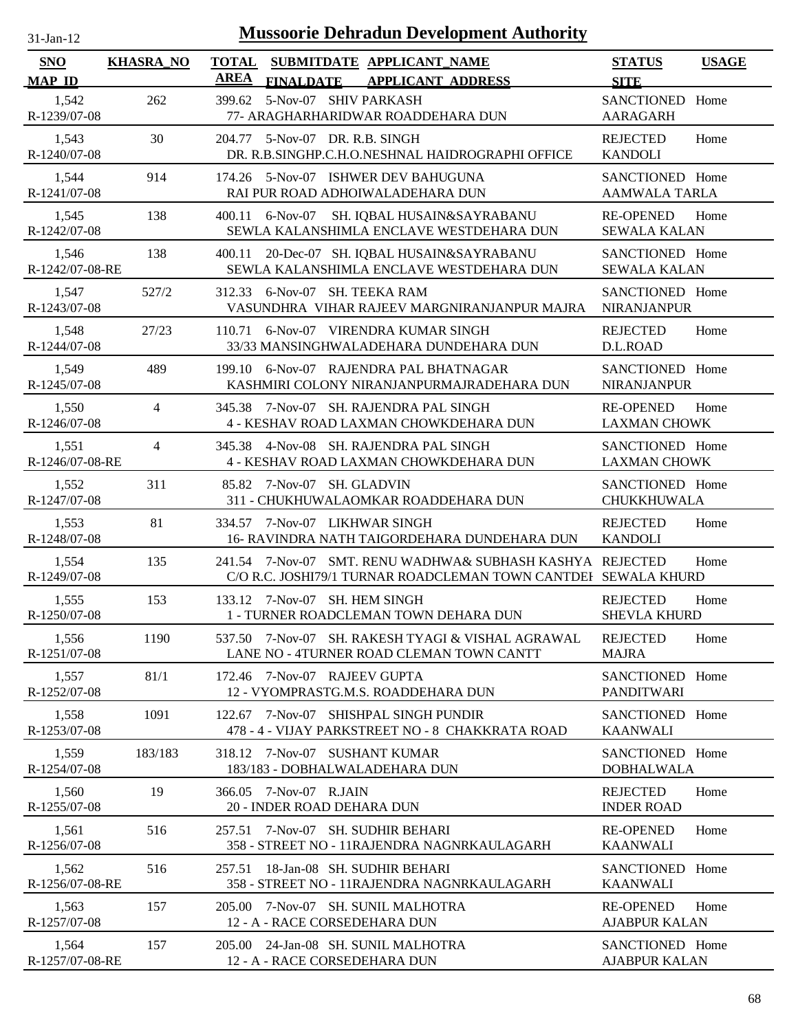# Mussoorie Dehradun Development Authority

31-Jan-12

| SNO / MAP_ID | KHASRA_NO | TOTAL AREA | SUBMITDATE / FINALDATE | APPLICANT_NAME / APPLICANT_ADDRESS | STATUS / SITE | USAGE |
|---|---|---|---|---|---|---|
| 1,542 / R-1239/07-08 | 262 | 399.62 | 5-Nov-07 | SHIV PARKASH / 77- ARAGHARHARIDWAR ROADDEHARA DUN | SANCTIONED / AARAGARH | Home |
| 1,543 / R-1240/07-08 | 30 | 204.77 | 5-Nov-07 | DR. R.B. SINGH / DR. R.B.SINGHP.C.H.O.NESHNAL HAIDROGRAPHI OFFICE | REJECTED / KANDOLI | Home |
| 1,544 / R-1241/07-08 | 914 | 174.26 | 5-Nov-07 | ISHWER DEV BAHUGUNA / RAI PUR ROAD ADHOIWALADEHARA DUN | SANCTIONED / AAMWALA TARLA | Home |
| 1,545 / R-1242/07-08 | 138 | 400.11 | 6-Nov-07 | SH. IQBAL HUSAIN&SAYRABANU / SEWLA KALANSHIMLA ENCLAVE WESTDEHARA DUN | RE-OPENED / SEWALA KALAN | Home |
| 1,546 / R-1242/07-08-RE | 138 | 400.11 | 20-Dec-07 | SH. IQBAL HUSAIN&SAYRABANU / SEWLA KALANSHIMLA ENCLAVE WESTDEHARA DUN | SANCTIONED / SEWALA KALAN | Home |
| 1,547 / R-1243/07-08 | 527/2 | 312.33 | 6-Nov-07 | SH. TEEKA RAM / VASUNDHRA VIHAR RAJEEV MARGNIRANJANPUR MAJRA | SANCTIONED / NIRANJANPUR | Home |
| 1,548 / R-1244/07-08 | 27/23 | 110.71 | 6-Nov-07 | VIRENDRA KUMAR SINGH / 33/33 MANSINGHWALADEHARA DUNDEHARA DUN | REJECTED / D.L.ROAD | Home |
| 1,549 / R-1245/07-08 | 489 | 199.10 | 6-Nov-07 | RAJENDRA PAL BHATNAGAR / KASHMIRI COLONY NIRANJANPURMAJRADEHARA DUN | SANCTIONED / NIRANJANPUR | Home |
| 1,550 / R-1246/07-08 | 4 | 345.38 | 7-Nov-07 | SH. RAJENDRA PAL SINGH / 4 - KESHAV ROAD LAXMAN CHOWKDEHARA DUN | RE-OPENED / LAXMAN CHOWK | Home |
| 1,551 / R-1246/07-08-RE | 4 | 345.38 | 4-Nov-08 | SH. RAJENDRA PAL SINGH / 4 - KESHAV ROAD LAXMAN CHOWKDEHARA DUN | SANCTIONED / LAXMAN CHOWK | Home |
| 1,552 / R-1247/07-08 | 311 | 85.82 | 7-Nov-07 | SH. GLADVIN / 311 - CHUKHUWALAOMKAR ROADDEHARA DUN | SANCTIONED / CHUKKHUWALA | Home |
| 1,553 / R-1248/07-08 | 81 | 334.57 | 7-Nov-07 | LIKHWAR SINGH / 16- RAVINDRA NATH TAIGORDEHARA DUNDEHARA DUN | REJECTED / KANDOLI | Home |
| 1,554 / R-1249/07-08 | 135 | 241.54 | 7-Nov-07 | SMT. RENU WADHWA& SUBHASH KASHYA / C/O R.C. JOSHI79/1 TURNAR ROADCLEMAN TOWN CANTDEH | REJECTED / SEWALA KHURD | Home |
| 1,555 / R-1250/07-08 | 153 | 133.12 | 7-Nov-07 | SH. HEM SINGH / 1 - TURNER ROADCLEMAN TOWN DEHARA DUN | REJECTED / SHEVLA KHURD | Home |
| 1,556 / R-1251/07-08 | 1190 | 537.50 | 7-Nov-07 | SH. RAKESH TYAGI & VISHAL AGRAWAL / LANE NO - 4TURNER ROAD CLEMAN TOWN CANTT | REJECTED / MAJRA | Home |
| 1,557 / R-1252/07-08 | 81/1 | 172.46 | 7-Nov-07 | RAJEEV GUPTA / 12 - VYOMPRASTG.M.S. ROADDEHARA DUN | SANCTIONED / PANDITWARI | Home |
| 1,558 / R-1253/07-08 | 1091 | 122.67 | 7-Nov-07 | SHISHPAL SINGH PUNDIR / 478 - 4 - VIJAY PARKSTREET NO - 8 CHAKKRATA ROAD | SANCTIONED / KAANWALI | Home |
| 1,559 / R-1254/07-08 | 183/183 | 318.12 | 7-Nov-07 | SUSHANT KUMAR / 183/183 - DOBHALWALADEHARA DUN | SANCTIONED / DOBHALWALA | Home |
| 1,560 / R-1255/07-08 | 19 | 366.05 | 7-Nov-07 | R.JAIN / 20 - INDER ROAD DEHARA DUN | REJECTED / INDER ROAD | Home |
| 1,561 / R-1256/07-08 | 516 | 257.51 | 7-Nov-07 | SH. SUDHIR BEHARI / 358 - STREET NO - 11RAJENDRA NAGNRKAULAGARH | RE-OPENED / KAANWALI | Home |
| 1,562 / R-1256/07-08-RE | 516 | 257.51 | 18-Jan-08 | SH. SUDHIR BEHARI / 358 - STREET NO - 11RAJENDRA NAGNRKAULAGARH | SANCTIONED / KAANWALI | Home |
| 1,563 / R-1257/07-08 | 157 | 205.00 | 7-Nov-07 | SH. SUNIL MALHOTRA / 12 - A - RACE CORSEDEHARA DUN | RE-OPENED / AJABPUR KALAN | Home |
| 1,564 / R-1257/07-08-RE | 157 | 205.00 | 24-Jan-08 | SH. SUNIL MALHOTRA / 12 - A - RACE CORSEDEHARA DUN | SANCTIONED / AJABPUR KALAN | Home |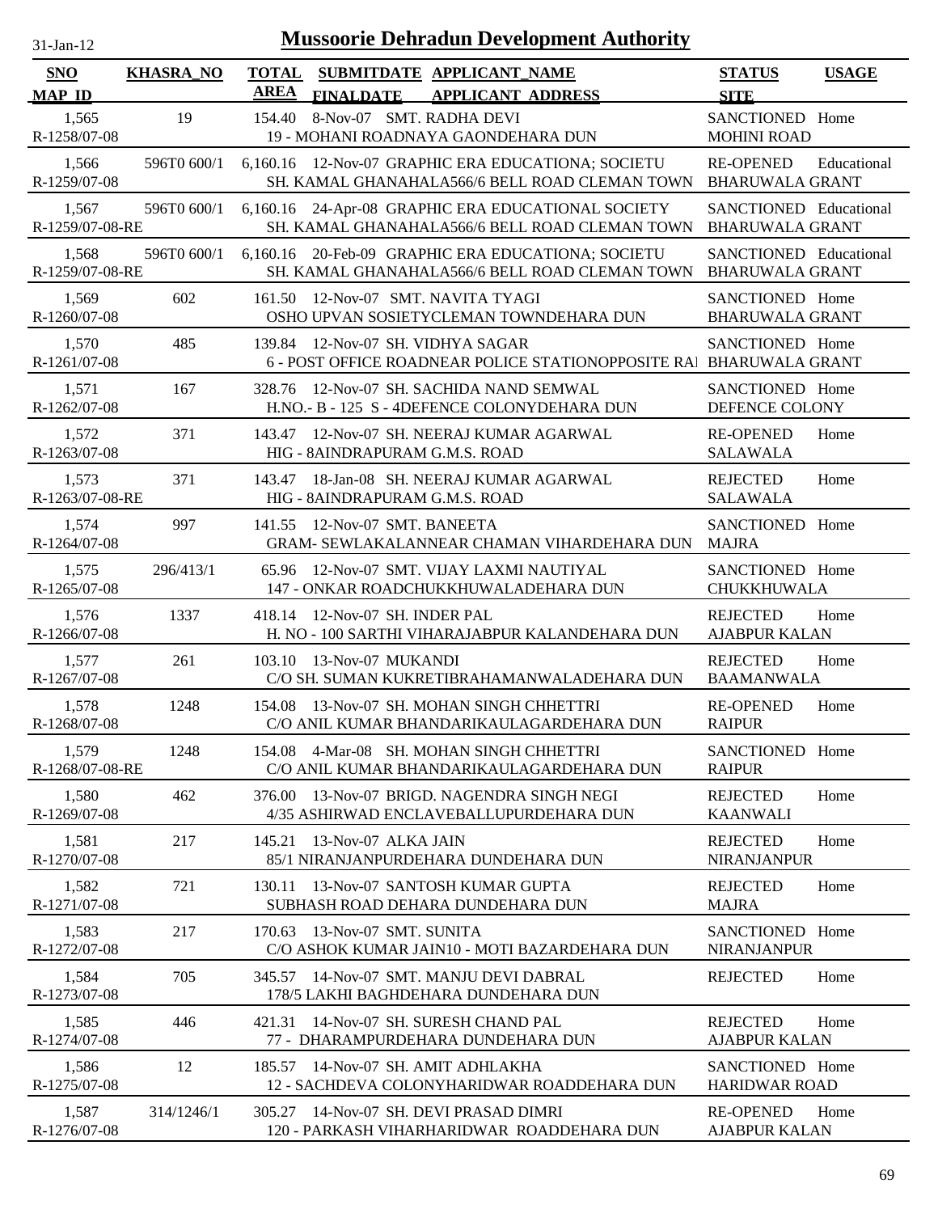# Mussoorie Dehradun Development Authority

31-Jan-12

| SNO / MAP_ID | KHASRA_NO | TOTAL AREA | SUBMITDATE / FINALDATE | APPLICANT_NAME / APPLICANT_ADDRESS | STATUS / SITE | USAGE |
|---|---|---|---|---|---|---|
| 1,565 / R-1258/07-08 | 19 | 154.40 | 8-Nov-07 | SMT. RADHA DEVI / 19 - MOHANI ROADNAYA GAONDEHARA DUN | SANCTIONED / MOHINI ROAD | Home |
| 1,566 / R-1259/07-08 | 596T0 600/1 | 6,160.16 | 12-Nov-07 | GRAPHIC ERA EDUCATIONA; SOCIETU / SH. KAMAL GHANAHALA566/6 BELL ROAD CLEMAN TOWN | RE-OPENED / BHARUWALA GRANT | Educational |
| 1,567 / R-1259/07-08-RE | 596T0 600/1 | 6,160.16 | 24-Apr-08 | GRAPHIC ERA EDUCATIONAL SOCIETY / SH. KAMAL GHANAHALA566/6 BELL ROAD CLEMAN TOWN | SANCTIONED / BHARUWALA GRANT | Educational |
| 1,568 / R-1259/07-08-RE | 596T0 600/1 | 6,160.16 | 20-Feb-09 | GRAPHIC ERA EDUCATIONA; SOCIETU / SH. KAMAL GHANAHALA566/6 BELL ROAD CLEMAN TOWN | SANCTIONED / BHARUWALA GRANT | Educational |
| 1,569 / R-1260/07-08 | 602 | 161.50 | 12-Nov-07 | SMT. NAVITA TYAGI / OSHO UPVAN SOSIETYCLEMAN TOWNDEHARA DUN | SANCTIONED / BHARUWALA GRANT | Home |
| 1,570 / R-1261/07-08 | 485 | 139.84 | 12-Nov-07 | SH. VIDHYA SAGAR / 6 - POST OFFICE ROADNEAR POLICE STATIONOPPOSITE RAI | SANCTIONED / BHARUWALA GRANT | Home |
| 1,571 / R-1262/07-08 | 167 | 328.76 | 12-Nov-07 | SH. SACHIDA NAND SEMWAL / H.NO.- B - 125 S - 4DEFENCE COLONYDEHARA DUN | SANCTIONED / DEFENCE COLONY | Home |
| 1,572 / R-1263/07-08 | 371 | 143.47 | 12-Nov-07 | SH. NEERAJ KUMAR AGARWAL / HIG - 8AINDRAPURAM G.M.S. ROAD | RE-OPENED / SALAWALA | Home |
| 1,573 / R-1263/07-08-RE | 371 | 143.47 | 18-Jan-08 | SH. NEERAJ KUMAR AGARWAL / HIG - 8AINDRAPURAM G.M.S. ROAD | REJECTED / SALAWALA | Home |
| 1,574 / R-1264/07-08 | 997 | 141.55 | 12-Nov-07 | SMT. BANEETA / GRAM- SEWLAKALANNEAR CHAMAN VIHARDEHARA DUN | SANCTIONED / MAJRA | Home |
| 1,575 / R-1265/07-08 | 296/413/1 | 65.96 | 12-Nov-07 | SMT. VIJAY LAXMI NAUTIYAL / 147 - ONKAR ROADCHUKKHUWALADEHARA DUN | SANCTIONED / CHUKKHUWALA | Home |
| 1,576 / R-1266/07-08 | 1337 | 418.14 | 12-Nov-07 | SH. INDER PAL / H. NO - 100 SARTHI VIHARAJABPUR KALANDEHARA DUN | REJECTED / AJABPUR KALAN | Home |
| 1,577 / R-1267/07-08 | 261 | 103.10 | 13-Nov-07 | MUKANDI / C/O SH. SUMAN KUKRETIBRAHAMANWALADEHARA DUN | REJECTED / BAAMANWALA | Home |
| 1,578 / R-1268/07-08 | 1248 | 154.08 | 13-Nov-07 | SH. MOHAN SINGH CHHETTRI / C/O ANIL KUMAR BHANDARIKAULAGARDEHARA DUN | RE-OPENED / RAIPUR | Home |
| 1,579 / R-1268/07-08-RE | 1248 | 154.08 | 4-Mar-08 | SH. MOHAN SINGH CHHETTRI / C/O ANIL KUMAR BHANDARIKAULAGARDEHARA DUN | SANCTIONED / RAIPUR | Home |
| 1,580 / R-1269/07-08 | 462 | 376.00 | 13-Nov-07 | BRIGD. NAGENDRA SINGH NEGI / 4/35 ASHIRWAD ENCLAVEBALLUPURDEHARA DUN | REJECTED / KAANWALI | Home |
| 1,581 / R-1270/07-08 | 217 | 145.21 | 13-Nov-07 | ALKA JAIN / 85/1 NIRANJANPURDEHARA DUNDEHARA DUN | REJECTED / NIRANJANPUR | Home |
| 1,582 / R-1271/07-08 | 721 | 130.11 | 13-Nov-07 | SANTOSH KUMAR GUPTA / SUBHASH ROAD DEHARA DUNDEHARA DUN | REJECTED / MAJRA | Home |
| 1,583 / R-1272/07-08 | 217 | 170.63 | 13-Nov-07 | SMT. SUNITA / C/O ASHOK KUMAR JAIN10 - MOTI BAZARDEHARA DUN | SANCTIONED / NIRANJANPUR | Home |
| 1,584 / R-1273/07-08 | 705 | 345.57 | 14-Nov-07 | SMT. MANJU DEVI DABRAL / 178/5 LAKHI BAGHDEHARA DUNDEHARA DUN | REJECTED | Home |
| 1,585 / R-1274/07-08 | 446 | 421.31 | 14-Nov-07 | SH. SURESH CHAND PAL / 77 - DHARAMPURDEHARA DUNDEHARA DUN | REJECTED / AJABPUR KALAN | Home |
| 1,586 / R-1275/07-08 | 12 | 185.57 | 14-Nov-07 | SH. AMIT ADHLAKHA / 12 - SACHDEVA COLONYHARIDWAR ROADDEHARA DUN | SANCTIONED / HARIDWAR ROAD | Home |
| 1,587 / R-1276/07-08 | 314/1246/1 | 305.27 | 14-Nov-07 | SH. DEVI PRASAD DIMRI / 120 - PARKASH VIHARHARIDWAR ROADDEHARA DUN | RE-OPENED / AJABPUR KALAN | Home |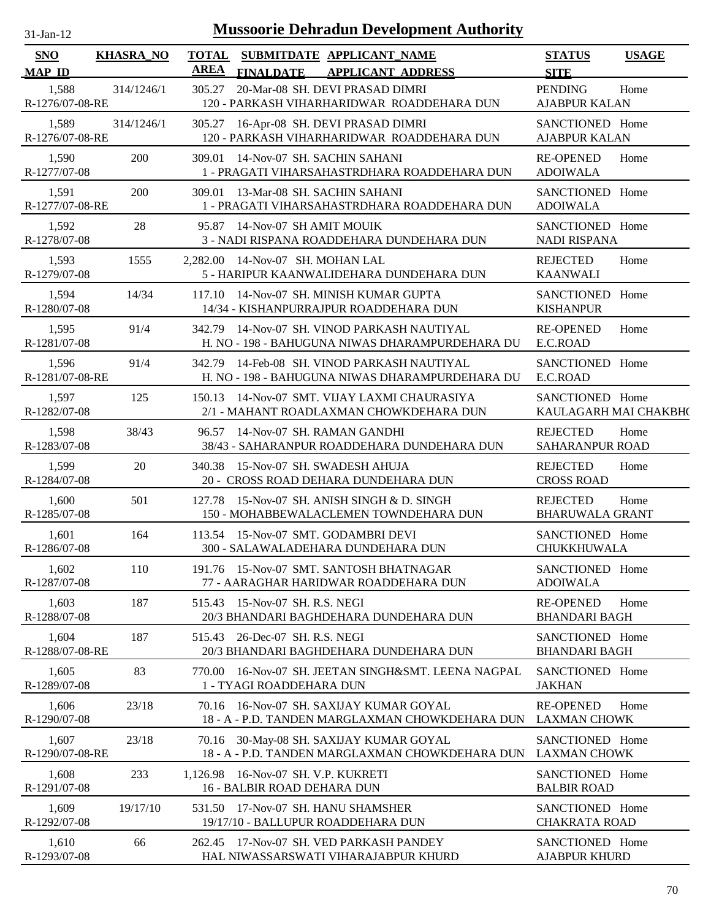# Mussoorie Dehradun Development Authority

31-Jan-12

| SNO / MAP_ID | KHASRA_NO | TOTAL AREA | SUBMITDATE / FINALDATE | APPLICANT_NAME / APPLICANT_ADDRESS | STATUS / SITE | USAGE |
|---|---|---|---|---|---|---|
| 1,588 / R-1276/07-08-RE | 314/1246/1 | 305.27 | 20-Mar-08 | SH. DEVI PRASAD DIMRI / 120 - PARKASH VIHARHARIDWAR ROADDEHARA DUN | PENDING / AJABPUR KALAN | Home |
| 1,589 / R-1276/07-08-RE | 314/1246/1 | 305.27 | 16-Apr-08 | SH. DEVI PRASAD DIMRI / 120 - PARKASH VIHARHARIDWAR ROADDEHARA DUN | SANCTIONED / AJABPUR KALAN | Home |
| 1,590 / R-1277/07-08 | 200 | 309.01 | 14-Nov-07 | SH. SACHIN SAHANI / 1 - PRAGATI VIHARSAHASTRDHARA ROADDEHARA DUN | RE-OPENED / ADOIWALA | Home |
| 1,591 / R-1277/07-08-RE | 200 | 309.01 | 13-Mar-08 | SH. SACHIN SAHANI / 1 - PRAGATI VIHARSAHASTRDHARA ROADDEHARA DUN | SANCTIONED / ADOIWALA | Home |
| 1,592 / R-1278/07-08 | 28 | 95.87 | 14-Nov-07 | SH AMIT MOUIK / 3 - NADI RISPANA ROADDEHARA DUNDEHARA DUN | SANCTIONED / NADI RISPANA | Home |
| 1,593 / R-1279/07-08 | 1555 | 2,282.00 | 14-Nov-07 | SH. MOHAN LAL / 5 - HARIPUR KAANWALIDEHARA DUNDEHARA DUN | REJECTED / KAANWALI | Home |
| 1,594 / R-1280/07-08 | 14/34 | 117.10 | 14-Nov-07 | SH. MINISH KUMAR GUPTA / 14/34 - KISHANPURRAJPUR ROADDEHARA DUN | SANCTIONED / KISHANPUR | Home |
| 1,595 / R-1281/07-08 | 91/4 | 342.79 | 14-Nov-07 | SH. VINOD PARKASH NAUTIYAL / H. NO - 198 - BAHUGUNA NIWAS DHARAMPURDEHARA DU | RE-OPENED / E.C.ROAD | Home |
| 1,596 / R-1281/07-08-RE | 91/4 | 342.79 | 14-Feb-08 | SH. VINOD PARKASH NAUTIYAL / H. NO - 198 - BAHUGUNA NIWAS DHARAMPURDEHARA DU | SANCTIONED / E.C.ROAD | Home |
| 1,597 / R-1282/07-08 | 125 | 150.13 | 14-Nov-07 | SMT. VIJAY LAXMI CHAURASIYA / 2/1 - MAHANT ROADLAXMAN CHOWKDEHARA DUN | SANCTIONED / KAULAGARH MAI CHAKBH( | Home |
| 1,598 / R-1283/07-08 | 38/43 | 96.57 | 14-Nov-07 | SH. RAMAN GANDHI / 38/43 - SAHARANPUR ROADDEHARA DUNDEHARA DUN | REJECTED / SAHARANPUR ROAD | Home |
| 1,599 / R-1284/07-08 | 20 | 340.38 | 15-Nov-07 | SH. SWADESH AHUJA / 20 - CROSS ROAD DEHARA DUNDEHARA DUN | REJECTED / CROSS ROAD | Home |
| 1,600 / R-1285/07-08 | 501 | 127.78 | 15-Nov-07 | SH. ANISH SINGH & D. SINGH / 150 - MOHABBEWALACLEMEN TOWNDEHARA DUN | REJECTED / BHARUWALA GRANT | Home |
| 1,601 / R-1286/07-08 | 164 | 113.54 | 15-Nov-07 | SMT. GODAMBRI DEVI / 300 - SALAWALADEHARA DUNDEHARA DUN | SANCTIONED / CHUKKHUWALA | Home |
| 1,602 / R-1287/07-08 | 110 | 191.76 | 15-Nov-07 | SMT. SANTOSH BHATNAGAR / 77 - AARAGHAR HARIDWAR ROADDEHARA DUN | SANCTIONED / ADOIWALA | Home |
| 1,603 / R-1288/07-08 | 187 | 515.43 | 15-Nov-07 | SH. R.S. NEGI / 20/3 BHANDARI BAGHDEHARA DUNDEHARA DUN | RE-OPENED / BHANDARI BAGH | Home |
| 1,604 / R-1288/07-08-RE | 187 | 515.43 | 26-Dec-07 | SH. R.S. NEGI / 20/3 BHANDARI BAGHDEHARA DUNDEHARA DUN | SANCTIONED / BHANDARI BAGH | Home |
| 1,605 / R-1289/07-08 | 83 | 770.00 | 16-Nov-07 | SH. JEETAN SINGH&SMT. LEENA NAGPAL / 1 - TYAGI ROADDEHARA DUN | SANCTIONED / JAKHAN | Home |
| 1,606 / R-1290/07-08 | 23/18 | 70.16 | 16-Nov-07 | SH. SAXIJAY KUMAR GOYAL / 18 - A - P.D. TANDEN MARGLAXMAN CHOWKDEHARA DUN | RE-OPENED / LAXMAN CHOWK | Home |
| 1,607 / R-1290/07-08-RE | 23/18 | 70.16 | 30-May-08 | SH. SAXIJAY KUMAR GOYAL / 18 - A - P.D. TANDEN MARGLAXMAN CHOWKDEHARA DUN | SANCTIONED / LAXMAN CHOWK | Home |
| 1,608 / R-1291/07-08 | 233 | 1,126.98 | 16-Nov-07 | SH. V.P. KUKRETI / 16 - BALBIR ROAD DEHARA DUN | SANCTIONED / BALBIR ROAD | Home |
| 1,609 / R-1292/07-08 | 19/17/10 | 531.50 | 17-Nov-07 | SH. HANU SHAMSHER / 19/17/10 - BALLUPUR ROADDEHARA DUN | SANCTIONED / CHAKRATA ROAD | Home |
| 1,610 / R-1293/07-08 | 66 | 262.45 | 17-Nov-07 | SH. VED PARKASH PANDEY / HAL NIWASSARSWATI VIHARAJABPUR KHURD | SANCTIONED / AJABPUR KHURD | Home |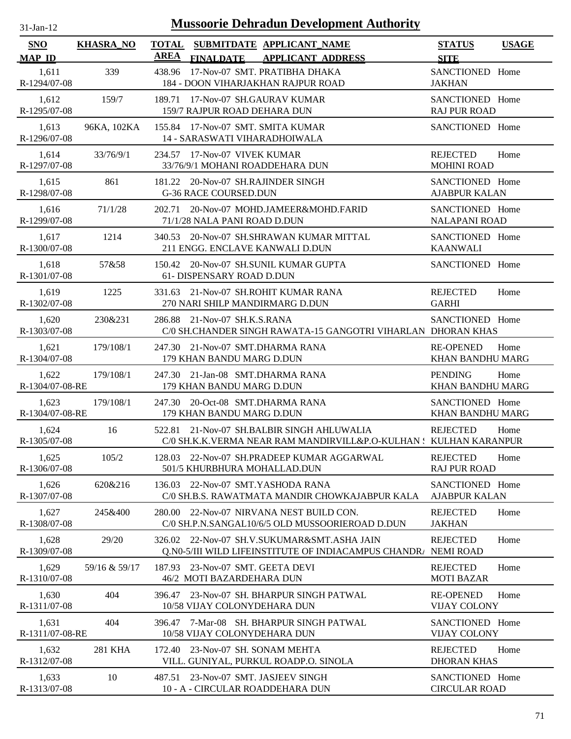# Mussoorie Dehradun Development Authority

31-Jan-12

| SNO / MAP_ID | KHASRA_NO | TOTAL AREA | SUBMITDATE / FINALDATE | APPLICANT_NAME / APPLICANT_ADDRESS | STATUS / SITE | USAGE |
|---|---|---|---|---|---|---|
| 1,611 / R-1294/07-08 | 339 | 438.96 | 17-Nov-07 | SMT. PRATIBHA DHAKA / 184 - DOON VIHARJAKHAN RAJPUR ROAD | SANCTIONED / JAKHAN | Home |
| 1,612 / R-1295/07-08 | 159/7 | 189.71 | 17-Nov-07 | SH.GAURAV KUMAR / 159/7 RAJPUR ROAD DEHARA DUN | SANCTIONED / RAJ PUR ROAD | Home |
| 1,613 / R-1296/07-08 | 96KA, 102KA | 155.84 | 17-Nov-07 | SMT. SMITA KUMAR / 14 - SARASWATI VIHARADHOIWALA | SANCTIONED | Home |
| 1,614 / R-1297/07-08 | 33/76/9/1 | 234.57 | 17-Nov-07 | VIVEK KUMAR / 33/76/9/1 MOHANI ROADDEHARA DUN | REJECTED / MOHINI ROAD | Home |
| 1,615 / R-1298/07-08 | 861 | 181.22 | 20-Nov-07 | SH.RAJINDER SINGH / G-36 RACE COURSED.DUN | SANCTIONED / AJABPUR KALAN | Home |
| 1,616 / R-1299/07-08 | 71/1/28 | 202.71 | 20-Nov-07 | MOHD.JAMEER&MOHD.FARID / 71/1/28 NALA PANI ROAD D.DUN | SANCTIONED / NALAPANI ROAD | Home |
| 1,617 / R-1300/07-08 | 1214 | 340.53 | 20-Nov-07 | SH.SHRAWAN KUMAR MITTAL / 211 ENGG. ENCLAVE KANWALI D.DUN | SANCTIONED / KAANWALI | Home |
| 1,618 / R-1301/07-08 | 57&58 | 150.42 | 20-Nov-07 | SH.SUNIL KUMAR GUPTA / 61- DISPENSARY ROAD D.DUN | SANCTIONED | Home |
| 1,619 / R-1302/07-08 | 1225 | 331.63 | 21-Nov-07 | SH.ROHIT KUMAR RANA / 270 NARI SHILP MANDIRMARG D.DUN | REJECTED / GARHI | Home |
| 1,620 / R-1303/07-08 | 230&231 | 286.88 | 21-Nov-07 | SH.K.S.RANA / C/0 SH.CHANDER SINGH RAWATA-15 GANGOTRI VIHARLAN | SANCTIONED / DHORAN KHAS | Home |
| 1,621 / R-1304/07-08 | 179/108/1 | 247.30 | 21-Nov-07 | SMT.DHARMA RANA / 179 KHAN BANDU MARG D.DUN | RE-OPENED / KHAN BANDHU MARG | Home |
| 1,622 / R-1304/07-08-RE | 179/108/1 | 247.30 | 21-Jan-08 | SMT.DHARMA RANA / 179 KHAN BANDU MARG D.DUN | PENDING / KHAN BANDHU MARG | Home |
| 1,623 / R-1304/07-08-RE | 179/108/1 | 247.30 | 20-Oct-08 | SMT.DHARMA RANA / 179 KHAN BANDU MARG D.DUN | SANCTIONED / KHAN BANDHU MARG | Home |
| 1,624 / R-1305/07-08 | 16 | 522.81 | 21-Nov-07 | SH.BALBIR SINGH AHLUWALIA / C/0 SH.K.K.VERMA NEAR RAM MANDIRVILL&P.O-KULHAN S | REJECTED / KULHAN KARANPUR | Home |
| 1,625 / R-1306/07-08 | 105/2 | 128.03 | 22-Nov-07 | SH.PRADEEP KUMAR AGGARWAL / 501/5 KHURBHURA MOHALLAD.DUN | REJECTED / RAJ PUR ROAD | Home |
| 1,626 / R-1307/07-08 | 620&216 | 136.03 | 22-Nov-07 | SMT.YASHODA RANA / C/0 SH.B.S. RAWATMATA MANDIR CHOWKAJABPUR KALA | SANCTIONED / AJABPUR KALAN | Home |
| 1,627 / R-1308/07-08 | 245&400 | 280.00 | 22-Nov-07 | NIRVANA NEST BUILD CON. / C/0 SH.P.N.SANGAL10/6/5 OLD MUSSOORIEROAD D.DUN | REJECTED / JAKHAN | Home |
| 1,628 / R-1309/07-08 | 29/20 | 326.02 | 22-Nov-07 | SH.V.SUKUMAR&SMT.ASHA JAIN / Q.N0-5/III WILD LIFEINSTITUTE OF INDIACAMPUS CHANDRA | REJECTED / NEMI ROAD | Home |
| 1,629 / R-1310/07-08 | 59/16 & 59/17 | 187.93 | 23-Nov-07 | SMT. GEETA DEVI / 46/2 MOTI BAZARDEHARA DUN | REJECTED / MOTI BAZAR | Home |
| 1,630 / R-1311/07-08 | 404 | 396.47 | 23-Nov-07 | SH. BHARPUR SINGH PATWAL / 10/58 VIJAY COLONYDEHARA DUN | RE-OPENED / VIJAY COLONY | Home |
| 1,631 / R-1311/07-08-RE | 404 | 396.47 | 7-Mar-08 | SH. BHARPUR SINGH PATWAL / 10/58 VIJAY COLONYDEHARA DUN | SANCTIONED / VIJAY COLONY | Home |
| 1,632 / R-1312/07-08 | 281 KHA | 172.40 | 23-Nov-07 | SH. SONAM MEHTA / VILL. GUNIYAL, PURKUL ROADP.O. SINOLA | REJECTED / DHORAN KHAS | Home |
| 1,633 / R-1313/07-08 | 10 | 487.51 | 23-Nov-07 | SMT. JASJEEV SINGH / 10 - A - CIRCULAR ROADDEHARA DUN | SANCTIONED / CIRCULAR ROAD | Home |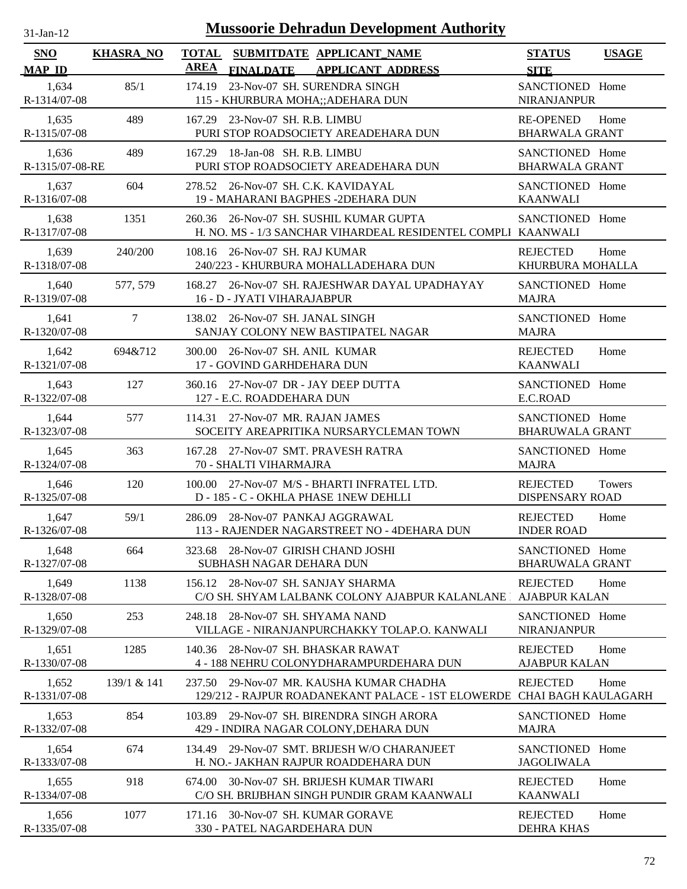# Mussoorie Dehradun Development Authority

31-Jan-12

| SNO<br>MAP_ID | KHASRA_NO | TOTAL AREA | SUBMITDATE<br>FINALDATE | APPLICANT_NAME<br>APPLICANT_ADDRESS | STATUS<br>SITE | USAGE |
|---|---|---|---|---|---|---|
| 1,634<br>R-1314/07-08 | 85/1 | 174.19 | 23-Nov-07 | SH. SURENDRA SINGH<br>115 - KHURBURA MOHA;;ADEHARA DUN | SANCTIONED<br>NIRANJANPUR | Home |
| 1,635<br>R-1315/07-08 | 489 | 167.29 | 23-Nov-07 | SH. R.B. LIMBU<br>PURI STOP ROADSOCIETY AREADEHARA DUN | RE-OPENED<br>BHARWALA GRANT | Home |
| 1,636<br>R-1315/07-08-RE | 489 | 167.29 | 18-Jan-08 | SH. R.B. LIMBU<br>PURI STOP ROADSOCIETY AREADEHARA DUN | SANCTIONED<br>BHARWALA GRANT | Home |
| 1,637<br>R-1316/07-08 | 604 | 278.52 | 26-Nov-07 | SH. C.K. KAVIDAYAL<br>19 - MAHARANI BAGPHES -2DEHARA DUN | SANCTIONED<br>KAANWALI | Home |
| 1,638<br>R-1317/07-08 | 1351 | 260.36 | 26-Nov-07 | SH. SUSHIL KUMAR GUPTA<br>H. NO. MS - 1/3 SANCHAR VIHARDEAL RESIDENTEL COMPLI | SANCTIONED<br>KAANWALI | Home |
| 1,639<br>R-1318/07-08 | 240/200 | 108.16 | 26-Nov-07 | SH. RAJ KUMAR<br>240/223 - KHURBURA MOHALLADEHARA DUN | REJECTED<br>KHURBURA MOHALLA | Home |
| 1,640<br>R-1319/07-08 | 577, 579 | 168.27 | 26-Nov-07 | SH. RAJESHWAR DAYAL UPADHAYAY<br>16 - D - JYATI VIHARAJABPUR | SANCTIONED<br>MAJRA | Home |
| 1,641<br>R-1320/07-08 | 7 | 138.02 | 26-Nov-07 | SH. JANAL SINGH<br>SANJAY COLONY NEW BASTIPATEL NAGAR | SANCTIONED<br>MAJRA | Home |
| 1,642<br>R-1321/07-08 | 694&712 | 300.00 | 26-Nov-07 | SH. ANIL KUMAR<br>17 - GOVIND GARHDEHARA DUN | REJECTED<br>KAANWALI | Home |
| 1,643<br>R-1322/07-08 | 127 | 360.16 | 27-Nov-07 | DR - JAY DEEP DUTTA<br>127 - E.C. ROADDEHARA DUN | SANCTIONED<br>E.C.ROAD | Home |
| 1,644<br>R-1323/07-08 | 577 | 114.31 | 27-Nov-07 | MR. RAJAN JAMES<br>SOCEITY AREAPRITIKA NURSARYCLEMAN TOWN | SANCTIONED<br>BHARUWALA GRANT | Home |
| 1,645<br>R-1324/07-08 | 363 | 167.28 | 27-Nov-07 | SMT. PRAVESH RATRA<br>70 - SHALTI VIHARMAJRA | SANCTIONED<br>MAJRA | Home |
| 1,646<br>R-1325/07-08 | 120 | 100.00 | 27-Nov-07 | M/S - BHARTI INFRATEL LTD.<br>D - 185 - C - OKHLA PHASE 1NEW DEHLLI | REJECTED<br>DISPENSARY ROAD | Towers |
| 1,647<br>R-1326/07-08 | 59/1 | 286.09 | 28-Nov-07 | PANKAJ AGGRAWAL<br>113 - RAJENDER NAGARSTREET NO - 4DEHARA DUN | REJECTED<br>INDER ROAD | Home |
| 1,648<br>R-1327/07-08 | 664 | 323.68 | 28-Nov-07 | GIRISH CHAND JOSHI<br>SUBHASH NAGAR DEHARA DUN | SANCTIONED<br>BHARUWALA GRANT | Home |
| 1,649<br>R-1328/07-08 | 1138 | 156.12 | 28-Nov-07 | SH. SANJAY SHARMA<br>C/O SH. SHYAM LALBANK COLONY AJABPUR KALANLANE | REJECTED<br>AJABPUR KALAN | Home |
| 1,650<br>R-1329/07-08 | 253 | 248.18 | 28-Nov-07 | SH. SHYAMA NAND<br>VILLAGE - NIRANJANPURCHAKKY TOLAP.O. KANWALI | SANCTIONED<br>NIRANJANPUR | Home |
| 1,651<br>R-1330/07-08 | 1285 | 140.36 | 28-Nov-07 | SH. BHASKAR RAWAT<br>4 - 188 NEHRU COLONYDHARAMPURDEHARA DUN | REJECTED<br>AJABPUR KALAN | Home |
| 1,652<br>R-1331/07-08 | 139/1 & 141 | 237.50 | 29-Nov-07 | MR. KAUSHA KUMAR CHADHA<br>129/212 - RAJPUR ROADANEKANT PALACE - 1ST ELOWERDE | REJECTED<br>CHAI BAGH KAULAGARH | Home |
| 1,653<br>R-1332/07-08 | 854 | 103.89 | 29-Nov-07 | SH. BIRENDRA SINGH ARORA<br>429 - INDIRA NAGAR COLONY,DEHARA DUN | SANCTIONED<br>MAJRA | Home |
| 1,654<br>R-1333/07-08 | 674 | 134.49 | 29-Nov-07 | SMT. BRIJESH W/O CHARANJEET<br>H. NO.- JAKHAN RAJPUR ROADDEHARA DUN | SANCTIONED<br>JAGOLIWALA | Home |
| 1,655<br>R-1334/07-08 | 918 | 674.00 | 30-Nov-07 | SH. BRIJESH KUMAR TIWARI<br>C/O SH. BRIJBHAN SINGH PUNDIR GRAM KAANWALI | REJECTED<br>KAANWALI | Home |
| 1,656<br>R-1335/07-08 | 1077 | 171.16 | 30-Nov-07 | SH. KUMAR GORAVE<br>330 - PATEL NAGARDEHARA DUN | REJECTED<br>DEHRA KHAS | Home |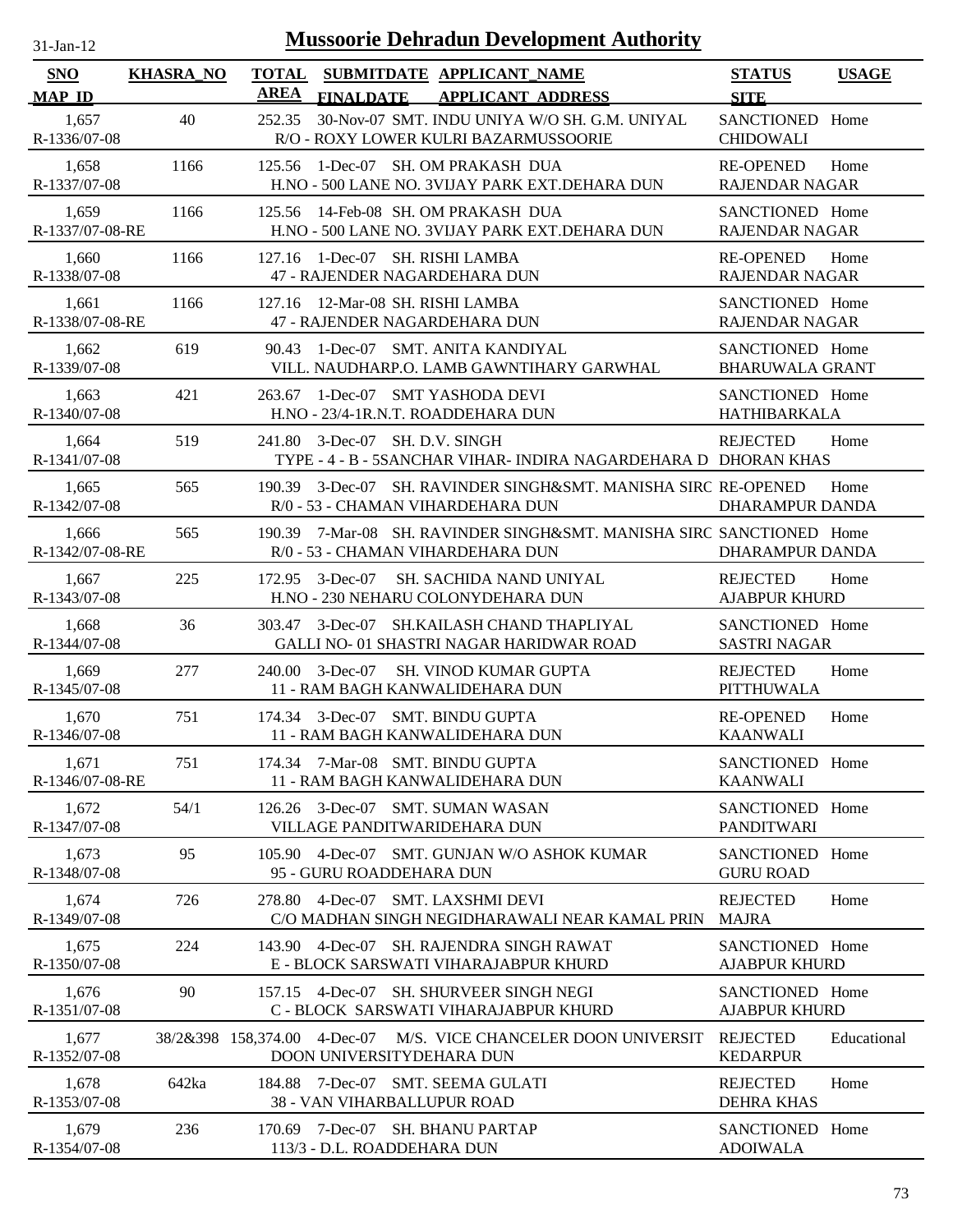# Mussoorie Dehradun Development Authority

31-Jan-12

| SNO / MAP_ID | KHASRA_NO | TOTAL AREA | SUBMITDATE / FINALDATE | APPLICANT_NAME / APPLICANT_ADDRESS | STATUS / SITE | USAGE |
|---|---|---|---|---|---|---|
| 1,657 / R-1336/07-08 | 40 | 252.35 | 30-Nov-07 | SMT. INDU UNIYA W/O SH. G.M. UNIYAL / R/O - ROXY LOWER KULRI BAZARMUSSOORIE | SANCTIONED / CHIDOWALI | Home |
| 1,658 / R-1337/07-08 | 1166 | 125.56 | 1-Dec-07 | SH. OM PRAKASH DUA / H.NO - 500 LANE NO. 3VIJAY PARK EXT.DEHARA DUN | RE-OPENED / RAJENDAR NAGAR | Home |
| 1,659 / R-1337/07-08-RE | 1166 | 125.56 | 14-Feb-08 | SH. OM PRAKASH DUA / H.NO - 500 LANE NO. 3VIJAY PARK EXT.DEHARA DUN | SANCTIONED / RAJENDAR NAGAR | Home |
| 1,660 / R-1338/07-08 | 1166 | 127.16 | 1-Dec-07 | SH. RISHI LAMBA / 47 - RAJENDER NAGARDEHARA DUN | RE-OPENED / RAJENDAR NAGAR | Home |
| 1,661 / R-1338/07-08-RE | 1166 | 127.16 | 12-Mar-08 | SH. RISHI LAMBA / 47 - RAJENDER NAGARDEHARA DUN | SANCTIONED / RAJENDAR NAGAR | Home |
| 1,662 / R-1339/07-08 | 619 | 90.43 | 1-Dec-07 | SMT. ANITA KANDIYAL / VILL. NAUDHARP.O. LAMB GAWNTIHARY GARWHAL | SANCTIONED / BHARUWALA GRANT | Home |
| 1,663 / R-1340/07-08 | 421 | 263.67 | 1-Dec-07 | SMT YASHODA DEVI / H.NO - 23/4-1R.N.T. ROADDEHARA DUN | SANCTIONED / HATHIBARKALA | Home |
| 1,664 / R-1341/07-08 | 519 | 241.80 | 3-Dec-07 | SH. D.V. SINGH / TYPE - 4 - B - 5SANCHAR VIHAR- INDIRA NAGARDEHARA D | REJECTED / DHORAN KHAS | Home |
| 1,665 / R-1342/07-08 | 565 | 190.39 | 3-Dec-07 | SH. RAVINDER SINGH&SMT. MANISHA SIRC / R/0 - 53 - CHAMAN VIHARDEHARA DUN | RE-OPENED / DHARAMPUR DANDA | Home |
| 1,666 / R-1342/07-08-RE | 565 | 190.39 | 7-Mar-08 | SH. RAVINDER SINGH&SMT. MANISHA SIRC / R/0 - 53 - CHAMAN VIHARDEHARA DUN | SANCTIONED / DHARAMPUR DANDA | Home |
| 1,667 / R-1343/07-08 | 225 | 172.95 | 3-Dec-07 | SH. SACHIDA NAND UNIYAL / H.NO - 230 NEHARU COLONYDEHARA DUN | REJECTED / AJABPUR KHURD | Home |
| 1,668 / R-1344/07-08 | 36 | 303.47 | 3-Dec-07 | SH.KAILASH CHAND THAPLIYAL / GALLI NO- 01 SHASTRI NAGAR HARIDWAR ROAD | SANCTIONED / SASTRI NAGAR | Home |
| 1,669 / R-1345/07-08 | 277 | 240.00 | 3-Dec-07 | SH. VINOD KUMAR GUPTA / 11 - RAM BAGH KANWALIDEHARA DUN | REJECTED / PITTHUWALA | Home |
| 1,670 / R-1346/07-08 | 751 | 174.34 | 3-Dec-07 | SMT. BINDU GUPTA / 11 - RAM BAGH KANWALIDEHARA DUN | RE-OPENED / KAANWALI | Home |
| 1,671 / R-1346/07-08-RE | 751 | 174.34 | 7-Mar-08 | SMT. BINDU GUPTA / 11 - RAM BAGH KANWALIDEHARA DUN | SANCTIONED / KAANWALI | Home |
| 1,672 / R-1347/07-08 | 54/1 | 126.26 | 3-Dec-07 | SMT. SUMAN WASAN / VILLAGE PANDITWARIDEHARA DUN | SANCTIONED / PANDITWARI | Home |
| 1,673 / R-1348/07-08 | 95 | 105.90 | 4-Dec-07 | SMT. GUNJAN W/O ASHOK KUMAR / 95 - GURU ROADDEHARA DUN | SANCTIONED / GURU ROAD | Home |
| 1,674 / R-1349/07-08 | 726 | 278.80 | 4-Dec-07 | SMT. LAXSHMI DEVI / C/O MADHAN SINGH NEGIDHARAWALI NEAR KAMAL PRIN | REJECTED / MAJRA | Home |
| 1,675 / R-1350/07-08 | 224 | 143.90 | 4-Dec-07 | SH. RAJENDRA SINGH RAWAT / E - BLOCK SARSWATI VIHARAJABPUR KHURD | SANCTIONED / AJABPUR KHURD | Home |
| 1,676 / R-1351/07-08 | 90 | 157.15 | 4-Dec-07 | SH. SHURVEER SINGH NEGI / C - BLOCK SARSWATI VIHARAJABPUR KHURD | SANCTIONED / AJABPUR KHURD | Home |
| 1,677 / R-1352/07-08 | 38/2&398 | 158,374.00 | 4-Dec-07 | M/S. VICE CHANCELER DOON UNIVERSIT / DOON UNIVERSITYDEHARA DUN | REJECTED / KEDARPUR | Educational |
| 1,678 / R-1353/07-08 | 642ka | 184.88 | 7-Dec-07 | SMT. SEEMA GULATI / 38 - VAN VIHARBALLUPUR ROAD | REJECTED / DEHRA KHAS | Home |
| 1,679 / R-1354/07-08 | 236 | 170.69 | 7-Dec-07 | SH. BHANU PARTAP / 113/3 - D.L. ROADDEHARA DUN | SANCTIONED / ADOIWALA | Home |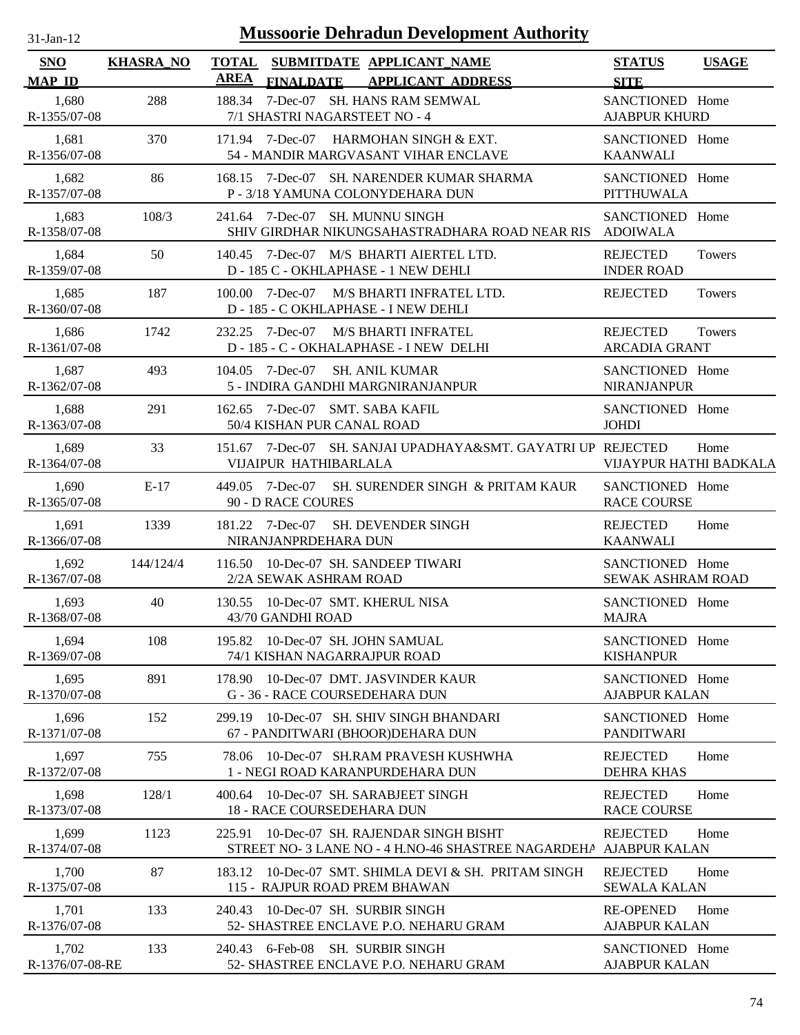# Mussoorie Dehradun Development Authority

31-Jan-12

| SNO<br>MAP_ID | KHASRA_NO | TOTAL AREA | SUBMITDATE<br>FINALDATE | APPLICANT_NAME<br>APPLICANT_ADDRESS | STATUS<br>SITE | USAGE |
|---|---|---|---|---|---|---|
| 1,680<br>R-1355/07-08 | 288 | 188.34 | 7-Dec-07 | SH. HANS RAM SEMWAL<br>7/1 SHASTRI NAGARSTEET NO - 4 | SANCTIONED<br>AJABPUR KHURD | Home |
| 1,681<br>R-1356/07-08 | 370 | 171.94 | 7-Dec-07 | HARMOHAN SINGH & EXT.<br>54 - MANDIR MARGVASANT VIHAR ENCLAVE | SANCTIONED<br>KAANWALI | Home |
| 1,682<br>R-1357/07-08 | 86 | 168.15 | 7-Dec-07 | SH. NARENDER KUMAR SHARMA<br>P - 3/18 YAMUNA COLONYDEHARA DUN | SANCTIONED<br>PITTHUWALA | Home |
| 1,683<br>R-1358/07-08 | 108/3 | 241.64 | 7-Dec-07 | SH. MUNNU SINGH<br>SHIV GIRDHAR NIKUNGSAHASTRADHARA ROAD NEAR RIS | SANCTIONED<br>ADOIWALA | Home |
| 1,684<br>R-1359/07-08 | 50 | 140.45 | 7-Dec-07 | M/S BHARTI AIERTEL LTD.<br>D - 185 C - OKHLAPHASE - 1 NEW DEHLI | REJECTED<br>INDER ROAD | Towers |
| 1,685<br>R-1360/07-08 | 187 | 100.00 | 7-Dec-07 | M/S BHARTI INFRATEL LTD.<br>D - 185 - C OKHLAPHASE - I NEW DEHLI | REJECTED | Towers |
| 1,686<br>R-1361/07-08 | 1742 | 232.25 | 7-Dec-07 | M/S BHARTI INFRATEL<br>D - 185 - C - OKHALAPHASE - I NEW DELHI | REJECTED<br>ARCADIA GRANT | Towers |
| 1,687<br>R-1362/07-08 | 493 | 104.05 | 7-Dec-07 | SH. ANIL KUMAR<br>5 - INDIRA GANDHI MARGNIRANJANPUR | SANCTIONED<br>NIRANJANPUR | Home |
| 1,688<br>R-1363/07-08 | 291 | 162.65 | 7-Dec-07 | SMT. SABA KAFIL<br>50/4 KISHAN PUR CANAL ROAD | SANCTIONED<br>JOHDI | Home |
| 1,689<br>R-1364/07-08 | 33 | 151.67 | 7-Dec-07 | SH. SANJAI UPADHAYA&SMT. GAYATRI UP<br>VIJAIPUR HATHIBARLALA | REJECTED<br>VIJAYPUR HATHI BADKALA | Home |
| 1,690<br>R-1365/07-08 | E-17 | 449.05 | 7-Dec-07 | SH. SURENDER SINGH & PRITAM KAUR<br>90 - D RACE COURES | SANCTIONED<br>RACE COURSE | Home |
| 1,691<br>R-1366/07-08 | 1339 | 181.22 | 7-Dec-07 | SH. DEVENDER SINGH<br>NIRANJANPRDEHARA DUN | REJECTED<br>KAANWALI | Home |
| 1,692<br>R-1367/07-08 | 144/124/4 | 116.50 | 10-Dec-07 | SH. SANDEEP TIWARI<br>2/2A SEWAK ASHRAM ROAD | SANCTIONED<br>SEWAK ASHRAM ROAD | Home |
| 1,693<br>R-1368/07-08 | 40 | 130.55 | 10-Dec-07 | SMT. KHERUL NISA<br>43/70 GANDHI ROAD | SANCTIONED<br>MAJRA | Home |
| 1,694<br>R-1369/07-08 | 108 | 195.82 | 10-Dec-07 | SH. JOHN SAMUAL<br>74/1 KISHAN NAGARRAJPUR ROAD | SANCTIONED<br>KISHANPUR | Home |
| 1,695<br>R-1370/07-08 | 891 | 178.90 | 10-Dec-07 | DMT. JASVINDER KAUR<br>G - 36 - RACE COURSEDEHARA DUN | SANCTIONED<br>AJABPUR KALAN | Home |
| 1,696<br>R-1371/07-08 | 152 | 299.19 | 10-Dec-07 | SH. SHIV SINGH BHANDARI<br>67 - PANDITWARI (BHOOR)DEHARA DUN | SANCTIONED<br>PANDITWARI | Home |
| 1,697<br>R-1372/07-08 | 755 | 78.06 | 10-Dec-07 | SH.RAM PRAVESH KUSHWHA<br>1 - NEGI ROAD KARANPURDEHARA DUN | REJECTED<br>DEHRA KHAS | Home |
| 1,698<br>R-1373/07-08 | 128/1 | 400.64 | 10-Dec-07 | SH. SARABJEET SINGH<br>18 - RACE COURSEDEHARA DUN | REJECTED<br>RACE COURSE | Home |
| 1,699<br>R-1374/07-08 | 1123 | 225.91 | 10-Dec-07 | SH. RAJENDAR SINGH BISHT<br>STREET NO- 3 LANE NO - 4 H.NO-46 SHASTREE NAGARDEHA | REJECTED<br>AJABPUR KALAN | Home |
| 1,700<br>R-1375/07-08 | 87 | 183.12 | 10-Dec-07 | SMT. SHIMLA DEVI & SH. PRITAM SINGH<br>115 - RAJPUR ROAD PREM BHAWAN | REJECTED<br>SEWALA KALAN | Home |
| 1,701<br>R-1376/07-08 | 133 | 240.43 | 10-Dec-07 | SH. SURBIR SINGH<br>52- SHASTREE ENCLAVE P.O. NEHARU GRAM | RE-OPENED<br>AJABPUR KALAN | Home |
| 1,702<br>R-1376/07-08-RE | 133 | 240.43 | 6-Feb-08 | SH. SURBIR SINGH<br>52- SHASTREE ENCLAVE P.O. NEHARU GRAM | SANCTIONED<br>AJABPUR KALAN | Home |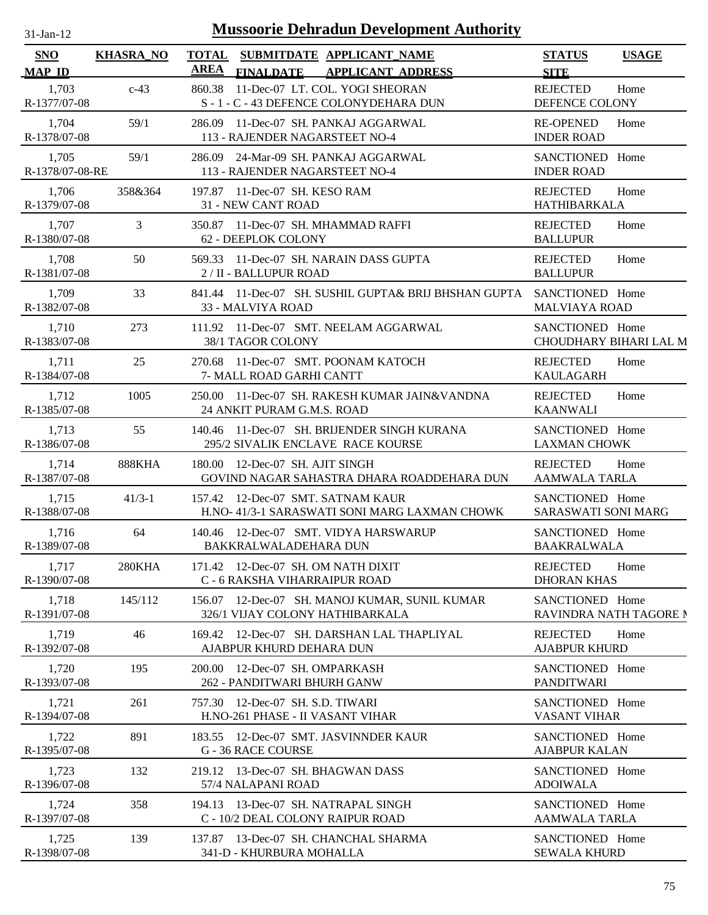# Mussoorie Dehradun Development Authority

31-Jan-12

| SNO / MAP_ID | KHASRA_NO | TOTAL AREA | SUBMITDATE / FINALDATE | APPLICANT_NAME / APPLICANT_ADDRESS | STATUS / SITE | USAGE |
|---|---|---|---|---|---|---|
| 1,703 / R-1377/07-08 | c-43 | 860.38 | 11-Dec-07 | LT. COL. YOGI SHEORAN / S - 1 - C - 43 DEFENCE COLONYDEHARA DUN | REJECTED / DEFENCE COLONY | Home |
| 1,704 / R-1378/07-08 | 59/1 | 286.09 | 11-Dec-07 | SH. PANKAJ AGGARWAL / 113 - RAJENDER NAGARSTEET NO-4 | RE-OPENED / INDER ROAD | Home |
| 1,705 / R-1378/07-08-RE | 59/1 | 286.09 | 24-Mar-09 | SH. PANKAJ AGGARWAL / 113 - RAJENDER NAGARSTEET NO-4 | SANCTIONED / INDER ROAD | Home |
| 1,706 / R-1379/07-08 | 358&364 | 197.87 | 11-Dec-07 | SH. KESO RAM / 31 - NEW CANT ROAD | REJECTED / HATHIBARKALA | Home |
| 1,707 / R-1380/07-08 | 3 | 350.87 | 11-Dec-07 | SH. MHAMMAD RAFFI / 62 - DEEPLOK COLONY | REJECTED / BALLUPUR | Home |
| 1,708 / R-1381/07-08 | 50 | 569.33 | 11-Dec-07 | SH. NARAIN DASS GUPTA / 2 / II - BALLUPUR ROAD | REJECTED / BALLUPUR | Home |
| 1,709 / R-1382/07-08 | 33 | 841.44 | 11-Dec-07 | SH. SUSHIL GUPTA& BRIJ BHSHAN GUPTA / 33 - MALVIYA ROAD | SANCTIONED / MALVIAYA ROAD | Home |
| 1,710 / R-1383/07-08 | 273 | 111.92 | 11-Dec-07 | SMT. NEELAM AGGARWAL / 38/1 TAGOR COLONY | SANCTIONED / CHOUDHARY BIHARI LAL M | Home |
| 1,711 / R-1384/07-08 | 25 | 270.68 | 11-Dec-07 | SMT. POONAM KATOCH / 7- MALL ROAD GARHI CANTT | REJECTED / KAULAGARH | Home |
| 1,712 / R-1385/07-08 | 1005 | 250.00 | 11-Dec-07 | SH. RAKESH KUMAR JAIN&VANDNA / 24 ANKIT PURAM G.M.S. ROAD | REJECTED / KAANWALI | Home |
| 1,713 / R-1386/07-08 | 55 | 140.46 | 11-Dec-07 | SH. BRIJENDER SINGH KURANA / 295/2 SIVALIK ENCLAVE RACE KOURSE | SANCTIONED / LAXMAN CHOWK | Home |
| 1,714 / R-1387/07-08 | 888KHA | 180.00 | 12-Dec-07 | SH. AJIT SINGH / GOVIND NAGAR SAHASTRA DHARA ROADDEHARA DUN | REJECTED / AAMWALA TARLA | Home |
| 1,715 / R-1388/07-08 | 41/3-1 | 157.42 | 12-Dec-07 | SMT. SATNAM KAUR / H.NO- 41/3-1 SARASWATI SONI MARG LAXMAN CHOWK | SANCTIONED / SARASWATI SONI MARG | Home |
| 1,716 / R-1389/07-08 | 64 | 140.46 | 12-Dec-07 | SMT. VIDYA HARSWARUP / BAKKRALWALADEHARA DUN | SANCTIONED / BAAKRALWALA | Home |
| 1,717 / R-1390/07-08 | 280KHA | 171.42 | 12-Dec-07 | SH. OM NATH DIXIT / C - 6 RAKSHA VIHARRAIPUR ROAD | REJECTED / DHORAN KHAS | Home |
| 1,718 / R-1391/07-08 | 145/112 | 156.07 | 12-Dec-07 | SH. MANOJ KUMAR, SUNIL KUMAR / 326/1 VIJAY COLONY HATHIBARKALA | SANCTIONED / RAVINDRA NATH TAGORE M | Home |
| 1,719 / R-1392/07-08 | 46 | 169.42 | 12-Dec-07 | SH. DARSHAN LAL THAPLIYAL / AJABPUR KHURD DEHARA DUN | REJECTED / AJABPUR KHURD | Home |
| 1,720 / R-1393/07-08 | 195 | 200.00 | 12-Dec-07 | SH. OMPARKASH / 262 - PANDITWARI BHURH GANW | SANCTIONED / PANDITWARI | Home |
| 1,721 / R-1394/07-08 | 261 | 757.30 | 12-Dec-07 | SH. S.D. TIWARI / H.NO-261 PHASE - II VASANT VIHAR | SANCTIONED / VASANT VIHAR | Home |
| 1,722 / R-1395/07-08 | 891 | 183.55 | 12-Dec-07 | SMT. JASVINNDER KAUR / G - 36 RACE COURSE | SANCTIONED / AJABPUR KALAN | Home |
| 1,723 / R-1396/07-08 | 132 | 219.12 | 13-Dec-07 | SH. BHAGWAN DASS / 57/4 NALAPANI ROAD | SANCTIONED / ADOIWALA | Home |
| 1,724 / R-1397/07-08 | 358 | 194.13 | 13-Dec-07 | SH. NATRAPAL SINGH / C - 10/2 DEAL COLONY RAIPUR ROAD | SANCTIONED / AAMWALA TARLA | Home |
| 1,725 / R-1398/07-08 | 139 | 137.87 | 13-Dec-07 | SH. CHANCHAL SHARMA / 341-D - KHURBURA MOHALLA | SANCTIONED / SEWALA KHURD | Home |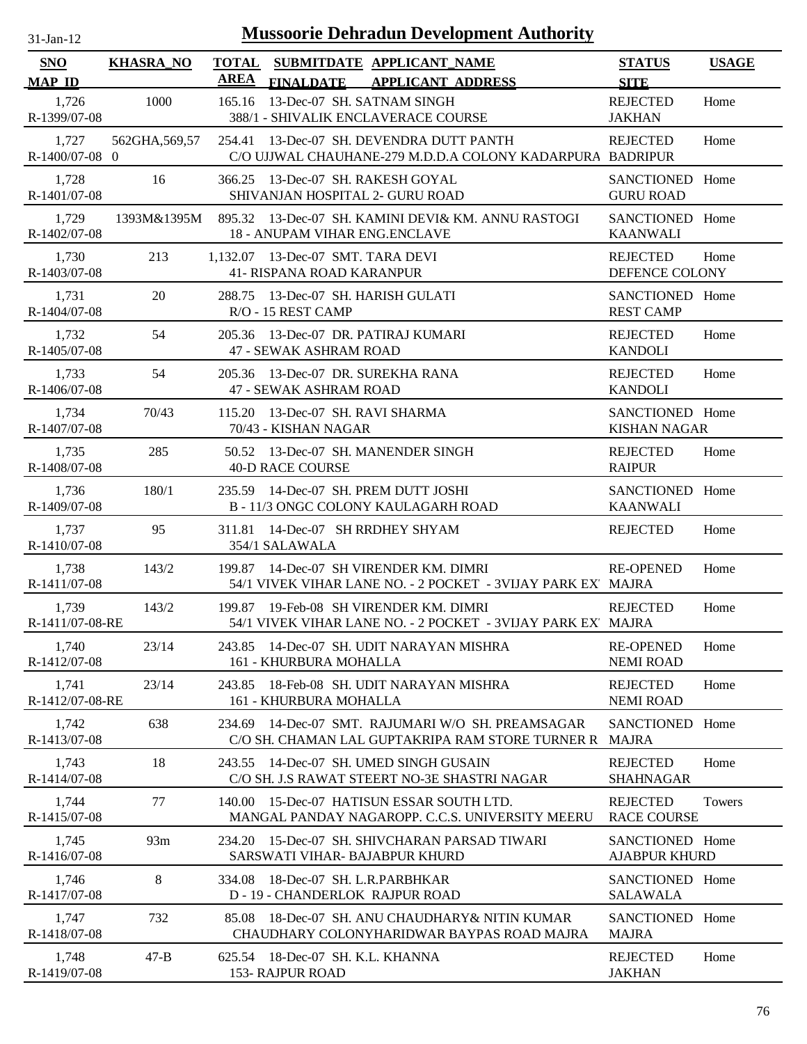# Mussoorie Dehradun Development Authority

31-Jan-12

| SNO<br>MAP ID | KHASRA_NO | TOTAL AREA | SUBMITDATE<br>FINALDATE | APPLICANT_NAME<br>APPLICANT ADDRESS | STATUS<br>SITE | USAGE |
|---|---|---|---|---|---|---|
| 1,726<br>R-1399/07-08 | 1000 | 165.16 | 13-Dec-07 | SH. SATNAM SINGH<br>388/1 - SHIVALIK ENCLAVERACE COURSE | REJECTED<br>JAKHAN | Home |
| 1,727<br>R-1400/07-08 | 562GHA,569,570 | 254.41 | 13-Dec-07 | SH. DEVENDRA DUTT PANTH<br>C/O UJJWAL CHAUHANE-279 M.D.D.A COLONY KADARPURA | REJECTED<br>BADRIPUR | Home |
| 1,728<br>R-1401/07-08 | 16 | 366.25 | 13-Dec-07 | SH. RAKESH GOYAL<br>SHIVANJAN HOSPITAL 2- GURU ROAD | SANCTIONED<br>GURU ROAD | Home |
| 1,729<br>R-1402/07-08 | 1393M&1395M | 895.32 | 13-Dec-07 | SH. KAMINI DEVI& KM. ANNU RASTOGI<br>18 - ANUPAM VIHAR ENG.ENCLAVE | SANCTIONED<br>KAANWALI | Home |
| 1,730<br>R-1403/07-08 | 213 | 1,132.07 | 13-Dec-07 | SMT. TARA DEVI<br>41- RISPANA ROAD KARANPUR | REJECTED<br>DEFENCE COLONY | Home |
| 1,731<br>R-1404/07-08 | 20 | 288.75 | 13-Dec-07 | SH. HARISH GULATI<br>R/O - 15 REST CAMP | SANCTIONED<br>REST CAMP | Home |
| 1,732<br>R-1405/07-08 | 54 | 205.36 | 13-Dec-07 | DR. PATIRAJ KUMARI<br>47 - SEWAK ASHRAM ROAD | REJECTED<br>KANDOLI | Home |
| 1,733<br>R-1406/07-08 | 54 | 205.36 | 13-Dec-07 | DR. SUREKHA RANA<br>47 - SEWAK ASHRAM ROAD | REJECTED<br>KANDOLI | Home |
| 1,734<br>R-1407/07-08 | 70/43 | 115.20 | 13-Dec-07 | SH. RAVI SHARMA<br>70/43 - KISHAN NAGAR | SANCTIONED<br>KISHAN NAGAR | Home |
| 1,735<br>R-1408/07-08 | 285 | 50.52 | 13-Dec-07 | SH. MANENDER SINGH<br>40-D RACE COURSE | REJECTED<br>RAIPUR | Home |
| 1,736<br>R-1409/07-08 | 180/1 | 235.59 | 14-Dec-07 | SH. PREM DUTT JOSHI<br>B - 11/3 ONGC COLONY KAULAGARH ROAD | SANCTIONED<br>KAANWALI | Home |
| 1,737<br>R-1410/07-08 | 95 | 311.81 | 14-Dec-07 | SH RRDHEY SHYAM<br>354/1 SALAWALA | REJECTED | Home |
| 1,738<br>R-1411/07-08 | 143/2 | 199.87 | 14-Dec-07 | SH VIRENDER KM. DIMRI<br>54/1 VIVEK VIHAR LANE NO. - 2 POCKET - 3VIJAY PARK EX | RE-OPENED<br>MAJRA | Home |
| 1,739<br>R-1411/07-08-RE | 143/2 | 199.87 | 19-Feb-08 | SH VIRENDER KM. DIMRI<br>54/1 VIVEK VIHAR LANE NO. - 2 POCKET - 3VIJAY PARK EX | REJECTED<br>MAJRA | Home |
| 1,740<br>R-1412/07-08 | 23/14 | 243.85 | 14-Dec-07 | SH. UDIT NARAYAN MISHRA<br>161 - KHURBURA MOHALLA | RE-OPENED<br>NEMI ROAD | Home |
| 1,741<br>R-1412/07-08-RE | 23/14 | 243.85 | 18-Feb-08 | SH. UDIT NARAYAN MISHRA<br>161 - KHURBURA MOHALLA | REJECTED<br>NEMI ROAD | Home |
| 1,742<br>R-1413/07-08 | 638 | 234.69 | 14-Dec-07 | SMT. RAJUMARI W/O SH. PREAMSAGAR<br>C/O SH. CHAMAN LAL GUPTAKRIPA RAM STORE TURNER R | SANCTIONED<br>MAJRA | Home |
| 1,743<br>R-1414/07-08 | 18 | 243.55 | 14-Dec-07 | SH. UMED SINGH GUSAIN<br>C/O SH. J.S RAWAT STEERT NO-3E SHASTRI NAGAR | REJECTED<br>SHAHNAGAR | Home |
| 1,744<br>R-1415/07-08 | 77 | 140.00 | 15-Dec-07 | HATISUN ESSAR SOUTH LTD.<br>MANGAL PANDAY NAGAROPP. C.C.S. UNIVERSITY MEERU | REJECTED<br>RACE COURSE | Towers |
| 1,745<br>R-1416/07-08 | 93m | 234.20 | 15-Dec-07 | SH. SHIVCHARAN PARSAD TIWARI<br>SARSWATI VIHAR- BAJABPUR KHURD | SANCTIONED<br>AJABPUR KHURD | Home |
| 1,746<br>R-1417/07-08 | 8 | 334.08 | 18-Dec-07 | SH. L.R.PARBHKAR<br>D - 19 - CHANDERLOK RAJPUR ROAD | SANCTIONED<br>SALAWALA | Home |
| 1,747<br>R-1418/07-08 | 732 | 85.08 | 18-Dec-07 | SH. ANU CHAUDHARY& NITIN KUMAR<br>CHAUDHARY COLONYHARIDWAR BAYPAS ROAD MAJRA | SANCTIONED<br>MAJRA | Home |
| 1,748<br>R-1419/07-08 | 47-B | 625.54 | 18-Dec-07 | SH. K.L. KHANNA<br>153- RAJPUR ROAD | REJECTED<br>JAKHAN | Home |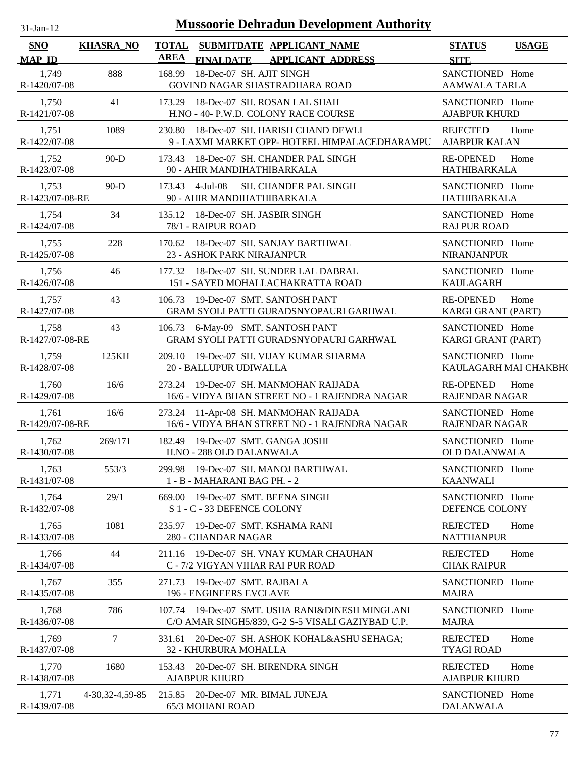# Mussoorie Dehradun Development Authority

31-Jan-12

| SNO / MAP_ID | KHASRA_NO | TOTAL AREA | SUBMITDATE / FINALDATE | APPLICANT_NAME / APPLICANT_ADDRESS | STATUS / SITE | USAGE |
|---|---|---|---|---|---|---|
| 1,749 / R-1420/07-08 | 888 | 168.99 | 18-Dec-07 | SH. AJIT SINGH / GOVIND NAGAR SHASTRADHARA ROAD | SANCTIONED / AAMWALA TARLA | Home |
| 1,750 / R-1421/07-08 | 41 | 173.29 | 18-Dec-07 | SH. ROSAN LAL SHAH / H.NO - 40- P.W.D. COLONY RACE COURSE | SANCTIONED / AJABPUR KHURD | Home |
| 1,751 / R-1422/07-08 | 1089 | 230.80 | 18-Dec-07 | SH. HARISH CHAND DEWLI / 9 - LAXMI MARKET OPP- HOTEEL HIMPALACEDHARAMPU | REJECTED / AJABPUR KALAN | Home |
| 1,752 / R-1423/07-08 | 90-D | 173.43 | 18-Dec-07 | SH. CHANDER PAL SINGH / 90 - AHIR MANDIHATHIBARKALA | RE-OPENED / HATHIBARKALA | Home |
| 1,753 / R-1423/07-08-RE | 90-D | 173.43 | 4-Jul-08 | SH. CHANDER PAL SINGH / 90 - AHIR MANDIHATHIBARKALA | SANCTIONED / HATHIBARKALA | Home |
| 1,754 / R-1424/07-08 | 34 | 135.12 | 18-Dec-07 | SH. JASBIR SINGH / 78/1 - RAIPUR ROAD | SANCTIONED / RAJ PUR ROAD | Home |
| 1,755 / R-1425/07-08 | 228 | 170.62 | 18-Dec-07 | SH. SANJAY BARTHWAL / 23 - ASHOK PARK NIRAJANPUR | SANCTIONED / NIRANJANPUR | Home |
| 1,756 / R-1426/07-08 | 46 | 177.32 | 18-Dec-07 | SH. SUNDER LAL DABRAL / 151 - SAYED MOHALLACHAKRATTA ROAD | SANCTIONED / KAULAGARH | Home |
| 1,757 / R-1427/07-08 | 43 | 106.73 | 19-Dec-07 | SMT. SANTOSH PANT / GRAM SYOLI PATTI GURADSNYOPAURI GARHWAL | RE-OPENED / KARGI GRANT (PART) | Home |
| 1,758 / R-1427/07-08-RE | 43 | 106.73 | 6-May-09 | SMT. SANTOSH PANT / GRAM SYOLI PATTI GURADSNYOPAURI GARHWAL | SANCTIONED / KARGI GRANT (PART) | Home |
| 1,759 / R-1428/07-08 | 125KH | 209.10 | 19-Dec-07 | SH. VIJAY KUMAR SHARMA / 20 - BALLUPUR UDIWALLA | SANCTIONED / KAULAGARH MAI CHAKBH( | Home |
| 1,760 / R-1429/07-08 | 16/6 | 273.24 | 19-Dec-07 | SH. MANMOHAN RAIJADA / 16/6 - VIDYA BHAN STREET NO - 1 RAJENDRA NAGAR | RE-OPENED / RAJENDAR NAGAR | Home |
| 1,761 / R-1429/07-08-RE | 16/6 | 273.24 | 11-Apr-08 | SH. MANMOHAN RAIJADA / 16/6 - VIDYA BHAN STREET NO - 1 RAJENDRA NAGAR | SANCTIONED / RAJENDAR NAGAR | Home |
| 1,762 / R-1430/07-08 | 269/171 | 182.49 | 19-Dec-07 | SMT. GANGA JOSHI / H.NO - 288 OLD DALANWALA | SANCTIONED / OLD DALANWALA | Home |
| 1,763 / R-1431/07-08 | 553/3 | 299.98 | 19-Dec-07 | SH. MANOJ BARTHWAL / 1 - B - MAHARANI BAG PH. - 2 | SANCTIONED / KAANWALI | Home |
| 1,764 / R-1432/07-08 | 29/1 | 669.00 | 19-Dec-07 | SMT. BEENA SINGH / S 1 - C - 33 DEFENCE COLONY | SANCTIONED / DEFENCE COLONY | Home |
| 1,765 / R-1433/07-08 | 1081 | 235.97 | 19-Dec-07 | SMT. KSHAMA RANI / 280 - CHANDAR NAGAR | REJECTED / NATTHANPUR | Home |
| 1,766 / R-1434/07-08 | 44 | 211.16 | 19-Dec-07 | SH. VNAY KUMAR CHAUHAN / C - 7/2 VIGYAN VIHAR RAI PUR ROAD | REJECTED / CHAK RAIPUR | Home |
| 1,767 / R-1435/07-08 | 355 | 271.73 | 19-Dec-07 | SMT. RAJBALA / 196 - ENGINEERS EVCLAVE | SANCTIONED / MAJRA | Home |
| 1,768 / R-1436/07-08 | 786 | 107.74 | 19-Dec-07 | SMT. USHA RANI&DINESH MINGLANI / C/O AMAR SINGH5/839, G-2 S-5 VISALI GAZIYBAD U.P. | SANCTIONED / MAJRA | Home |
| 1,769 / R-1437/07-08 | 7 | 331.61 | 20-Dec-07 | SH. ASHOK KOHAL&ASHU SEHAGA; / 32 - KHURBURA MOHALLA | REJECTED / TYAGI ROAD | Home |
| 1,770 / R-1438/07-08 | 1680 | 153.43 | 20-Dec-07 | SH. BIRENDRA SINGH / AJABPUR KHURD | REJECTED / AJABPUR KHURD | Home |
| 1,771 / R-1439/07-08 | 4-30,32-4,59-85 | 215.85 | 20-Dec-07 | MR. BIMAL JUNEJA / 65/3 MOHANI ROAD | SANCTIONED / DALANWALA | Home |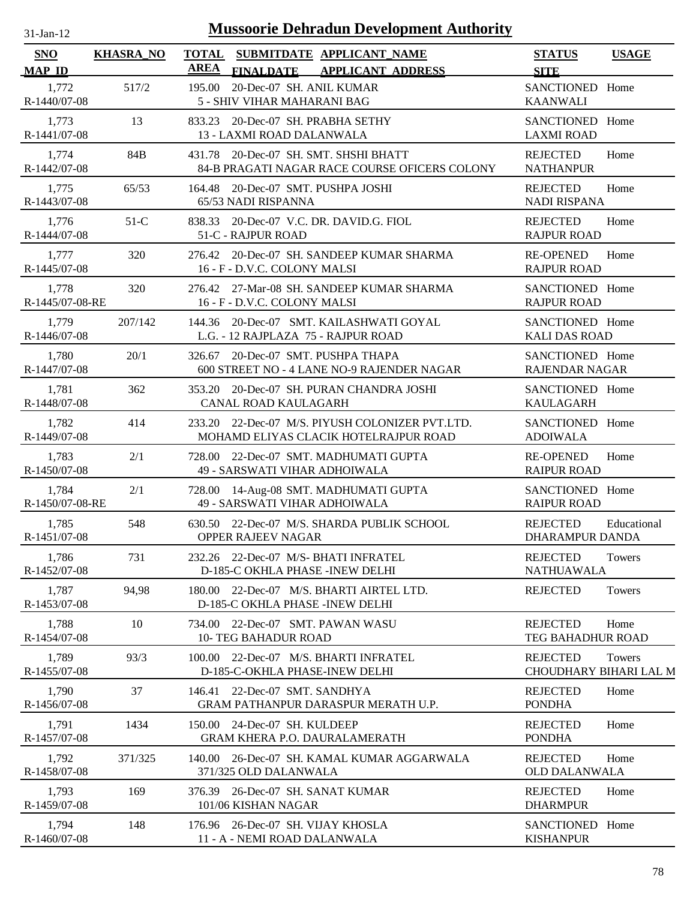# Mussoorie Dehradun Development Authority

31-Jan-12

| SNO / MAP_ID | KHASRA_NO | TOTAL AREA | SUBMITDATE / FINALDATE | APPLICANT_NAME / APPLICANT_ADDRESS | STATUS / SITE | USAGE |
|---|---|---|---|---|---|---|
| 1,772 / R-1440/07-08 | 517/2 | 195.00 | 20-Dec-07 | SH. ANIL KUMAR / 5 - SHIV VIHAR MAHARANI BAG | SANCTIONED / KAANWALI | Home |
| 1,773 / R-1441/07-08 | 13 | 833.23 | 20-Dec-07 | SH. PRABHA SETHY / 13 - LAXMI ROAD DALANWALA | SANCTIONED / LAXMI ROAD | Home |
| 1,774 / R-1442/07-08 | 84B | 431.78 | 20-Dec-07 | SH. SMT. SHSHI BHATT / 84-B PRAGATI NAGAR RACE COURSE OFICERS COLONY | REJECTED / NATHANPUR | Home |
| 1,775 / R-1443/07-08 | 65/53 | 164.48 | 20-Dec-07 | SMT. PUSHPA JOSHI / 65/53 NADI RISPANNA | REJECTED / NADI RISPANA | Home |
| 1,776 / R-1444/07-08 | 51-C | 838.33 | 20-Dec-07 | V.C. DR. DAVID.G. FIOL / 51-C - RAJPUR ROAD | REJECTED / RAJPUR ROAD | Home |
| 1,777 / R-1445/07-08 | 320 | 276.42 | 20-Dec-07 | SH. SANDEEP KUMAR SHARMA / 16 - F - D.V.C. COLONY MALSI | RE-OPENED / RAJPUR ROAD | Home |
| 1,778 / R-1445/07-08-RE | 320 | 276.42 | 27-Mar-08 | SH. SANDEEP KUMAR SHARMA / 16 - F - D.V.C. COLONY MALSI | SANCTIONED / RAJPUR ROAD | Home |
| 1,779 / R-1446/07-08 | 207/142 | 144.36 | 20-Dec-07 | SMT. KAILASHWATI GOYAL / L.G. - 12 RAJPLAZA 75 - RAJPUR ROAD | SANCTIONED / KALI DAS ROAD | Home |
| 1,780 / R-1447/07-08 | 20/1 | 326.67 | 20-Dec-07 | SMT. PUSHPA THAPA / 600 STREET NO - 4 LANE NO-9 RAJENDER NAGAR | SANCTIONED / RAJENDAR NAGAR | Home |
| 1,781 / R-1448/07-08 | 362 | 353.20 | 20-Dec-07 | SH. PURAN CHANDRA JOSHI / CANAL ROAD KAULAGARH | SANCTIONED / KAULAGARH | Home |
| 1,782 / R-1449/07-08 | 414 | 233.20 | 22-Dec-07 | M/S. PIYUSH COLONIZER PVT.LTD. / MOHAMD ELIYAS CLACIK HOTELRAJPUR ROAD | SANCTIONED / ADOIWALA | Home |
| 1,783 / R-1450/07-08 | 2/1 | 728.00 | 22-Dec-07 | SMT. MADHUMATI GUPTA / 49 - SARSWATI VIHAR ADHOIWALA | RE-OPENED / RAIPUR ROAD | Home |
| 1,784 / R-1450/07-08-RE | 2/1 | 728.00 | 14-Aug-08 | SMT. MADHUMATI GUPTA / 49 - SARSWATI VIHAR ADHOIWALA | SANCTIONED / RAIPUR ROAD | Home |
| 1,785 / R-1451/07-08 | 548 | 630.50 | 22-Dec-07 | M/S. SHARDA PUBLIK SCHOOL / OPPER RAJEEV NAGAR | REJECTED / DHARAMPUR DANDA | Educational |
| 1,786 / R-1452/07-08 | 731 | 232.26 | 22-Dec-07 | M/S- BHATI INFRATEL / D-185-C OKHLA PHASE -INEW DELHI | REJECTED / NATHUAWALA | Towers |
| 1,787 / R-1453/07-08 | 94,98 | 180.00 | 22-Dec-07 | M/S. BHARTI AIRTEL LTD. / D-185-C OKHLA PHASE -INEW DELHI | REJECTED | Towers |
| 1,788 / R-1454/07-08 | 10 | 734.00 | 22-Dec-07 | SMT. PAWAN WASU / 10- TEG BAHADUR ROAD | REJECTED / TEG BAHADHUR ROAD | Home |
| 1,789 / R-1455/07-08 | 93/3 | 100.00 | 22-Dec-07 | M/S. BHARTI INFRATEL / D-185-C-OKHLA PHASE-INEW DELHI | REJECTED / CHOUDHARY BIHARI LAL M | Towers |
| 1,790 / R-1456/07-08 | 37 | 146.41 | 22-Dec-07 | SMT. SANDHYA / GRAM PATHANPUR DARASPUR MERATH U.P. | REJECTED / PONDHA | Home |
| 1,791 / R-1457/07-08 | 1434 | 150.00 | 24-Dec-07 | SH. KULDEEP / GRAM KHERA P.O. DAURALAMERATH | REJECTED / PONDHA | Home |
| 1,792 / R-1458/07-08 | 371/325 | 140.00 | 26-Dec-07 | SH. KAMAL KUMAR AGGARWALA / 371/325 OLD DALANWALA | REJECTED / OLD DALANWALA | Home |
| 1,793 / R-1459/07-08 | 169 | 376.39 | 26-Dec-07 | SH. SANAT KUMAR / 101/06 KISHAN NAGAR | REJECTED / DHARMPUR | Home |
| 1,794 / R-1460/07-08 | 148 | 176.96 | 26-Dec-07 | SH. VIJAY KHOSLA / 11 - A - NEMI ROAD DALANWALA | SANCTIONED / KISHANPUR | Home |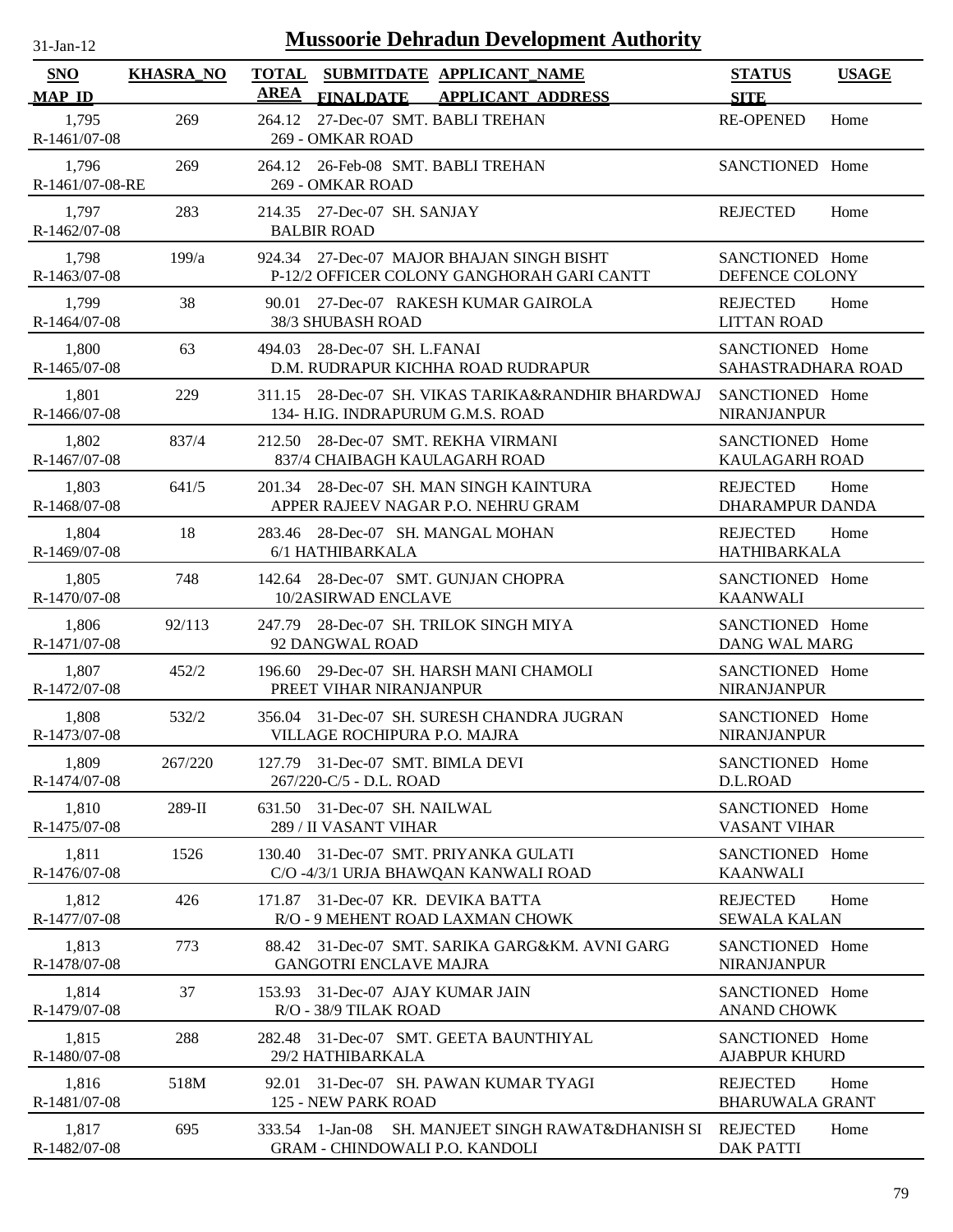# Mussoorie Dehradun Development Authority

31-Jan-12

| SNO<br>MAP_ID | KHASRA_NO | TOTAL AREA | SUBMITDATE<br>FINALDATE | APPLICANT_NAME<br>APPLICANT_ADDRESS | STATUS<br>SITE | USAGE |
|---|---|---|---|---|---|---|
| 1,795<br>R-1461/07-08 | 269 | 264.12 | 27-Dec-07 | SMT. BABLI TREHAN<br>269 - OMKAR ROAD | RE-OPENED | Home |
| 1,796<br>R-1461/07-08-RE | 269 | 264.12 | 26-Feb-08 | SMT. BABLI TREHAN<br>269 - OMKAR ROAD | SANCTIONED | Home |
| 1,797<br>R-1462/07-08 | 283 | 214.35 | 27-Dec-07 | SH. SANJAY<br>BALBIR ROAD | REJECTED | Home |
| 1,798<br>R-1463/07-08 | 199/a | 924.34 | 27-Dec-07 | MAJOR BHAJAN SINGH BISHT<br>P-12/2 OFFICER COLONY GANGHORAH GARI CANTT | SANCTIONED<br>DEFENCE COLONY | Home |
| 1,799<br>R-1464/07-08 | 38 | 90.01 | 27-Dec-07 | RAKESH KUMAR GAIROLA<br>38/3 SHUBASH ROAD | REJECTED<br>LITTAN ROAD | Home |
| 1,800<br>R-1465/07-08 | 63 | 494.03 | 28-Dec-07 | SH. L.FANAI<br>D.M. RUDRAPUR KICHHA ROAD RUDRAPUR | SANCTIONED<br>SAHASTRADHARA ROAD | Home |
| 1,801<br>R-1466/07-08 | 229 | 311.15 | 28-Dec-07 | SH. VIKAS TARIKA&RANDHIR BHARDWAJ<br>134- H.IG. INDRAPURUM G.M.S. ROAD | SANCTIONED<br>NIRANJANPUR | Home |
| 1,802<br>R-1467/07-08 | 837/4 | 212.50 | 28-Dec-07 | SMT. REKHA VIRMANI<br>837/4 CHAIBAGH KAULAGARH ROAD | SANCTIONED<br>KAULAGARH ROAD | Home |
| 1,803<br>R-1468/07-08 | 641/5 | 201.34 | 28-Dec-07 | SH. MAN SINGH KAINTURA<br>APPER RAJEEV NAGAR P.O. NEHRU GRAM | REJECTED<br>DHARAMPUR DANDA | Home |
| 1,804<br>R-1469/07-08 | 18 | 283.46 | 28-Dec-07 | SH. MANGAL MOHAN<br>6/1 HATHIBARKALA | REJECTED<br>HATHIBARKALA | Home |
| 1,805<br>R-1470/07-08 | 748 | 142.64 | 28-Dec-07 | SMT. GUNJAN CHOPRA<br>10/2ASIRWAD ENCLAVE | SANCTIONED<br>KAANWALI | Home |
| 1,806<br>R-1471/07-08 | 92/113 | 247.79 | 28-Dec-07 | SH. TRILOK SINGH MIYA<br>92 DANGWAL ROAD | SANCTIONED<br>DANG WAL MARG | Home |
| 1,807<br>R-1472/07-08 | 452/2 | 196.60 | 29-Dec-07 | SH. HARSH MANI CHAMOLI<br>PREET VIHAR NIRANJANPUR | SANCTIONED<br>NIRANJANPUR | Home |
| 1,808<br>R-1473/07-08 | 532/2 | 356.04 | 31-Dec-07 | SH. SURESH CHANDRA JUGRAN<br>VILLAGE ROCHIPURA P.O. MAJRA | SANCTIONED<br>NIRANJANPUR | Home |
| 1,809<br>R-1474/07-08 | 267/220 | 127.79 | 31-Dec-07 | SMT. BIMLA DEVI<br>267/220-C/5 - D.L. ROAD | SANCTIONED<br>D.L.ROAD | Home |
| 1,810<br>R-1475/07-08 | 289-II | 631.50 | 31-Dec-07 | SH. NAILWAL<br>289 / II VASANT VIHAR | SANCTIONED<br>VASANT VIHAR | Home |
| 1,811<br>R-1476/07-08 | 1526 | 130.40 | 31-Dec-07 | SMT. PRIYANKA GULATI<br>C/O -4/3/1 URJA BHAWQAN KANWALI ROAD | SANCTIONED<br>KAANWALI | Home |
| 1,812<br>R-1477/07-08 | 426 | 171.87 | 31-Dec-07 | KR. DEVIKA BATTA<br>R/O - 9 MEHENT ROAD LAXMAN CHOWK | REJECTED<br>SEWALA KALAN | Home |
| 1,813<br>R-1478/07-08 | 773 | 88.42 | 31-Dec-07 | SMT. SARIKA GARG&KM. AVNI GARG<br>GANGOTRI ENCLAVE MAJRA | SANCTIONED<br>NIRANJANPUR | Home |
| 1,814<br>R-1479/07-08 | 37 | 153.93 | 31-Dec-07 | AJAY KUMAR JAIN<br>R/O - 38/9 TILAK ROAD | SANCTIONED<br>ANAND CHOWK | Home |
| 1,815<br>R-1480/07-08 | 288 | 282.48 | 31-Dec-07 | SMT. GEETA BAUNTHIYAL<br>29/2 HATHIBARKALA | SANCTIONED<br>AJABPUR KHURD | Home |
| 1,816<br>R-1481/07-08 | 518M | 92.01 | 31-Dec-07 | SH. PAWAN KUMAR TYAGI<br>125 - NEW PARK ROAD | REJECTED<br>BHARUWALA GRANT | Home |
| 1,817<br>R-1482/07-08 | 695 | 333.54 | 1-Jan-08 | SH. MANJEET SINGH RAWAT&DHANISH SI<br>GRAM - CHINDOWALI P.O. KANDOLI | REJECTED<br>DAK PATTI | Home |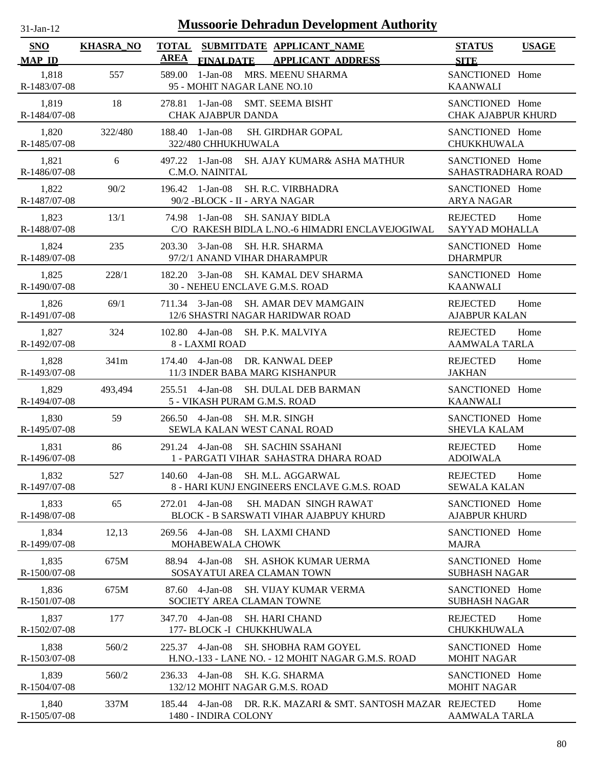# Mussoorie Dehradun Development Authority

31-Jan-12

| SNO / MAP_ID | KHASRA_NO | TOTAL AREA | SUBMITDATE / FINALDATE | APPLICANT_NAME / APPLICANT ADDRESS | STATUS / SITE | USAGE |
|---|---|---|---|---|---|---|
| 1,818 / R-1483/07-08 | 557 | 589.00 | 1-Jan-08 | MRS. MEENU SHARMA / 95 - MOHIT NAGAR LANE NO.10 | SANCTIONED / KAANWALI | Home |
| 1,819 / R-1484/07-08 | 18 | 278.81 | 1-Jan-08 | SMT. SEEMA BISHT / CHAK AJABPUR DANDA | SANCTIONED / CHAK AJABPUR KHURD | Home |
| 1,820 / R-1485/07-08 | 322/480 | 188.40 | 1-Jan-08 | SH. GIRDHAR GOPAL / 322/480 CHHUKHUWALA | SANCTIONED / CHUKKHUWALA | Home |
| 1,821 / R-1486/07-08 | 6 | 497.22 | 1-Jan-08 | SH. AJAY KUMAR& ASHA MATHUR / C.M.O. NAINITAL | SANCTIONED / SAHASTRADHARA ROAD | Home |
| 1,822 / R-1487/07-08 | 90/2 | 196.42 | 1-Jan-08 | SH. R.C. VIRBHADRA / 90/2 -BLOCK - II - ARYA NAGAR | SANCTIONED / ARYA NAGAR | Home |
| 1,823 / R-1488/07-08 | 13/1 | 74.98 | 1-Jan-08 | SH. SANJAY BIDLA / C/O RAKESH BIDLA L.NO.-6 HIMADRI ENCLAVEJOGIWAL | REJECTED / SAYYAD MOHALLA | Home |
| 1,824 / R-1489/07-08 | 235 | 203.30 | 3-Jan-08 | SH. H.R. SHARMA / 97/2/1 ANAND VIHAR DHARAMPUR | SANCTIONED / DHARMPUR | Home |
| 1,825 / R-1490/07-08 | 228/1 | 182.20 | 3-Jan-08 | SH. KAMAL DEV SHARMA / 30 - NEHEU ENCLAVE G.M.S. ROAD | SANCTIONED / KAANWALI | Home |
| 1,826 / R-1491/07-08 | 69/1 | 711.34 | 3-Jan-08 | SH. AMAR DEV MAMGAIN / 12/6 SHASTRI NAGAR HARIDWAR ROAD | REJECTED / AJABPUR KALAN | Home |
| 1,827 / R-1492/07-08 | 324 | 102.80 | 4-Jan-08 | SH. P.K. MALVIYA / 8 - LAXMI ROAD | REJECTED / AAMWALA TARLA | Home |
| 1,828 / R-1493/07-08 | 341m | 174.40 | 4-Jan-08 | DR. KANWAL DEEP / 11/3 INDER BABA MARG KISHANPUR | REJECTED / JAKHAN | Home |
| 1,829 / R-1494/07-08 | 493,494 | 255.51 | 4-Jan-08 | SH. DULAL DEB BARMAN / 5 - VIKASH PURAM G.M.S. ROAD | SANCTIONED / KAANWALI | Home |
| 1,830 / R-1495/07-08 | 59 | 266.50 | 4-Jan-08 | SH. M.R. SINGH / SEWLA KALAN WEST CANAL ROAD | SANCTIONED / SHEVLA KALAM | Home |
| 1,831 / R-1496/07-08 | 86 | 291.24 | 4-Jan-08 | SH. SACHIN SSAHANI / 1 - PARGATI VIHAR SAHASTRA DHARA ROAD | REJECTED / ADOIWALA | Home |
| 1,832 / R-1497/07-08 | 527 | 140.60 | 4-Jan-08 | SH. M.L. AGGARWAL / 8 - HARI KUNJ ENGINEERS ENCLAVE G.M.S. ROAD | REJECTED / SEWALA KALAN | Home |
| 1,833 / R-1498/07-08 | 65 | 272.01 | 4-Jan-08 | SH. MADAN SINGH RAWAT / BLOCK - B SARSWATI VIHAR AJABPUY KHURD | SANCTIONED / AJABPUR KHURD | Home |
| 1,834 / R-1499/07-08 | 12,13 | 269.56 | 4-Jan-08 | SH. LAXMI CHAND / MOHABEWALA CHOWK | SANCTIONED / MAJRA | Home |
| 1,835 / R-1500/07-08 | 675M | 88.94 | 4-Jan-08 | SH. ASHOK KUMAR UERMA / SOSAYATUI AREA CLAMAN TOWN | SANCTIONED / SUBHASH NAGAR | Home |
| 1,836 / R-1501/07-08 | 675M | 87.60 | 4-Jan-08 | SH. VIJAY KUMAR VERMA / SOCIETY AREA CLAMAN TOWNE | SANCTIONED / SUBHASH NAGAR | Home |
| 1,837 / R-1502/07-08 | 177 | 347.70 | 4-Jan-08 | SH. HARI CHAND / 177- BLOCK -I CHUKKHUWALA | REJECTED / CHUKKHUWALA | Home |
| 1,838 / R-1503/07-08 | 560/2 | 225.37 | 4-Jan-08 | SH. SHOBHA RAM GOYEL / H.NO.-133 - LANE NO. - 12 MOHIT NAGAR G.M.S. ROAD | SANCTIONED / MOHIT NAGAR | Home |
| 1,839 / R-1504/07-08 | 560/2 | 236.33 | 4-Jan-08 | SH. K.G. SHARMA / 132/12 MOHIT NAGAR G.M.S. ROAD | SANCTIONED / MOHIT NAGAR | Home |
| 1,840 / R-1505/07-08 | 337M | 185.44 | 4-Jan-08 | DR. R.K. MAZARI & SMT. SANTOSH MAZAR / 1480 - INDIRA COLONY | REJECTED / AAMWALA TARLA | Home |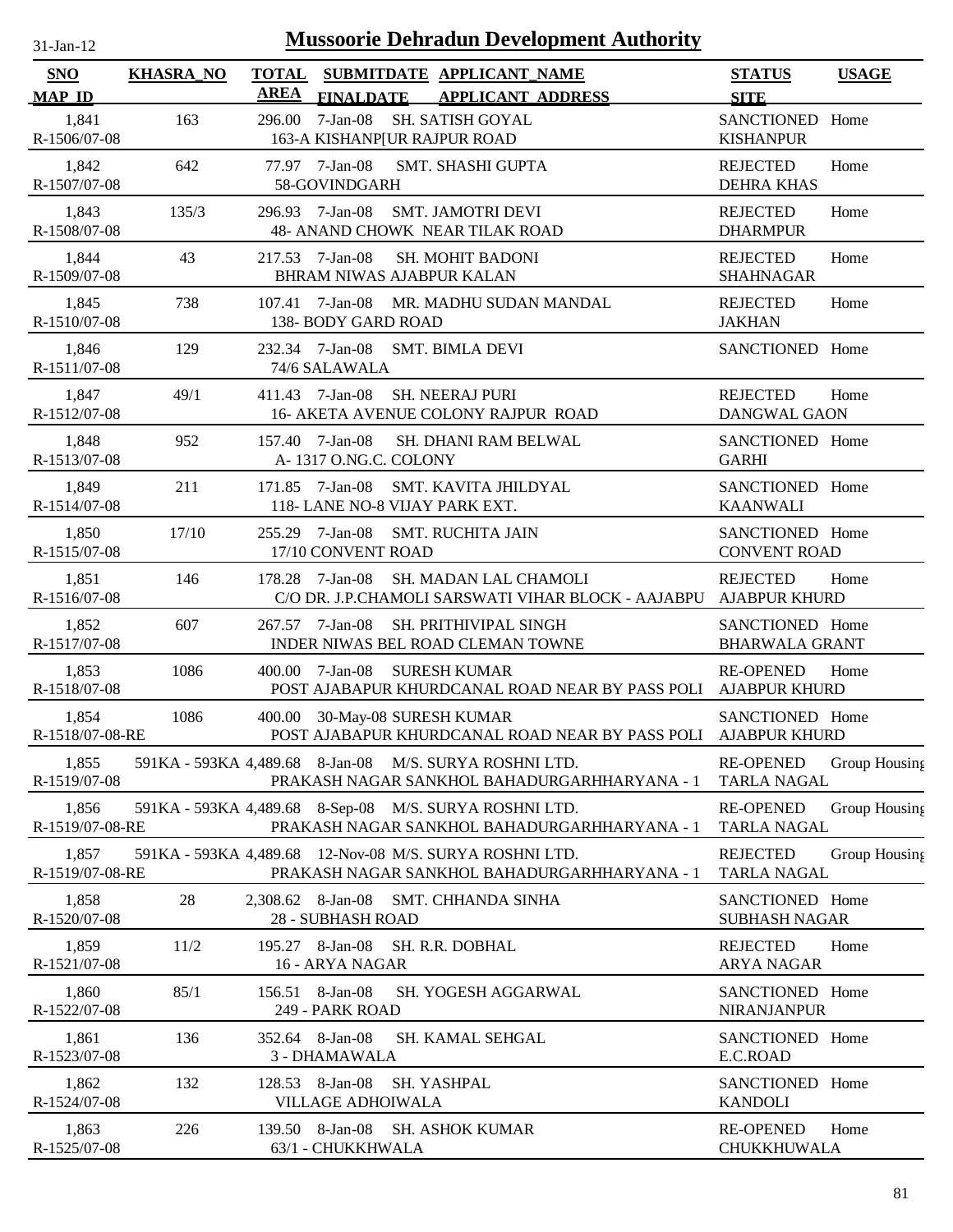31-Jan-12

# Mussoorie Dehradun Development Authority

| SNO / MAP_ID | KHASRA_NO | TOTAL AREA | SUBMITDATE / FINALDATE | APPLICANT_NAME / APPLICANT_ADDRESS | STATUS / SITE | USAGE |
|---|---|---|---|---|---|---|
| 1,841 / R-1506/07-08 | 163 | 296.00 | 7-Jan-08 | SH. SATISH GOYAL / 163-A KISHANP[UR RAJPUR ROAD | SANCTIONED / KISHANPUR | Home |
| 1,842 / R-1507/07-08 | 642 | 77.97 | 7-Jan-08 | SMT. SHASHI GUPTA / 58-GOVINDGARH | REJECTED / DEHRA KHAS | Home |
| 1,843 / R-1508/07-08 | 135/3 | 296.93 | 7-Jan-08 | SMT. JAMOTRI DEVI / 48- ANAND CHOWK NEAR TILAK ROAD | REJECTED / DHARMPUR | Home |
| 1,844 / R-1509/07-08 | 43 | 217.53 | 7-Jan-08 | SH. MOHIT BADONI / BHRAM NIWAS AJABPUR KALAN | REJECTED / SHAHNAGAR | Home |
| 1,845 / R-1510/07-08 | 738 | 107.41 | 7-Jan-08 | MR. MADHU SUDAN MANDAL / 138- BODY GARD ROAD | REJECTED / JAKHAN | Home |
| 1,846 / R-1511/07-08 | 129 | 232.34 | 7-Jan-08 | SMT. BIMLA DEVI / 74/6 SALAWALA | SANCTIONED | Home |
| 1,847 / R-1512/07-08 | 49/1 | 411.43 | 7-Jan-08 | SH. NEERAJ PURI / 16- AKETA AVENUE COLONY RAJPUR ROAD | REJECTED / DANGWAL GAON | Home |
| 1,848 / R-1513/07-08 | 952 | 157.40 | 7-Jan-08 | SH. DHANI RAM BELWAL / A- 1317 O.NG.C. COLONY | SANCTIONED / GARHI | Home |
| 1,849 / R-1514/07-08 | 211 | 171.85 | 7-Jan-08 | SMT. KAVITA JHILDYAL / 118- LANE NO-8 VIJAY PARK EXT. | SANCTIONED / KAANWALI | Home |
| 1,850 / R-1515/07-08 | 17/10 | 255.29 | 7-Jan-08 | SMT. RUCHITA JAIN / 17/10 CONVENT ROAD | SANCTIONED / CONVENT ROAD | Home |
| 1,851 / R-1516/07-08 | 146 | 178.28 | 7-Jan-08 | SH. MADAN LAL CHAMOLI / C/O DR. J.P.CHAMOLI SARSWATI VIHAR BLOCK - AAJABPU | REJECTED / AJABPUR KHURD | Home |
| 1,852 / R-1517/07-08 | 607 | 267.57 | 7-Jan-08 | SH. PRITHIVIPAL SINGH / INDER NIWAS BEL ROAD CLEMAN TOWNE | SANCTIONED / BHARWALA GRANT | Home |
| 1,853 / R-1518/07-08 | 1086 | 400.00 | 7-Jan-08 | SURESH KUMAR / POST AJABAPUR KHURDCANAL ROAD NEAR BY PASS POLI | RE-OPENED / AJABPUR KHURD | Home |
| 1,854 / R-1518/07-08-RE | 1086 | 400.00 | 30-May-08 | SURESH KUMAR / POST AJABAPUR KHURDCANAL ROAD NEAR BY PASS POLI | SANCTIONED / AJABPUR KHURD | Home |
| 1,855 / R-1519/07-08 | 591KA - 593KA | 4,489.68 | 8-Jan-08 | M/S. SURYA ROSHNI LTD. / PRAKASH NAGAR SANKHOL BAHADURGARHHARYANA - 1 | RE-OPENED / TARLA NAGAL | Group Housing |
| 1,856 / R-1519/07-08-RE | 591KA - 593KA | 4,489.68 | 8-Sep-08 | M/S. SURYA ROSHNI LTD. / PRAKASH NAGAR SANKHOL BAHADURGARHHARYANA - 1 | RE-OPENED / TARLA NAGAL | Group Housing |
| 1,857 / R-1519/07-08-RE | 591KA - 593KA | 4,489.68 | 12-Nov-08 | M/S. SURYA ROSHNI LTD. / PRAKASH NAGAR SANKHOL BAHADURGARHHARYANA - 1 | REJECTED / TARLA NAGAL | Group Housing |
| 1,858 / R-1520/07-08 | 28 | 2,308.62 | 8-Jan-08 | SMT. CHHANDA SINHA / 28 - SUBHASH ROAD | SANCTIONED / SUBHASH NAGAR | Home |
| 1,859 / R-1521/07-08 | 11/2 | 195.27 | 8-Jan-08 | SH. R.R. DOBHAL / 16 - ARYA NAGAR | REJECTED / ARYA NAGAR | Home |
| 1,860 / R-1522/07-08 | 85/1 | 156.51 | 8-Jan-08 | SH. YOGESH AGGARWAL / 249 - PARK ROAD | SANCTIONED / NIRANJANPUR | Home |
| 1,861 / R-1523/07-08 | 136 | 352.64 | 8-Jan-08 | SH. KAMAL SEHGAL / 3 - DHAMAWALA | SANCTIONED / E.C.ROAD | Home |
| 1,862 / R-1524/07-08 | 132 | 128.53 | 8-Jan-08 | SH. YASHPAL / VILLAGE ADHOIWALA | SANCTIONED / KANDOLI | Home |
| 1,863 / R-1525/07-08 | 226 | 139.50 | 8-Jan-08 | SH. ASHOK KUMAR / 63/1 - CHUKKHWALA | RE-OPENED / CHUKKHUWALA | Home |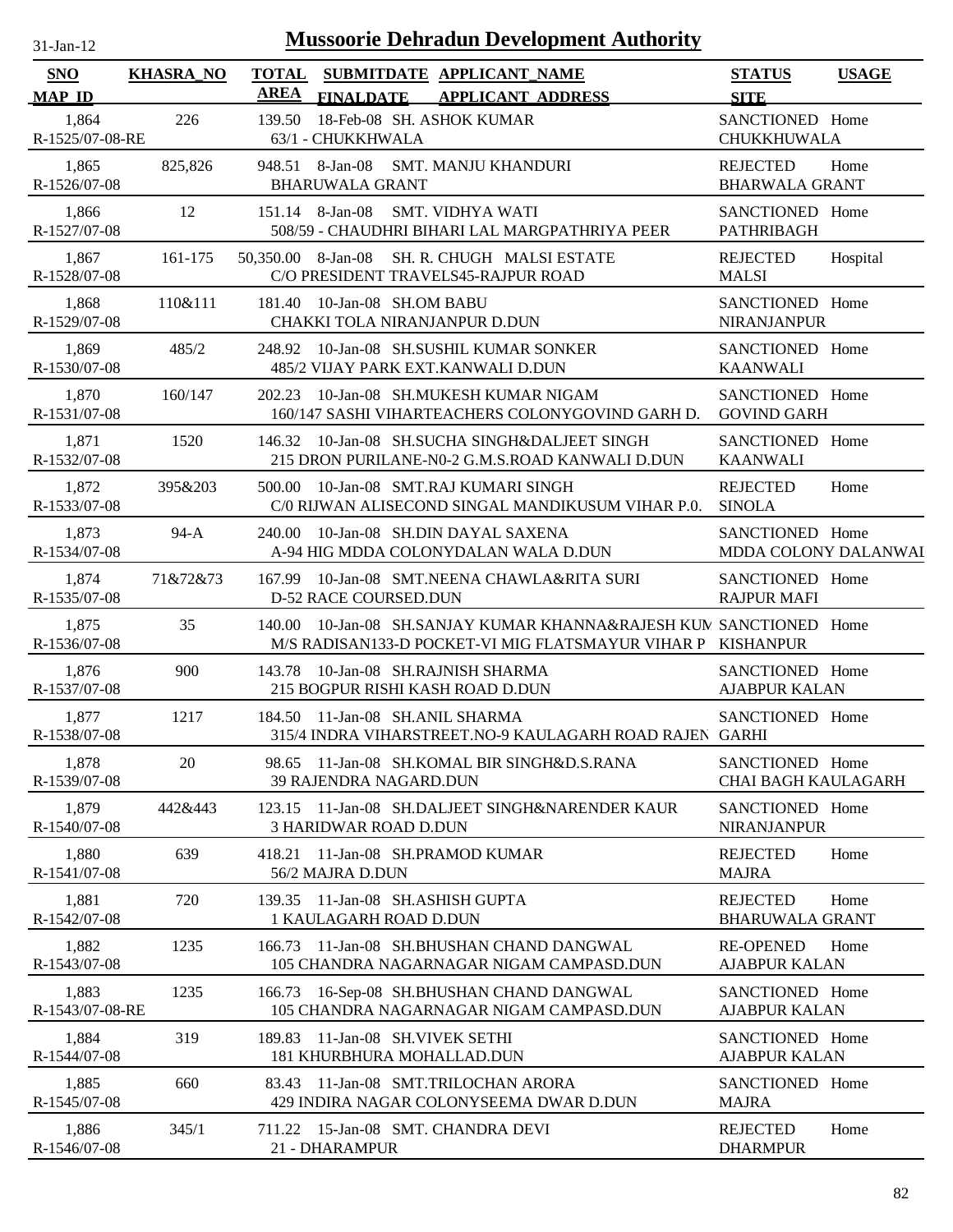# Mussoorie Dehradun Development Authority

31-Jan-12

| SNO / MAP_ID | KHASRA_NO | TOTAL AREA | SUBMITDATE / FINALDATE | APPLICANT_NAME / APPLICANT_ADDRESS | STATUS / SITE | USAGE |
|---|---|---|---|---|---|---|
| 1,864 / R-1525/07-08-RE | 226 | 139.50 | 18-Feb-08 | SH. ASHOK KUMAR / 63/1 - CHUKKHWALA | SANCTIONED / CHUKKHUWALA | Home |
| 1,865 / R-1526/07-08 | 825,826 | 948.51 | 8-Jan-08 | SMT. MANJU KHANDURI / BHARUWALA GRANT | REJECTED / BHARWALA GRANT | Home |
| 1,866 / R-1527/07-08 | 12 | 151.14 | 8-Jan-08 | SMT. VIDHYA WATI / 508/59 - CHAUDHRI BIHARI LAL MARGPATHRIYA PEER | SANCTIONED / PATHRIBAGH | Home |
| 1,867 / R-1528/07-08 | 161-175 | 50,350.00 | 8-Jan-08 | SH. R. CHUGH MALSI ESTATE / C/O PRESIDENT TRAVELS45-RAJPUR ROAD | REJECTED / MALSI | Hospital |
| 1,868 / R-1529/07-08 | 110&111 | 181.40 | 10-Jan-08 | SH.OM BABU / CHAKKI TOLA NIRANJANPUR D.DUN | SANCTIONED / NIRANJANPUR | Home |
| 1,869 / R-1530/07-08 | 485/2 | 248.92 | 10-Jan-08 | SH.SUSHIL KUMAR SONKER / 485/2 VIJAY PARK EXT.KANWALI D.DUN | SANCTIONED / KAANWALI | Home |
| 1,870 / R-1531/07-08 | 160/147 | 202.23 | 10-Jan-08 | SH.MUKESH KUMAR NIGAM / 160/147 SASHI VIHARTEACHERS COLONYGOVIND GARH D. | SANCTIONED / GOVIND GARH | Home |
| 1,871 / R-1532/07-08 | 1520 | 146.32 | 10-Jan-08 | SH.SUCHA SINGH&DALJEET SINGH / 215 DRON PURILANE-N0-2 G.M.S.ROAD KANWALI D.DUN | SANCTIONED / KAANWALI | Home |
| 1,872 / R-1533/07-08 | 395&203 | 500.00 | 10-Jan-08 | SMT.RAJ KUMARI SINGH / C/0 RIJWAN ALISECOND SINGAL MANDIKUSUM VIHAR P.0. | REJECTED / SINOLA | Home |
| 1,873 / R-1534/07-08 | 94-A | 240.00 | 10-Jan-08 | SH.DIN DAYAL SAXENA / A-94 HIG MDDA COLONYDALAN WALA D.DUN | SANCTIONED / MDDA COLONY DALANWAI | Home |
| 1,874 / R-1535/07-08 | 71&72&73 | 167.99 | 10-Jan-08 | SMT.NEENA CHAWLA&RITA SURI / D-52 RACE COURSED.DUN | SANCTIONED / RAJPUR MAFI | Home |
| 1,875 / R-1536/07-08 | 35 | 140.00 | 10-Jan-08 | SH.SANJAY KUMAR KHANNA&RAJESH KUM / M/S RADISAN133-D POCKET-VI MIG FLATSMAYUR VIHAR P | SANCTIONED / KISHANPUR | Home |
| 1,876 / R-1537/07-08 | 900 | 143.78 | 10-Jan-08 | SH.RAJNISH SHARMA / 215 BOGPUR RISHI KASH ROAD D.DUN | SANCTIONED / AJABPUR KALAN | Home |
| 1,877 / R-1538/07-08 | 1217 | 184.50 | 11-Jan-08 | SH.ANIL SHARMA / 315/4 INDRA VIHARSTREET.NO-9 KAULAGARH ROAD RAJEN | SANCTIONED / GARHI | Home |
| 1,878 / R-1539/07-08 | 20 | 98.65 | 11-Jan-08 | SH.KOMAL BIR SINGH&D.S.RANA / 39 RAJENDRA NAGARD.DUN | SANCTIONED / CHAI BAGH KAULAGARH | Home |
| 1,879 / R-1540/07-08 | 442&443 | 123.15 | 11-Jan-08 | SH.DALJEET SINGH&NARENDER KAUR / 3 HARIDWAR ROAD D.DUN | SANCTIONED / NIRANJANPUR | Home |
| 1,880 / R-1541/07-08 | 639 | 418.21 | 11-Jan-08 | SH.PRAMOD KUMAR / 56/2 MAJRA D.DUN | REJECTED / MAJRA | Home |
| 1,881 / R-1542/07-08 | 720 | 139.35 | 11-Jan-08 | SH.ASHISH GUPTA / 1 KAULAGARH ROAD D.DUN | REJECTED / BHARUWALA GRANT | Home |
| 1,882 / R-1543/07-08 | 1235 | 166.73 | 11-Jan-08 | SH.BHUSHAN CHAND DANGWAL / 105 CHANDRA NAGARNAGAR NIGAM CAMPASD.DUN | RE-OPENED / AJABPUR KALAN | Home |
| 1,883 / R-1543/07-08-RE | 1235 | 166.73 | 16-Sep-08 | SH.BHUSHAN CHAND DANGWAL / 105 CHANDRA NAGARNAGAR NIGAM CAMPASD.DUN | SANCTIONED / AJABPUR KALAN | Home |
| 1,884 / R-1544/07-08 | 319 | 189.83 | 11-Jan-08 | SH.VIVEK SETHI / 181 KHURBHURA MOHALLAD.DUN | SANCTIONED / AJABPUR KALAN | Home |
| 1,885 / R-1545/07-08 | 660 | 83.43 | 11-Jan-08 | SMT.TRILOCHAN ARORA / 429 INDIRA NAGAR COLONYSEEMA DWAR D.DUN | SANCTIONED / MAJRA | Home |
| 1,886 / R-1546/07-08 | 345/1 | 711.22 | 15-Jan-08 | SMT. CHANDRA DEVI / 21 - DHARAMPUR | REJECTED / DHARMPUR | Home |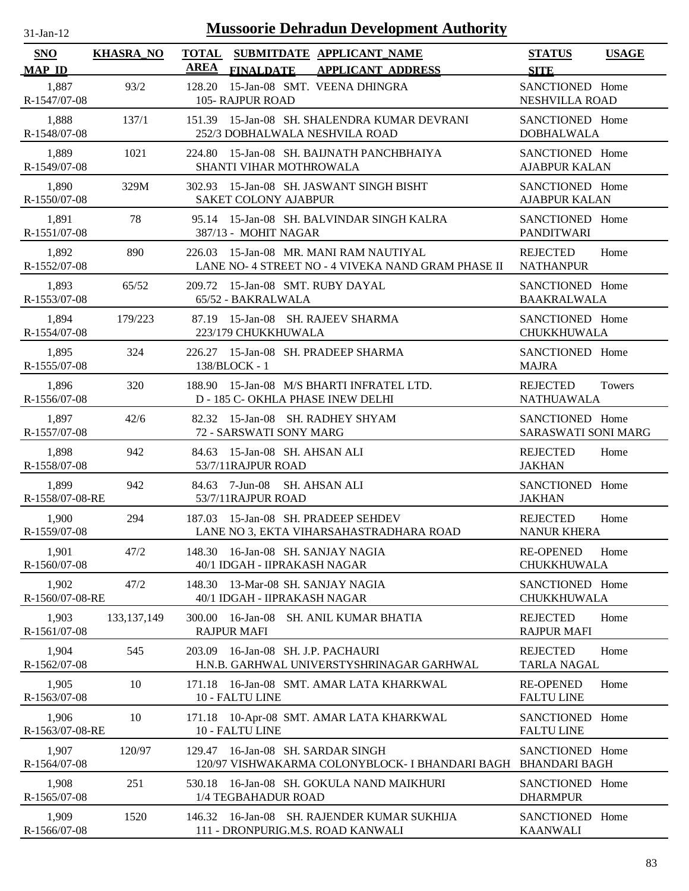31-Jan-12

# Mussoorie Dehradun Development Authority

| SNO / MAP_ID | KHASRA_NO | TOTAL AREA | SUBMITDATE / FINALDATE | APPLICANT_NAME / APPLICANT_ADDRESS | STATUS / SITE | USAGE |
|---|---|---|---|---|---|---|
| 1,887 / R-1547/07-08 | 93/2 | 128.20 | 15-Jan-08 | SMT. VEENA DHINGRA / 105- RAJPUR ROAD | SANCTIONED / NESHVILLA ROAD | Home |
| 1,888 / R-1548/07-08 | 137/1 | 151.39 | 15-Jan-08 | SH. SHALENDRA KUMAR DEVRANI / 252/3 DOBHALWALA NESHVILA ROAD | SANCTIONED / DOBHALWALA | Home |
| 1,889 / R-1549/07-08 | 1021 | 224.80 | 15-Jan-08 | SH. BAIJNATH PANCHBHAIYA / SHANTI VIHAR MOTHROWALA | SANCTIONED / AJABPUR KALAN | Home |
| 1,890 / R-1550/07-08 | 329M | 302.93 | 15-Jan-08 | SH. JASWANT SINGH BISHT / SAKET COLONY AJABPUR | SANCTIONED / AJABPUR KALAN | Home |
| 1,891 / R-1551/07-08 | 78 | 95.14 | 15-Jan-08 | SH. BALVINDAR SINGH KALRA / 387/13 - MOHIT NAGAR | SANCTIONED / PANDITWARI | Home |
| 1,892 / R-1552/07-08 | 890 | 226.03 | 15-Jan-08 | MR. MANI RAM NAUTIYAL / LANE NO- 4 STREET NO - 4 VIVEKA NAND GRAM PHASE II | REJECTED / NATHANPUR | Home |
| 1,893 / R-1553/07-08 | 65/52 | 209.72 | 15-Jan-08 | SMT. RUBY DAYAL / 65/52 - BAKRALWALA | SANCTIONED / BAAKRALWALA | Home |
| 1,894 / R-1554/07-08 | 179/223 | 87.19 | 15-Jan-08 | SH. RAJEEV SHARMA / 223/179 CHUKKHUWALA | SANCTIONED / CHUKKHUWALA | Home |
| 1,895 / R-1555/07-08 | 324 | 226.27 | 15-Jan-08 | SH. PRADEEP SHARMA / 138/BLOCK - 1 | SANCTIONED / MAJRA | Home |
| 1,896 / R-1556/07-08 | 320 | 188.90 | 15-Jan-08 | M/S BHARTI INFRATEL LTD. / D - 185 C- OKHLA PHASE INEW DELHI | REJECTED / NATHUAWALA | Towers |
| 1,897 / R-1557/07-08 | 42/6 | 82.32 | 15-Jan-08 | SH. RADHEY SHYAM / 72 - SARSWATI SONY MARG | SANCTIONED / SARASWATI SONI MARG | Home |
| 1,898 / R-1558/07-08 | 942 | 84.63 | 15-Jan-08 | SH. AHSAN ALI / 53/7/11RAJPUR ROAD | REJECTED / JAKHAN | Home |
| 1,899 / R-1558/07-08-RE | 942 | 84.63 | 7-Jun-08 | SH. AHSAN ALI / 53/7/11RAJPUR ROAD | SANCTIONED / JAKHAN | Home |
| 1,900 / R-1559/07-08 | 294 | 187.03 | 15-Jan-08 | SH. PRADEEP SEHDEV / LANE NO 3, EKTA VIHARSAHASTRADHARA ROAD | REJECTED / NANUR KHERA | Home |
| 1,901 / R-1560/07-08 | 47/2 | 148.30 | 16-Jan-08 | SH. SANJAY NAGIA / 40/1 IDGAH - IIPRAKASH NAGAR | RE-OPENED / CHUKKHUWALA | Home |
| 1,902 / R-1560/07-08-RE | 47/2 | 148.30 | 13-Mar-08 | SH. SANJAY NAGIA / 40/1 IDGAH - IIPRAKASH NAGAR | SANCTIONED / CHUKKHUWALA | Home |
| 1,903 / R-1561/07-08 | 133,137,149 | 300.00 | 16-Jan-08 | SH. ANIL KUMAR BHATIA / RAJPUR MAFI | REJECTED / RAJPUR MAFI | Home |
| 1,904 / R-1562/07-08 | 545 | 203.09 | 16-Jan-08 | SH. J.P. PACHAURI / H.N.B. GARHWAL UNIVERSTYSHRINAGAR GARHWAL | REJECTED / TARLA NAGAL | Home |
| 1,905 / R-1563/07-08 | 10 | 171.18 | 16-Jan-08 | SMT. AMAR LATA KHARKWAL / 10 - FALTU LINE | RE-OPENED / FALTU LINE | Home |
| 1,906 / R-1563/07-08-RE | 10 | 171.18 | 10-Apr-08 | SMT. AMAR LATA KHARKWAL / 10 - FALTU LINE | SANCTIONED / FALTU LINE | Home |
| 1,907 / R-1564/07-08 | 120/97 | 129.47 | 16-Jan-08 | SH. SARDAR SINGH / 120/97 VISHWAKARMA COLONYBLOCK- I BHANDARI BAGH | SANCTIONED / BHANDARI BAGH | Home |
| 1,908 / R-1565/07-08 | 251 | 530.18 | 16-Jan-08 | SH. GOKULA NAND MAIKHURI / 1/4 TEGBAHADUR ROAD | SANCTIONED / DHARMPUR | Home |
| 1,909 / R-1566/07-08 | 1520 | 146.32 | 16-Jan-08 | SH. RAJENDER KUMAR SUKHIJA / 111 - DRONPURIG.M.S. ROAD KANWALI | SANCTIONED / KAANWALI | Home |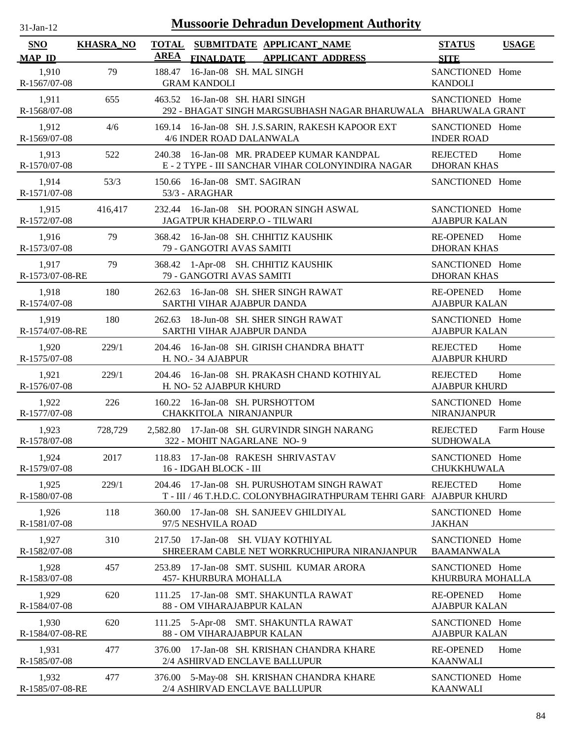# Mussoorie Dehradun Development Authority

31-Jan-12

| SNO / MAP_ID | KHASRA_NO | TOTAL AREA | SUBMITDATE / FINALDATE | APPLICANT_NAME / APPLICANT ADDRESS | STATUS / SITE | USAGE |
|---|---|---|---|---|---|---|
| 1,910 / R-1567/07-08 | 79 | 188.47 | 16-Jan-08 | SH. MAL SINGH / GRAM KANDOLI | SANCTIONED / KANDOLI | Home |
| 1,911 / R-1568/07-08 | 655 | 463.52 | 16-Jan-08 | SH. HARI SINGH / 292 - BHAGAT SINGH MARGSUBHASH NAGAR BHARUWALA | SANCTIONED / BHARUWALA GRANT | Home |
| 1,912 / R-1569/07-08 | 4/6 | 169.14 | 16-Jan-08 | SH. J.S.SARIN, RAKESH KAPOOR EXT / 4/6 INDER ROAD DALANWALA | SANCTIONED / INDER ROAD | Home |
| 1,913 / R-1570/07-08 | 522 | 240.38 | 16-Jan-08 | MR. PRADEEP KUMAR KANDPAL / E - 2 TYPE - III SANCHAR VIHAR COLONYINDIRA NAGAR | REJECTED / DHORAN KHAS | Home |
| 1,914 / R-1571/07-08 | 53/3 | 150.66 | 16-Jan-08 | SMT. SAGIRAN / 53/3 - ARAGHAR | SANCTIONED | Home |
| 1,915 / R-1572/07-08 | 416,417 | 232.44 | 16-Jan-08 | SH. POORAN SINGH ASWAL / JAGATPUR KHADERP.O - TILWARI | SANCTIONED / AJABPUR KALAN | Home |
| 1,916 / R-1573/07-08 | 79 | 368.42 | 16-Jan-08 | SH. CHHITIZ KAUSHIK / 79 - GANGOTRI AVAS SAMITI | RE-OPENED / DHORAN KHAS | Home |
| 1,917 / R-1573/07-08-RE | 79 | 368.42 | 1-Apr-08 | SH. CHHITIZ KAUSHIK / 79 - GANGOTRI AVAS SAMITI | SANCTIONED / DHORAN KHAS | Home |
| 1,918 / R-1574/07-08 | 180 | 262.63 | 16-Jan-08 | SH. SHER SINGH RAWAT / SARTHI VIHAR AJABPUR DANDA | RE-OPENED / AJABPUR KALAN | Home |
| 1,919 / R-1574/07-08-RE | 180 | 262.63 | 18-Jun-08 | SH. SHER SINGH RAWAT / SARTHI VIHAR AJABPUR DANDA | SANCTIONED / AJABPUR KALAN | Home |
| 1,920 / R-1575/07-08 | 229/1 | 204.46 | 16-Jan-08 | SH. GIRISH CHANDRA BHATT / H. NO.- 34 AJABPUR | REJECTED / AJABPUR KHURD | Home |
| 1,921 / R-1576/07-08 | 229/1 | 204.46 | 16-Jan-08 | SH. PRAKASH CHAND KOTHIYAL / H. NO- 52 AJABPUR KHURD | REJECTED / AJABPUR KHURD | Home |
| 1,922 / R-1577/07-08 | 226 | 160.22 | 16-Jan-08 | SH. PURSHOTTOM / CHAKKITOLA NIRANJANPUR | SANCTIONED / NIRANJANPUR | Home |
| 1,923 / R-1578/07-08 | 728,729 | 2,582.80 | 17-Jan-08 | SH. GURVINDR SINGH NARANG / 322 - MOHIT NAGARLANE NO- 9 | REJECTED / SUDHOWALA | Farm House |
| 1,924 / R-1579/07-08 | 2017 | 118.83 | 17-Jan-08 | RAKESH SHRIVASTAV / 16 - IDGAH BLOCK - III | SANCTIONED / CHUKKHUWALA | Home |
| 1,925 / R-1580/07-08 | 229/1 | 204.46 | 17-Jan-08 | SH. PURUSHOTAM SINGH RAWAT / T - III / 46 T.H.D.C. COLONYBHAGIRATHPURAM TEHRI GARH | REJECTED / AJABPUR KHURD | Home |
| 1,926 / R-1581/07-08 | 118 | 360.00 | 17-Jan-08 | SH. SANJEEV GHILDIYAL / 97/5 NESHVILA ROAD | SANCTIONED / JAKHAN | Home |
| 1,927 / R-1582/07-08 | 310 | 217.50 | 17-Jan-08 | SH. VIJAY KOTHIYAL / SHREERAM CABLE NET WORKRUCHIPURA NIRANJANPUR | SANCTIONED / BAAMANWALA | Home |
| 1,928 / R-1583/07-08 | 457 | 253.89 | 17-Jan-08 | SMT. SUSHIL KUMAR ARORA / 457- KHURBURA MOHALLA | SANCTIONED / KHURBURA MOHALLA | Home |
| 1,929 / R-1584/07-08 | 620 | 111.25 | 17-Jan-08 | SMT. SHAKUNTLA RAWAT / 88 - OM VIHARAJABPUR KALAN | RE-OPENED / AJABPUR KALAN | Home |
| 1,930 / R-1584/07-08-RE | 620 | 111.25 | 5-Apr-08 | SMT. SHAKUNTLA RAWAT / 88 - OM VIHARAJABPUR KALAN | SANCTIONED / AJABPUR KALAN | Home |
| 1,931 / R-1585/07-08 | 477 | 376.00 | 17-Jan-08 | SH. KRISHAN CHANDRA KHARE / 2/4 ASHIRVAD ENCLAVE BALLUPUR | RE-OPENED / KAANWALI | Home |
| 1,932 / R-1585/07-08-RE | 477 | 376.00 | 5-May-08 | SH. KRISHAN CHANDRA KHARE / 2/4 ASHIRVAD ENCLAVE BALLUPUR | SANCTIONED / KAANWALI | Home |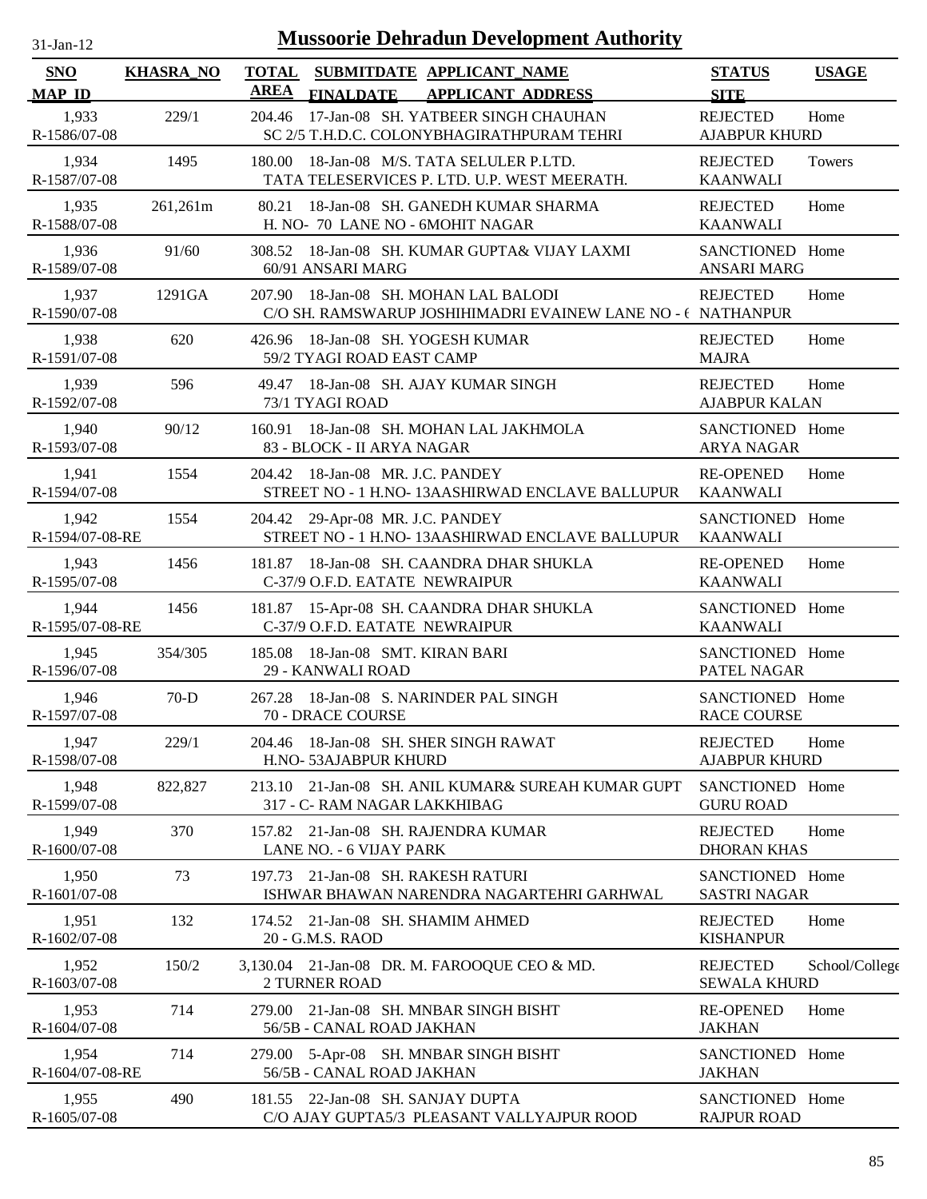# Mussoorie Dehradun Development Authority

| SNO / MAP_ID | KHASRA_NO | TOTAL AREA | SUBMITDATE / FINALDATE | APPLICANT_NAME / APPLICANT ADDRESS | STATUS / SITE | USAGE |
|---|---|---|---|---|---|---|
| 1,933 / R-1586/07-08 | 229/1 | 204.46 | 17-Jan-08 | SH. YATBEER SINGH CHAUHAN / SC 2/5 T.H.D.C. COLONYBHAGIRATHPURAM TEHRI | REJECTED / AJABPUR KHURD | Home |
| 1,934 / R-1587/07-08 | 1495 | 180.00 | 18-Jan-08 | M/S. TATA SELULER P.LTD. / TATA TELESERVICES P. LTD. U.P. WEST MEERATH. | REJECTED / KAANWALI | Towers |
| 1,935 / R-1588/07-08 | 261,261m | 80.21 | 18-Jan-08 | SH. GANEDH KUMAR SHARMA / H. NO- 70 LANE NO - 6MOHIT NAGAR | REJECTED / KAANWALI | Home |
| 1,936 / R-1589/07-08 | 91/60 | 308.52 | 18-Jan-08 | SH. KUMAR GUPTA& VIJAY LAXMI / 60/91 ANSARI MARG | SANCTIONED / ANSARI MARG | Home |
| 1,937 / R-1590/07-08 | 1291GA | 207.90 | 18-Jan-08 | SH. MOHAN LAL BALODI / C/O SH. RAMSWARUP JOSHIHIMADRI EVAINEW LANE NO - ( | REJECTED / NATHANPUR | Home |
| 1,938 / R-1591/07-08 | 620 | 426.96 | 18-Jan-08 | SH. YOGESH KUMAR / 59/2 TYAGI ROAD EAST CAMP | REJECTED / MAJRA | Home |
| 1,939 / R-1592/07-08 | 596 | 49.47 | 18-Jan-08 | SH. AJAY KUMAR SINGH / 73/1 TYAGI ROAD | REJECTED / AJABPUR KALAN | Home |
| 1,940 / R-1593/07-08 | 90/12 | 160.91 | 18-Jan-08 | SH. MOHAN LAL JAKHMOLA / 83 - BLOCK - II ARYA NAGAR | SANCTIONED / ARYA NAGAR | Home |
| 1,941 / R-1594/07-08 | 1554 | 204.42 | 18-Jan-08 | MR. J.C. PANDEY / STREET NO - 1 H.NO- 13AASHIRWAD ENCLAVE BALLUPUR | RE-OPENED / KAANWALI | Home |
| 1,942 / R-1594/07-08-RE | 1554 | 204.42 | 29-Apr-08 | MR. J.C. PANDEY / STREET NO - 1 H.NO- 13AASHIRWAD ENCLAVE BALLUPUR | SANCTIONED / KAANWALI | Home |
| 1,943 / R-1595/07-08 | 1456 | 181.87 | 18-Jan-08 | SH. CAANDRA DHAR SHUKLA / C-37/9 O.F.D. EATATE NEWRAIPUR | RE-OPENED / KAANWALI | Home |
| 1,944 / R-1595/07-08-RE | 1456 | 181.87 | 15-Apr-08 | SH. CAANDRA DHAR SHUKLA / C-37/9 O.F.D. EATATE NEWRAIPUR | SANCTIONED / KAANWALI | Home |
| 1,945 / R-1596/07-08 | 354/305 | 185.08 | 18-Jan-08 | SMT. KIRAN BARI / 29 - KANWALI ROAD | SANCTIONED / PATEL NAGAR | Home |
| 1,946 / R-1597/07-08 | 70-D | 267.28 | 18-Jan-08 | S. NARINDER PAL SINGH / 70 - DRACE COURSE | SANCTIONED / RACE COURSE | Home |
| 1,947 / R-1598/07-08 | 229/1 | 204.46 | 18-Jan-08 | SH. SHER SINGH RAWAT / H.NO- 53AJABPUR KHURD | REJECTED / AJABPUR KHURD | Home |
| 1,948 / R-1599/07-08 | 822,827 | 213.10 | 21-Jan-08 | SH. ANIL KUMAR& SUREAH KUMAR GUPT / 317 - C- RAM NAGAR LAKKHIBAG | SANCTIONED / GURU ROAD | Home |
| 1,949 / R-1600/07-08 | 370 | 157.82 | 21-Jan-08 | SH. RAJENDRA KUMAR / LANE NO. - 6 VIJAY PARK | REJECTED / DHORAN KHAS | Home |
| 1,950 / R-1601/07-08 | 73 | 197.73 | 21-Jan-08 | SH. RAKESH RATURI / ISHWAR BHAWAN NARENDRA NAGARTEHRI GARHWAL | SANCTIONED / SASTRI NAGAR | Home |
| 1,951 / R-1602/07-08 | 132 | 174.52 | 21-Jan-08 | SH. SHAMIM AHMED / 20 - G.M.S. RAOD | REJECTED / KISHANPUR | Home |
| 1,952 / R-1603/07-08 | 150/2 | 3,130.04 | 21-Jan-08 | DR. M. FAROOQUE CEO & MD. / 2 TURNER ROAD | REJECTED / SEWALA KHURD | School/College |
| 1,953 / R-1604/07-08 | 714 | 279.00 | 21-Jan-08 | SH. MNBAR SINGH BISHT / 56/5B - CANAL ROAD JAKHAN | RE-OPENED / JAKHAN | Home |
| 1,954 / R-1604/07-08-RE | 714 | 279.00 | 5-Apr-08 | SH. MNBAR SINGH BISHT / 56/5B - CANAL ROAD JAKHAN | SANCTIONED / JAKHAN | Home |
| 1,955 / R-1605/07-08 | 490 | 181.55 | 22-Jan-08 | SH. SANJAY DUPTA / C/O AJAY GUPTA5/3 PLEASANT VALLYAJPUR ROOD | SANCTIONED / RAJPUR ROAD | Home |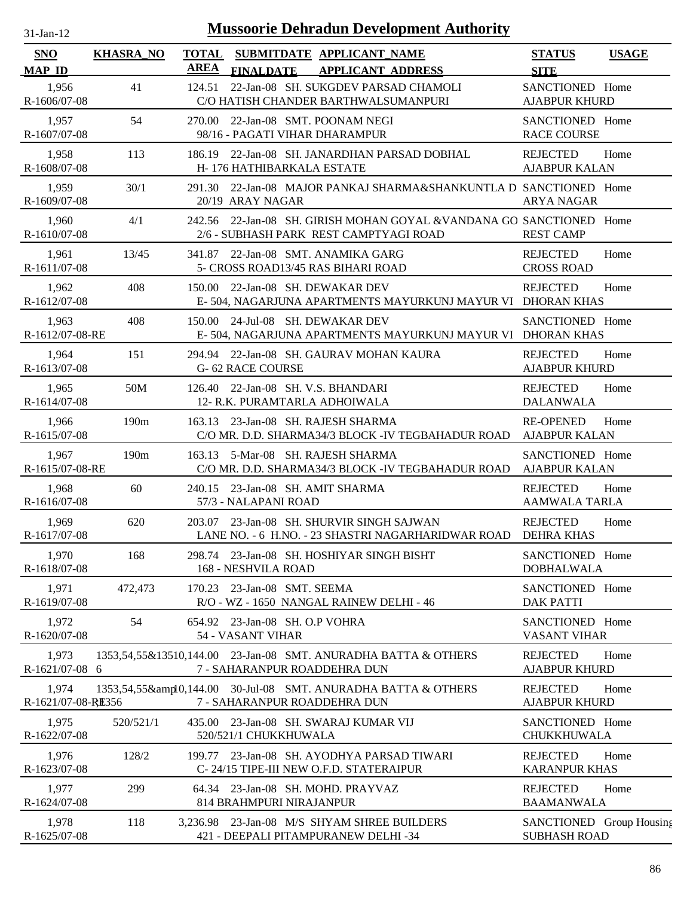# Mussoorie Dehradun Development Authority

31-Jan-12

| SNO | KHASRA_NO | TOTAL AREA | SUBMITDATE FINALDATE | APPLICANT_NAME APPLICANT ADDRESS | STATUS SITE | USAGE |
|---|---|---|---|---|---|---|
| 1,956 R-1606/07-08 | 41 | 124.51 | 22-Jan-08 | SH. SUKGDEV PARSAD CHAMOLI C/O HATISH CHANDER BARTHWALSUMANPURI | SANCTIONED AJABPUR KHURD | Home |
| 1,957 R-1607/07-08 | 54 | 270.00 | 22-Jan-08 | SMT. POONAM NEGI 98/16 - PAGATI VIHAR DHARAMPUR | SANCTIONED RACE COURSE | Home |
| 1,958 R-1608/07-08 | 113 | 186.19 | 22-Jan-08 | SH. JANARDHAN PARSAD DOBHAL H- 176 HATHIBARKALA ESTATE | REJECTED AJABPUR KALAN | Home |
| 1,959 R-1609/07-08 | 30/1 | 291.30 | 22-Jan-08 | MAJOR PANKAJ SHARMA&SHANKUNTLA D 20/19 ARAY NAGAR | SANCTIONED ARYA NAGAR | Home |
| 1,960 R-1610/07-08 | 4/1 | 242.56 | 22-Jan-08 | SH. GIRISH MOHAN GOYAL &VANDANA GO 2/6 - SUBHASH PARK REST CAMPTYAGI ROAD | SANCTIONED REST CAMP | Home |
| 1,961 R-1611/07-08 | 13/45 | 341.87 | 22-Jan-08 | SMT. ANAMIKA GARG 5- CROSS ROAD13/45 RAS BIHARI ROAD | REJECTED CROSS ROAD | Home |
| 1,962 R-1612/07-08 | 408 | 150.00 | 22-Jan-08 | SH. DEWAKAR DEV E- 504, NAGARJUNA APARTMENTS MAYURKUNJ MAYUR VI | REJECTED DHORAN KHAS | Home |
| 1,963 R-1612/07-08-RE | 408 | 150.00 | 24-Jul-08 | SH. DEWAKAR DEV E- 504, NAGARJUNA APARTMENTS MAYURKUNJ MAYUR VI | SANCTIONED DHORAN KHAS | Home |
| 1,964 R-1613/07-08 | 151 | 294.94 | 22-Jan-08 | SH. GAURAV MOHAN KAURA G- 62 RACE COURSE | REJECTED AJABPUR KHURD | Home |
| 1,965 R-1614/07-08 | 50M | 126.40 | 22-Jan-08 | SH. V.S. BHANDARI 12- R.K. PURAMTARLA ADHOIWALA | REJECTED DALANWALA | Home |
| 1,966 R-1615/07-08 | 190m | 163.13 | 23-Jan-08 | SH. RAJESH SHARMA C/O MR. D.D. SHARMA34/3 BLOCK -IV TEGBAHADUR ROAD | RE-OPENED AJABPUR KALAN | Home |
| 1,967 R-1615/07-08-RE | 190m | 163.13 | 5-Mar-08 | SH. RAJESH SHARMA C/O MR. D.D. SHARMA34/3 BLOCK -IV TEGBAHADUR ROAD | SANCTIONED AJABPUR KALAN | Home |
| 1,968 R-1616/07-08 | 60 | 240.15 | 23-Jan-08 | SH. AMIT SHARMA 57/3 - NALAPANI ROAD | REJECTED AAMWALA TARLA | Home |
| 1,969 R-1617/07-08 | 620 | 203.07 | 23-Jan-08 | SH. SHURVIR SINGH SAJWAN LANE NO. - 6 H.NO. - 23 SHASTRI NAGARHARIDWAR ROAD | REJECTED DEHRA KHAS | Home |
| 1,970 R-1618/07-08 | 168 | 298.74 | 23-Jan-08 | SH. HOSHIYAR SINGH BISHT 168 - NESHVILA ROAD | SANCTIONED DOBHALWALA | Home |
| 1,971 R-1619/07-08 | 472,473 | 170.23 | 23-Jan-08 | SMT. SEEMA R/O - WZ - 1650 NANGAL RAINEW DELHI - 46 | SANCTIONED DAK PATTI | Home |
| 1,972 R-1620/07-08 | 54 | 654.92 | 23-Jan-08 | SH. O.P VOHRA 54 - VASANT VIHAR | SANCTIONED VASANT VIHAR | Home |
| 1,973 R-1621/07-08 | 1353,54,55&13516 | 10,144.00 | 23-Jan-08 | SMT. ANURADHA BATTA & OTHERS 7 - SAHARANPUR ROADDEHRA DUN | REJECTED AJABPUR KHURD | Home |
| 1,974 R-1621/07-08-RE | 1353,54,55&amp1356 | 10,144.00 | 30-Jul-08 | SMT. ANURADHA BATTA & OTHERS 7 - SAHARANPUR ROADDEHRA DUN | REJECTED AJABPUR KHURD | Home |
| 1,975 R-1622/07-08 | 520/521/1 | 435.00 | 23-Jan-08 | SH. SWARAJ KUMAR VIJ 520/521/1 CHUKKHUWALA | SANCTIONED CHUKKHUWALA | Home |
| 1,976 R-1623/07-08 | 128/2 | 199.77 | 23-Jan-08 | SH. AYODHYA PARSAD TIWARI C- 24/15 TIPE-III NEW O.F.D. STATERAIPUR | REJECTED KARANPUR KHAS | Home |
| 1,977 R-1624/07-08 | 299 | 64.34 | 23-Jan-08 | SH. MOHD. PRAYVAZ 814 BRAHMPURI NIRAJANPUR | REJECTED BAAMANWALA | Home |
| 1,978 R-1625/07-08 | 118 | 3,236.98 | 23-Jan-08 | M/S SHYAM SHREE BUILDERS 421 - DEEPALI PITAMPURANEW DELHI -34 | SANCTIONED SUBHASH ROAD | Group Housing |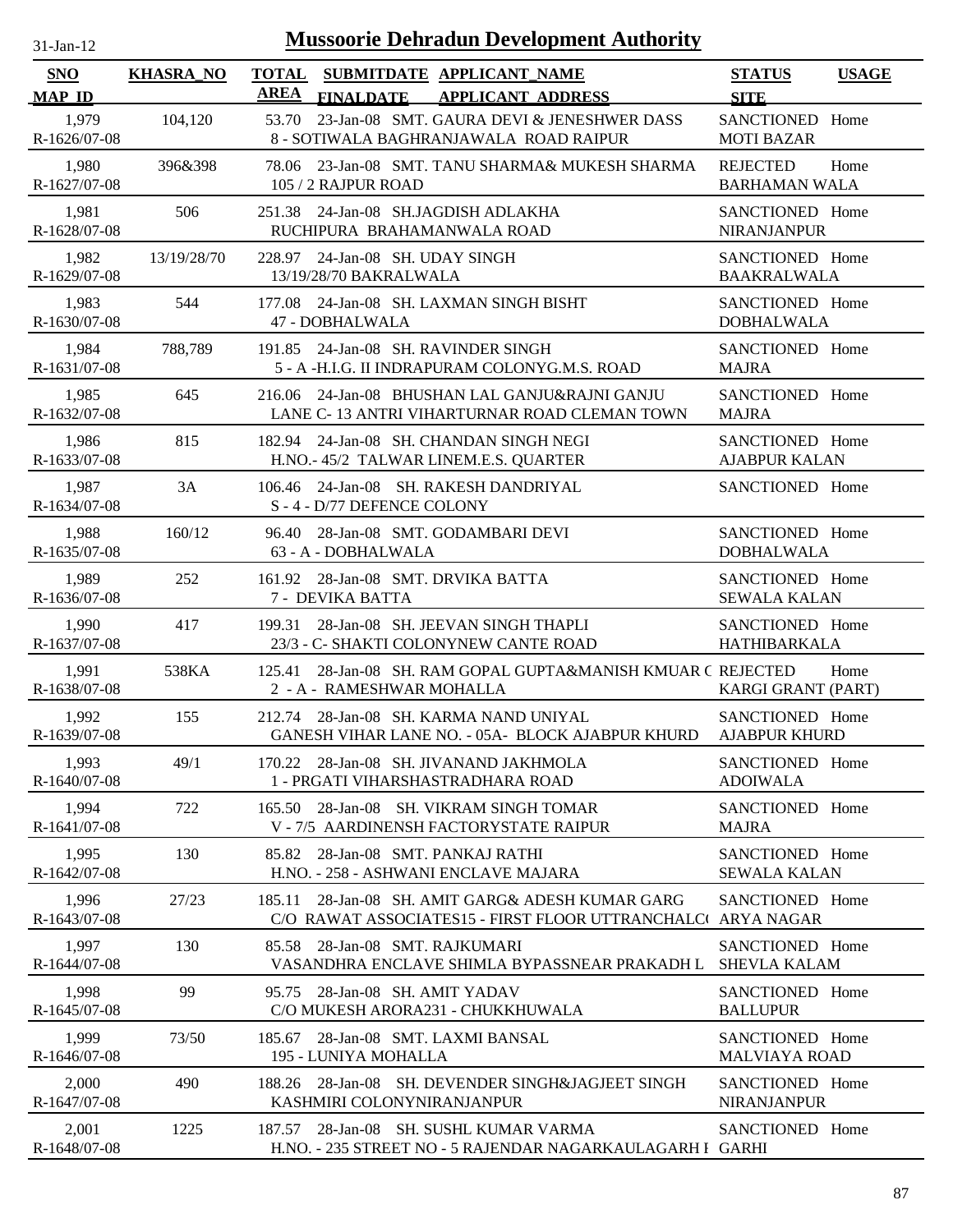31-Jan-12

# Mussoorie Dehradun Development Authority

| SNO<br>MAP ID | KHASRA_NO | TOTAL AREA | SUBMITDATE FINALDATE | APPLICANT_NAME<br>APPLICANT ADDRESS | STATUS<br>SITE | USAGE |
|---|---|---|---|---|---|---|
| 1,979<br>R-1626/07-08 | 104,120 | 53.70 | 23-Jan-08 | SMT. GAURA DEVI & JENESHWER DASS<br>8 - SOTIWALA BAGHRANJAWALA ROAD RAIPUR | SANCTIONED<br>MOTI BAZAR | Home |
| 1,980<br>R-1627/07-08 | 396&398 | 78.06 | 23-Jan-08 | SMT. TANU SHARMA& MUKESH SHARMA<br>105 / 2 RAJPUR ROAD | REJECTED<br>BARHAMAN WALA | Home |
| 1,981<br>R-1628/07-08 | 506 | 251.38 | 24-Jan-08 | SH.JAGDISH ADLAKHA<br>RUCHIPURA BRAHAMANWALA ROAD | SANCTIONED<br>NIRANJANPUR | Home |
| 1,982<br>R-1629/07-08 | 13/19/28/70 | 228.97 | 24-Jan-08 | SH. UDAY SINGH<br>13/19/28/70 BAKRALWALA | SANCTIONED<br>BAAKRALWALA | Home |
| 1,983<br>R-1630/07-08 | 544 | 177.08 | 24-Jan-08 | SH. LAXMAN SINGH BISHT<br>47 - DOBHALWALA | SANCTIONED<br>DOBHALWALA | Home |
| 1,984<br>R-1631/07-08 | 788,789 | 191.85 | 24-Jan-08 | SH. RAVINDER SINGH<br>5 - A -H.I.G. II INDRAPURAM COLONYG.M.S. ROAD | SANCTIONED<br>MAJRA | Home |
| 1,985<br>R-1632/07-08 | 645 | 216.06 | 24-Jan-08 | BHUSHAN LAL GANJU&RAJNI GANJU<br>LANE C- 13 ANTRI VIHARTURNAR ROAD CLEMAN TOWN | SANCTIONED<br>MAJRA | Home |
| 1,986<br>R-1633/07-08 | 815 | 182.94 | 24-Jan-08 | SH. CHANDAN SINGH NEGI<br>H.NO.- 45/2 TALWAR LINEM.E.S. QUARTER | SANCTIONED<br>AJABPUR KALAN | Home |
| 1,987<br>R-1634/07-08 | 3A | 106.46 | 24-Jan-08 | SH. RAKESH DANDRIYAL<br>S - 4 - D/77 DEFENCE COLONY | SANCTIONED | Home |
| 1,988<br>R-1635/07-08 | 160/12 | 96.40 | 28-Jan-08 | SMT. GODAMBARI DEVI<br>63 - A - DOBHALWALA | SANCTIONED<br>DOBHALWALA | Home |
| 1,989<br>R-1636/07-08 | 252 | 161.92 | 28-Jan-08 | SMT. DRVIKA BATTA<br>7 - DEVIKA BATTA | SANCTIONED<br>SEWALA KALAN | Home |
| 1,990<br>R-1637/07-08 | 417 | 199.31 | 28-Jan-08 | SH. JEEVAN SINGH THAPLI<br>23/3 - C- SHAKTI COLONYNEW CANTE ROAD | SANCTIONED<br>HATHIBARKALA | Home |
| 1,991<br>R-1638/07-08 | 538KA | 125.41 | 28-Jan-08 | SH. RAM GOPAL GUPTA&MANISH KMUAR G<br>2 - A - RAMESHWAR MOHALLA | REJECTED<br>KARGI GRANT (PART) | Home |
| 1,992<br>R-1639/07-08 | 155 | 212.74 | 28-Jan-08 | SH. KARMA NAND UNIYAL<br>GANESH VIHAR LANE NO. - 05A- BLOCK AJABPUR KHURD | SANCTIONED<br>AJABPUR KHURD | Home |
| 1,993<br>R-1640/07-08 | 49/1 | 170.22 | 28-Jan-08 | SH. JIVANAND JAKHMOLA<br>1 - PRGATI VIHARSHASTRADHARA ROAD | SANCTIONED<br>ADOIWALA | Home |
| 1,994<br>R-1641/07-08 | 722 | 165.50 | 28-Jan-08 | SH. VIKRAM SINGH TOMAR<br>V - 7/5 AARDINENSH FACTORYSTATE RAIPUR | SANCTIONED<br>MAJRA | Home |
| 1,995<br>R-1642/07-08 | 130 | 85.82 | 28-Jan-08 | SMT. PANKAJ RATHI<br>H.NO. - 258 - ASHWANI ENCLAVE MAJARA | SANCTIONED<br>SEWALA KALAN | Home |
| 1,996<br>R-1643/07-08 | 27/23 | 185.11 | 28-Jan-08 | SH. AMIT GARG& ADESH KUMAR GARG<br>C/O RAWAT ASSOCIATES15 - FIRST FLOOR UTTRANCHALC( | SANCTIONED<br>ARYA NAGAR | Home |
| 1,997<br>R-1644/07-08 | 130 | 85.58 | 28-Jan-08 | SMT. RAJKUMARI<br>VASANDHRA ENCLAVE SHIMLA BYPASSNEAR PRAKADH L | SANCTIONED<br>SHEVLA KALAM | Home |
| 1,998<br>R-1645/07-08 | 99 | 95.75 | 28-Jan-08 | SH. AMIT YADAV<br>C/O MUKESH ARORA231 - CHUKKHUWALA | SANCTIONED<br>BALLUPUR | Home |
| 1,999<br>R-1646/07-08 | 73/50 | 185.67 | 28-Jan-08 | SMT. LAXMI BANSAL<br>195 - LUNIYA MOHALLA | SANCTIONED<br>MALVIAYA ROAD | Home |
| 2,000<br>R-1647/07-08 | 490 | 188.26 | 28-Jan-08 | SH. DEVENDER SINGH&JAGJEET SINGH<br>KASHMIRI COLONYNIRANJANPUR | SANCTIONED<br>NIRANJANPUR | Home |
| 2,001<br>R-1648/07-08 | 1225 | 187.57 | 28-Jan-08 | SH. SUSHL KUMAR VARMA<br>H.NO. - 235 STREET NO - 5 RAJENDAR NAGARKAULAGARH I | SANCTIONED<br>GARHI | Home |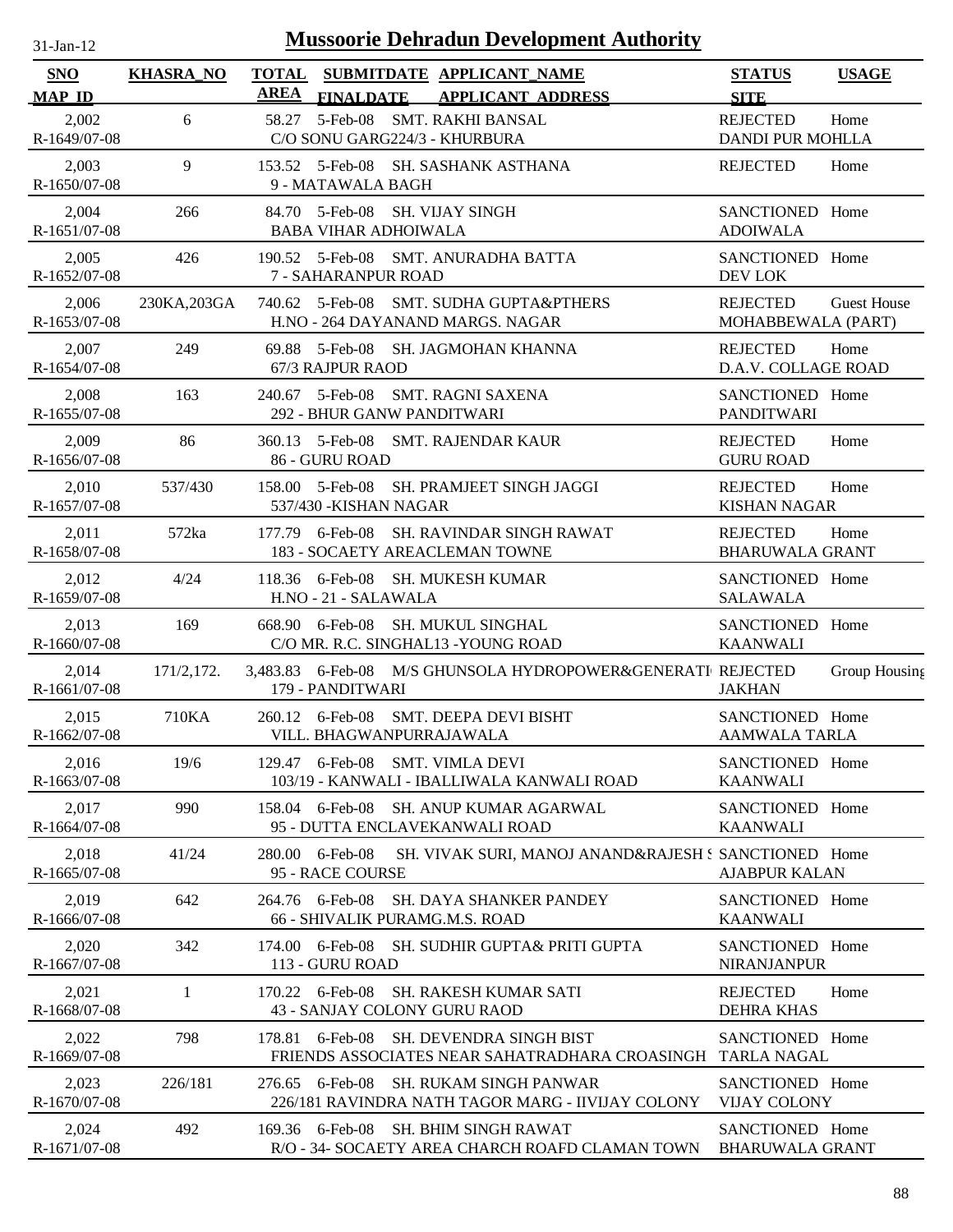# Mussoorie Dehradun Development Authority

31-Jan-12

| SNO / MAP_ID | KHASRA_NO | TOTAL AREA | SUBMITDATE / FINALDATE | APPLICANT_NAME / APPLICANT_ADDRESS | STATUS / SITE | USAGE |
|---|---|---|---|---|---|---|
| 2,002 R-1649/07-08 | 6 | 58.27 | 5-Feb-08 | SMT. RAKHI BANSAL C/O SONU GARG224/3 - KHURBURA | REJECTED DANDI PUR MOHLLA | Home |
| 2,003 R-1650/07-08 | 9 | 153.52 | 5-Feb-08 | SH. SASHANK ASTHANA 9 - MATAWALA BAGH | REJECTED | Home |
| 2,004 R-1651/07-08 | 266 | 84.70 | 5-Feb-08 | SH. VIJAY SINGH BABA VIHAR ADHOIWALA | SANCTIONED ADOIWALA | Home |
| 2,005 R-1652/07-08 | 426 | 190.52 | 5-Feb-08 | SMT. ANURADHA BATTA 7 - SAHARANPUR ROAD | SANCTIONED DEV LOK | Home |
| 2,006 R-1653/07-08 | 230KA,203GA | 740.62 | 5-Feb-08 | SMT. SUDHA GUPTA&PTHERS H.NO - 264 DAYANAND MARGS. NAGAR | REJECTED MOHABBEWALA (PART) | Guest House |
| 2,007 R-1654/07-08 | 249 | 69.88 | 5-Feb-08 | SH. JAGMOHAN KHANNA 67/3 RAJPUR RAOD | REJECTED D.A.V. COLLAGE ROAD | Home |
| 2,008 R-1655/07-08 | 163 | 240.67 | 5-Feb-08 | SMT. RAGNI SAXENA 292 - BHUR GANW PANDITWARI | SANCTIONED PANDITWARI | Home |
| 2,009 R-1656/07-08 | 86 | 360.13 | 5-Feb-08 | SMT. RAJENDAR KAUR 86 - GURU ROAD | REJECTED GURU ROAD | Home |
| 2,010 R-1657/07-08 | 537/430 | 158.00 | 5-Feb-08 | SH. PRAMJEET SINGH JAGGI 537/430 -KISHAN NAGAR | REJECTED KISHAN NAGAR | Home |
| 2,011 R-1658/07-08 | 572ka | 177.79 | 6-Feb-08 | SH. RAVINDAR SINGH RAWAT 183 - SOCAETY AREACLEMAN TOWNE | REJECTED BHARUWALA GRANT | Home |
| 2,012 R-1659/07-08 | 4/24 | 118.36 | 6-Feb-08 | SH. MUKESH KUMAR H.NO - 21 - SALAWALA | SANCTIONED SALAWALA | Home |
| 2,013 R-1660/07-08 | 169 | 668.90 | 6-Feb-08 | SH. MUKUL SINGHAL C/O MR. R.C. SINGHAL13 -YOUNG ROAD | SANCTIONED KAANWALI | Home |
| 2,014 R-1661/07-08 | 171/2,172. | 3,483.83 | 6-Feb-08 | M/S GHUNSOLA HYDROPOWER&GENERATI 179 - PANDITWARI | REJECTED JAKHAN | Group Housing |
| 2,015 R-1662/07-08 | 710KA | 260.12 | 6-Feb-08 | SMT. DEEPA DEVI BISHT VILL. BHAGWANPURRAJAWALA | SANCTIONED AAMWALA TARLA | Home |
| 2,016 R-1663/07-08 | 19/6 | 129.47 | 6-Feb-08 | SMT. VIMLA DEVI 103/19 - KANWALI - IBALLIWALA KANWALI ROAD | SANCTIONED KAANWALI | Home |
| 2,017 R-1664/07-08 | 990 | 158.04 | 6-Feb-08 | SH. ANUP KUMAR AGARWAL 95 - DUTTA ENCLAVEKANWALI ROAD | SANCTIONED KAANWALI | Home |
| 2,018 R-1665/07-08 | 41/24 | 280.00 | 6-Feb-08 | SH. VIVAK SURI, MANOJ ANAND&RAJESH S 95 - RACE COURSE | SANCTIONED AJABPUR KALAN | Home |
| 2,019 R-1666/07-08 | 642 | 264.76 | 6-Feb-08 | SH. DAYA SHANKER PANDEY 66 - SHIVALIK PURAMG.M.S. ROAD | SANCTIONED KAANWALI | Home |
| 2,020 R-1667/07-08 | 342 | 174.00 | 6-Feb-08 | SH. SUDHIR GUPTA& PRITI GUPTA 113 - GURU ROAD | SANCTIONED NIRANJANPUR | Home |
| 2,021 R-1668/07-08 | 1 | 170.22 | 6-Feb-08 | SH. RAKESH KUMAR SATI 43 - SANJAY COLONY GURU RAOD | REJECTED DEHRA KHAS | Home |
| 2,022 R-1669/07-08 | 798 | 178.81 | 6-Feb-08 | SH. DEVENDRA SINGH BIST FRIENDS ASSOCIATES NEAR SAHATRADHARA CROASINGH | SANCTIONED TARLA NAGAL | Home |
| 2,023 R-1670/07-08 | 226/181 | 276.65 | 6-Feb-08 | SH. RUKAM SINGH PANWAR 226/181 RAVINDRA NATH TAGOR MARG - IIVIJAY COLONY | SANCTIONED VIJAY COLONY | Home |
| 2,024 R-1671/07-08 | 492 | 169.36 | 6-Feb-08 | SH. BHIM SINGH RAWAT R/O - 34- SOCAETY AREA CHARCH ROAFD CLAMAN TOWN | SANCTIONED BHARUWALA GRANT | Home |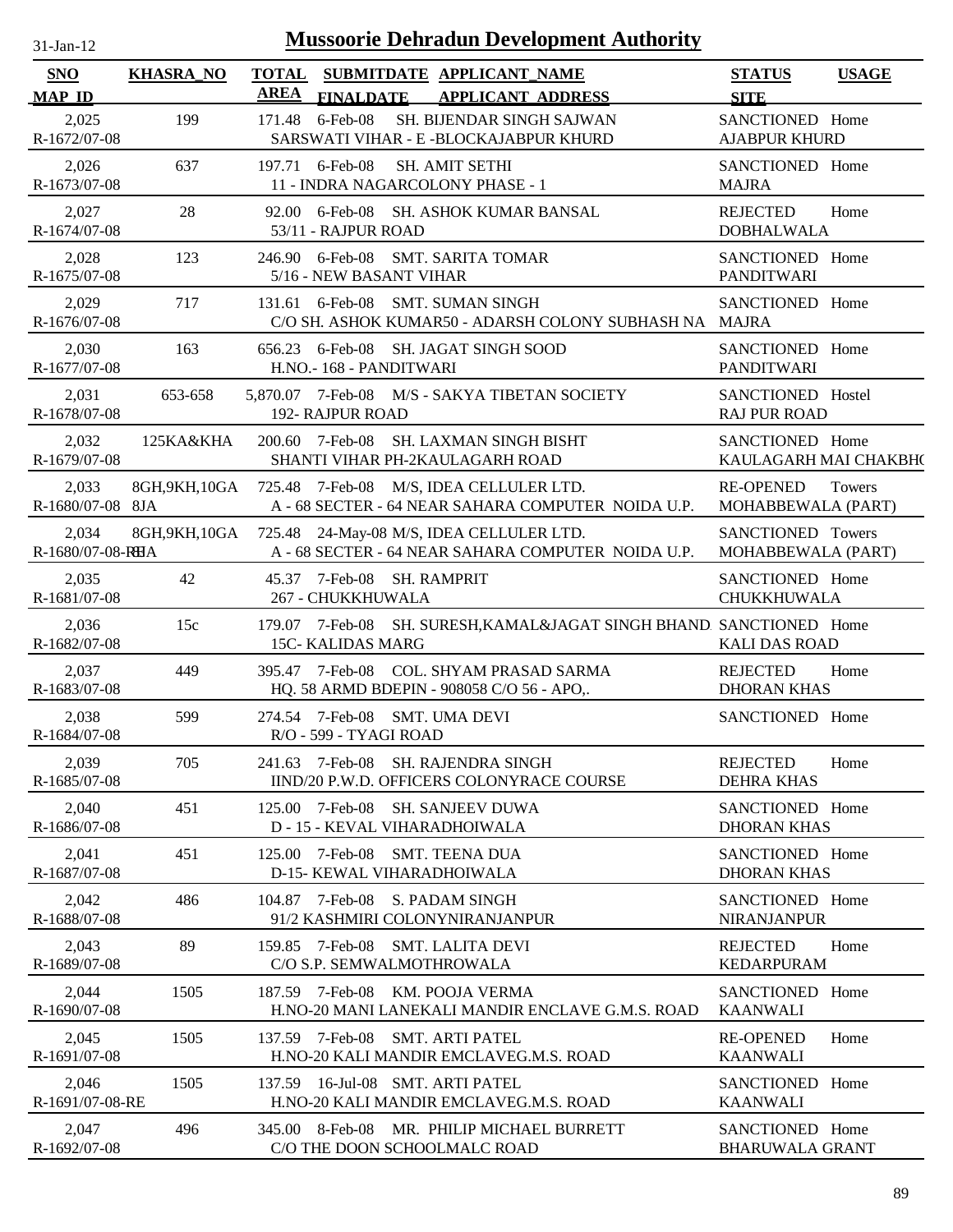# Mussoorie Dehradun Development Authority

31-Jan-12

| SNO<br>MAP_ID | KHASRA_NO | TOTAL AREA | SUBMITDATE<br>FINALDATE | APPLICANT_NAME<br>APPLICANT_ADDRESS | STATUS<br>SITE | USAGE |
|---|---|---|---|---|---|---|
| 2,025<br>R-1672/07-08 | 199 | 171.48 | 6-Feb-08 | SH. BIJENDAR SINGH SAJWAN<br>SARSWATI VIHAR - E -BLOCKAJABPUR KHURD | SANCTIONED<br>AJABPUR KHURD | Home |
| 2,026<br>R-1673/07-08 | 637 | 197.71 | 6-Feb-08 | SH. AMIT SETHI<br>11 - INDRA NAGARCOLONY PHASE - 1 | SANCTIONED<br>MAJRA | Home |
| 2,027<br>R-1674/07-08 | 28 | 92.00 | 6-Feb-08 | SH. ASHOK KUMAR BANSAL<br>53/11 - RAJPUR ROAD | REJECTED<br>DOBHALWALA | Home |
| 2,028<br>R-1675/07-08 | 123 | 246.90 | 6-Feb-08 | SMT. SARITA TOMAR<br>5/16 - NEW BASANT VIHAR | SANCTIONED<br>PANDITWARI | Home |
| 2,029<br>R-1676/07-08 | 717 | 131.61 | 6-Feb-08 | SMT. SUMAN SINGH<br>C/O SH. ASHOK KUMAR50 - ADARSH COLONY SUBHASH NA | SANCTIONED<br>MAJRA | Home |
| 2,030<br>R-1677/07-08 | 163 | 656.23 | 6-Feb-08 | SH. JAGAT SINGH SOOD<br>H.NO.- 168 - PANDITWARI | SANCTIONED<br>PANDITWARI | Home |
| 2,031<br>R-1678/07-08 | 653-658 | 5,870.07 | 7-Feb-08 | M/S - SAKYA TIBETAN SOCIETY<br>192- RAJPUR ROAD | SANCTIONED<br>RAJ PUR ROAD | Hostel |
| 2,032<br>R-1679/07-08 | 125KA&KHA | 200.60 | 7-Feb-08 | SH. LAXMAN SINGH BISHT<br>SHANTI VIHAR PH-2KAULAGARH ROAD | SANCTIONED<br>KAULAGARH MAI CHAKBH( | Home |
| 2,033<br>R-1680/07-08 | 8GH,9KH,10GA 8JA | 725.48 | 7-Feb-08 | M/S, IDEA CELLULER LTD.<br>A - 68 SECTER - 64 NEAR SAHARA COMPUTER NOIDA U.P. | RE-OPENED<br>MOHABBEWALA (PART) | Towers |
| 2,034<br>R-1680/07-08-RE | 8GH,9KH,10GA 8JA | 725.48 | 24-May-08 | M/S, IDEA CELLULER LTD.<br>A - 68 SECTER - 64 NEAR SAHARA COMPUTER NOIDA U.P. | SANCTIONED<br>MOHABBEWALA (PART) | Towers |
| 2,035<br>R-1681/07-08 | 42 | 45.37 | 7-Feb-08 | SH. RAMPRIT<br>267 - CHUKKHUWALA | SANCTIONED<br>CHUKKHUWALA | Home |
| 2,036<br>R-1682/07-08 | 15c | 179.07 | 7-Feb-08 | SH. SURESH,KAMAL&JAGAT SINGH BHAND<br>15C- KALIDAS MARG | SANCTIONED<br>KALI DAS ROAD | Home |
| 2,037<br>R-1683/07-08 | 449 | 395.47 | 7-Feb-08 | COL. SHYAM PRASAD SARMA<br>HQ. 58 ARMD BDEPIN - 908058 C/O 56 - APO,. | REJECTED<br>DHORAN KHAS | Home |
| 2,038<br>R-1684/07-08 | 599 | 274.54 | 7-Feb-08 | SMT. UMA DEVI<br>R/O - 599 - TYAGI ROAD | SANCTIONED | Home |
| 2,039<br>R-1685/07-08 | 705 | 241.63 | 7-Feb-08 | SH. RAJENDRA SINGH<br>IIND/20 P.W.D. OFFICERS COLONYRACE COURSE | REJECTED<br>DEHRA KHAS | Home |
| 2,040<br>R-1686/07-08 | 451 | 125.00 | 7-Feb-08 | SH. SANJEEV DUWA<br>D - 15 - KEVAL VIHARADHOIWALA | SANCTIONED<br>DHORAN KHAS | Home |
| 2,041<br>R-1687/07-08 | 451 | 125.00 | 7-Feb-08 | SMT. TEENA DUA<br>D-15- KEWAL VIHARADHOIWALA | SANCTIONED<br>DHORAN KHAS | Home |
| 2,042<br>R-1688/07-08 | 486 | 104.87 | 7-Feb-08 | S. PADAM SINGH<br>91/2 KASHMIRI COLONYNIRANJANPUR | SANCTIONED<br>NIRANJANPUR | Home |
| 2,043<br>R-1689/07-08 | 89 | 159.85 | 7-Feb-08 | SMT. LALITA DEVI<br>C/O S.P. SEMWALMOTHROWALA | REJECTED<br>KEDARPURAM | Home |
| 2,044<br>R-1690/07-08 | 1505 | 187.59 | 7-Feb-08 | KM. POOJA VERMA<br>H.NO-20 MANI LANEKALI MANDIR ENCLAVE G.M.S. ROAD | SANCTIONED<br>KAANWALI | Home |
| 2,045<br>R-1691/07-08 | 1505 | 137.59 | 7-Feb-08 | SMT. ARTI PATEL<br>H.NO-20 KALI MANDIR EMCLAVEG.M.S. ROAD | RE-OPENED<br>KAANWALI | Home |
| 2,046<br>R-1691/07-08-RE | 1505 | 137.59 | 16-Jul-08 | SMT. ARTI PATEL<br>H.NO-20 KALI MANDIR EMCLAVEG.M.S. ROAD | SANCTIONED<br>KAANWALI | Home |
| 2,047<br>R-1692/07-08 | 496 | 345.00 | 8-Feb-08 | MR. PHILIP MICHAEL BURRETT<br>C/O THE DOON SCHOOLMALC ROAD | SANCTIONED<br>BHARUWALA GRANT | Home |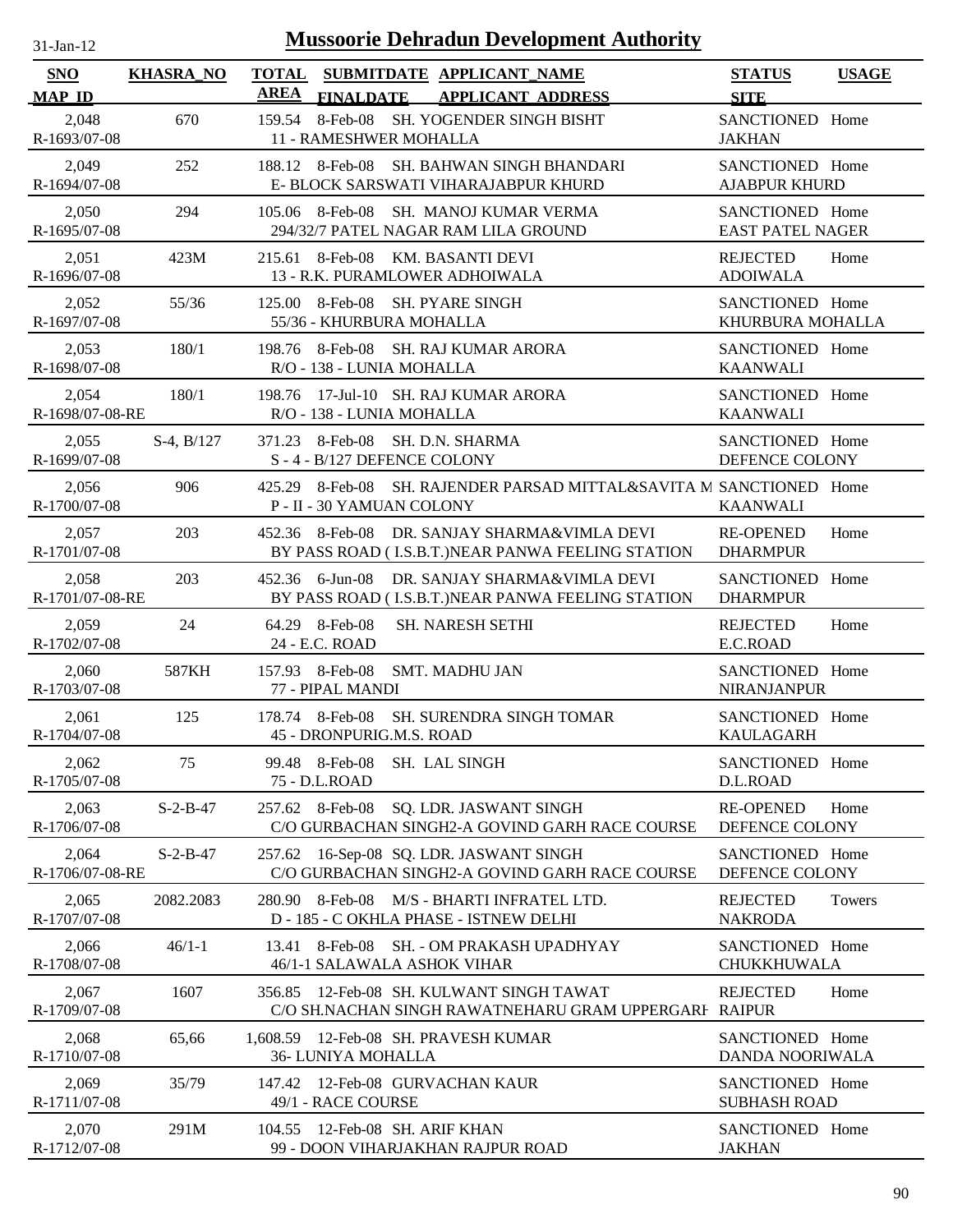# Mussoorie Dehradun Development Authority

31-Jan-12

| SNO / MAP_ID | KHASRA_NO | TOTAL AREA | SUBMITDATE / FINALDATE | APPLICANT_NAME / APPLICANT_ADDRESS | STATUS / SITE | USAGE |
|---|---|---|---|---|---|---|
| 2,048<br>R-1693/07-08 | 670 | 159.54 | 8-Feb-08 | SH. YOGENDER SINGH BISHT<br>11 - RAMESHWER MOHALLA | SANCTIONED<br>JAKHAN | Home |
| 2,049<br>R-1694/07-08 | 252 | 188.12 | 8-Feb-08 | SH. BAHWAN SINGH BHANDARI<br>E- BLOCK SARSWATI VIHARAJABPUR KHURD | SANCTIONED<br>AJABPUR KHURD | Home |
| 2,050<br>R-1695/07-08 | 294 | 105.06 | 8-Feb-08 | SH. MANOJ KUMAR VERMA<br>294/32/7 PATEL NAGAR RAM LILA GROUND | SANCTIONED<br>EAST PATEL NAGER | Home |
| 2,051<br>R-1696/07-08 | 423M | 215.61 | 8-Feb-08 | KM. BASANTI DEVI<br>13 - R.K. PURAMLOWER ADHOIWALA | REJECTED<br>ADOIWALA | Home |
| 2,052<br>R-1697/07-08 | 55/36 | 125.00 | 8-Feb-08 | SH. PYARE SINGH<br>55/36 - KHURBURA MOHALLA | SANCTIONED<br>KHURBURA MOHALLA | Home |
| 2,053<br>R-1698/07-08 | 180/1 | 198.76 | 8-Feb-08 | SH. RAJ KUMAR ARORA<br>R/O - 138 - LUNIA MOHALLA | SANCTIONED<br>KAANWALI | Home |
| 2,054<br>R-1698/07-08-RE | 180/1 | 198.76 | 17-Jul-10 | SH. RAJ KUMAR ARORA<br>R/O - 138 - LUNIA MOHALLA | SANCTIONED<br>KAANWALI | Home |
| 2,055<br>R-1699/07-08 | S-4, B/127 | 371.23 | 8-Feb-08 | SH. D.N. SHARMA<br>S - 4 - B/127 DEFENCE COLONY | SANCTIONED<br>DEFENCE COLONY | Home |
| 2,056<br>R-1700/07-08 | 906 | 425.29 | 8-Feb-08 | SH. RAJENDER PARSAD MITTAL&SAVITA M<br>P - II - 30 YAMUAN COLONY | SANCTIONED<br>KAANWALI | Home |
| 2,057<br>R-1701/07-08 | 203 | 452.36 | 8-Feb-08 | DR. SANJAY SHARMA&VIMLA DEVI<br>BY PASS ROAD ( I.S.B.T.)NEAR PANWA FEELING STATION | RE-OPENED<br>DHARMPUR | Home |
| 2,058<br>R-1701/07-08-RE | 203 | 452.36 | 6-Jun-08 | DR. SANJAY SHARMA&VIMLA DEVI<br>BY PASS ROAD ( I.S.B.T.)NEAR PANWA FEELING STATION | SANCTIONED<br>DHARMPUR | Home |
| 2,059<br>R-1702/07-08 | 24 | 64.29 | 8-Feb-08 | SH. NARESH SETHI<br>24 - E.C. ROAD | REJECTED<br>E.C.ROAD | Home |
| 2,060<br>R-1703/07-08 | 587KH | 157.93 | 8-Feb-08 | SMT. MADHU JAN<br>77 - PIPAL MANDI | SANCTIONED<br>NIRANJANPUR | Home |
| 2,061<br>R-1704/07-08 | 125 | 178.74 | 8-Feb-08 | SH. SURENDRA SINGH TOMAR<br>45 - DRONPURIG.M.S. ROAD | SANCTIONED<br>KAULAGARH | Home |
| 2,062<br>R-1705/07-08 | 75 | 99.48 | 8-Feb-08 | SH. LAL SINGH<br>75 - D.L.ROAD | SANCTIONED<br>D.L.ROAD | Home |
| 2,063<br>R-1706/07-08 | S-2-B-47 | 257.62 | 8-Feb-08 | SQ. LDR. JASWANT SINGH<br>C/O GURBACHAN SINGH2-A GOVIND GARH RACE COURSE | RE-OPENED<br>DEFENCE COLONY | Home |
| 2,064<br>R-1706/07-08-RE | S-2-B-47 | 257.62 | 16-Sep-08 | SQ. LDR. JASWANT SINGH<br>C/O GURBACHAN SINGH2-A GOVIND GARH RACE COURSE | SANCTIONED<br>DEFENCE COLONY | Home |
| 2,065<br>R-1707/07-08 | 2082.2083 | 280.90 | 8-Feb-08 | M/S - BHARTI INFRATEL LTD.<br>D - 185 - C OKHLA PHASE - ISTNEW DELHI | REJECTED<br>NAKRODA | Towers |
| 2,066<br>R-1708/07-08 | 46/1-1 | 13.41 | 8-Feb-08 | SH. - OM PRAKASH UPADHYAY<br>46/1-1 SALAWALA ASHOK VIHAR | SANCTIONED<br>CHUKKHUWALA | Home |
| 2,067<br>R-1709/07-08 | 1607 | 356.85 | 12-Feb-08 | SH. KULWANT SINGH TAWAT<br>C/O SH.NACHAN SINGH RAWATNEHARU GRAM UPPERGARH | REJECTED<br>RAIPUR | Home |
| 2,068<br>R-1710/07-08 | 65,66 | 1,608.59 | 12-Feb-08 | SH. PRAVESH KUMAR<br>36- LUNIYA MOHALLA | SANCTIONED<br>DANDA NOORIWALA | Home |
| 2,069<br>R-1711/07-08 | 35/79 | 147.42 | 12-Feb-08 | GURVACHAN KAUR<br>49/1 - RACE COURSE | SANCTIONED<br>SUBHASH ROAD | Home |
| 2,070<br>R-1712/07-08 | 291M | 104.55 | 12-Feb-08 | SH. ARIF KHAN<br>99 - DOON VIHARJAKHAN RAJPUR ROAD | SANCTIONED<br>JAKHAN | Home |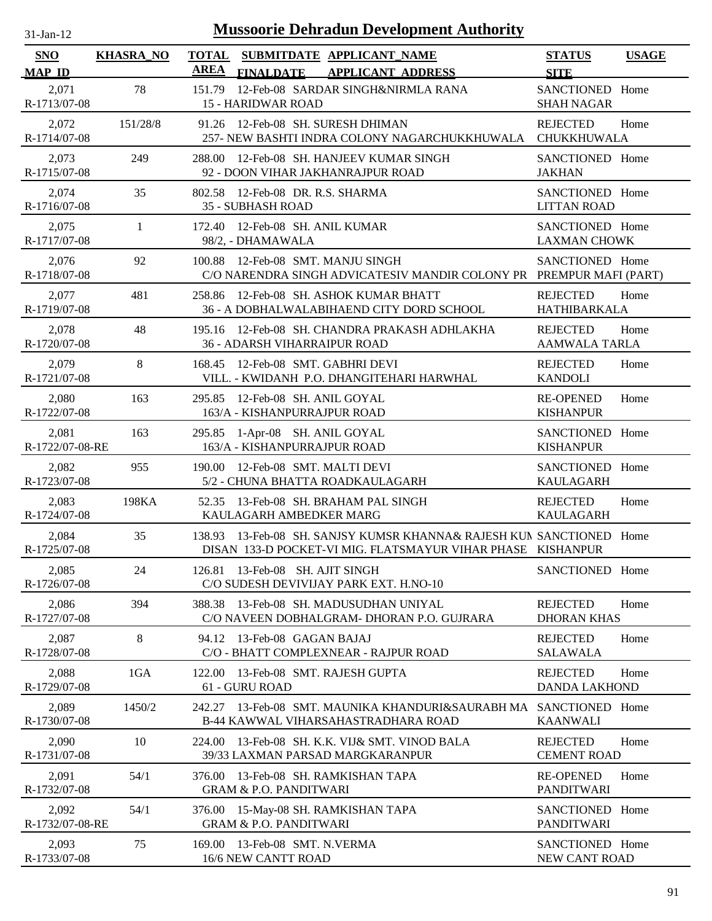# Mussoorie Dehradun Development Authority

31-Jan-12

| SNO / MAP_ID | KHASRA_NO | TOTAL AREA | SUBMITDATE / FINALDATE | APPLICANT_NAME / APPLICANT_ADDRESS | STATUS / SITE | USAGE |
|---|---|---|---|---|---|---|
| 2,071 / R-1713/07-08 | 78 | 151.79 | 12-Feb-08 | SARDAR SINGH&NIRMLA RANA / 15 - HARIDWAR ROAD | SANCTIONED / SHAH NAGAR | Home |
| 2,072 / R-1714/07-08 | 151/28/8 | 91.26 | 12-Feb-08 | SH. SURESH DHIMAN / 257- NEW BASHTI INDRA COLONY NAGARCHUKKHUWALA | REJECTED / CHUKKHUWALA | Home |
| 2,073 / R-1715/07-08 | 249 | 288.00 | 12-Feb-08 | SH. HANJEEV KUMAR SINGH / 92 - DOON VIHAR JAKHANRAJPUR ROAD | SANCTIONED / JAKHAN | Home |
| 2,074 / R-1716/07-08 | 35 | 802.58 | 12-Feb-08 | DR. R.S. SHARMA / 35 - SUBHASH ROAD | SANCTIONED / LITTAN ROAD | Home |
| 2,075 / R-1717/07-08 | 1 | 172.40 | 12-Feb-08 | SH. ANIL KUMAR / 98/2, - DHAMAWALA | SANCTIONED / LAXMAN CHOWK | Home |
| 2,076 / R-1718/07-08 | 92 | 100.88 | 12-Feb-08 | SMT. MANJU SINGH / C/O NARENDRA SINGH ADVICATESIV MANDIR COLONY PR | SANCTIONED / PREMPUR MAFI (PART) | Home |
| 2,077 / R-1719/07-08 | 481 | 258.86 | 12-Feb-08 | SH. ASHOK KUMAR BHATT / 36 - A DOBHALWALABIHAEND CITY DORD SCHOOL | REJECTED / HATHIBARKALA | Home |
| 2,078 / R-1720/07-08 | 48 | 195.16 | 12-Feb-08 | SH. CHANDRA PRAKASH ADHLAKHA / 36 - ADARSH VIHARRAIPUR ROAD | REJECTED / AAMWALA TARLA | Home |
| 2,079 / R-1721/07-08 | 8 | 168.45 | 12-Feb-08 | SMT. GABHRI DEVI / VILL. - KWIDANH P.O. DHANGITEHARI HARWHAL | REJECTED / KANDOLI | Home |
| 2,080 / R-1722/07-08 | 163 | 295.85 | 12-Feb-08 | SH. ANIL GOYAL / 163/A - KISHANPURRAJPUR ROAD | RE-OPENED / KISHANPUR | Home |
| 2,081 / R-1722/07-08-RE | 163 | 295.85 | 1-Apr-08 | SH. ANIL GOYAL / 163/A - KISHANPURRAJPUR ROAD | SANCTIONED / KISHANPUR | Home |
| 2,082 / R-1723/07-08 | 955 | 190.00 | 12-Feb-08 | SMT. MALTI DEVI / 5/2 - CHUNA BHATTA ROADKAULAGARH | SANCTIONED / KAULAGARH | Home |
| 2,083 / R-1724/07-08 | 198KA | 52.35 | 13-Feb-08 | SH. BRAHAM PAL SINGH / KAULAGARH AMBEDKER MARG | REJECTED / KAULAGARH | Home |
| 2,084 / R-1725/07-08 | 35 | 138.93 | 13-Feb-08 | SH. SANJSY KUMSR KHANNA& RAJESH KUM / DISAN 133-D POCKET-VI MIG. FLATSMAYUR VIHAR PHASE | SANCTIONED / KISHANPUR | Home |
| 2,085 / R-1726/07-08 | 24 | 126.81 | 13-Feb-08 | SH. AJIT SINGH / C/O SUDESH DEVIVIJAY PARK EXT. H.NO-10 | SANCTIONED | Home |
| 2,086 / R-1727/07-08 | 394 | 388.38 | 13-Feb-08 | SH. MADUSUDHAN UNIYAL / C/O NAVEEN DOBHALGRAM- DHORAN P.O. GUJRARA | REJECTED / DHORAN KHAS | Home |
| 2,087 / R-1728/07-08 | 8 | 94.12 | 13-Feb-08 | GAGAN BAJAJ / C/O - BHATT COMPLEXNEAR - RAJPUR ROAD | REJECTED / SALAWALA | Home |
| 2,088 / R-1729/07-08 | 1GA | 122.00 | 13-Feb-08 | SMT. RAJESH GUPTA / 61 - GURU ROAD | REJECTED / DANDA LAKHOND | Home |
| 2,089 / R-1730/07-08 | 1450/2 | 242.27 | 13-Feb-08 | SMT. MAUNIKA KHANDURI&SAURABH MA / B-44 KAWWAL VIHARSAHASTRADHARA ROAD | SANCTIONED / KAANWALI | Home |
| 2,090 / R-1731/07-08 | 10 | 224.00 | 13-Feb-08 | SH. K.K. VIJ& SMT. VINOD BALA / 39/33 LAXMAN PARSAD MARGKARANPUR | REJECTED / CEMENT ROAD | Home |
| 2,091 / R-1732/07-08 | 54/1 | 376.00 | 13-Feb-08 | SH. RAMKISHAN TAPA / GRAM & P.O. PANDITWARI | RE-OPENED / PANDITWARI | Home |
| 2,092 / R-1732/07-08-RE | 54/1 | 376.00 | 15-May-08 | SH. RAMKISHAN TAPA / GRAM & P.O. PANDITWARI | SANCTIONED / PANDITWARI | Home |
| 2,093 / R-1733/07-08 | 75 | 169.00 | 13-Feb-08 | SMT. N.VERMA / 16/6 NEW CANTT ROAD | SANCTIONED / NEW CANT ROAD | Home |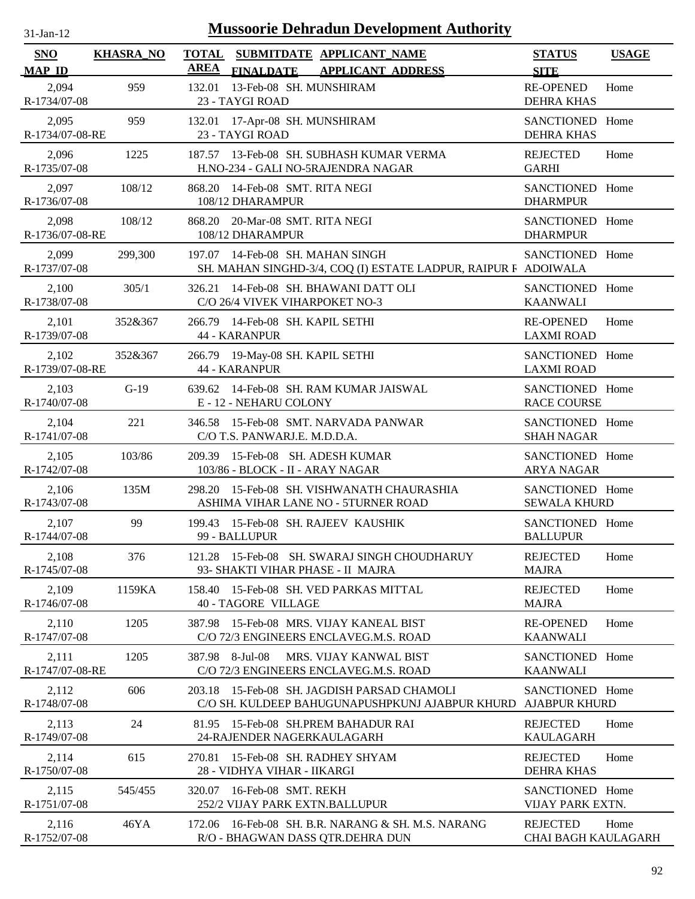# Mussoorie Dehradun Development Authority

31-Jan-12

| SNO / MAP_ID | KHASRA_NO | TOTAL AREA | SUBMITDATE / FINALDATE | APPLICANT_NAME / APPLICANT_ADDRESS | STATUS / SITE | USAGE |
|---|---|---|---|---|---|---|
| 2,094 / R-1734/07-08 | 959 | 132.01 | 13-Feb-08 | SH. MUNSHIRAM / 23 - TAYGI ROAD | RE-OPENED / DEHRA KHAS | Home |
| 2,095 / R-1734/07-08-RE | 959 | 132.01 | 17-Apr-08 | SH. MUNSHIRAM / 23 - TAYGI ROAD | SANCTIONED / DEHRA KHAS | Home |
| 2,096 / R-1735/07-08 | 1225 | 187.57 | 13-Feb-08 | SH. SUBHASH KUMAR VERMA / H.NO-234 - GALI NO-5RAJENDRA NAGAR | REJECTED / GARHI | Home |
| 2,097 / R-1736/07-08 | 108/12 | 868.20 | 14-Feb-08 | SMT. RITA NEGI / 108/12 DHARAMPUR | SANCTIONED / DHARMPUR | Home |
| 2,098 / R-1736/07-08-RE | 108/12 | 868.20 | 20-Mar-08 | SMT. RITA NEGI / 108/12 DHARAMPUR | SANCTIONED / DHARMPUR | Home |
| 2,099 / R-1737/07-08 | 299,300 | 197.07 | 14-Feb-08 | SH. MAHAN SINGH / SH. MAHAN SINGHD-3/4, COQ (I) ESTATE LADPUR, RAIPUR R | SANCTIONED / ADOIWALA | Home |
| 2,100 / R-1738/07-08 | 305/1 | 326.21 | 14-Feb-08 | SH. BHAWANI DATT OLI / C/O 26/4 VIVEK VIHARPOKET NO-3 | SANCTIONED / KAANWALI | Home |
| 2,101 / R-1739/07-08 | 352&367 | 266.79 | 14-Feb-08 | SH. KAPIL SETHI / 44 - KARANPUR | RE-OPENED / LAXMI ROAD | Home |
| 2,102 / R-1739/07-08-RE | 352&367 | 266.79 | 19-May-08 | SH. KAPIL SETHI / 44 - KARANPUR | SANCTIONED / LAXMI ROAD | Home |
| 2,103 / R-1740/07-08 | G-19 | 639.62 | 14-Feb-08 | SH. RAM KUMAR JAISWAL / E - 12 - NEHARU COLONY | SANCTIONED / RACE COURSE | Home |
| 2,104 / R-1741/07-08 | 221 | 346.58 | 15-Feb-08 | SMT. NARVADA PANWAR / C/O T.S. PANWARJ.E. M.D.D.A. | SANCTIONED / SHAH NAGAR | Home |
| 2,105 / R-1742/07-08 | 103/86 | 209.39 | 15-Feb-08 | SH. ADESH KUMAR / 103/86 - BLOCK - II - ARAY NAGAR | SANCTIONED / ARYA NAGAR | Home |
| 2,106 / R-1743/07-08 | 135M | 298.20 | 15-Feb-08 | SH. VISHWANATH CHAURASHIA / ASHIMA VIHAR LANE NO - 5TURNER ROAD | SANCTIONED / SEWALA KHURD | Home |
| 2,107 / R-1744/07-08 | 99 | 199.43 | 15-Feb-08 | SH. RAJEEV KAUSHIK / 99 - BALLUPUR | SANCTIONED / BALLUPUR | Home |
| 2,108 / R-1745/07-08 | 376 | 121.28 | 15-Feb-08 | SH. SWARAJ SINGH CHOUDHARUY / 93- SHAKTI VIHAR PHASE - II MAJRA | REJECTED / MAJRA | Home |
| 2,109 / R-1746/07-08 | 1159KA | 158.40 | 15-Feb-08 | SH. VED PARKAS MITTAL / 40 - TAGORE VILLAGE | REJECTED / MAJRA | Home |
| 2,110 / R-1747/07-08 | 1205 | 387.98 | 15-Feb-08 | MRS. VIJAY KANEAL BIST / C/O 72/3 ENGINEERS ENCLAVEG.M.S. ROAD | RE-OPENED / KAANWALI | Home |
| 2,111 / R-1747/07-08-RE | 1205 | 387.98 | 8-Jul-08 | MRS. VIJAY KANWAL BIST / C/O 72/3 ENGINEERS ENCLAVEG.M.S. ROAD | SANCTIONED / KAANWALI | Home |
| 2,112 / R-1748/07-08 | 606 | 203.18 | 15-Feb-08 | SH. JAGDISH PARSAD CHAMOLI / C/O SH. KULDEEP BAHUGUNAPUSHPKUNJ AJABPUR KHURD | SANCTIONED / AJABPUR KHURD | Home |
| 2,113 / R-1749/07-08 | 24 | 81.95 | 15-Feb-08 | SH.PREM BAHADUR RAI / 24-RAJENDER NAGERKAULAGARH | REJECTED / KAULAGARH | Home |
| 2,114 / R-1750/07-08 | 615 | 270.81 | 15-Feb-08 | SH. RADHEY SHYAM / 28 - VIDHYA VIHAR - IIKARGI | REJECTED / DEHRA KHAS | Home |
| 2,115 / R-1751/07-08 | 545/455 | 320.07 | 16-Feb-08 | SMT. REKH / 252/2 VIJAY PARK EXTN.BALLUPUR | SANCTIONED / VIJAY PARK EXTN. | Home |
| 2,116 / R-1752/07-08 | 46YA | 172.06 | 16-Feb-08 | SH. B.R. NARANG & SH. M.S. NARANG / R/O - BHAGWAN DASS QTR.DEHRA DUN | REJECTED / CHAI BAGH KAULAGARH | Home |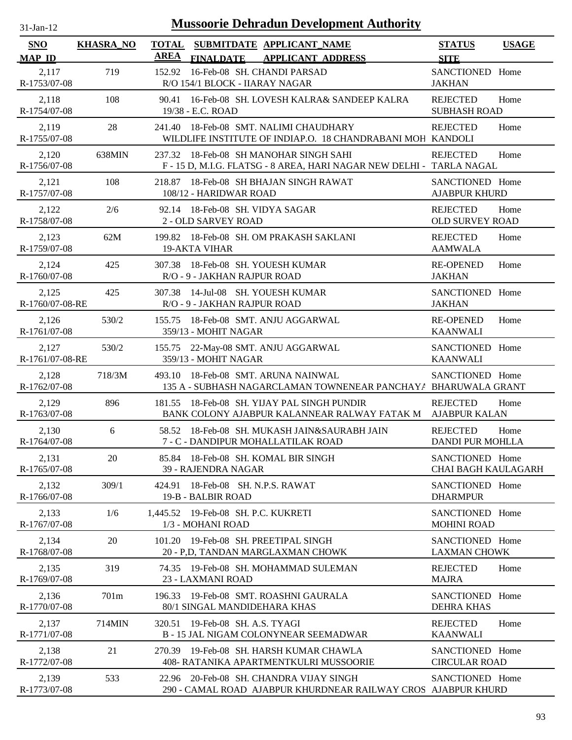# Mussoorie Dehradun Development Authority

31-Jan-12

| SNO / MAP_ID | KHASRA_NO | TOTAL AREA | SUBMITDATE / FINALDATE | APPLICANT_NAME / APPLICANT_ADDRESS | STATUS / SITE | USAGE |
|---|---|---|---|---|---|---|
| 2,117 / R-1753/07-08 | 719 | 152.92 | 16-Feb-08 | SH. CHANDI PARSAD / R/O 154/1 BLOCK - IIARAY NAGAR | SANCTIONED / JAKHAN | Home |
| 2,118 / R-1754/07-08 | 108 | 90.41 | 16-Feb-08 | SH. LOVESH KALRA& SANDEEP KALRA / 19/38 - E.C. ROAD | REJECTED / SUBHASH ROAD | Home |
| 2,119 / R-1755/07-08 | 28 | 241.40 | 18-Feb-08 | SMT. NALIMI CHAUDHARY / WILDLIFE INSTITUTE OF INDIAP.O. 18 CHANDRABANI MOH | REJECTED / KANDOLI | Home |
| 2,120 / R-1756/07-08 | 638MIN | 237.32 | 18-Feb-08 | SH MANOHAR SINGH SAHI / F - 15 D, M.I.G. FLATSG - 8 AREA, HARI NAGAR NEW DELHI - | REJECTED / TARLA NAGAL | Home |
| 2,121 / R-1757/07-08 | 108 | 218.87 | 18-Feb-08 | SH BHAJAN SINGH RAWAT / 108/12 - HARIDWAR ROAD | SANCTIONED / AJABPUR KHURD | Home |
| 2,122 / R-1758/07-08 | 2/6 | 92.14 | 18-Feb-08 | SH. VIDYA SAGAR / 2 - OLD SARVEY ROAD | REJECTED / OLD SURVEY ROAD | Home |
| 2,123 / R-1759/07-08 | 62M | 199.82 | 18-Feb-08 | SH. OM PRAKASH SAKLANI / 19-AKTA VIHAR | REJECTED / AAMWALA | Home |
| 2,124 / R-1760/07-08 | 425 | 307.38 | 18-Feb-08 | SH. YOUESH KUMAR / R/O - 9 - JAKHAN RAJPUR ROAD | RE-OPENED / JAKHAN | Home |
| 2,125 / R-1760/07-08-RE | 425 | 307.38 | 14-Jul-08 | SH. YOUESH KUMAR / R/O - 9 - JAKHAN RAJPUR ROAD | SANCTIONED / JAKHAN | Home |
| 2,126 / R-1761/07-08 | 530/2 | 155.75 | 18-Feb-08 | SMT. ANJU AGGARWAL / 359/13 - MOHIT NAGAR | RE-OPENED / KAANWALI | Home |
| 2,127 / R-1761/07-08-RE | 530/2 | 155.75 | 22-May-08 | SMT. ANJU AGGARWAL / 359/13 - MOHIT NAGAR | SANCTIONED / KAANWALI | Home |
| 2,128 / R-1762/07-08 | 718/3M | 493.10 | 18-Feb-08 | SMT. ARUNA NAINWAL / 135 A - SUBHASH NAGARCLAMAN TOWNENEAR PANCHAYA | SANCTIONED / BHARUWALA GRANT | Home |
| 2,129 / R-1763/07-08 | 896 | 181.55 | 18-Feb-08 | SH. YIJAY PAL SINGH PUNDIR / BANK COLONY AJABPUR KALANNEAR RALWAY FATAK M | REJECTED / AJABPUR KALAN | Home |
| 2,130 / R-1764/07-08 | 6 | 58.52 | 18-Feb-08 | SH. MUKASH JAIN&SAURABH JAIN / 7 - C - DANDIPUR MOHALLATILAK ROAD | REJECTED / DANDI PUR MOHLLA | Home |
| 2,131 / R-1765/07-08 | 20 | 85.84 | 18-Feb-08 | SH. KOMAL BIR SINGH / 39 - RAJENDRA NAGAR | SANCTIONED / CHAI BAGH KAULAGARH | Home |
| 2,132 / R-1766/07-08 | 309/1 | 424.91 | 18-Feb-08 | SH. N.P.S. RAWAT / 19-B - BALBIR ROAD | SANCTIONED / DHARMPUR | Home |
| 2,133 / R-1767/07-08 | 1/6 | 1,445.52 | 19-Feb-08 | SH. P.C. KUKRETI / 1/3 - MOHANI ROAD | SANCTIONED / MOHINI ROAD | Home |
| 2,134 / R-1768/07-08 | 20 | 101.20 | 19-Feb-08 | SH. PREETIPAL SINGH / 20 - P,D, TANDAN MARGLAXMAN CHOWK | SANCTIONED / LAXMAN CHOWK | Home |
| 2,135 / R-1769/07-08 | 319 | 74.35 | 19-Feb-08 | SH. MOHAMMAD SULEMAN / 23 - LAXMANI ROAD | REJECTED / MAJRA | Home |
| 2,136 / R-1770/07-08 | 701m | 196.33 | 19-Feb-08 | SMT. ROASHNI GAURALA / 80/1 SINGAL MANDIDEHARA KHAS | SANCTIONED / DEHRA KHAS | Home |
| 2,137 / R-1771/07-08 | 714MIN | 320.51 | 19-Feb-08 | SH. A.S. TYAGI / B - 15 JAL NIGAM COLONYNEAR SEEMADWAR | REJECTED / KAANWALI | Home |
| 2,138 / R-1772/07-08 | 21 | 270.39 | 19-Feb-08 | SH. HARSH KUMAR CHAWLA / 408- RATANIKA APARTMENTKULRI MUSSOORIE | SANCTIONED / CIRCULAR ROAD | Home |
| 2,139 / R-1773/07-08 | 533 | 22.96 | 20-Feb-08 | SH. CHANDRA VIJAY SINGH / 290 - CAMAL ROAD AJABPUR KHURDNEAR RAILWAY CROS | SANCTIONED / AJABPUR KHURD | Home |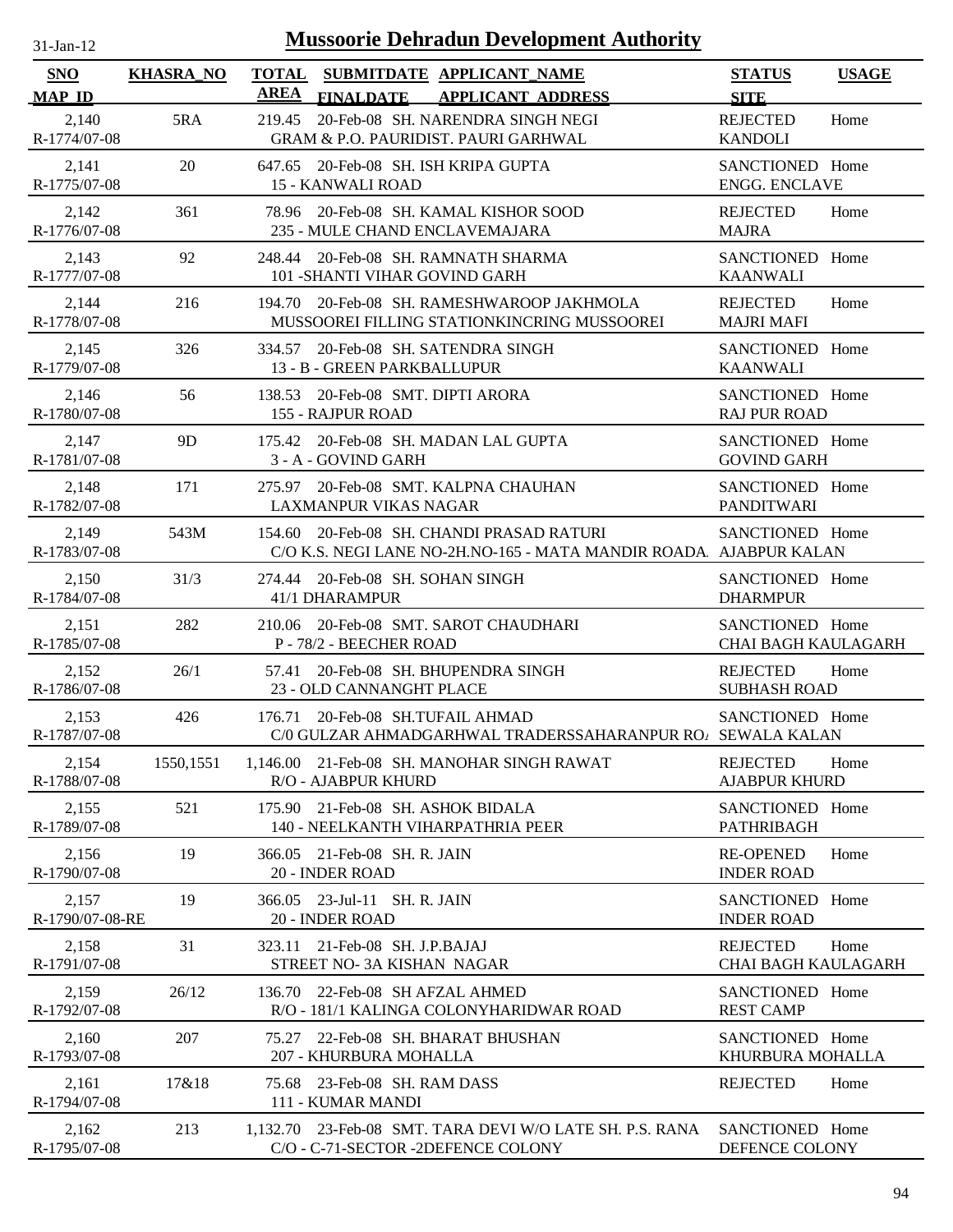# Mussoorie Dehradun Development Authority

31-Jan-12

| SNO<br>MAP_ID | KHASRA_NO | TOTAL AREA | SUBMITDATE FINALDATE | APPLICANT_NAME<br>APPLICANT_ADDRESS | STATUS<br>SITE | USAGE |
|---|---|---|---|---|---|---|
| 2,140<br>R-1774/07-08 | 5RA | 219.45 | 20-Feb-08 | SH. NARENDRA SINGH NEGI<br>GRAM & P.O. PAURIDIST. PAURI GARHWAL | REJECTED<br>KANDOLI | Home |
| 2,141<br>R-1775/07-08 | 20 | 647.65 | 20-Feb-08 | SH. ISH KRIPA GUPTA<br>15 - KANWALI ROAD | SANCTIONED<br>ENGG. ENCLAVE | Home |
| 2,142<br>R-1776/07-08 | 361 | 78.96 | 20-Feb-08 | SH. KAMAL KISHOR SOOD<br>235 - MULE CHAND ENCLAVEMAJARA | REJECTED<br>MAJRA | Home |
| 2,143<br>R-1777/07-08 | 92 | 248.44 | 20-Feb-08 | SH. RAMNATH SHARMA<br>101 -SHANTI VIHAR GOVIND GARH | SANCTIONED<br>KAANWALI | Home |
| 2,144<br>R-1778/07-08 | 216 | 194.70 | 20-Feb-08 | SH. RAMESHWAROOP JAKHMOLA<br>MUSSOOREI FILLING STATIONKINCRING MUSSOOREI | REJECTED<br>MAJRI MAFI | Home |
| 2,145<br>R-1779/07-08 | 326 | 334.57 | 20-Feb-08 | SH. SATENDRA SINGH<br>13 - B - GREEN PARKBALLUPUR | SANCTIONED<br>KAANWALI | Home |
| 2,146<br>R-1780/07-08 | 56 | 138.53 | 20-Feb-08 | SMT. DIPTI ARORA<br>155 - RAJPUR ROAD | SANCTIONED<br>RAJ PUR ROAD | Home |
| 2,147<br>R-1781/07-08 | 9D | 175.42 | 20-Feb-08 | SH. MADAN LAL GUPTA<br>3 - A - GOVIND GARH | SANCTIONED<br>GOVIND GARH | Home |
| 2,148<br>R-1782/07-08 | 171 | 275.97 | 20-Feb-08 | SMT. KALPNA CHAUHAN<br>LAXMANPUR VIKAS NAGAR | SANCTIONED<br>PANDITWARI | Home |
| 2,149<br>R-1783/07-08 | 543M | 154.60 | 20-Feb-08 | SH. CHANDI PRASAD RATURI<br>C/O K.S. NEGI LANE NO-2H.NO-165 - MATA MANDIR ROADA. | SANCTIONED<br>AJABPUR KALAN | Home |
| 2,150<br>R-1784/07-08 | 31/3 | 274.44 | 20-Feb-08 | SH. SOHAN SINGH<br>41/1 DHARAMPUR | SANCTIONED<br>DHARMPUR | Home |
| 2,151<br>R-1785/07-08 | 282 | 210.06 | 20-Feb-08 | SMT. SAROT CHAUDHARI<br>P - 78/2 - BEECHER ROAD | SANCTIONED<br>CHAI BAGH KAULAGARH | Home |
| 2,152<br>R-1786/07-08 | 26/1 | 57.41 | 20-Feb-08 | SH. BHUPENDRA SINGH<br>23 - OLD CANNANGHT PLACE | REJECTED<br>SUBHASH ROAD | Home |
| 2,153<br>R-1787/07-08 | 426 | 176.71 | 20-Feb-08 | SH.TUFAIL AHMAD<br>C/0 GULZAR AHMADGARHWAL TRADERSSAHARANPUR RO. | SANCTIONED<br>SEWALA KALAN | Home |
| 2,154<br>R-1788/07-08 | 1550,1551 | 1,146.00 | 21-Feb-08 | SH. MANOHAR SINGH RAWAT<br>R/O - AJABPUR KHURD | REJECTED<br>AJABPUR KHURD | Home |
| 2,155<br>R-1789/07-08 | 521 | 175.90 | 21-Feb-08 | SH. ASHOK BIDALA<br>140 - NEELKANTH VIHARPATHRIA PEER | SANCTIONED<br>PATHRIBAGH | Home |
| 2,156<br>R-1790/07-08 | 19 | 366.05 | 21-Feb-08 | SH. R. JAIN<br>20 - INDER ROAD | RE-OPENED<br>INDER ROAD | Home |
| 2,157<br>R-1790/07-08-RE | 19 | 366.05 | 23-Jul-11 | SH. R. JAIN<br>20 - INDER ROAD | SANCTIONED<br>INDER ROAD | Home |
| 2,158<br>R-1791/07-08 | 31 | 323.11 | 21-Feb-08 | SH. J.P.BAJAJ<br>STREET NO- 3A KISHAN NAGAR | REJECTED<br>CHAI BAGH KAULAGARH | Home |
| 2,159<br>R-1792/07-08 | 26/12 | 136.70 | 22-Feb-08 | SH AFZAL AHMED<br>R/O - 181/1 KALINGA COLONYHARIDWAR ROAD | SANCTIONED<br>REST CAMP | Home |
| 2,160<br>R-1793/07-08 | 207 | 75.27 | 22-Feb-08 | SH. BHARAT BHUSHAN<br>207 - KHURBURA MOHALLA | SANCTIONED<br>KHURBURA MOHALLA | Home |
| 2,161<br>R-1794/07-08 | 17&18 | 75.68 | 23-Feb-08 | SH. RAM DASS<br>111 - KUMAR MANDI | REJECTED | Home |
| 2,162<br>R-1795/07-08 | 213 | 1,132.70 | 23-Feb-08 | SMT. TARA DEVI W/O LATE SH. P.S. RANA<br>C/O - C-71-SECTOR -2DEFENCE COLONY | SANCTIONED<br>DEFENCE COLONY | Home |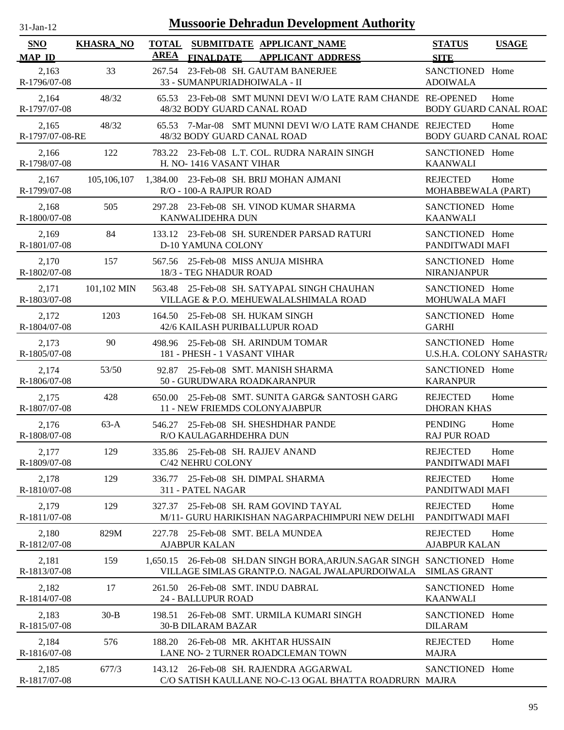31-Jan-12

# Mussoorie Dehradun Development Authority

| SNO / MAP_ID | KHASRA_NO | TOTAL AREA | SUBMITDATE / FINALDATE | APPLICANT_NAME / APPLICANT_ADDRESS | STATUS / SITE | USAGE |
|---|---|---|---|---|---|---|
| 2,163 / R-1796/07-08 | 33 | 267.54 | 23-Feb-08 | SH. GAUTAM BANERJEE / 33 - SUMANPURIADHOIWALA - II | SANCTIONED / ADOIWALA | Home |
| 2,164 / R-1797/07-08 | 48/32 | 65.53 | 23-Feb-08 | SMT MUNNI DEVI W/O LATE RAM CHANDE / 48/32 BODY GUARD CANAL ROAD | RE-OPENED / BODY GUARD CANAL ROAD | Home |
| 2,165 / R-1797/07-08-RE | 48/32 | 65.53 | 7-Mar-08 | SMT MUNNI DEVI W/O LATE RAM CHANDE / 48/32 BODY GUARD CANAL ROAD | REJECTED / BODY GUARD CANAL ROAD | Home |
| 2,166 / R-1798/07-08 | 122 | 783.22 | 23-Feb-08 | L.T. COL. RUDRA NARAIN SINGH / H. NO- 1416 VASANT VIHAR | SANCTIONED / KAANWALI | Home |
| 2,167 / R-1799/07-08 | 105,106,107 | 1,384.00 | 23-Feb-08 | SH. BRIJ MOHAN AJMANI / R/O - 100-A RAJPUR ROAD | REJECTED / MOHABBEWALA (PART) | Home |
| 2,168 / R-1800/07-08 | 505 | 297.28 | 23-Feb-08 | SH. VINOD KUMAR SHARMA / KANWALIDEHRA DUN | SANCTIONED / KAANWALI | Home |
| 2,169 / R-1801/07-08 | 84 | 133.12 | 23-Feb-08 | SH. SURENDER PARSAD RATURI / D-10 YAMUNA COLONY | SANCTIONED / PANDITWADI MAFI | Home |
| 2,170 / R-1802/07-08 | 157 | 567.56 | 25-Feb-08 | MISS ANUJA MISHRA / 18/3 - TEG NHADUR ROAD | SANCTIONED / NIRANJANPUR | Home |
| 2,171 / R-1803/07-08 | 101,102 MIN | 563.48 | 25-Feb-08 | SH. SATYAPAL SINGH CHAUHAN / VILLAGE & P.O. MEHUEWALALSHIMALA ROAD | SANCTIONED / MOHUWALA MAFI | Home |
| 2,172 / R-1804/07-08 | 1203 | 164.50 | 25-Feb-08 | SH. HUKAM SINGH / 42/6 KAILASH PURIBALLUPUR ROAD | SANCTIONED / GARHI | Home |
| 2,173 / R-1805/07-08 | 90 | 498.96 | 25-Feb-08 | SH. ARINDUM TOMAR / 181 - PHESH - 1 VASANT VIHAR | SANCTIONED / U.S.H.A. COLONY SAHASTRA | Home |
| 2,174 / R-1806/07-08 | 53/50 | 92.87 | 25-Feb-08 | SMT. MANISH SHARMA / 50 - GURUDWARA ROADKARANPUR | SANCTIONED / KARANPUR | Home |
| 2,175 / R-1807/07-08 | 428 | 650.00 | 25-Feb-08 | SMT. SUNITA GARG& SANTOSH GARG / 11 - NEW FRIEMDS COLONYAJABPUR | REJECTED / DHORAN KHAS | Home |
| 2,176 / R-1808/07-08 | 63-A | 546.27 | 25-Feb-08 | SH. SHESHDHAR PANDE / R/O KAULAGARHDEHRA DUN | PENDING / RAJ PUR ROAD | Home |
| 2,177 / R-1809/07-08 | 129 | 335.86 | 25-Feb-08 | SH. RAJJEV ANAND / C/42 NEHRU COLONY | REJECTED / PANDITWADI MAFI | Home |
| 2,178 / R-1810/07-08 | 129 | 336.77 | 25-Feb-08 | SH. DIMPAL SHARMA / 311 - PATEL NAGAR | REJECTED / PANDITWADI MAFI | Home |
| 2,179 / R-1811/07-08 | 129 | 327.37 | 25-Feb-08 | SH. RAM GOVIND TAYAL / M/11- GURU HARIKISHAN NAGARPACHIMPURI NEW DELHI | REJECTED / PANDITWADI MAFI | Home |
| 2,180 / R-1812/07-08 | 829M | 227.78 | 25-Feb-08 | SMT. BELA MUNDEA / AJABPUR KALAN | REJECTED / AJABPUR KALAN | Home |
| 2,181 / R-1813/07-08 | 159 | 1,650.15 | 26-Feb-08 | SH.DAN SINGH BORA,ARJUN.SAGAR SINGH / VILLAGE SIMLAS GRANTP.O. NAGAL JWALAPURDOIWALA | SANCTIONED / SIMLAS GRANT | Home |
| 2,182 / R-1814/07-08 | 17 | 261.50 | 26-Feb-08 | SMT. INDU DABRAL / 24 - BALLUPUR ROAD | SANCTIONED / KAANWALI | Home |
| 2,183 / R-1815/07-08 | 30-B | 198.51 | 26-Feb-08 | SMT. URMILA KUMARI SINGH / 30-B DILARAM BAZAR | SANCTIONED / DILARAM | Home |
| 2,184 / R-1816/07-08 | 576 | 188.20 | 26-Feb-08 | MR. AKHTAR HUSSAIN / LANE NO- 2 TURNER ROADCLEMAN TOWN | REJECTED / MAJRA | Home |
| 2,185 / R-1817/07-08 | 677/3 | 143.12 | 26-Feb-08 | SH. RAJENDRA AGGARWAL / C/O SATISH KAULLANE NO-C-13 OGAL BHATTA ROADRURN | SANCTIONED / MAJRA | Home |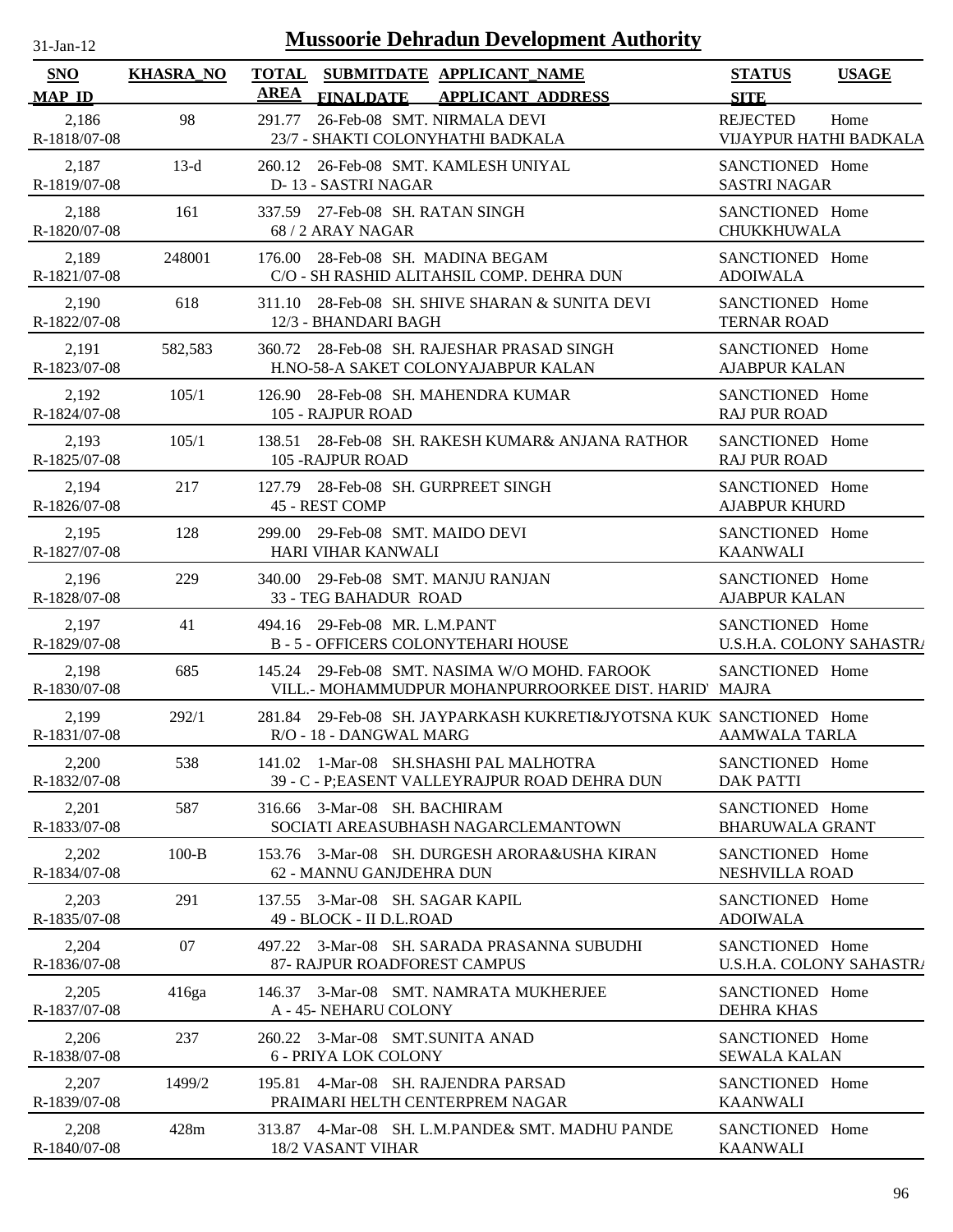# Mussoorie Dehradun Development Authority

31-Jan-12

| SNO / MAP_ID | KHASRA_NO | TOTAL AREA | SUBMITDATE / FINALDATE | APPLICANT_NAME / APPLICANT ADDRESS | STATUS / SITE | USAGE |
|---|---|---|---|---|---|---|
| 2,186 R-1818/07-08 | 98 | 291.77 | 26-Feb-08 | SMT. NIRMALA DEVI 23/7 - SHAKTI COLONYHATHI BADKALA | REJECTED VIJAYPUR HATHI BADKALA | Home |
| 2,187 R-1819/07-08 | 13-d | 260.12 | 26-Feb-08 | SMT. KAMLESH UNIYAL D- 13 - SASTRI NAGAR | SANCTIONED SASTRI NAGAR | Home |
| 2,188 R-1820/07-08 | 161 | 337.59 | 27-Feb-08 | SH. RATAN SINGH 68 / 2 ARAY NAGAR | SANCTIONED CHUKKHUWALA | Home |
| 2,189 R-1821/07-08 | 248001 | 176.00 | 28-Feb-08 | SH. MADINA BEGAM C/O - SH RASHID ALITAHSIL COMP. DEHRA DUN | SANCTIONED ADOIWALA | Home |
| 2,190 R-1822/07-08 | 618 | 311.10 | 28-Feb-08 | SH. SHIVE SHARAN & SUNITA DEVI 12/3 - BHANDARI BAGH | SANCTIONED TERNAR ROAD | Home |
| 2,191 R-1823/07-08 | 582,583 | 360.72 | 28-Feb-08 | SH. RAJESHAR PRASAD SINGH H.NO-58-A SAKET COLONYAJABPUR KALAN | SANCTIONED AJABPUR KALAN | Home |
| 2,192 R-1824/07-08 | 105/1 | 126.90 | 28-Feb-08 | SH. MAHENDRA KUMAR 105 - RAJPUR ROAD | SANCTIONED RAJ PUR ROAD | Home |
| 2,193 R-1825/07-08 | 105/1 | 138.51 | 28-Feb-08 | SH. RAKESH KUMAR& ANJANA RATHOR 105 -RAJPUR ROAD | SANCTIONED RAJ PUR ROAD | Home |
| 2,194 R-1826/07-08 | 217 | 127.79 | 28-Feb-08 | SH. GURPREET SINGH 45 - REST COMP | SANCTIONED AJABPUR KHURD | Home |
| 2,195 R-1827/07-08 | 128 | 299.00 | 29-Feb-08 | SMT. MAIDO DEVI HARI VIHAR KANWALI | SANCTIONED KAANWALI | Home |
| 2,196 R-1828/07-08 | 229 | 340.00 | 29-Feb-08 | SMT. MANJU RANJAN 33 - TEG BAHADUR ROAD | SANCTIONED AJABPUR KALAN | Home |
| 2,197 R-1829/07-08 | 41 | 494.16 | 29-Feb-08 | MR. L.M.PANT B - 5 - OFFICERS COLONYTEHARI HOUSE | SANCTIONED U.S.H.A. COLONY SAHASTRA | Home |
| 2,198 R-1830/07-08 | 685 | 145.24 | 29-Feb-08 | SMT. NASIMA W/O MOHD. FAROOK VILL.- MOHAMMUDPUR MOHANPURROORKEE DIST. HARID' | SANCTIONED MAJRA | Home |
| 2,199 R-1831/07-08 | 292/1 | 281.84 | 29-Feb-08 | SH. JAYPARKASH KUKRETI&JYOTSNA KUK R/O - 18 - DANGWAL MARG | SANCTIONED AAMWALA TARLA | Home |
| 2,200 R-1832/07-08 | 538 | 141.02 | 1-Mar-08 | SH.SHASHI PAL MALHOTRA 39 - C - P;EASENT VALLEYRAJPUR ROAD DEHRA DUN | SANCTIONED DAK PATTI | Home |
| 2,201 R-1833/07-08 | 587 | 316.66 | 3-Mar-08 | SH. BACHIRAM SOCIATI AREASUBHASH NAGARCLEMANTOWN | SANCTIONED BHARUWALA GRANT | Home |
| 2,202 R-1834/07-08 | 100-B | 153.76 | 3-Mar-08 | SH. DURGESH ARORA&USHA KIRAN 62 - MANNU GANJDEHRA DUN | SANCTIONED NESHVILLA ROAD | Home |
| 2,203 R-1835/07-08 | 291 | 137.55 | 3-Mar-08 | SH. SAGAR KAPIL 49 - BLOCK - II D.L.ROAD | SANCTIONED ADOIWALA | Home |
| 2,204 R-1836/07-08 | 07 | 497.22 | 3-Mar-08 | SH. SARADA PRASANNA SUBUDHI 87- RAJPUR ROADFOREST CAMPUS | SANCTIONED U.S.H.A. COLONY SAHASTRA | Home |
| 2,205 R-1837/07-08 | 416ga | 146.37 | 3-Mar-08 | SMT. NAMRATA MUKHERJEE A - 45- NEHARU COLONY | SANCTIONED DEHRA KHAS | Home |
| 2,206 R-1838/07-08 | 237 | 260.22 | 3-Mar-08 | SMT.SUNITA ANAD 6 - PRIYA LOK COLONY | SANCTIONED SEWALA KALAN | Home |
| 2,207 R-1839/07-08 | 1499/2 | 195.81 | 4-Mar-08 | SH. RAJENDRA PARSAD PRAIMARI HELTH CENTERPREM NAGAR | SANCTIONED KAANWALI | Home |
| 2,208 R-1840/07-08 | 428m | 313.87 | 4-Mar-08 | SH. L.M.PANDE& SMT. MADHU PANDE 18/2 VASANT VIHAR | SANCTIONED KAANWALI | Home |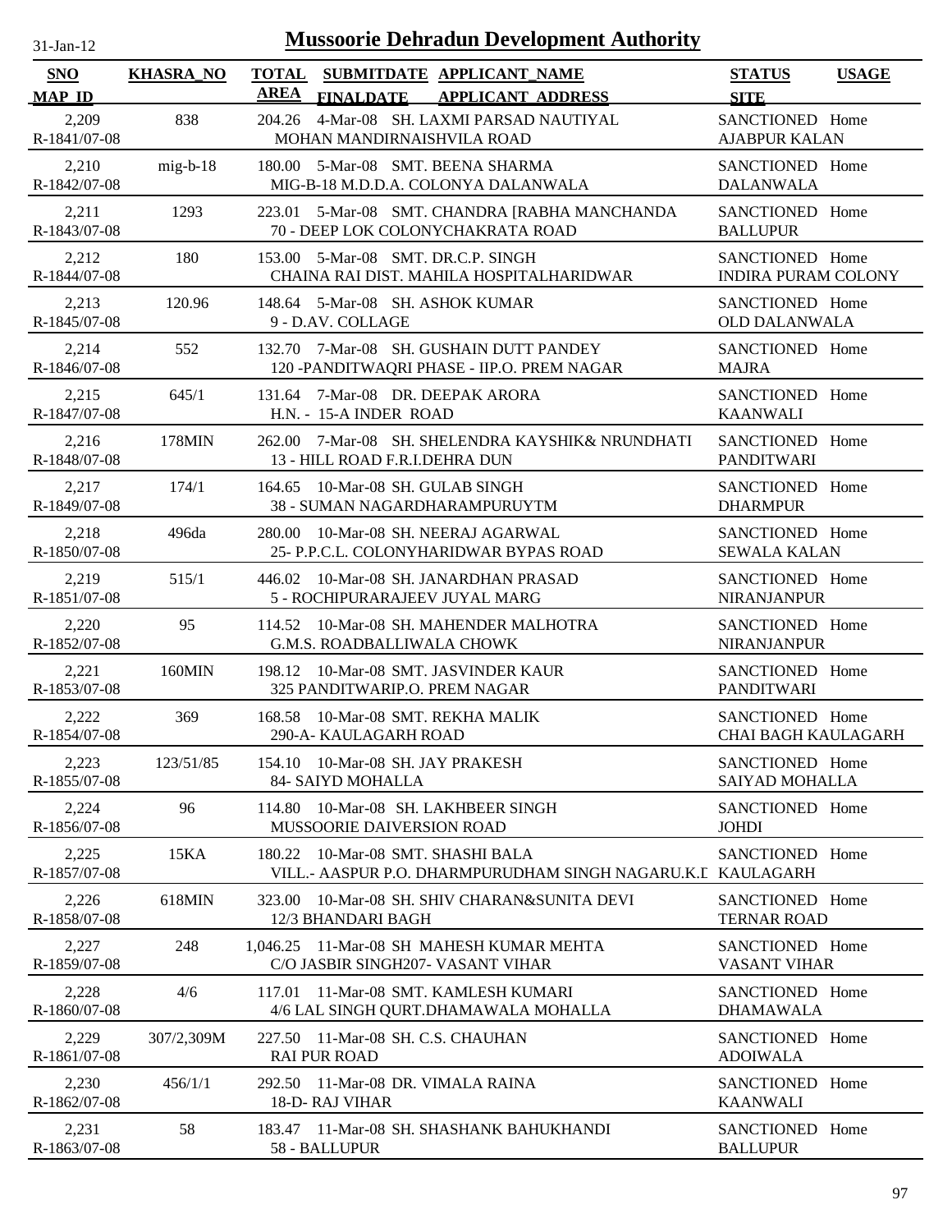# Mussoorie Dehradun Development Authority

31-Jan-12

| SNO / MAP_ID | KHASRA_NO | TOTAL AREA | SUBMITDATE / FINALDATE | APPLICANT_NAME / APPLICANT_ADDRESS | STATUS / SITE | USAGE |
|---|---|---|---|---|---|---|
| 2,209 R-1841/07-08 | 838 | 204.26 | 4-Mar-08 | SH. LAXMI PARSAD NAUTIYAL MOHAN MANDIRNAISHVILA ROAD | SANCTIONED AJABPUR KALAN | Home |
| 2,210 R-1842/07-08 | mig-b-18 | 180.00 | 5-Mar-08 | SMT. BEENA SHARMA MIG-B-18 M.D.D.A. COLONYA DALANWALA | SANCTIONED DALANWALA | Home |
| 2,211 R-1843/07-08 | 1293 | 223.01 | 5-Mar-08 | SMT. CHANDRA [RABHA MANCHANDA 70 - DEEP LOK COLONYCHAKRATA ROAD | SANCTIONED BALLUPUR | Home |
| 2,212 R-1844/07-08 | 180 | 153.00 | 5-Mar-08 | SMT. DR.C.P. SINGH CHAINA RAI DIST. MAHILA HOSPITALHARIDWAR | SANCTIONED INDIRA PURAM COLONY | Home |
| 2,213 R-1845/07-08 | 120.96 | 148.64 | 5-Mar-08 | SH. ASHOK KUMAR 9 - D.AV. COLLAGE | SANCTIONED OLD DALANWALA | Home |
| 2,214 R-1846/07-08 | 552 | 132.70 | 7-Mar-08 | SH. GUSHAIN DUTT PANDEY 120 -PANDITWAQRI PHASE - IIP.O. PREM NAGAR | SANCTIONED MAJRA | Home |
| 2,215 R-1847/07-08 | 645/1 | 131.64 | 7-Mar-08 | DR. DEEPAK ARORA H.N. - 15-A INDER ROAD | SANCTIONED KAANWALI | Home |
| 2,216 R-1848/07-08 | 178MIN | 262.00 | 7-Mar-08 | SH. SHELENDRA KAYSHIK& NRUNDHATI 13 - HILL ROAD F.R.I.DEHRA DUN | SANCTIONED PANDITWARI | Home |
| 2,217 R-1849/07-08 | 174/1 | 164.65 | 10-Mar-08 | SH. GULAB SINGH 38 - SUMAN NAGARDHARAMPURUYTM | SANCTIONED DHARMPUR | Home |
| 2,218 R-1850/07-08 | 496da | 280.00 | 10-Mar-08 | SH. NEERAJ AGARWAL 25- P.P.C.L. COLONYHARIDWAR BYPAS ROAD | SANCTIONED SEWALA KALAN | Home |
| 2,219 R-1851/07-08 | 515/1 | 446.02 | 10-Mar-08 | SH. JANARDHAN PRASAD 5 - ROCHIPURARAJEEV JUYAL MARG | SANCTIONED NIRANJANPUR | Home |
| 2,220 R-1852/07-08 | 95 | 114.52 | 10-Mar-08 | SH. MAHENDER MALHOTRA G.M.S. ROADBALLIWALA CHOWK | SANCTIONED NIRANJANPUR | Home |
| 2,221 R-1853/07-08 | 160MIN | 198.12 | 10-Mar-08 | SMT. JASVINDER KAUR 325 PANDITWARIP.O. PREM NAGAR | SANCTIONED PANDITWARI | Home |
| 2,222 R-1854/07-08 | 369 | 168.58 | 10-Mar-08 | SMT. REKHA MALIK 290-A- KAULAGARH ROAD | SANCTIONED CHAI BAGH KAULAGARH | Home |
| 2,223 R-1855/07-08 | 123/51/85 | 154.10 | 10-Mar-08 | SH. JAY PRAKESH 84- SAIYD MOHALLA | SANCTIONED SAIYAD MOHALLA | Home |
| 2,224 R-1856/07-08 | 96 | 114.80 | 10-Mar-08 | SH. LAKHBEER SINGH MUSSOORIE DAIVERSION ROAD | SANCTIONED JOHDI | Home |
| 2,225 R-1857/07-08 | 15KA | 180.22 | 10-Mar-08 | SMT. SHASHI BALA VILL.- AASPUR P.O. DHARMPURUDHAM SINGH NAGARU.K.D | SANCTIONED KAULAGARH | Home |
| 2,226 R-1858/07-08 | 618MIN | 323.00 | 10-Mar-08 | SH. SHIV CHARAN&SUNITA DEVI 12/3 BHANDARI BAGH | SANCTIONED TERNAR ROAD | Home |
| 2,227 R-1859/07-08 | 248 | 1,046.25 | 11-Mar-08 | SH MAHESH KUMAR MEHTA C/O JASBIR SINGH207- VASANT VIHAR | SANCTIONED VASANT VIHAR | Home |
| 2,228 R-1860/07-08 | 4/6 | 117.01 | 11-Mar-08 | SMT. KAMLESH KUMARI 4/6 LAL SINGH QURT.DHAMAWALA MOHALLA | SANCTIONED DHAMAWALA | Home |
| 2,229 R-1861/07-08 | 307/2,309M | 227.50 | 11-Mar-08 | SH. C.S. CHAUHAN RAI PUR ROAD | SANCTIONED ADOIWALA | Home |
| 2,230 R-1862/07-08 | 456/1/1 | 292.50 | 11-Mar-08 | DR. VIMALA RAINA 18-D- RAJ VIHAR | SANCTIONED KAANWALI | Home |
| 2,231 R-1863/07-08 | 58 | 183.47 | 11-Mar-08 | SH. SHASHANK BAHUKHANDI 58 - BALLUPUR | SANCTIONED BALLUPUR | Home |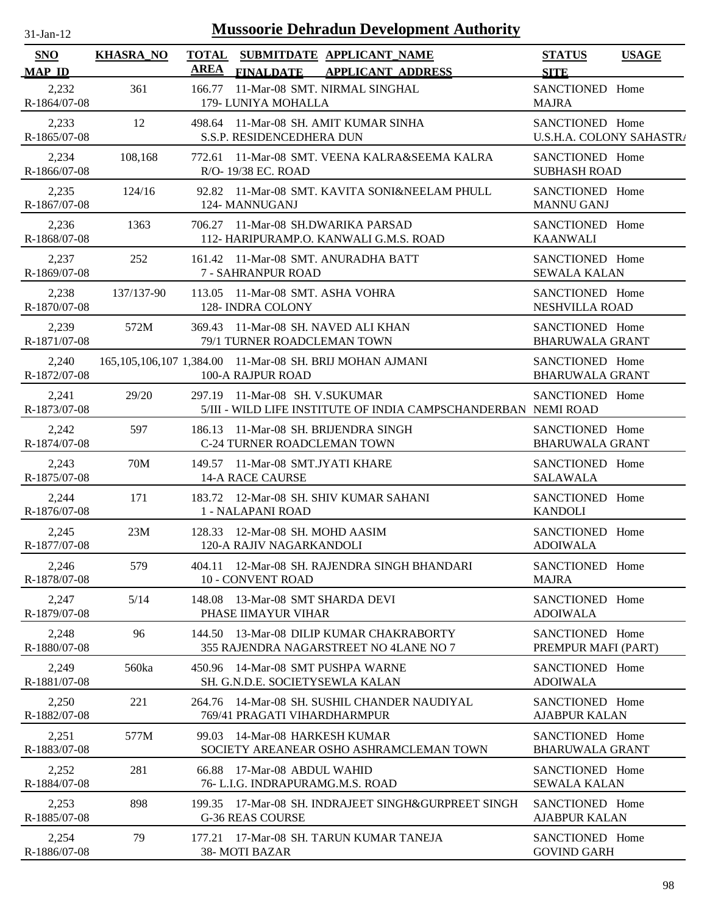# Mussoorie Dehradun Development Authority

| SNO<br>MAP_ID | KHASRA_NO | TOTAL AREA | SUBMITDATE<br>FINALDATE | APPLICANT_NAME<br>APPLICANT_ADDRESS | STATUS<br>SITE | USAGE |
|---|---|---|---|---|---|---|
| 2,232<br>R-1864/07-08 | 361 | 166.77 | 11-Mar-08 | SMT. NIRMAL SINGHAL<br>179- LUNIYA MOHALLA | SANCTIONED<br>MAJRA | Home |
| 2,233<br>R-1865/07-08 | 12 | 498.64 | 11-Mar-08 | SH. AMIT KUMAR SINHA<br>S.S.P. RESIDENCEDHERA DUN | SANCTIONED<br>U.S.H.A. COLONY SAHASTRA | Home |
| 2,234<br>R-1866/07-08 | 108,168 | 772.61 | 11-Mar-08 | SMT. VEENA KALRA&SEEMA KALRA<br>R/O- 19/38 EC. ROAD | SANCTIONED<br>SUBHASH ROAD | Home |
| 2,235<br>R-1867/07-08 | 124/16 | 92.82 | 11-Mar-08 | SMT. KAVITA SONI&NEELAM PHULL<br>124- MANNUGANJ | SANCTIONED<br>MANNU GANJ | Home |
| 2,236<br>R-1868/07-08 | 1363 | 706.27 | 11-Mar-08 | SH.DWARIKA PARSAD<br>112- HARIPURAMP.O. KANWALI G.M.S. ROAD | SANCTIONED<br>KAANWALI | Home |
| 2,237<br>R-1869/07-08 | 252 | 161.42 | 11-Mar-08 | SMT. ANURADHA BATT<br>7 - SAHRANPUR ROAD | SANCTIONED<br>SEWALA KALAN | Home |
| 2,238<br>R-1870/07-08 | 137/137-90 | 113.05 | 11-Mar-08 | SMT. ASHA VOHRA<br>128- INDRA COLONY | SANCTIONED<br>NESHVILLA ROAD | Home |
| 2,239<br>R-1871/07-08 | 572M | 369.43 | 11-Mar-08 | SH. NAVED ALI KHAN<br>79/1 TURNER ROADCLEMAN TOWN | SANCTIONED<br>BHARUWALA GRANT | Home |
| 2,240<br>R-1872/07-08 | 165,105,106,107 | 1,384.00 | 11-Mar-08 | SH. BRIJ MOHAN AJMANI<br>100-A RAJPUR ROAD | SANCTIONED<br>BHARUWALA GRANT | Home |
| 2,241<br>R-1873/07-08 | 29/20 | 297.19 | 11-Mar-08 | SH. V.SUKUMAR<br>5/III - WILD LIFE INSTITUTE OF INDIA CAMPSCHANDERBAN | SANCTIONED<br>NEMI ROAD | Home |
| 2,242<br>R-1874/07-08 | 597 | 186.13 | 11-Mar-08 | SH. BRIJENDRA SINGH<br>C-24 TURNER ROADCLEMAN TOWN | SANCTIONED<br>BHARUWALA GRANT | Home |
| 2,243<br>R-1875/07-08 | 70M | 149.57 | 11-Mar-08 | SMT.JYATI KHARE<br>14-A RACE CAURSE | SANCTIONED<br>SALAWALA | Home |
| 2,244<br>R-1876/07-08 | 171 | 183.72 | 12-Mar-08 | SH. SHIV KUMAR SAHANI<br>1 - NALAPANI ROAD | SANCTIONED<br>KANDOLI | Home |
| 2,245<br>R-1877/07-08 | 23M | 128.33 | 12-Mar-08 | SH. MOHD AASIM<br>120-A RAJIV NAGARKANDOLI | SANCTIONED<br>ADOIWALA | Home |
| 2,246<br>R-1878/07-08 | 579 | 404.11 | 12-Mar-08 | SH. RAJENDRA SINGH BHANDARI<br>10 - CONVENT ROAD | SANCTIONED<br>MAJRA | Home |
| 2,247<br>R-1879/07-08 | 5/14 | 148.08 | 13-Mar-08 | SMT SHARDA DEVI<br>PHASE IIMAYUR VIHAR | SANCTIONED<br>ADOIWALA | Home |
| 2,248<br>R-1880/07-08 | 96 | 144.50 | 13-Mar-08 | DILIP KUMAR CHAKRABORTY<br>355 RAJENDRA NAGARSTREET NO 4LANE NO 7 | SANCTIONED<br>PREMPUR MAFI (PART) | Home |
| 2,249<br>R-1881/07-08 | 560ka | 450.96 | 14-Mar-08 | SMT PUSHPA WARNE<br>SH. G.N.D.E. SOCIETYSEWLA KALAN | SANCTIONED<br>ADOIWALA | Home |
| 2,250<br>R-1882/07-08 | 221 | 264.76 | 14-Mar-08 | SH. SUSHIL CHANDER NAUDIYAL<br>769/41 PRAGATI VIHARDHARMPUR | SANCTIONED<br>AJABPUR KALAN | Home |
| 2,251<br>R-1883/07-08 | 577M | 99.03 | 14-Mar-08 | HARKESH KUMAR<br>SOCIETY AREANEAR OSHO ASHRAMCLEMAN TOWN | SANCTIONED<br>BHARUWALA GRANT | Home |
| 2,252<br>R-1884/07-08 | 281 | 66.88 | 17-Mar-08 | ABDUL WAHID<br>76- L.I.G. INDRAPURAMG.M.S. ROAD | SANCTIONED<br>SEWALA KALAN | Home |
| 2,253<br>R-1885/07-08 | 898 | 199.35 | 17-Mar-08 | SH. INDRAJEET SINGH&GURPREET SINGH<br>G-36 REAS COURSE | SANCTIONED<br>AJABPUR KALAN | Home |
| 2,254<br>R-1886/07-08 | 79 | 177.21 | 17-Mar-08 | SH. TARUN KUMAR TANEJA<br>38- MOTI BAZAR | SANCTIONED<br>GOVIND GARH | Home |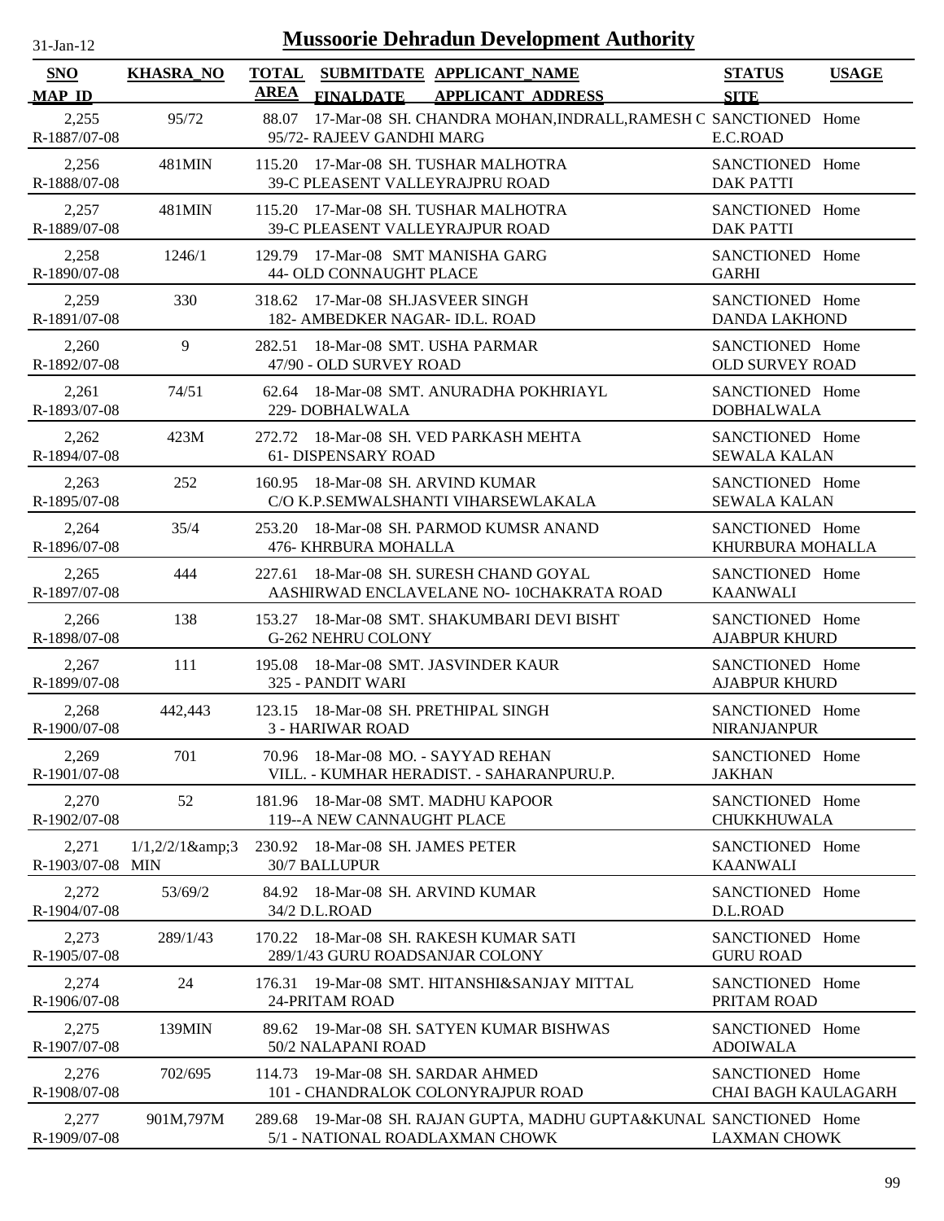# Mussoorie Dehradun Development Authority

31-Jan-12

| SNO<br>MAP_ID | KHASRA_NO | TOTAL AREA | SUBMITDATE<br>FINALDATE | APPLICANT_NAME<br>APPLICANT ADDRESS | STATUS<br>SITE | USAGE |
|---|---|---|---|---|---|---|
| 2,255<br>R-1887/07-08 | 95/72 | 88.07 | 17-Mar-08 | SH. CHANDRA MOHAN,INDRALL,RAMESH C<br>95/72- RAJEEV GANDHI MARG | SANCTIONED<br>E.C.ROAD | Home |
| 2,256<br>R-1888/07-08 | 481MIN | 115.20 | 17-Mar-08 | SH. TUSHAR MALHOTRA<br>39-C PLEASENT VALLEYRAJPRU ROAD | SANCTIONED<br>DAK PATTI | Home |
| 2,257<br>R-1889/07-08 | 481MIN | 115.20 | 17-Mar-08 | SH. TUSHAR MALHOTRA<br>39-C PLEASENT VALLEYRAJPUR ROAD | SANCTIONED<br>DAK PATTI | Home |
| 2,258<br>R-1890/07-08 | 1246/1 | 129.79 | 17-Mar-08 | SMT MANISHA GARG<br>44- OLD CONNAUGHT PLACE | SANCTIONED<br>GARHI | Home |
| 2,259<br>R-1891/07-08 | 330 | 318.62 | 17-Mar-08 | SH.JASVEER SINGH<br>182- AMBEDKER NAGAR- ID.L. ROAD | SANCTIONED<br>DANDA LAKHOND | Home |
| 2,260<br>R-1892/07-08 | 9 | 282.51 | 18-Mar-08 | SMT. USHA PARMAR<br>47/90 - OLD SURVEY ROAD | SANCTIONED<br>OLD SURVEY ROAD | Home |
| 2,261<br>R-1893/07-08 | 74/51 | 62.64 | 18-Mar-08 | SMT. ANURADHA POKHRIAYL<br>229- DOBHALWALA | SANCTIONED<br>DOBHALWALA | Home |
| 2,262<br>R-1894/07-08 | 423M | 272.72 | 18-Mar-08 | SH. VED PARKASH MEHTA<br>61- DISPENSARY ROAD | SANCTIONED<br>SEWALA KALAN | Home |
| 2,263<br>R-1895/07-08 | 252 | 160.95 | 18-Mar-08 | SH. ARVIND KUMAR<br>C/O K.P.SEMWALSHANTI VIHARSEWLAKALA | SANCTIONED<br>SEWALA KALAN | Home |
| 2,264<br>R-1896/07-08 | 35/4 | 253.20 | 18-Mar-08 | SH. PARMOD KUMSR ANAND<br>476- KHRBURA MOHALLA | SANCTIONED<br>KHURBURA MOHALLA | Home |
| 2,265<br>R-1897/07-08 | 444 | 227.61 | 18-Mar-08 | SH. SURESH CHAND GOYAL<br>AASHIRWAD ENCLAVELANE NO- 10CHAKRATA ROAD | SANCTIONED<br>KAANWALI | Home |
| 2,266<br>R-1898/07-08 | 138 | 153.27 | 18-Mar-08 | SMT. SHAKUMBARI DEVI BISHT<br>G-262 NEHRU COLONY | SANCTIONED<br>AJABPUR KHURD | Home |
| 2,267<br>R-1899/07-08 | 111 | 195.08 | 18-Mar-08 | SMT. JASVINDER KAUR<br>325 - PANDIT WARI | SANCTIONED<br>AJABPUR KHURD | Home |
| 2,268<br>R-1900/07-08 | 442,443 | 123.15 | 18-Mar-08 | SH. PRETHIPAL SINGH<br>3 - HARIWAR ROAD | SANCTIONED<br>NIRANJANPUR | Home |
| 2,269<br>R-1901/07-08 | 701 | 70.96 | 18-Mar-08 | MO. - SAYYAD REHAN<br>VILL. - KUMHAR HERADIST. - SAHARANPURU.P. | SANCTIONED<br>JAKHAN | Home |
| 2,270<br>R-1902/07-08 | 52 | 181.96 | 18-Mar-08 | SMT. MADHU KAPOOR<br>119--A NEW CANNAUGHT PLACE | SANCTIONED<br>CHUKKHUWALA | Home |
| 2,271<br>R-1903/07-08 | 1/1,2/2/1&amp;3 MIN | 230.92 | 18-Mar-08 | SH. JAMES PETER<br>30/7 BALLUPUR | SANCTIONED<br>KAANWALI | Home |
| 2,272<br>R-1904/07-08 | 53/69/2 | 84.92 | 18-Mar-08 | SH. ARVIND KUMAR<br>34/2 D.L.ROAD | SANCTIONED<br>D.L.ROAD | Home |
| 2,273<br>R-1905/07-08 | 289/1/43 | 170.22 | 18-Mar-08 | SH. RAKESH KUMAR SATI<br>289/1/43 GURU ROADSANJAR COLONY | SANCTIONED<br>GURU ROAD | Home |
| 2,274<br>R-1906/07-08 | 24 | 176.31 | 19-Mar-08 | SMT. HITANSHI&SANJAY MITTAL<br>24-PRITAM ROAD | SANCTIONED<br>PRITAM ROAD | Home |
| 2,275<br>R-1907/07-08 | 139MIN | 89.62 | 19-Mar-08 | SH. SATYEN KUMAR BISHWAS<br>50/2 NALAPANI ROAD | SANCTIONED<br>ADOIWALA | Home |
| 2,276<br>R-1908/07-08 | 702/695 | 114.73 | 19-Mar-08 | SH. SARDAR AHMED<br>101 - CHANDRALOK COLONYRAJPUR ROAD | SANCTIONED<br>CHAI BAGH KAULAGARH | Home |
| 2,277<br>R-1909/07-08 | 901M,797M | 289.68 | 19-Mar-08 | SH. RAJAN GUPTA, MADHU GUPTA&KUNAL<br>5/1 - NATIONAL ROADLAXMAN CHOWK | SANCTIONED<br>LAXMAN CHOWK | Home |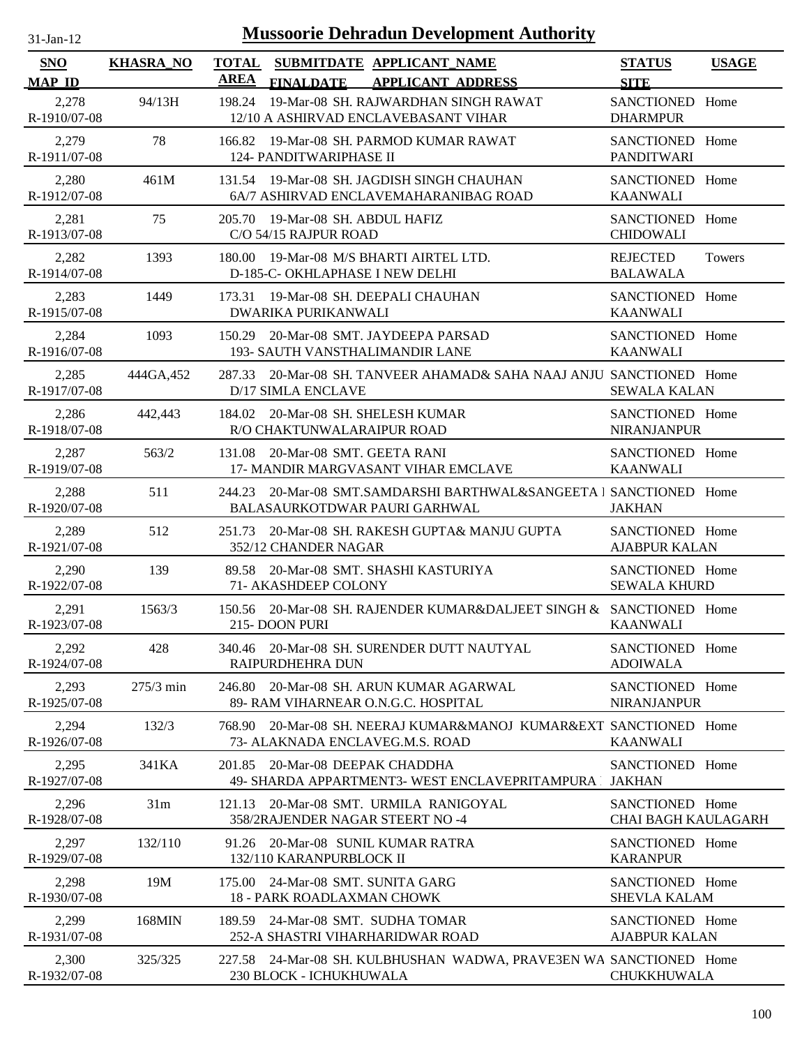# Mussoorie Dehradun Development Authority

31-Jan-12

| SNO / MAP_ID | KHASRA_NO | TOTAL AREA | SUBMITDATE / FINALDATE | APPLICANT_NAME / APPLICANT_ADDRESS | STATUS / SITE | USAGE |
|---|---|---|---|---|---|---|
| 2,278<br>R-1910/07-08 | 94/13H | 198.24 | 19-Mar-08 | SH. RAJWARDHAN SINGH RAWAT<br>12/10 A ASHIRVAD ENCLAVEBASANT VIHAR | SANCTIONED<br>DHARMPUR | Home |
| 2,279<br>R-1911/07-08 | 78 | 166.82 | 19-Mar-08 | SH. PARMOD KUMAR RAWAT<br>124- PANDITWARIPHASE II | SANCTIONED<br>PANDITWARI | Home |
| 2,280<br>R-1912/07-08 | 461M | 131.54 | 19-Mar-08 | SH. JAGDISH SINGH CHAUHAN<br>6A/7 ASHIRVAD ENCLAVEMAHARANIBAG ROAD | SANCTIONED<br>KAANWALI | Home |
| 2,281<br>R-1913/07-08 | 75 | 205.70 | 19-Mar-08 | SH. ABDUL HAFIZ<br>C/O 54/15 RAJPUR ROAD | SANCTIONED<br>CHIDOWALI | Home |
| 2,282<br>R-1914/07-08 | 1393 | 180.00 | 19-Mar-08 | M/S BHARTI AIRTEL LTD.<br>D-185-C- OKHLAPHASE I NEW DELHI | REJECTED<br>BALAWALA | Towers |
| 2,283<br>R-1915/07-08 | 1449 | 173.31 | 19-Mar-08 | SH. DEEPALI CHAUHAN<br>DWARIKA PURIKANWALI | SANCTIONED<br>KAANWALI | Home |
| 2,284<br>R-1916/07-08 | 1093 | 150.29 | 20-Mar-08 | SMT. JAYDEEPA PARSAD<br>193- SAUTH VANSTHALIMANDIR LANE | SANCTIONED<br>KAANWALI | Home |
| 2,285<br>R-1917/07-08 | 444GA,452 | 287.33 | 20-Mar-08 | SH. TANVEER AHAMAD& SAHA NAAJ ANJU<br>D/17 SIMLA ENCLAVE | SANCTIONED<br>SEWALA KALAN | Home |
| 2,286<br>R-1918/07-08 | 442,443 | 184.02 | 20-Mar-08 | SH. SHELESH KUMAR<br>R/O CHAKTUNWALARAIPUR ROAD | SANCTIONED<br>NIRANJANPUR | Home |
| 2,287<br>R-1919/07-08 | 563/2 | 131.08 | 20-Mar-08 | SMT. GEETA RANI<br>17- MANDIR MARGVASANT VIHAR EMCLAVE | SANCTIONED<br>KAANWALI | Home |
| 2,288<br>R-1920/07-08 | 511 | 244.23 | 20-Mar-08 | SMT.SAMDARSHI BARTHWAL&SANGEETA I<br>BALASAURKOTDWAR PAURI GARHWAL | SANCTIONED<br>JAKHAN | Home |
| 2,289<br>R-1921/07-08 | 512 | 251.73 | 20-Mar-08 | SH. RAKESH GUPTA& MANJU GUPTA<br>352/12 CHANDER NAGAR | SANCTIONED<br>AJABPUR KALAN | Home |
| 2,290<br>R-1922/07-08 | 139 | 89.58 | 20-Mar-08 | SMT. SHASHI KASTURIYA<br>71- AKASHDEEP COLONY | SANCTIONED<br>SEWALA KHURD | Home |
| 2,291<br>R-1923/07-08 | 1563/3 | 150.56 | 20-Mar-08 | SH. RAJENDER KUMAR&DALJEET SINGH &<br>215- DOON PURI | SANCTIONED<br>KAANWALI | Home |
| 2,292<br>R-1924/07-08 | 428 | 340.46 | 20-Mar-08 | SH. SURENDER DUTT NAUTYAL<br>RAIPURDHEHRA DUN | SANCTIONED<br>ADOIWALA | Home |
| 2,293<br>R-1925/07-08 | 275/3 min | 246.80 | 20-Mar-08 | SH. ARUN KUMAR AGARWAL<br>89- RAM VIHARNEAR O.N.G.C. HOSPITAL | SANCTIONED<br>NIRANJANPUR | Home |
| 2,294<br>R-1926/07-08 | 132/3 | 768.90 | 20-Mar-08 | SH. NEERAJ KUMAR&MANOJ KUMAR&EXT<br>73- ALAKNADA ENCLAVEG.M.S. ROAD | SANCTIONED<br>KAANWALI | Home |
| 2,295<br>R-1927/07-08 | 341KA | 201.85 | 20-Mar-08 | DEEPAK CHADDHA<br>49- SHARDA APPARTMENT3- WEST ENCLAVEPRITAMPURA | SANCTIONED<br>JAKHAN | Home |
| 2,296<br>R-1928/07-08 | 31m | 121.13 | 20-Mar-08 | SMT. URMILA RANIGOYAL<br>358/2RAJENDER NAGAR STEERT NO -4 | SANCTIONED<br>CHAI BAGH KAULAGARH | Home |
| 2,297<br>R-1929/07-08 | 132/110 | 91.26 | 20-Mar-08 | SUNIL KUMAR RATRA<br>132/110 KARANPURBLOCK II | SANCTIONED<br>KARANPUR | Home |
| 2,298<br>R-1930/07-08 | 19M | 175.00 | 24-Mar-08 | SMT. SUNITA GARG<br>18 - PARK ROADLAXMAN CHOWK | SANCTIONED<br>SHEVLA KALAM | Home |
| 2,299<br>R-1931/07-08 | 168MIN | 189.59 | 24-Mar-08 | SMT. SUDHA TOMAR<br>252-A SHASTRI VIHARHARIDWAR ROAD | SANCTIONED<br>AJABPUR KALAN | Home |
| 2,300<br>R-1932/07-08 | 325/325 | 227.58 | 24-Mar-08 | SH. KULBHUSHAN WADWA, PRAVE3EN WA<br>230 BLOCK - ICHUKHUWALA | SANCTIONED<br>CHUKKHUWALA | Home |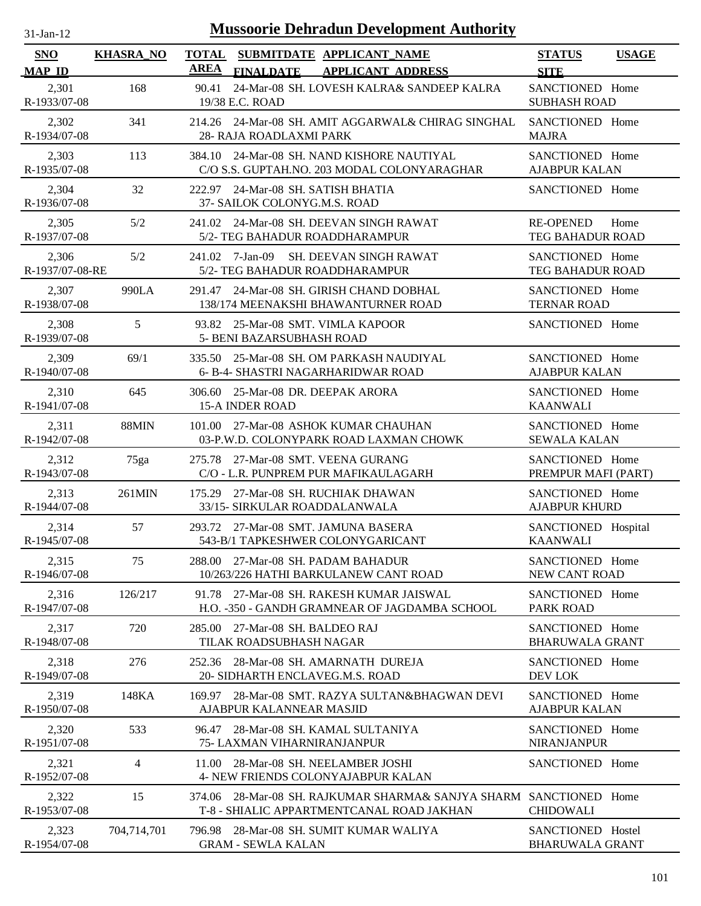# Mussoorie Dehradun Development Authority

31-Jan-12

| SNO / MAP_ID | KHASRA_NO | TOTAL AREA | SUBMITDATE / FINALDATE | APPLICANT_NAME / APPLICANT_ADDRESS | STATUS / SITE | USAGE |
|---|---|---|---|---|---|---|
| 2,301 / R-1933/07-08 | 168 | 90.41 | 24-Mar-08 | SH. LOVESH KALRA& SANDEEP KALRA / 19/38 E.C. ROAD | SANCTIONED / SUBHASH ROAD | Home |
| 2,302 / R-1934/07-08 | 341 | 214.26 | 24-Mar-08 | SH. AMIT AGGARWAL& CHIRAG SINGHAL / 28- RAJA ROADLAXMI PARK | SANCTIONED / MAJRA | Home |
| 2,303 / R-1935/07-08 | 113 | 384.10 | 24-Mar-08 | SH. NAND KISHORE NAUTIYAL / C/O S.S. GUPTAH.NO. 203 MODAL COLONYARAGHAR | SANCTIONED / AJABPUR KALAN | Home |
| 2,304 / R-1936/07-08 | 32 | 222.97 | 24-Mar-08 | SH. SATISH BHATIA / 37- SAILOK COLONYG.M.S. ROAD | SANCTIONED | Home |
| 2,305 / R-1937/07-08 | 5/2 | 241.02 | 24-Mar-08 | SH. DEEVAN SINGH RAWAT / 5/2- TEG BAHADUR ROADDHARAMPUR | RE-OPENED / TEG BAHADUR ROAD | Home |
| 2,306 / R-1937/07-08-RE | 5/2 | 241.02 | 7-Jan-09 | SH. DEEVAN SINGH RAWAT / 5/2- TEG BAHADUR ROADDHARAMPUR | SANCTIONED / TEG BAHADUR ROAD | Home |
| 2,307 / R-1938/07-08 | 990LA | 291.47 | 24-Mar-08 | SH. GIRISH CHAND DOBHAL / 138/174 MEENAKSHI BHAWANTURNER ROAD | SANCTIONED / TERNAR ROAD | Home |
| 2,308 / R-1939/07-08 | 5 | 93.82 | 25-Mar-08 | SMT. VIMLA KAPOOR / 5- BENI BAZARSUBHASH ROAD | SANCTIONED | Home |
| 2,309 / R-1940/07-08 | 69/1 | 335.50 | 25-Mar-08 | SH. OM PARKASH NAUDIYAL / 6- B-4- SHASTRI NAGARHARIDWAR ROAD | SANCTIONED / AJABPUR KALAN | Home |
| 2,310 / R-1941/07-08 | 645 | 306.60 | 25-Mar-08 | DR. DEEPAK ARORA / 15-A INDER ROAD | SANCTIONED / KAANWALI | Home |
| 2,311 / R-1942/07-08 | 88MIN | 101.00 | 27-Mar-08 | ASHOK KUMAR CHAUHAN / 03-P.W.D. COLONYPARK ROAD LAXMAN CHOWK | SANCTIONED / SEWALA KALAN | Home |
| 2,312 / R-1943/07-08 | 75ga | 275.78 | 27-Mar-08 | SMT. VEENA GURANG / C/O - L.R. PUNPREM PUR MAFIKAULAGARH | SANCTIONED / PREMPUR MAFI (PART) | Home |
| 2,313 / R-1944/07-08 | 261MIN | 175.29 | 27-Mar-08 | SH. RUCHIAK DHAWAN / 33/15- SIRKULAR ROADDALANWALA | SANCTIONED / AJABPUR KHURD | Home |
| 2,314 / R-1945/07-08 | 57 | 293.72 | 27-Mar-08 | SMT. JAMUNA BASERA / 543-B/1 TAPKESHWER COLONYGARICANT | SANCTIONED / KAANWALI | Hospital |
| 2,315 / R-1946/07-08 | 75 | 288.00 | 27-Mar-08 | SH. PADAM BAHADUR / 10/263/226 HATHI BARKULANEW CANT ROAD | SANCTIONED / NEW CANT ROAD | Home |
| 2,316 / R-1947/07-08 | 126/217 | 91.78 | 27-Mar-08 | SH. RAKESH KUMAR JAISWAL / H.O. -350 - GANDH GRAMNEAR OF JAGDAMBA SCHOOL | SANCTIONED / PARK ROAD | Home |
| 2,317 / R-1948/07-08 | 720 | 285.00 | 27-Mar-08 | SH. BALDEO RAJ / TILAK ROADSUBHASH NAGAR | SANCTIONED / BHARUWALA GRANT | Home |
| 2,318 / R-1949/07-08 | 276 | 252.36 | 28-Mar-08 | SH. AMARNATH DUREJA / 20- SIDHARTH ENCLAVEG.M.S. ROAD | SANCTIONED / DEV LOK | Home |
| 2,319 / R-1950/07-08 | 148KA | 169.97 | 28-Mar-08 | SMT. RAZYA SULTAN&BHAGWAN DEVI / AJABPUR KALANNEAR MASJID | SANCTIONED / AJABPUR KALAN | Home |
| 2,320 / R-1951/07-08 | 533 | 96.47 | 28-Mar-08 | SH. KAMAL SULTANIYA / 75- LAXMAN VIHARNIRANJANPUR | SANCTIONED / NIRANJANPUR | Home |
| 2,321 / R-1952/07-08 | 4 | 11.00 | 28-Mar-08 | SH. NEELAMBER JOSHI / 4- NEW FRIENDS COLONYAJABPUR KALAN | SANCTIONED | Home |
| 2,322 / R-1953/07-08 | 15 | 374.06 | 28-Mar-08 | SH. RAJKUMAR SHARMA& SANJYA SHARM / T-8 - SHIALIC APPARTMENTCANAL ROAD JAKHAN | SANCTIONED / CHIDOWALI | Home |
| 2,323 / R-1954/07-08 | 704,714,701 | 796.98 | 28-Mar-08 | SH. SUMIT KUMAR WALIYA / GRAM - SEWLA KALAN | SANCTIONED / BHARUWALA GRANT | Hostel |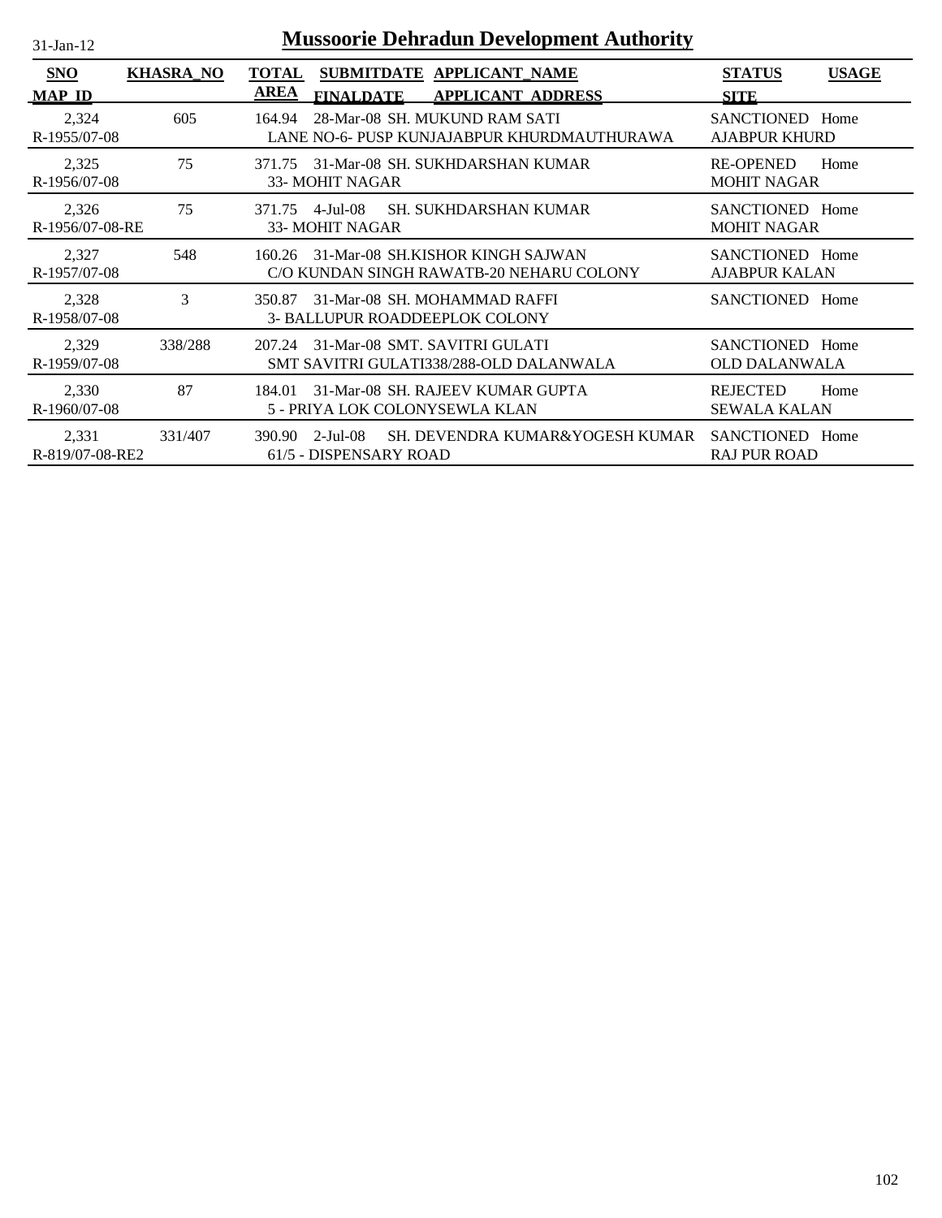# Mussoorie Dehradun Development Authority

31-Jan-12

| SNO / MAP_ID | KHASRA_NO | TOTAL AREA | SUBMITDATE / FINALDATE | APPLICANT_NAME / APPLICANT_ADDRESS | STATUS / SITE | USAGE |
|---|---|---|---|---|---|---|
| 2,324<br>R-1955/07-08 | 605 | 164.94 | 28-Mar-08 | SH. MUKUND RAM SATI<br>LANE NO-6- PUSP KUNJAJABPUR KHURDMAUTHURAWA | SANCTIONED<br>AJABPUR KHURD | Home |
| 2,325<br>R-1956/07-08 | 75 | 371.75 | 31-Mar-08 | SH. SUKHDARSHAN KUMAR<br>33- MOHIT NAGAR | RE-OPENED<br>MOHIT NAGAR | Home |
| 2,326<br>R-1956/07-08-RE | 75 | 371.75 | 4-Jul-08 | SH. SUKHDARSHAN KUMAR<br>33- MOHIT NAGAR | SANCTIONED<br>MOHIT NAGAR | Home |
| 2,327<br>R-1957/07-08 | 548 | 160.26 | 31-Mar-08 | SH.KISHOR KINGH SAJWAN<br>C/O KUNDAN SINGH RAWATB-20 NEHARU COLONY | SANCTIONED<br>AJABPUR KALAN | Home |
| 2,328<br>R-1958/07-08 | 3 | 350.87 | 31-Mar-08 | SH. MOHAMMAD RAFFI<br>3- BALLUPUR ROADDEEPLOK COLONY | SANCTIONED | Home |
| 2,329<br>R-1959/07-08 | 338/288 | 207.24 | 31-Mar-08 | SMT. SAVITRI GULATI<br>SMT SAVITRI GULATI338/288-OLD DALANWALA | SANCTIONED<br>OLD DALANWALA | Home |
| 2,330<br>R-1960/07-08 | 87 | 184.01 | 31-Mar-08 | SH. RAJEEV KUMAR GUPTA<br>5 - PRIYA LOK COLONYSEWLA KLAN | REJECTED<br>SEWALA KALAN | Home |
| 2,331<br>R-819/07-08-RE2 | 331/407 | 390.90 | 2-Jul-08 | SH. DEVENDRA KUMAR&YOGESH KUMAR<br>61/5 - DISPENSARY ROAD | SANCTIONED<br>RAJ PUR ROAD | Home |